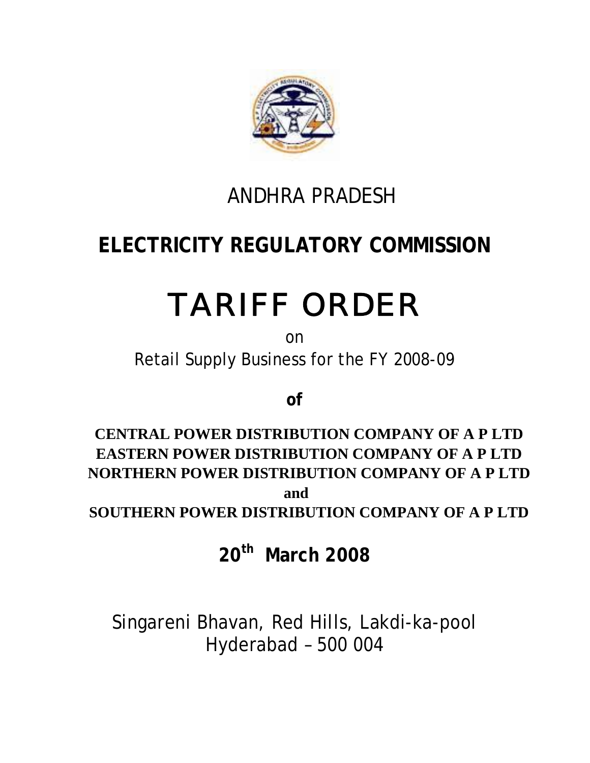# ANDHRA PRADESH

# ELECTRICITY REGULATORY COMMISSION

# TARIFF ORDER

on

Retail Supply Business for the FY 2008-09

**of**

**CENTRAL POWER DISTRIBUTION COMPANY OF A P LTD**
**EASTERN POWER DISTRIBUTION COMPANY OF A P LTD**
**NORTHERN POWER DISTRIBUTION COMPANY OF A P LTD**
**and**
**SOUTHERN POWER DISTRIBUTION COMPANY OF A P LTD**

**20th March 2008**

Singareni Bhavan, Red Hills, Lakdi-ka-pool
Hyderabad – 500 004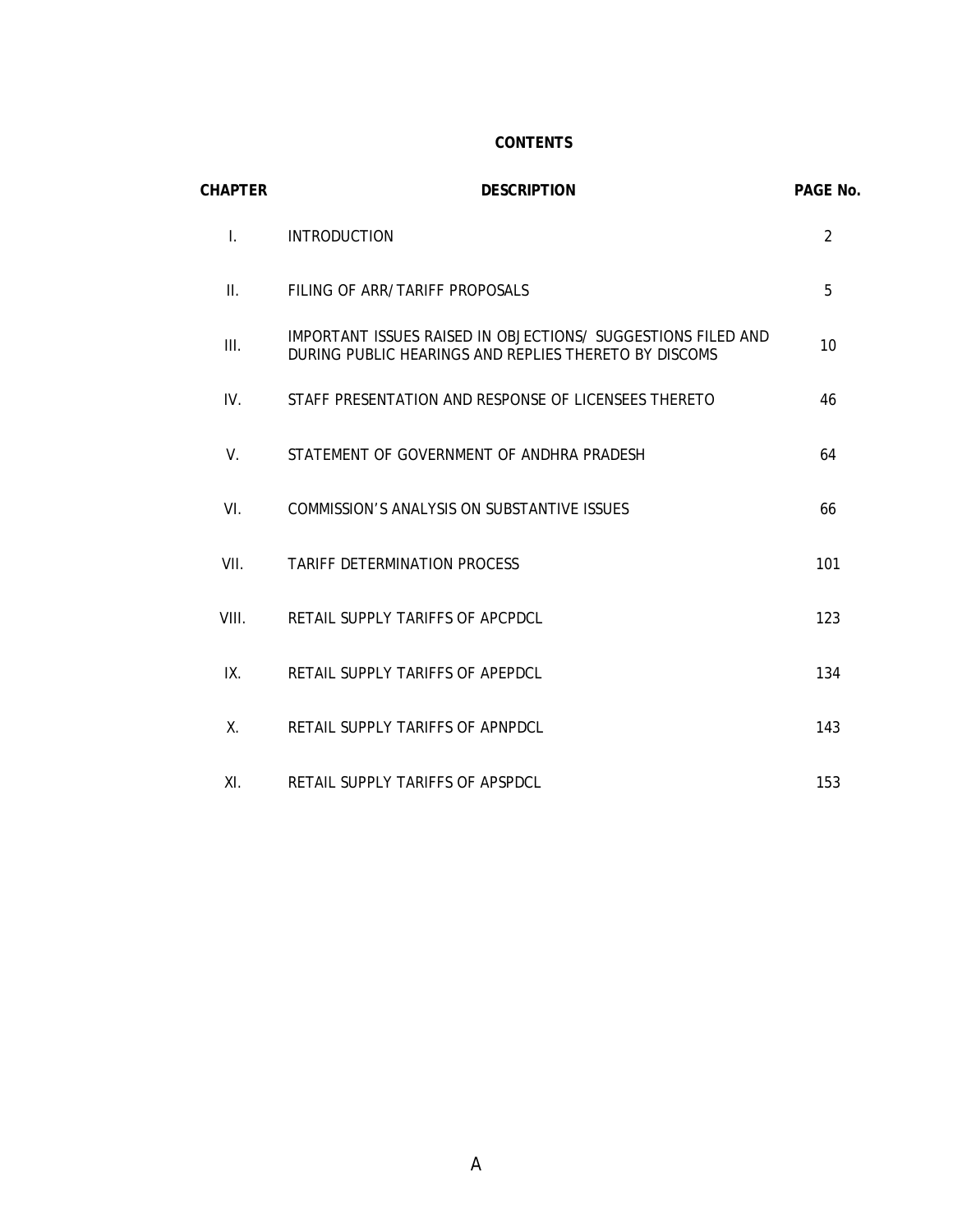# CONTENTS

| CHAPTER | DESCRIPTION | PAGE No. |
|---|---|---|
| I. | INTRODUCTION | 2 |
| II. | FILING OF ARR/TARIFF PROPOSALS | 5 |
| III. | IMPORTANT ISSUES RAISED IN OBJECTIONS/ SUGGESTIONS FILED AND DURING PUBLIC HEARINGS AND REPLIES THERETO BY DISCOMS | 10 |
| IV. | STAFF PRESENTATION AND RESPONSE OF LICENSEES THERETO | 46 |
| V. | STATEMENT OF GOVERNMENT OF ANDHRA PRADESH | 64 |
| VI. | COMMISSION'S ANALYSIS ON SUBSTANTIVE ISSUES | 66 |
| VII. | TARIFF DETERMINATION PROCESS | 101 |
| VIII. | RETAIL SUPPLY TARIFFS OF APCPDCL | 123 |
| IX. | RETAIL SUPPLY TARIFFS OF APEPDCL | 134 |
| X. | RETAIL SUPPLY TARIFFS OF APNPDCL | 143 |
| XI. | RETAIL SUPPLY TARIFFS OF APSPDCL | 153 |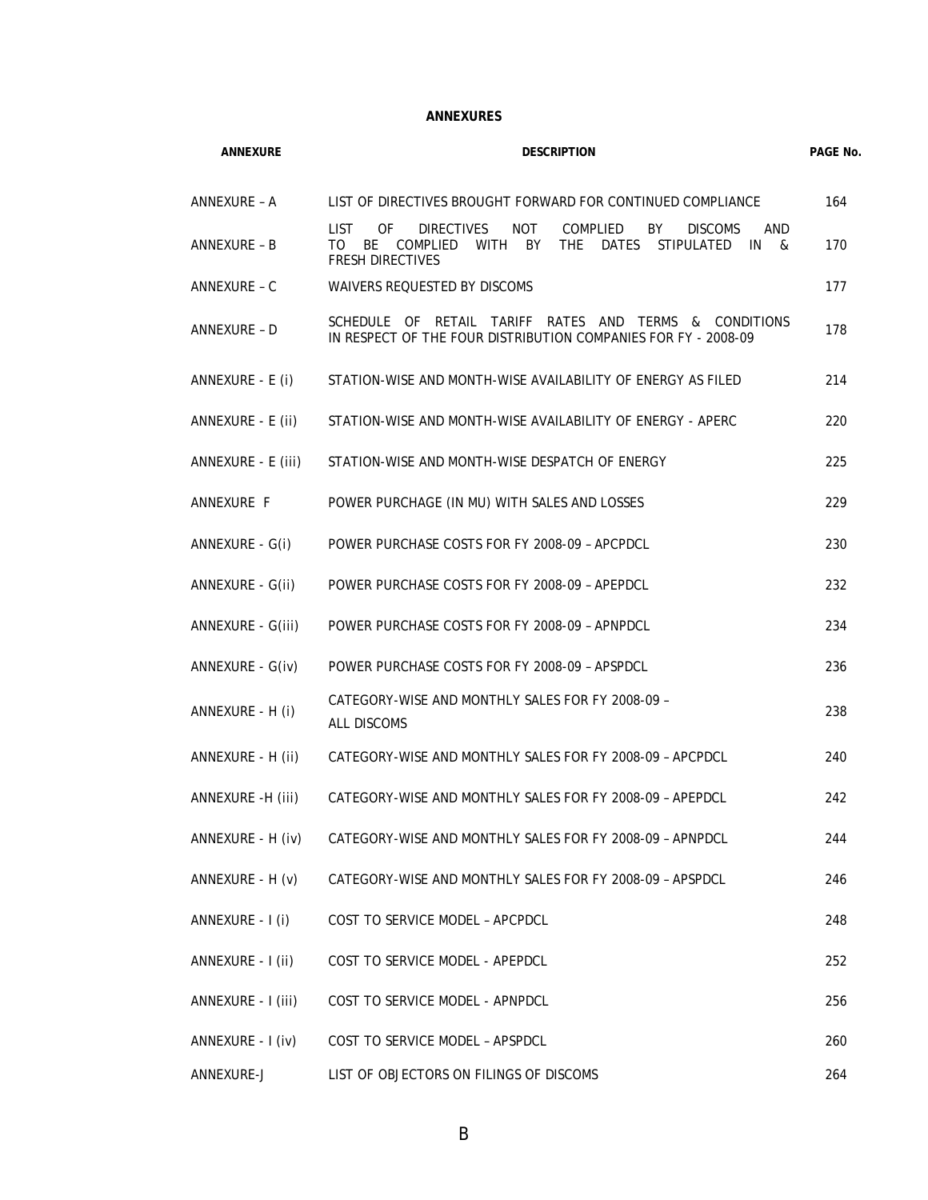# ANNEXURES

| ANNEXURE | DESCRIPTION | PAGE No. |
|---|---|---|
| ANNEXURE – A | LIST OF DIRECTIVES BROUGHT FORWARD FOR CONTINUED COMPLIANCE | 164 |
| ANNEXURE – B | LIST OF DIRECTIVES NOT COMPLIED BY DISCOMS AND TO BE COMPLIED WITH BY THE DATES STIPULATED IN & FRESH DIRECTIVES | 170 |
| ANNEXURE – C | WAIVERS REQUESTED BY DISCOMS | 177 |
| ANNEXURE – D | SCHEDULE OF RETAIL TARIFF RATES AND TERMS & CONDITIONS IN RESPECT OF THE FOUR DISTRIBUTION COMPANIES FOR FY - 2008-09 | 178 |
| ANNEXURE - E (i) | STATION-WISE AND MONTH-WISE AVAILABILITY OF ENERGY AS FILED | 214 |
| ANNEXURE - E (ii) | STATION-WISE AND MONTH-WISE AVAILABILITY OF ENERGY - APERC | 220 |
| ANNEXURE - E (iii) | STATION-WISE AND MONTH-WISE DESPATCH OF ENERGY | 225 |
| ANNEXURE F | POWER PURCHAGE (IN MU) WITH SALES AND LOSSES | 229 |
| ANNEXURE - G(i) | POWER PURCHASE COSTS FOR FY 2008-09 – APCPDCL | 230 |
| ANNEXURE - G(ii) | POWER PURCHASE COSTS FOR FY 2008-09 – APEPDCL | 232 |
| ANNEXURE - G(iii) | POWER PURCHASE COSTS FOR FY 2008-09 – APNPDCL | 234 |
| ANNEXURE - G(iv) | POWER PURCHASE COSTS FOR FY 2008-09 – APSPDCL | 236 |
| ANNEXURE - H (i) | CATEGORY-WISE AND MONTHLY SALES FOR FY 2008-09 – ALL DISCOMS | 238 |
| ANNEXURE - H (ii) | CATEGORY-WISE AND MONTHLY SALES FOR FY 2008-09 – APCPDCL | 240 |
| ANNEXURE -H (iii) | CATEGORY-WISE AND MONTHLY SALES FOR FY 2008-09 – APEPDCL | 242 |
| ANNEXURE - H (iv) | CATEGORY-WISE AND MONTHLY SALES FOR FY 2008-09 – APNPDCL | 244 |
| ANNEXURE - H (v) | CATEGORY-WISE AND MONTHLY SALES FOR FY 2008-09 – APSPDCL | 246 |
| ANNEXURE - I (i) | COST TO SERVICE MODEL – APCPDCL | 248 |
| ANNEXURE - I (ii) | COST TO SERVICE MODEL - APEPDCL | 252 |
| ANNEXURE - I (iii) | COST TO SERVICE MODEL - APNPDCL | 256 |
| ANNEXURE - I (iv) | COST TO SERVICE MODEL – APSPDCL | 260 |
| ANNEXURE-J | LIST OF OBJECTORS ON FILINGS OF DISCOMS | 264 |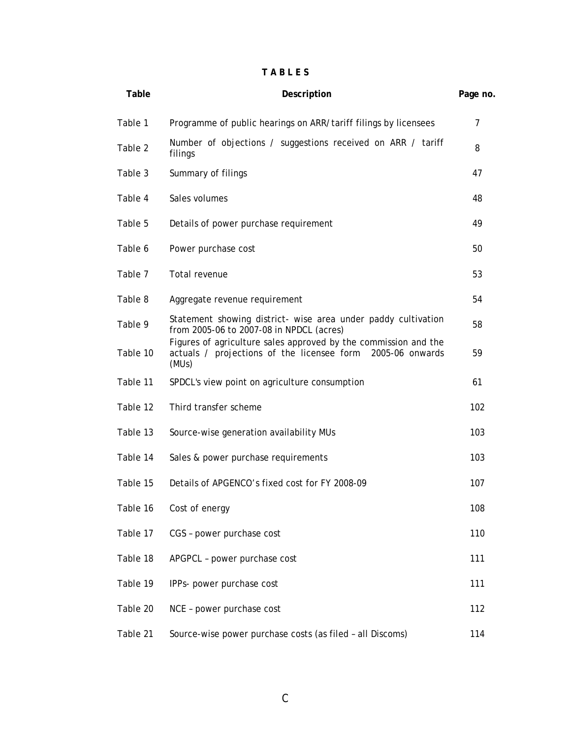# T A B L E S

| Table | Description | Page no. |
|---|---|---|
| Table 1 | Programme of public hearings on ARR/tariff filings by licensees | 7 |
| Table 2 | Number of objections / suggestions received on ARR / tariff filings | 8 |
| Table 3 | Summary of filings | 47 |
| Table 4 | Sales volumes | 48 |
| Table 5 | Details of power purchase requirement | 49 |
| Table 6 | Power purchase cost | 50 |
| Table 7 | Total revenue | 53 |
| Table 8 | Aggregate revenue requirement | 54 |
| Table 9 | Statement showing district- wise area under paddy cultivation from 2005-06 to 2007-08 in NPDCL (acres) | 58 |
| Table 10 | Figures of agriculture sales approved by the commission and the actuals / projections of the licensee form 2005-06 onwards (MUs) | 59 |
| Table 11 | SPDCL's view point on agriculture consumption | 61 |
| Table 12 | Third transfer scheme | 102 |
| Table 13 | Source-wise generation availability MUs | 103 |
| Table 14 | Sales & power purchase requirements | 103 |
| Table 15 | Details of APGENCO's fixed cost for FY 2008-09 | 107 |
| Table 16 | Cost of energy | 108 |
| Table 17 | CGS – power purchase cost | 110 |
| Table 18 | APGPCL – power purchase cost | 111 |
| Table 19 | IPPs- power purchase cost | 111 |
| Table 20 | NCE – power purchase cost | 112 |
| Table 21 | Source-wise power purchase costs (as filed – all Discoms) | 114 |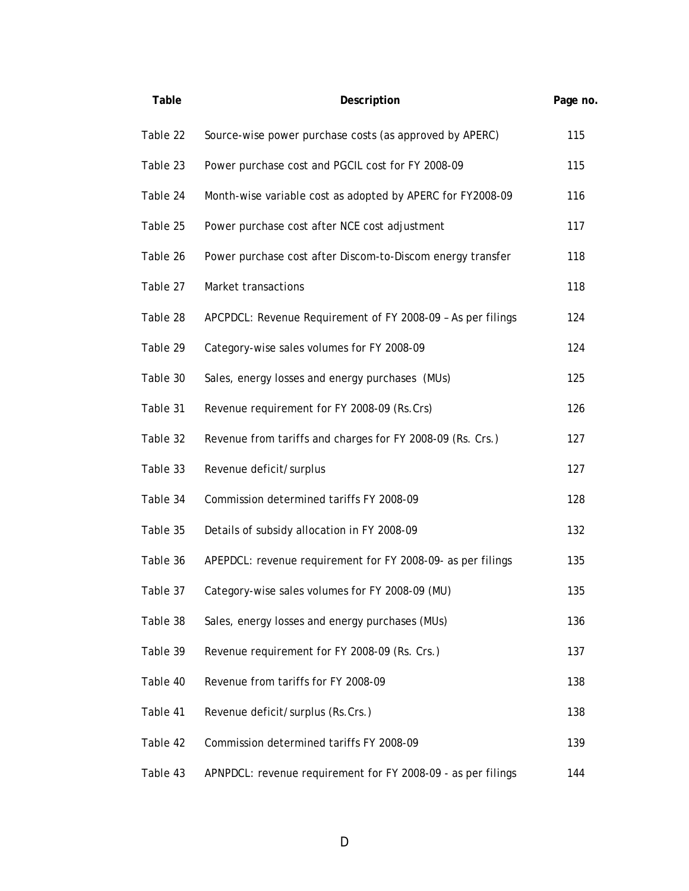| Table | Description | Page no. |
| --- | --- | --- |
| Table 22 | Source-wise power purchase costs (as approved by APERC) | 115 |
| Table 23 | Power purchase cost and PGCIL cost for FY 2008-09 | 115 |
| Table 24 | Month-wise variable cost as adopted by APERC for FY2008-09 | 116 |
| Table 25 | Power purchase cost after NCE cost adjustment | 117 |
| Table 26 | Power purchase cost after Discom-to-Discom energy transfer | 118 |
| Table 27 | Market transactions | 118 |
| Table 28 | APCPDCL: Revenue Requirement of FY 2008-09 – As per filings | 124 |
| Table 29 | Category-wise sales volumes for FY 2008-09 | 124 |
| Table 30 | Sales, energy losses and energy purchases (MUs) | 125 |
| Table 31 | Revenue requirement for FY 2008-09 (Rs.Crs) | 126 |
| Table 32 | Revenue from tariffs and charges for FY 2008-09 (Rs. Crs.) | 127 |
| Table 33 | Revenue deficit/surplus | 127 |
| Table 34 | Commission determined tariffs FY 2008-09 | 128 |
| Table 35 | Details of subsidy allocation in FY 2008-09 | 132 |
| Table 36 | APEPDCL: revenue requirement for FY 2008-09- as per filings | 135 |
| Table 37 | Category-wise sales volumes for FY 2008-09 (MU) | 135 |
| Table 38 | Sales, energy losses and energy purchases (MUs) | 136 |
| Table 39 | Revenue requirement for FY 2008-09 (Rs. Crs.) | 137 |
| Table 40 | Revenue from tariffs for FY 2008-09 | 138 |
| Table 41 | Revenue deficit/surplus (Rs.Crs.) | 138 |
| Table 42 | Commission determined tariffs FY 2008-09 | 139 |
| Table 43 | APNPDCL: revenue requirement for FY 2008-09 - as per filings | 144 |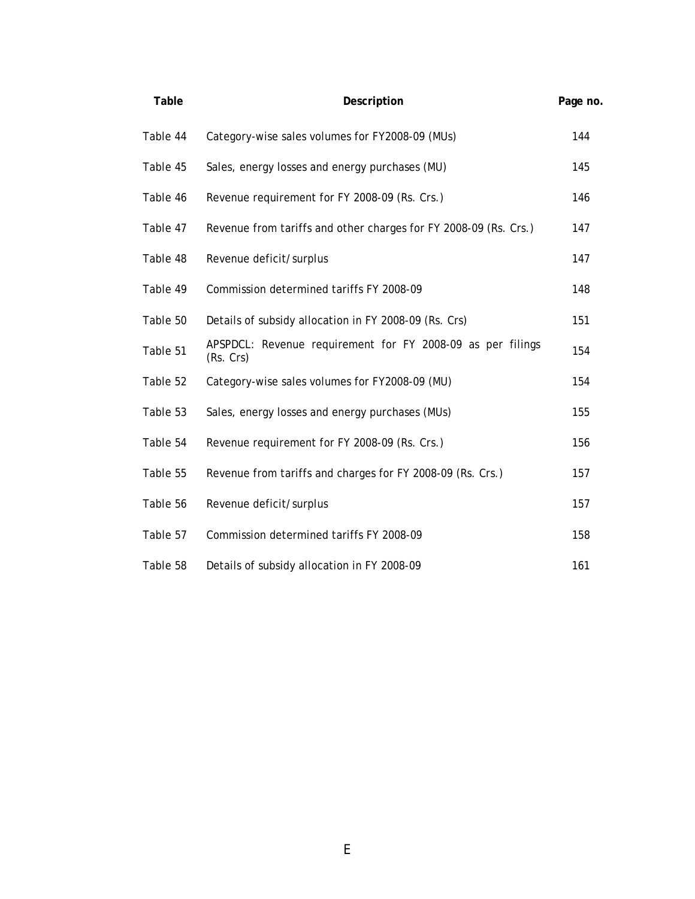| Table | Description | Page no. |
|---|---|---|
| Table 44 | Category-wise sales volumes for FY2008-09 (MUs) | 144 |
| Table 45 | Sales, energy losses and energy purchases (MU) | 145 |
| Table 46 | Revenue requirement for FY 2008-09 (Rs. Crs.) | 146 |
| Table 47 | Revenue from tariffs and other charges for FY 2008-09 (Rs. Crs.) | 147 |
| Table 48 | Revenue deficit/surplus | 147 |
| Table 49 | Commission determined tariffs FY 2008-09 | 148 |
| Table 50 | Details of subsidy allocation in FY 2008-09 (Rs. Crs) | 151 |
| Table 51 | APSPDCL: Revenue requirement for FY 2008-09 as per filings (Rs. Crs) | 154 |
| Table 52 | Category-wise sales volumes for FY2008-09 (MU) | 154 |
| Table 53 | Sales, energy losses and energy purchases (MUs) | 155 |
| Table 54 | Revenue requirement for FY 2008-09 (Rs. Crs.) | 156 |
| Table 55 | Revenue from tariffs and charges for FY 2008-09 (Rs. Crs.) | 157 |
| Table 56 | Revenue deficit/surplus | 157 |
| Table 57 | Commission determined tariffs FY 2008-09 | 158 |
| Table 58 | Details of subsidy allocation in FY 2008-09 | 161 |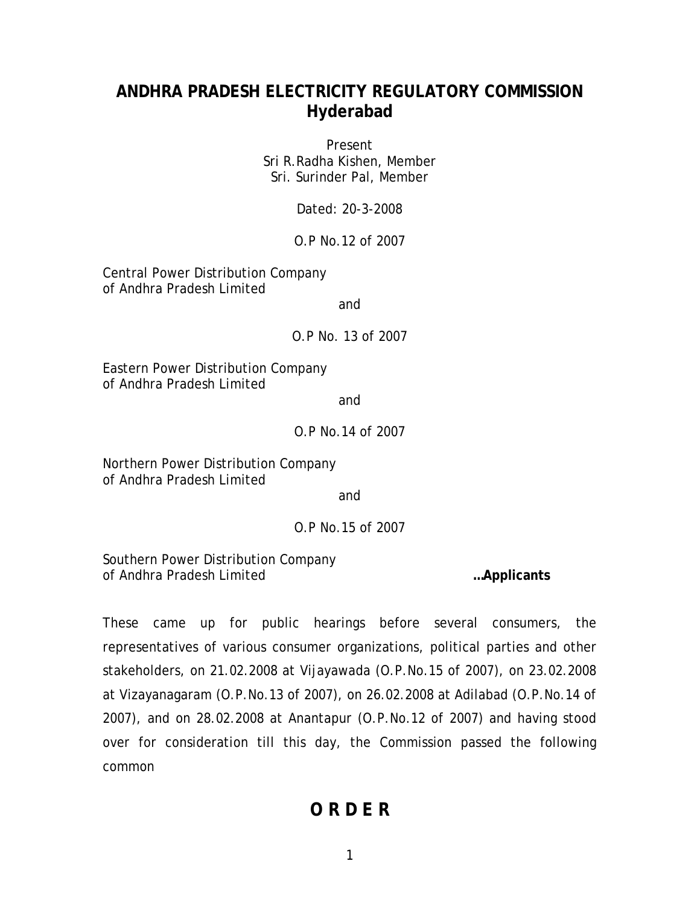# ANDHRA PRADESH ELECTRICITY REGULATORY COMMISSION
# Hyderabad

Present
Sri R.Radha Kishen, Member
Sri. Surinder Pal, Member

Dated: 20-3-2008

O.P No.12 of 2007

Central Power Distribution Company
of Andhra Pradesh Limited

and

O.P No. 13 of 2007

Eastern Power Distribution Company
of Andhra Pradesh Limited

and

O.P No.14 of 2007

Northern Power Distribution Company
of Andhra Pradesh Limited

and

O.P No.15 of 2007

Southern Power Distribution Company
of Andhra Pradesh Limited **…Applicants**

These came up for public hearings before several consumers, the representatives of various consumer organizations, political parties and other stakeholders, on 21.02.2008 at Vijayawada (O.P.No.15 of 2007), on 23.02.2008 at Vizayanagaram (O.P.No.13 of 2007), on 26.02.2008 at Adilabad (O.P.No.14 of 2007), and on 28.02.2008 at Anantapur (O.P.No.12 of 2007) and having stood over for consideration till this day, the Commission passed the following common

## O R D E R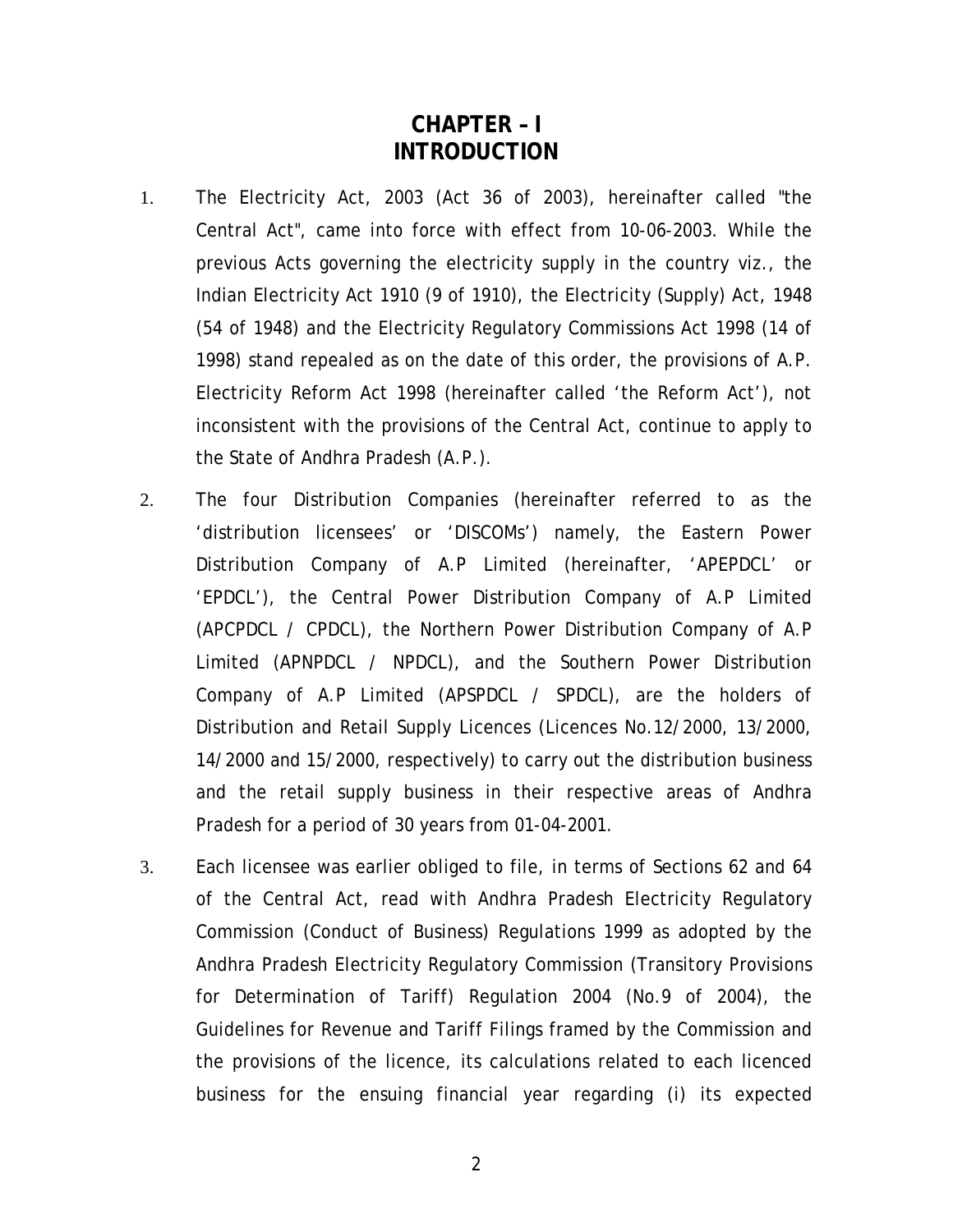# CHAPTER – I
# INTRODUCTION

1. The Electricity Act, 2003 (Act 36 of 2003), hereinafter called "the Central Act", came into force with effect from 10-06-2003. While the previous Acts governing the electricity supply in the country viz., the Indian Electricity Act 1910 (9 of 1910), the Electricity (Supply) Act, 1948 (54 of 1948) and the Electricity Regulatory Commissions Act 1998 (14 of 1998) stand repealed as on the date of this order, the provisions of A.P. Electricity Reform Act 1998 (hereinafter called 'the Reform Act'), not inconsistent with the provisions of the Central Act, continue to apply to the State of Andhra Pradesh (A.P.).

2. The four Distribution Companies (hereinafter referred to as the 'distribution licensees' or 'DISCOMs') namely, the Eastern Power Distribution Company of A.P Limited (hereinafter, 'APEPDCL' or 'EPDCL'), the Central Power Distribution Company of A.P Limited (APCPDCL / CPDCL), the Northern Power Distribution Company of A.P Limited (APNPDCL / NPDCL), and the Southern Power Distribution Company of A.P Limited (APSPDCL / SPDCL), are the holders of Distribution and Retail Supply Licences (Licences No.12/2000, 13/2000, 14/2000 and 15/2000, respectively) to carry out the distribution business and the retail supply business in their respective areas of Andhra Pradesh for a period of 30 years from 01-04-2001.

3. Each licensee was earlier obliged to file, in terms of Sections 62 and 64 of the Central Act, read with Andhra Pradesh Electricity Regulatory Commission (Conduct of Business) Regulations 1999 as adopted by the Andhra Pradesh Electricity Regulatory Commission (Transitory Provisions for Determination of Tariff) Regulation 2004 (No.9 of 2004), the Guidelines for Revenue and Tariff Filings framed by the Commission and the provisions of the licence, its calculations related to each licenced business for the ensuing financial year regarding (i) its expected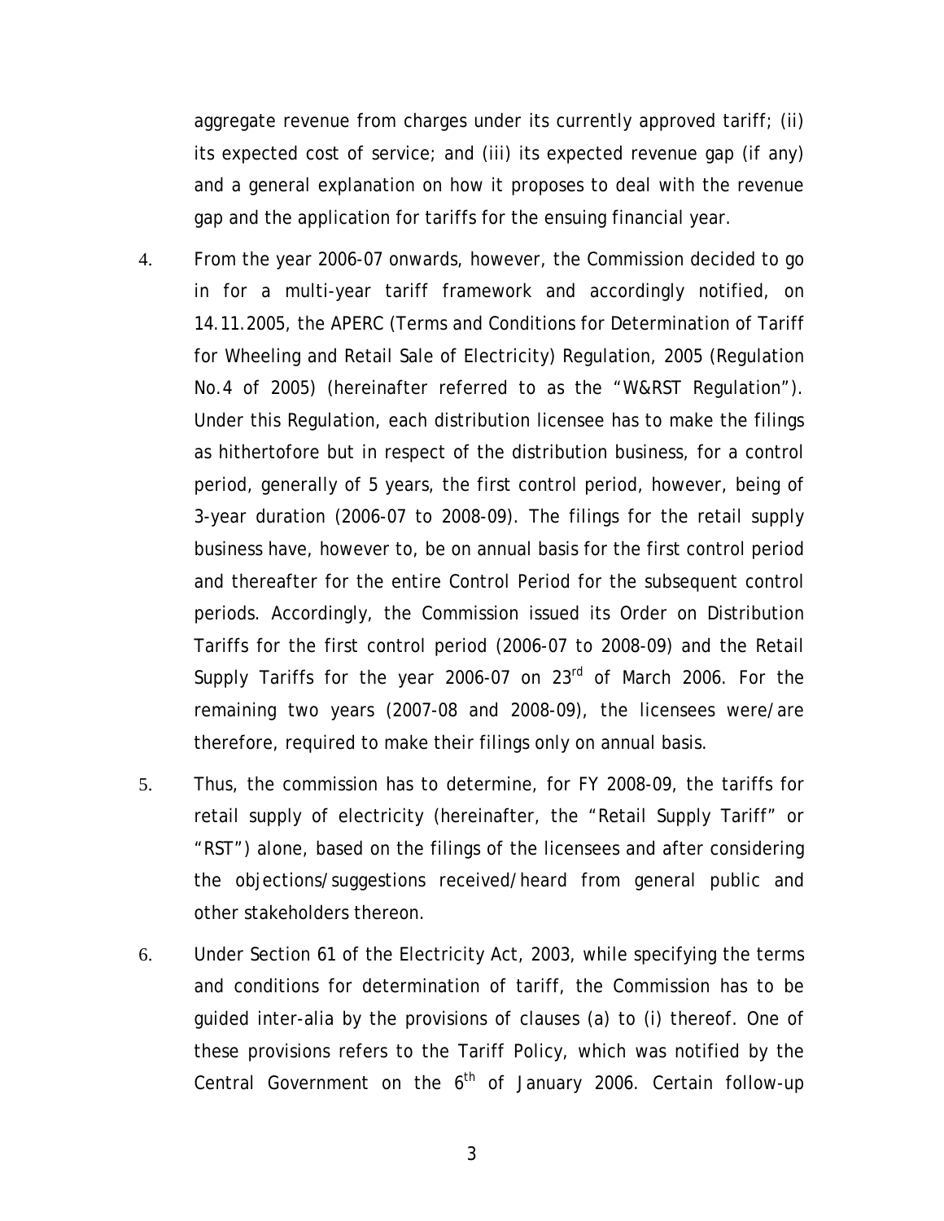aggregate revenue from charges under its currently approved tariff; (ii) its expected cost of service; and (iii) its expected revenue gap (if any) and a general explanation on how it proposes to deal with the revenue gap and the application for tariffs for the ensuing financial year.

4. From the year 2006-07 onwards, however, the Commission decided to go in for a multi-year tariff framework and accordingly notified, on 14.11.2005, the APERC (Terms and Conditions for Determination of Tariff for Wheeling and Retail Sale of Electricity) Regulation, 2005 (Regulation No.4 of 2005) (hereinafter referred to as the "W&RST Regulation"). Under this Regulation, each distribution licensee has to make the filings as hithertofore but in respect of the distribution business, for a control period, generally of 5 years, the first control period, however, being of 3-year duration (2006-07 to 2008-09). The filings for the retail supply business have, however to, be on annual basis for the first control period and thereafter for the entire Control Period for the subsequent control periods. Accordingly, the Commission issued its Order on Distribution Tariffs for the first control period (2006-07 to 2008-09) and the Retail Supply Tariffs for the year 2006-07 on 23rd of March 2006. For the remaining two years (2007-08 and 2008-09), the licensees were/are therefore, required to make their filings only on annual basis.

5. Thus, the commission has to determine, for FY 2008-09, the tariffs for retail supply of electricity (hereinafter, the "Retail Supply Tariff" or "RST") alone, based on the filings of the licensees and after considering the objections/suggestions received/heard from general public and other stakeholders thereon.

6. Under Section 61 of the Electricity Act, 2003, while specifying the terms and conditions for determination of tariff, the Commission has to be guided inter-alia by the provisions of clauses (a) to (i) thereof. One of these provisions refers to the Tariff Policy, which was notified by the Central Government on the 6th of January 2006. Certain follow-up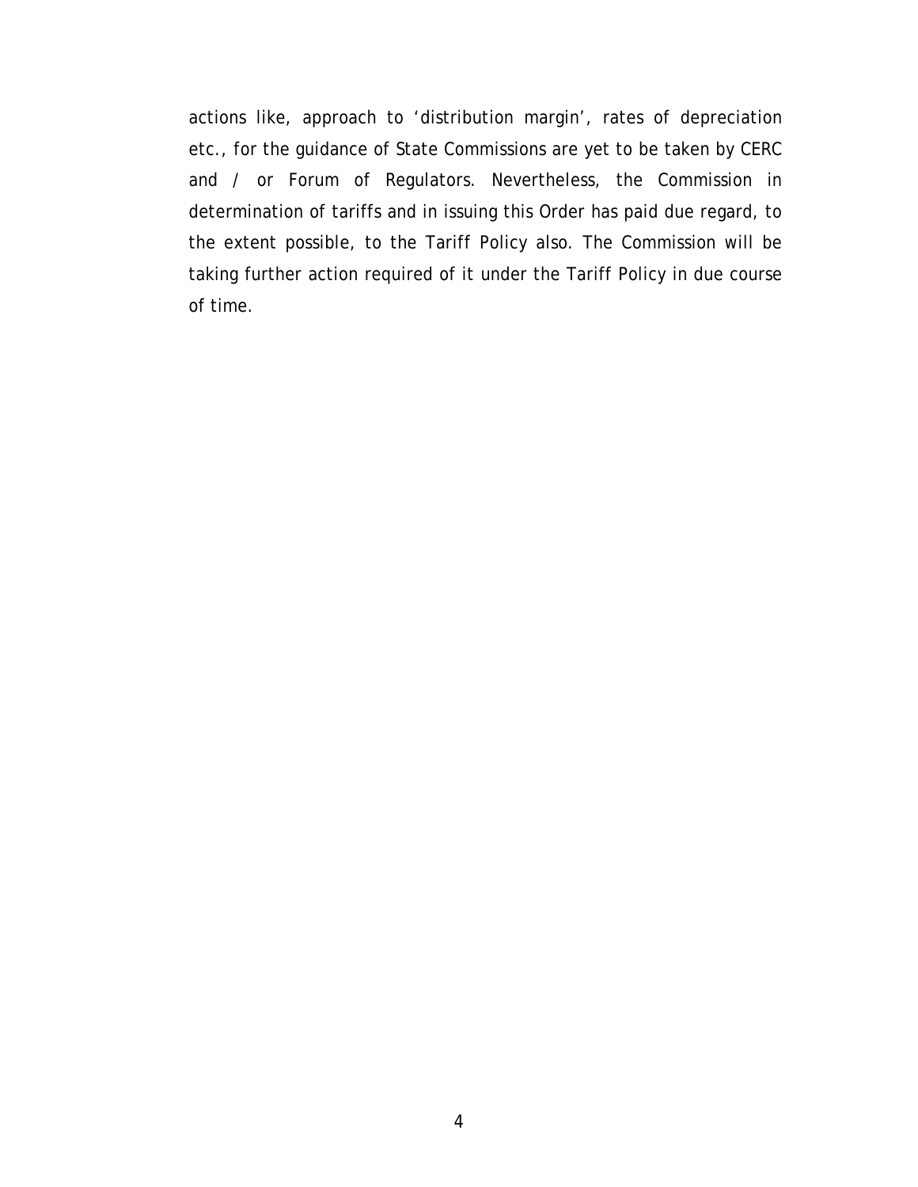actions like, approach to 'distribution margin', rates of depreciation etc., for the guidance of State Commissions are yet to be taken by CERC and / or Forum of Regulators. Nevertheless, the Commission in determination of tariffs and in issuing this Order has paid due regard, to the extent possible, to the Tariff Policy also. The Commission will be taking further action required of it under the Tariff Policy in due course of time.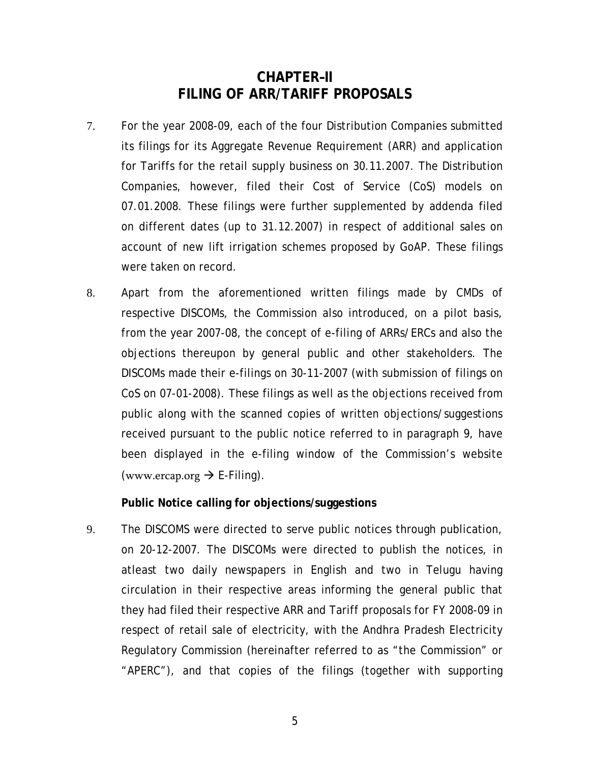# CHAPTER–II
# FILING OF ARR/TARIFF PROPOSALS

7. For the year 2008-09, each of the four Distribution Companies submitted its filings for its Aggregate Revenue Requirement (ARR) and application for Tariffs for the retail supply business on 30.11.2007. The Distribution Companies, however, filed their Cost of Service (CoS) models on 07.01.2008. These filings were further supplemented by addenda filed on different dates (up to 31.12.2007) in respect of additional sales on account of new lift irrigation schemes proposed by GoAP. These filings were taken on record.

8. Apart from the aforementioned written filings made by CMDs of respective DISCOMs, the Commission also introduced, on a pilot basis, from the year 2007-08, the concept of e-filing of ARRs/ERCs and also the objections thereupon by general public and other stakeholders. The DISCOMs made their e-filings on 30-11-2007 (with submission of filings on CoS on 07-01-2008). These filings as well as the objections received from public along with the scanned copies of written objections/suggestions received pursuant to the public notice referred to in paragraph 9, have been displayed in the e-filing window of the Commission's website (www.ercap.org → E-Filing).

**Public Notice calling for objections/suggestions**

9. The DISCOMS were directed to serve public notices through publication, on 20-12-2007. The DISCOMs were directed to publish the notices, in atleast two daily newspapers in English and two in Telugu having circulation in their respective areas informing the general public that they had filed their respective ARR and Tariff proposals for FY 2008-09 in respect of retail sale of electricity, with the Andhra Pradesh Electricity Regulatory Commission (hereinafter referred to as "the Commission" or "APERC"), and that copies of the filings (together with supporting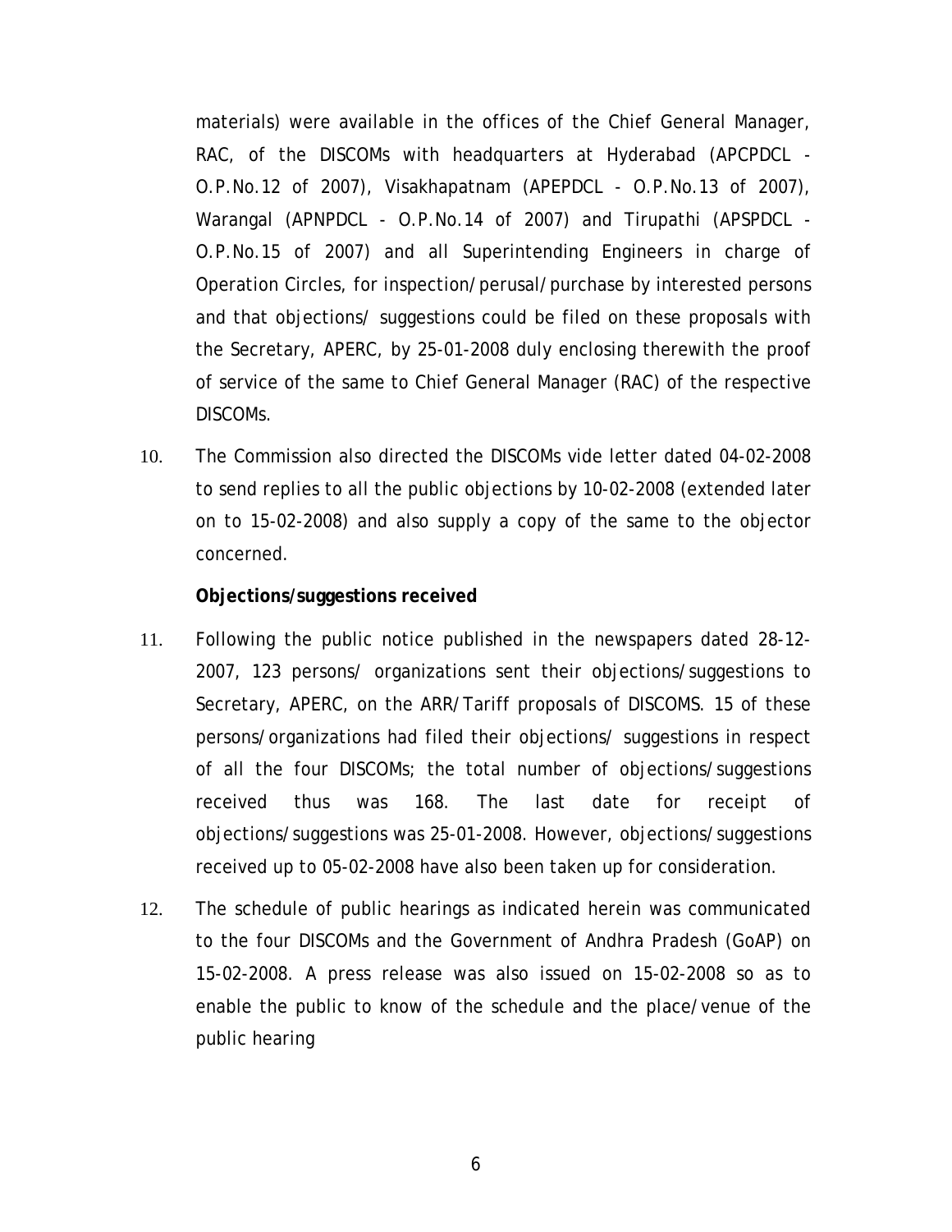materials) were available in the offices of the Chief General Manager, RAC, of the DISCOMs with headquarters at Hyderabad (APCPDCL - O.P.No.12 of 2007), Visakhapatnam (APEPDCL - O.P.No.13 of 2007), Warangal (APNPDCL - O.P.No.14 of 2007) and Tirupathi (APSPDCL - O.P.No.15 of 2007) and all Superintending Engineers in charge of Operation Circles, for inspection/perusal/purchase by interested persons and that objections/ suggestions could be filed on these proposals with the Secretary, APERC, by 25-01-2008 duly enclosing therewith the proof of service of the same to Chief General Manager (RAC) of the respective DISCOMs.

10. The Commission also directed the DISCOMs vide letter dated 04-02-2008 to send replies to all the public objections by 10-02-2008 (extended later on to 15-02-2008) and also supply a copy of the same to the objector concerned.

**Objections/suggestions received**

11. Following the public notice published in the newspapers dated 28-12-2007, 123 persons/ organizations sent their objections/suggestions to Secretary, APERC, on the ARR/Tariff proposals of DISCOMS. 15 of these persons/organizations had filed their objections/ suggestions in respect of all the four DISCOMs; the total number of objections/suggestions received thus was 168. The last date for receipt of objections/suggestions was 25-01-2008. However, objections/suggestions received up to 05-02-2008 have also been taken up for consideration.

12. The schedule of public hearings as indicated herein was communicated to the four DISCOMs and the Government of Andhra Pradesh (GoAP) on 15-02-2008. A press release was also issued on 15-02-2008 so as to enable the public to know of the schedule and the place/venue of the public hearing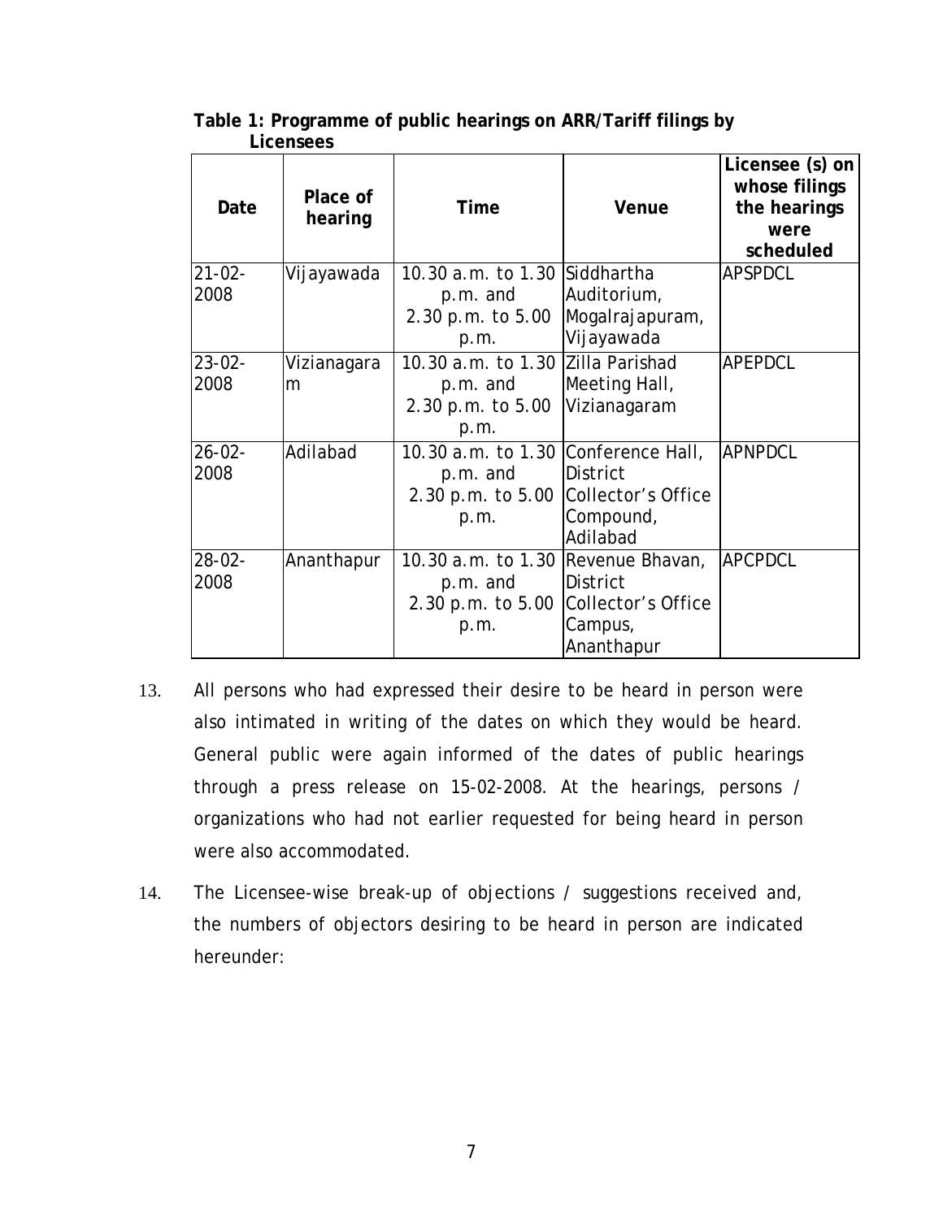**Table 1: Programme of public hearings on ARR/Tariff filings by Licensees**

| Date | Place of hearing | Time | Venue | Licensee (s) on whose filings the hearings were scheduled |
|---|---|---|---|---|
| 21-02-2008 | Vijayawada | 10.30 a.m. to 1.30 p.m. and 2.30 p.m. to 5.00 p.m. | Siddhartha Auditorium, Mogalrajapuram, Vijayawada | APSPDCL |
| 23-02-2008 | Vizianagaram | 10.30 a.m. to 1.30 p.m. and 2.30 p.m. to 5.00 p.m. | Zilla Parishad Meeting Hall, Vizianagaram | APEPDCL |
| 26-02-2008 | Adilabad | 10.30 a.m. to 1.30 p.m. and 2.30 p.m. to 5.00 p.m. | Conference Hall, District Collector's Office Compound, Adilabad | APNPDCL |
| 28-02-2008 | Ananthapur | 10.30 a.m. to 1.30 p.m. and 2.30 p.m. to 5.00 p.m. | Revenue Bhavan, District Collector's Office Campus, Ananthapur | APCPDCL |

13. All persons who had expressed their desire to be heard in person were also intimated in writing of the dates on which they would be heard. General public were again informed of the dates of public hearings through a press release on 15-02-2008. At the hearings, persons / organizations who had not earlier requested for being heard in person were also accommodated.

14. The Licensee-wise break-up of objections / suggestions received and, the numbers of objectors desiring to be heard in person are indicated hereunder: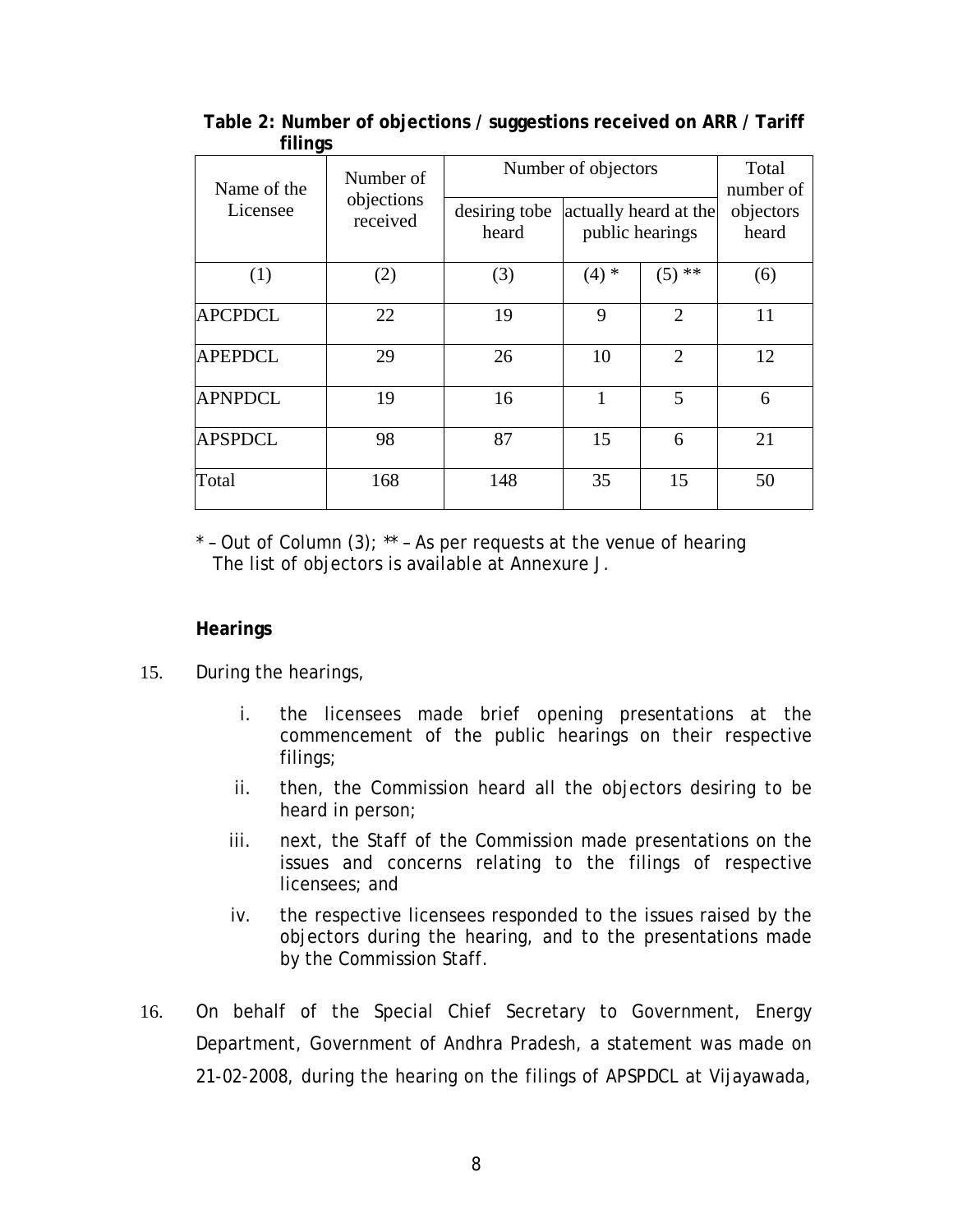**Table 2: Number of objections / suggestions received on ARR / Tariff filings**

| Name of the Licensee | Number of objections received | Number of objectors | | | Total number of objectors heard |
|---|---|---|---|---|---|
| | | desiring tobe heard | actually heard at the public hearings | | |
| (1) | (2) | (3) | (4) * | (5) ** | (6) |
| APCPDCL | 22 | 19 | 9 | 2 | 11 |
| APEPDCL | 29 | 26 | 10 | 2 | 12 |
| APNPDCL | 19 | 16 | 1 | 5 | 6 |
| APSPDCL | 98 | 87 | 15 | 6 | 21 |
| Total | 168 | 148 | 35 | 15 | 50 |

* – Out of Column (3); ** – As per requests at the venue of hearing
The list of objectors is available at Annexure J.

**Hearings**

15. During the hearings,

    i. the licensees made brief opening presentations at the commencement of the public hearings on their respective filings;

    ii. then, the Commission heard all the objectors desiring to be heard in person;

    iii. next, the Staff of the Commission made presentations on the issues and concerns relating to the filings of respective licensees; and

    iv. the respective licensees responded to the issues raised by the objectors during the hearing, and to the presentations made by the Commission Staff.

16. On behalf of the Special Chief Secretary to Government, Energy Department, Government of Andhra Pradesh, a statement was made on 21-02-2008, during the hearing on the filings of APSPDCL at Vijayawada,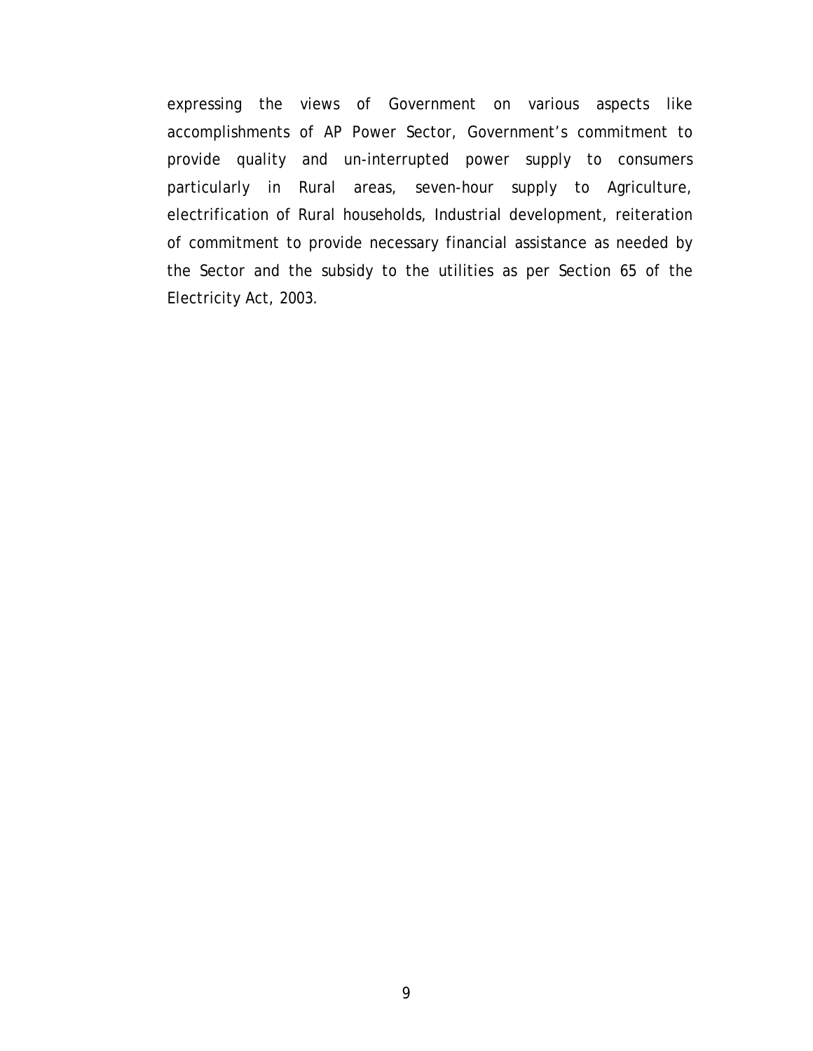expressing the views of Government on various aspects like accomplishments of AP Power Sector, Government's commitment to provide quality and un-interrupted power supply to consumers particularly in Rural areas, seven-hour supply to Agriculture, electrification of Rural households, Industrial development, reiteration of commitment to provide necessary financial assistance as needed by the Sector and the subsidy to the utilities as per Section 65 of the Electricity Act, 2003.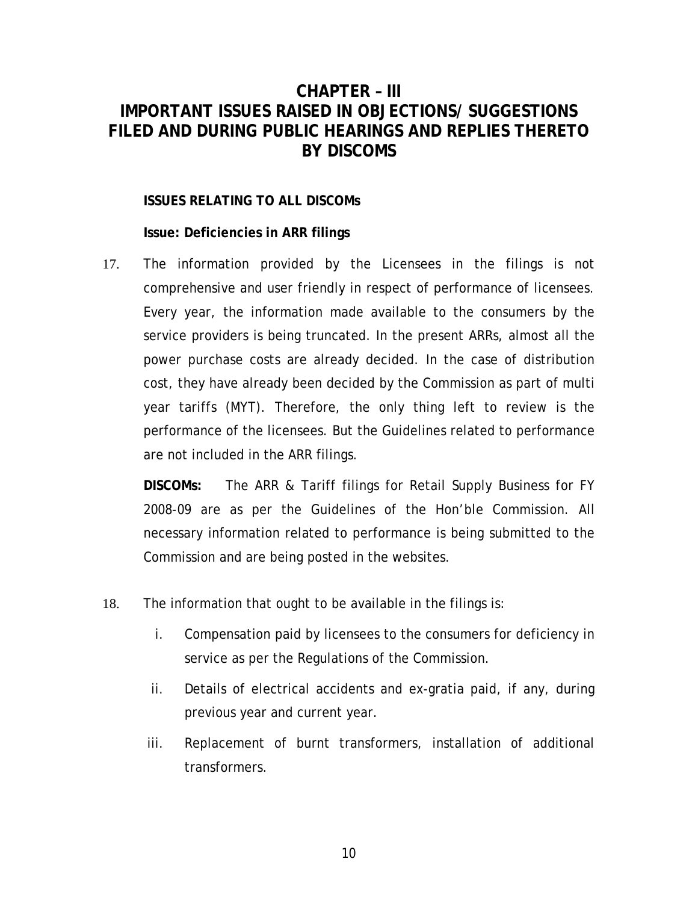# CHAPTER – III
# IMPORTANT ISSUES RAISED IN OBJECTIONS/ SUGGESTIONS FILED AND DURING PUBLIC HEARINGS AND REPLIES THERETO BY DISCOMS

**ISSUES RELATING TO ALL DISCOMs**

**Issue: Deficiencies in ARR filings**

17. The information provided by the Licensees in the filings is not comprehensive and user friendly in respect of performance of licensees. Every year, the information made available to the consumers by the service providers is being truncated. In the present ARRs, almost all the power purchase costs are already decided. In the case of distribution cost, they have already been decided by the Commission as part of multi year tariffs (MYT). Therefore, the only thing left to review is the performance of the licensees. But the Guidelines related to performance are not included in the ARR filings.

    **DISCOMs:** The ARR & Tariff filings for Retail Supply Business for FY 2008-09 are as per the Guidelines of the Hon'ble Commission. All necessary information related to performance is being submitted to the Commission and are being posted in the websites.

18. The information that ought to be available in the filings is:

    i. Compensation paid by licensees to the consumers for deficiency in service as per the Regulations of the Commission.

    ii. Details of electrical accidents and ex-gratia paid, if any, during previous year and current year.

    iii. Replacement of burnt transformers, installation of additional transformers.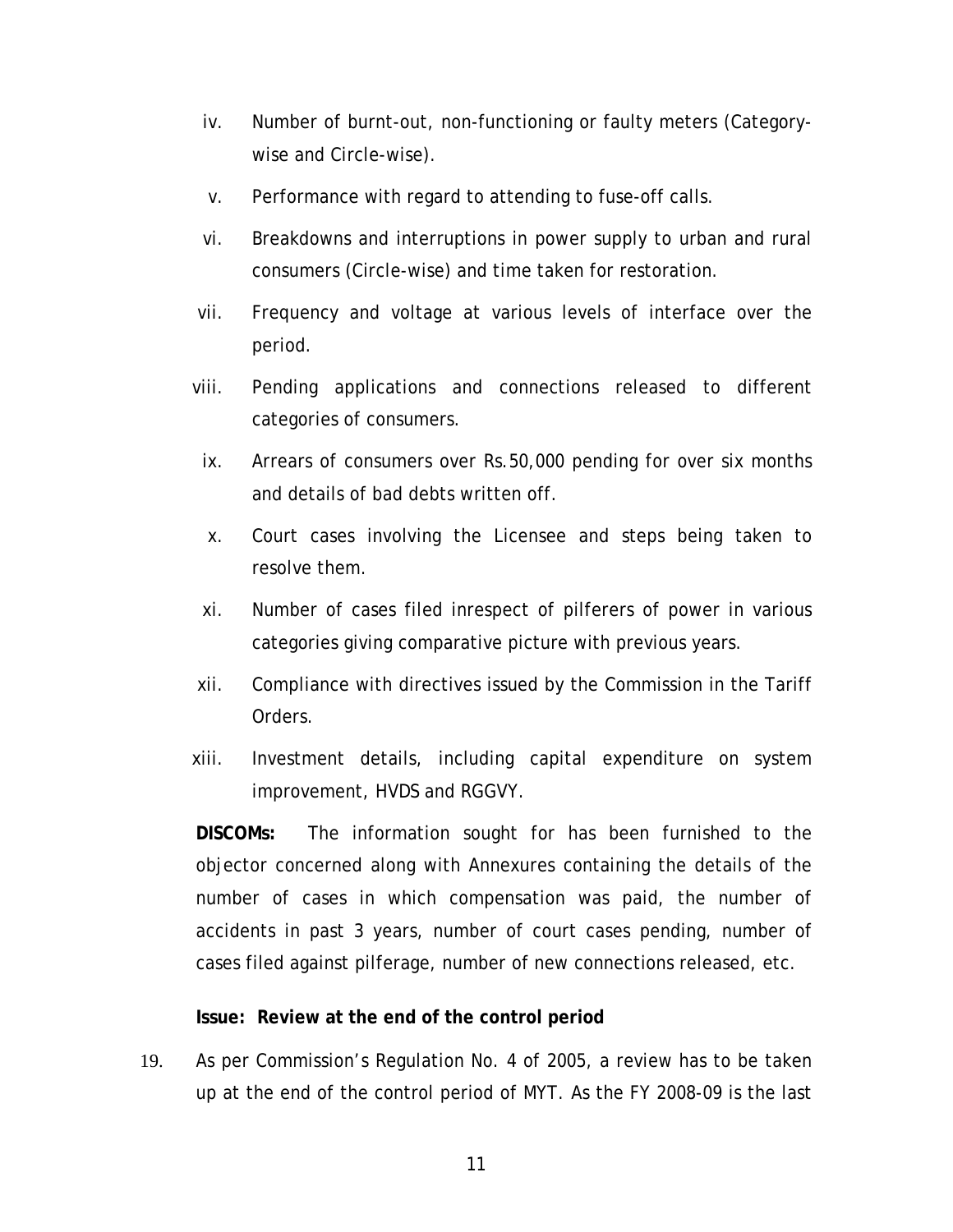iv. Number of burnt-out, non-functioning or faulty meters (Category-wise and Circle-wise).

v. Performance with regard to attending to fuse-off calls.

vi. Breakdowns and interruptions in power supply to urban and rural consumers (Circle-wise) and time taken for restoration.

vii. Frequency and voltage at various levels of interface over the period.

viii. Pending applications and connections released to different categories of consumers.

ix. Arrears of consumers over Rs.50,000 pending for over six months and details of bad debts written off.

x. Court cases involving the Licensee and steps being taken to resolve them.

xi. Number of cases filed inrespect of pilferers of power in various categories giving comparative picture with previous years.

xii. Compliance with directives issued by the Commission in the Tariff Orders.

xiii. Investment details, including capital expenditure on system improvement, HVDS and RGGVY.

**DISCOMs:** The information sought for has been furnished to the objector concerned along with Annexures containing the details of the number of cases in which compensation was paid, the number of accidents in past 3 years, number of court cases pending, number of cases filed against pilferage, number of new connections released, etc.

**Issue: Review at the end of the control period**

19. As per Commission's Regulation No. 4 of 2005, a review has to be taken up at the end of the control period of MYT. As the FY 2008-09 is the last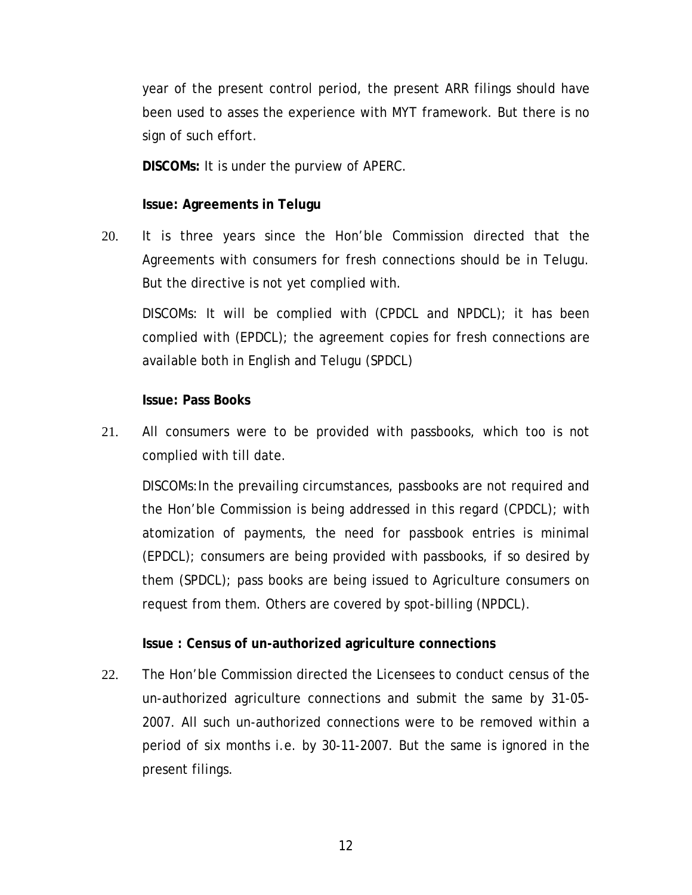year of the present control period, the present ARR filings should have been used to asses the experience with MYT framework. But there is no sign of such effort.

**DISCOMs:** It is under the purview of APERC.

**Issue: Agreements in Telugu**

20. It is three years since the Hon'ble Commission directed that the Agreements with consumers for fresh connections should be in Telugu. But the directive is not yet complied with.

    DISCOMs: It will be complied with (CPDCL and NPDCL); it has been complied with (EPDCL); the agreement copies for fresh connections are available both in English and Telugu (SPDCL)

**Issue: Pass Books**

21. All consumers were to be provided with passbooks, which too is not complied with till date.

    DISCOMs:In the prevailing circumstances, passbooks are not required and the Hon'ble Commission is being addressed in this regard (CPDCL); with atomization of payments, the need for passbook entries is minimal (EPDCL); consumers are being provided with passbooks, if so desired by them (SPDCL); pass books are being issued to Agriculture consumers on request from them. Others are covered by spot-billing (NPDCL).

**Issue : Census of un-authorized agriculture connections**

22. The Hon'ble Commission directed the Licensees to conduct census of the un-authorized agriculture connections and submit the same by 31-05-2007. All such un-authorized connections were to be removed within a period of six months i.e. by 30-11-2007. But the same is ignored in the present filings.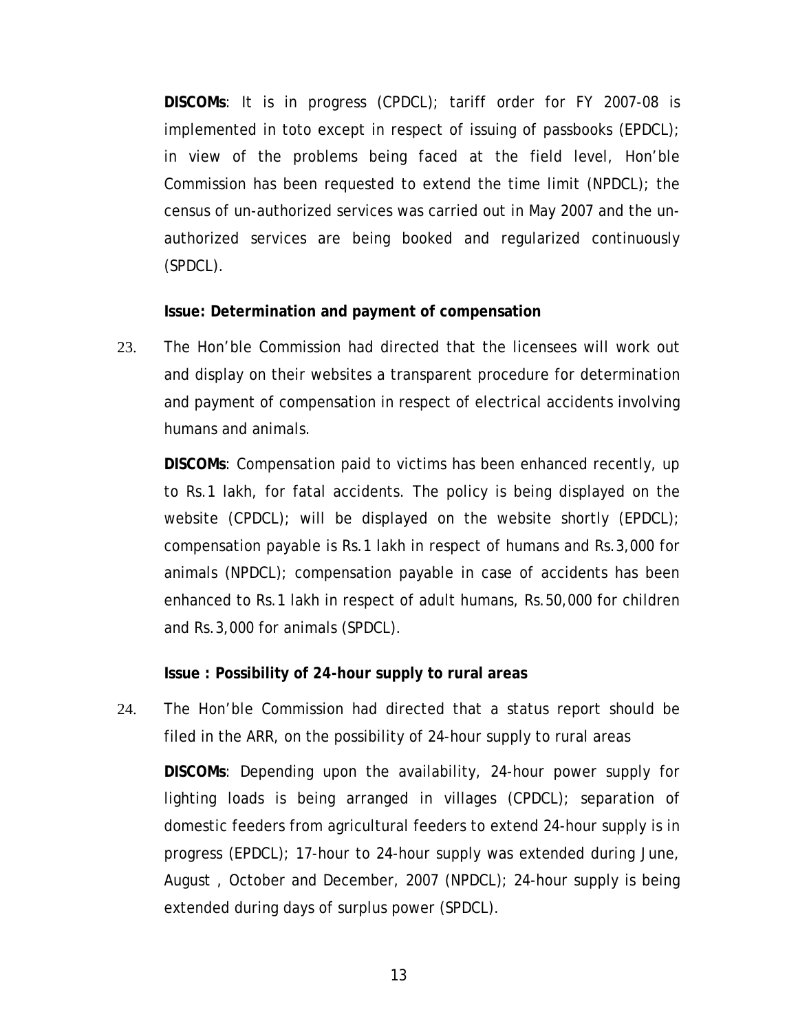**DISCOMs**: It is in progress (CPDCL); tariff order for FY 2007-08 is implemented in toto except in respect of issuing of passbooks (EPDCL); in view of the problems being faced at the field level, Hon'ble Commission has been requested to extend the time limit (NPDCL); the census of un-authorized services was carried out in May 2007 and the un-authorized services are being booked and regularized continuously (SPDCL).

**Issue: Determination and payment of compensation**

23. The Hon'ble Commission had directed that the licensees will work out and display on their websites a transparent procedure for determination and payment of compensation in respect of electrical accidents involving humans and animals.

**DISCOMs**: Compensation paid to victims has been enhanced recently, up to Rs.1 lakh, for fatal accidents. The policy is being displayed on the website (CPDCL); will be displayed on the website shortly (EPDCL); compensation payable is Rs.1 lakh in respect of humans and Rs.3,000 for animals (NPDCL); compensation payable in case of accidents has been enhanced to Rs.1 lakh in respect of adult humans, Rs.50,000 for children and Rs.3,000 for animals (SPDCL).

**Issue : Possibility of 24-hour supply to rural areas**

24. The Hon'ble Commission had directed that a status report should be filed in the ARR, on the possibility of 24-hour supply to rural areas

**DISCOMs**: Depending upon the availability, 24-hour power supply for lighting loads is being arranged in villages (CPDCL); separation of domestic feeders from agricultural feeders to extend 24-hour supply is in progress (EPDCL); 17-hour to 24-hour supply was extended during June, August , October and December, 2007 (NPDCL); 24-hour supply is being extended during days of surplus power (SPDCL).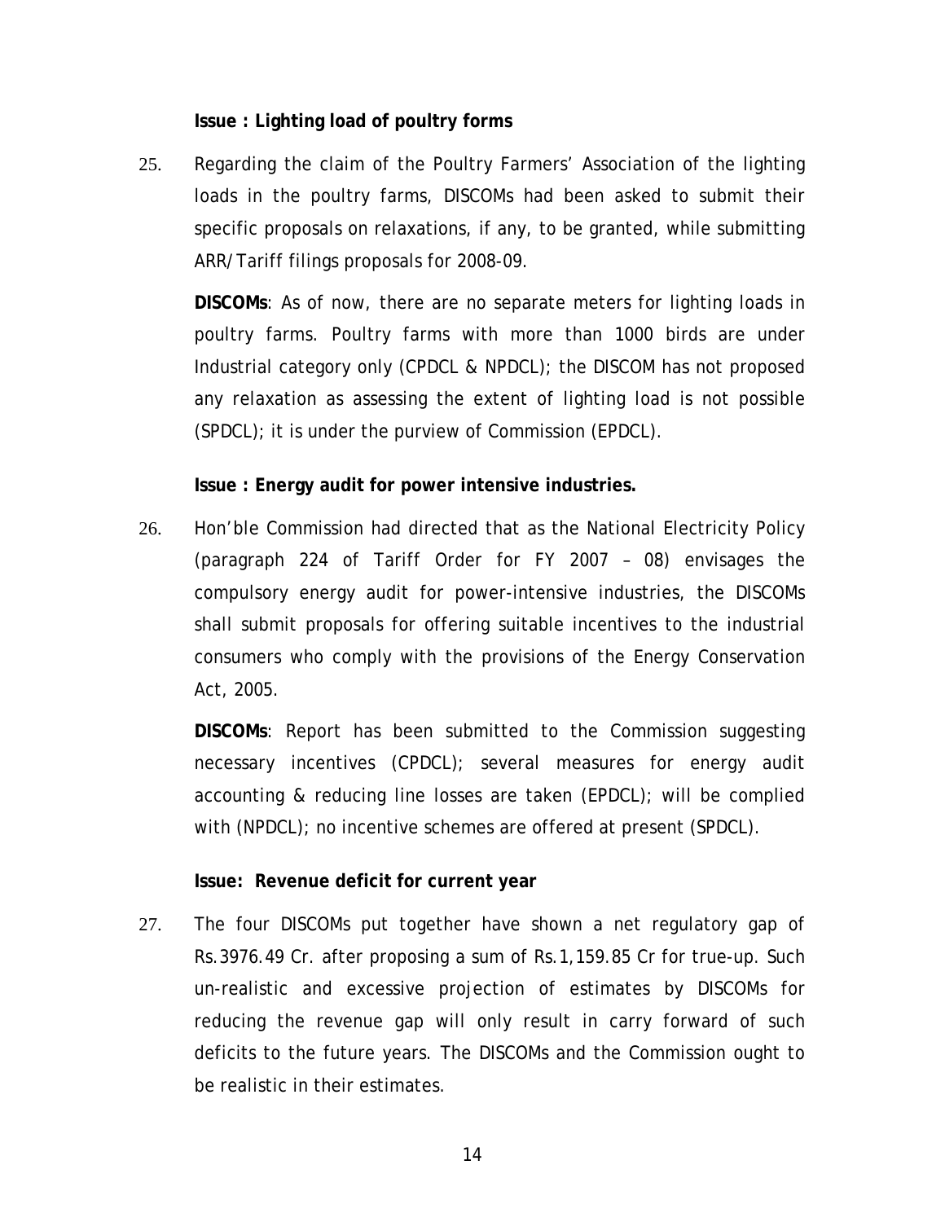**Issue : Lighting load of poultry forms**

25. Regarding the claim of the Poultry Farmers' Association of the lighting loads in the poultry farms, DISCOMs had been asked to submit their specific proposals on relaxations, if any, to be granted, while submitting ARR/Tariff filings proposals for 2008-09.

    **DISCOMs**: As of now, there are no separate meters for lighting loads in poultry farms. Poultry farms with more than 1000 birds are under Industrial category only (CPDCL & NPDCL); the DISCOM has not proposed any relaxation as assessing the extent of lighting load is not possible (SPDCL); it is under the purview of Commission (EPDCL).

**Issue : Energy audit for power intensive industries.**

26. Hon'ble Commission had directed that as the National Electricity Policy (paragraph 224 of Tariff Order for FY 2007 – 08) envisages the compulsory energy audit for power-intensive industries, the DISCOMs shall submit proposals for offering suitable incentives to the industrial consumers who comply with the provisions of the Energy Conservation Act, 2005.

    **DISCOMs**: Report has been submitted to the Commission suggesting necessary incentives (CPDCL); several measures for energy audit accounting & reducing line losses are taken (EPDCL); will be complied with (NPDCL); no incentive schemes are offered at present (SPDCL).

**Issue: Revenue deficit for current year**

27. The four DISCOMs put together have shown a net regulatory gap of Rs.3976.49 Cr. after proposing a sum of Rs.1,159.85 Cr for true-up. Such un-realistic and excessive projection of estimates by DISCOMs for reducing the revenue gap will only result in carry forward of such deficits to the future years. The DISCOMs and the Commission ought to be realistic in their estimates.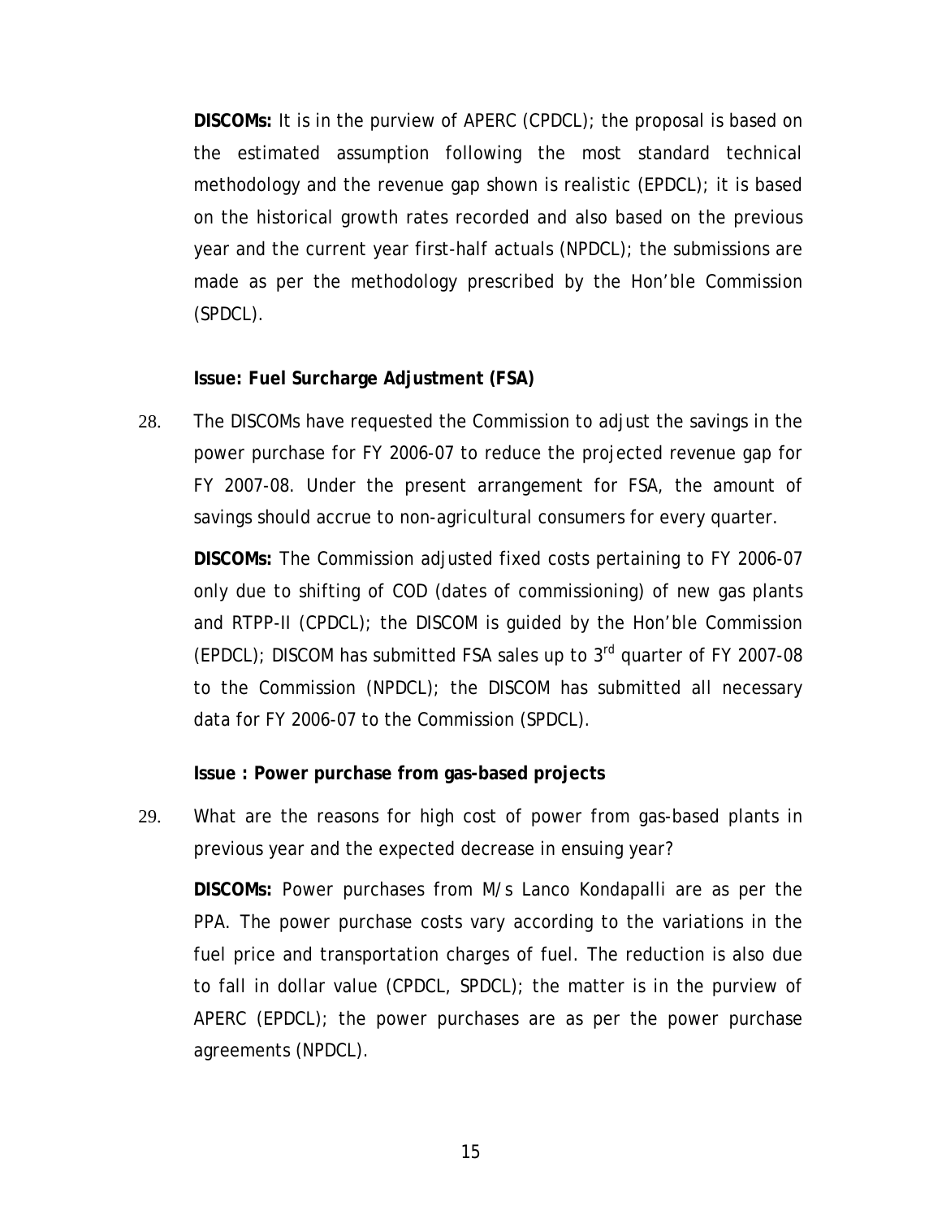**DISCOMs:** It is in the purview of APERC (CPDCL); the proposal is based on the estimated assumption following the most standard technical methodology and the revenue gap shown is realistic (EPDCL); it is based on the historical growth rates recorded and also based on the previous year and the current year first-half actuals (NPDCL); the submissions are made as per the methodology prescribed by the Hon'ble Commission (SPDCL).

**Issue: Fuel Surcharge Adjustment (FSA)**

28. The DISCOMs have requested the Commission to adjust the savings in the power purchase for FY 2006-07 to reduce the projected revenue gap for FY 2007-08. Under the present arrangement for FSA, the amount of savings should accrue to non-agricultural consumers for every quarter.

**DISCOMs:** The Commission adjusted fixed costs pertaining to FY 2006-07 only due to shifting of COD (dates of commissioning) of new gas plants and RTPP-II (CPDCL); the DISCOM is guided by the Hon'ble Commission (EPDCL); DISCOM has submitted FSA sales up to 3rd quarter of FY 2007-08 to the Commission (NPDCL); the DISCOM has submitted all necessary data for FY 2006-07 to the Commission (SPDCL).

**Issue : Power purchase from gas-based projects**

29. What are the reasons for high cost of power from gas-based plants in previous year and the expected decrease in ensuing year?

**DISCOMs:** Power purchases from M/s Lanco Kondapalli are as per the PPA. The power purchase costs vary according to the variations in the fuel price and transportation charges of fuel. The reduction is also due to fall in dollar value (CPDCL, SPDCL); the matter is in the purview of APERC (EPDCL); the power purchases are as per the power purchase agreements (NPDCL).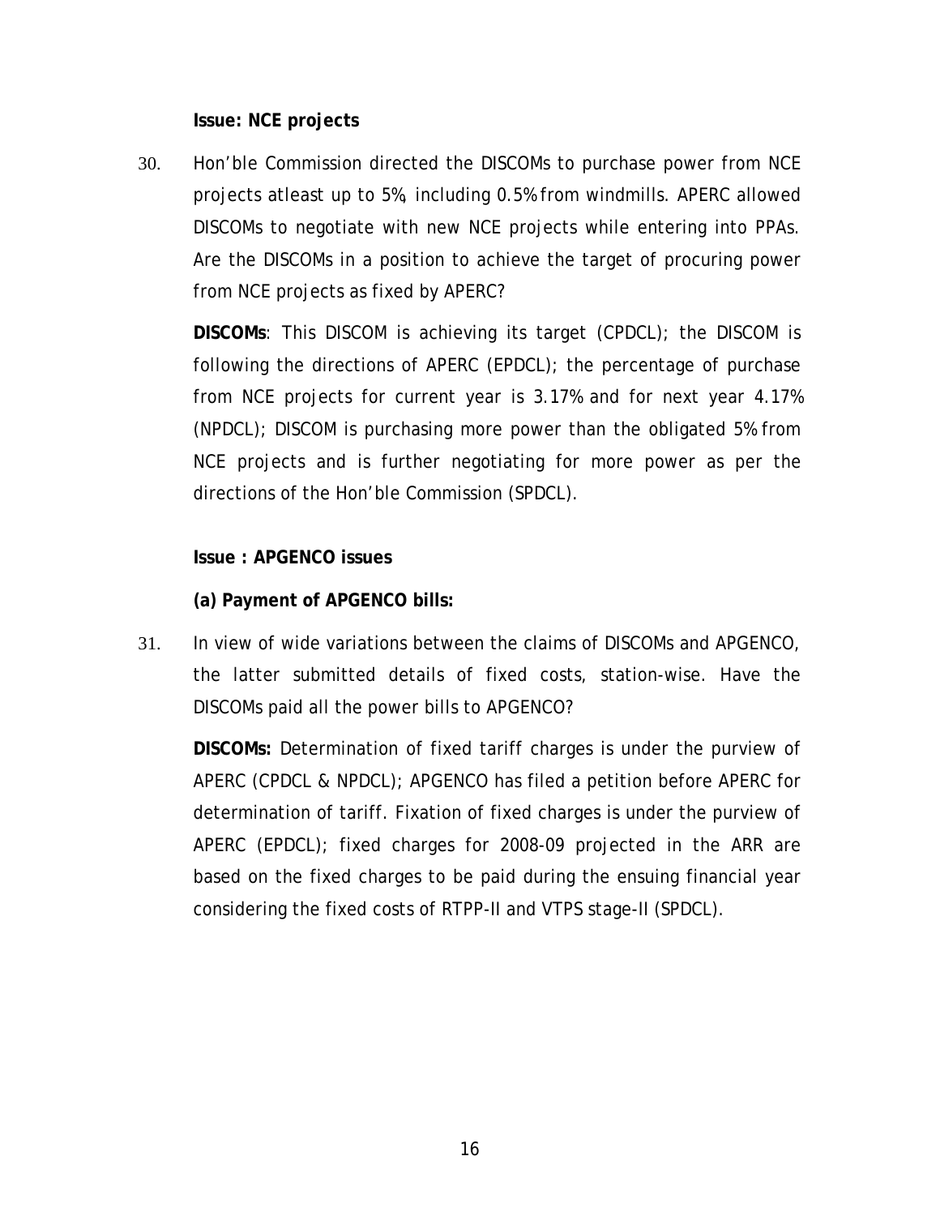**Issue: NCE projects**

30. Hon'ble Commission directed the DISCOMs to purchase power from NCE projects atleast up to 5%, including 0.5% from windmills. APERC allowed DISCOMs to negotiate with new NCE projects while entering into PPAs. Are the DISCOMs in a position to achieve the target of procuring power from NCE projects as fixed by APERC?

    **DISCOMs**: This DISCOM is achieving its target (CPDCL); the DISCOM is following the directions of APERC (EPDCL); the percentage of purchase from NCE projects for current year is 3.17% and for next year 4.17% (NPDCL); DISCOM is purchasing more power than the obligated 5% from NCE projects and is further negotiating for more power as per the directions of the Hon'ble Commission (SPDCL).

**Issue : APGENCO issues**

**(a) Payment of APGENCO bills:**

31. In view of wide variations between the claims of DISCOMs and APGENCO, the latter submitted details of fixed costs, station-wise. Have the DISCOMs paid all the power bills to APGENCO?

    **DISCOMs:** Determination of fixed tariff charges is under the purview of APERC (CPDCL & NPDCL); APGENCO has filed a petition before APERC for determination of tariff. Fixation of fixed charges is under the purview of APERC (EPDCL); fixed charges for 2008-09 projected in the ARR are based on the fixed charges to be paid during the ensuing financial year considering the fixed costs of RTPP-II and VTPS stage-II (SPDCL).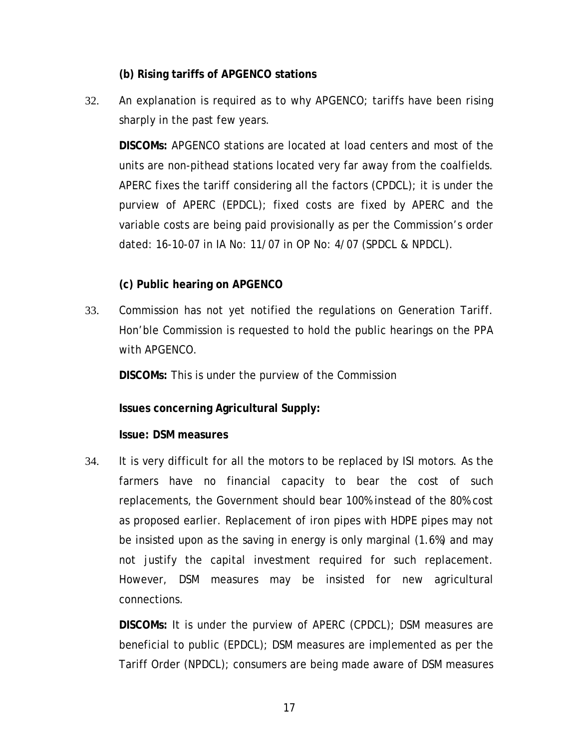**(b) Rising tariffs of APGENCO stations**

32. An explanation is required as to why APGENCO; tariffs have been rising sharply in the past few years.

    **DISCOMs:** APGENCO stations are located at load centers and most of the units are non-pithead stations located very far away from the coalfields. APERC fixes the tariff considering all the factors (CPDCL); it is under the purview of APERC (EPDCL); fixed costs are fixed by APERC and the variable costs are being paid provisionally as per the Commission's order dated: 16-10-07 in IA No: 11/07 in OP No: 4/07 (SPDCL & NPDCL).

**(c) Public hearing on APGENCO**

33. Commission has not yet notified the regulations on Generation Tariff. Hon'ble Commission is requested to hold the public hearings on the PPA with APGENCO.

    **DISCOMs:** This is under the purview of the Commission

**Issues concerning Agricultural Supply:**

**Issue: DSM measures**

34. It is very difficult for all the motors to be replaced by ISI motors. As the farmers have no financial capacity to bear the cost of such replacements, the Government should bear 100% instead of the 80% cost as proposed earlier. Replacement of iron pipes with HDPE pipes may not be insisted upon as the saving in energy is only marginal (1.6%) and may not justify the capital investment required for such replacement. However, DSM measures may be insisted for new agricultural connections.

    **DISCOMs:** It is under the purview of APERC (CPDCL); DSM measures are beneficial to public (EPDCL); DSM measures are implemented as per the Tariff Order (NPDCL); consumers are being made aware of DSM measures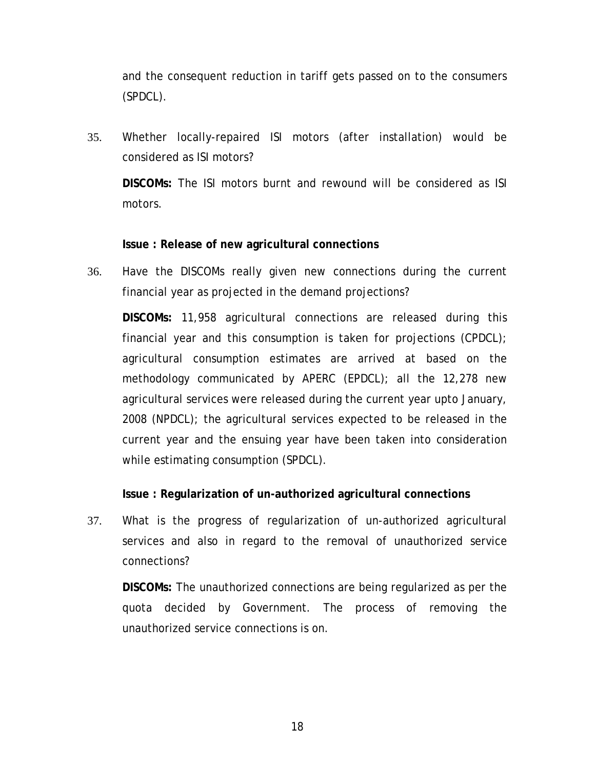and the consequent reduction in tariff gets passed on to the consumers (SPDCL).

35. Whether locally-repaired ISI motors (after installation) would be considered as ISI motors?

    **DISCOMs:** The ISI motors burnt and rewound will be considered as ISI motors.

**Issue : Release of new agricultural connections**

36. Have the DISCOMs really given new connections during the current financial year as projected in the demand projections?

    **DISCOMs:** 11,958 agricultural connections are released during this financial year and this consumption is taken for projections (CPDCL); agricultural consumption estimates are arrived at based on the methodology communicated by APERC (EPDCL); all the 12,278 new agricultural services were released during the current year upto January, 2008 (NPDCL); the agricultural services expected to be released in the current year and the ensuing year have been taken into consideration while estimating consumption (SPDCL).

**Issue : Regularization of un-authorized agricultural connections**

37. What is the progress of regularization of un-authorized agricultural services and also in regard to the removal of unauthorized service connections?

    **DISCOMs:** The unauthorized connections are being regularized as per the quota decided by Government. The process of removing the unauthorized service connections is on.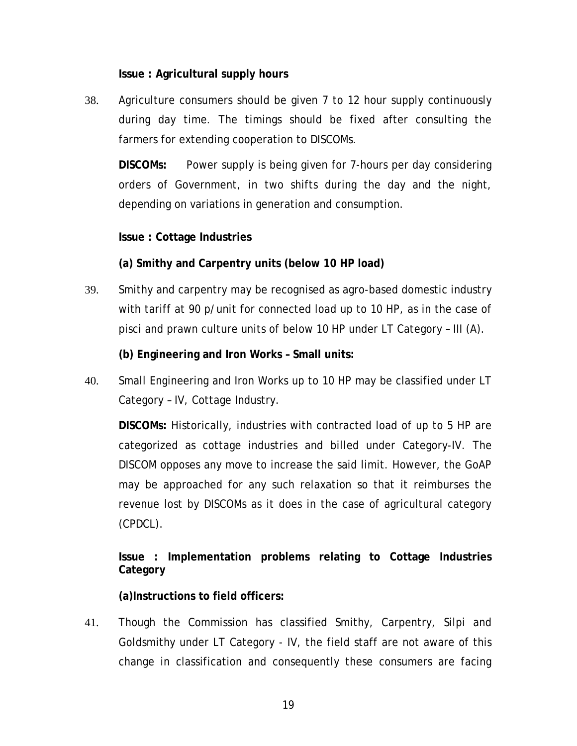**Issue : Agricultural supply hours**

38. Agriculture consumers should be given 7 to 12 hour supply continuously during day time. The timings should be fixed after consulting the farmers for extending cooperation to DISCOMs.

**DISCOMs:** Power supply is being given for 7-hours per day considering orders of Government, in two shifts during the day and the night, depending on variations in generation and consumption.

**Issue : Cottage Industries**

**(a) Smithy and Carpentry units (below 10 HP load)**

39. Smithy and carpentry may be recognised as agro-based domestic industry with tariff at 90 p/unit for connected load up to 10 HP, as in the case of pisci and prawn culture units of below 10 HP under LT Category – III (A).

**(b) Engineering and Iron Works – Small units:**

40. Small Engineering and Iron Works up to 10 HP may be classified under LT Category – IV, Cottage Industry.

**DISCOMs:** Historically, industries with contracted load of up to 5 HP are categorized as cottage industries and billed under Category-IV. The DISCOM opposes any move to increase the said limit. However, the GoAP may be approached for any such relaxation so that it reimburses the revenue lost by DISCOMs as it does in the case of agricultural category (CPDCL).

**Issue : Implementation problems relating to Cottage Industries Category**

**(a)Instructions to field officers:**

41. Though the Commission has classified Smithy, Carpentry, Silpi and Goldsmithy under LT Category - IV, the field staff are not aware of this change in classification and consequently these consumers are facing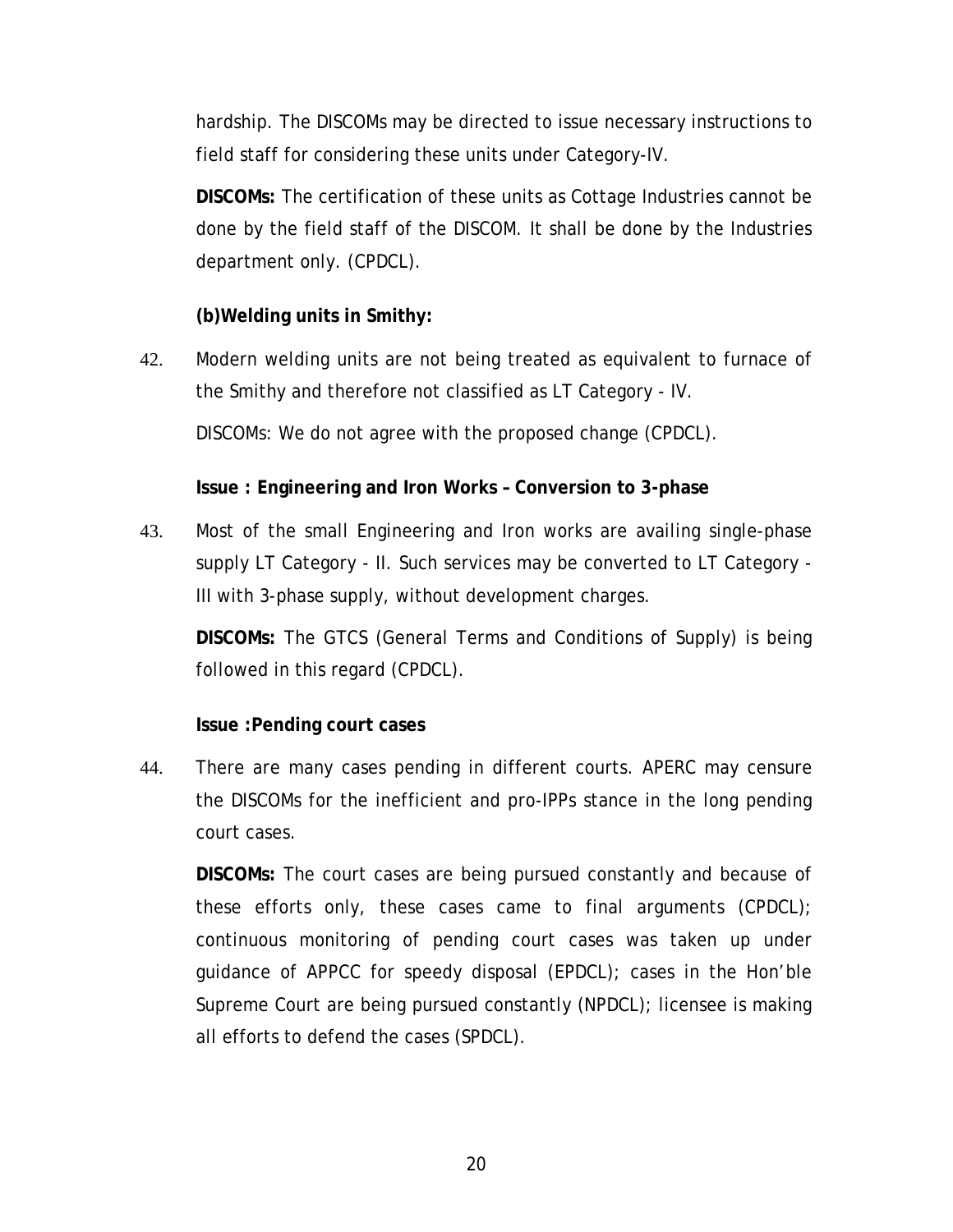hardship. The DISCOMs may be directed to issue necessary instructions to field staff for considering these units under Category-IV.

**DISCOMs:** The certification of these units as Cottage Industries cannot be done by the field staff of the DISCOM. It shall be done by the Industries department only. (CPDCL).

**(b)Welding units in Smithy:**

42. Modern welding units are not being treated as equivalent to furnace of the Smithy and therefore not classified as LT Category - IV.

    DISCOMs: We do not agree with the proposed change (CPDCL).

**Issue : Engineering and Iron Works – Conversion to 3-phase**

43. Most of the small Engineering and Iron works are availing single-phase supply LT Category - II. Such services may be converted to LT Category - III with 3-phase supply, without development charges.

    **DISCOMs:** The GTCS (General Terms and Conditions of Supply) is being followed in this regard (CPDCL).

**Issue :Pending court cases**

44. There are many cases pending in different courts. APERC may censure the DISCOMs for the inefficient and pro-IPPs stance in the long pending court cases.

    **DISCOMs:** The court cases are being pursued constantly and because of these efforts only, these cases came to final arguments (CPDCL); continuous monitoring of pending court cases was taken up under guidance of APPCC for speedy disposal (EPDCL); cases in the Hon'ble Supreme Court are being pursued constantly (NPDCL); licensee is making all efforts to defend the cases (SPDCL).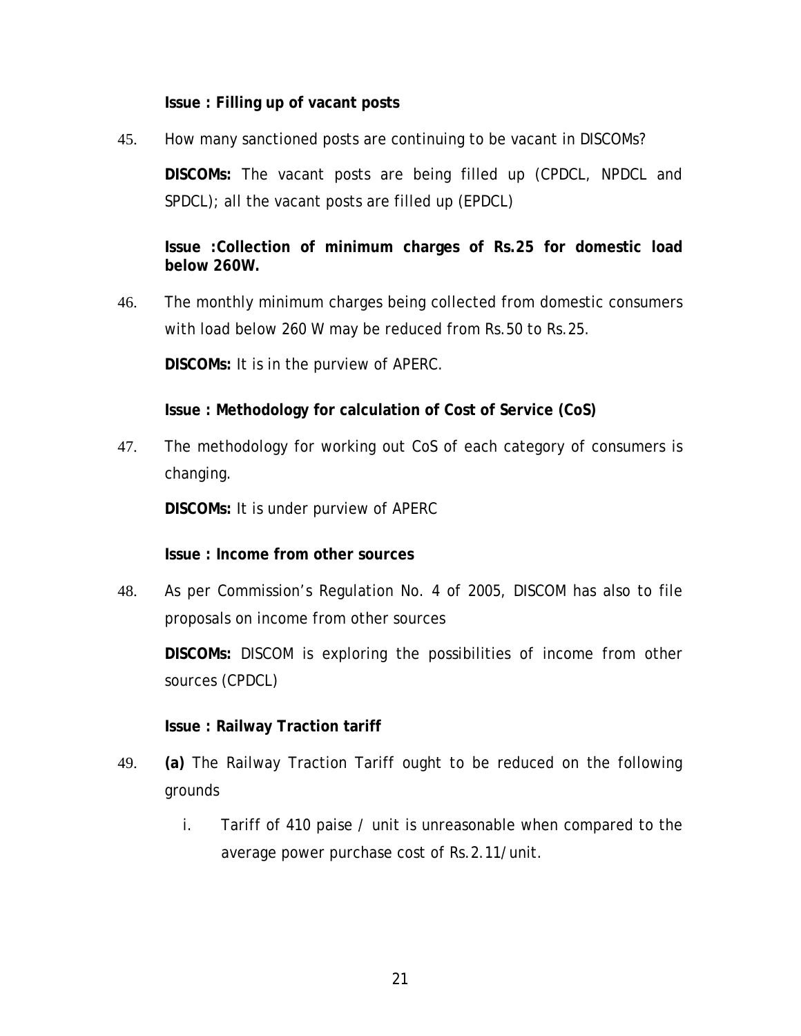**Issue : Filling up of vacant posts**

45. How many sanctioned posts are continuing to be vacant in DISCOMs?

    **DISCOMs:** The vacant posts are being filled up (CPDCL, NPDCL and SPDCL); all the vacant posts are filled up (EPDCL)

**Issue :Collection of minimum charges of Rs.25 for domestic load below 260W.**

46. The monthly minimum charges being collected from domestic consumers with load below 260 W may be reduced from Rs.50 to Rs.25.

    **DISCOMs:** It is in the purview of APERC.

**Issue : Methodology for calculation of Cost of Service (CoS)**

47. The methodology for working out CoS of each category of consumers is changing.

    **DISCOMs:** It is under purview of APERC

**Issue : Income from other sources**

48. As per Commission's Regulation No. 4 of 2005, DISCOM has also to file proposals on income from other sources

    **DISCOMs:** DISCOM is exploring the possibilities of income from other sources (CPDCL)

**Issue : Railway Traction tariff**

49. **(a)** The Railway Traction Tariff ought to be reduced on the following grounds

    i. Tariff of 410 paise / unit is unreasonable when compared to the average power purchase cost of Rs.2.11/unit.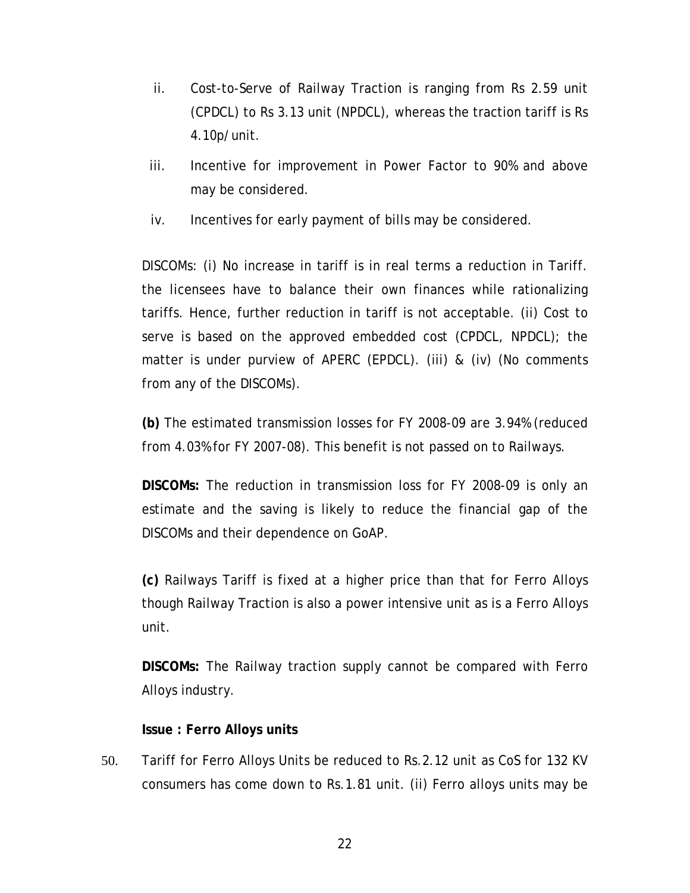ii. Cost-to-Serve of Railway Traction is ranging from Rs 2.59 unit (CPDCL) to Rs 3.13 unit (NPDCL), whereas the traction tariff is Rs 4.10p/unit.

iii. Incentive for improvement in Power Factor to 90% and above may be considered.

iv. Incentives for early payment of bills may be considered.

DISCOMs: (i) No increase in tariff is in real terms a reduction in Tariff. the licensees have to balance their own finances while rationalizing tariffs. Hence, further reduction in tariff is not acceptable. (ii) Cost to serve is based on the approved embedded cost (CPDCL, NPDCL); the matter is under purview of APERC (EPDCL). (iii) & (iv) (No comments from any of the DISCOMs).

**(b)** The estimated transmission losses for FY 2008-09 are 3.94% (reduced from 4.03% for FY 2007-08). This benefit is not passed on to Railways.

**DISCOMs:** The reduction in transmission loss for FY 2008-09 is only an estimate and the saving is likely to reduce the financial gap of the DISCOMs and their dependence on GoAP.

**(c)** Railways Tariff is fixed at a higher price than that for Ferro Alloys though Railway Traction is also a power intensive unit as is a Ferro Alloys unit.

**DISCOMs:** The Railway traction supply cannot be compared with Ferro Alloys industry.

**Issue : Ferro Alloys units**

50. Tariff for Ferro Alloys Units be reduced to Rs.2.12 unit as CoS for 132 KV consumers has come down to Rs.1.81 unit. (ii) Ferro alloys units may be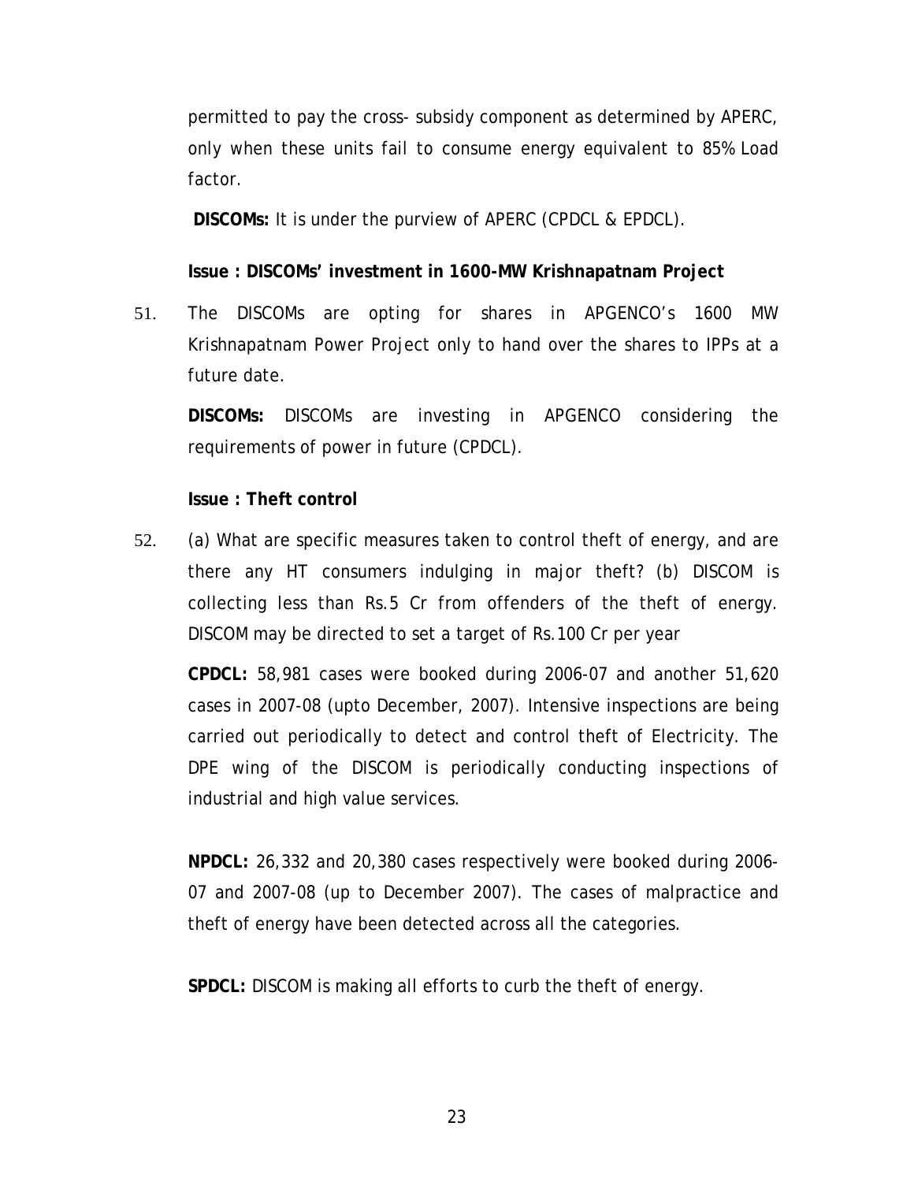permitted to pay the cross- subsidy component as determined by APERC, only when these units fail to consume energy equivalent to 85% Load factor.

**DISCOMs:** It is under the purview of APERC (CPDCL & EPDCL).

**Issue : DISCOMs' investment in 1600-MW Krishnapatnam Project**

51. The DISCOMs are opting for shares in APGENCO's 1600 MW Krishnapatnam Power Project only to hand over the shares to IPPs at a future date.

    **DISCOMs:** DISCOMs are investing in APGENCO considering the requirements of power in future (CPDCL).

**Issue : Theft control**

52. (a) What are specific measures taken to control theft of energy, and are there any HT consumers indulging in major theft? (b) DISCOM is collecting less than Rs.5 Cr from offenders of the theft of energy. DISCOM may be directed to set a target of Rs.100 Cr per year

    **CPDCL:** 58,981 cases were booked during 2006-07 and another 51,620 cases in 2007-08 (upto December, 2007). Intensive inspections are being carried out periodically to detect and control theft of Electricity. The DPE wing of the DISCOM is periodically conducting inspections of industrial and high value services.

    **NPDCL:** 26,332 and 20,380 cases respectively were booked during 2006-07 and 2007-08 (up to December 2007). The cases of malpractice and theft of energy have been detected across all the categories.

    **SPDCL:** DISCOM is making all efforts to curb the theft of energy.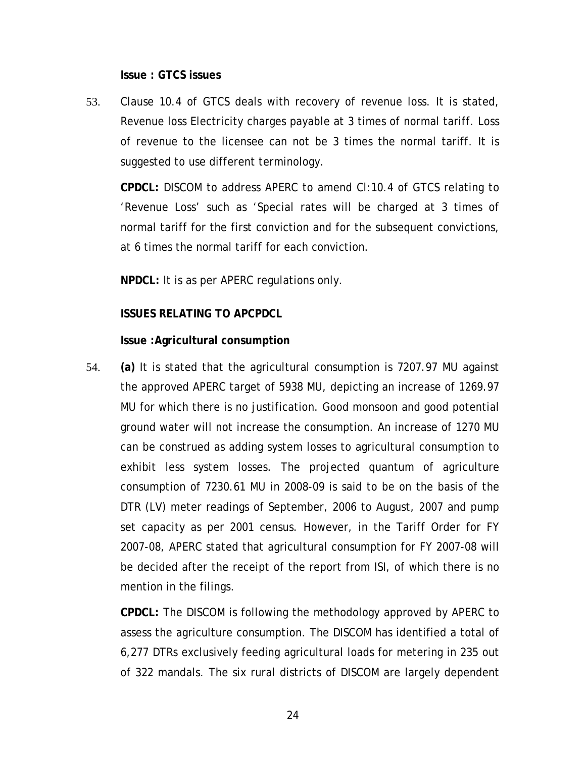**Issue : GTCS issues**

53. Clause 10.4 of GTCS deals with recovery of revenue loss. It is stated, Revenue loss Electricity charges payable at 3 times of normal tariff. Loss of revenue to the licensee can not be 3 times the normal tariff. It is suggested to use different terminology.

**CPDCL:** DISCOM to address APERC to amend Cl:10.4 of GTCS relating to 'Revenue Loss' such as 'Special rates will be charged at 3 times of normal tariff for the first conviction and for the subsequent convictions, at 6 times the normal tariff for each conviction.

**NPDCL:** It is as per APERC regulations only.

**ISSUES RELATING TO APCPDCL**

**Issue :Agricultural consumption**

54. **(a)** It is stated that the agricultural consumption is 7207.97 MU against the approved APERC target of 5938 MU, depicting an increase of 1269.97 MU for which there is no justification. Good monsoon and good potential ground water will not increase the consumption. An increase of 1270 MU can be construed as adding system losses to agricultural consumption to exhibit less system losses. The projected quantum of agriculture consumption of 7230.61 MU in 2008-09 is said to be on the basis of the DTR (LV) meter readings of September, 2006 to August, 2007 and pump set capacity as per 2001 census. However, in the Tariff Order for FY 2007-08, APERC stated that agricultural consumption for FY 2007-08 will be decided after the receipt of the report from ISI, of which there is no mention in the filings.

**CPDCL:** The DISCOM is following the methodology approved by APERC to assess the agriculture consumption. The DISCOM has identified a total of 6,277 DTRs exclusively feeding agricultural loads for metering in 235 out of 322 mandals. The six rural districts of DISCOM are largely dependent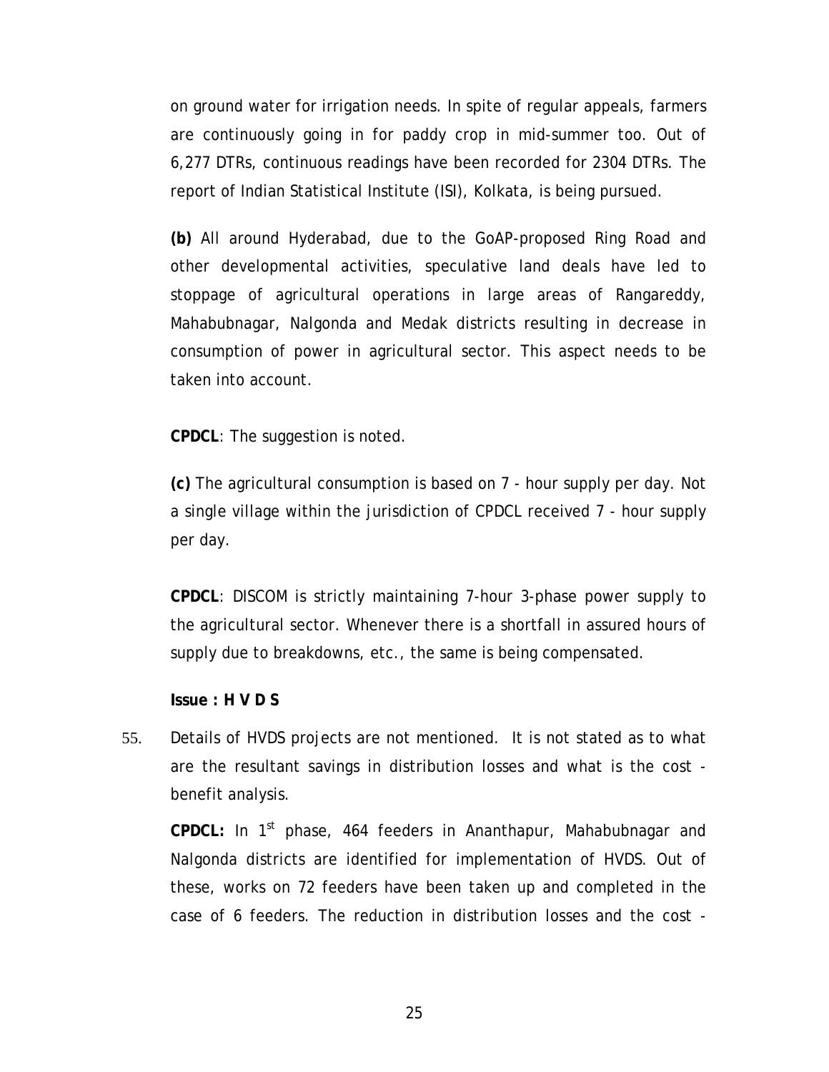on ground water for irrigation needs. In spite of regular appeals, farmers are continuously going in for paddy crop in mid-summer too. Out of 6,277 DTRs, continuous readings have been recorded for 2304 DTRs. The report of Indian Statistical Institute (ISI), Kolkata, is being pursued.

**(b)** All around Hyderabad, due to the GoAP-proposed Ring Road and other developmental activities, speculative land deals have led to stoppage of agricultural operations in large areas of Rangareddy, Mahabubnagar, Nalgonda and Medak districts resulting in decrease in consumption of power in agricultural sector. This aspect needs to be taken into account.

**CPDCL**: The suggestion is noted.

**(c)** The agricultural consumption is based on 7 - hour supply per day. Not a single village within the jurisdiction of CPDCL received 7 - hour supply per day.

**CPDCL**: DISCOM is strictly maintaining 7-hour 3-phase power supply to the agricultural sector. Whenever there is a shortfall in assured hours of supply due to breakdowns, etc., the same is being compensated.

**Issue : H V D S**

55. Details of HVDS projects are not mentioned. It is not stated as to what are the resultant savings in distribution losses and what is the cost - benefit analysis.

**CPDCL:** In 1st phase, 464 feeders in Ananthapur, Mahabubnagar and Nalgonda districts are identified for implementation of HVDS. Out of these, works on 72 feeders have been taken up and completed in the case of 6 feeders. The reduction in distribution losses and the cost -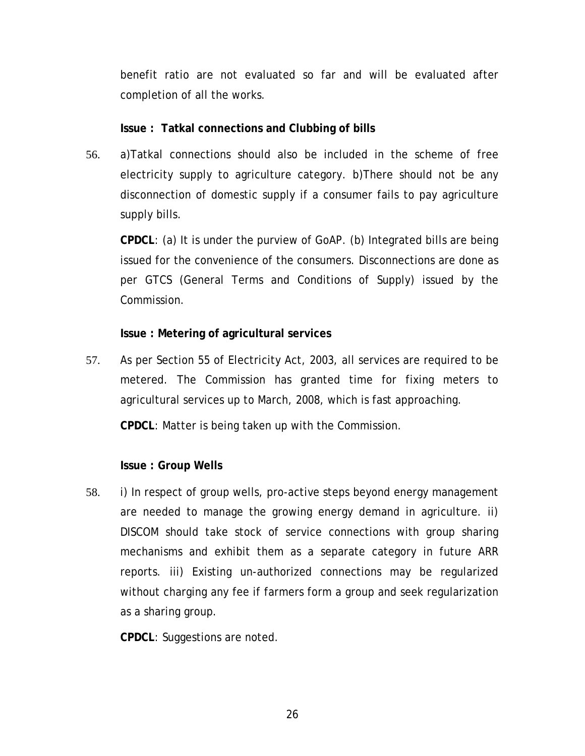benefit ratio are not evaluated so far and will be evaluated after completion of all the works.

**Issue : Tatkal connections and Clubbing of bills**

56. a)Tatkal connections should also be included in the scheme of free electricity supply to agriculture category. b)There should not be any disconnection of domestic supply if a consumer fails to pay agriculture supply bills.

**CPDCL**: (a) It is under the purview of GoAP. (b) Integrated bills are being issued for the convenience of the consumers. Disconnections are done as per GTCS (General Terms and Conditions of Supply) issued by the Commission.

**Issue : Metering of agricultural services**

57. As per Section 55 of Electricity Act, 2003, all services are required to be metered. The Commission has granted time for fixing meters to agricultural services up to March, 2008, which is fast approaching.

**CPDCL**: Matter is being taken up with the Commission.

**Issue : Group Wells**

58. i) In respect of group wells, pro-active steps beyond energy management are needed to manage the growing energy demand in agriculture. ii) DISCOM should take stock of service connections with group sharing mechanisms and exhibit them as a separate category in future ARR reports. iii) Existing un-authorized connections may be regularized without charging any fee if farmers form a group and seek regularization as a sharing group.

**CPDCL**: Suggestions are noted.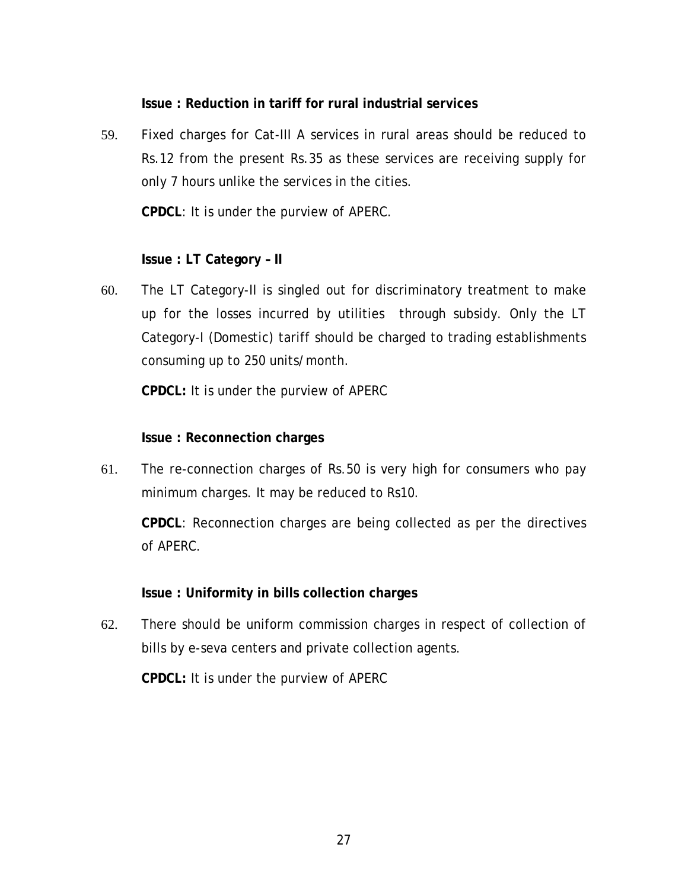**Issue : Reduction in tariff for rural industrial services**

59. Fixed charges for Cat-III A services in rural areas should be reduced to Rs.12 from the present Rs.35 as these services are receiving supply for only 7 hours unlike the services in the cities.

    **CPDCL**: It is under the purview of APERC.

**Issue : LT Category – II**

60. The LT Category-II is singled out for discriminatory treatment to make up for the losses incurred by utilities through subsidy. Only the LT Category-I (Domestic) tariff should be charged to trading establishments consuming up to 250 units/month.

    **CPDCL:** It is under the purview of APERC

**Issue : Reconnection charges**

61. The re-connection charges of Rs.50 is very high for consumers who pay minimum charges. It may be reduced to Rs10.

    **CPDCL**: Reconnection charges are being collected as per the directives of APERC.

**Issue : Uniformity in bills collection charges**

62. There should be uniform commission charges in respect of collection of bills by e-seva centers and private collection agents.

    **CPDCL:** It is under the purview of APERC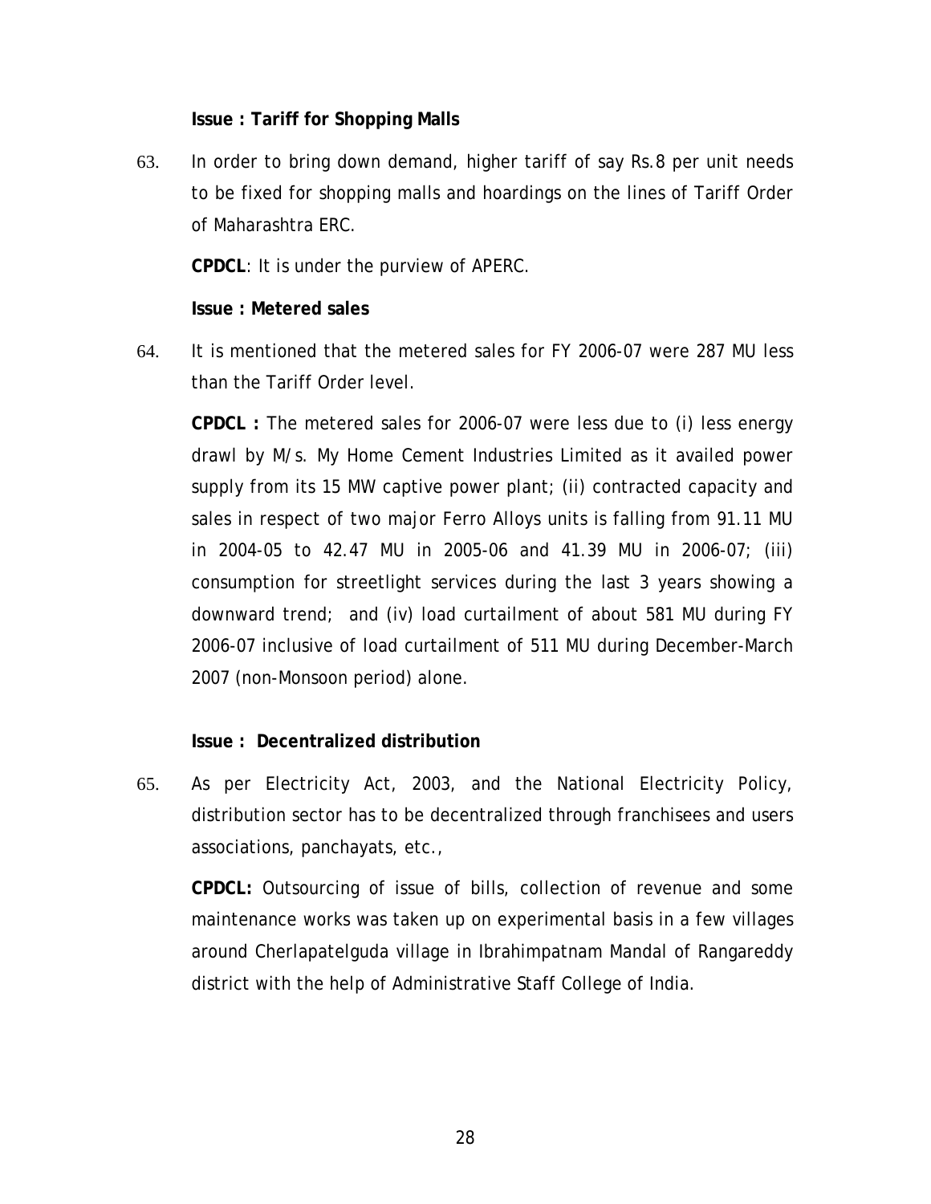**Issue : Tariff for Shopping Malls**

63. In order to bring down demand, higher tariff of say Rs.8 per unit needs to be fixed for shopping malls and hoardings on the lines of Tariff Order of Maharashtra ERC.

**CPDCL**: It is under the purview of APERC.

**Issue : Metered sales**

64. It is mentioned that the metered sales for FY 2006-07 were 287 MU less than the Tariff Order level.

**CPDCL :** The metered sales for 2006-07 were less due to (i) less energy drawl by M/s. My Home Cement Industries Limited as it availed power supply from its 15 MW captive power plant; (ii) contracted capacity and sales in respect of two major Ferro Alloys units is falling from 91.11 MU in 2004-05 to 42.47 MU in 2005-06 and 41.39 MU in 2006-07; (iii) consumption for streetlight services during the last 3 years showing a downward trend; and (iv) load curtailment of about 581 MU during FY 2006-07 inclusive of load curtailment of 511 MU during December-March 2007 (non-Monsoon period) alone.

**Issue : Decentralized distribution**

65. As per Electricity Act, 2003, and the National Electricity Policy, distribution sector has to be decentralized through franchisees and users associations, panchayats, etc.,

**CPDCL:** Outsourcing of issue of bills, collection of revenue and some maintenance works was taken up on experimental basis in a few villages around Cherlapatelguda village in Ibrahimpatnam Mandal of Rangareddy district with the help of Administrative Staff College of India.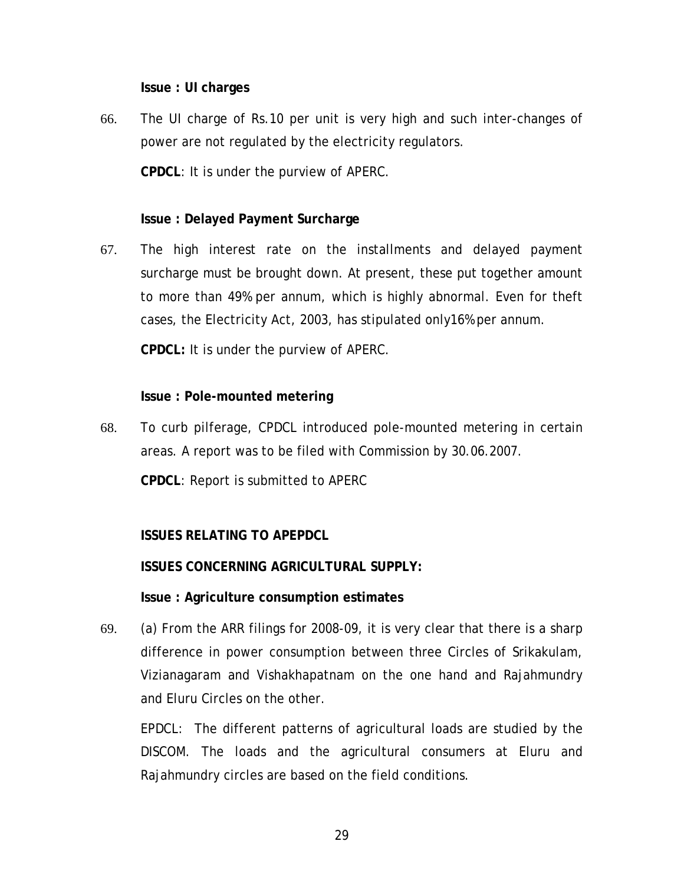**Issue : UI charges**

66. The UI charge of Rs.10 per unit is very high and such inter-changes of power are not regulated by the electricity regulators.

 **CPDCL**: It is under the purview of APERC.

**Issue : Delayed Payment Surcharge**

67. The high interest rate on the installments and delayed payment surcharge must be brought down. At present, these put together amount to more than 49% per annum, which is highly abnormal. Even for theft cases, the Electricity Act, 2003, has stipulated only16% per annum.

 **CPDCL:** It is under the purview of APERC.

**Issue : Pole-mounted metering**

68. To curb pilferage, CPDCL introduced pole-mounted metering in certain areas. A report was to be filed with Commission by 30.06.2007.

 **CPDCL**: Report is submitted to APERC

**ISSUES RELATING TO APEPDCL**

**ISSUES CONCERNING AGRICULTURAL SUPPLY:**

**Issue : Agriculture consumption estimates**

69. (a) From the ARR filings for 2008-09, it is very clear that there is a sharp difference in power consumption between three Circles of Srikakulam, Vizianagaram and Vishakhapatnam on the one hand and Rajahmundry and Eluru Circles on the other.

 EPDCL: The different patterns of agricultural loads are studied by the DISCOM. The loads and the agricultural consumers at Eluru and Rajahmundry circles are based on the field conditions.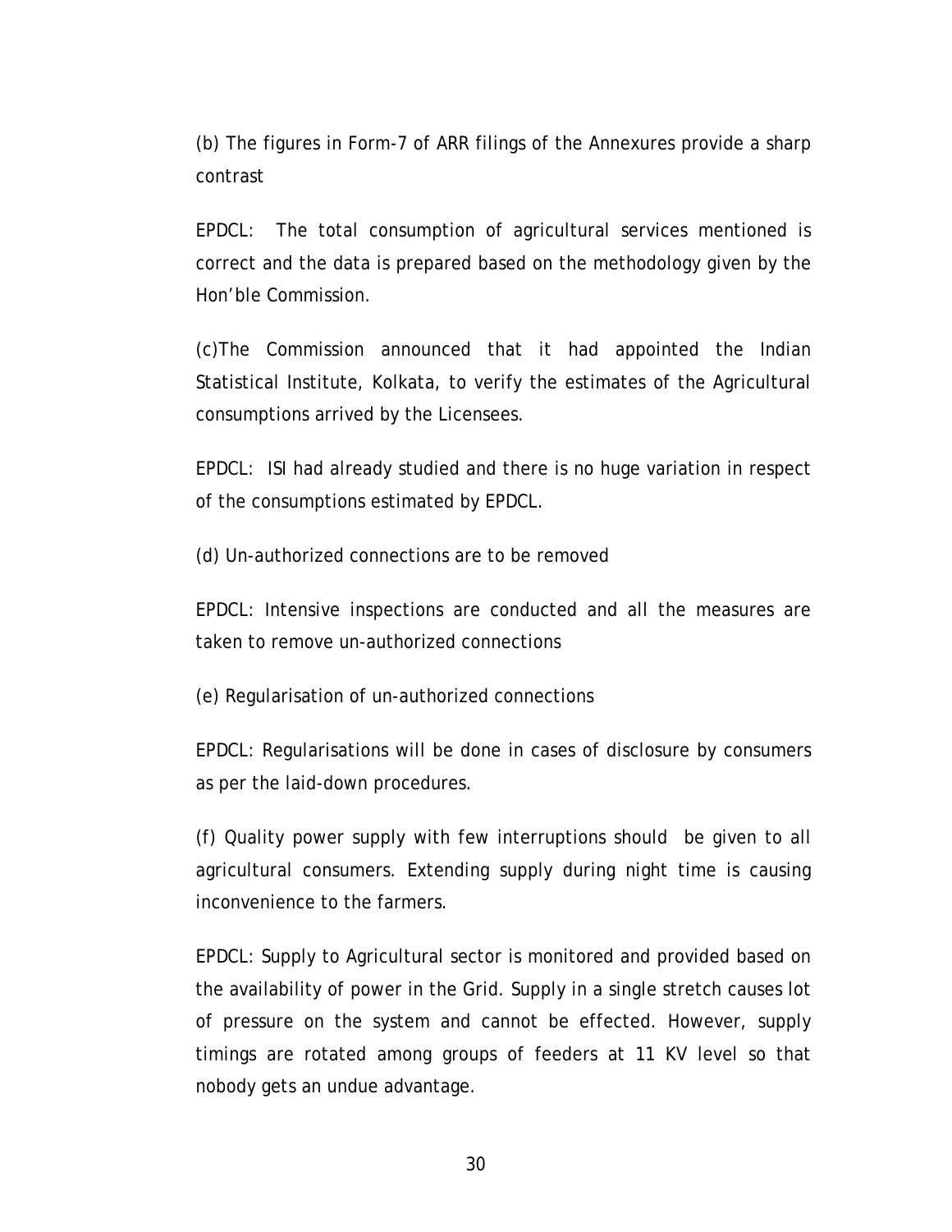(b) The figures in Form-7 of ARR filings of the Annexures provide a sharp contrast

EPDCL: The total consumption of agricultural services mentioned is correct and the data is prepared based on the methodology given by the Hon'ble Commission.

(c)The Commission announced that it had appointed the Indian Statistical Institute, Kolkata, to verify the estimates of the Agricultural consumptions arrived by the Licensees.

EPDCL: ISI had already studied and there is no huge variation in respect of the consumptions estimated by EPDCL.

(d) Un-authorized connections are to be removed

EPDCL: Intensive inspections are conducted and all the measures are taken to remove un-authorized connections

(e) Regularisation of un-authorized connections

EPDCL: Regularisations will be done in cases of disclosure by consumers as per the laid-down procedures.

(f) Quality power supply with few interruptions should be given to all agricultural consumers. Extending supply during night time is causing inconvenience to the farmers.

EPDCL: Supply to Agricultural sector is monitored and provided based on the availability of power in the Grid. Supply in a single stretch causes lot of pressure on the system and cannot be effected. However, supply timings are rotated among groups of feeders at 11 KV level so that nobody gets an undue advantage.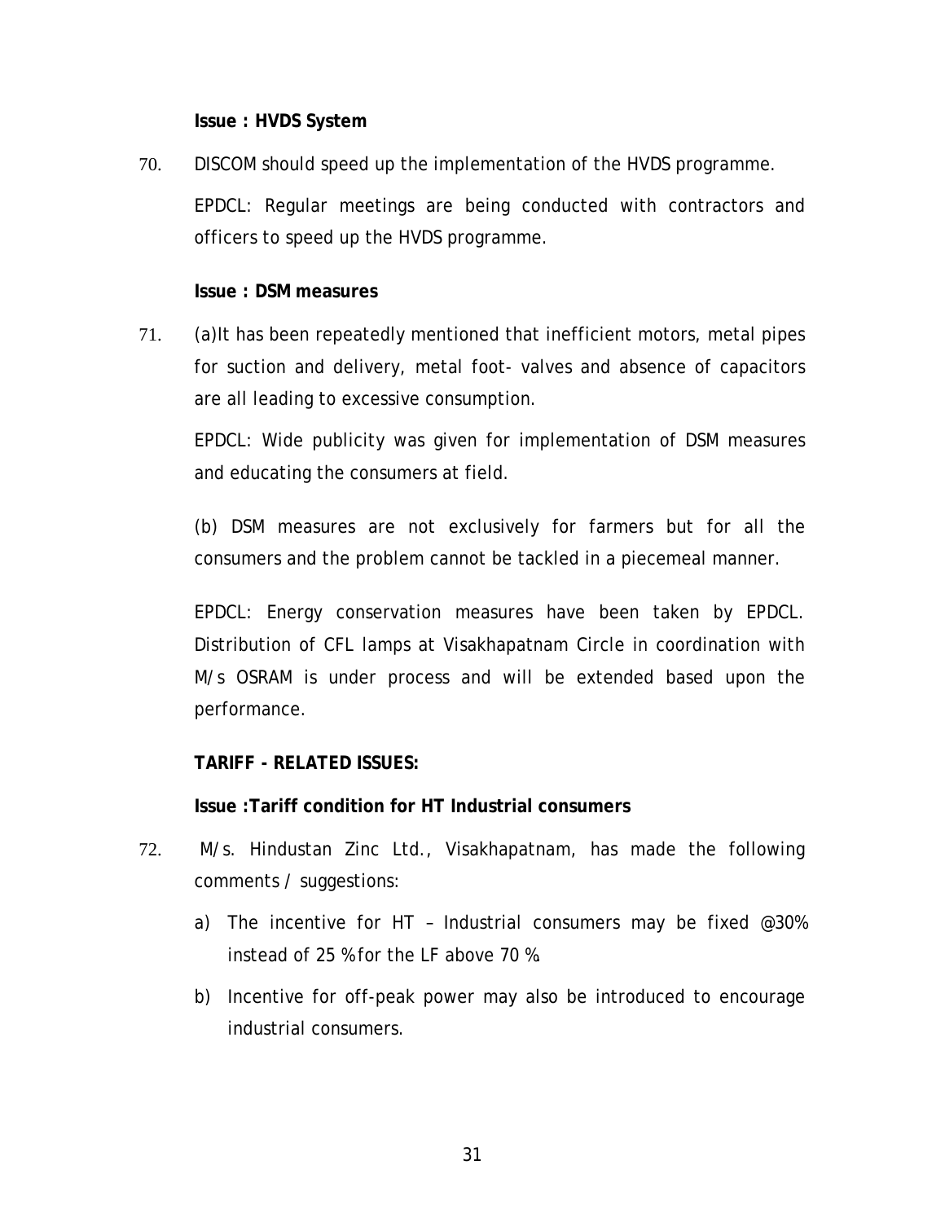**Issue : HVDS System**

70. DISCOM should speed up the implementation of the HVDS programme.

EPDCL: Regular meetings are being conducted with contractors and officers to speed up the HVDS programme.

**Issue : DSM measures**

71. (a)It has been repeatedly mentioned that inefficient motors, metal pipes for suction and delivery, metal foot- valves and absence of capacitors are all leading to excessive consumption.

EPDCL: Wide publicity was given for implementation of DSM measures and educating the consumers at field.

(b) DSM measures are not exclusively for farmers but for all the consumers and the problem cannot be tackled in a piecemeal manner.

EPDCL: Energy conservation measures have been taken by EPDCL. Distribution of CFL lamps at Visakhapatnam Circle in coordination with M/s OSRAM is under process and will be extended based upon the performance.

**TARIFF - RELATED ISSUES:**

**Issue :Tariff condition for HT Industrial consumers**

72. M/s. Hindustan Zinc Ltd., Visakhapatnam, has made the following comments / suggestions:

   a) The incentive for HT – Industrial consumers may be fixed @30% instead of 25 % for the LF above 70 %.

   b) Incentive for off-peak power may also be introduced to encourage industrial consumers.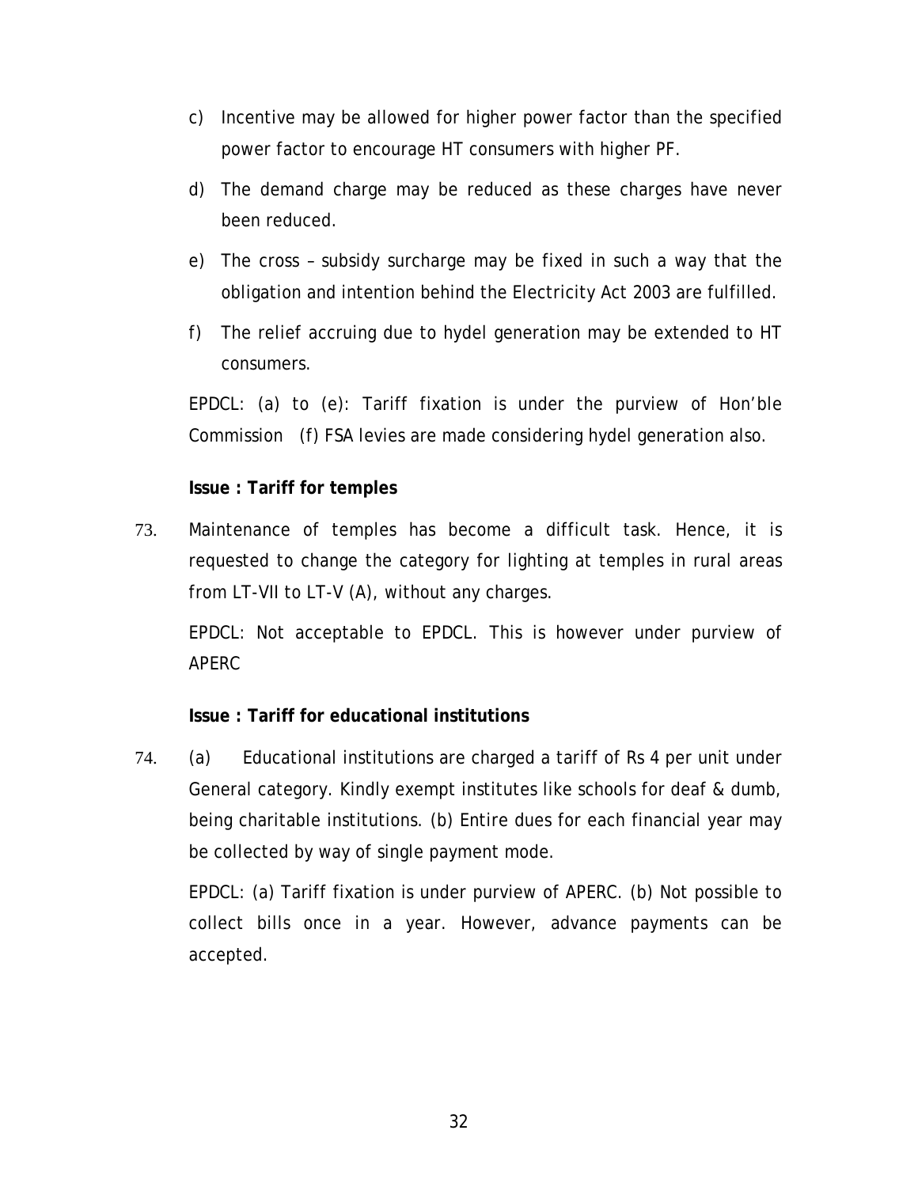c) Incentive may be allowed for higher power factor than the specified power factor to encourage HT consumers with higher PF.

d) The demand charge may be reduced as these charges have never been reduced.

e) The cross – subsidy surcharge may be fixed in such a way that the obligation and intention behind the Electricity Act 2003 are fulfilled.

f) The relief accruing due to hydel generation may be extended to HT consumers.

EPDCL: (a) to (e): Tariff fixation is under the purview of Hon'ble Commission (f) FSA levies are made considering hydel generation also.

**Issue : Tariff for temples**

73. Maintenance of temples has become a difficult task. Hence, it is requested to change the category for lighting at temples in rural areas from LT-VII to LT-V (A), without any charges.

EPDCL: Not acceptable to EPDCL. This is however under purview of APERC

**Issue : Tariff for educational institutions**

74. (a) Educational institutions are charged a tariff of Rs 4 per unit under General category. Kindly exempt institutes like schools for deaf & dumb, being charitable institutions. (b) Entire dues for each financial year may be collected by way of single payment mode.

EPDCL: (a) Tariff fixation is under purview of APERC. (b) Not possible to collect bills once in a year. However, advance payments can be accepted.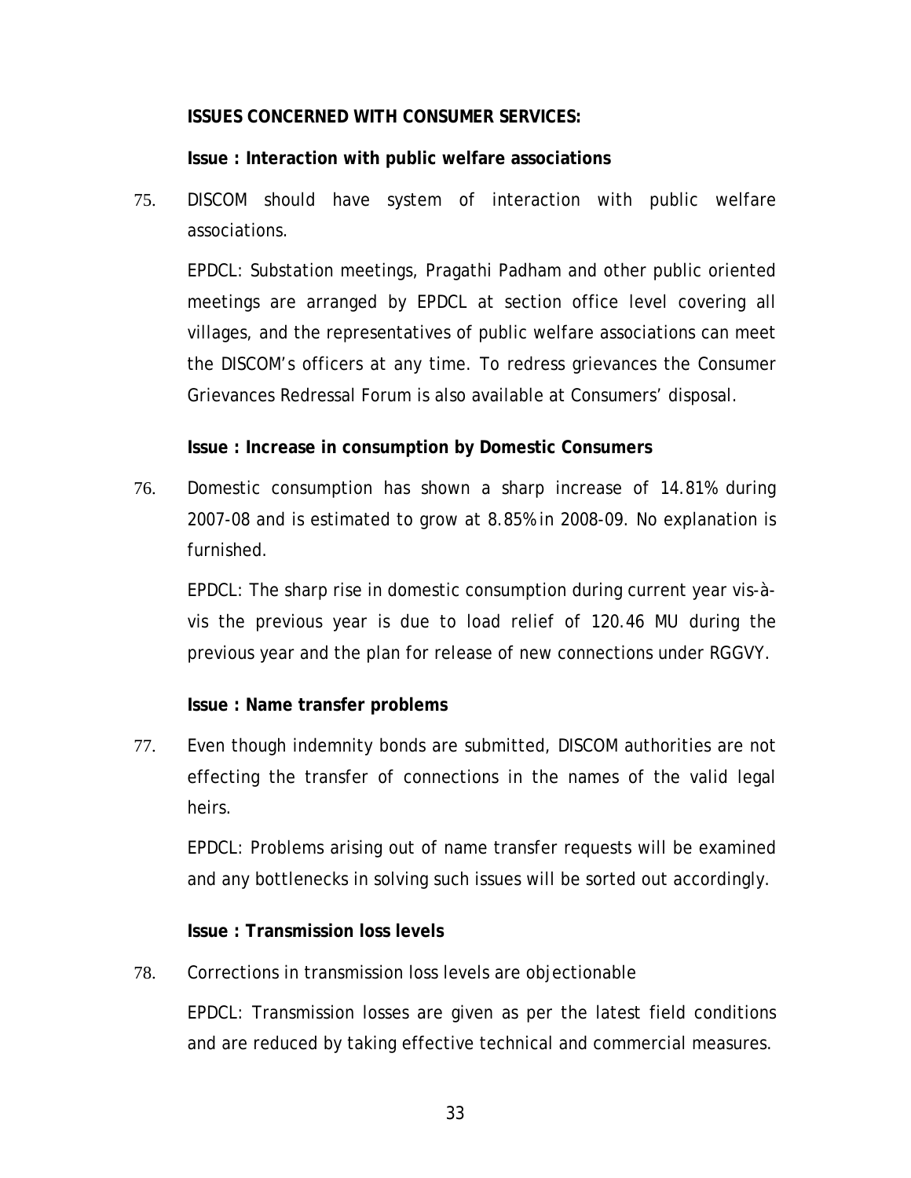**ISSUES CONCERNED WITH CONSUMER SERVICES:**

**Issue : Interaction with public welfare associations**

75. DISCOM should have system of interaction with public welfare associations.

    EPDCL: Substation meetings, Pragathi Padham and other public oriented meetings are arranged by EPDCL at section office level covering all villages, and the representatives of public welfare associations can meet the DISCOM's officers at any time. To redress grievances the Consumer Grievances Redressal Forum is also available at Consumers' disposal.

**Issue : Increase in consumption by Domestic Consumers**

76. Domestic consumption has shown a sharp increase of 14.81% during 2007-08 and is estimated to grow at 8.85% in 2008-09. No explanation is furnished.

    EPDCL: The sharp rise in domestic consumption during current year vis-à-vis the previous year is due to load relief of 120.46 MU during the previous year and the plan for release of new connections under RGGVY.

**Issue : Name transfer problems**

77. Even though indemnity bonds are submitted, DISCOM authorities are not effecting the transfer of connections in the names of the valid legal heirs.

    EPDCL: Problems arising out of name transfer requests will be examined and any bottlenecks in solving such issues will be sorted out accordingly.

**Issue : Transmission loss levels**

78. Corrections in transmission loss levels are objectionable

    EPDCL: Transmission losses are given as per the latest field conditions and are reduced by taking effective technical and commercial measures.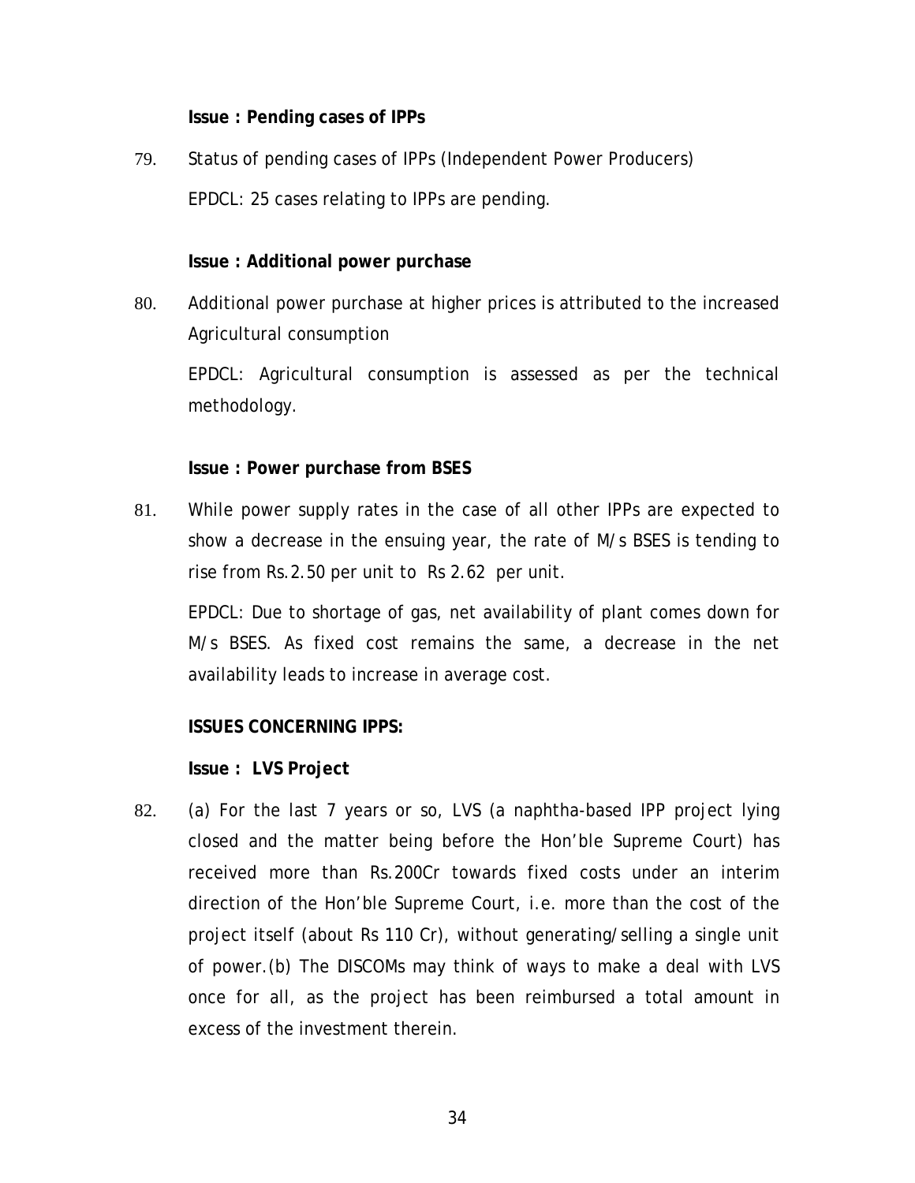**Issue : Pending cases of IPPs**

79. Status of pending cases of IPPs (Independent Power Producers)

EPDCL: 25 cases relating to IPPs are pending.

**Issue : Additional power purchase**

80. Additional power purchase at higher prices is attributed to the increased Agricultural consumption

EPDCL: Agricultural consumption is assessed as per the technical methodology.

**Issue : Power purchase from BSES**

81. While power supply rates in the case of all other IPPs are expected to show a decrease in the ensuing year, the rate of M/s BSES is tending to rise from Rs.2.50 per unit to Rs 2.62 per unit.

EPDCL: Due to shortage of gas, net availability of plant comes down for M/s BSES. As fixed cost remains the same, a decrease in the net availability leads to increase in average cost.

**ISSUES CONCERNING IPPS:**

**Issue : LVS Project**

82. (a) For the last 7 years or so, LVS (a naphtha-based IPP project lying closed and the matter being before the Hon'ble Supreme Court) has received more than Rs.200Cr towards fixed costs under an interim direction of the Hon'ble Supreme Court, i.e. more than the cost of the project itself (about Rs 110 Cr), without generating/selling a single unit of power.(b) The DISCOMs may think of ways to make a deal with LVS once for all, as the project has been reimbursed a total amount in excess of the investment therein.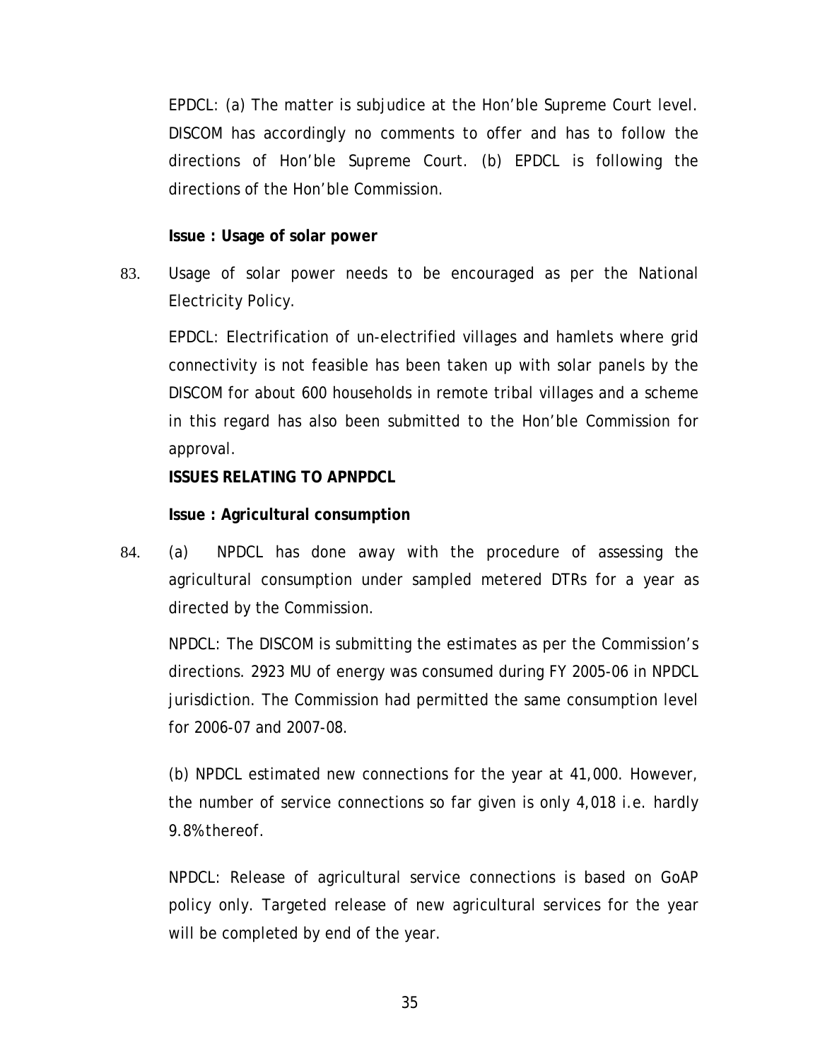EPDCL: (a) The matter is subjudice at the Hon'ble Supreme Court level. DISCOM has accordingly no comments to offer and has to follow the directions of Hon'ble Supreme Court. (b) EPDCL is following the directions of the Hon'ble Commission.

**Issue : Usage of solar power**

83. Usage of solar power needs to be encouraged as per the National Electricity Policy.

EPDCL: Electrification of un-electrified villages and hamlets where grid connectivity is not feasible has been taken up with solar panels by the DISCOM for about 600 households in remote tribal villages and a scheme in this regard has also been submitted to the Hon'ble Commission for approval.

**ISSUES RELATING TO APNPDCL**

**Issue : Agricultural consumption**

84. (a) NPDCL has done away with the procedure of assessing the agricultural consumption under sampled metered DTRs for a year as directed by the Commission.

NPDCL: The DISCOM is submitting the estimates as per the Commission's directions. 2923 MU of energy was consumed during FY 2005-06 in NPDCL jurisdiction. The Commission had permitted the same consumption level for 2006-07 and 2007-08.

(b) NPDCL estimated new connections for the year at 41,000. However, the number of service connections so far given is only 4,018 i.e. hardly 9.8% thereof.

NPDCL: Release of agricultural service connections is based on GoAP policy only. Targeted release of new agricultural services for the year will be completed by end of the year.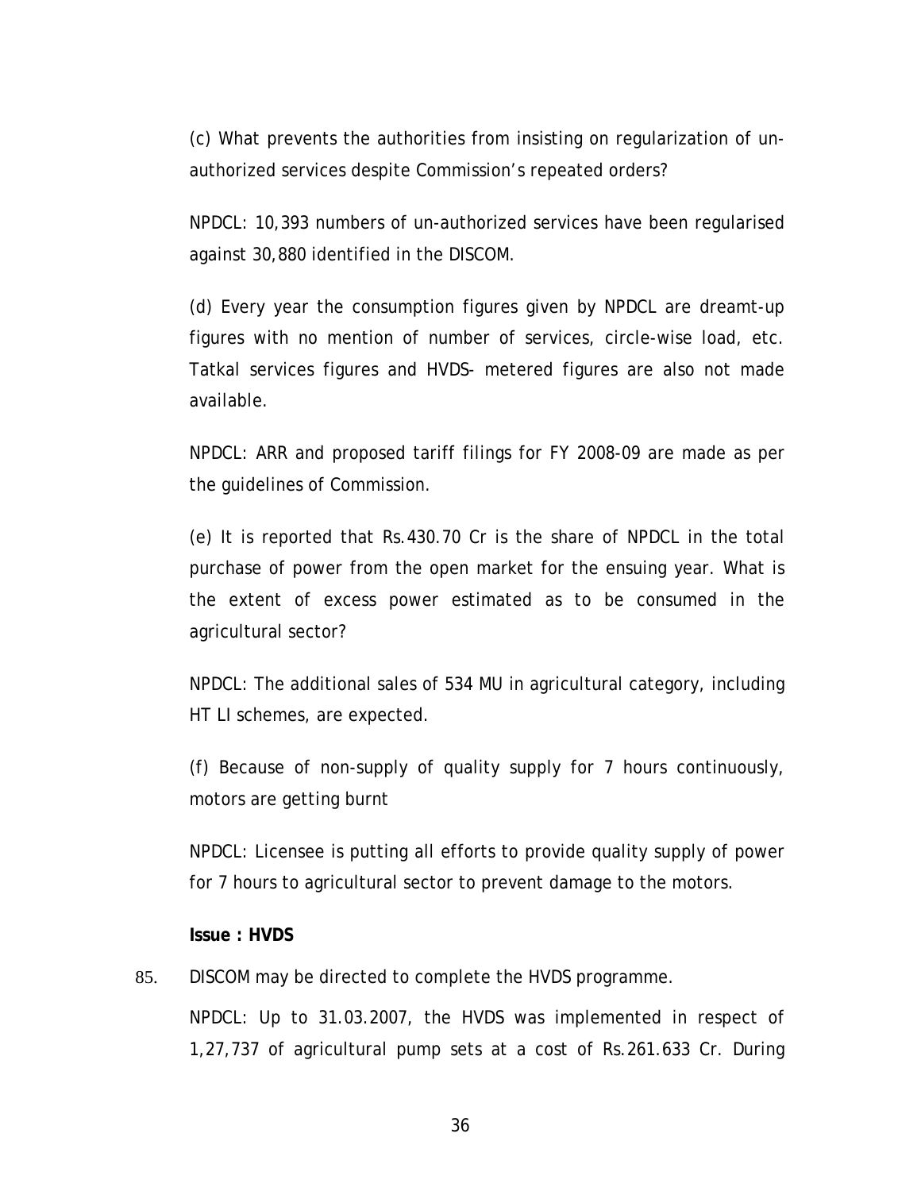(c) What prevents the authorities from insisting on regularization of un-authorized services despite Commission's repeated orders?

NPDCL: 10,393 numbers of un-authorized services have been regularised against 30,880 identified in the DISCOM.

(d) Every year the consumption figures given by NPDCL are dreamt-up figures with no mention of number of services, circle-wise load, etc. Tatkal services figures and HVDS- metered figures are also not made available.

NPDCL: ARR and proposed tariff filings for FY 2008-09 are made as per the guidelines of Commission.

(e) It is reported that Rs.430.70 Cr is the share of NPDCL in the total purchase of power from the open market for the ensuing year. What is the extent of excess power estimated as to be consumed in the agricultural sector?

NPDCL: The additional sales of 534 MU in agricultural category, including HT LI schemes, are expected.

(f) Because of non-supply of quality supply for 7 hours continuously, motors are getting burnt

NPDCL: Licensee is putting all efforts to provide quality supply of power for 7 hours to agricultural sector to prevent damage to the motors.

**Issue : HVDS**

85. DISCOM may be directed to complete the HVDS programme.

NPDCL: Up to 31.03.2007, the HVDS was implemented in respect of 1,27,737 of agricultural pump sets at a cost of Rs.261.633 Cr. During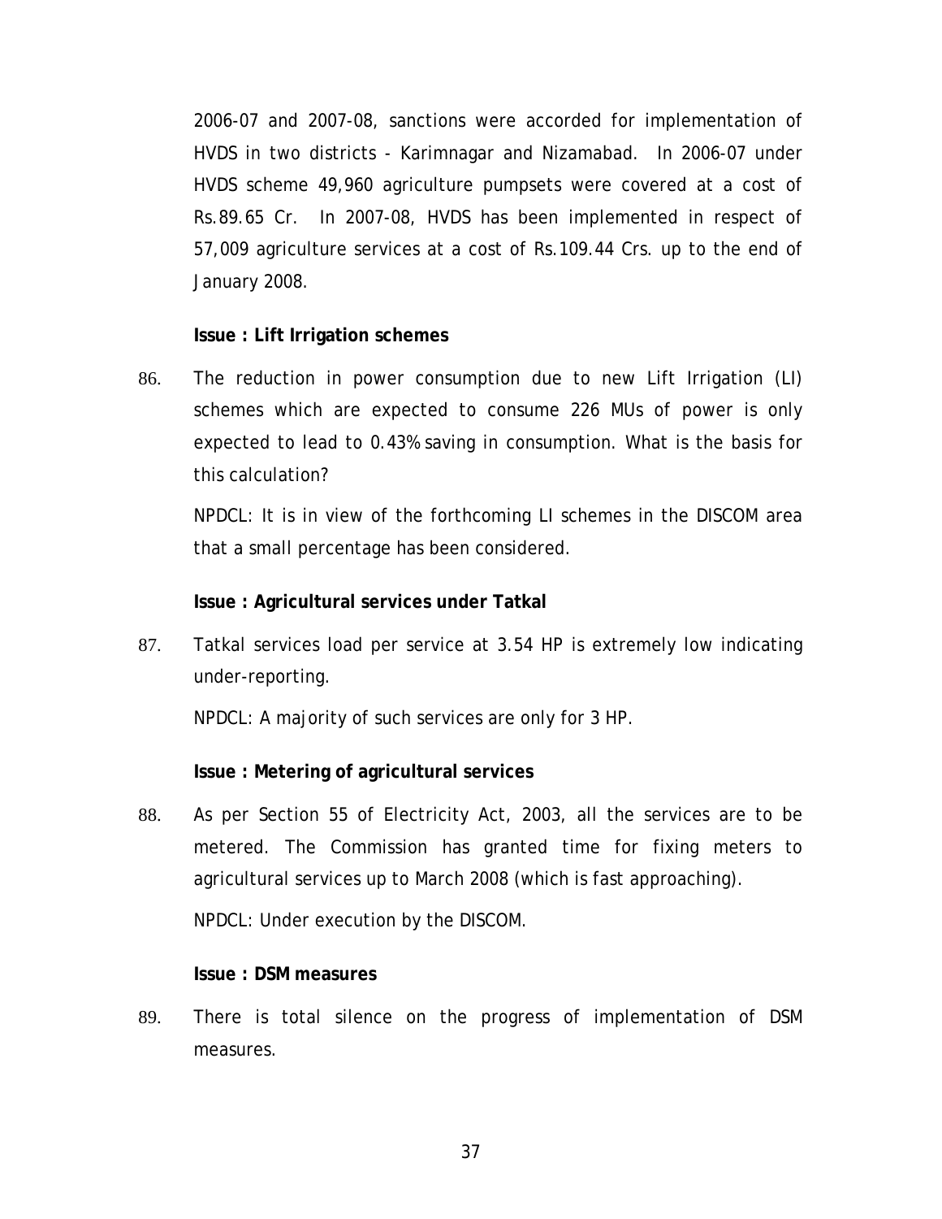2006-07 and 2007-08, sanctions were accorded for implementation of HVDS in two districts - Karimnagar and Nizamabad. In 2006-07 under HVDS scheme 49,960 agriculture pumpsets were covered at a cost of Rs.89.65 Cr. In 2007-08, HVDS has been implemented in respect of 57,009 agriculture services at a cost of Rs.109.44 Crs. up to the end of January 2008.

**Issue : Lift Irrigation schemes**

86. The reduction in power consumption due to new Lift Irrigation (LI) schemes which are expected to consume 226 MUs of power is only expected to lead to 0.43% saving in consumption. What is the basis for this calculation?

    NPDCL: It is in view of the forthcoming LI schemes in the DISCOM area that a small percentage has been considered.

**Issue : Agricultural services under Tatkal**

87. Tatkal services load per service at 3.54 HP is extremely low indicating under-reporting.

    NPDCL: A majority of such services are only for 3 HP.

**Issue : Metering of agricultural services**

88. As per Section 55 of Electricity Act, 2003, all the services are to be metered. The Commission has granted time for fixing meters to agricultural services up to March 2008 (which is fast approaching).

    NPDCL: Under execution by the DISCOM.

**Issue : DSM measures**

89. There is total silence on the progress of implementation of DSM measures.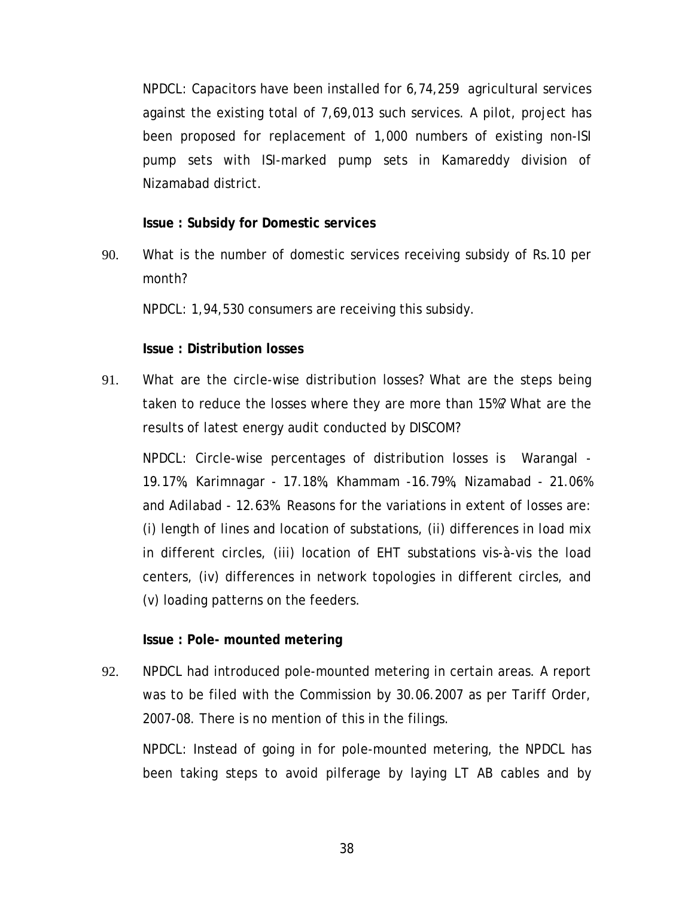NPDCL: Capacitors have been installed for 6,74,259 agricultural services against the existing total of 7,69,013 such services. A pilot, project has been proposed for replacement of 1,000 numbers of existing non-ISI pump sets with ISI-marked pump sets in Kamareddy division of Nizamabad district.

**Issue : Subsidy for Domestic services**

90. What is the number of domestic services receiving subsidy of Rs.10 per month?

NPDCL: 1,94,530 consumers are receiving this subsidy.

**Issue : Distribution losses**

91. What are the circle-wise distribution losses? What are the steps being taken to reduce the losses where they are more than 15%? What are the results of latest energy audit conducted by DISCOM?

NPDCL: Circle-wise percentages of distribution losses is Warangal - 19.17%, Karimnagar - 17.18%, Khammam -16.79%, Nizamabad - 21.06% and Adilabad - 12.63%. Reasons for the variations in extent of losses are: (i) length of lines and location of substations, (ii) differences in load mix in different circles, (iii) location of EHT substations vis-à-vis the load centers, (iv) differences in network topologies in different circles, and (v) loading patterns on the feeders.

**Issue : Pole- mounted metering**

92. NPDCL had introduced pole-mounted metering in certain areas. A report was to be filed with the Commission by 30.06.2007 as per Tariff Order, 2007-08. There is no mention of this in the filings.

NPDCL: Instead of going in for pole-mounted metering, the NPDCL has been taking steps to avoid pilferage by laying LT AB cables and by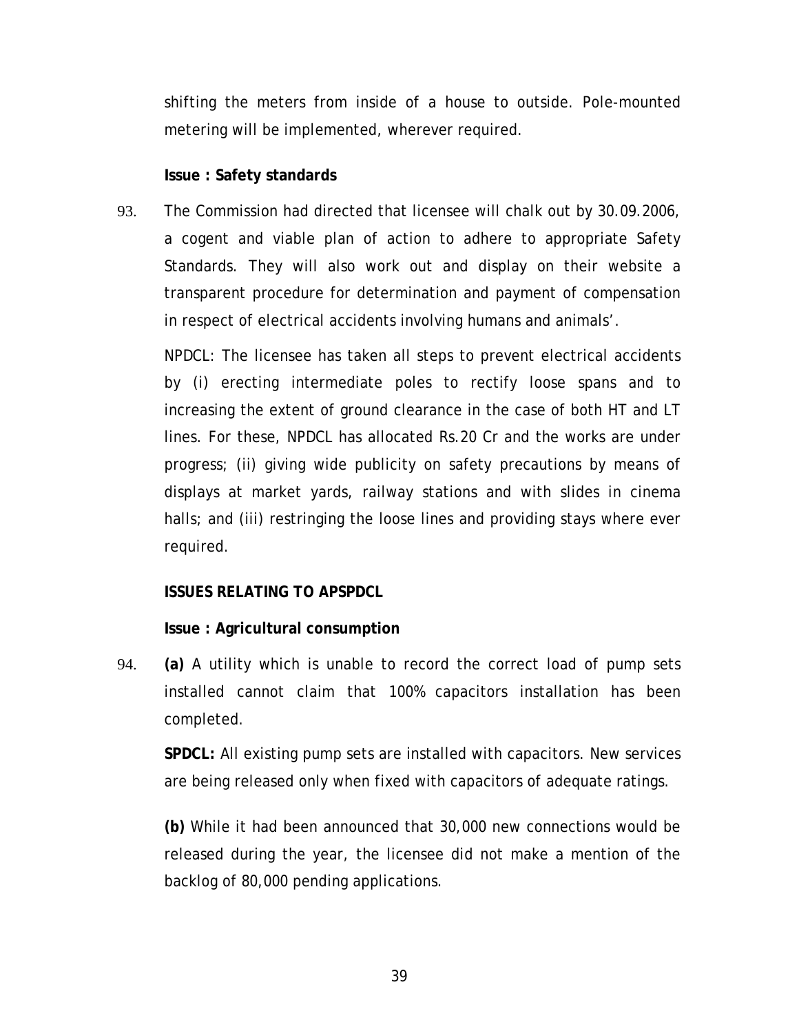shifting the meters from inside of a house to outside. Pole-mounted metering will be implemented, wherever required.

**Issue : Safety standards**

93. The Commission had directed that licensee will chalk out by 30.09.2006, a cogent and viable plan of action to adhere to appropriate Safety Standards. They will also work out and display on their website a transparent procedure for determination and payment of compensation in respect of electrical accidents involving humans and animals'.

NPDCL: The licensee has taken all steps to prevent electrical accidents by (i) erecting intermediate poles to rectify loose spans and to increasing the extent of ground clearance in the case of both HT and LT lines. For these, NPDCL has allocated Rs.20 Cr and the works are under progress; (ii) giving wide publicity on safety precautions by means of displays at market yards, railway stations and with slides in cinema halls; and (iii) restringing the loose lines and providing stays where ever required.

**ISSUES RELATING TO APSPDCL**

**Issue : Agricultural consumption**

94. **(a)** A utility which is unable to record the correct load of pump sets installed cannot claim that 100% capacitors installation has been completed.

**SPDCL:** All existing pump sets are installed with capacitors. New services are being released only when fixed with capacitors of adequate ratings.

**(b)** While it had been announced that 30,000 new connections would be released during the year, the licensee did not make a mention of the backlog of 80,000 pending applications.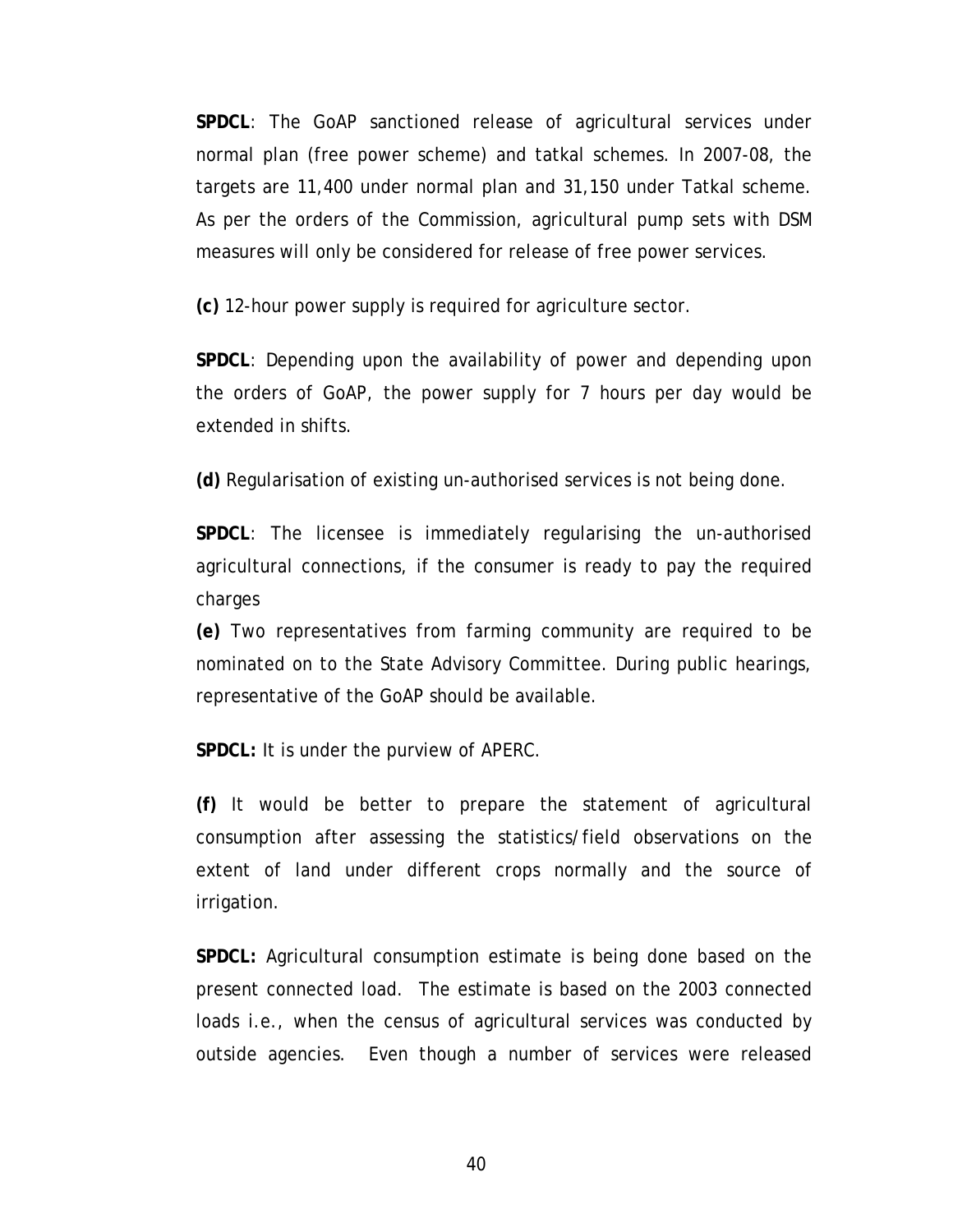**SPDCL**: The GoAP sanctioned release of agricultural services under normal plan (free power scheme) and tatkal schemes. In 2007-08, the targets are 11,400 under normal plan and 31,150 under Tatkal scheme. As per the orders of the Commission, agricultural pump sets with DSM measures will only be considered for release of free power services.

**(c)** 12-hour power supply is required for agriculture sector.

**SPDCL**: Depending upon the availability of power and depending upon the orders of GoAP, the power supply for 7 hours per day would be extended in shifts.

**(d)** Regularisation of existing un-authorised services is not being done.

**SPDCL**: The licensee is immediately regularising the un-authorised agricultural connections, if the consumer is ready to pay the required charges

**(e)** Two representatives from farming community are required to be nominated on to the State Advisory Committee. During public hearings, representative of the GoAP should be available.

**SPDCL:** It is under the purview of APERC.

**(f)** It would be better to prepare the statement of agricultural consumption after assessing the statistics/field observations on the extent of land under different crops normally and the source of irrigation.

**SPDCL:** Agricultural consumption estimate is being done based on the present connected load. The estimate is based on the 2003 connected loads i.e., when the census of agricultural services was conducted by outside agencies. Even though a number of services were released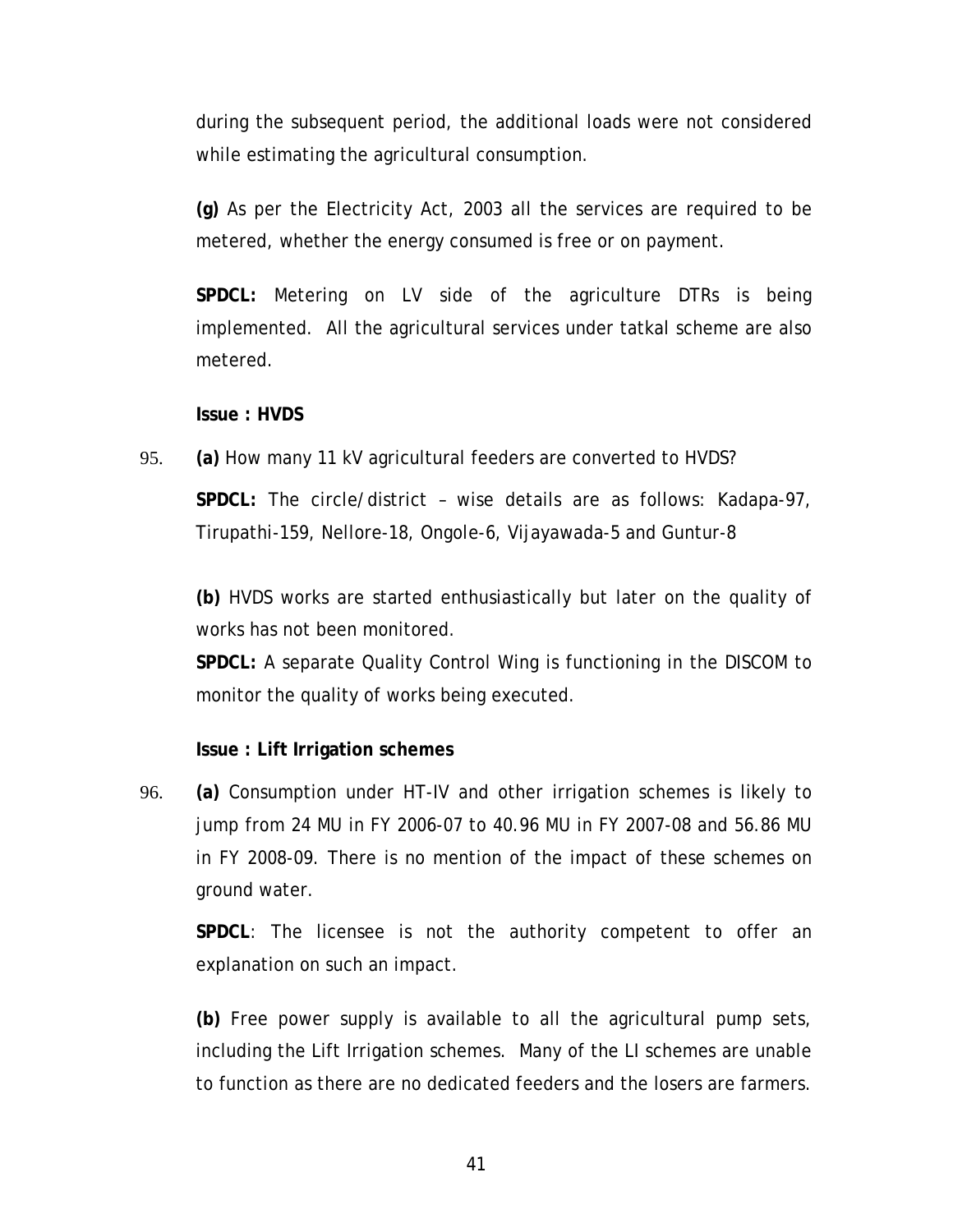during the subsequent period, the additional loads were not considered while estimating the agricultural consumption.

**(g)** As per the Electricity Act, 2003 all the services are required to be metered, whether the energy consumed is free or on payment.

**SPDCL:** Metering on LV side of the agriculture DTRs is being implemented. All the agricultural services under tatkal scheme are also metered.

**Issue : HVDS**

95. **(a)** How many 11 kV agricultural feeders are converted to HVDS?

**SPDCL:** The circle/district – wise details are as follows: Kadapa-97, Tirupathi-159, Nellore-18, Ongole-6, Vijayawada-5 and Guntur-8

**(b)** HVDS works are started enthusiastically but later on the quality of works has not been monitored.

**SPDCL:** A separate Quality Control Wing is functioning in the DISCOM to monitor the quality of works being executed.

**Issue : Lift Irrigation schemes**

96. **(a)** Consumption under HT-IV and other irrigation schemes is likely to jump from 24 MU in FY 2006-07 to 40.96 MU in FY 2007-08 and 56.86 MU in FY 2008-09. There is no mention of the impact of these schemes on ground water.

**SPDCL**: The licensee is not the authority competent to offer an explanation on such an impact.

**(b)** Free power supply is available to all the agricultural pump sets, including the Lift Irrigation schemes. Many of the LI schemes are unable to function as there are no dedicated feeders and the losers are farmers.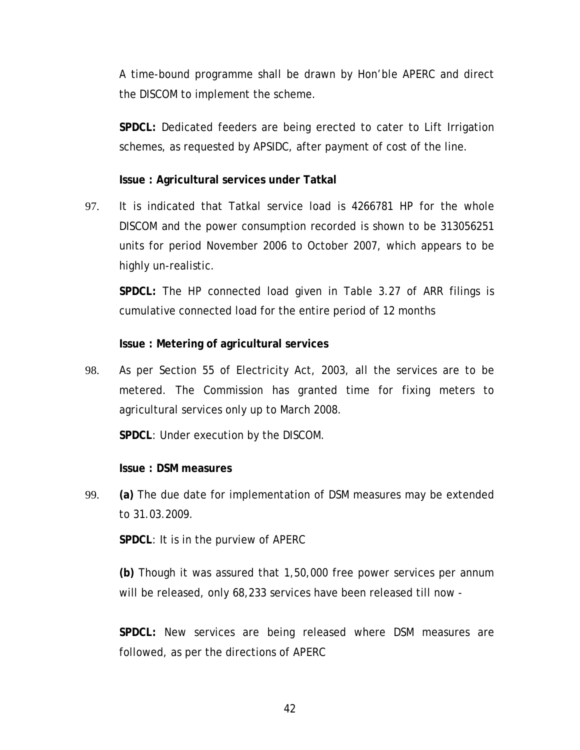A time-bound programme shall be drawn by Hon'ble APERC and direct the DISCOM to implement the scheme.

**SPDCL:** Dedicated feeders are being erected to cater to Lift Irrigation schemes, as requested by APSIDC, after payment of cost of the line.

**Issue : Agricultural services under Tatkal**

97. It is indicated that Tatkal service load is 4266781 HP for the whole DISCOM and the power consumption recorded is shown to be 313056251 units for period November 2006 to October 2007, which appears to be highly un-realistic.

**SPDCL:** The HP connected load given in Table 3.27 of ARR filings is cumulative connected load for the entire period of 12 months

**Issue : Metering of agricultural services**

98. As per Section 55 of Electricity Act, 2003, all the services are to be metered. The Commission has granted time for fixing meters to agricultural services only up to March 2008.

**SPDCL**: Under execution by the DISCOM.

**Issue : DSM measures**

99. **(a)** The due date for implementation of DSM measures may be extended to 31.03.2009.

**SPDCL**: It is in the purview of APERC

**(b)** Though it was assured that 1,50,000 free power services per annum will be released, only 68,233 services have been released till now -

**SPDCL:** New services are being released where DSM measures are followed, as per the directions of APERC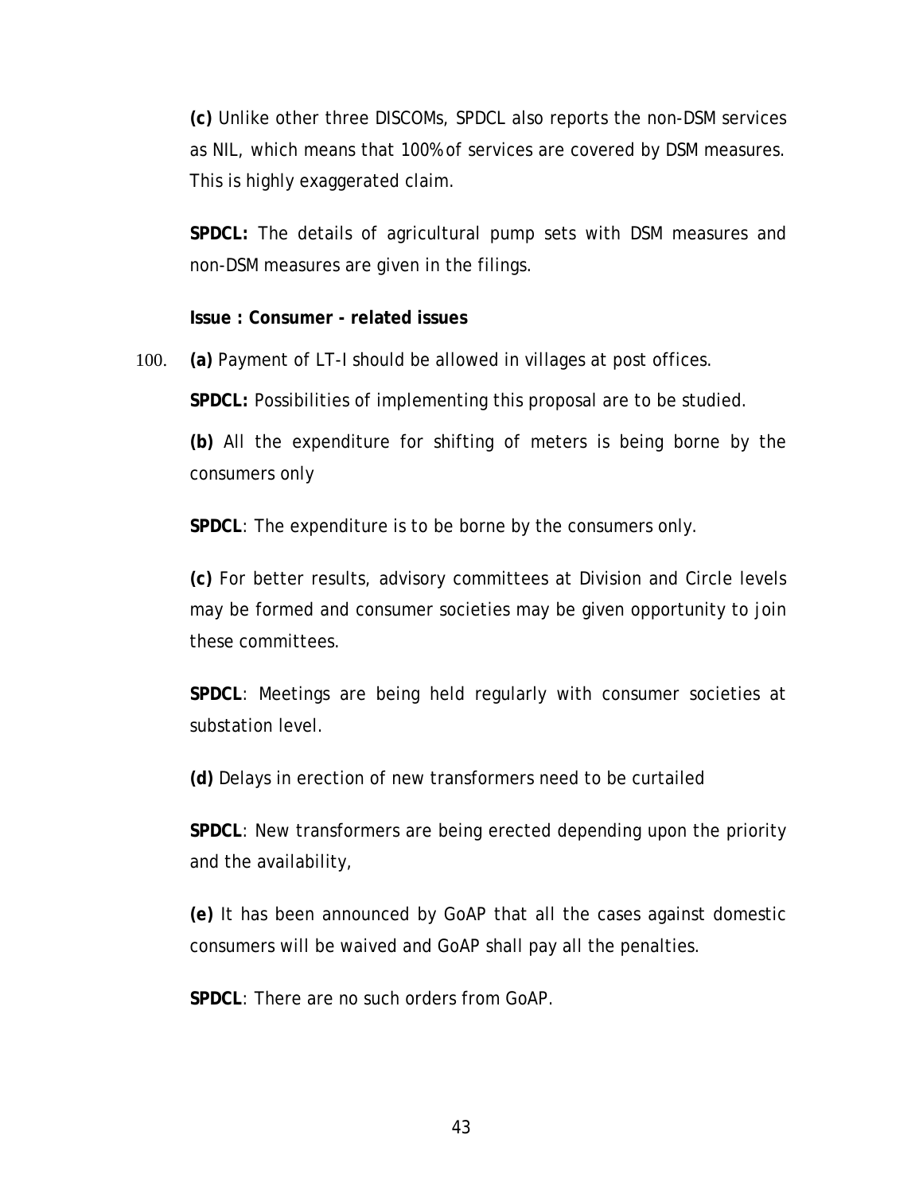**(c)** Unlike other three DISCOMs, SPDCL also reports the non-DSM services as NIL, which means that 100% of services are covered by DSM measures. This is highly exaggerated claim.

**SPDCL:** The details of agricultural pump sets with DSM measures and non-DSM measures are given in the filings.

**Issue : Consumer - related issues**

100. **(a)** Payment of LT-I should be allowed in villages at post offices.

**SPDCL:** Possibilities of implementing this proposal are to be studied.

**(b)** All the expenditure for shifting of meters is being borne by the consumers only

**SPDCL**: The expenditure is to be borne by the consumers only.

**(c)** For better results, advisory committees at Division and Circle levels may be formed and consumer societies may be given opportunity to join these committees.

**SPDCL**: Meetings are being held regularly with consumer societies at substation level.

**(d)** Delays in erection of new transformers need to be curtailed

**SPDCL**: New transformers are being erected depending upon the priority and the availability,

**(e)** It has been announced by GoAP that all the cases against domestic consumers will be waived and GoAP shall pay all the penalties.

**SPDCL**: There are no such orders from GoAP.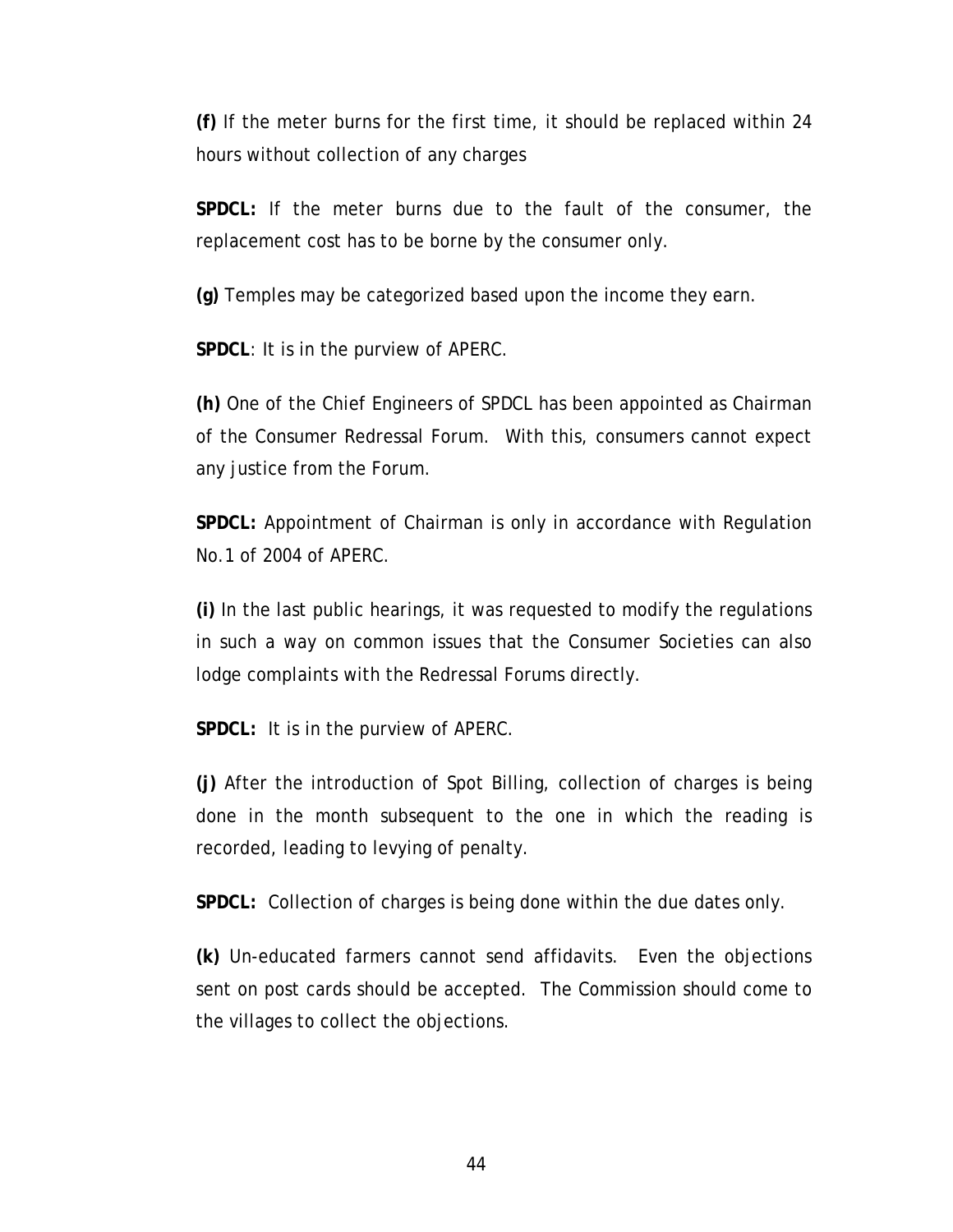**(f)** If the meter burns for the first time, it should be replaced within 24 hours without collection of any charges

**SPDCL:** If the meter burns due to the fault of the consumer, the replacement cost has to be borne by the consumer only.

**(g)** Temples may be categorized based upon the income they earn.

**SPDCL**: It is in the purview of APERC.

**(h)** One of the Chief Engineers of SPDCL has been appointed as Chairman of the Consumer Redressal Forum. With this, consumers cannot expect any justice from the Forum.

**SPDCL:** Appointment of Chairman is only in accordance with Regulation No.1 of 2004 of APERC.

**(i)** In the last public hearings, it was requested to modify the regulations in such a way on common issues that the Consumer Societies can also lodge complaints with the Redressal Forums directly.

**SPDCL:** It is in the purview of APERC.

**(j)** After the introduction of Spot Billing, collection of charges is being done in the month subsequent to the one in which the reading is recorded, leading to levying of penalty.

**SPDCL:** Collection of charges is being done within the due dates only.

**(k)** Un-educated farmers cannot send affidavits. Even the objections sent on post cards should be accepted. The Commission should come to the villages to collect the objections.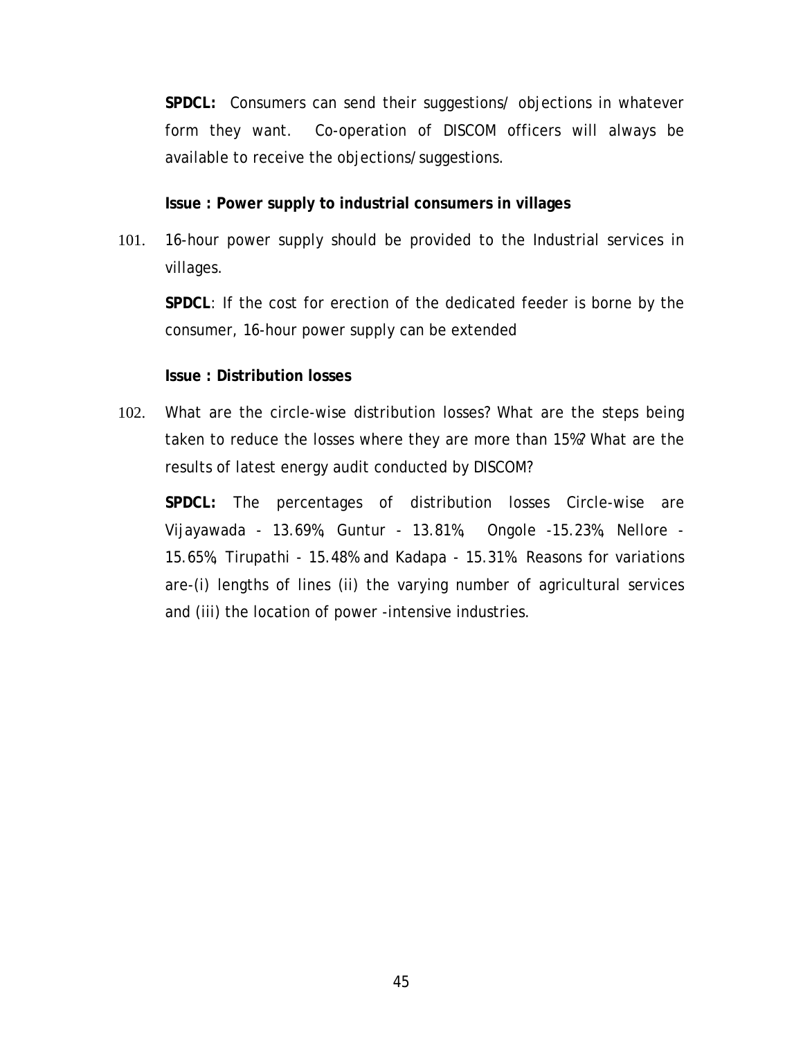**SPDCL:** Consumers can send their suggestions/ objections in whatever form they want. Co-operation of DISCOM officers will always be available to receive the objections/suggestions.

**Issue : Power supply to industrial consumers in villages**

101. 16-hour power supply should be provided to the Industrial services in villages.

**SPDCL**: If the cost for erection of the dedicated feeder is borne by the consumer, 16-hour power supply can be extended

**Issue : Distribution losses**

102. What are the circle-wise distribution losses? What are the steps being taken to reduce the losses where they are more than 15%? What are the results of latest energy audit conducted by DISCOM?

**SPDCL:** The percentages of distribution losses Circle-wise are Vijayawada - 13.69%, Guntur - 13.81%, Ongole -15.23%, Nellore - 15.65%, Tirupathi - 15.48% and Kadapa - 15.31%. Reasons for variations are-(i) lengths of lines (ii) the varying number of agricultural services and (iii) the location of power -intensive industries.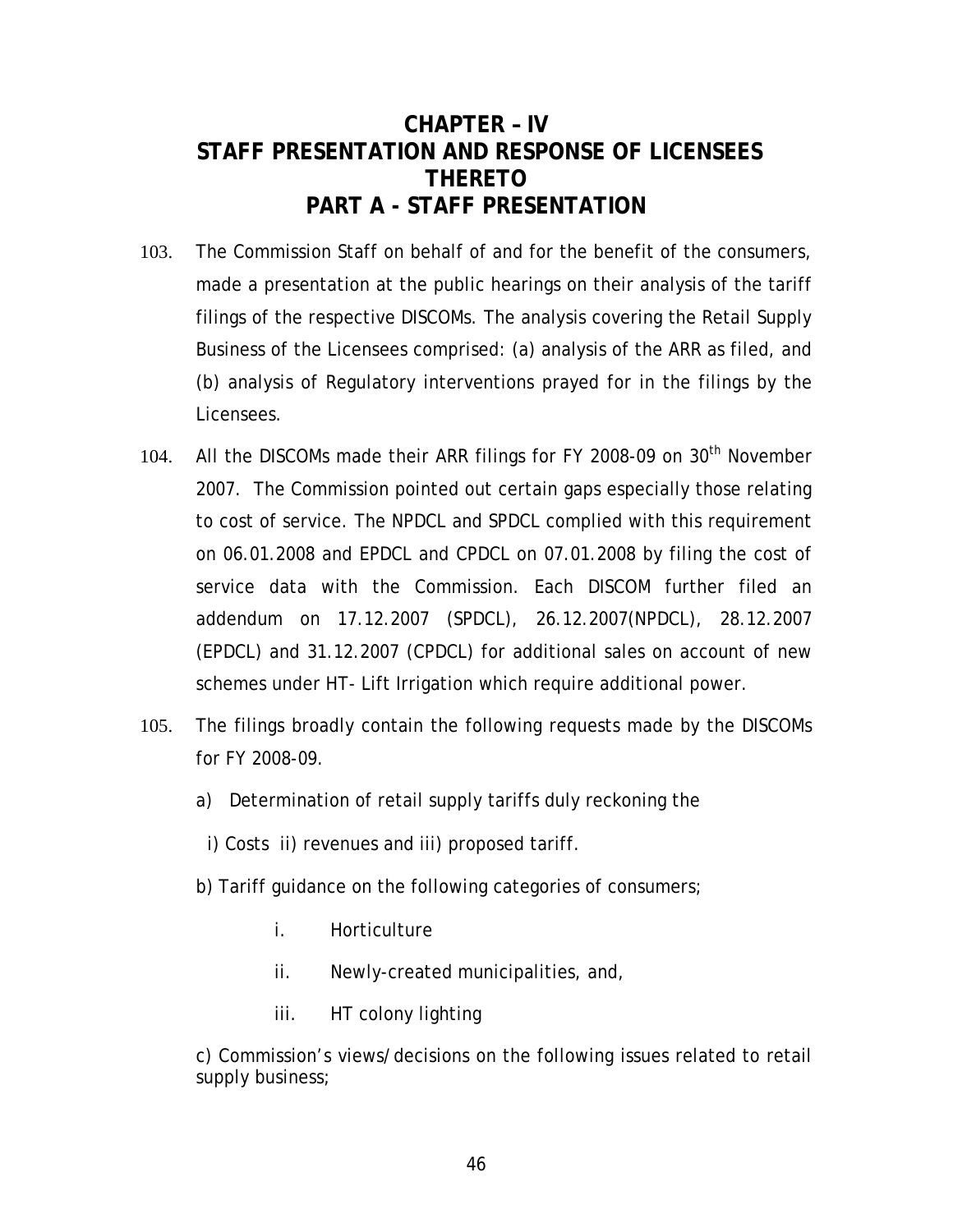# CHAPTER – IV
# STAFF PRESENTATION AND RESPONSE OF LICENSEES THERETO
# PART A - STAFF PRESENTATION

103. The Commission Staff on behalf of and for the benefit of the consumers, made a presentation at the public hearings on their analysis of the tariff filings of the respective DISCOMs. The analysis covering the Retail Supply Business of the Licensees comprised: (a) analysis of the ARR as filed, and (b) analysis of Regulatory interventions prayed for in the filings by the Licensees.

104. All the DISCOMs made their ARR filings for FY 2008-09 on 30th November 2007. The Commission pointed out certain gaps especially those relating to cost of service. The NPDCL and SPDCL complied with this requirement on 06.01.2008 and EPDCL and CPDCL on 07.01.2008 by filing the cost of service data with the Commission. Each DISCOM further filed an addendum on 17.12.2007 (SPDCL), 26.12.2007(NPDCL), 28.12.2007 (EPDCL) and 31.12.2007 (CPDCL) for additional sales on account of new schemes under HT- Lift Irrigation which require additional power.

105. The filings broadly contain the following requests made by the DISCOMs for FY 2008-09.

   a) Determination of retail supply tariffs duly reckoning the

      i) Costs ii) revenues and iii) proposed tariff.

   b) Tariff guidance on the following categories of consumers;

      i. Horticulture

      ii. Newly-created municipalities, and,

      iii. HT colony lighting

   c) Commission's views/decisions on the following issues related to retail supply business;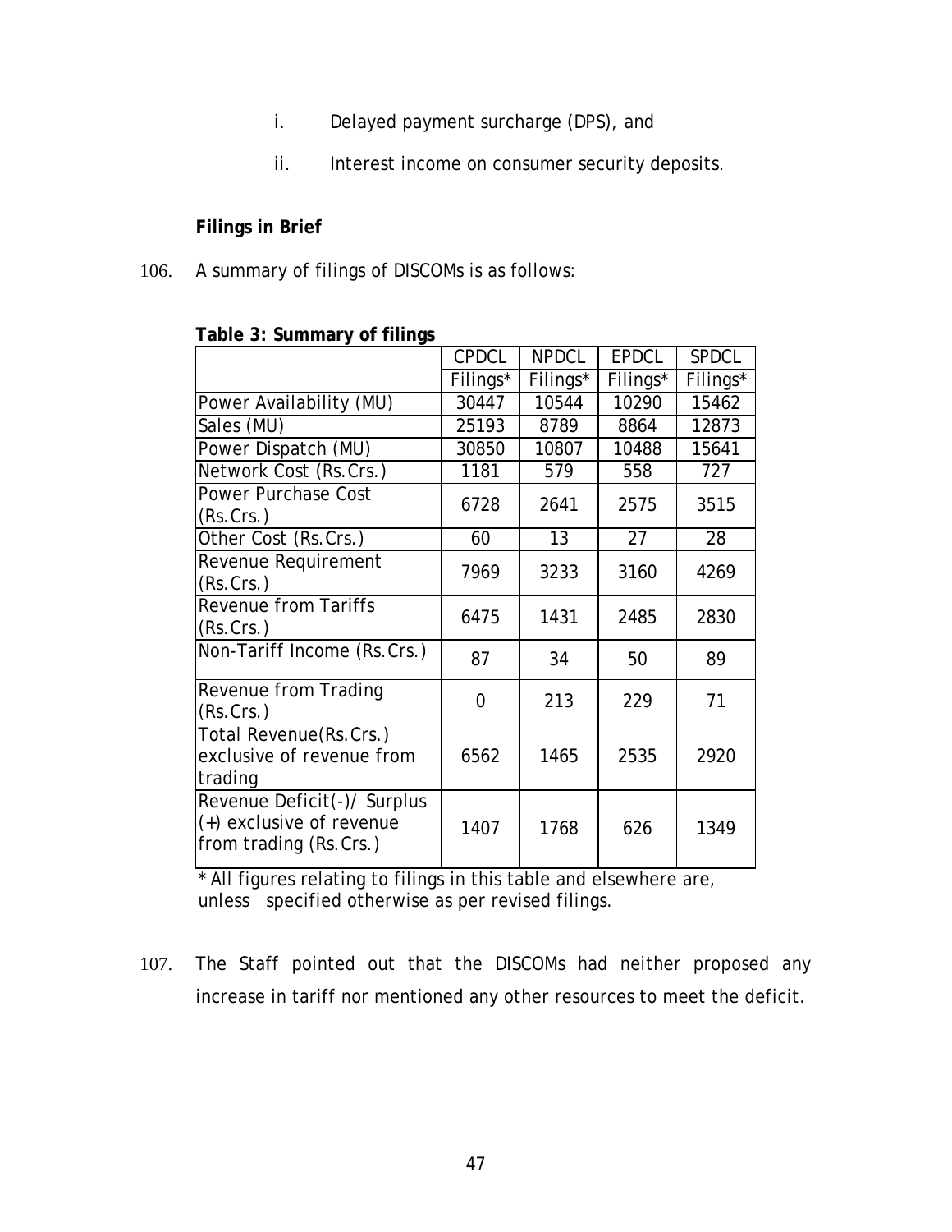i. Delayed payment surcharge (DPS), and

ii. Interest income on consumer security deposits.

**Filings in Brief**

106. A summary of filings of DISCOMs is as follows:

**Table 3: Summary of filings**

| | CPDCL | NPDCL | EPDCL | SPDCL |
|---|---|---|---|---|
| | Filings* | Filings* | Filings* | Filings* |
| Power Availability (MU) | 30447 | 10544 | 10290 | 15462 |
| Sales (MU) | 25193 | 8789 | 8864 | 12873 |
| Power Dispatch (MU) | 30850 | 10807 | 10488 | 15641 |
| Network Cost (Rs.Crs.) | 1181 | 579 | 558 | 727 |
| Power Purchase Cost (Rs.Crs.) | 6728 | 2641 | 2575 | 3515 |
| Other Cost (Rs.Crs.) | 60 | 13 | 27 | 28 |
| Revenue Requirement (Rs.Crs.) | 7969 | 3233 | 3160 | 4269 |
| Revenue from Tariffs (Rs.Crs.) | 6475 | 1431 | 2485 | 2830 |
| Non-Tariff Income (Rs.Crs.) | 87 | 34 | 50 | 89 |
| Revenue from Trading (Rs.Crs.) | 0 | 213 | 229 | 71 |
| Total Revenue(Rs.Crs.) exclusive of revenue from trading | 6562 | 1465 | 2535 | 2920 |
| Revenue Deficit(-)/ Surplus (+) exclusive of revenue from trading (Rs.Crs.) | 1407 | 1768 | 626 | 1349 |

* All figures relating to filings in this table and elsewhere are, unless specified otherwise as per revised filings.

107. The Staff pointed out that the DISCOMs had neither proposed any increase in tariff nor mentioned any other resources to meet the deficit.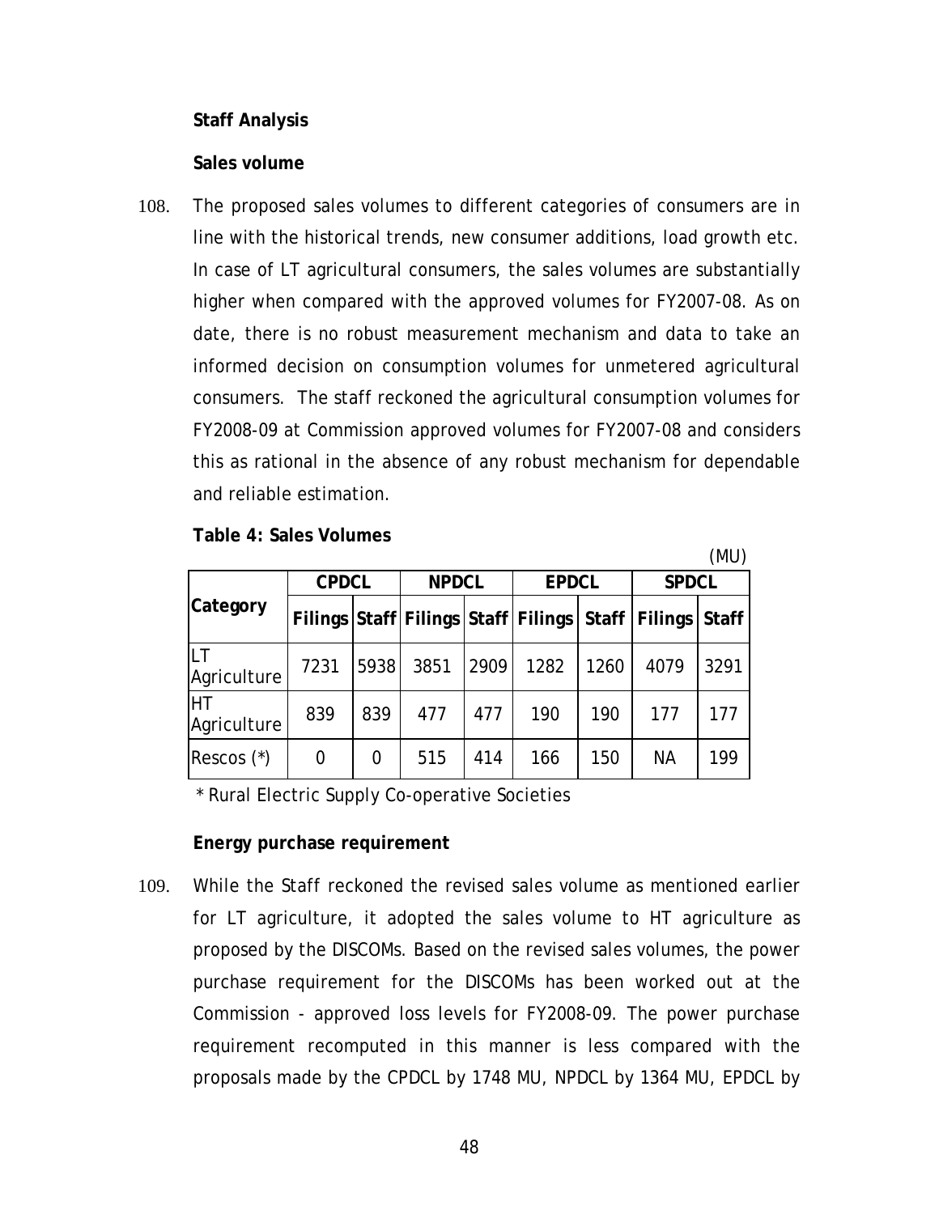**Staff Analysis**

**Sales volume**

108. The proposed sales volumes to different categories of consumers are in line with the historical trends, new consumer additions, load growth etc. In case of LT agricultural consumers, the sales volumes are substantially higher when compared with the approved volumes for FY2007-08. As on date, there is no robust measurement mechanism and data to take an informed decision on consumption volumes for unmetered agricultural consumers. The staff reckoned the agricultural consumption volumes for FY2008-09 at Commission approved volumes for FY2007-08 and considers this as rational in the absence of any robust mechanism for dependable and reliable estimation.

**Table 4: Sales Volumes**

(MU)

| Category | CPDCL | | NPDCL | | EPDCL | | SPDCL | |
|---|---|---|---|---|---|---|---|---|
| | Filings | Staff | Filings | Staff | Filings | Staff | Filings | Staff |
| LT Agriculture | 7231 | 5938 | 3851 | 2909 | 1282 | 1260 | 4079 | 3291 |
| HT Agriculture | 839 | 839 | 477 | 477 | 190 | 190 | 177 | 177 |
| Rescos (*) | 0 | 0 | 515 | 414 | 166 | 150 | NA | 199 |

\* Rural Electric Supply Co-operative Societies

**Energy purchase requirement**

109. While the Staff reckoned the revised sales volume as mentioned earlier for LT agriculture, it adopted the sales volume to HT agriculture as proposed by the DISCOMs. Based on the revised sales volumes, the power purchase requirement for the DISCOMs has been worked out at the Commission - approved loss levels for FY2008-09. The power purchase requirement recomputed in this manner is less compared with the proposals made by the CPDCL by 1748 MU, NPDCL by 1364 MU, EPDCL by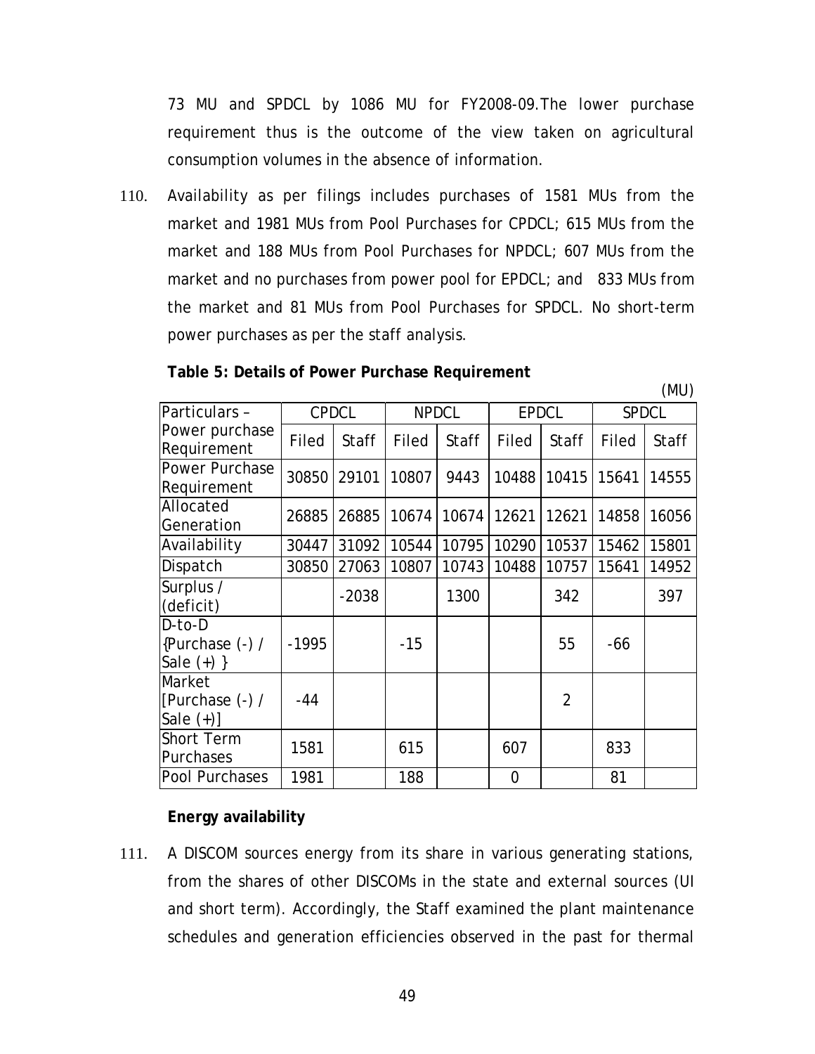73 MU and SPDCL by 1086 MU for FY2008-09.The lower purchase requirement thus is the outcome of the view taken on agricultural consumption volumes in the absence of information.

110. Availability as per filings includes purchases of 1581 MUs from the market and 1981 MUs from Pool Purchases for CPDCL; 615 MUs from the market and 188 MUs from Pool Purchases for NPDCL; 607 MUs from the market and no purchases from power pool for EPDCL; and 833 MUs from the market and 81 MUs from Pool Purchases for SPDCL. No short-term power purchases as per the staff analysis.

**Table 5: Details of Power Purchase Requirement**

(MU)

| Particulars – Power purchase Requirement | CPDCL | | NPDCL | | EPDCL | | SPDCL | |
|---|---|---|---|---|---|---|---|---|
| | Filed | Staff | Filed | Staff | Filed | Staff | Filed | Staff |
| Power Purchase Requirement | 30850 | 29101 | 10807 | 9443 | 10488 | 10415 | 15641 | 14555 |
| Allocated Generation | 26885 | 26885 | 10674 | 10674 | 12621 | 12621 | 14858 | 16056 |
| Availability | 30447 | 31092 | 10544 | 10795 | 10290 | 10537 | 15462 | 15801 |
| Dispatch | 30850 | 27063 | 10807 | 10743 | 10488 | 10757 | 15641 | 14952 |
| Surplus / (deficit) | | -2038 | | 1300 | | 342 | | 397 |
| D-to-D {Purchase (-) / Sale (+) } | -1995 | | -15 | | | 55 | -66 | |
| Market [Purchase (-) / Sale (+)] | -44 | | | | | 2 | | |
| Short Term Purchases | 1581 | | 615 | | 607 | | 833 | |
| Pool Purchases | 1981 | | 188 | | 0 | | 81 | |

**Energy availability**

111. A DISCOM sources energy from its share in various generating stations, from the shares of other DISCOMs in the state and external sources (UI and short term). Accordingly, the Staff examined the plant maintenance schedules and generation efficiencies observed in the past for thermal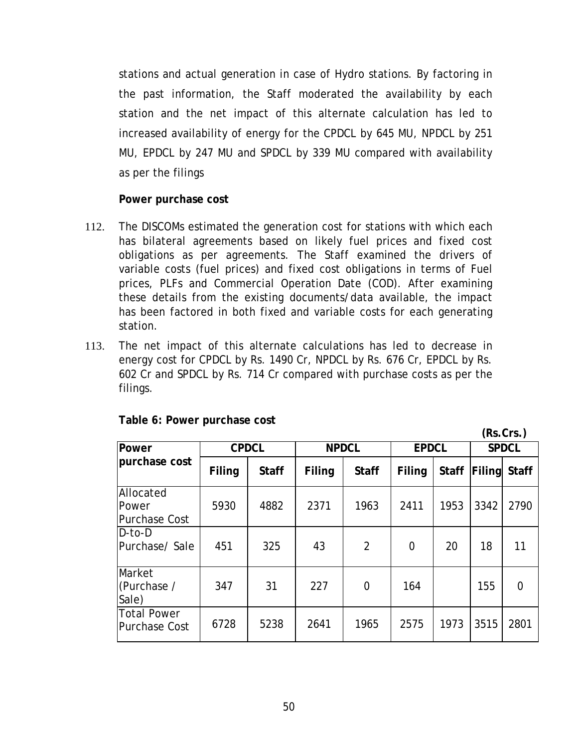stations and actual generation in case of Hydro stations. By factoring in the past information, the Staff moderated the availability by each station and the net impact of this alternate calculation has led to increased availability of energy for the CPDCL by 645 MU, NPDCL by 251 MU, EPDCL by 247 MU and SPDCL by 339 MU compared with availability as per the filings

**Power purchase cost**

112. The DISCOMs estimated the generation cost for stations with which each has bilateral agreements based on likely fuel prices and fixed cost obligations as per agreements. The Staff examined the drivers of variable costs (fuel prices) and fixed cost obligations in terms of Fuel prices, PLFs and Commercial Operation Date (COD). After examining these details from the existing documents/data available, the impact has been factored in both fixed and variable costs for each generating station.

113. The net impact of this alternate calculations has led to decrease in energy cost for CPDCL by Rs. 1490 Cr, NPDCL by Rs. 676 Cr, EPDCL by Rs. 602 Cr and SPDCL by Rs. 714 Cr compared with purchase costs as per the filings.

**Table 6: Power purchase cost**

**(Rs.Crs.)**

| Power purchase cost | CPDCL | | NPDCL | | EPDCL | | SPDCL | |
|---|---|---|---|---|---|---|---|---|
| | Filing | Staff | Filing | Staff | Filing | Staff | Filing | Staff |
| Allocated Power Purchase Cost | 5930 | 4882 | 2371 | 1963 | 2411 | 1953 | 3342 | 2790 |
| D-to-D Purchase/ Sale | 451 | 325 | 43 | 2 | 0 | 20 | 18 | 11 |
| Market (Purchase / Sale) | 347 | 31 | 227 | 0 | 164 | | 155 | 0 |
| Total Power Purchase Cost | 6728 | 5238 | 2641 | 1965 | 2575 | 1973 | 3515 | 2801 |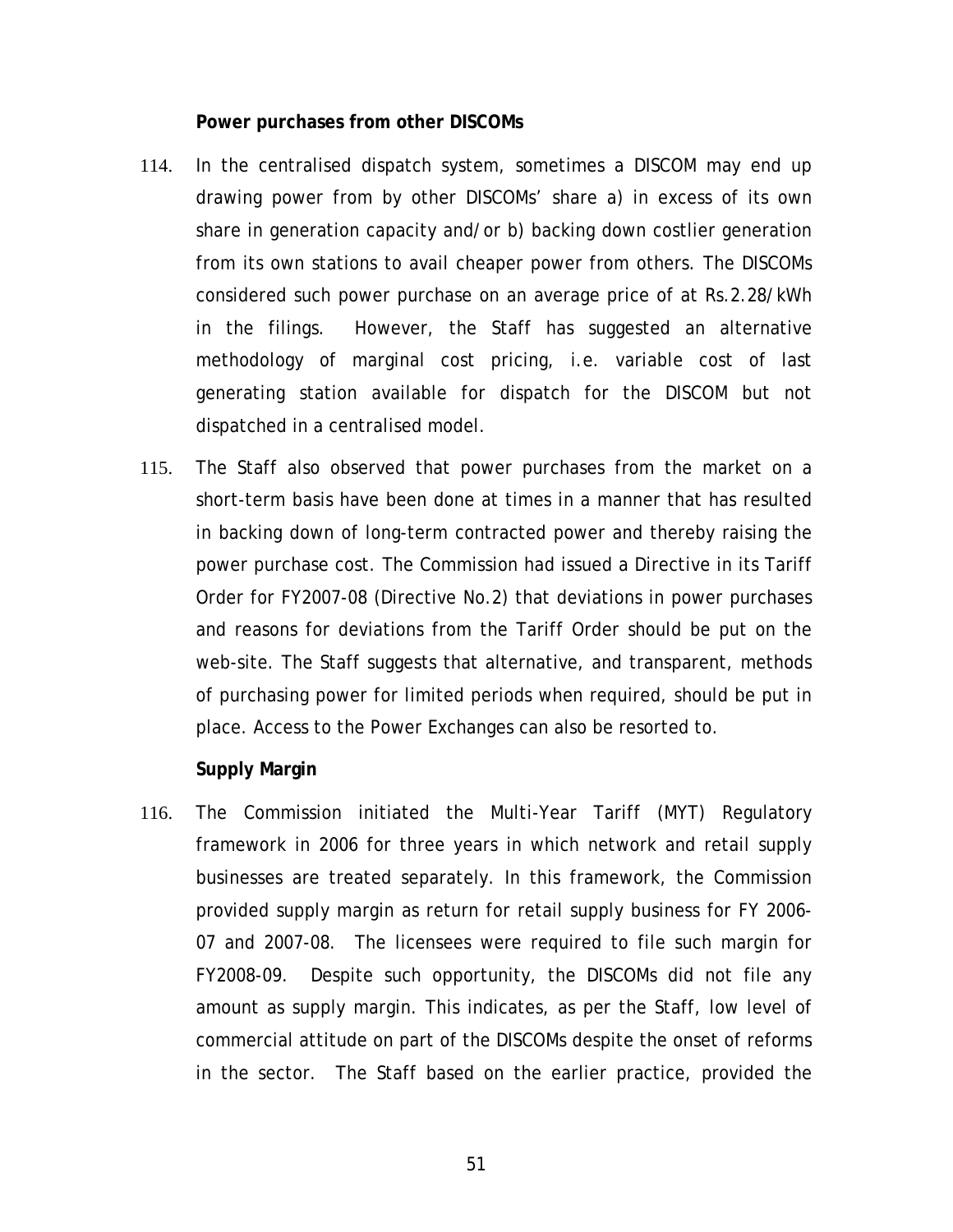**Power purchases from other DISCOMs**

114. In the centralised dispatch system, sometimes a DISCOM may end up drawing power from by other DISCOMs' share a) in excess of its own share in generation capacity and/or b) backing down costlier generation from its own stations to avail cheaper power from others. The DISCOMs considered such power purchase on an average price of at Rs.2.28/kWh in the filings. However, the Staff has suggested an alternative methodology of marginal cost pricing, i.e. variable cost of last generating station available for dispatch for the DISCOM but not dispatched in a centralised model.

115. The Staff also observed that power purchases from the market on a short-term basis have been done at times in a manner that has resulted in backing down of long-term contracted power and thereby raising the power purchase cost. The Commission had issued a Directive in its Tariff Order for FY2007-08 (Directive No.2) that deviations in power purchases and reasons for deviations from the Tariff Order should be put on the web-site. The Staff suggests that alternative, and transparent, methods of purchasing power for limited periods when required, should be put in place. Access to the Power Exchanges can also be resorted to.

**Supply Margin**

116. The Commission initiated the Multi-Year Tariff (MYT) Regulatory framework in 2006 for three years in which network and retail supply businesses are treated separately. In this framework, the Commission provided supply margin as return for retail supply business for FY 2006-07 and 2007-08. The licensees were required to file such margin for FY2008-09. Despite such opportunity, the DISCOMs did not file any amount as supply margin. This indicates, as per the Staff, low level of commercial attitude on part of the DISCOMs despite the onset of reforms in the sector. The Staff based on the earlier practice, provided the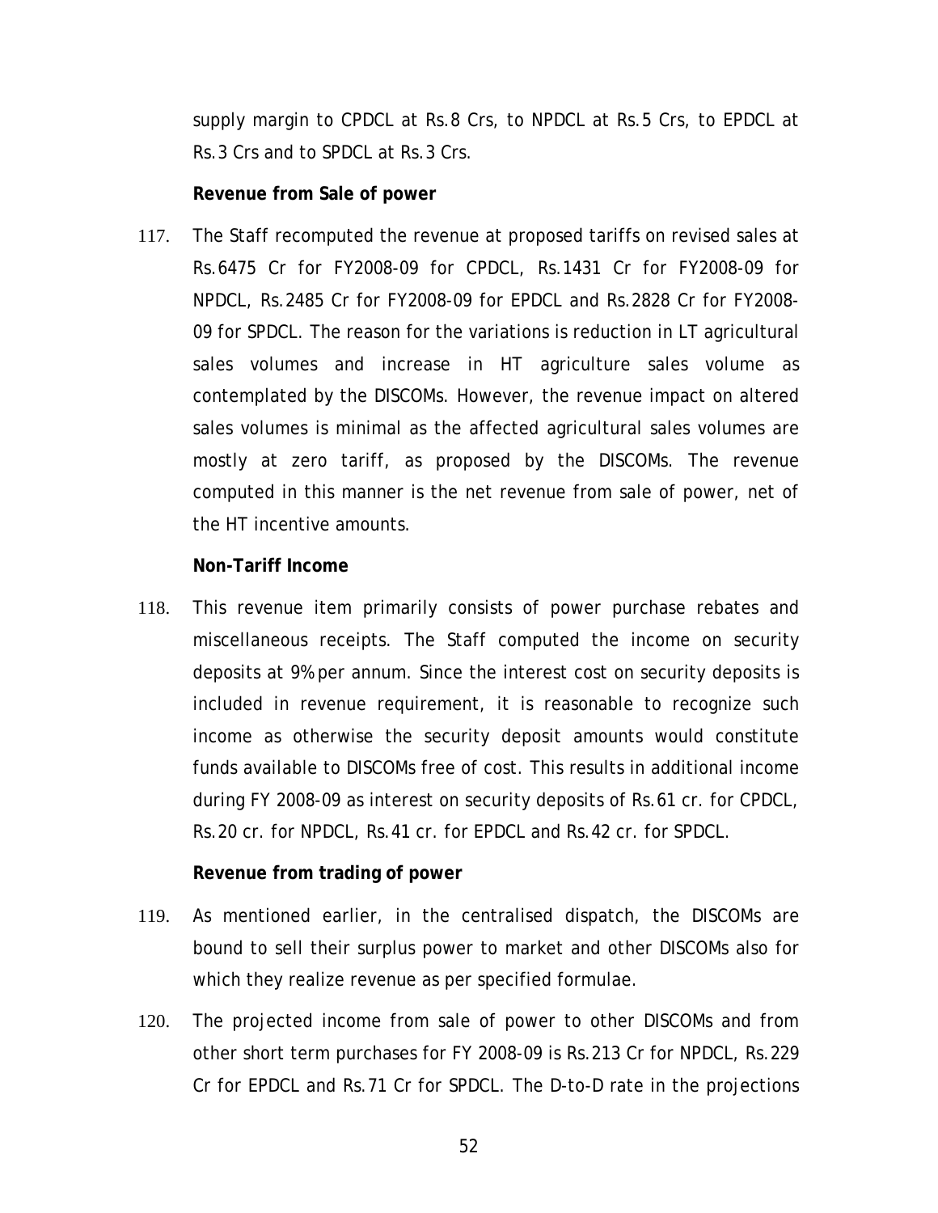supply margin to CPDCL at Rs.8 Crs, to NPDCL at Rs.5 Crs, to EPDCL at Rs.3 Crs and to SPDCL at Rs.3 Crs.

**Revenue from Sale of power**

117. The Staff recomputed the revenue at proposed tariffs on revised sales at Rs.6475 Cr for FY2008-09 for CPDCL, Rs.1431 Cr for FY2008-09 for NPDCL, Rs.2485 Cr for FY2008-09 for EPDCL and Rs.2828 Cr for FY2008-09 for SPDCL. The reason for the variations is reduction in LT agricultural sales volumes and increase in HT agriculture sales volume as contemplated by the DISCOMs. However, the revenue impact on altered sales volumes is minimal as the affected agricultural sales volumes are mostly at zero tariff, as proposed by the DISCOMs. The revenue computed in this manner is the net revenue from sale of power, net of the HT incentive amounts.

**Non-Tariff Income**

118. This revenue item primarily consists of power purchase rebates and miscellaneous receipts. The Staff computed the income on security deposits at 9% per annum. Since the interest cost on security deposits is included in revenue requirement, it is reasonable to recognize such income as otherwise the security deposit amounts would constitute funds available to DISCOMs free of cost. This results in additional income during FY 2008-09 as interest on security deposits of Rs.61 cr. for CPDCL, Rs.20 cr. for NPDCL, Rs.41 cr. for EPDCL and Rs.42 cr. for SPDCL.

**Revenue from trading of power**

119. As mentioned earlier, in the centralised dispatch, the DISCOMs are bound to sell their surplus power to market and other DISCOMs also for which they realize revenue as per specified formulae.

120. The projected income from sale of power to other DISCOMs and from other short term purchases for FY 2008-09 is Rs.213 Cr for NPDCL, Rs.229 Cr for EPDCL and Rs.71 Cr for SPDCL. The D-to-D rate in the projections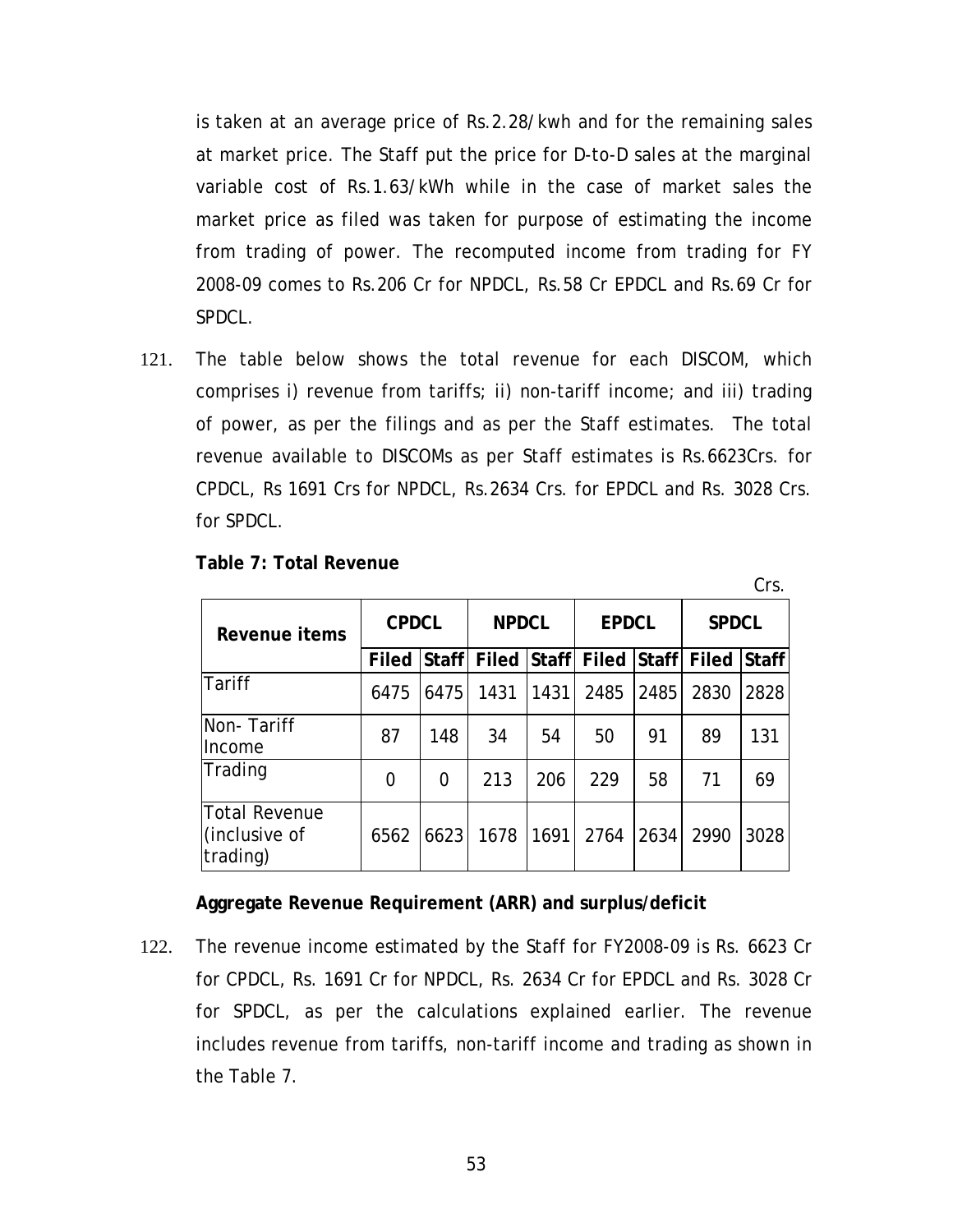is taken at an average price of Rs.2.28/kwh and for the remaining sales at market price. The Staff put the price for D-to-D sales at the marginal variable cost of Rs.1.63/kWh while in the case of market sales the market price as filed was taken for purpose of estimating the income from trading of power. The recomputed income from trading for FY 2008-09 comes to Rs.206 Cr for NPDCL, Rs.58 Cr EPDCL and Rs.69 Cr for SPDCL.

121. The table below shows the total revenue for each DISCOM, which comprises i) revenue from tariffs; ii) non-tariff income; and iii) trading of power, as per the filings and as per the Staff estimates. The total revenue available to DISCOMs as per Staff estimates is Rs.6623Crs. for CPDCL, Rs 1691 Crs for NPDCL, Rs.2634 Crs. for EPDCL and Rs. 3028 Crs. for SPDCL.

**Table 7: Total Revenue**

Crs.

| Revenue items | CPDCL | | NPDCL | | EPDCL | | SPDCL | |
|---|---|---|---|---|---|---|---|---|
| | **Filed** | **Staff** | **Filed** | **Staff** | **Filed** | **Staff** | **Filed** | **Staff** |
| Tariff | 6475 | 6475 | 1431 | 1431 | 2485 | 2485 | 2830 | 2828 |
| Non- Tariff Income | 87 | 148 | 34 | 54 | 50 | 91 | 89 | 131 |
| Trading | 0 | 0 | 213 | 206 | 229 | 58 | 71 | 69 |
| Total Revenue (inclusive of trading) | 6562 | 6623 | 1678 | 1691 | 2764 | 2634 | 2990 | 3028 |

**Aggregate Revenue Requirement (ARR) and surplus/deficit**

122. The revenue income estimated by the Staff for FY2008-09 is Rs. 6623 Cr for CPDCL, Rs. 1691 Cr for NPDCL, Rs. 2634 Cr for EPDCL and Rs. 3028 Cr for SPDCL, as per the calculations explained earlier. The revenue includes revenue from tariffs, non-tariff income and trading as shown in the Table 7.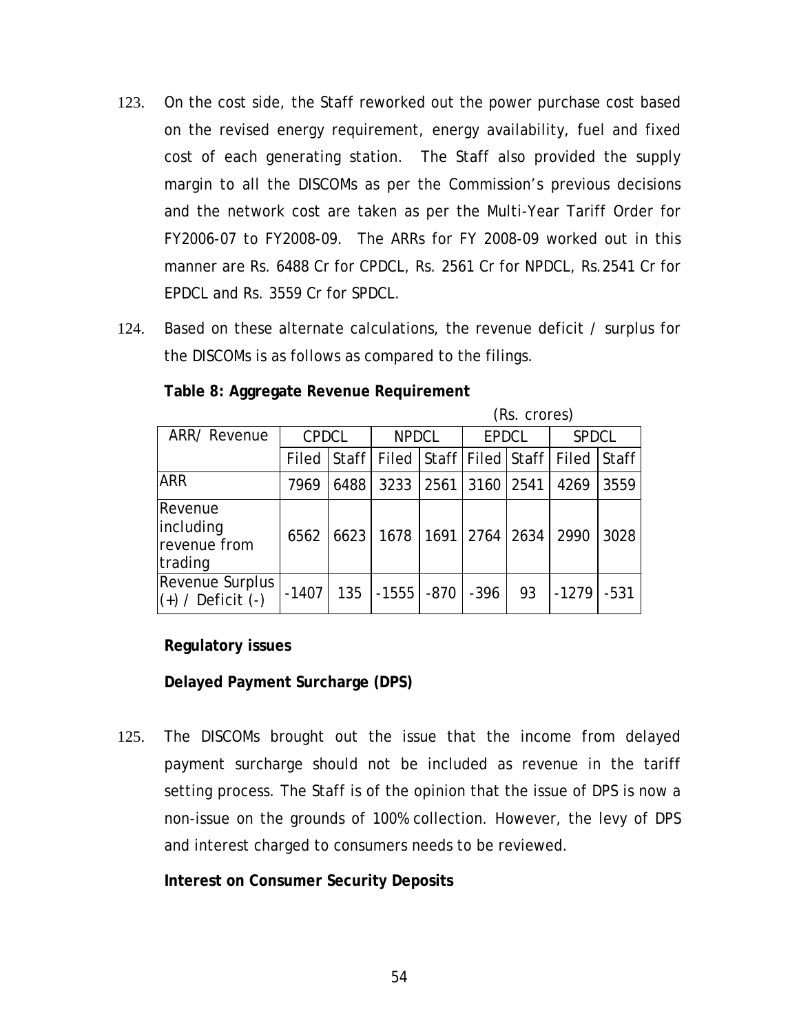123. On the cost side, the Staff reworked out the power purchase cost based on the revised energy requirement, energy availability, fuel and fixed cost of each generating station. The Staff also provided the supply margin to all the DISCOMs as per the Commission's previous decisions and the network cost are taken as per the Multi-Year Tariff Order for FY2006-07 to FY2008-09. The ARRs for FY 2008-09 worked out in this manner are Rs. 6488 Cr for CPDCL, Rs. 2561 Cr for NPDCL, Rs.2541 Cr for EPDCL and Rs. 3559 Cr for SPDCL.

124. Based on these alternate calculations, the revenue deficit / surplus for the DISCOMs is as follows as compared to the filings.

**Table 8: Aggregate Revenue Requirement**

(Rs. crores)

| ARR/ Revenue | CPDCL | | NPDCL | | EPDCL | | SPDCL | |
|---|---|---|---|---|---|---|---|---|
| | Filed | Staff | Filed | Staff | Filed | Staff | Filed | Staff |
| ARR | 7969 | 6488 | 3233 | 2561 | 3160 | 2541 | 4269 | 3559 |
| Revenue including revenue from trading | 6562 | 6623 | 1678 | 1691 | 2764 | 2634 | 2990 | 3028 |
| Revenue Surplus (+) / Deficit (-) | -1407 | 135 | -1555 | -870 | -396 | 93 | -1279 | -531 |

**Regulatory issues**

**Delayed Payment Surcharge (DPS)**

125. The DISCOMs brought out the issue that the income from delayed payment surcharge should not be included as revenue in the tariff setting process. The Staff is of the opinion that the issue of DPS is now a non-issue on the grounds of 100% collection. However, the levy of DPS and interest charged to consumers needs to be reviewed.

**Interest on Consumer Security Deposits**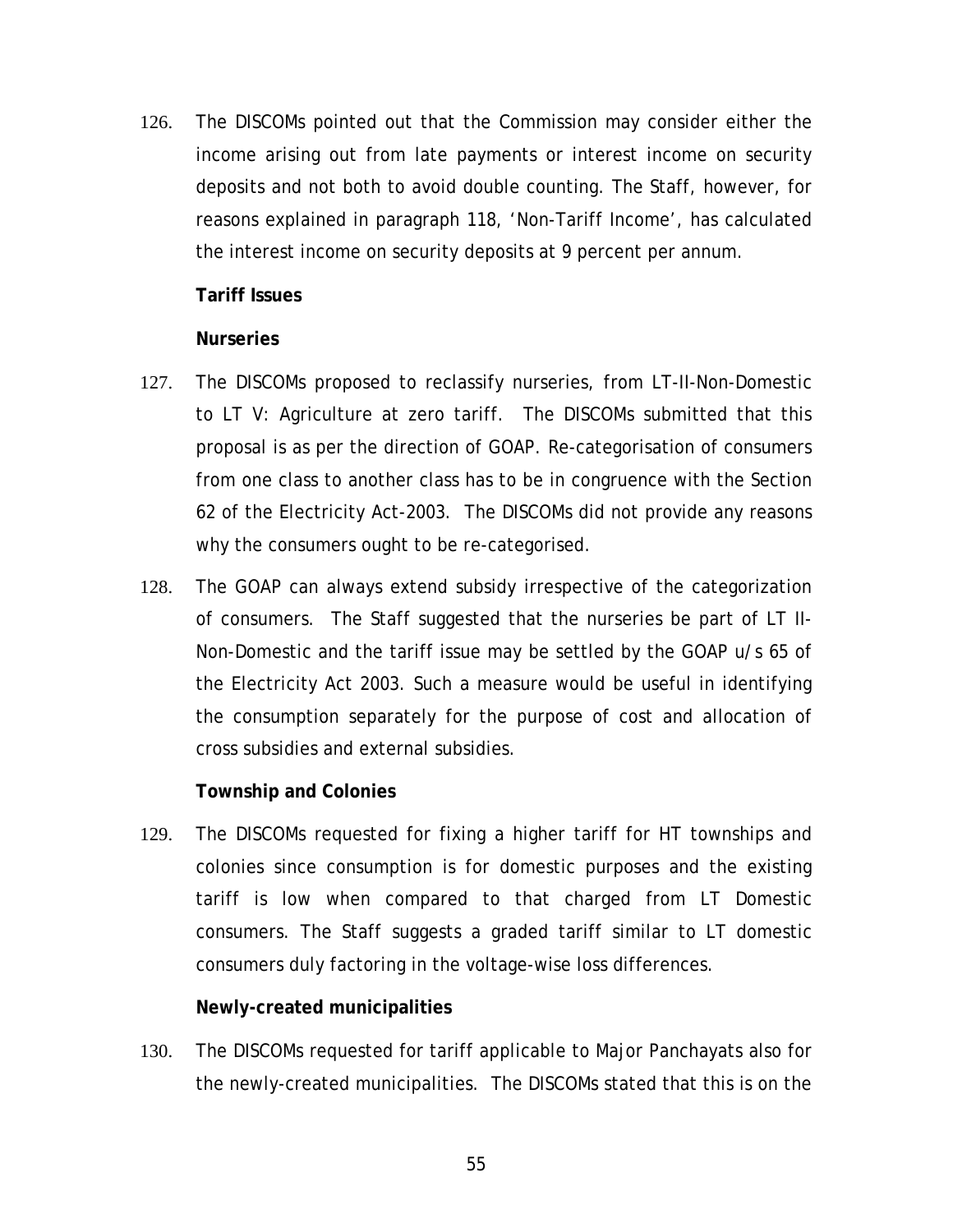126. The DISCOMs pointed out that the Commission may consider either the income arising out from late payments or interest income on security deposits and not both to avoid double counting. The Staff, however, for reasons explained in paragraph 118, 'Non-Tariff Income', has calculated the interest income on security deposits at 9 percent per annum.

**Tariff Issues**

**Nurseries**

127. The DISCOMs proposed to reclassify nurseries, from LT-II-Non-Domestic to LT V: Agriculture at zero tariff. The DISCOMs submitted that this proposal is as per the direction of GOAP. Re-categorisation of consumers from one class to another class has to be in congruence with the Section 62 of the Electricity Act-2003. The DISCOMs did not provide any reasons why the consumers ought to be re-categorised.

128. The GOAP can always extend subsidy irrespective of the categorization of consumers. The Staff suggested that the nurseries be part of LT II-Non-Domestic and the tariff issue may be settled by the GOAP u/s 65 of the Electricity Act 2003. Such a measure would be useful in identifying the consumption separately for the purpose of cost and allocation of cross subsidies and external subsidies.

**Township and Colonies**

129. The DISCOMs requested for fixing a higher tariff for HT townships and colonies since consumption is for domestic purposes and the existing tariff is low when compared to that charged from LT Domestic consumers. The Staff suggests a graded tariff similar to LT domestic consumers duly factoring in the voltage-wise loss differences.

**Newly-created municipalities**

130. The DISCOMs requested for tariff applicable to Major Panchayats also for the newly-created municipalities. The DISCOMs stated that this is on the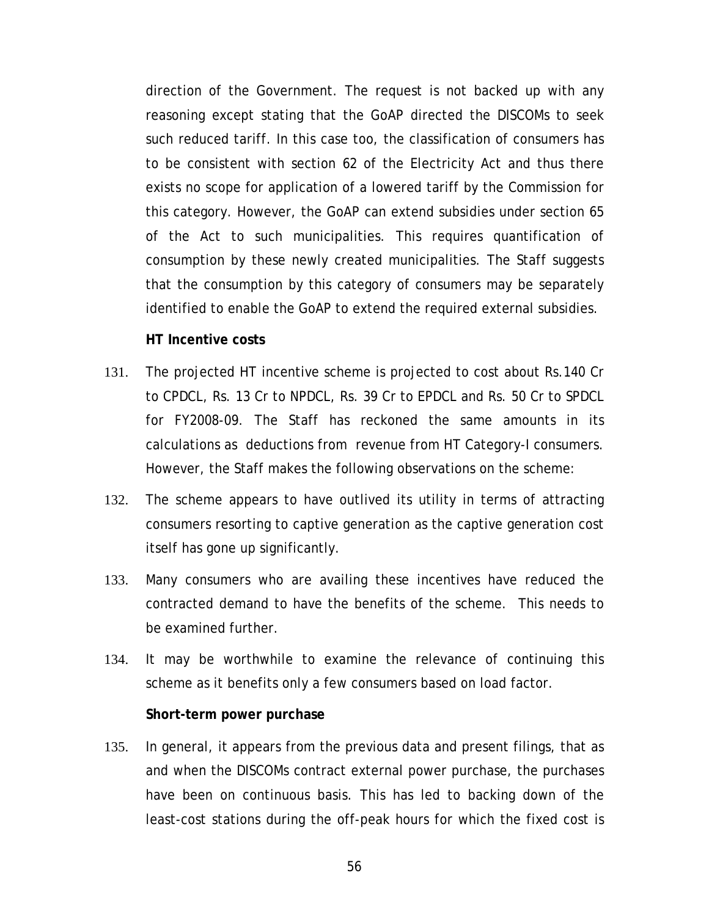direction of the Government. The request is not backed up with any reasoning except stating that the GoAP directed the DISCOMs to seek such reduced tariff. In this case too, the classification of consumers has to be consistent with section 62 of the Electricity Act and thus there exists no scope for application of a lowered tariff by the Commission for this category. However, the GoAP can extend subsidies under section 65 of the Act to such municipalities. This requires quantification of consumption by these newly created municipalities. The Staff suggests that the consumption by this category of consumers may be separately identified to enable the GoAP to extend the required external subsidies.

**HT Incentive costs**

131. The projected HT incentive scheme is projected to cost about Rs.140 Cr to CPDCL, Rs. 13 Cr to NPDCL, Rs. 39 Cr to EPDCL and Rs. 50 Cr to SPDCL for FY2008-09. The Staff has reckoned the same amounts in its calculations as deductions from revenue from HT Category-I consumers. However, the Staff makes the following observations on the scheme:

132. The scheme appears to have outlived its utility in terms of attracting consumers resorting to captive generation as the captive generation cost itself has gone up significantly.

133. Many consumers who are availing these incentives have reduced the contracted demand to have the benefits of the scheme. This needs to be examined further.

134. It may be worthwhile to examine the relevance of continuing this scheme as it benefits only a few consumers based on load factor.

**Short-term power purchase**

135. In general, it appears from the previous data and present filings, that as and when the DISCOMs contract external power purchase, the purchases have been on continuous basis. This has led to backing down of the least-cost stations during the off-peak hours for which the fixed cost is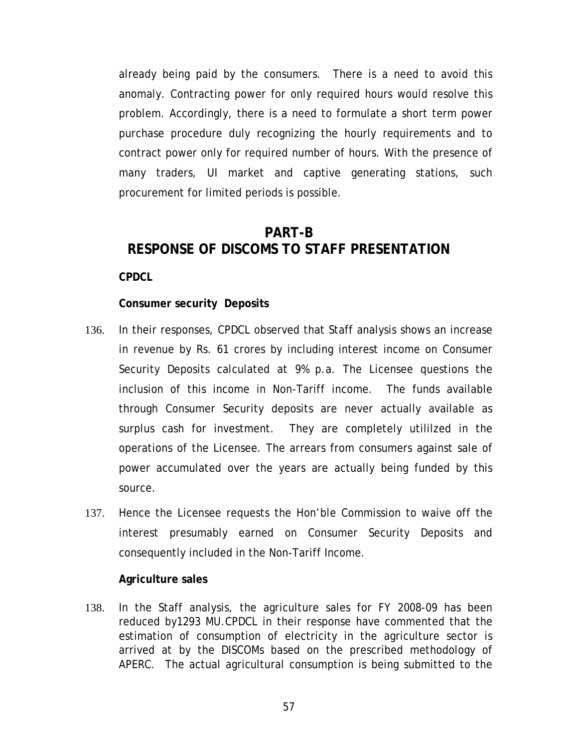already being paid by the consumers. There is a need to avoid this anomaly. Contracting power for only required hours would resolve this problem. Accordingly, there is a need to formulate a short term power purchase procedure duly recognizing the hourly requirements and to contract power only for required number of hours. With the presence of many traders, UI market and captive generating stations, such procurement for limited periods is possible.

# PART-B
# RESPONSE OF DISCOMS TO STAFF PRESENTATION

**CPDCL**

**Consumer security Deposits**

136. In their responses, CPDCL observed that Staff analysis shows an increase in revenue by Rs. 61 crores by including interest income on Consumer Security Deposits calculated at 9% p.a. The Licensee questions the inclusion of this income in Non-Tariff income. The funds available through Consumer Security deposits are never actually available as surplus cash for investment. They are completely utililzed in the operations of the Licensee. The arrears from consumers against sale of power accumulated over the years are actually being funded by this source.

137. Hence the Licensee requests the Hon'ble Commission to waive off the interest presumably earned on Consumer Security Deposits and consequently included in the Non-Tariff Income.

**Agriculture sales**

138. In the Staff analysis, the agriculture sales for FY 2008-09 has been reduced by1293 MU.CPDCL in their response have commented that the estimation of consumption of electricity in the agriculture sector is arrived at by the DISCOMs based on the prescribed methodology of APERC. The actual agricultural consumption is being submitted to the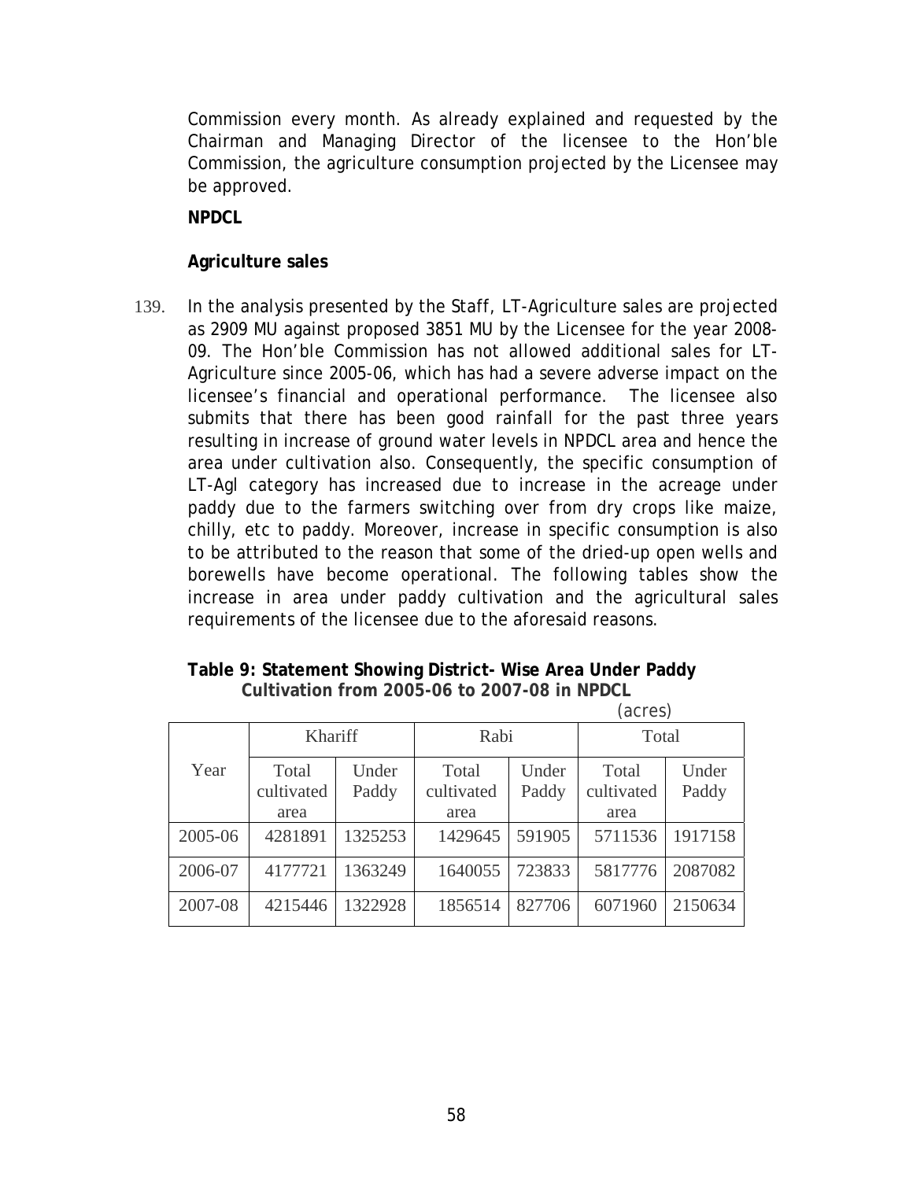Commission every month. As already explained and requested by the Chairman and Managing Director of the licensee to the Hon'ble Commission, the agriculture consumption projected by the Licensee may be approved.

**NPDCL**

**Agriculture sales**

139. In the analysis presented by the Staff, LT-Agriculture sales are projected as 2909 MU against proposed 3851 MU by the Licensee for the year 2008-09. The Hon'ble Commission has not allowed additional sales for LT-Agriculture since 2005-06, which has had a severe adverse impact on the licensee's financial and operational performance. The licensee also submits that there has been good rainfall for the past three years resulting in increase of ground water levels in NPDCL area and hence the area under cultivation also. Consequently, the specific consumption of LT-Agl category has increased due to increase in the acreage under paddy due to the farmers switching over from dry crops like maize, chilly, etc to paddy. Moreover, increase in specific consumption is also to be attributed to the reason that some of the dried-up open wells and borewells have become operational. The following tables show the increase in area under paddy cultivation and the agricultural sales requirements of the licensee due to the aforesaid reasons.

**Table 9: Statement Showing District- Wise Area Under Paddy Cultivation from 2005-06 to 2007-08 in NPDCL**

(acres)

| Year | Khariff | | Rabi | | Total | |
|---|---|---|---|---|---|---|
| | Total cultivated area | Under Paddy | Total cultivated area | Under Paddy | Total cultivated area | Under Paddy |
| 2005-06 | 4281891 | 1325253 | 1429645 | 591905 | 5711536 | 1917158 |
| 2006-07 | 4177721 | 1363249 | 1640055 | 723833 | 5817776 | 2087082 |
| 2007-08 | 4215446 | 1322928 | 1856514 | 827706 | 6071960 | 2150634 |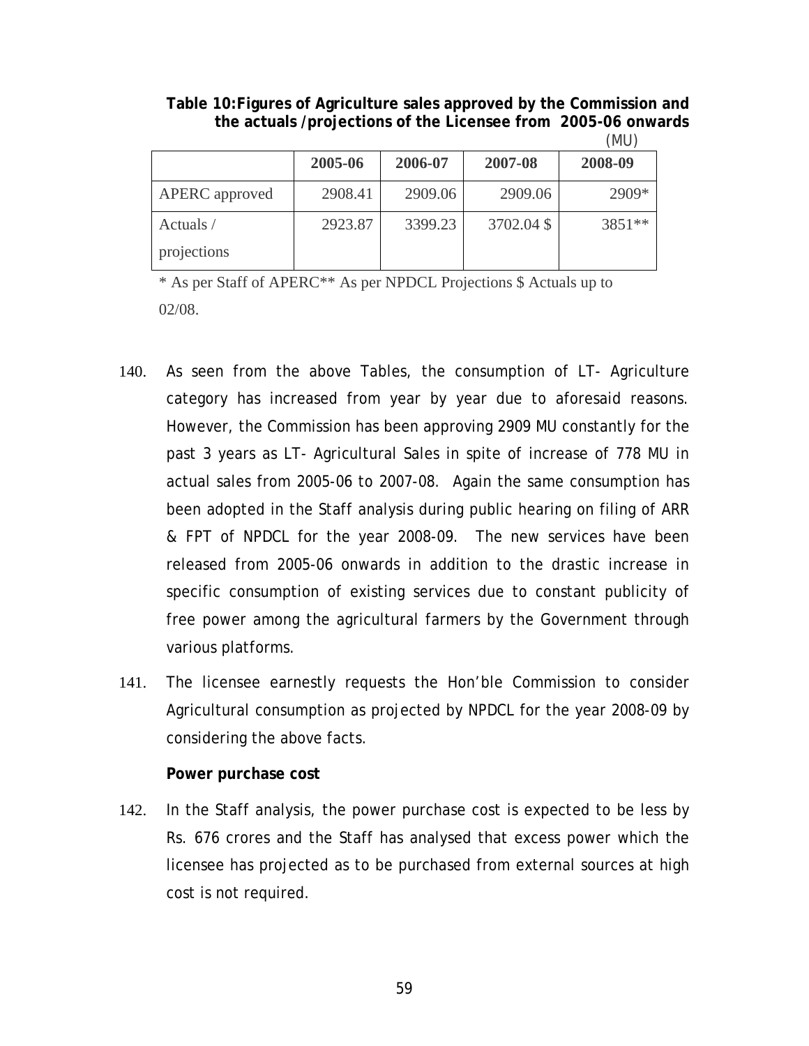**Table 10:Figures of Agriculture sales approved by the Commission and the actuals /projections of the Licensee from 2005-06 onwards**

(MU)

| | 2005-06 | 2006-07 | 2007-08 | 2008-09 |
|---|---|---|---|---|
| APERC approved | 2908.41 | 2909.06 | 2909.06 | 2909* |
| Actuals / projections | 2923.87 | 3399.23 | 3702.04 $ | 3851** |

\* As per Staff of APERC** As per NPDCL Projections $ Actuals up to 02/08.

140. As seen from the above Tables, the consumption of LT- Agriculture category has increased from year by year due to aforesaid reasons. However, the Commission has been approving 2909 MU constantly for the past 3 years as LT- Agricultural Sales in spite of increase of 778 MU in actual sales from 2005-06 to 2007-08. Again the same consumption has been adopted in the Staff analysis during public hearing on filing of ARR & FPT of NPDCL for the year 2008-09. The new services have been released from 2005-06 onwards in addition to the drastic increase in specific consumption of existing services due to constant publicity of free power among the agricultural farmers by the Government through various platforms.

141. The licensee earnestly requests the Hon'ble Commission to consider Agricultural consumption as projected by NPDCL for the year 2008-09 by considering the above facts.

**Power purchase cost**

142. In the Staff analysis, the power purchase cost is expected to be less by Rs. 676 crores and the Staff has analysed that excess power which the licensee has projected as to be purchased from external sources at high cost is not required.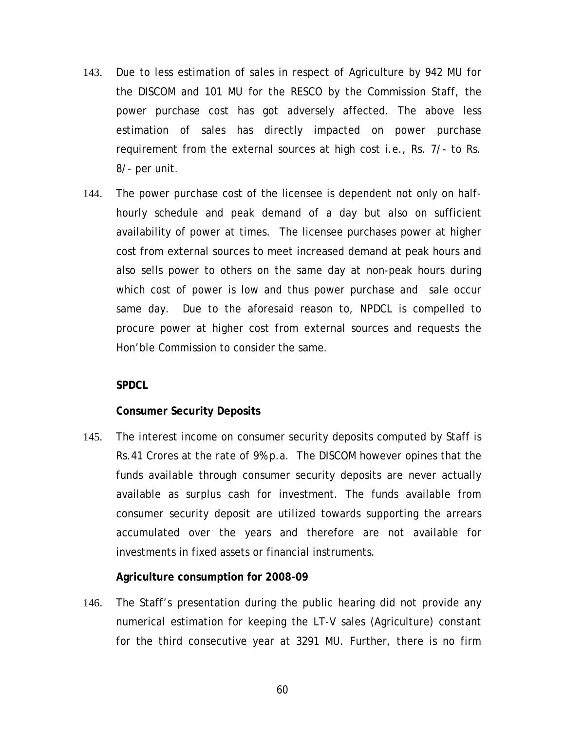143. Due to less estimation of sales in respect of Agriculture by 942 MU for the DISCOM and 101 MU for the RESCO by the Commission Staff, the power purchase cost has got adversely affected. The above less estimation of sales has directly impacted on power purchase requirement from the external sources at high cost i.e., Rs. 7/- to Rs. 8/- per unit.

144. The power purchase cost of the licensee is dependent not only on half-hourly schedule and peak demand of a day but also on sufficient availability of power at times. The licensee purchases power at higher cost from external sources to meet increased demand at peak hours and also sells power to others on the same day at non-peak hours during which cost of power is low and thus power purchase and sale occur same day. Due to the aforesaid reason to, NPDCL is compelled to procure power at higher cost from external sources and requests the Hon'ble Commission to consider the same.

**SPDCL**

**Consumer Security Deposits**

145. The interest income on consumer security deposits computed by Staff is Rs.41 Crores at the rate of 9% p.a. The DISCOM however opines that the funds available through consumer security deposits are never actually available as surplus cash for investment. The funds available from consumer security deposit are utilized towards supporting the arrears accumulated over the years and therefore are not available for investments in fixed assets or financial instruments.

**Agriculture consumption for 2008-09**

146. The Staff's presentation during the public hearing did not provide any numerical estimation for keeping the LT-V sales (Agriculture) constant for the third consecutive year at 3291 MU. Further, there is no firm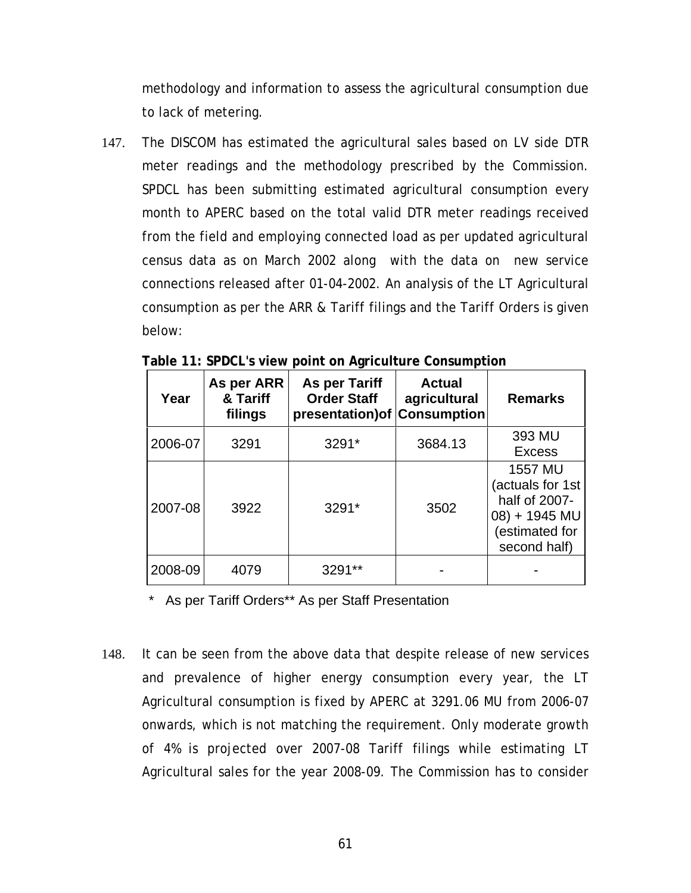methodology and information to assess the agricultural consumption due to lack of metering.

147. The DISCOM has estimated the agricultural sales based on LV side DTR meter readings and the methodology prescribed by the Commission. SPDCL has been submitting estimated agricultural consumption every month to APERC based on the total valid DTR meter readings received from the field and employing connected load as per updated agricultural census data as on March 2002 along with the data on new service connections released after 01-04-2002. An analysis of the LT Agricultural consumption as per the ARR & Tariff filings and the Tariff Orders is given below:

**Table 11: SPDCL's view point on Agriculture Consumption**

| Year | As per ARR & Tariff filings | As per Tariff Order Staff presentation)of | Actual agricultural Consumption | Remarks |
|---|---|---|---|---|
| 2006-07 | 3291 | 3291* | 3684.13 | 393 MU Excess |
| 2007-08 | 3922 | 3291* | 3502 | 1557 MU (actuals for 1st half of 2007-08) + 1945 MU (estimated for second half) |
| 2008-09 | 4079 | 3291** | - | - |

\* As per Tariff Orders** As per Staff Presentation

148. It can be seen from the above data that despite release of new services and prevalence of higher energy consumption every year, the LT Agricultural consumption is fixed by APERC at 3291.06 MU from 2006-07 onwards, which is not matching the requirement. Only moderate growth of 4% is projected over 2007-08 Tariff filings while estimating LT Agricultural sales for the year 2008-09. The Commission has to consider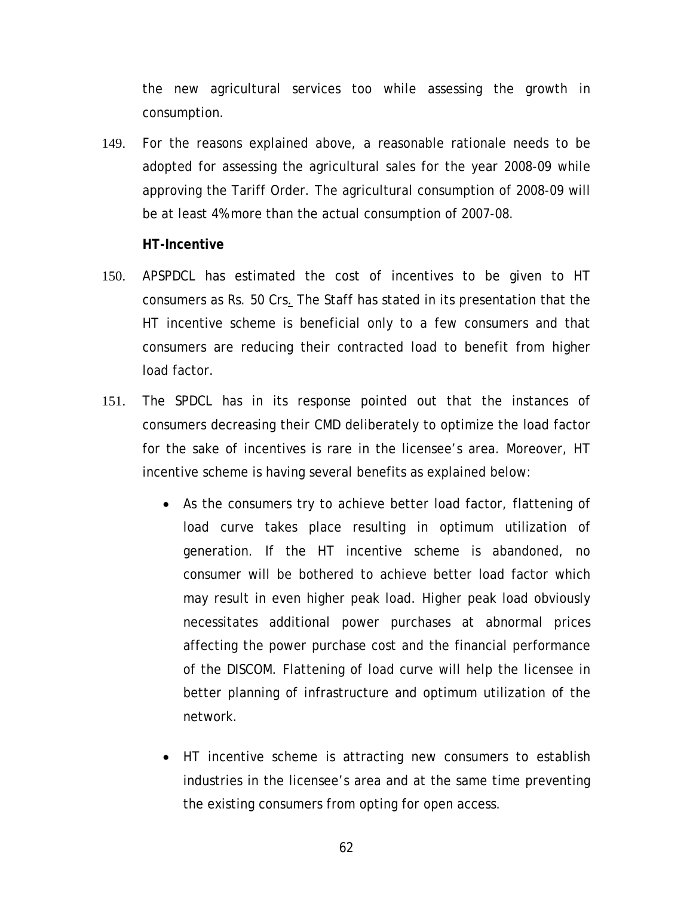the new agricultural services too while assessing the growth in consumption.

149. For the reasons explained above, a reasonable rationale needs to be adopted for assessing the agricultural sales for the year 2008-09 while approving the Tariff Order. The agricultural consumption of 2008-09 will be at least 4% more than the actual consumption of 2007-08.

**HT-Incentive**

150. APSPDCL has estimated the cost of incentives to be given to HT consumers as Rs. 50 Crs. The Staff has stated in its presentation that the HT incentive scheme is beneficial only to a few consumers and that consumers are reducing their contracted load to benefit from higher load factor.

151. The SPDCL has in its response pointed out that the instances of consumers decreasing their CMD deliberately to optimize the load factor for the sake of incentives is rare in the licensee's area. Moreover, HT incentive scheme is having several benefits as explained below:

    - As the consumers try to achieve better load factor, flattening of load curve takes place resulting in optimum utilization of generation. If the HT incentive scheme is abandoned, no consumer will be bothered to achieve better load factor which may result in even higher peak load. Higher peak load obviously necessitates additional power purchases at abnormal prices affecting the power purchase cost and the financial performance of the DISCOM. Flattening of load curve will help the licensee in better planning of infrastructure and optimum utilization of the network.

    - HT incentive scheme is attracting new consumers to establish industries in the licensee's area and at the same time preventing the existing consumers from opting for open access.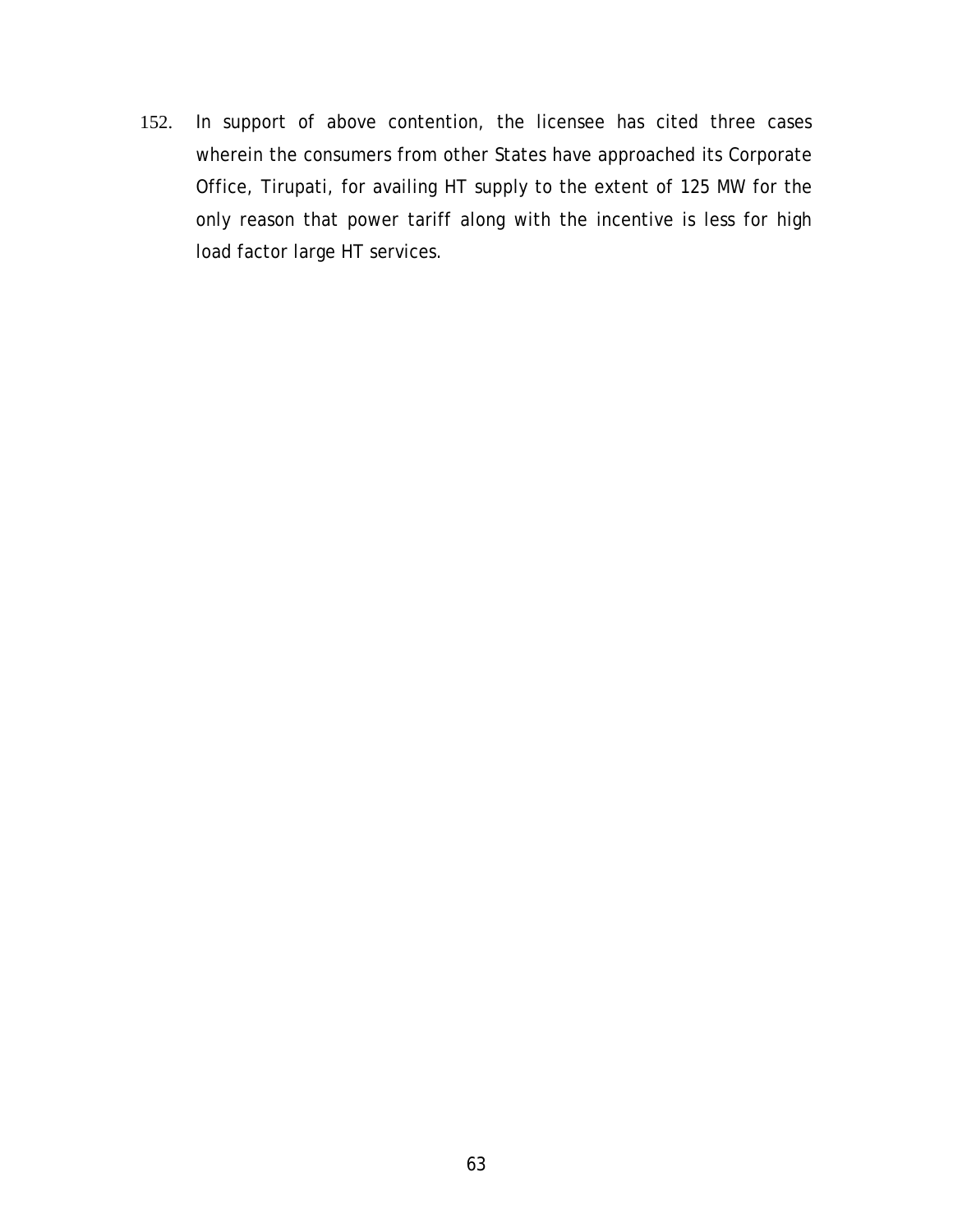152. In support of above contention, the licensee has cited three cases wherein the consumers from other States have approached its Corporate Office, Tirupati, for availing HT supply to the extent of 125 MW for the only reason that power tariff along with the incentive is less for high load factor large HT services.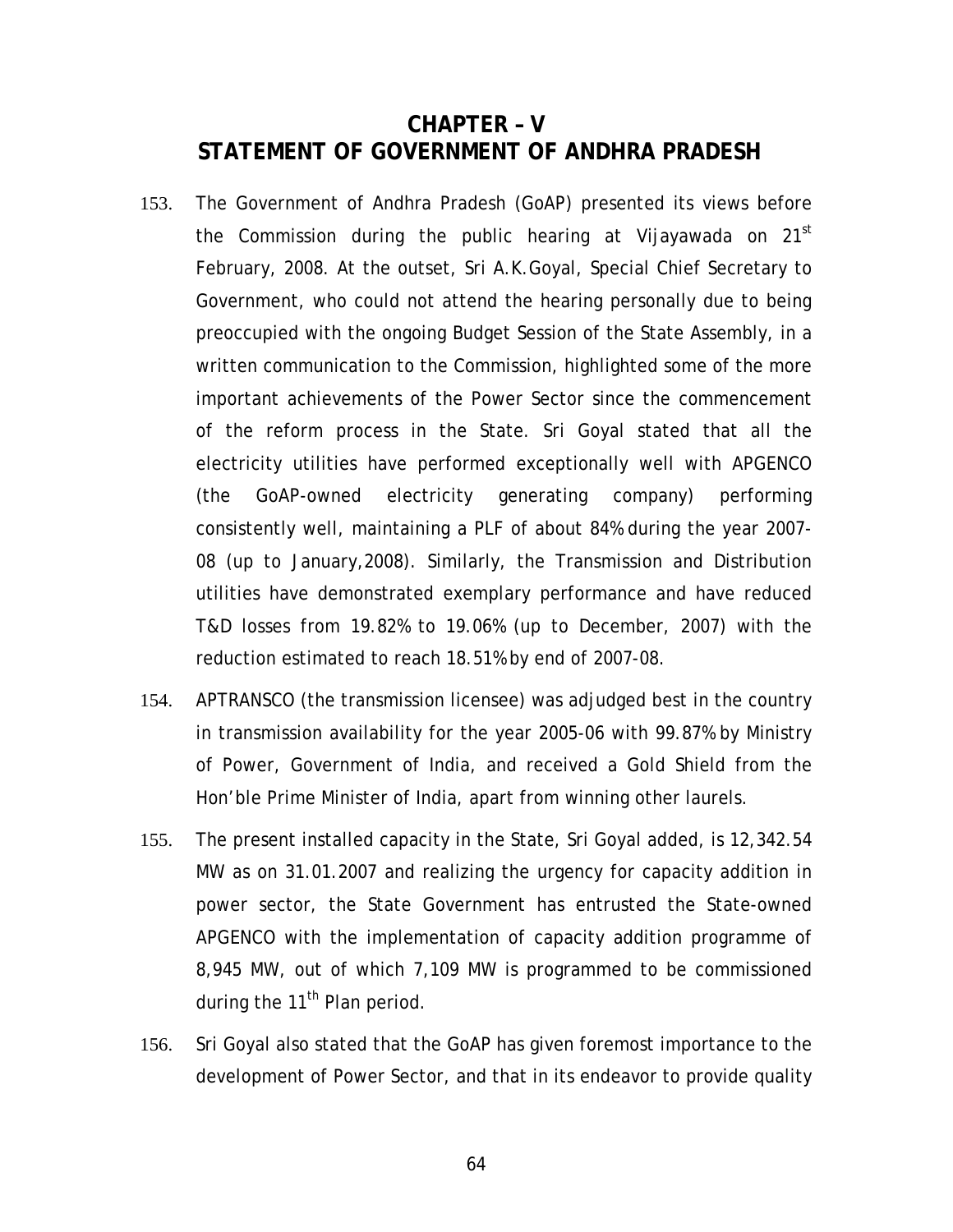# CHAPTER – V
# STATEMENT OF GOVERNMENT OF ANDHRA PRADESH

153. The Government of Andhra Pradesh (GoAP) presented its views before the Commission during the public hearing at Vijayawada on 21st February, 2008. At the outset, Sri A.K.Goyal, Special Chief Secretary to Government, who could not attend the hearing personally due to being preoccupied with the ongoing Budget Session of the State Assembly, in a written communication to the Commission, highlighted some of the more important achievements of the Power Sector since the commencement of the reform process in the State. Sri Goyal stated that all the electricity utilities have performed exceptionally well with APGENCO (the GoAP-owned electricity generating company) performing consistently well, maintaining a PLF of about 84% during the year 2007-08 (up to January,2008). Similarly, the Transmission and Distribution utilities have demonstrated exemplary performance and have reduced T&D losses from 19.82% to 19.06% (up to December, 2007) with the reduction estimated to reach 18.51% by end of 2007-08.

154. APTRANSCO (the transmission licensee) was adjudged best in the country in transmission availability for the year 2005-06 with 99.87% by Ministry of Power, Government of India, and received a Gold Shield from the Hon'ble Prime Minister of India, apart from winning other laurels.

155. The present installed capacity in the State, Sri Goyal added, is 12,342.54 MW as on 31.01.2007 and realizing the urgency for capacity addition in power sector, the State Government has entrusted the State-owned APGENCO with the implementation of capacity addition programme of 8,945 MW, out of which 7,109 MW is programmed to be commissioned during the 11th Plan period.

156. Sri Goyal also stated that the GoAP has given foremost importance to the development of Power Sector, and that in its endeavor to provide quality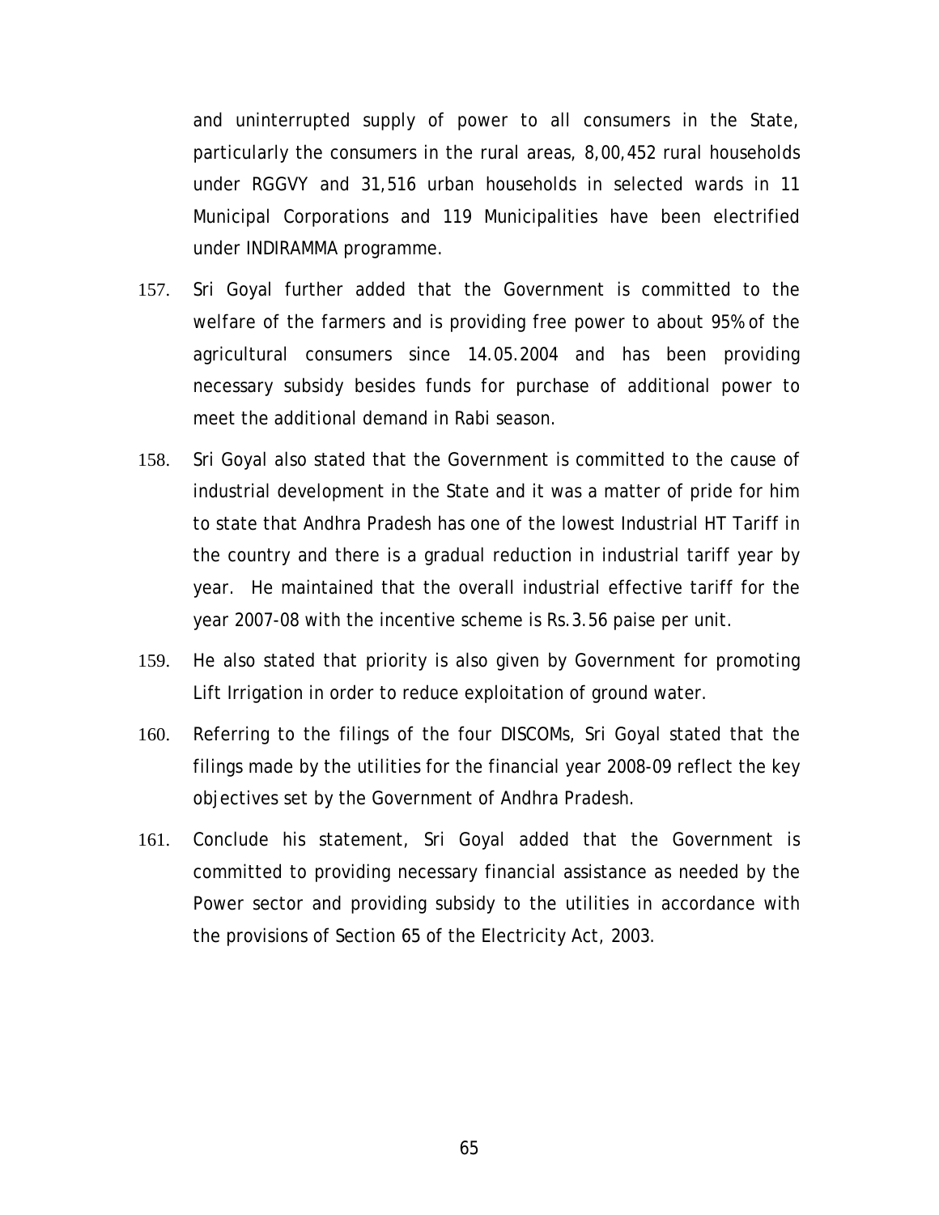and uninterrupted supply of power to all consumers in the State, particularly the consumers in the rural areas, 8,00,452 rural households under RGGVY and 31,516 urban households in selected wards in 11 Municipal Corporations and 119 Municipalities have been electrified under INDIRAMMA programme.

157. Sri Goyal further added that the Government is committed to the welfare of the farmers and is providing free power to about 95% of the agricultural consumers since 14.05.2004 and has been providing necessary subsidy besides funds for purchase of additional power to meet the additional demand in Rabi season.

158. Sri Goyal also stated that the Government is committed to the cause of industrial development in the State and it was a matter of pride for him to state that Andhra Pradesh has one of the lowest Industrial HT Tariff in the country and there is a gradual reduction in industrial tariff year by year. He maintained that the overall industrial effective tariff for the year 2007-08 with the incentive scheme is Rs.3.56 paise per unit.

159. He also stated that priority is also given by Government for promoting Lift Irrigation in order to reduce exploitation of ground water.

160. Referring to the filings of the four DISCOMs, Sri Goyal stated that the filings made by the utilities for the financial year 2008-09 reflect the key objectives set by the Government of Andhra Pradesh.

161. Conclude his statement, Sri Goyal added that the Government is committed to providing necessary financial assistance as needed by the Power sector and providing subsidy to the utilities in accordance with the provisions of Section 65 of the Electricity Act, 2003.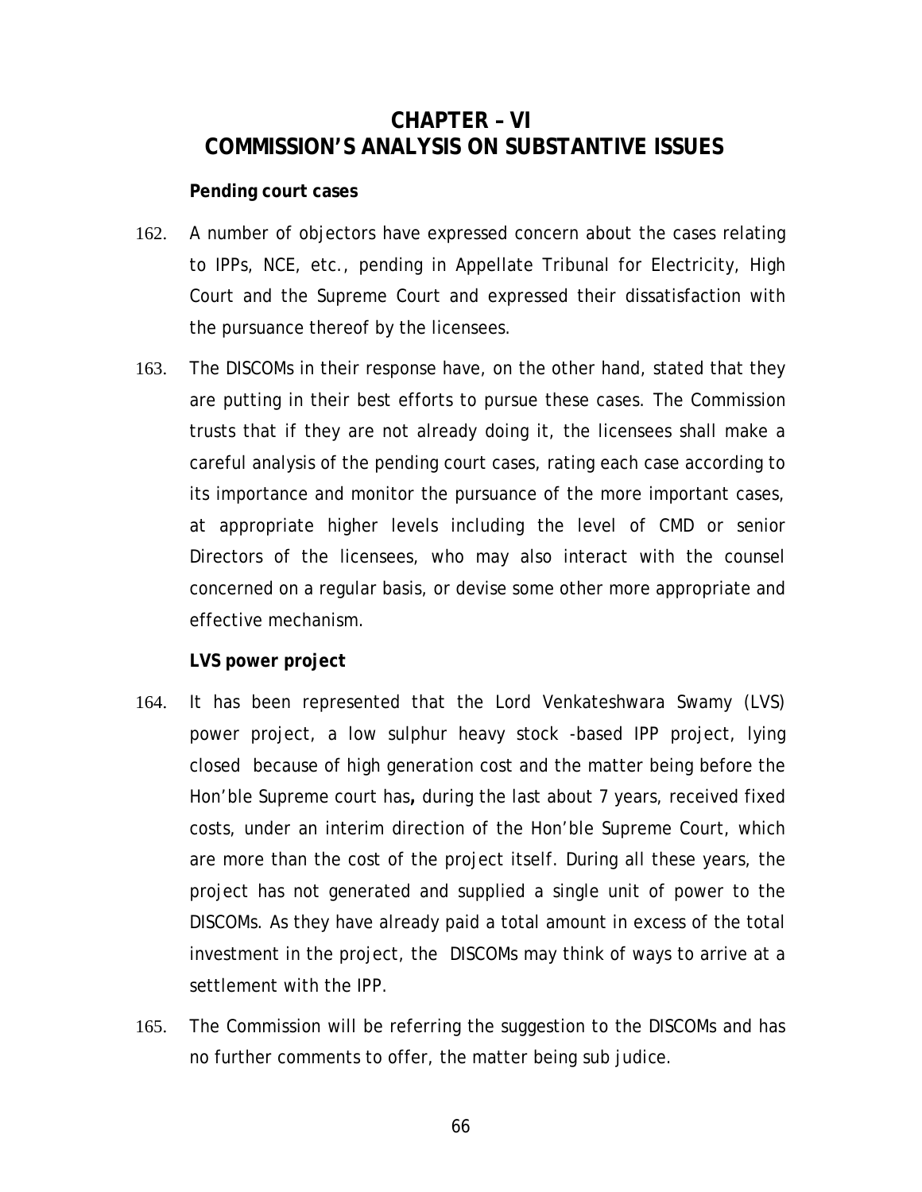# CHAPTER – VI
# COMMISSION'S ANALYSIS ON SUBSTANTIVE ISSUES

**Pending court cases**

162. A number of objectors have expressed concern about the cases relating to IPPs, NCE, etc., pending in Appellate Tribunal for Electricity, High Court and the Supreme Court and expressed their dissatisfaction with the pursuance thereof by the licensees.

163. The DISCOMs in their response have, on the other hand, stated that they are putting in their best efforts to pursue these cases. The Commission trusts that if they are not already doing it, the licensees shall make a careful analysis of the pending court cases, rating each case according to its importance and monitor the pursuance of the more important cases, at appropriate higher levels including the level of CMD or senior Directors of the licensees, who may also interact with the counsel concerned on a regular basis, or devise some other more appropriate and effective mechanism.

**LVS power project**

164. It has been represented that the Lord Venkateshwara Swamy (LVS) power project, a low sulphur heavy stock -based IPP project, lying closed because of high generation cost and the matter being before the Hon'ble Supreme court has**,** during the last about 7 years, received fixed costs, under an interim direction of the Hon'ble Supreme Court, which are more than the cost of the project itself. During all these years, the project has not generated and supplied a single unit of power to the DISCOMs. As they have already paid a total amount in excess of the total investment in the project, the DISCOMs may think of ways to arrive at a settlement with the IPP.

165. The Commission will be referring the suggestion to the DISCOMs and has no further comments to offer, the matter being sub judice.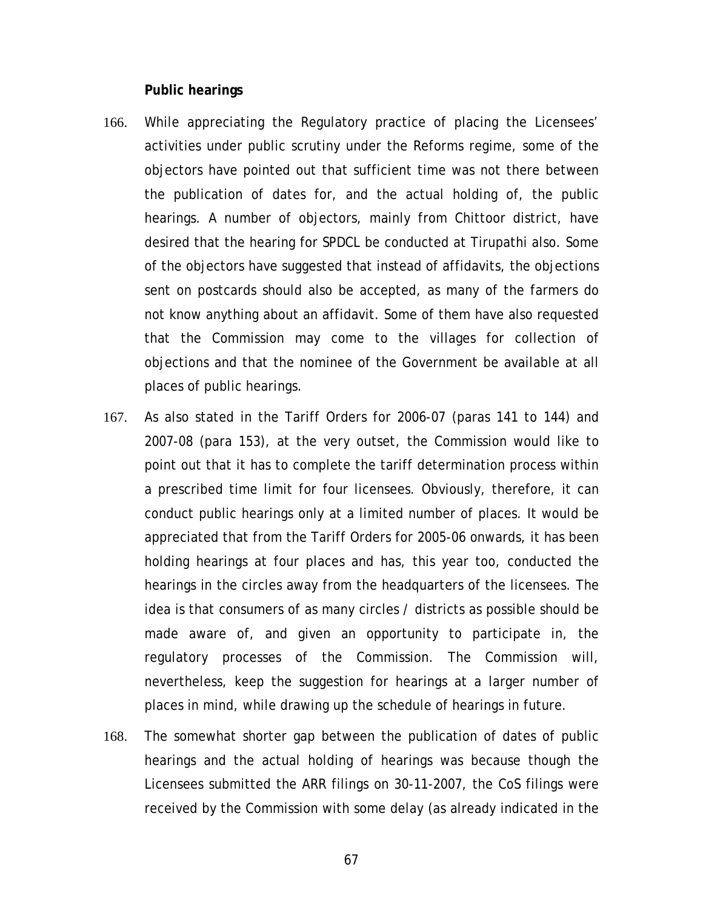### Public hearings

166. While appreciating the Regulatory practice of placing the Licensees' activities under public scrutiny under the Reforms regime, some of the objectors have pointed out that sufficient time was not there between the publication of dates for, and the actual holding of, the public hearings. A number of objectors, mainly from Chittoor district, have desired that the hearing for SPDCL be conducted at Tirupathi also. Some of the objectors have suggested that instead of affidavits, the objections sent on postcards should also be accepted, as many of the farmers do not know anything about an affidavit. Some of them have also requested that the Commission may come to the villages for collection of objections and that the nominee of the Government be available at all places of public hearings.

167. As also stated in the Tariff Orders for 2006-07 (paras 141 to 144) and 2007-08 (para 153), at the very outset, the Commission would like to point out that it has to complete the tariff determination process within a prescribed time limit for four licensees. Obviously, therefore, it can conduct public hearings only at a limited number of places. It would be appreciated that from the Tariff Orders for 2005-06 onwards, it has been holding hearings at four places and has, this year too, conducted the hearings in the circles away from the headquarters of the licensees. The idea is that consumers of as many circles / districts as possible should be made aware of, and given an opportunity to participate in, the regulatory processes of the Commission. The Commission will, nevertheless, keep the suggestion for hearings at a larger number of places in mind, while drawing up the schedule of hearings in future.

168. The somewhat shorter gap between the publication of dates of public hearings and the actual holding of hearings was because though the Licensees submitted the ARR filings on 30-11-2007, the CoS filings were received by the Commission with some delay (as already indicated in the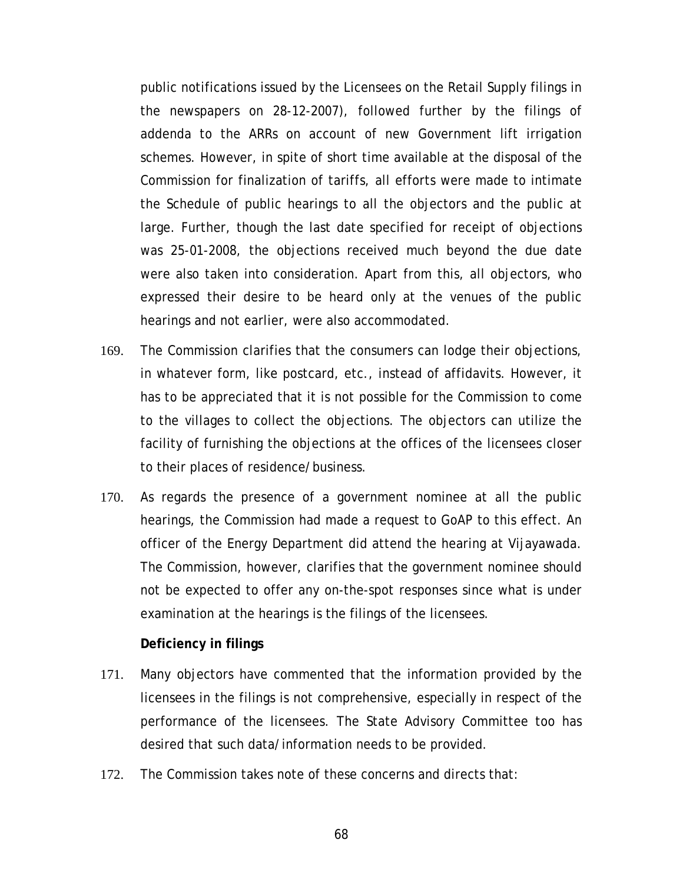public notifications issued by the Licensees on the Retail Supply filings in the newspapers on 28-12-2007), followed further by the filings of addenda to the ARRs on account of new Government lift irrigation schemes. However, in spite of short time available at the disposal of the Commission for finalization of tariffs, all efforts were made to intimate the Schedule of public hearings to all the objectors and the public at large. Further, though the last date specified for receipt of objections was 25-01-2008, the objections received much beyond the due date were also taken into consideration. Apart from this, all objectors, who expressed their desire to be heard only at the venues of the public hearings and not earlier, were also accommodated.

169. The Commission clarifies that the consumers can lodge their objections, in whatever form, like postcard, etc., instead of affidavits. However, it has to be appreciated that it is not possible for the Commission to come to the villages to collect the objections. The objectors can utilize the facility of furnishing the objections at the offices of the licensees closer to their places of residence/business.

170. As regards the presence of a government nominee at all the public hearings, the Commission had made a request to GoAP to this effect. An officer of the Energy Department did attend the hearing at Vijayawada. The Commission, however, clarifies that the government nominee should not be expected to offer any on-the-spot responses since what is under examination at the hearings is the filings of the licensees.

**Deficiency in filings**

171. Many objectors have commented that the information provided by the licensees in the filings is not comprehensive, especially in respect of the performance of the licensees. The State Advisory Committee too has desired that such data/information needs to be provided.

172. The Commission takes note of these concerns and directs that: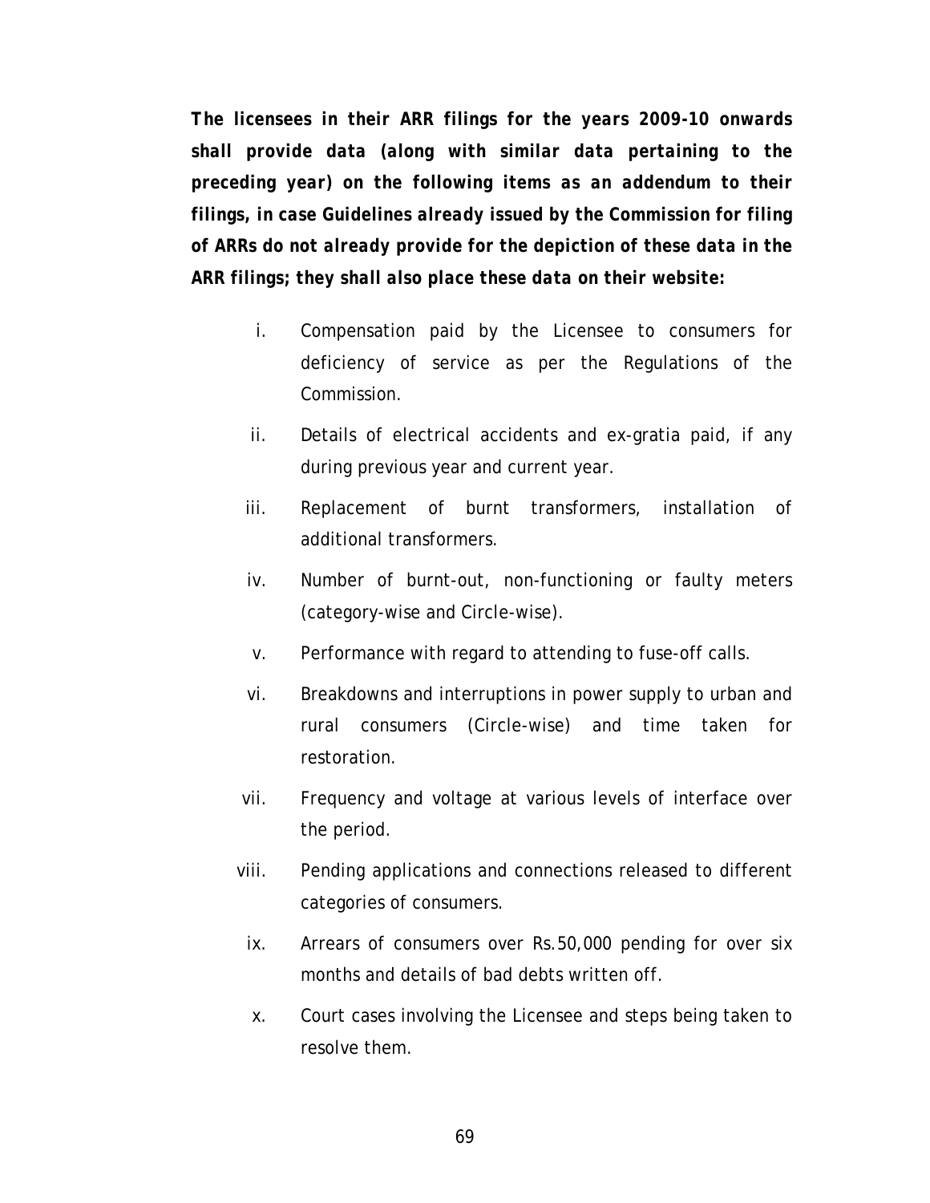***The licensees in their ARR filings for the years 2009-10 onwards shall provide data (along with similar data pertaining to the preceding year) on the following items as an addendum to their filings, in case Guidelines already issued by the Commission for filing of ARRs do not already provide for the depiction of these data in the ARR filings; they shall also place these data on their website:***

i. Compensation paid by the Licensee to consumers for deficiency of service as per the Regulations of the Commission.

ii. Details of electrical accidents and ex-gratia paid, if any during previous year and current year.

iii. Replacement of burnt transformers, installation of additional transformers.

iv. Number of burnt-out, non-functioning or faulty meters (category-wise and Circle-wise).

v. Performance with regard to attending to fuse-off calls.

vi. Breakdowns and interruptions in power supply to urban and rural consumers (Circle-wise) and time taken for restoration.

vii. Frequency and voltage at various levels of interface over the period.

viii. Pending applications and connections released to different categories of consumers.

ix. Arrears of consumers over Rs.50,000 pending for over six months and details of bad debts written off.

x. Court cases involving the Licensee and steps being taken to resolve them.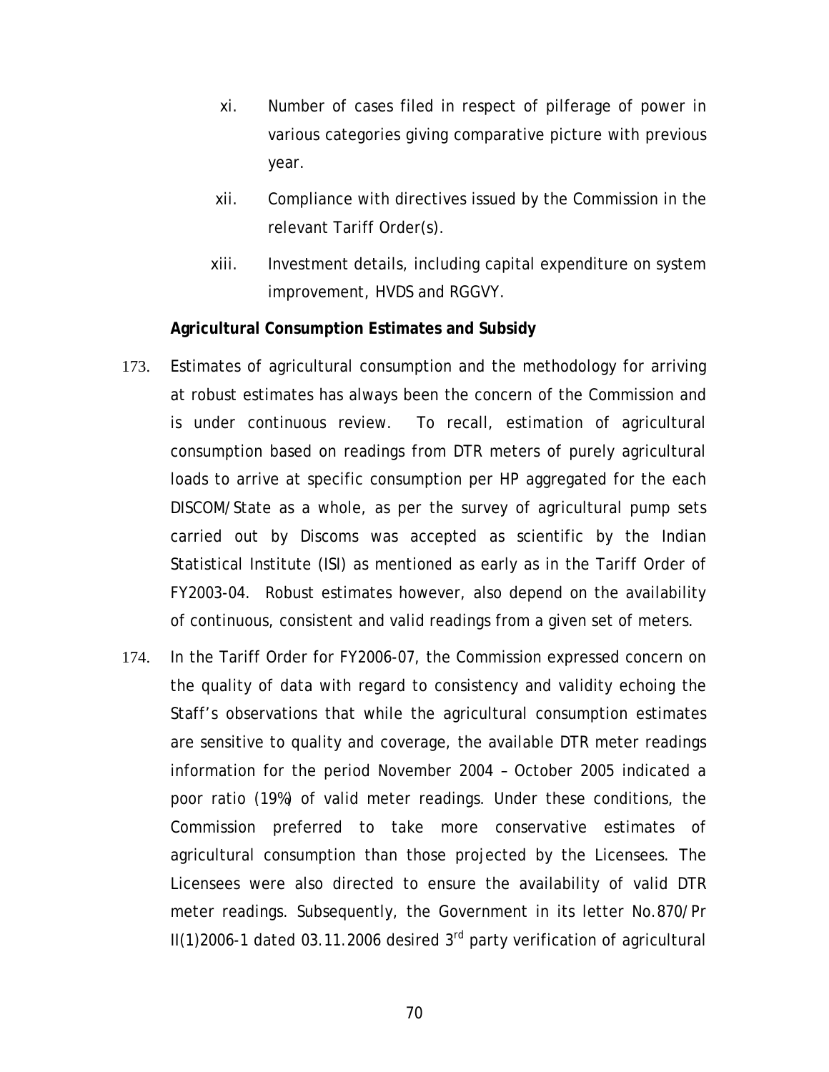xi. Number of cases filed in respect of pilferage of power in various categories giving comparative picture with previous year.

xii. Compliance with directives issued by the Commission in the relevant Tariff Order(s).

xiii. Investment details, including capital expenditure on system improvement, HVDS and RGGVY.

**Agricultural Consumption Estimates and Subsidy**

173. Estimates of agricultural consumption and the methodology for arriving at robust estimates has always been the concern of the Commission and is under continuous review. To recall, estimation of agricultural consumption based on readings from DTR meters of purely agricultural loads to arrive at specific consumption per HP aggregated for the each DISCOM/State as a whole, as per the survey of agricultural pump sets carried out by Discoms was accepted as scientific by the Indian Statistical Institute (ISI) as mentioned as early as in the Tariff Order of FY2003-04. Robust estimates however, also depend on the availability of continuous, consistent and valid readings from a given set of meters.

174. In the Tariff Order for FY2006-07, the Commission expressed concern on the quality of data with regard to consistency and validity echoing the Staff's observations that while the agricultural consumption estimates are sensitive to quality and coverage, the available DTR meter readings information for the period November 2004 – October 2005 indicated a poor ratio (19%) of valid meter readings. Under these conditions, the Commission preferred to take more conservative estimates of agricultural consumption than those projected by the Licensees. The Licensees were also directed to ensure the availability of valid DTR meter readings. Subsequently, the Government in its letter No.870/Pr II(1)2006-1 dated 03.11.2006 desired 3rd party verification of agricultural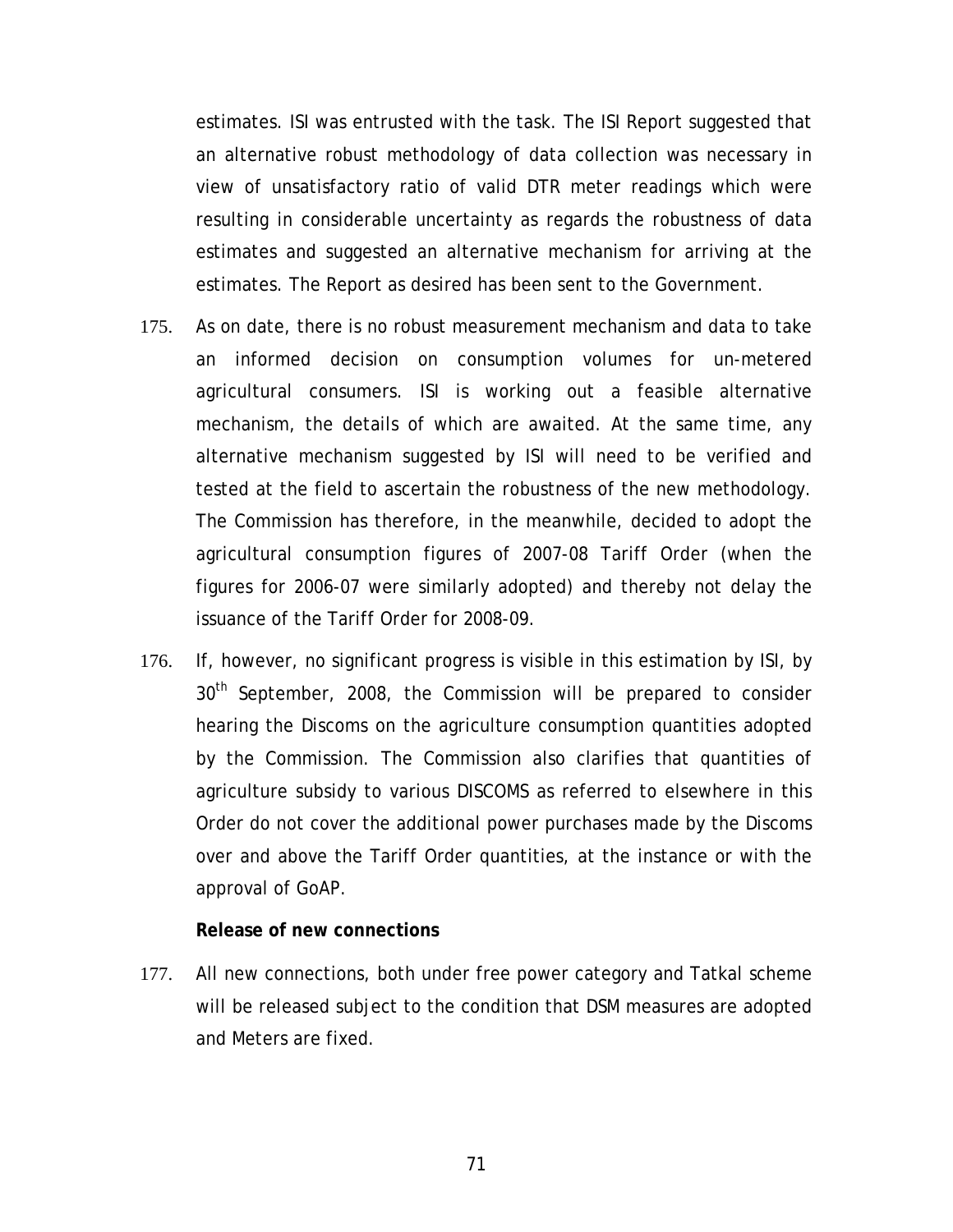estimates. ISI was entrusted with the task. The ISI Report suggested that an alternative robust methodology of data collection was necessary in view of unsatisfactory ratio of valid DTR meter readings which were resulting in considerable uncertainty as regards the robustness of data estimates and suggested an alternative mechanism for arriving at the estimates. The Report as desired has been sent to the Government.

175. As on date, there is no robust measurement mechanism and data to take an informed decision on consumption volumes for un-metered agricultural consumers. ISI is working out a feasible alternative mechanism, the details of which are awaited. At the same time, any alternative mechanism suggested by ISI will need to be verified and tested at the field to ascertain the robustness of the new methodology. The Commission has therefore, in the meanwhile, decided to adopt the agricultural consumption figures of 2007-08 Tariff Order (when the figures for 2006-07 were similarly adopted) and thereby not delay the issuance of the Tariff Order for 2008-09.

176. If, however, no significant progress is visible in this estimation by ISI, by 30th September, 2008, the Commission will be prepared to consider hearing the Discoms on the agriculture consumption quantities adopted by the Commission. The Commission also clarifies that quantities of agriculture subsidy to various DISCOMS as referred to elsewhere in this Order do not cover the additional power purchases made by the Discoms over and above the Tariff Order quantities, at the instance or with the approval of GoAP.

**Release of new connections**

177. All new connections, both under free power category and Tatkal scheme will be released subject to the condition that DSM measures are adopted and Meters are fixed.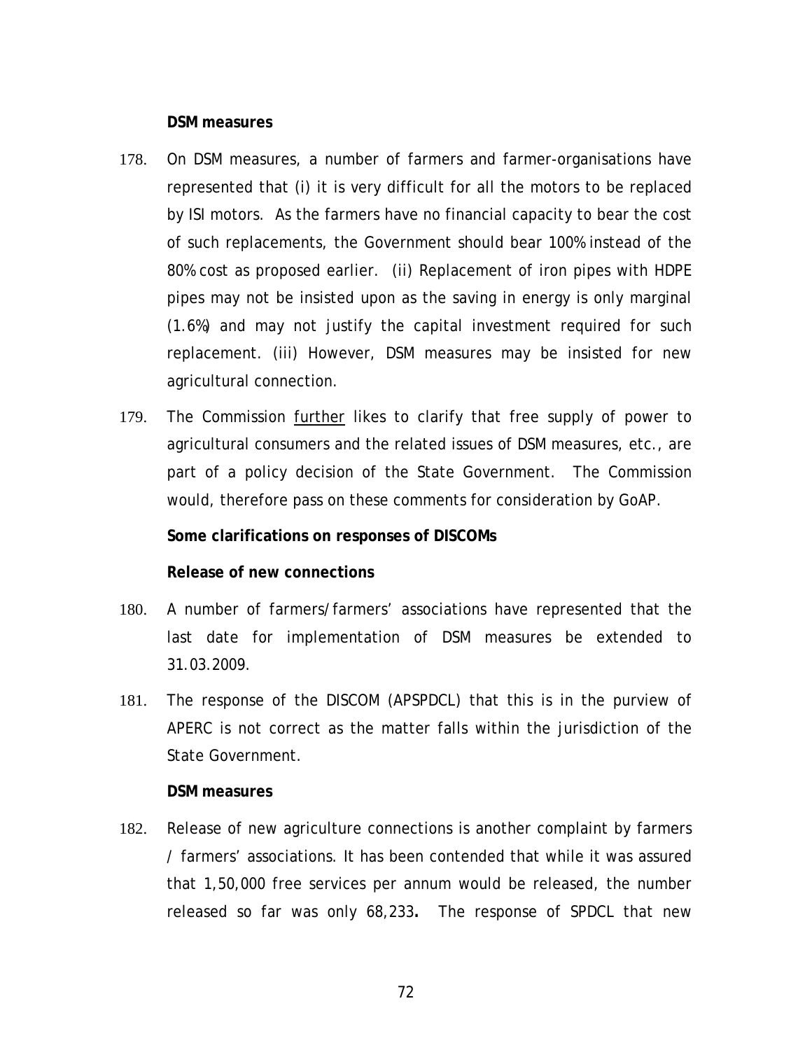**DSM measures**

178. On DSM measures, a number of farmers and farmer-organisations have represented that (i) it is very difficult for all the motors to be replaced by ISI motors. As the farmers have no financial capacity to bear the cost of such replacements, the Government should bear 100% instead of the 80% cost as proposed earlier. (ii) Replacement of iron pipes with HDPE pipes may not be insisted upon as the saving in energy is only marginal (1.6%) and may not justify the capital investment required for such replacement. (iii) However, DSM measures may be insisted for new agricultural connection.

179. The Commission <u>further</u> likes to clarify that free supply of power to agricultural consumers and the related issues of DSM measures, etc., are part of a policy decision of the State Government. The Commission would, therefore pass on these comments for consideration by GoAP.

**Some clarifications on responses of DISCOMs**

**Release of new connections**

180. A number of farmers/farmers' associations have represented that the last date for implementation of DSM measures be extended to 31.03.2009.

181. The response of the DISCOM (APSPDCL) that this is in the purview of APERC is not correct as the matter falls within the jurisdiction of the State Government.

**DSM measures**

182. Release of new agriculture connections is another complaint by farmers / farmers' associations. It has been contended that while it was assured that 1,50,000 free services per annum would be released, the number released so far was only 68,233**.** The response of SPDCL that new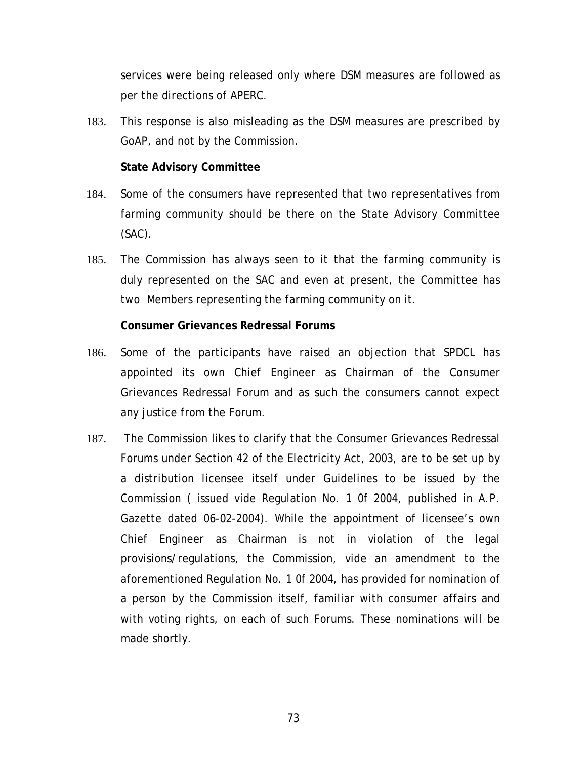services were being released only where DSM measures are followed as per the directions of APERC.

183. This response is also misleading as the DSM measures are prescribed by GoAP, and not by the Commission.

**State Advisory Committee**

184. Some of the consumers have represented that two representatives from farming community should be there on the State Advisory Committee (SAC).

185. The Commission has always seen to it that the farming community is duly represented on the SAC and even at present, the Committee has two Members representing the farming community on it.

**Consumer Grievances Redressal Forums**

186. Some of the participants have raised an objection that SPDCL has appointed its own Chief Engineer as Chairman of the Consumer Grievances Redressal Forum and as such the consumers cannot expect any justice from the Forum.

187. The Commission likes to clarify that the Consumer Grievances Redressal Forums under Section 42 of the Electricity Act, 2003, are to be set up by a distribution licensee itself under Guidelines to be issued by the Commission ( issued vide Regulation No. 1 0f 2004, published in A.P. Gazette dated 06-02-2004). While the appointment of licensee's own Chief Engineer as Chairman is not in violation of the legal provisions/regulations, the Commission, vide an amendment to the aforementioned Regulation No. 1 0f 2004, has provided for nomination of a person by the Commission itself, familiar with consumer affairs and with voting rights, on each of such Forums. These nominations will be made shortly.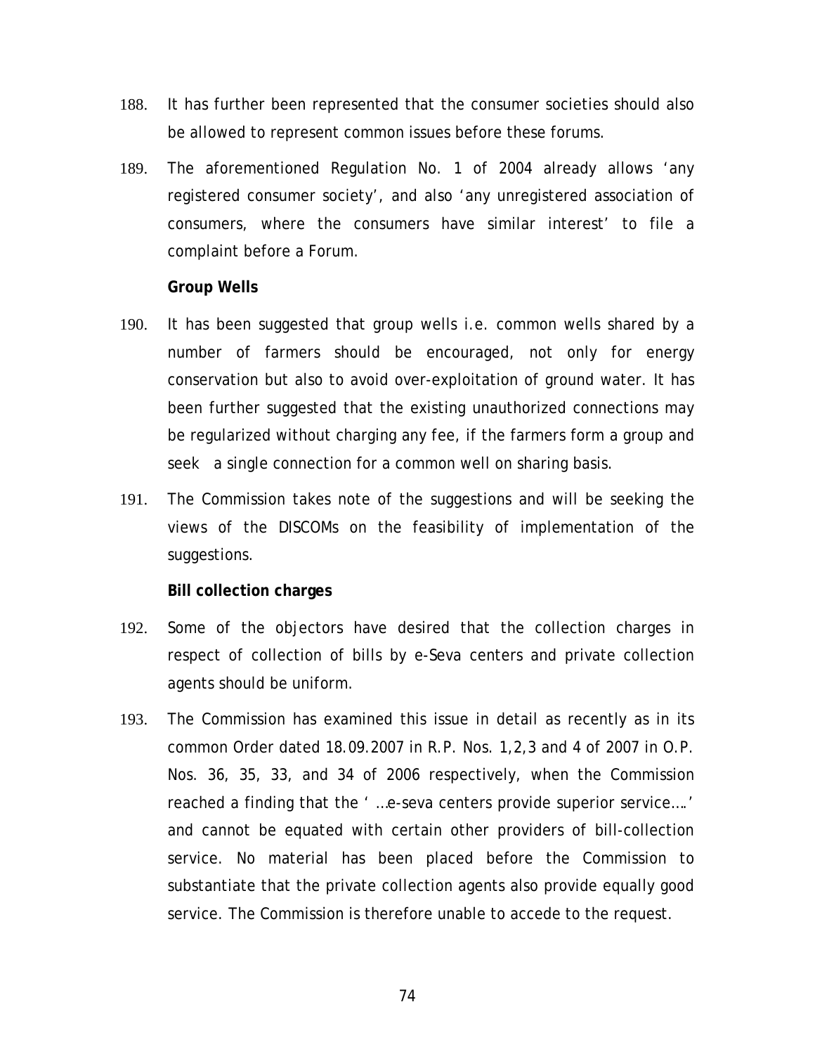188. It has further been represented that the consumer societies should also be allowed to represent common issues before these forums.

189. The aforementioned Regulation No. 1 of 2004 already allows 'any registered consumer society', and also 'any unregistered association of consumers, where the consumers have similar interest' to file a complaint before a Forum.

**Group Wells**

190. It has been suggested that group wells i.e. common wells shared by a number of farmers should be encouraged, not only for energy conservation but also to avoid over-exploitation of ground water. It has been further suggested that the existing unauthorized connections may be regularized without charging any fee, if the farmers form a group and seek a single connection for a common well on sharing basis.

191. The Commission takes note of the suggestions and will be seeking the views of the DISCOMs on the feasibility of implementation of the suggestions.

**Bill collection charges**

192. Some of the objectors have desired that the collection charges in respect of collection of bills by e-Seva centers and private collection agents should be uniform.

193. The Commission has examined this issue in detail as recently as in its common Order dated 18.09.2007 in R.P. Nos. 1,2,3 and 4 of 2007 in O.P. Nos. 36, 35, 33, and 34 of 2006 respectively, when the Commission reached a finding that the ' …e-seva centers provide superior service….' and cannot be equated with certain other providers of bill-collection service. No material has been placed before the Commission to substantiate that the private collection agents also provide equally good service. The Commission is therefore unable to accede to the request.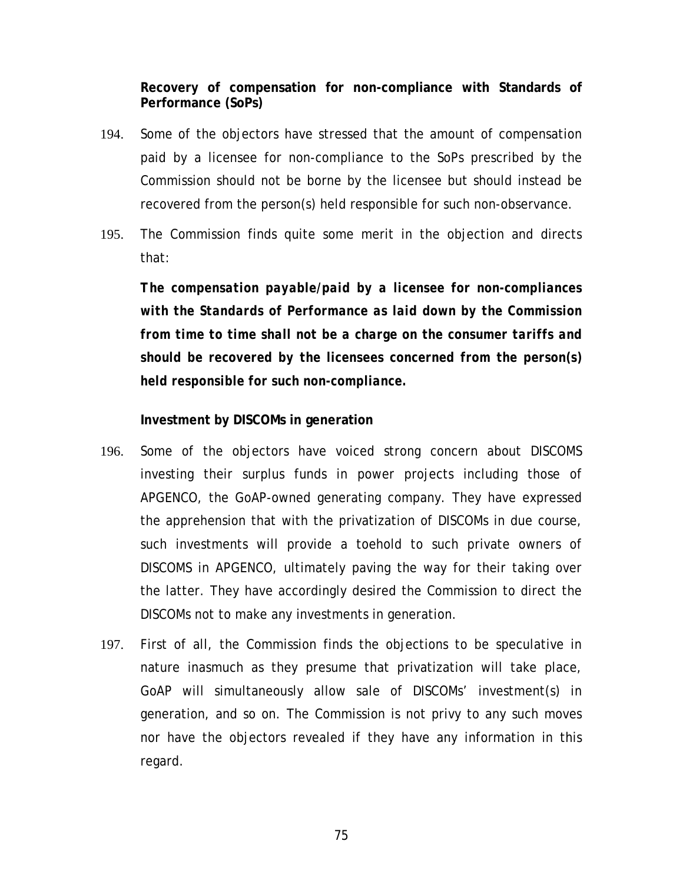**Recovery of compensation for non-compliance with Standards of Performance (SoPs)**

194. Some of the objectors have stressed that the amount of compensation paid by a licensee for non-compliance to the SoPs prescribed by the Commission should not be borne by the licensee but should instead be recovered from the person(s) held responsible for such non-observance.

195. The Commission finds quite some merit in the objection and directs that:

***The compensation payable/paid by a licensee for non-compliances with the Standards of Performance as laid down by the Commission from time to time shall not be a charge on the consumer tariffs and should be recovered by the licensees concerned from the person(s) held responsible for such non-compliance.***

**Investment by DISCOMs in generation**

196. Some of the objectors have voiced strong concern about DISCOMS investing their surplus funds in power projects including those of APGENCO, the GoAP-owned generating company. They have expressed the apprehension that with the privatization of DISCOMs in due course, such investments will provide a toehold to such private owners of DISCOMS in APGENCO, ultimately paving the way for their taking over the latter. They have accordingly desired the Commission to direct the DISCOMs not to make any investments in generation.

197. First of all, the Commission finds the objections to be speculative in nature inasmuch as they presume that privatization will take place, GoAP will simultaneously allow sale of DISCOMs' investment(s) in generation, and so on. The Commission is not privy to any such moves nor have the objectors revealed if they have any information in this regard.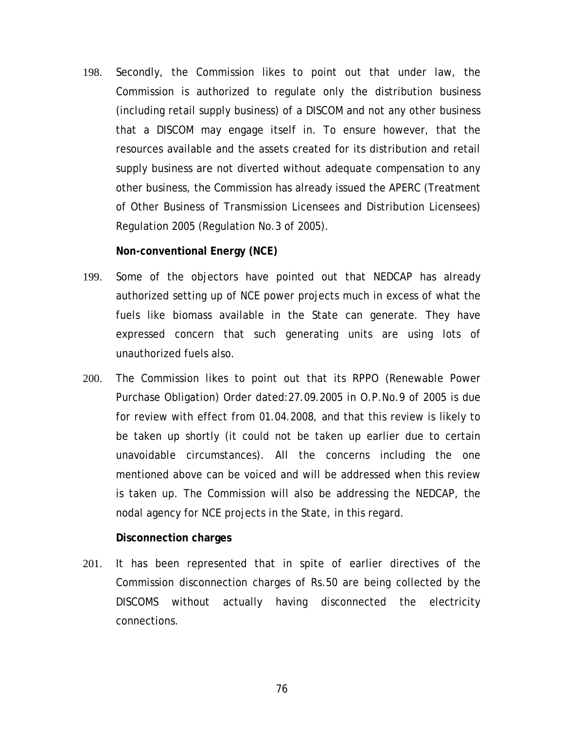198. Secondly, the Commission likes to point out that under law, the Commission is authorized to regulate only the distribution business (including retail supply business) of a DISCOM and not any other business that a DISCOM may engage itself in. To ensure however, that the resources available and the assets created for its distribution and retail supply business are not diverted without adequate compensation to any other business, the Commission has already issued the APERC (Treatment of Other Business of Transmission Licensees and Distribution Licensees) Regulation 2005 (Regulation No.3 of 2005).

**Non-conventional Energy (NCE)**

199. Some of the objectors have pointed out that NEDCAP has already authorized setting up of NCE power projects much in excess of what the fuels like biomass available in the State can generate. They have expressed concern that such generating units are using lots of unauthorized fuels also.

200. The Commission likes to point out that its RPPO (Renewable Power Purchase Obligation) Order dated:27.09.2005 in O.P.No.9 of 2005 is due for review with effect from 01.04.2008, and that this review is likely to be taken up shortly (it could not be taken up earlier due to certain unavoidable circumstances). All the concerns including the one mentioned above can be voiced and will be addressed when this review is taken up. The Commission will also be addressing the NEDCAP, the nodal agency for NCE projects in the State, in this regard.

**Disconnection charges**

201. It has been represented that in spite of earlier directives of the Commission disconnection charges of Rs.50 are being collected by the DISCOMS without actually having disconnected the electricity connections.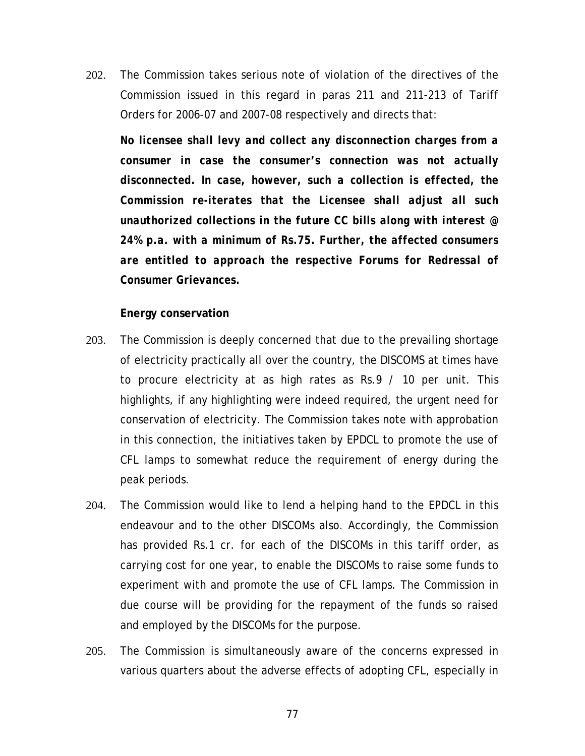202. The Commission takes serious note of violation of the directives of the Commission issued in this regard in paras 211 and 211-213 of Tariff Orders for 2006-07 and 2007-08 respectively and directs that:

**No licensee shall levy and collect any disconnection charges from a consumer in case the consumer's connection was not actually disconnected. In case, however, such a collection is effected, the Commission re-iterates that the Licensee shall adjust all such unauthorized collections in the future CC bills along with interest @ 24% p.a. with a minimum of Rs.75. Further, the affected consumers are entitled to approach the respective Forums for Redressal of Consumer Grievances.**

**Energy conservation**

203. The Commission is deeply concerned that due to the prevailing shortage of electricity practically all over the country, the DISCOMS at times have to procure electricity at as high rates as Rs.9 / 10 per unit. This highlights, if any highlighting were indeed required, the urgent need for conservation of electricity. The Commission takes note with approbation in this connection, the initiatives taken by EPDCL to promote the use of CFL lamps to somewhat reduce the requirement of energy during the peak periods.

204. The Commission would like to lend a helping hand to the EPDCL in this endeavour and to the other DISCOMs also. Accordingly, the Commission has provided Rs.1 cr. for each of the DISCOMs in this tariff order, as carrying cost for one year, to enable the DISCOMs to raise some funds to experiment with and promote the use of CFL lamps. The Commission in due course will be providing for the repayment of the funds so raised and employed by the DISCOMs for the purpose.

205. The Commission is simultaneously aware of the concerns expressed in various quarters about the adverse effects of adopting CFL, especially in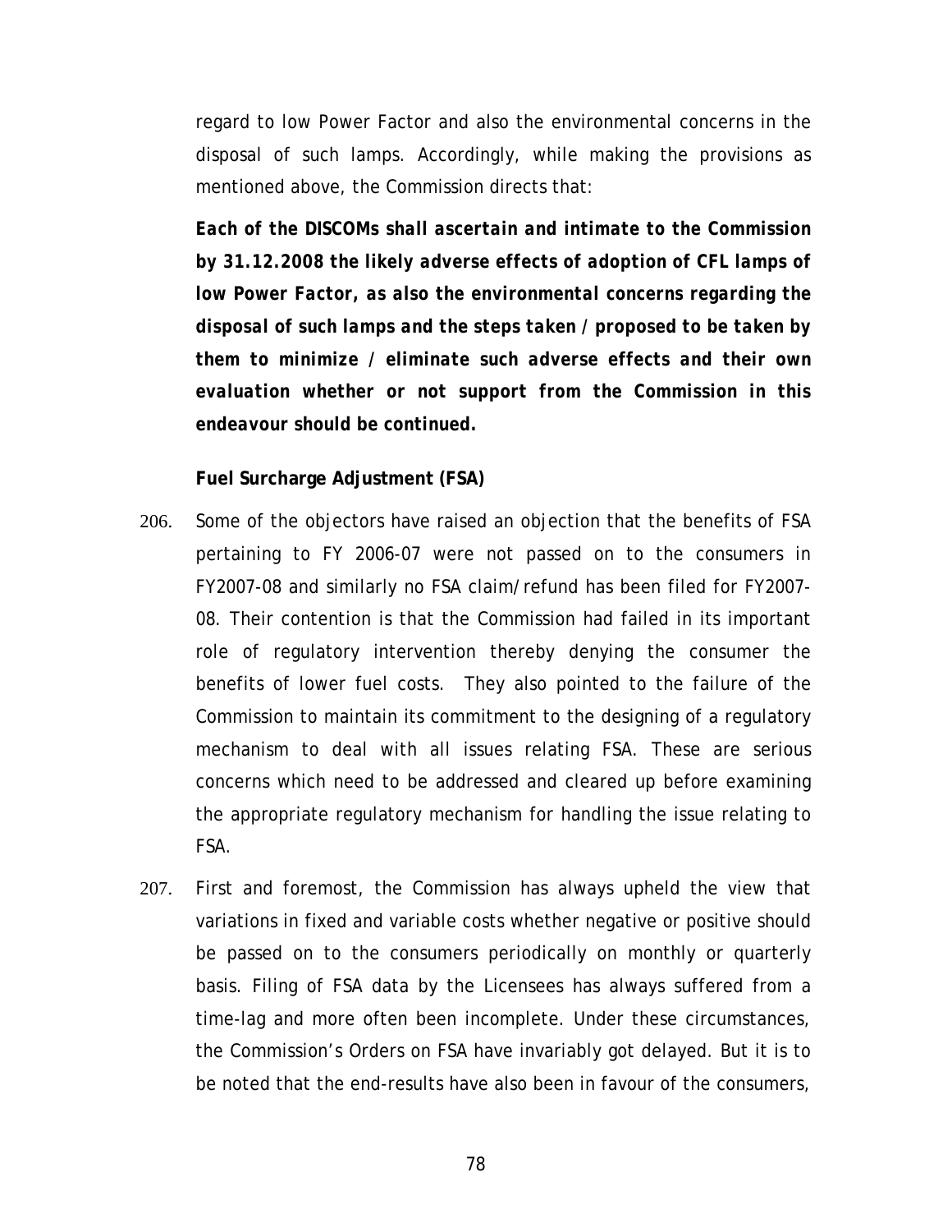regard to low Power Factor and also the environmental concerns in the disposal of such lamps. Accordingly, while making the provisions as mentioned above, the Commission directs that:

***Each of the DISCOMs shall ascertain and intimate to the Commission by 31.12.2008 the likely adverse effects of adoption of CFL lamps of low Power Factor, as also the environmental concerns regarding the disposal of such lamps and the steps taken / proposed to be taken by them to minimize / eliminate such adverse effects and their own evaluation whether or not support from the Commission in this endeavour should be continued.***

**Fuel Surcharge Adjustment (FSA)**

206. Some of the objectors have raised an objection that the benefits of FSA pertaining to FY 2006-07 were not passed on to the consumers in FY2007-08 and similarly no FSA claim/refund has been filed for FY2007-08. Their contention is that the Commission had failed in its important role of regulatory intervention thereby denying the consumer the benefits of lower fuel costs. They also pointed to the failure of the Commission to maintain its commitment to the designing of a regulatory mechanism to deal with all issues relating FSA. These are serious concerns which need to be addressed and cleared up before examining the appropriate regulatory mechanism for handling the issue relating to FSA.

207. First and foremost, the Commission has always upheld the view that variations in fixed and variable costs whether negative or positive should be passed on to the consumers periodically on monthly or quarterly basis. Filing of FSA data by the Licensees has always suffered from a time-lag and more often been incomplete. Under these circumstances, the Commission's Orders on FSA have invariably got delayed. But it is to be noted that the end-results have also been in favour of the consumers,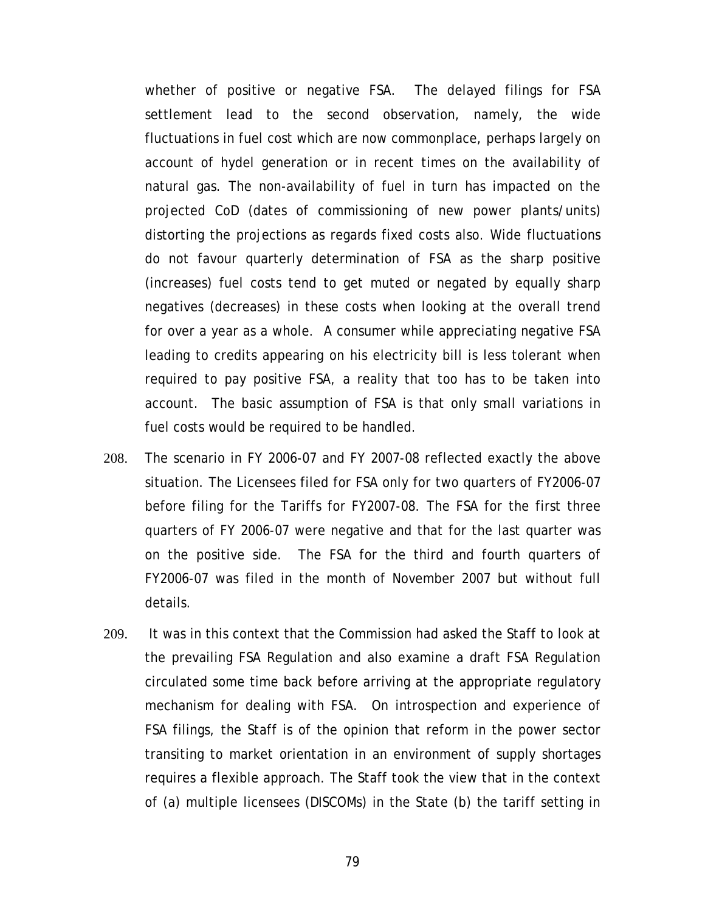whether of positive or negative FSA. The delayed filings for FSA settlement lead to the second observation, namely, the wide fluctuations in fuel cost which are now commonplace, perhaps largely on account of hydel generation or in recent times on the availability of natural gas. The non-availability of fuel in turn has impacted on the projected CoD (dates of commissioning of new power plants/units) distorting the projections as regards fixed costs also. Wide fluctuations do not favour quarterly determination of FSA as the sharp positive (increases) fuel costs tend to get muted or negated by equally sharp negatives (decreases) in these costs when looking at the overall trend for over a year as a whole. A consumer while appreciating negative FSA leading to credits appearing on his electricity bill is less tolerant when required to pay positive FSA, a reality that too has to be taken into account. The basic assumption of FSA is that only small variations in fuel costs would be required to be handled.

208. The scenario in FY 2006-07 and FY 2007-08 reflected exactly the above situation. The Licensees filed for FSA only for two quarters of FY2006-07 before filing for the Tariffs for FY2007-08. The FSA for the first three quarters of FY 2006-07 were negative and that for the last quarter was on the positive side. The FSA for the third and fourth quarters of FY2006-07 was filed in the month of November 2007 but without full details.

209. It was in this context that the Commission had asked the Staff to look at the prevailing FSA Regulation and also examine a draft FSA Regulation circulated some time back before arriving at the appropriate regulatory mechanism for dealing with FSA. On introspection and experience of FSA filings, the Staff is of the opinion that reform in the power sector transiting to market orientation in an environment of supply shortages requires a flexible approach. The Staff took the view that in the context of (a) multiple licensees (DISCOMs) in the State (b) the tariff setting in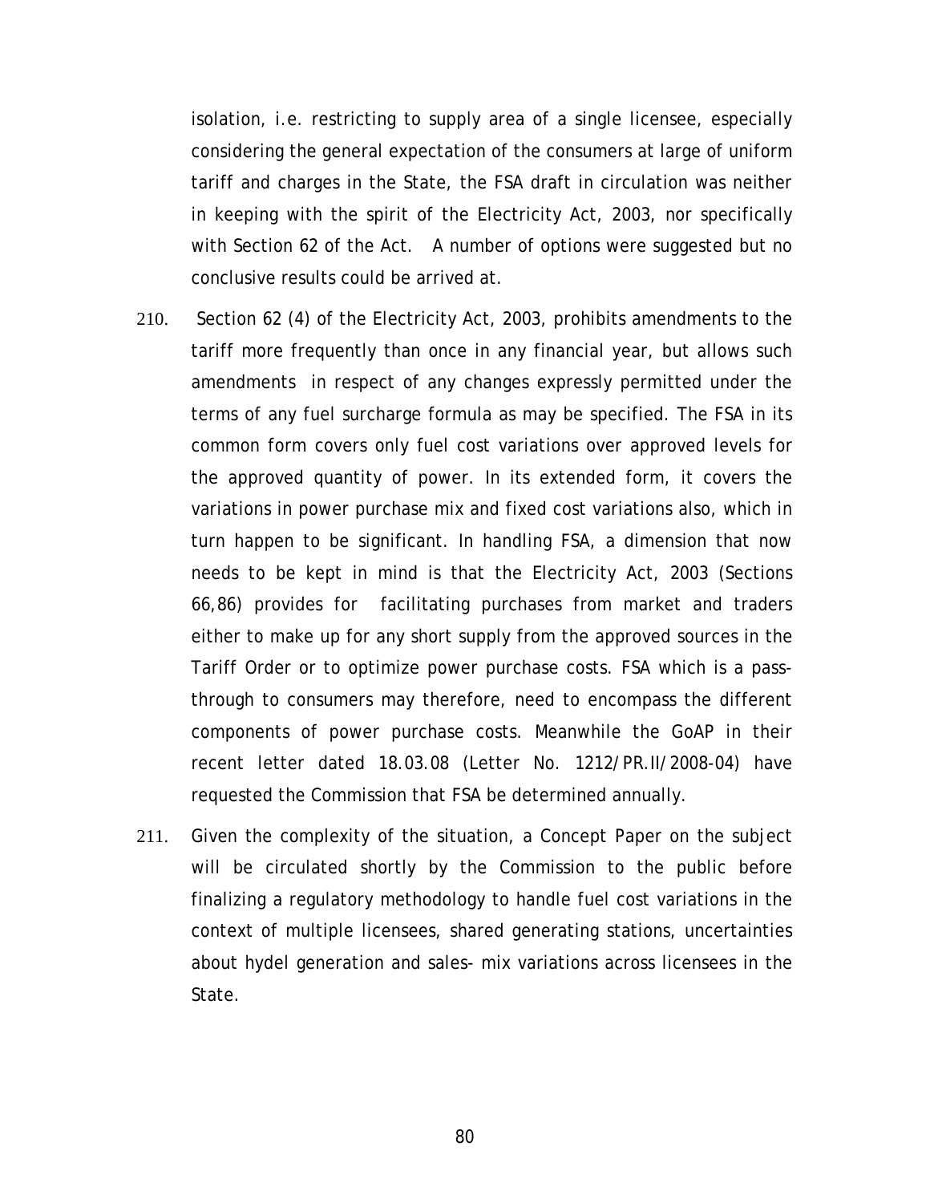isolation, i.e. restricting to supply area of a single licensee, especially considering the general expectation of the consumers at large of uniform tariff and charges in the State, the FSA draft in circulation was neither in keeping with the spirit of the Electricity Act, 2003, nor specifically with Section 62 of the Act. A number of options were suggested but no conclusive results could be arrived at.

210. Section 62 (4) of the Electricity Act, 2003, prohibits amendments to the tariff more frequently than once in any financial year, but allows such amendments in respect of any changes expressly permitted under the terms of any fuel surcharge formula as may be specified. The FSA in its common form covers only fuel cost variations over approved levels for the approved quantity of power. In its extended form, it covers the variations in power purchase mix and fixed cost variations also, which in turn happen to be significant. In handling FSA, a dimension that now needs to be kept in mind is that the Electricity Act, 2003 (Sections 66,86) provides for facilitating purchases from market and traders either to make up for any short supply from the approved sources in the Tariff Order or to optimize power purchase costs. FSA which is a pass-through to consumers may therefore, need to encompass the different components of power purchase costs. Meanwhile the GoAP in their recent letter dated 18.03.08 (Letter No. 1212/PR.II/2008-04) have requested the Commission that FSA be determined annually.

211. Given the complexity of the situation, a Concept Paper on the subject will be circulated shortly by the Commission to the public before finalizing a regulatory methodology to handle fuel cost variations in the context of multiple licensees, shared generating stations, uncertainties about hydel generation and sales- mix variations across licensees in the State.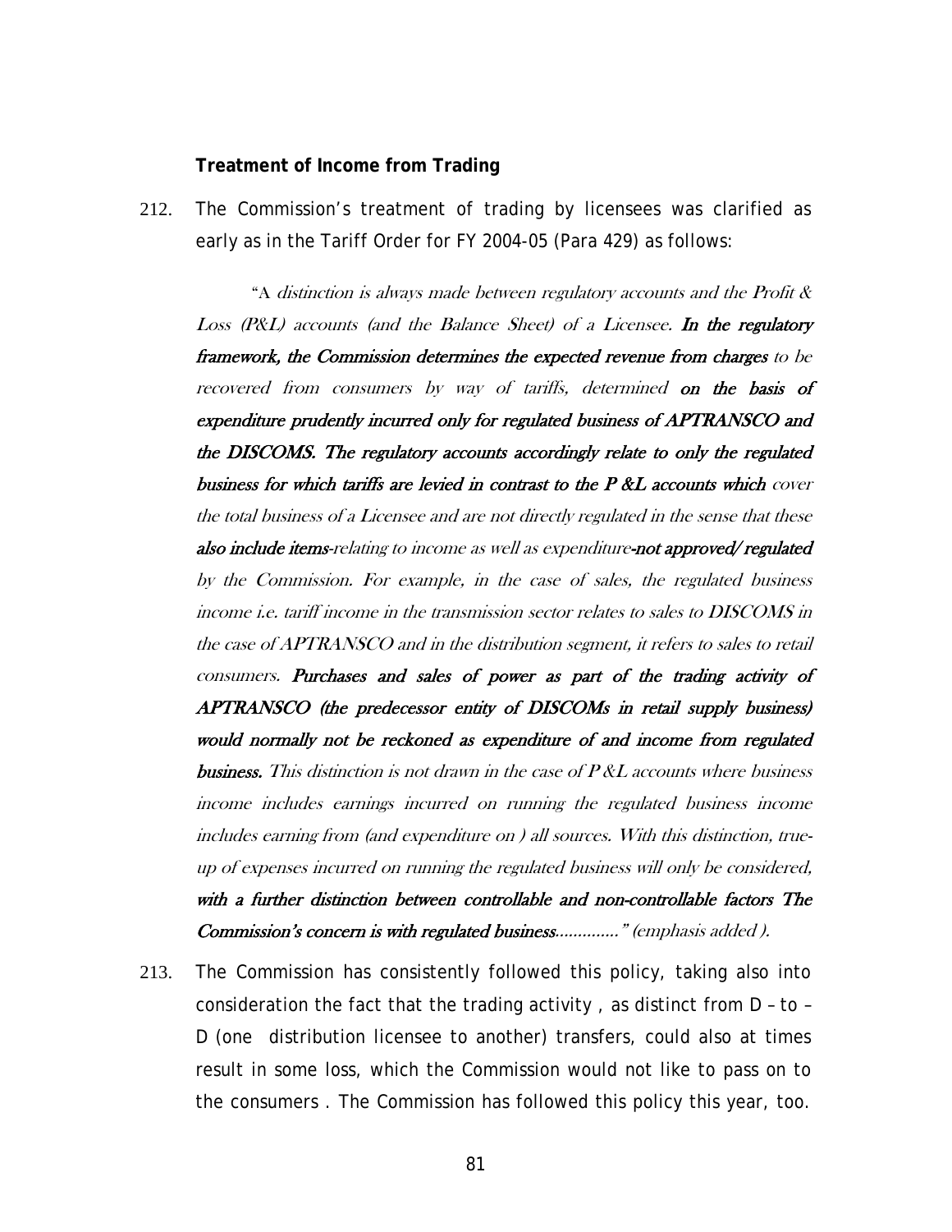**Treatment of Income from Trading**

212. The Commission's treatment of trading by licensees was clarified as early as in the Tariff Order for FY 2004-05 (Para 429) as follows:

> "*A distinction is always made between regulatory accounts and the Profit & Loss (P&L) accounts (and the Balance Sheet) of a Licensee.* ***In the regulatory framework, the Commission determines the expected revenue from charges*** *to be recovered from consumers by way of tariffs, determined* ***on the basis of expenditure prudently incurred only for regulated business of APTRANSCO and the DISCOMS. The regulatory accounts accordingly relate to only the regulated business for which tariffs are levied in contrast to the P &L accounts which*** *cover the total business of a Licensee and are not directly regulated in the sense that these* ***also include items****-relating to income as well as expenditure-****not approved/ regulated*** *by the Commission. For example, in the case of sales, the regulated business income i.e. tariff income in the transmission sector relates to sales to DISCOMS in the case of APTRANSCO and in the distribution segment, it refers to sales to retail consumers.* ***Purchases and sales of power as part of the trading activity of APTRANSCO (the predecessor entity of DISCOMs in retail supply business) would normally not be reckoned as expenditure of and income from regulated business.*** *This distinction is not drawn in the case of P &L accounts where business income includes earnings incurred on running the regulated business income includes earning from (and expenditure on ) all sources. With this distinction, true-up of expenses incurred on running the regulated business will only be considered,* ***with a further distinction between controllable and non-controllable factors The Commission's concern is with regulated business*****.............**" *(emphasis added ).*

213. The Commission has consistently followed this policy, taking also into consideration the fact that the trading activity , as distinct from D – to – D (one distribution licensee to another) transfers, could also at times result in some loss, which the Commission would not like to pass on to the consumers . The Commission has followed this policy this year, too.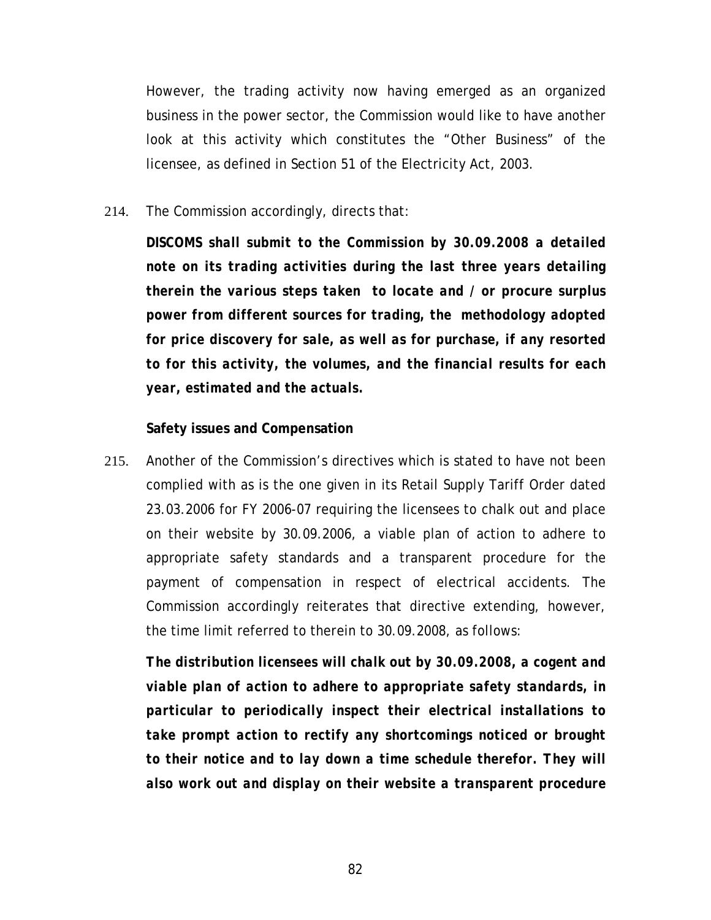However, the trading activity now having emerged as an organized business in the power sector, the Commission would like to have another look at this activity which constitutes the "Other Business" of the licensee, as defined in Section 51 of the Electricity Act, 2003.

214. The Commission accordingly, directs that:

***DISCOMS shall submit to the Commission by 30.09.2008 a detailed note on its trading activities during the last three years detailing therein the various steps taken to locate and / or procure surplus power from different sources for trading, the methodology adopted for price discovery for sale, as well as for purchase, if any resorted to for this activity, the volumes, and the financial results for each year, estimated and the actuals.***

**Safety issues and Compensation**

215. Another of the Commission's directives which is stated to have not been complied with as is the one given in its Retail Supply Tariff Order dated 23.03.2006 for FY 2006-07 requiring the licensees to chalk out and place on their website by 30.09.2006, a viable plan of action to adhere to appropriate safety standards and a transparent procedure for the payment of compensation in respect of electrical accidents. The Commission accordingly reiterates that directive extending, however, the time limit referred to therein to 30.09.2008, as follows:

***The distribution licensees will chalk out by 30.09.2008, a cogent and viable plan of action to adhere to appropriate safety standards, in particular to periodically inspect their electrical installations to take prompt action to rectify any shortcomings noticed or brought to their notice and to lay down a time schedule therefor. They will also work out and display on their website a transparent procedure***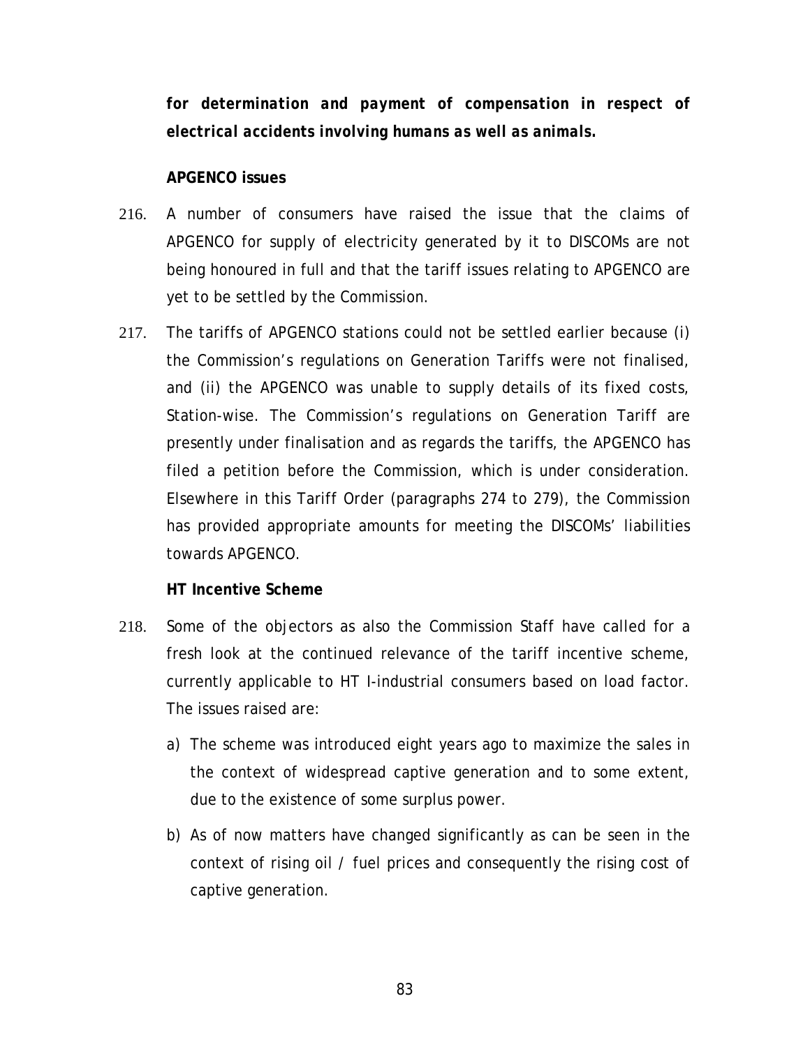***for determination and payment of compensation in respect of electrical accidents involving humans as well as animals.***

**APGENCO issues**

216. A number of consumers have raised the issue that the claims of APGENCO for supply of electricity generated by it to DISCOMs are not being honoured in full and that the tariff issues relating to APGENCO are yet to be settled by the Commission.

217. The tariffs of APGENCO stations could not be settled earlier because (i) the Commission's regulations on Generation Tariffs were not finalised, and (ii) the APGENCO was unable to supply details of its fixed costs, Station-wise. The Commission's regulations on Generation Tariff are presently under finalisation and as regards the tariffs, the APGENCO has filed a petition before the Commission, which is under consideration. Elsewhere in this Tariff Order (paragraphs 274 to 279), the Commission has provided appropriate amounts for meeting the DISCOMs' liabilities towards APGENCO.

**HT Incentive Scheme**

218. Some of the objectors as also the Commission Staff have called for a fresh look at the continued relevance of the tariff incentive scheme, currently applicable to HT I-industrial consumers based on load factor. The issues raised are:

    a) The scheme was introduced eight years ago to maximize the sales in the context of widespread captive generation and to some extent, due to the existence of some surplus power.

    b) As of now matters have changed significantly as can be seen in the context of rising oil / fuel prices and consequently the rising cost of captive generation.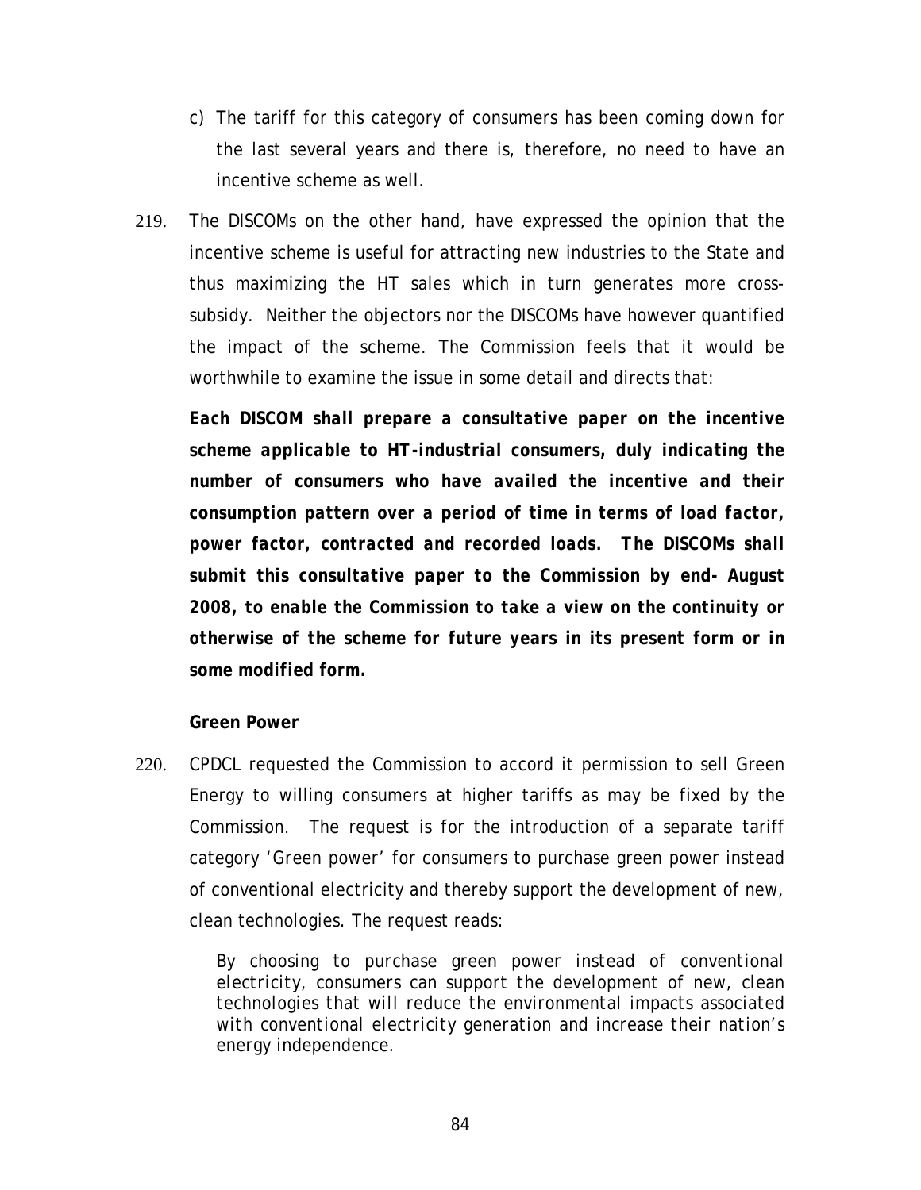c) The tariff for this category of consumers has been coming down for the last several years and there is, therefore, no need to have an incentive scheme as well.

219. The DISCOMs on the other hand, have expressed the opinion that the incentive scheme is useful for attracting new industries to the State and thus maximizing the HT sales which in turn generates more cross-subsidy. Neither the objectors nor the DISCOMs have however quantified the impact of the scheme. The Commission feels that it would be worthwhile to examine the issue in some detail and directs that:

***Each DISCOM shall prepare a consultative paper on the incentive scheme applicable to HT-industrial consumers, duly indicating the number of consumers who have availed the incentive and their consumption pattern over a period of time in terms of load factor, power factor, contracted and recorded loads. The DISCOMs shall submit this consultative paper to the Commission by end- August 2008, to enable the Commission to take a view on the continuity or otherwise of the scheme for future years in its present form or in some modified form.***

**Green Power**

220. CPDCL requested the Commission to accord it permission to sell Green Energy to willing consumers at higher tariffs as may be fixed by the Commission. The request is for the introduction of a separate tariff category 'Green power' for consumers to purchase green power instead of conventional electricity and thereby support the development of new, clean technologies. The request reads:

> By choosing to purchase green power instead of conventional electricity, consumers can support the development of new, clean technologies that will reduce the environmental impacts associated with conventional electricity generation and increase their nation's energy independence.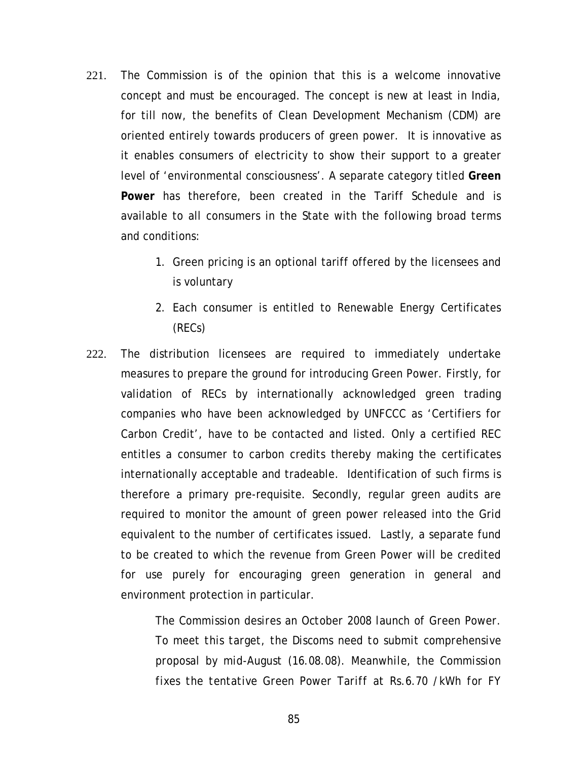221. The Commission is of the opinion that this is a welcome innovative concept and must be encouraged. The concept is new at least in India, for till now, the benefits of Clean Development Mechanism (CDM) are oriented entirely towards producers of green power. It is innovative as it enables consumers of electricity to show their support to a greater level of 'environmental consciousness'. A separate category titled **Green Power** has therefore, been created in the Tariff Schedule and is available to all consumers in the State with the following broad terms and conditions:

    1. Green pricing is an optional tariff offered by the licensees and is voluntary
    2. Each consumer is entitled to Renewable Energy Certificates (RECs)

222. The distribution licensees are required to immediately undertake measures to prepare the ground for introducing Green Power. Firstly, for validation of RECs by internationally acknowledged green trading companies who have been acknowledged by UNFCCC as 'Certifiers for Carbon Credit', have to be contacted and listed. Only a certified REC entitles a consumer to carbon credits thereby making the certificates internationally acceptable and tradeable. Identification of such firms is therefore a primary pre-requisite. Secondly, regular green audits are required to monitor the amount of green power released into the Grid equivalent to the number of certificates issued. Lastly, a separate fund to be created to which the revenue from Green Power will be credited for use purely for encouraging green generation in general and environment protection in particular.

    *The Commission desires an October 2008 launch of Green Power. To meet this target, the Discoms need to submit comprehensive proposal by mid-August (16.08.08). Meanwhile, the Commission fixes the tentative Green Power Tariff at Rs.6.70 /kWh for FY*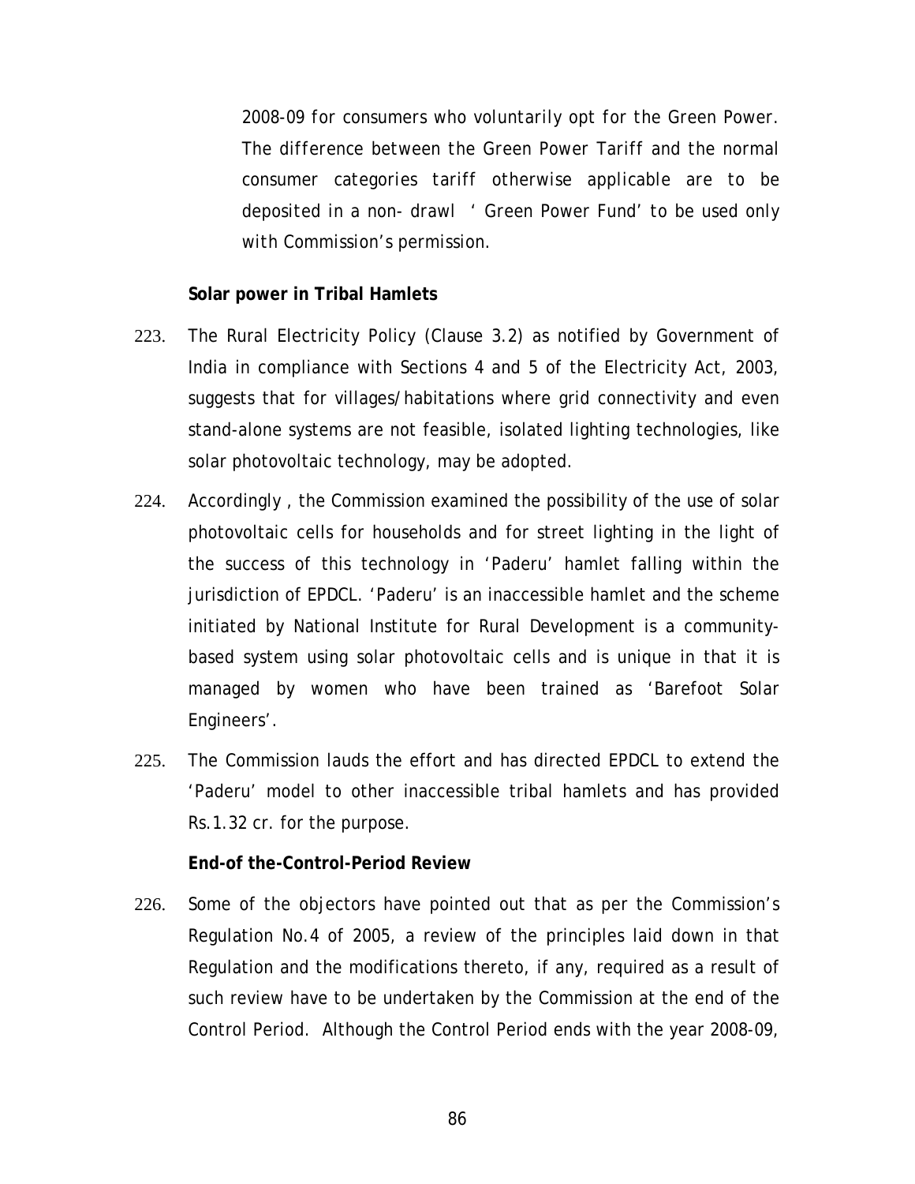2008-09 for consumers who voluntarily opt for the Green Power. The difference between the Green Power Tariff and the normal consumer categories tariff otherwise applicable are to be deposited in a non- drawl ' Green Power Fund' to be used only with Commission's permission.

**Solar power in Tribal Hamlets**

223. The Rural Electricity Policy (Clause 3.2) as notified by Government of India in compliance with Sections 4 and 5 of the Electricity Act, 2003, suggests that for villages/habitations where grid connectivity and even stand-alone systems are not feasible, isolated lighting technologies, like solar photovoltaic technology, may be adopted.

224. Accordingly , the Commission examined the possibility of the use of solar photovoltaic cells for households and for street lighting in the light of the success of this technology in 'Paderu' hamlet falling within the jurisdiction of EPDCL. 'Paderu' is an inaccessible hamlet and the scheme initiated by National Institute for Rural Development is a community-based system using solar photovoltaic cells and is unique in that it is managed by women who have been trained as 'Barefoot Solar Engineers'.

225. The Commission lauds the effort and has directed EPDCL to extend the 'Paderu' model to other inaccessible tribal hamlets and has provided Rs.1.32 cr. for the purpose.

**End-of the-Control-Period Review**

226. Some of the objectors have pointed out that as per the Commission's Regulation No.4 of 2005, a review of the principles laid down in that Regulation and the modifications thereto, if any, required as a result of such review have to be undertaken by the Commission at the end of the Control Period. Although the Control Period ends with the year 2008-09,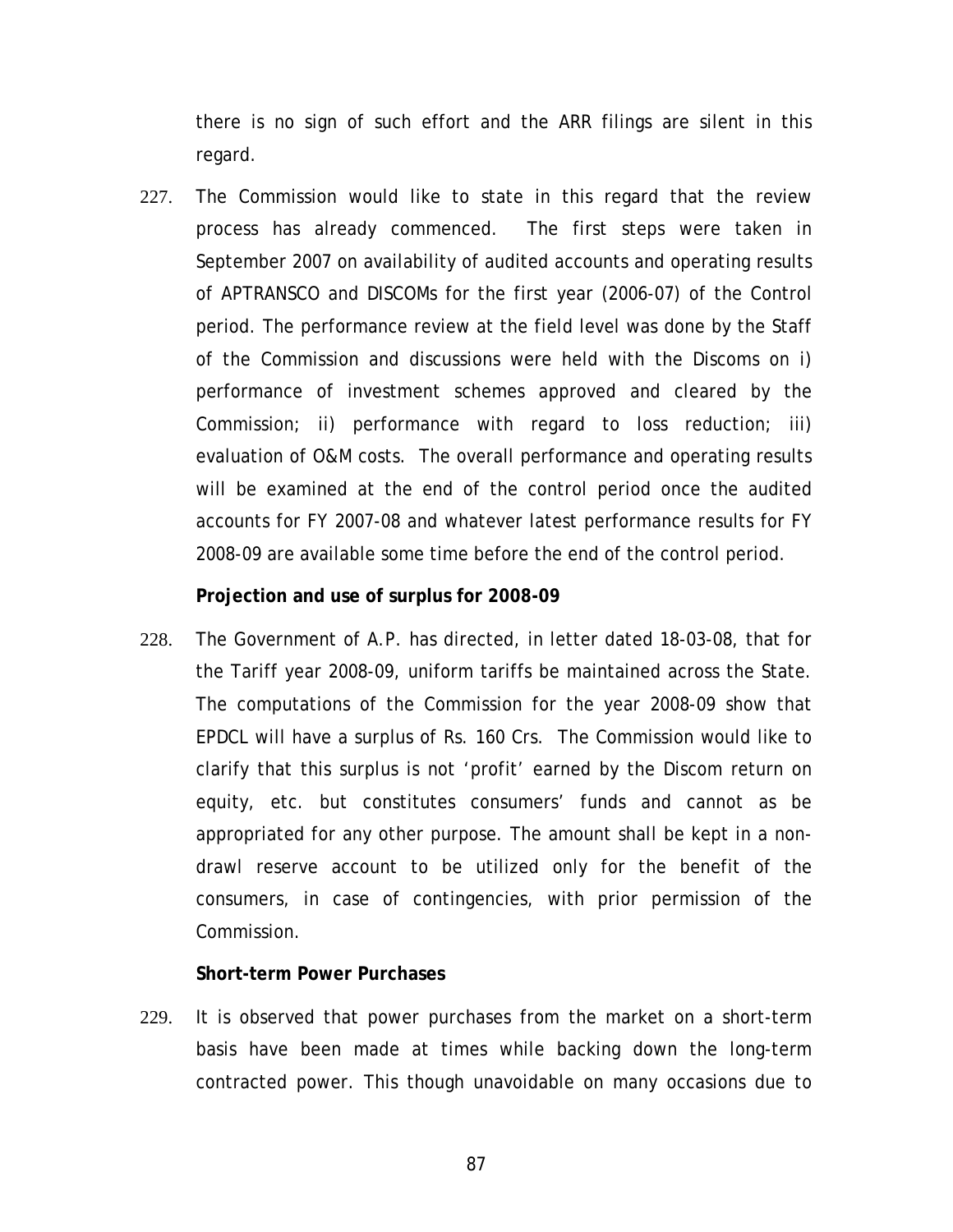there is no sign of such effort and the ARR filings are silent in this regard.

227. The Commission would like to state in this regard that the review process has already commenced. The first steps were taken in September 2007 on availability of audited accounts and operating results of APTRANSCO and DISCOMs for the first year (2006-07) of the Control period. The performance review at the field level was done by the Staff of the Commission and discussions were held with the Discoms on i) performance of investment schemes approved and cleared by the Commission; ii) performance with regard to loss reduction; iii) evaluation of O&M costs. The overall performance and operating results will be examined at the end of the control period once the audited accounts for FY 2007-08 and whatever latest performance results for FY 2008-09 are available some time before the end of the control period.

**Projection and use of surplus for 2008-09**

228. The Government of A.P. has directed, in letter dated 18-03-08, that for the Tariff year 2008-09, uniform tariffs be maintained across the State. The computations of the Commission for the year 2008-09 show that EPDCL will have a surplus of Rs. 160 Crs. The Commission would like to clarify that this surplus is not 'profit' earned by the Discom return on equity, etc. but constitutes consumers' funds and cannot as be appropriated for any other purpose. The amount shall be kept in a non-drawl reserve account to be utilized only for the benefit of the consumers, in case of contingencies, with prior permission of the Commission.

**Short-term Power Purchases**

229. It is observed that power purchases from the market on a short-term basis have been made at times while backing down the long-term contracted power. This though unavoidable on many occasions due to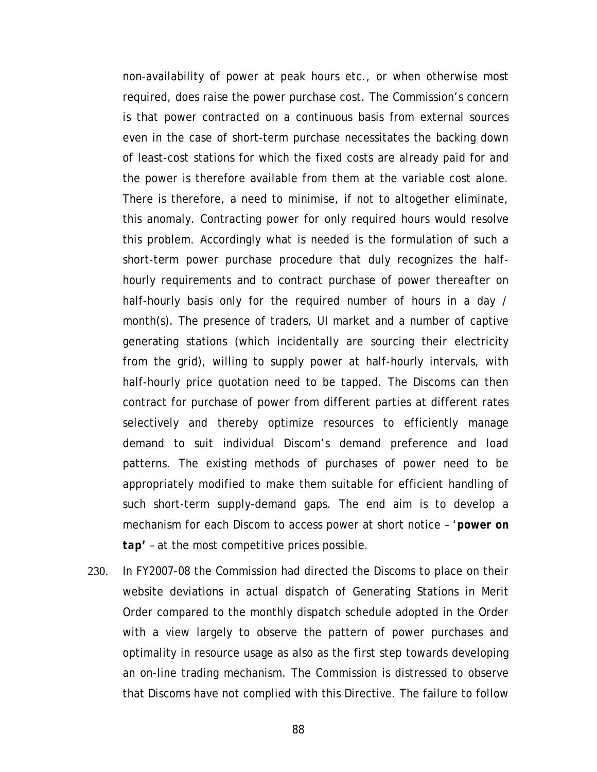non-availability of power at peak hours etc., or when otherwise most required, does raise the power purchase cost. The Commission's concern is that power contracted on a continuous basis from external sources even in the case of short-term purchase necessitates the backing down of least-cost stations for which the fixed costs are already paid for and the power is therefore available from them at the variable cost alone. There is therefore, a need to minimise, if not to altogether eliminate, this anomaly. Contracting power for only required hours would resolve this problem. Accordingly what is needed is the formulation of such a short-term power purchase procedure that duly recognizes the half-hourly requirements and to contract purchase of power thereafter on half-hourly basis only for the required number of hours in a day / month(s). The presence of traders, UI market and a number of captive generating stations (which incidentally are sourcing their electricity from the grid), willing to supply power at half-hourly intervals, with half-hourly price quotation need to be tapped. The Discoms can then contract for purchase of power from different parties at different rates selectively and thereby optimize resources to efficiently manage demand to suit individual Discom's demand preference and load patterns. The existing methods of purchases of power need to be appropriately modified to make them suitable for efficient handling of such short-term supply-demand gaps. The end aim is to develop a mechanism for each Discom to access power at short notice – '***power on tap'*** – at the most competitive prices possible.

230. In FY2007-08 the Commission had directed the Discoms to place on their website deviations in actual dispatch of Generating Stations in Merit Order compared to the monthly dispatch schedule adopted in the Order with a view largely to observe the pattern of power purchases and optimality in resource usage as also as the first step towards developing an on-line trading mechanism. The Commission is distressed to observe that Discoms have not complied with this Directive. The failure to follow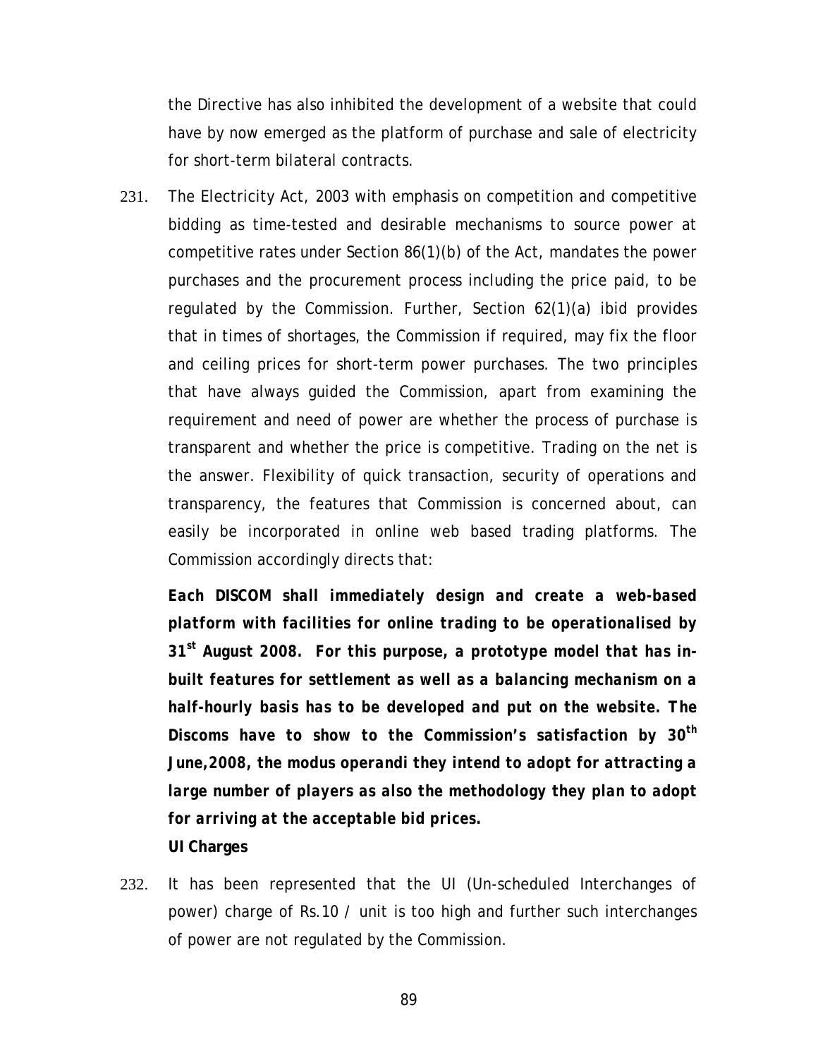the Directive has also inhibited the development of a website that could have by now emerged as the platform of purchase and sale of electricity for short-term bilateral contracts.

231. The Electricity Act, 2003 with emphasis on competition and competitive bidding as time-tested and desirable mechanisms to source power at competitive rates under Section 86(1)(b) of the Act, mandates the power purchases and the procurement process including the price paid, to be regulated by the Commission. Further, Section 62(1)(a) ibid provides that in times of shortages, the Commission if required, may fix the floor and ceiling prices for short-term power purchases. The two principles that have always guided the Commission, apart from examining the requirement and need of power are whether the process of purchase is transparent and whether the price is competitive. Trading on the net is the answer. Flexibility of quick transaction, security of operations and transparency, the features that Commission is concerned about, can easily be incorporated in online web based trading platforms. The Commission accordingly directs that:

***Each DISCOM shall immediately design and create a web-based platform with facilities for online trading to be operationalised by 31st August 2008. For this purpose, a prototype model that has in-built features for settlement as well as a balancing mechanism on a half-hourly basis has to be developed and put on the website. The Discoms have to show to the Commission's satisfaction by 30th June,2008, the modus operandi they intend to adopt for attracting a large number of players as also the methodology they plan to adopt for arriving at the acceptable bid prices.***

**UI Charges**

232. It has been represented that the UI (Un-scheduled Interchanges of power) charge of Rs.10 / unit is too high and further such interchanges of power are not regulated by the Commission.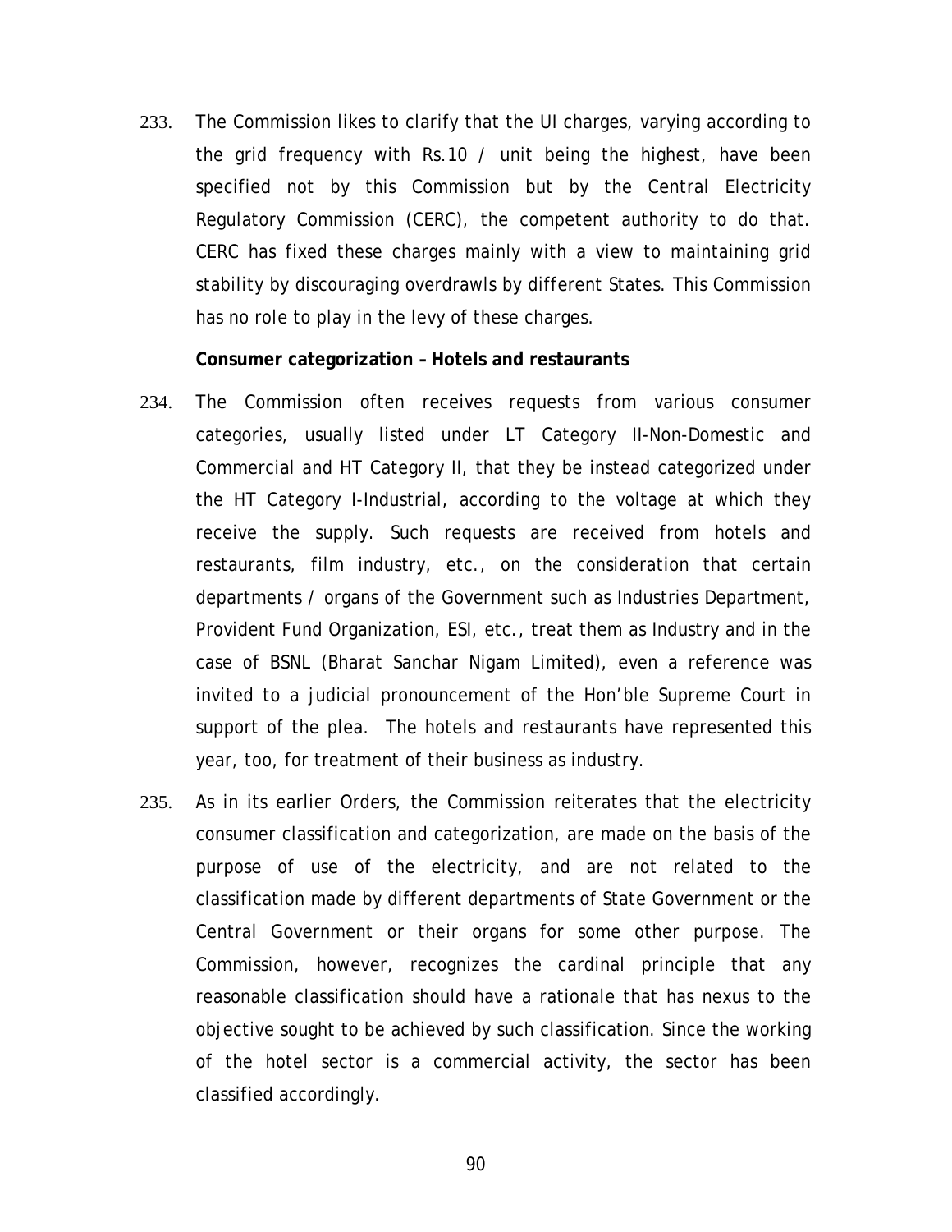233. The Commission likes to clarify that the UI charges, varying according to the grid frequency with Rs.10 / unit being the highest, have been specified not by this Commission but by the Central Electricity Regulatory Commission (CERC), the competent authority to do that. CERC has fixed these charges mainly with a view to maintaining grid stability by discouraging overdrawls by different States. This Commission has no role to play in the levy of these charges.

**Consumer categorization – Hotels and restaurants**

234. The Commission often receives requests from various consumer categories, usually listed under LT Category II-Non-Domestic and Commercial and HT Category II, that they be instead categorized under the HT Category I-Industrial, according to the voltage at which they receive the supply. Such requests are received from hotels and restaurants, film industry, etc., on the consideration that certain departments / organs of the Government such as Industries Department, Provident Fund Organization, ESI, etc., treat them as Industry and in the case of BSNL (Bharat Sanchar Nigam Limited), even a reference was invited to a judicial pronouncement of the Hon'ble Supreme Court in support of the plea. The hotels and restaurants have represented this year, too, for treatment of their business as industry.

235. As in its earlier Orders, the Commission reiterates that the electricity consumer classification and categorization, are made on the basis of the purpose of use of the electricity, and are not related to the classification made by different departments of State Government or the Central Government or their organs for some other purpose. The Commission, however, recognizes the cardinal principle that any reasonable classification should have a rationale that has nexus to the objective sought to be achieved by such classification. Since the working of the hotel sector is a commercial activity, the sector has been classified accordingly.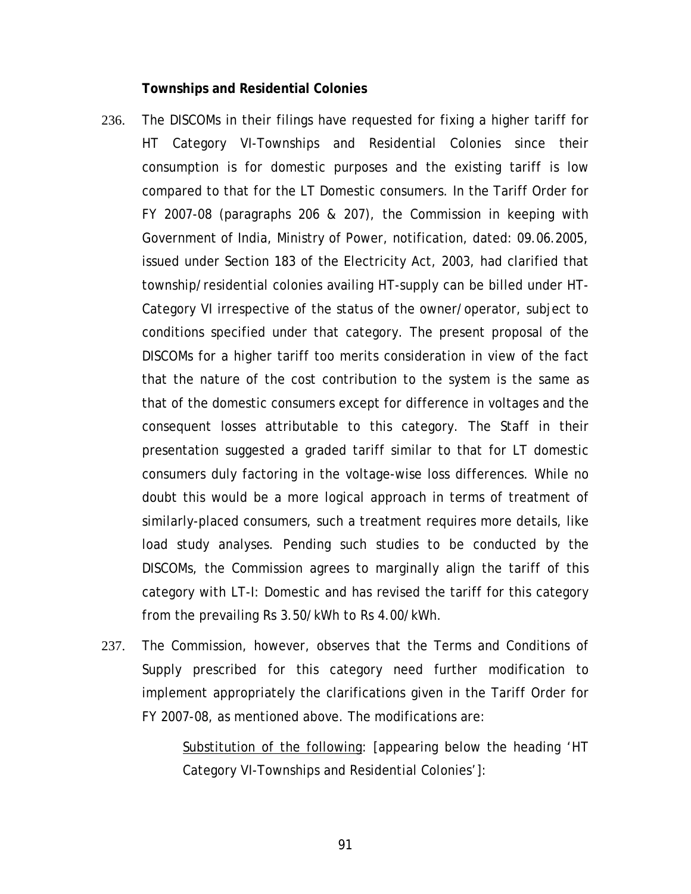**Townships and Residential Colonies**

236. The DISCOMs in their filings have requested for fixing a higher tariff for HT Category VI-Townships and Residential Colonies since their consumption is for domestic purposes and the existing tariff is low compared to that for the LT Domestic consumers. In the Tariff Order for FY 2007-08 (paragraphs 206 & 207), the Commission in keeping with Government of India, Ministry of Power, notification, dated: 09.06.2005, issued under Section 183 of the Electricity Act, 2003, had clarified that township/residential colonies availing HT-supply can be billed under HT-Category VI irrespective of the status of the owner/operator, subject to conditions specified under that category. The present proposal of the DISCOMs for a higher tariff too merits consideration in view of the fact that the nature of the cost contribution to the system is the same as that of the domestic consumers except for difference in voltages and the consequent losses attributable to this category. The Staff in their presentation suggested a graded tariff similar to that for LT domestic consumers duly factoring in the voltage-wise loss differences. While no doubt this would be a more logical approach in terms of treatment of similarly-placed consumers, such a treatment requires more details, like load study analyses. Pending such studies to be conducted by the DISCOMs, the Commission agrees to marginally align the tariff of this category with LT-I: Domestic and has revised the tariff for this category from the prevailing Rs 3.50/kWh to Rs 4.00/kWh.

237. The Commission, however, observes that the Terms and Conditions of Supply prescribed for this category need further modification to implement appropriately the clarifications given in the Tariff Order for FY 2007-08, as mentioned above. The modifications are:

   Substitution of the following: [appearing below the heading 'HT Category VI-Townships and Residential Colonies']: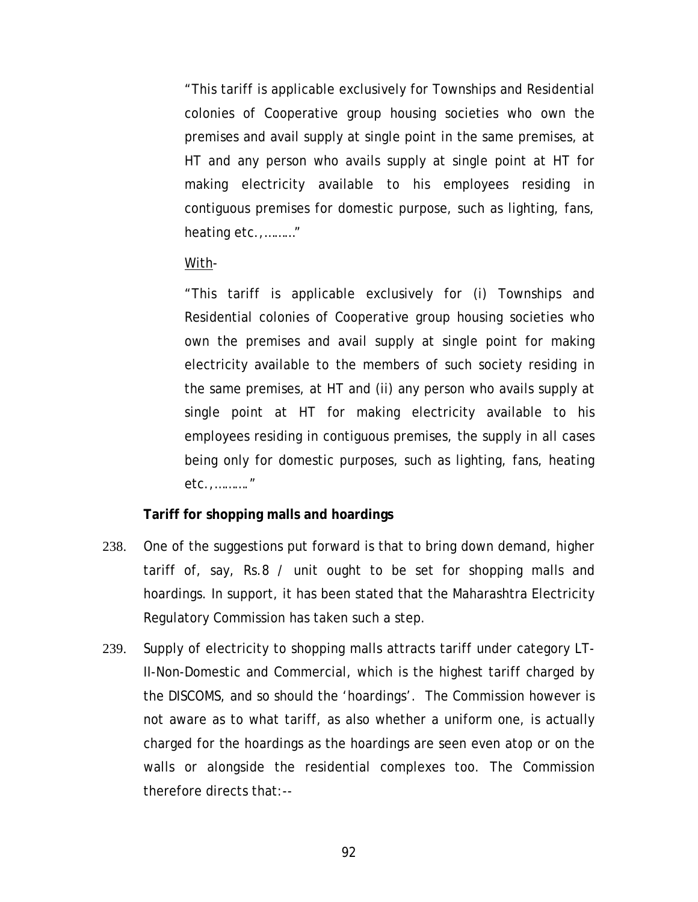"This tariff is applicable exclusively for Townships and Residential colonies of Cooperative group housing societies who own the premises and avail supply at single point in the same premises, at HT and any person who avails supply at single point at HT for making electricity available to his employees residing in contiguous premises for domestic purpose, such as lighting, fans, heating etc.,………"

<u>With</u>-

"This tariff is applicable exclusively for (i) Townships and Residential colonies of Cooperative group housing societies who own the premises and avail supply at single point for making electricity available to the members of such society residing in the same premises, at HT and (ii) any person who avails supply at single point at HT for making electricity available to his employees residing in contiguous premises, the supply in all cases being only for domestic purposes, such as lighting, fans, heating etc.,………"

**Tariff for shopping malls and hoardings**

238. One of the suggestions put forward is that to bring down demand, higher tariff of, say, Rs.8 / unit ought to be set for shopping malls and hoardings. In support, it has been stated that the Maharashtra Electricity Regulatory Commission has taken such a step.

239. Supply of electricity to shopping malls attracts tariff under category LT-II-Non-Domestic and Commercial, which is the highest tariff charged by the DISCOMS, and so should the 'hoardings'. The Commission however is not aware as to what tariff, as also whether a uniform one, is actually charged for the hoardings as the hoardings are seen even atop or on the walls or alongside the residential complexes too. The Commission therefore directs that:--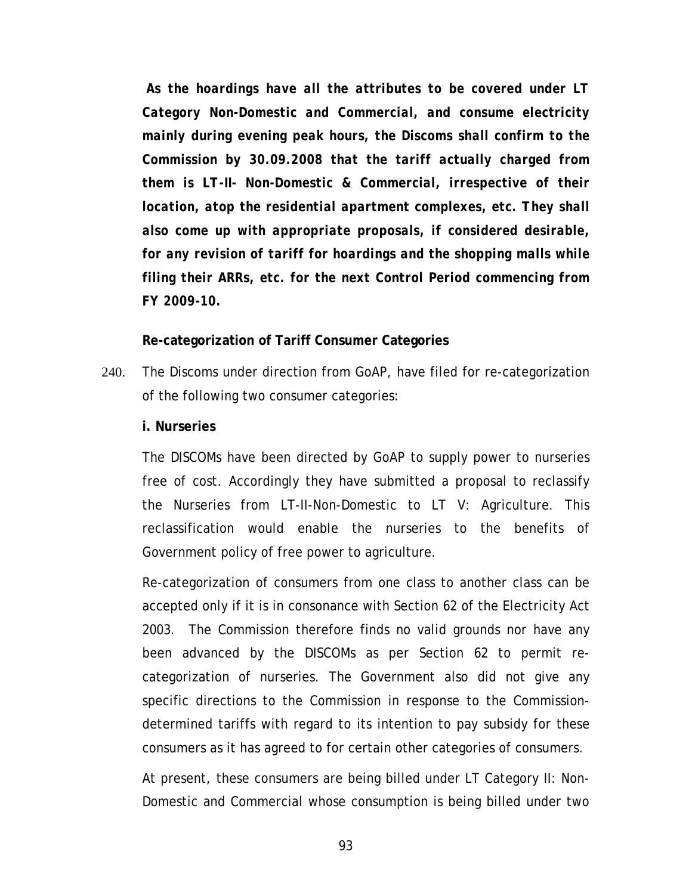***As the hoardings have all the attributes to be covered under LT Category Non-Domestic and Commercial, and consume electricity mainly during evening peak hours, the Discoms shall confirm to the Commission by 30.09.2008 that the tariff actually charged from them is LT-II- Non-Domestic & Commercial, irrespective of their location, atop the residential apartment complexes, etc. They shall also come up with appropriate proposals, if considered desirable, for any revision of tariff for hoardings and the shopping malls while filing their ARRs, etc. for the next Control Period commencing from FY 2009-10.***

**Re-categorization of Tariff Consumer Categories**

240. The Discoms under direction from GoAP, have filed for re-categorization of the following two consumer categories:

**i. Nurseries**

The DISCOMs have been directed by GoAP to supply power to nurseries free of cost. Accordingly they have submitted a proposal to reclassify the Nurseries from LT-II-Non-Domestic to LT V: Agriculture. This reclassification would enable the nurseries to the benefits of Government policy of free power to agriculture.

Re-categorization of consumers from one class to another class can be accepted only if it is in consonance with Section 62 of the Electricity Act 2003. The Commission therefore finds no valid grounds nor have any been advanced by the DISCOMs as per Section 62 to permit re-categorization of nurseries. The Government also did not give any specific directions to the Commission in response to the Commission-determined tariffs with regard to its intention to pay subsidy for these consumers as it has agreed to for certain other categories of consumers.

At present, these consumers are being billed under LT Category II: Non-Domestic and Commercial whose consumption is being billed under two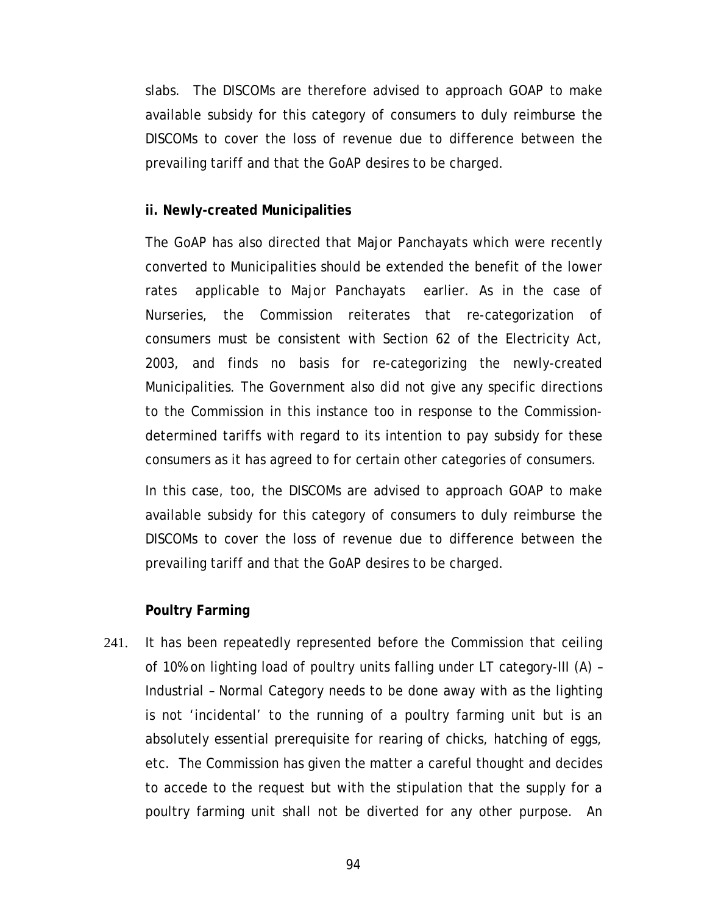slabs. The DISCOMs are therefore advised to approach GOAP to make available subsidy for this category of consumers to duly reimburse the DISCOMs to cover the loss of revenue due to difference between the prevailing tariff and that the GoAP desires to be charged.

**ii. Newly-created Municipalities**

The GoAP has also directed that Major Panchayats which were recently converted to Municipalities should be extended the benefit of the lower rates applicable to Major Panchayats earlier. As in the case of Nurseries, the Commission reiterates that re-categorization of consumers must be consistent with Section 62 of the Electricity Act, 2003, and finds no basis for re-categorizing the newly-created Municipalities. The Government also did not give any specific directions to the Commission in this instance too in response to the Commission-determined tariffs with regard to its intention to pay subsidy for these consumers as it has agreed to for certain other categories of consumers.

In this case, too, the DISCOMs are advised to approach GOAP to make available subsidy for this category of consumers to duly reimburse the DISCOMs to cover the loss of revenue due to difference between the prevailing tariff and that the GoAP desires to be charged.

**Poultry Farming**

241. It has been repeatedly represented before the Commission that ceiling of 10% on lighting load of poultry units falling under LT category-III (A) – Industrial – Normal Category needs to be done away with as the lighting is not 'incidental' to the running of a poultry farming unit but is an absolutely essential prerequisite for rearing of chicks, hatching of eggs, etc. The Commission has given the matter a careful thought and decides to accede to the request but with the stipulation that the supply for a poultry farming unit shall not be diverted for any other purpose. An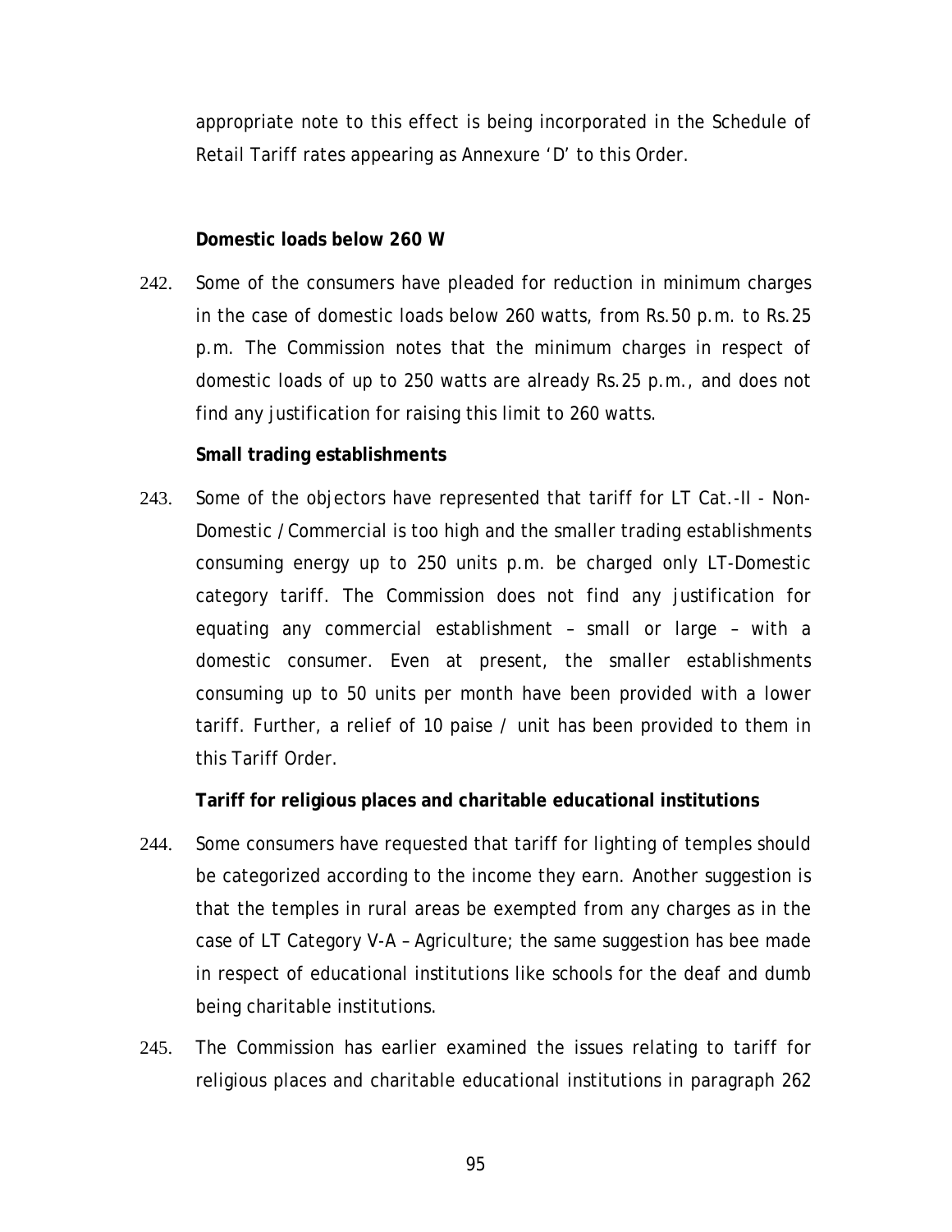appropriate note to this effect is being incorporated in the Schedule of Retail Tariff rates appearing as Annexure 'D' to this Order.

**Domestic loads below 260 W**

242. Some of the consumers have pleaded for reduction in minimum charges in the case of domestic loads below 260 watts, from Rs.50 p.m. to Rs.25 p.m. The Commission notes that the minimum charges in respect of domestic loads of up to 250 watts are already Rs.25 p.m., and does not find any justification for raising this limit to 260 watts.

**Small trading establishments**

243. Some of the objectors have represented that tariff for LT Cat.-II - Non-Domestic / Commercial is too high and the smaller trading establishments consuming energy up to 250 units p.m. be charged only LT-Domestic category tariff. The Commission does not find any justification for equating any commercial establishment – small or large – with a domestic consumer. Even at present, the smaller establishments consuming up to 50 units per month have been provided with a lower tariff. Further, a relief of 10 paise / unit has been provided to them in this Tariff Order.

**Tariff for religious places and charitable educational institutions**

244. Some consumers have requested that tariff for lighting of temples should be categorized according to the income they earn. Another suggestion is that the temples in rural areas be exempted from any charges as in the case of LT Category V-A – Agriculture; the same suggestion has bee made in respect of educational institutions like schools for the deaf and dumb being charitable institutions.

245. The Commission has earlier examined the issues relating to tariff for religious places and charitable educational institutions in paragraph 262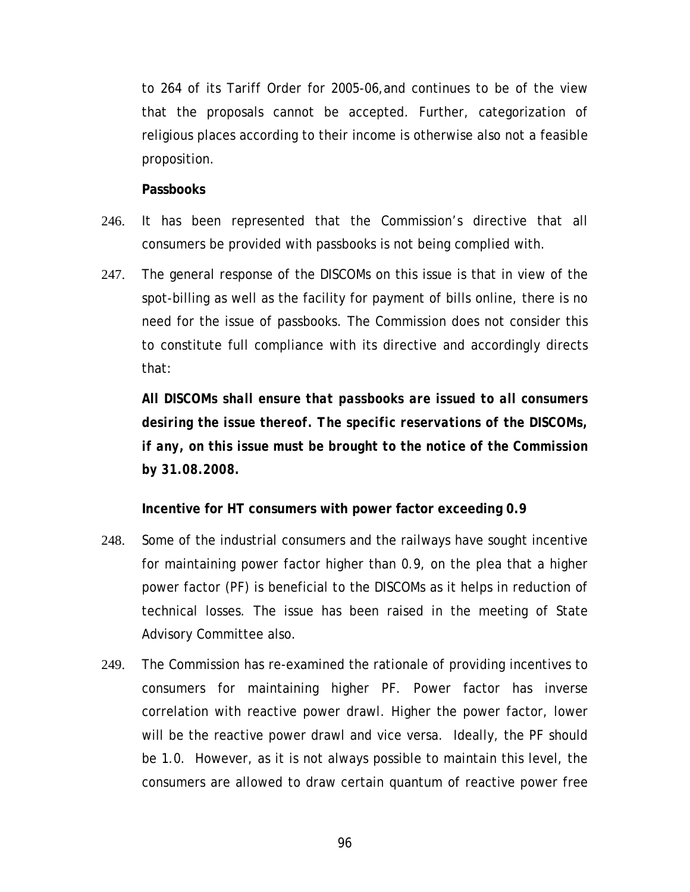to 264 of its Tariff Order for 2005-06,and continues to be of the view that the proposals cannot be accepted. Further, categorization of religious places according to their income is otherwise also not a feasible proposition.

**Passbooks**

246. It has been represented that the Commission's directive that all consumers be provided with passbooks is not being complied with.

247. The general response of the DISCOMs on this issue is that in view of the spot-billing as well as the facility for payment of bills online, there is no need for the issue of passbooks. The Commission does not consider this to constitute full compliance with its directive and accordingly directs that:

***All DISCOMs shall ensure that passbooks are issued to all consumers desiring the issue thereof. The specific reservations of the DISCOMs, if any, on this issue must be brought to the notice of the Commission by 31.08.2008.***

**Incentive for HT consumers with power factor exceeding 0.9**

248. Some of the industrial consumers and the railways have sought incentive for maintaining power factor higher than 0.9, on the plea that a higher power factor (PF) is beneficial to the DISCOMs as it helps in reduction of technical losses. The issue has been raised in the meeting of State Advisory Committee also.

249. The Commission has re-examined the rationale of providing incentives to consumers for maintaining higher PF. Power factor has inverse correlation with reactive power drawl. Higher the power factor, lower will be the reactive power drawl and vice versa. Ideally, the PF should be 1.0. However, as it is not always possible to maintain this level, the consumers are allowed to draw certain quantum of reactive power free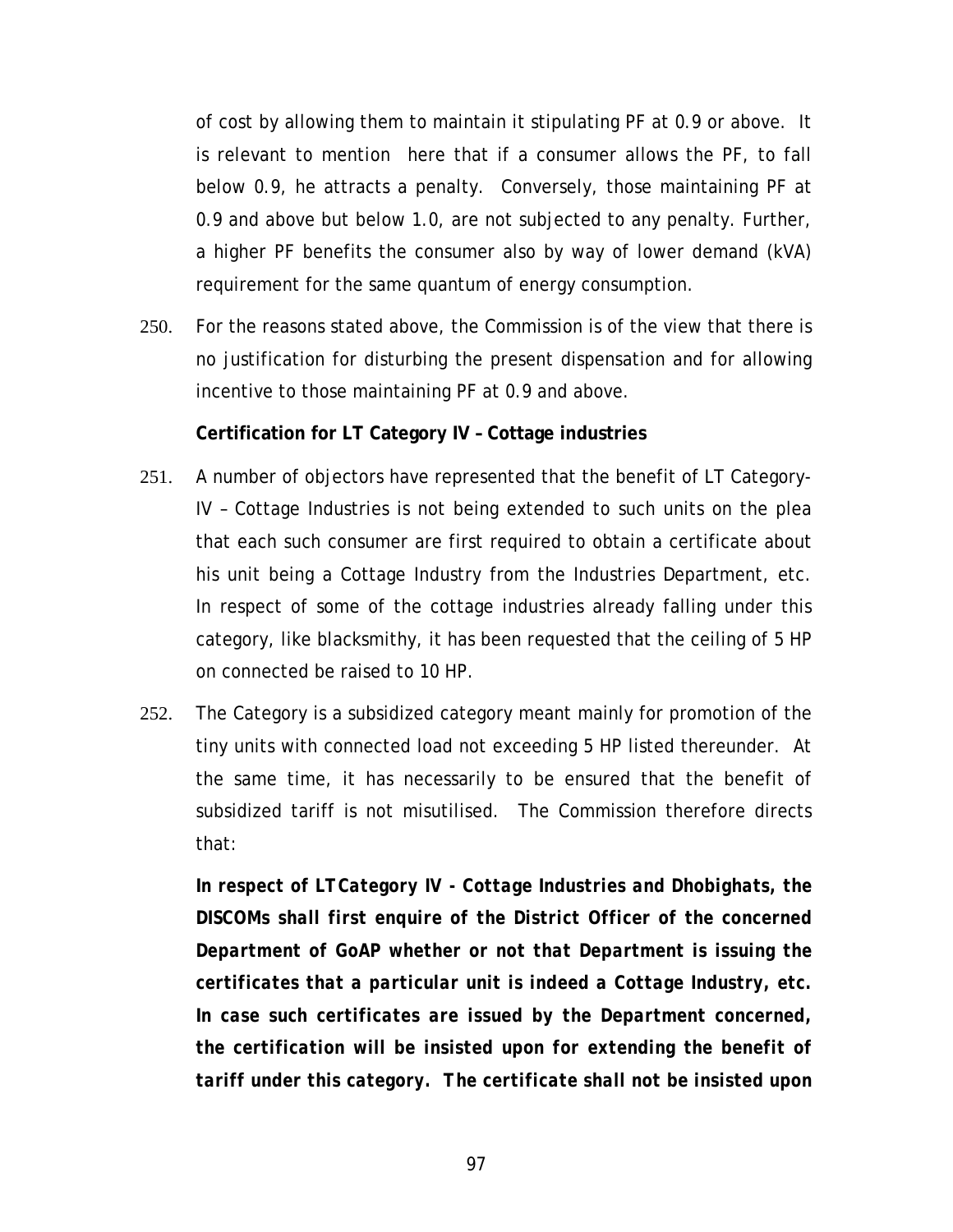of cost by allowing them to maintain it stipulating PF at 0.9 or above. It is relevant to mention here that if a consumer allows the PF, to fall below 0.9, he attracts a penalty. Conversely, those maintaining PF at 0.9 and above but below 1.0, are not subjected to any penalty. Further, a higher PF benefits the consumer also by way of lower demand (kVA) requirement for the same quantum of energy consumption.

250. For the reasons stated above, the Commission is of the view that there is no justification for disturbing the present dispensation and for allowing incentive to those maintaining PF at 0.9 and above.

**Certification for LT Category IV – Cottage industries**

251. A number of objectors have represented that the benefit of LT Category-IV – Cottage Industries is not being extended to such units on the plea that each such consumer are first required to obtain a certificate about his unit being a Cottage Industry from the Industries Department, etc. In respect of some of the cottage industries already falling under this category, like blacksmithy, it has been requested that the ceiling of 5 HP on connected be raised to 10 HP.

252. The Category is a subsidized category meant mainly for promotion of the tiny units with connected load not exceeding 5 HP listed thereunder. At the same time, it has necessarily to be ensured that the benefit of subsidized tariff is not misutilised. The Commission therefore directs that:

***In respect of LT Category IV - Cottage Industries and Dhobighats, the DISCOMs shall first enquire of the District Officer of the concerned Department of GoAP whether or not that Department is issuing the certificates that a particular unit is indeed a Cottage Industry, etc. In case such certificates are issued by the Department concerned, the certification will be insisted upon for extending the benefit of tariff under this category. The certificate shall not be insisted upon***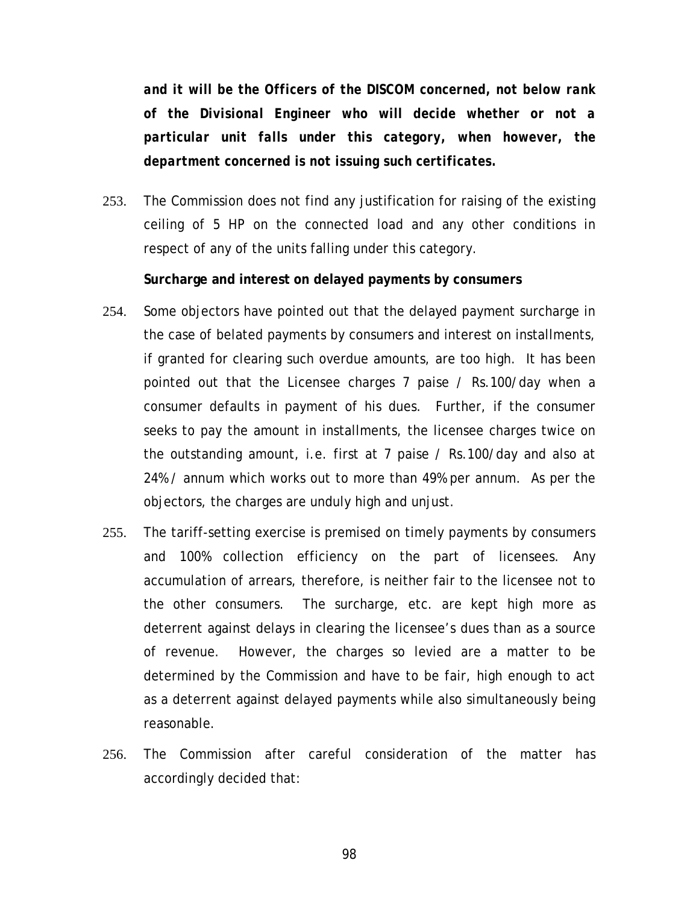***and it will be the Officers of the DISCOM concerned, not below rank of the Divisional Engineer who will decide whether or not a particular unit falls under this category, when however, the department concerned is not issuing such certificates.***

253. The Commission does not find any justification for raising of the existing ceiling of 5 HP on the connected load and any other conditions in respect of any of the units falling under this category.

**Surcharge and interest on delayed payments by consumers**

254. Some objectors have pointed out that the delayed payment surcharge in the case of belated payments by consumers and interest on installments, if granted for clearing such overdue amounts, are too high. It has been pointed out that the Licensee charges 7 paise / Rs.100/day when a consumer defaults in payment of his dues. Further, if the consumer seeks to pay the amount in installments, the licensee charges twice on the outstanding amount, i.e. first at 7 paise / Rs.100/day and also at 24% / annum which works out to more than 49% per annum. As per the objectors, the charges are unduly high and unjust.

255. The tariff-setting exercise is premised on timely payments by consumers and 100% collection efficiency on the part of licensees. Any accumulation of arrears, therefore, is neither fair to the licensee not to the other consumers. The surcharge, etc. are kept high more as deterrent against delays in clearing the licensee's dues than as a source of revenue. However, the charges so levied are a matter to be determined by the Commission and have to be fair, high enough to act as a deterrent against delayed payments while also simultaneously being reasonable.

256. The Commission after careful consideration of the matter has accordingly decided that: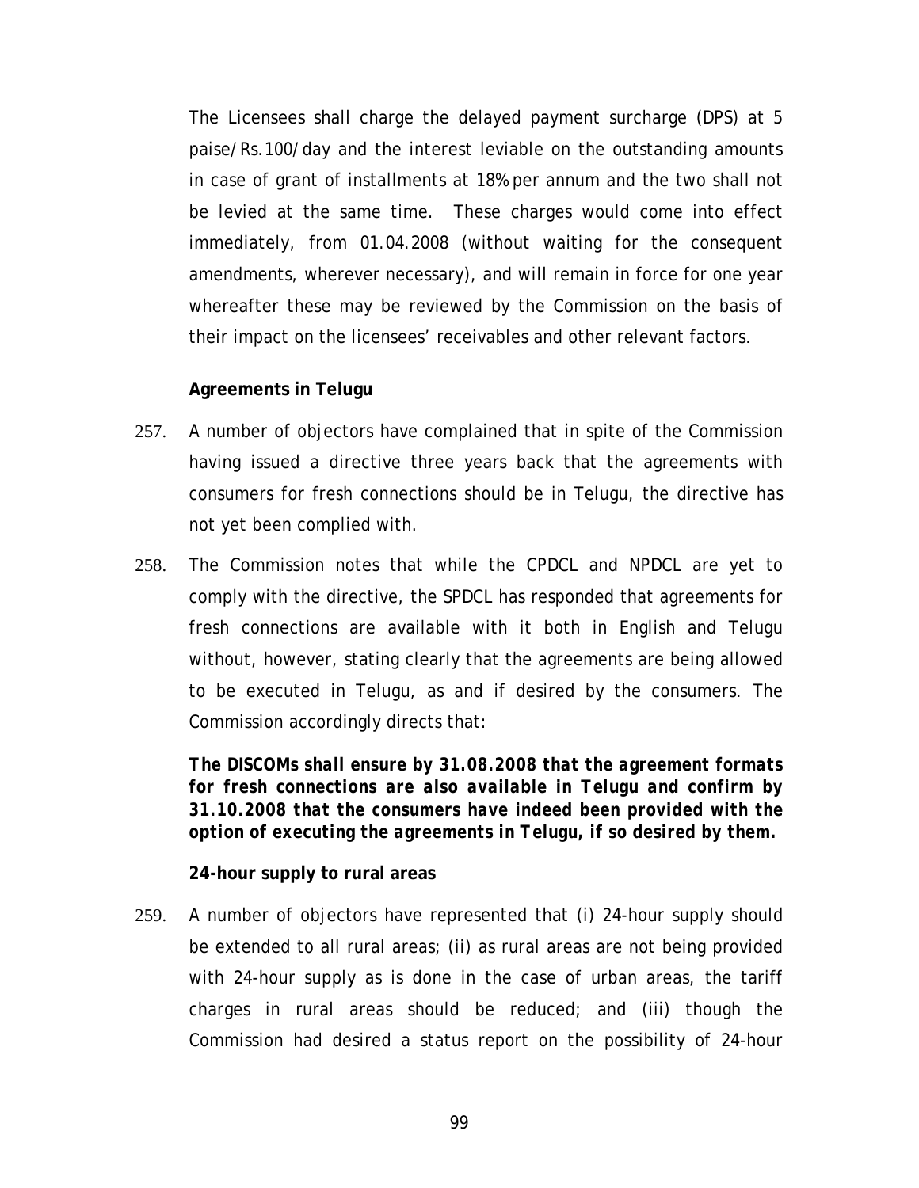The Licensees shall charge the delayed payment surcharge (DPS) at 5 paise/Rs.100/day and the interest leviable on the outstanding amounts in case of grant of installments at 18% per annum and the two shall not be levied at the same time. These charges would come into effect immediately, from 01.04.2008 (without waiting for the consequent amendments, wherever necessary), and will remain in force for one year whereafter these may be reviewed by the Commission on the basis of their impact on the licensees' receivables and other relevant factors.

**Agreements in Telugu**

257. A number of objectors have complained that in spite of the Commission having issued a directive three years back that the agreements with consumers for fresh connections should be in Telugu, the directive has not yet been complied with.

258. The Commission notes that while the CPDCL and NPDCL are yet to comply with the directive, the SPDCL has responded that agreements for fresh connections are available with it both in English and Telugu without, however, stating clearly that the agreements are being allowed to be executed in Telugu, as and if desired by the consumers. The Commission accordingly directs that:

***The DISCOMs shall ensure by 31.08.2008 that the agreement formats for fresh connections are also available in Telugu and confirm by 31.10.2008 that the consumers have indeed been provided with the option of executing the agreements in Telugu, if so desired by them.***

**24-hour supply to rural areas**

259. A number of objectors have represented that (i) 24-hour supply should be extended to all rural areas; (ii) as rural areas are not being provided with 24-hour supply as is done in the case of urban areas, the tariff charges in rural areas should be reduced; and (iii) though the Commission had desired a status report on the possibility of 24-hour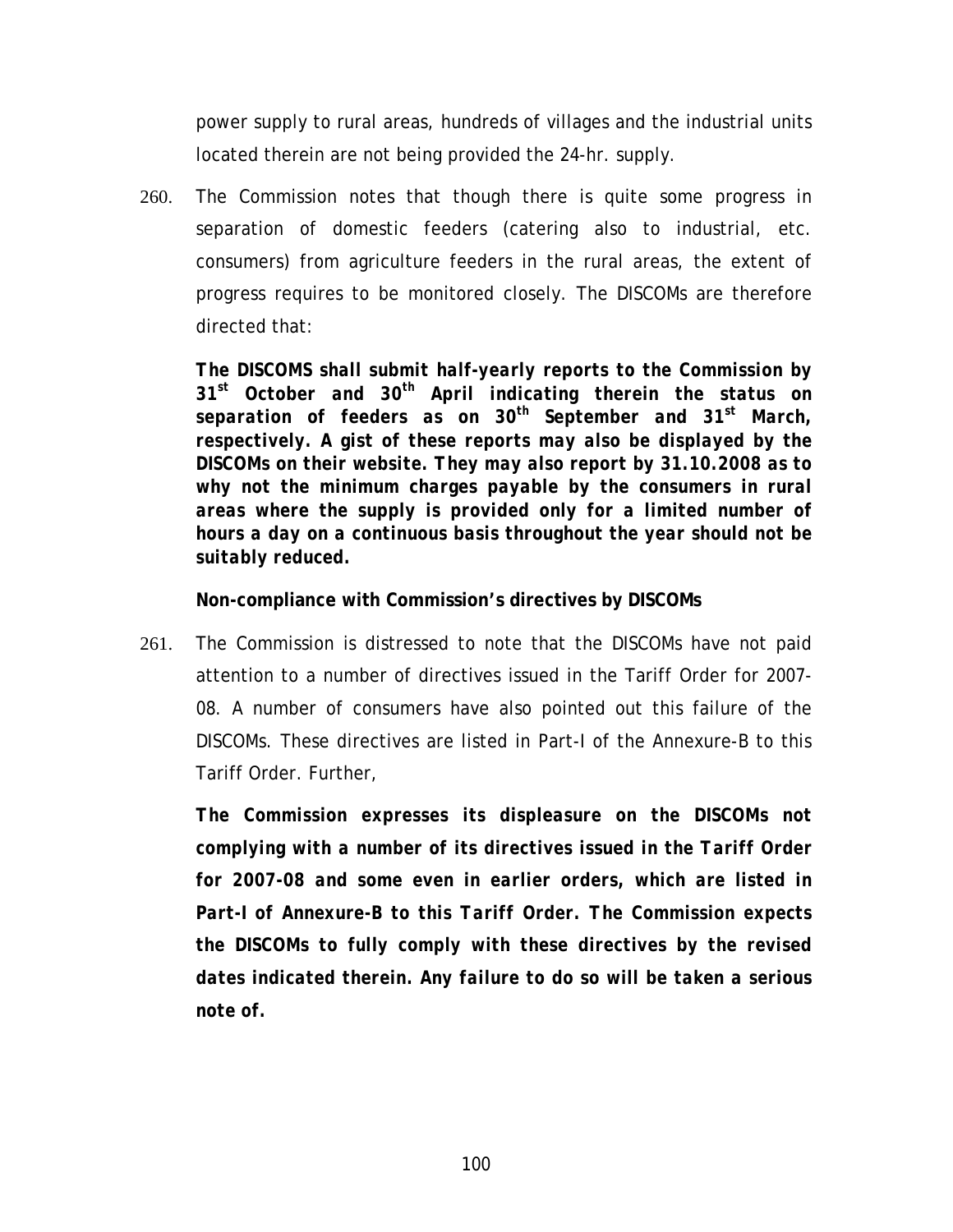power supply to rural areas, hundreds of villages and the industrial units located therein are not being provided the 24-hr. supply.

260. The Commission notes that though there is quite some progress in separation of domestic feeders (catering also to industrial, etc. consumers) from agriculture feeders in the rural areas, the extent of progress requires to be monitored closely. The DISCOMs are therefore directed that:

***The DISCOMS shall submit half-yearly reports to the Commission by 31st October and 30th April indicating therein the status on separation of feeders as on 30th September and 31st March, respectively. A gist of these reports may also be displayed by the DISCOMs on their website. They may also report by 31.10.2008 as to why not the minimum charges payable by the consumers in rural areas where the supply is provided only for a limited number of hours a day on a continuous basis throughout the year should not be suitably reduced.***

**Non-compliance with Commission's directives by DISCOMs**

261. The Commission is distressed to note that the DISCOMs have not paid attention to a number of directives issued in the Tariff Order for 2007-08. A number of consumers have also pointed out this failure of the DISCOMs. These directives are listed in Part-I of the Annexure-B to this Tariff Order. Further,

***The Commission expresses its displeasure on the DISCOMs not complying with a number of its directives issued in the Tariff Order for 2007-08 and some even in earlier orders, which are listed in Part-I of Annexure-B to this Tariff Order. The Commission expects the DISCOMs to fully comply with these directives by the revised dates indicated therein. Any failure to do so will be taken a serious note of.***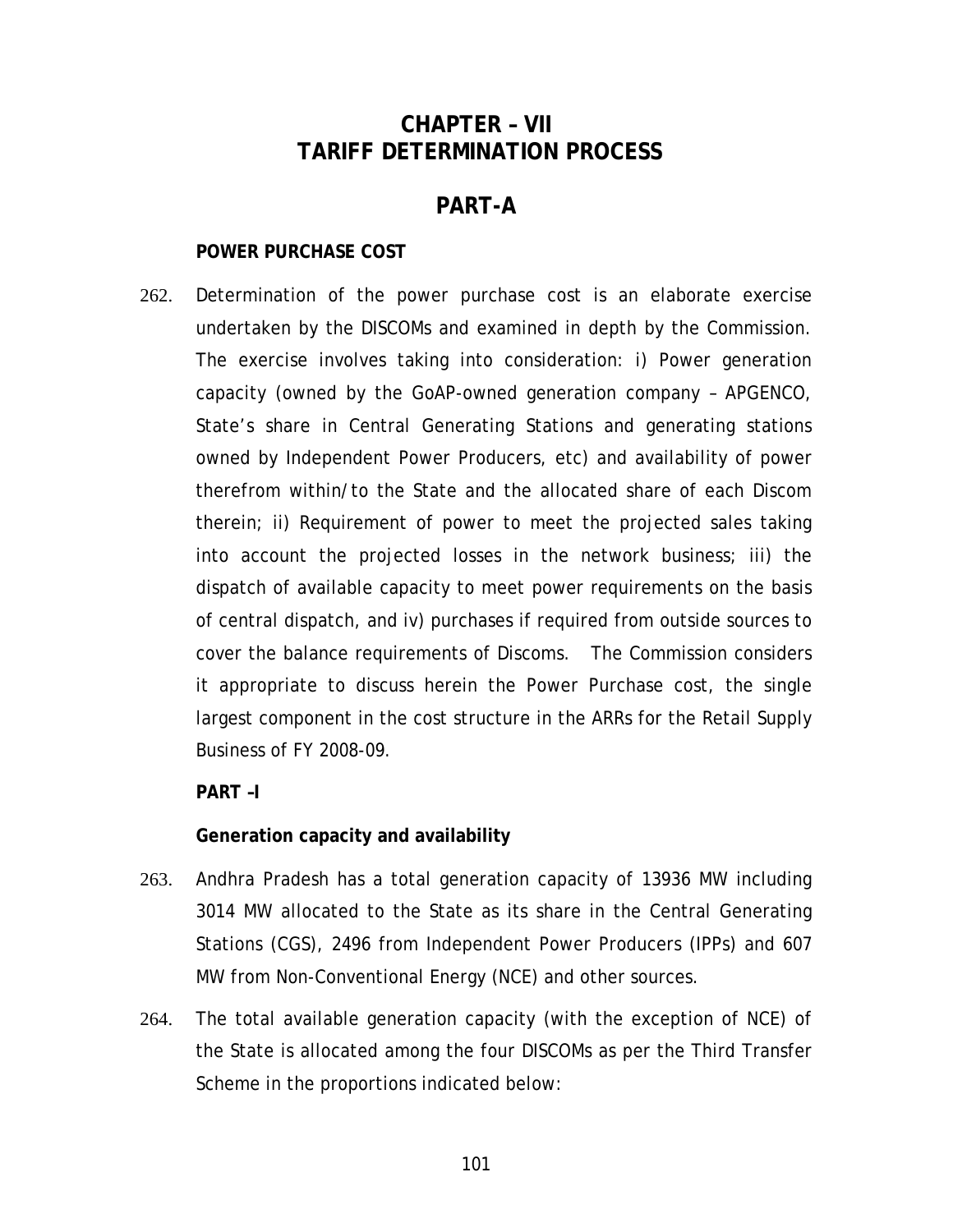# CHAPTER – VII
# TARIFF DETERMINATION PROCESS

## PART-A

**POWER PURCHASE COST**

262. Determination of the power purchase cost is an elaborate exercise undertaken by the DISCOMs and examined in depth by the Commission. The exercise involves taking into consideration: i) Power generation capacity (owned by the GoAP-owned generation company – APGENCO, State's share in Central Generating Stations and generating stations owned by Independent Power Producers, etc) and availability of power therefrom within/to the State and the allocated share of each Discom therein; ii) Requirement of power to meet the projected sales taking into account the projected losses in the network business; iii) the dispatch of available capacity to meet power requirements on the basis of central dispatch, and iv) purchases if required from outside sources to cover the balance requirements of Discoms. The Commission considers it appropriate to discuss herein the Power Purchase cost, the single largest component in the cost structure in the ARRs for the Retail Supply Business of FY 2008-09.

**PART –I**

**Generation capacity and availability**

263. Andhra Pradesh has a total generation capacity of 13936 MW including 3014 MW allocated to the State as its share in the Central Generating Stations (CGS), 2496 from Independent Power Producers (IPPs) and 607 MW from Non-Conventional Energy (NCE) and other sources.

264. The total available generation capacity (with the exception of NCE) of the State is allocated among the four DISCOMs as per the Third Transfer Scheme in the proportions indicated below: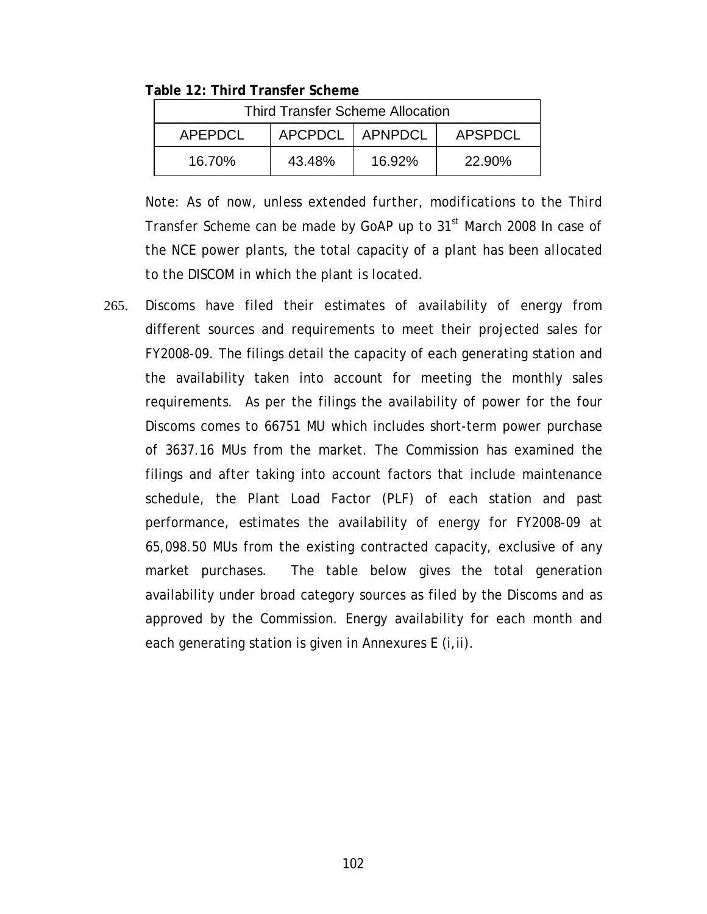**Table 12: Third Transfer Scheme**

| Third Transfer Scheme Allocation | | | |
|---|---|---|---|
| APEPDCL | APCPDCL | APNPDCL | APSPDCL |
| 16.70% | 43.48% | 16.92% | 22.90% |

*Note: As of now, unless extended further, modifications to the Third Transfer Scheme can be made by GoAP up to 31st March 2008 In case of the NCE power plants, the total capacity of a plant has been allocated to the DISCOM in which the plant is located.*

265. Discoms have filed their estimates of availability of energy from different sources and requirements to meet their projected sales for FY2008-09. The filings detail the capacity of each generating station and the availability taken into account for meeting the monthly sales requirements. As per the filings the availability of power for the four Discoms comes to 66751 MU which includes short-term power purchase of 3637.16 MUs from the market. The Commission has examined the filings and after taking into account factors that include maintenance schedule, the Plant Load Factor (PLF) of each station and past performance, estimates the availability of energy for FY2008-09 at 65,098.50 MUs from the existing contracted capacity, exclusive of any market purchases. The table below gives the total generation availability under broad category sources as filed by the Discoms and as approved by the Commission. Energy availability for each month and each generating station is given in Annexures E (i,ii).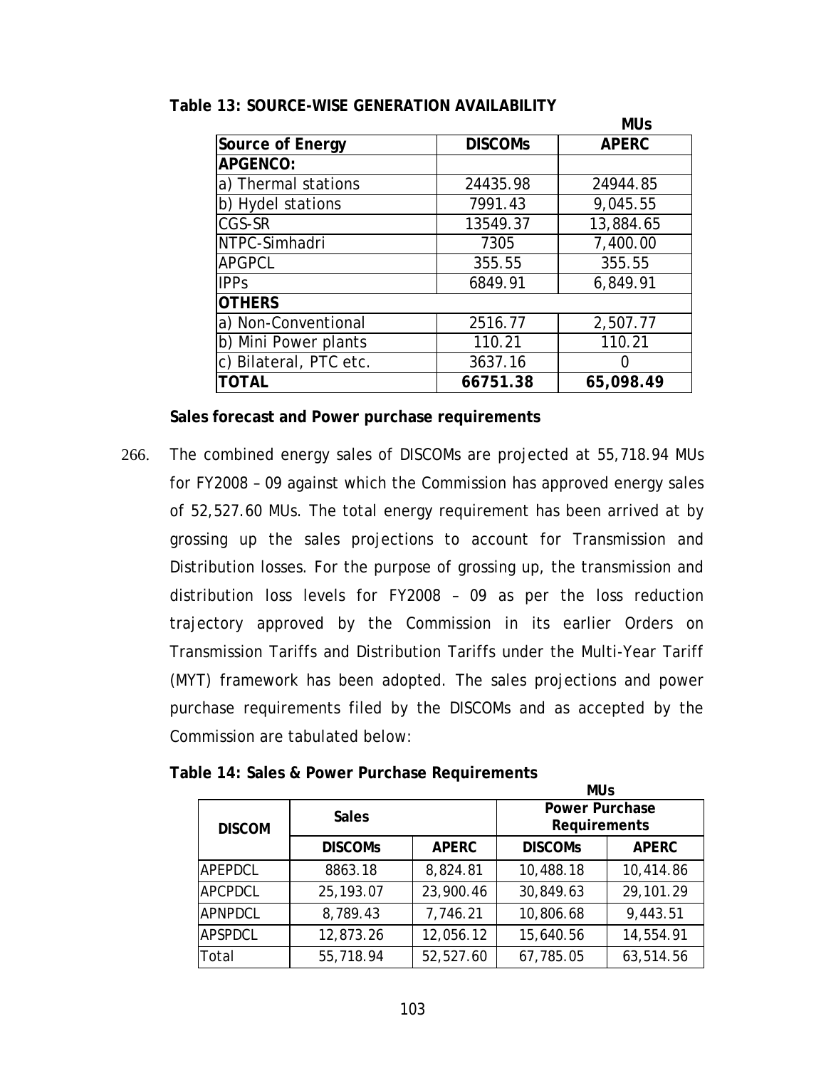**Table 13: SOURCE-WISE GENERATION AVAILABILITY**

MUs

| Source of Energy | DISCOMs | APERC |
|---|---|---|
| **APGENCO:** | | |
| a) Thermal stations | 24435.98 | 24944.85 |
| b) Hydel stations | 7991.43 | 9,045.55 |
| CGS-SR | 13549.37 | 13,884.65 |
| NTPC-Simhadri | 7305 | 7,400.00 |
| APGPCL | 355.55 | 355.55 |
| IPPs | 6849.91 | 6,849.91 |
| **OTHERS** | | |
| a) Non-Conventional | 2516.77 | 2,507.77 |
| b) Mini Power plants | 110.21 | 110.21 |
| c) Bilateral, PTC etc. | 3637.16 | 0 |
| **TOTAL** | **66751.38** | **65,098.49** |

**Sales forecast and Power purchase requirements**

266. The combined energy sales of DISCOMs are projected at 55,718.94 MUs for FY2008 – 09 against which the Commission has approved energy sales of 52,527.60 MUs. The total energy requirement has been arrived at by grossing up the sales projections to account for Transmission and Distribution losses. For the purpose of grossing up, the transmission and distribution loss levels for FY2008 – 09 as per the loss reduction trajectory approved by the Commission in its earlier Orders on Transmission Tariffs and Distribution Tariffs under the Multi-Year Tariff (MYT) framework has been adopted. The sales projections and power purchase requirements filed by the DISCOMs and as accepted by the Commission are tabulated below:

**Table 14: Sales & Power Purchase Requirements**

MUs

| DISCOM | Sales | | Power Purchase Requirements | |
|---|---|---|---|---|
| | DISCOMs | APERC | DISCOMs | APERC |
| APEPDCL | 8863.18 | 8,824.81 | 10,488.18 | 10,414.86 |
| APCPDCL | 25,193.07 | 23,900.46 | 30,849.63 | 29,101.29 |
| APNPDCL | 8,789.43 | 7,746.21 | 10,806.68 | 9,443.51 |
| APSPDCL | 12,873.26 | 12,056.12 | 15,640.56 | 14,554.91 |
| Total | 55,718.94 | 52,527.60 | 67,785.05 | 63,514.56 |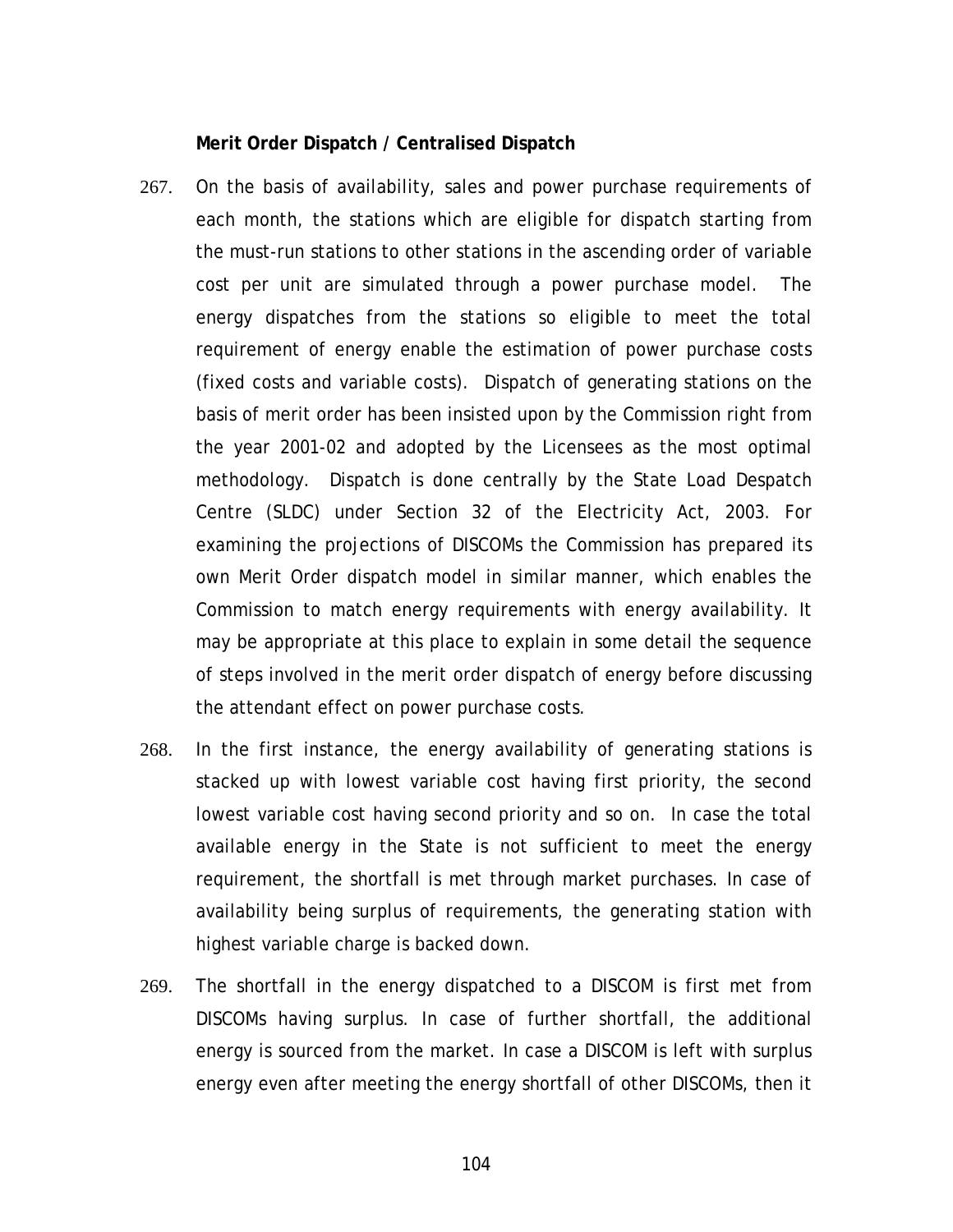**Merit Order Dispatch / Centralised Dispatch**

267. On the basis of availability, sales and power purchase requirements of each month, the stations which are eligible for dispatch starting from the must-run stations to other stations in the ascending order of variable cost per unit are simulated through a power purchase model. The energy dispatches from the stations so eligible to meet the total requirement of energy enable the estimation of power purchase costs (fixed costs and variable costs). Dispatch of generating stations on the basis of merit order has been insisted upon by the Commission right from the year 2001-02 and adopted by the Licensees as the most optimal methodology. Dispatch is done centrally by the State Load Despatch Centre (SLDC) under Section 32 of the Electricity Act, 2003. For examining the projections of DISCOMs the Commission has prepared its own Merit Order dispatch model in similar manner, which enables the Commission to match energy requirements with energy availability. It may be appropriate at this place to explain in some detail the sequence of steps involved in the merit order dispatch of energy before discussing the attendant effect on power purchase costs.

268. In the first instance, the energy availability of generating stations is stacked up with lowest variable cost having first priority, the second lowest variable cost having second priority and so on. In case the total available energy in the State is not sufficient to meet the energy requirement, the shortfall is met through market purchases. In case of availability being surplus of requirements, the generating station with highest variable charge is backed down.

269. The shortfall in the energy dispatched to a DISCOM is first met from DISCOMs having surplus. In case of further shortfall, the additional energy is sourced from the market. In case a DISCOM is left with surplus energy even after meeting the energy shortfall of other DISCOMs, then it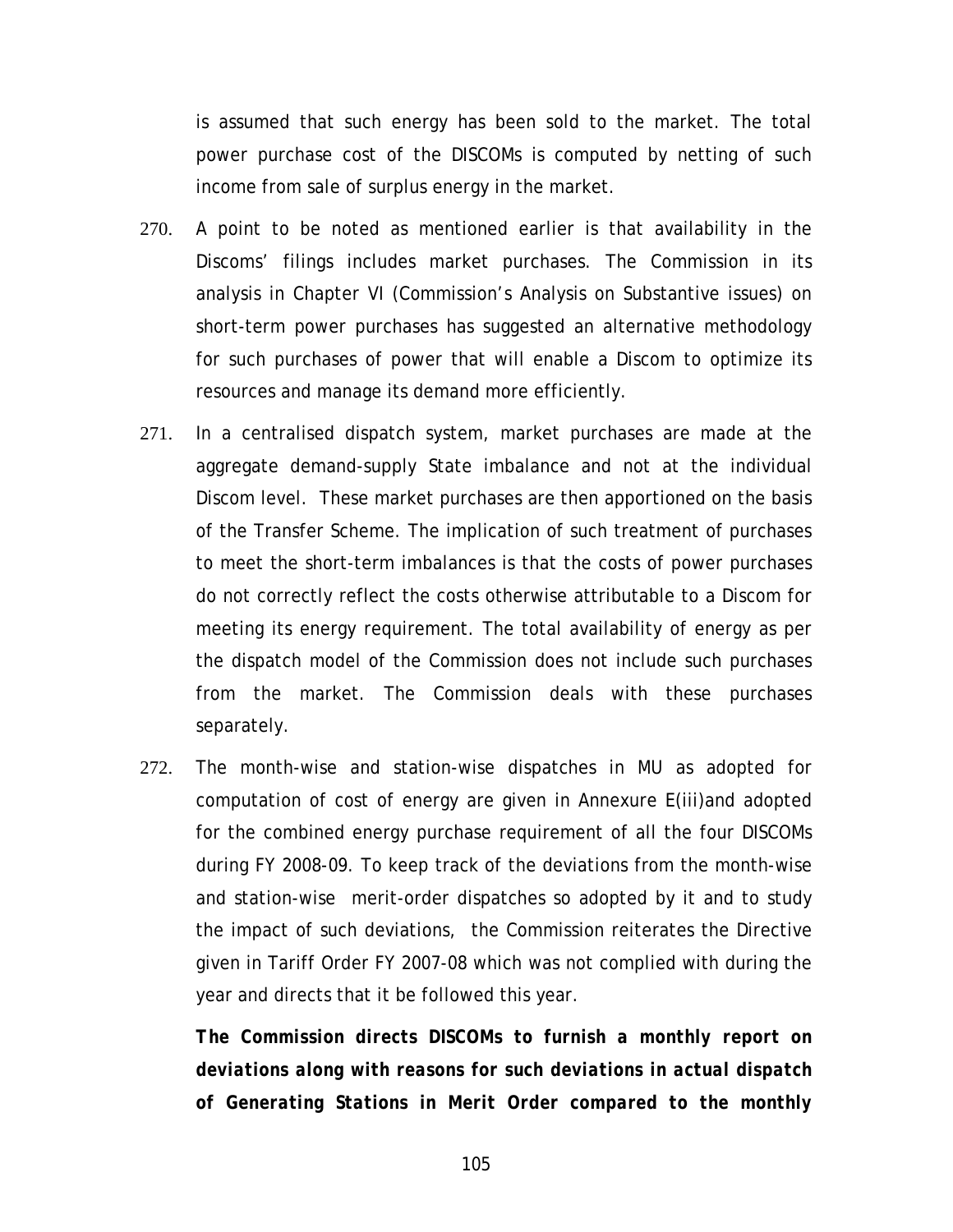is assumed that such energy has been sold to the market. The total power purchase cost of the DISCOMs is computed by netting of such income from sale of surplus energy in the market.

270. A point to be noted as mentioned earlier is that availability in the Discoms' filings includes market purchases. The Commission in its analysis in Chapter VI (Commission's Analysis on Substantive issues) on short-term power purchases has suggested an alternative methodology for such purchases of power that will enable a Discom to optimize its resources and manage its demand more efficiently.

271. In a centralised dispatch system, market purchases are made at the aggregate demand-supply State imbalance and not at the individual Discom level. These market purchases are then apportioned on the basis of the Transfer Scheme. The implication of such treatment of purchases to meet the short-term imbalances is that the costs of power purchases do not correctly reflect the costs otherwise attributable to a Discom for meeting its energy requirement. The total availability of energy as per the dispatch model of the Commission does not include such purchases from the market. The Commission deals with these purchases separately.

272. The month-wise and station-wise dispatches in MU as adopted for computation of cost of energy are given in Annexure E(iii)and adopted for the combined energy purchase requirement of all the four DISCOMs during FY 2008-09. To keep track of the deviations from the month-wise and station-wise merit-order dispatches so adopted by it and to study the impact of such deviations, the Commission reiterates the Directive given in Tariff Order FY 2007-08 which was not complied with during the year and directs that it be followed this year.

***The Commission directs DISCOMs to furnish a monthly report on deviations along with reasons for such deviations in actual dispatch of Generating Stations in Merit Order compared to the monthly***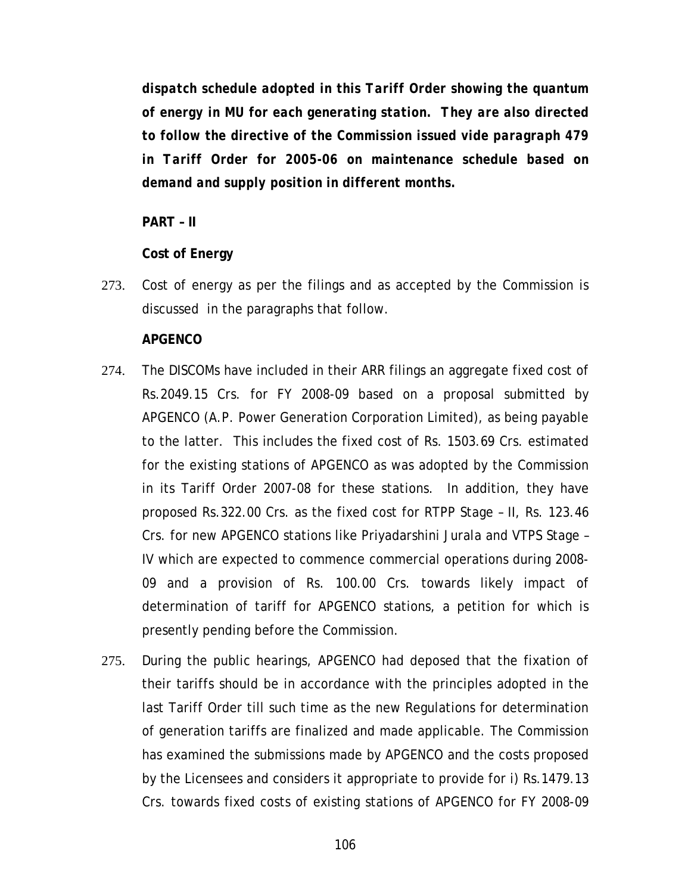***dispatch schedule adopted in this Tariff Order showing the quantum of energy in MU for each generating station. They are also directed to follow the directive of the Commission issued vide paragraph 479 in Tariff Order for 2005-06 on maintenance schedule based on demand and supply position in different months.***

**PART – II**

**Cost of Energy**

273. Cost of energy as per the filings and as accepted by the Commission is discussed in the paragraphs that follow.

**APGENCO**

274. The DISCOMs have included in their ARR filings an aggregate fixed cost of Rs.2049.15 Crs. for FY 2008-09 based on a proposal submitted by APGENCO (A.P. Power Generation Corporation Limited), as being payable to the latter. This includes the fixed cost of Rs. 1503.69 Crs. estimated for the existing stations of APGENCO as was adopted by the Commission in its Tariff Order 2007-08 for these stations. In addition, they have proposed Rs.322.00 Crs. as the fixed cost for RTPP Stage – II, Rs. 123.46 Crs. for new APGENCO stations like Priyadarshini Jurala and VTPS Stage – IV which are expected to commence commercial operations during 2008-09 and a provision of Rs. 100.00 Crs. towards likely impact of determination of tariff for APGENCO stations, a petition for which is presently pending before the Commission.

275. During the public hearings, APGENCO had deposed that the fixation of their tariffs should be in accordance with the principles adopted in the last Tariff Order till such time as the new Regulations for determination of generation tariffs are finalized and made applicable. The Commission has examined the submissions made by APGENCO and the costs proposed by the Licensees and considers it appropriate to provide for i) Rs.1479.13 Crs. towards fixed costs of existing stations of APGENCO for FY 2008-09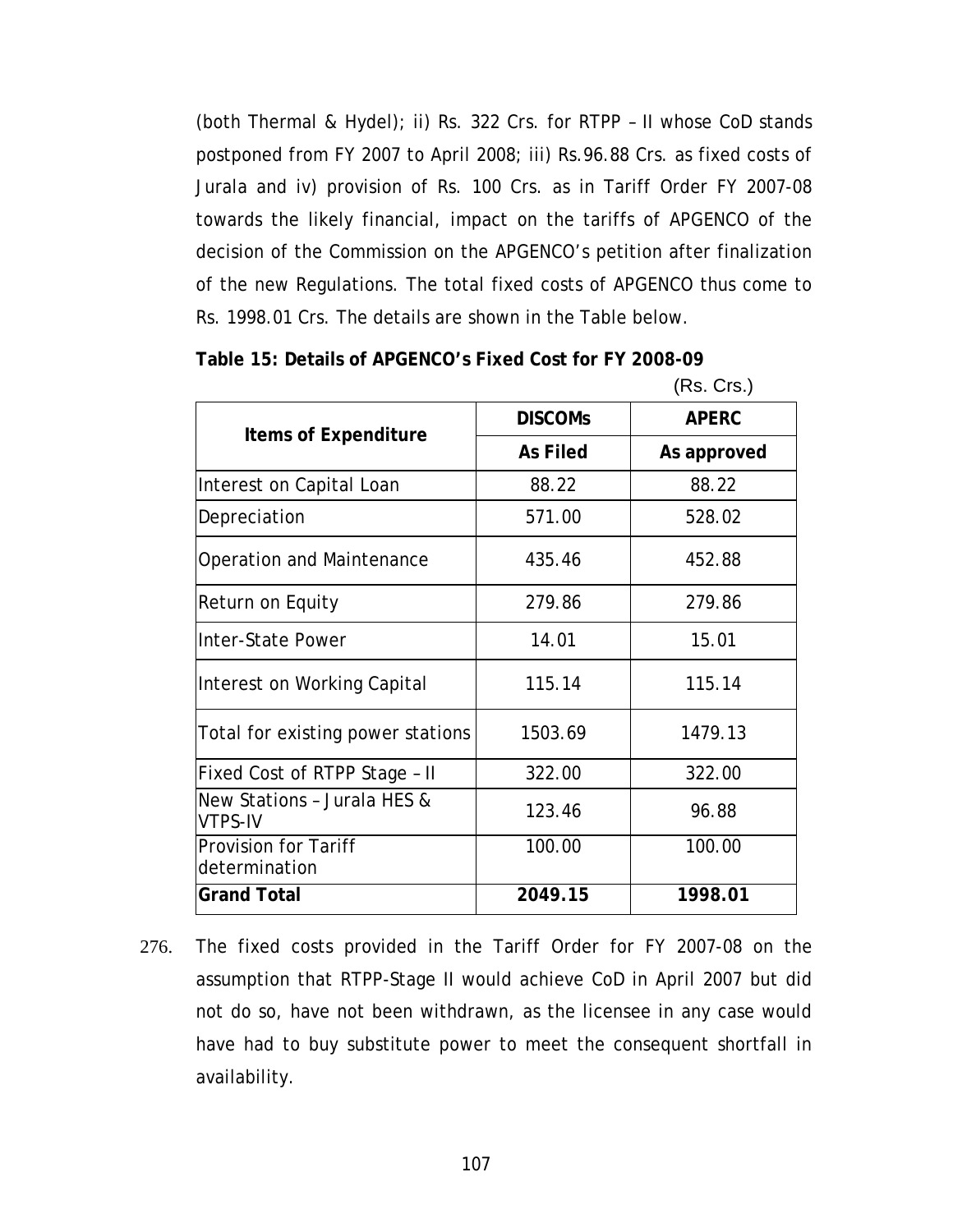(both Thermal & Hydel); ii) Rs. 322 Crs. for RTPP – II whose CoD stands postponed from FY 2007 to April 2008; iii) Rs.96.88 Crs. as fixed costs of Jurala and iv) provision of Rs. 100 Crs. as in Tariff Order FY 2007-08 towards the likely financial, impact on the tariffs of APGENCO of the decision of the Commission on the APGENCO's petition after finalization of the new Regulations. The total fixed costs of APGENCO thus come to Rs. 1998.01 Crs. The details are shown in the Table below.

**Table 15: Details of APGENCO's Fixed Cost for FY 2008-09**

(Rs. Crs.)

| Items of Expenditure | DISCOMs | APERC |
|---|---|---|
| | As Filed | As approved |
| Interest on Capital Loan | 88.22 | 88.22 |
| Depreciation | 571.00 | 528.02 |
| Operation and Maintenance | 435.46 | 452.88 |
| Return on Equity | 279.86 | 279.86 |
| Inter-State Power | 14.01 | 15.01 |
| Interest on Working Capital | 115.14 | 115.14 |
| Total for existing power stations | 1503.69 | 1479.13 |
| Fixed Cost of RTPP Stage – II | 322.00 | 322.00 |
| New Stations – Jurala HES & VTPS-IV | 123.46 | 96.88 |
| Provision for Tariff determination | 100.00 | 100.00 |
| **Grand Total** | **2049.15** | **1998.01** |

276. The fixed costs provided in the Tariff Order for FY 2007-08 on the assumption that RTPP-Stage II would achieve CoD in April 2007 but did not do so, have not been withdrawn, as the licensee in any case would have had to buy substitute power to meet the consequent shortfall in availability.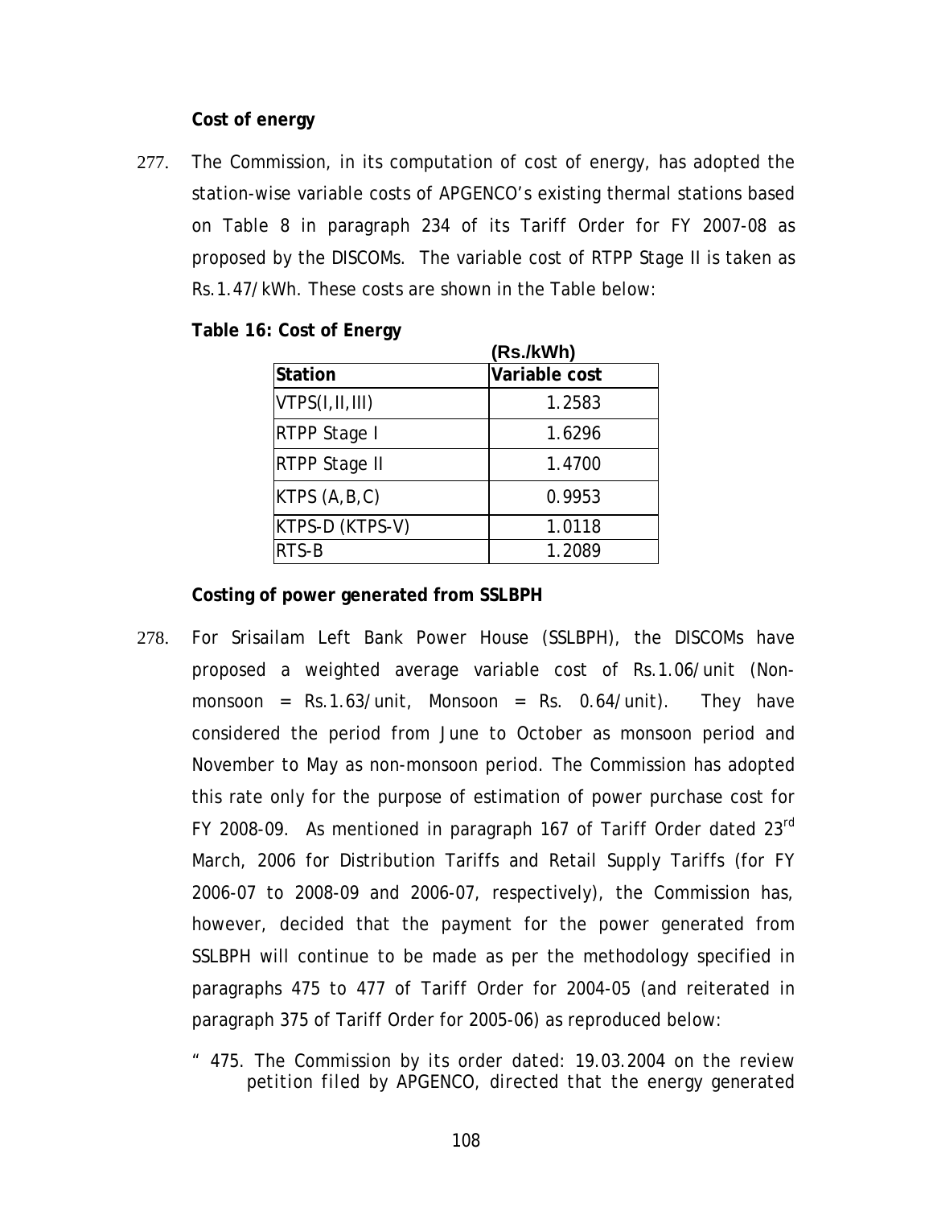**Cost of energy**

277. The Commission, in its computation of cost of energy, has adopted the station-wise variable costs of APGENCO's existing thermal stations based on Table 8 in paragraph 234 of its Tariff Order for FY 2007-08 as proposed by the DISCOMs. The variable cost of RTPP Stage II is taken as Rs.1.47/kWh. These costs are shown in the Table below:

**Table 16: Cost of Energy**

(Rs./kWh)

| Station | Variable cost |
|---|---|
| VTPS(I,II,III) | 1.2583 |
| RTPP Stage I | 1.6296 |
| RTPP Stage II | 1.4700 |
| KTPS (A,B,C) | 0.9953 |
| KTPS-D (KTPS-V) | 1.0118 |
| RTS-B | 1.2089 |

**Costing of power generated from SSLBPH**

278. For Srisailam Left Bank Power House (SSLBPH), the DISCOMs have proposed a weighted average variable cost of Rs.1.06/unit (Non-monsoon = Rs.1.63/unit, Monsoon = Rs. 0.64/unit). They have considered the period from June to October as monsoon period and November to May as non-monsoon period. The Commission has adopted this rate only for the purpose of estimation of power purchase cost for FY 2008-09. As mentioned in paragraph 167 of Tariff Order dated 23rd March, 2006 for Distribution Tariffs and Retail Supply Tariffs (for FY 2006-07 to 2008-09 and 2006-07, respectively), the Commission has, however, decided that the payment for the power generated from SSLBPH will continue to be made as per the methodology specified in paragraphs 475 to 477 of Tariff Order for 2004-05 (and reiterated in paragraph 375 of Tariff Order for 2005-06) as reproduced below:

" 475. The Commission by its order dated: 19.03.2004 on the review petition filed by APGENCO, directed that the energy generated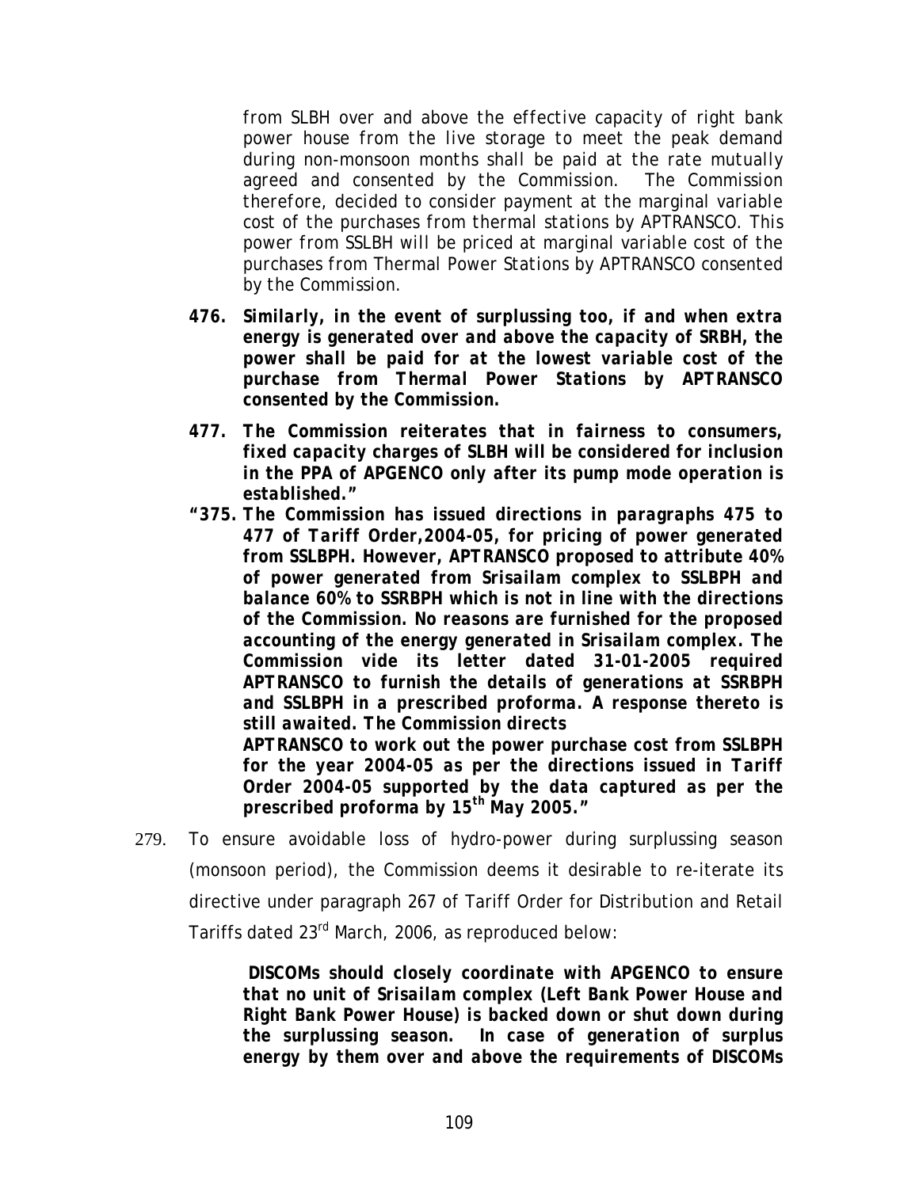*from SLBH over and above the effective capacity of right bank power house from the live storage to meet the peak demand during non-monsoon months shall be paid at the rate mutually agreed and consented by the Commission. The Commission therefore, decided to consider payment at the marginal variable cost of the purchases from thermal stations by APTRANSCO. This power from SSLBH will be priced at marginal variable cost of the purchases from Thermal Power Stations by APTRANSCO consented by the Commission.*

***476. Similarly, in the event of surplussing too, if and when extra energy is generated over and above the capacity of SRBH, the power shall be paid for at the lowest variable cost of the purchase from Thermal Power Stations by APTRANSCO consented by the Commission.***

***477. The Commission reiterates that in fairness to consumers, fixed capacity charges of SLBH will be considered for inclusion in the PPA of APGENCO only after its pump mode operation is established."***

***"375. The Commission has issued directions in paragraphs 475 to 477 of Tariff Order,2004-05, for pricing of power generated from SSLBPH. However, APTRANSCO proposed to attribute 40% of power generated from Srisailam complex to SSLBPH and balance 60% to SSRBPH which is not in line with the directions of the Commission. No reasons are furnished for the proposed accounting of the energy generated in Srisailam complex. The Commission vide its letter dated 31-01-2005 required APTRANSCO to furnish the details of generations at SSRBPH and SSLBPH in a prescribed proforma. A response thereto is still awaited. The Commission directs APTRANSCO to work out the power purchase cost from SSLBPH for the year 2004-05 as per the directions issued in Tariff Order 2004-05 supported by the data captured as per the prescribed proforma by 15th May 2005."***

279. To ensure avoidable loss of hydro-power during surplussing season (monsoon period), the Commission deems it desirable to re-iterate its directive under paragraph 267 of Tariff Order for Distribution and Retail Tariffs dated 23rd March, 2006, as reproduced below:

> ***DISCOMs should closely coordinate with APGENCO to ensure that no unit of Srisailam complex (Left Bank Power House and Right Bank Power House) is backed down or shut down during the surplussing season. In case of generation of surplus energy by them over and above the requirements of DISCOMs***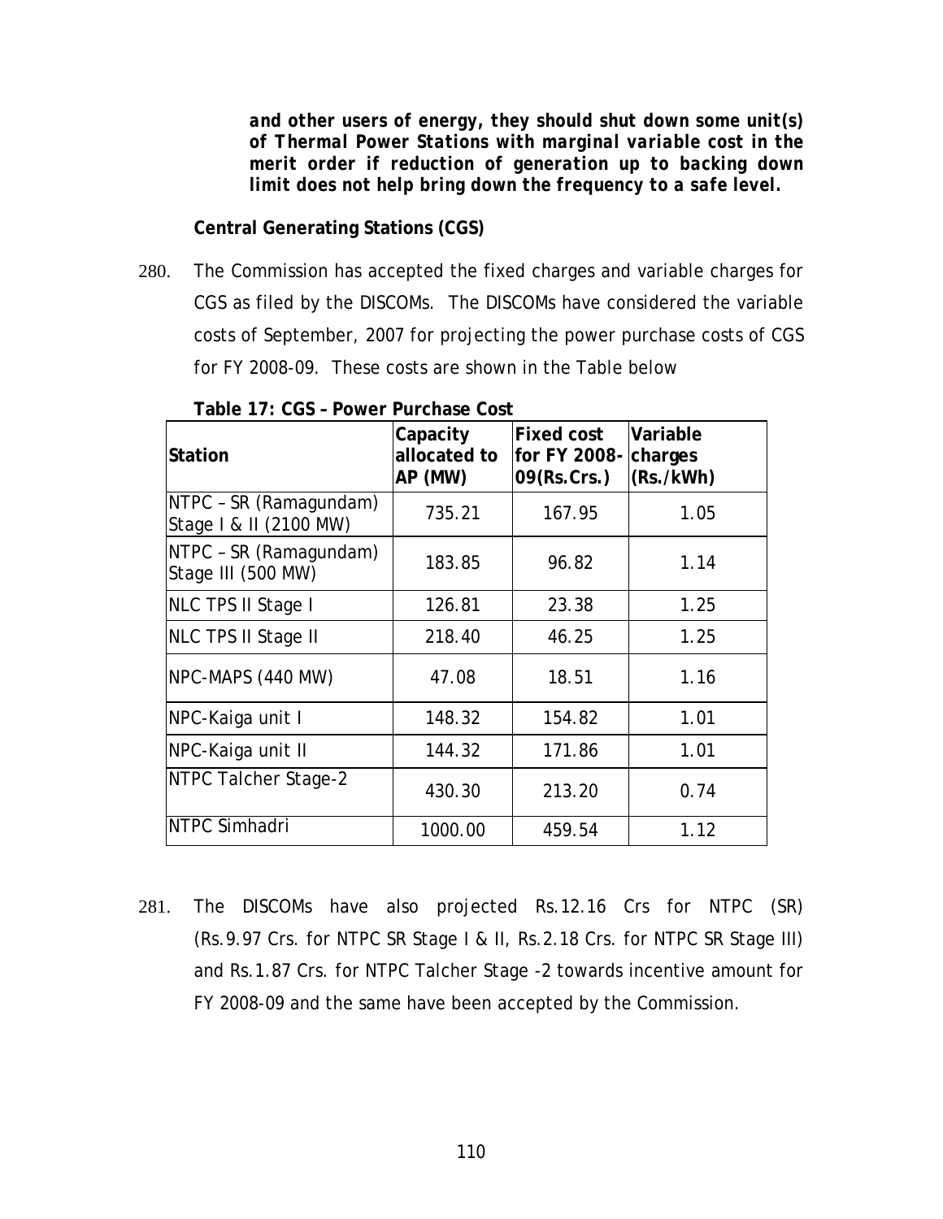***and other users of energy, they should shut down some unit(s) of Thermal Power Stations with marginal variable cost in the merit order if reduction of generation up to backing down limit does not help bring down the frequency to a safe level.***

**Central Generating Stations (CGS)**

280. The Commission has accepted the fixed charges and variable charges for CGS as filed by the DISCOMs. The DISCOMs have considered the variable costs of September, 2007 for projecting the power purchase costs of CGS for FY 2008-09. These costs are shown in the Table below

**Table 17: CGS – Power Purchase Cost**

| Station | Capacity allocated to AP (MW) | Fixed cost for FY 2008-09(Rs.Crs.) | Variable charges (Rs./kWh) |
|---|---|---|---|
| NTPC – SR (Ramagundam) Stage I & II (2100 MW) | 735.21 | 167.95 | 1.05 |
| NTPC – SR (Ramagundam) Stage III (500 MW) | 183.85 | 96.82 | 1.14 |
| NLC TPS II Stage I | 126.81 | 23.38 | 1.25 |
| NLC TPS II Stage II | 218.40 | 46.25 | 1.25 |
| NPC-MAPS (440 MW) | 47.08 | 18.51 | 1.16 |
| NPC-Kaiga unit I | 148.32 | 154.82 | 1.01 |
| NPC-Kaiga unit II | 144.32 | 171.86 | 1.01 |
| NTPC Talcher Stage-2 | 430.30 | 213.20 | 0.74 |
| NTPC Simhadri | 1000.00 | 459.54 | 1.12 |

281. The DISCOMs have also projected Rs.12.16 Crs for NTPC (SR) (Rs.9.97 Crs. for NTPC SR Stage I & II, Rs.2.18 Crs. for NTPC SR Stage III) and Rs.1.87 Crs. for NTPC Talcher Stage -2 towards incentive amount for FY 2008-09 and the same have been accepted by the Commission.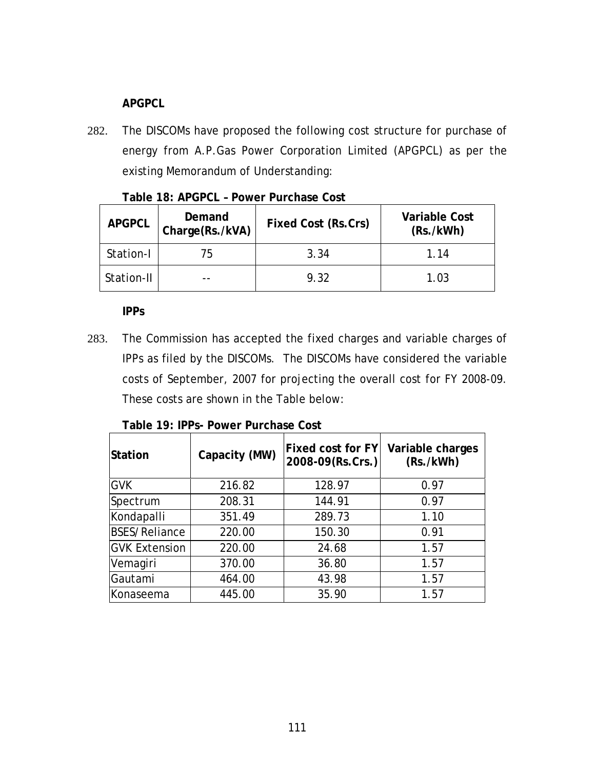**APGPCL**

282. The DISCOMs have proposed the following cost structure for purchase of energy from A.P.Gas Power Corporation Limited (APGPCL) as per the existing Memorandum of Understanding:

**Table 18: APGPCL – Power Purchase Cost**

| APGPCL | Demand Charge(Rs./kVA) | Fixed Cost (Rs.Crs) | Variable Cost (Rs./kWh) |
|---|---|---|---|
| Station-I | 75 | 3.34 | 1.14 |
| Station-II | -- | 9.32 | 1.03 |

**IPPs**

283. The Commission has accepted the fixed charges and variable charges of IPPs as filed by the DISCOMs. The DISCOMs have considered the variable costs of September, 2007 for projecting the overall cost for FY 2008-09. These costs are shown in the Table below:

**Table 19: IPPs- Power Purchase Cost**

| Station | Capacity (MW) | Fixed cost for FY 2008-09(Rs.Crs.) | Variable charges (Rs./kWh) |
|---|---|---|---|
| GVK | 216.82 | 128.97 | 0.97 |
| Spectrum | 208.31 | 144.91 | 0.97 |
| Kondapalli | 351.49 | 289.73 | 1.10 |
| BSES/Reliance | 220.00 | 150.30 | 0.91 |
| GVK Extension | 220.00 | 24.68 | 1.57 |
| Vemagiri | 370.00 | 36.80 | 1.57 |
| Gautami | 464.00 | 43.98 | 1.57 |
| Konaseema | 445.00 | 35.90 | 1.57 |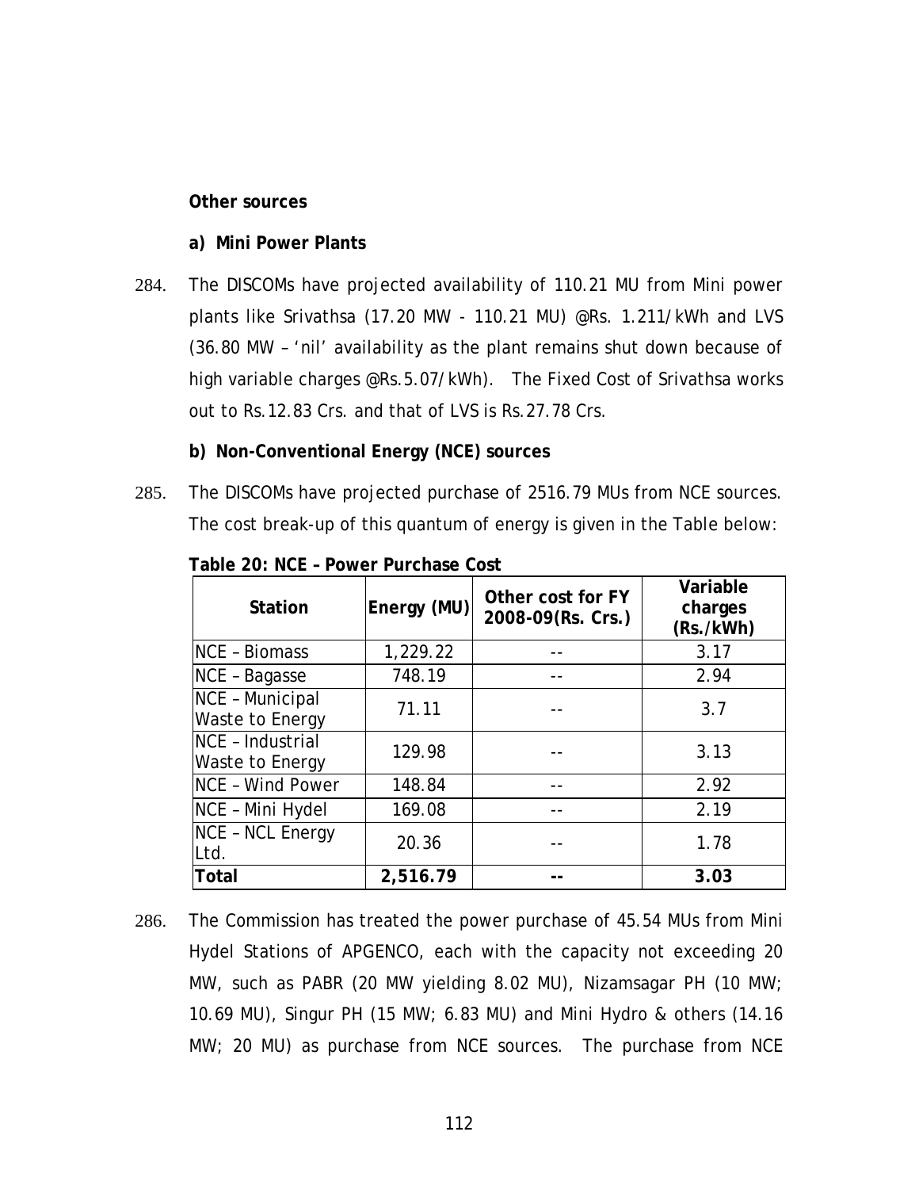**Other sources**

**a) Mini Power Plants**

284. The DISCOMs have projected availability of 110.21 MU from Mini power plants like Srivathsa (17.20 MW - 110.21 MU) @Rs. 1.211/kWh and LVS (36.80 MW – 'nil' availability as the plant remains shut down because of high variable charges @Rs.5.07/kWh). The Fixed Cost of Srivathsa works out to Rs.12.83 Crs. and that of LVS is Rs.27.78 Crs.

**b) Non-Conventional Energy (NCE) sources**

285. The DISCOMs have projected purchase of 2516.79 MUs from NCE sources. The cost break-up of this quantum of energy is given in the Table below:

**Table 20: NCE – Power Purchase Cost**

| Station | Energy (MU) | Other cost for FY 2008-09(Rs. Crs.) | Variable charges (Rs./kWh) |
|---|---|---|---|
| NCE – Biomass | 1,229.22 | -- | 3.17 |
| NCE – Bagasse | 748.19 | -- | 2.94 |
| NCE – Municipal Waste to Energy | 71.11 | -- | 3.7 |
| NCE – Industrial Waste to Energy | 129.98 | -- | 3.13 |
| NCE – Wind Power | 148.84 | -- | 2.92 |
| NCE – Mini Hydel | 169.08 | -- | 2.19 |
| NCE – NCL Energy Ltd. | 20.36 | -- | 1.78 |
| **Total** | **2,516.79** | **--** | **3.03** |

286. The Commission has treated the power purchase of 45.54 MUs from Mini Hydel Stations of APGENCO, each with the capacity not exceeding 20 MW, such as PABR (20 MW yielding 8.02 MU), Nizamsagar PH (10 MW; 10.69 MU), Singur PH (15 MW; 6.83 MU) and Mini Hydro & others (14.16 MW; 20 MU) as purchase from NCE sources. The purchase from NCE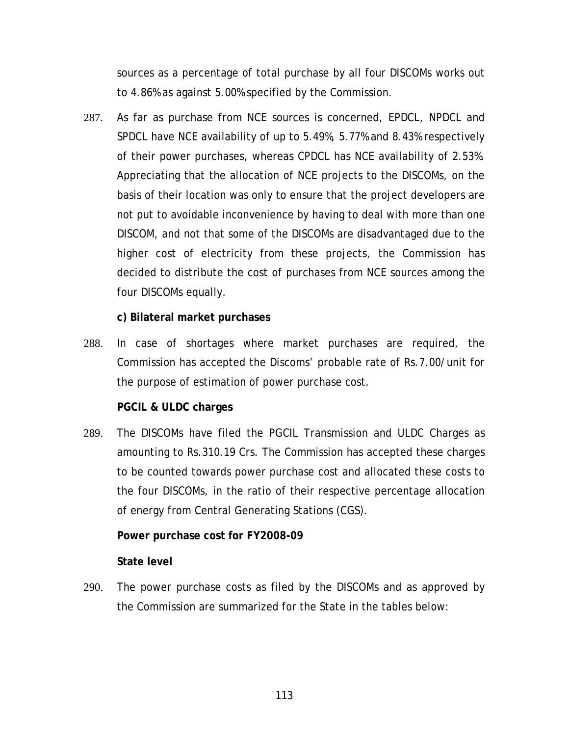sources as a percentage of total purchase by all four DISCOMs works out to 4.86% as against 5.00% specified by the Commission.

287. As far as purchase from NCE sources is concerned, EPDCL, NPDCL and SPDCL have NCE availability of up to 5.49%, 5.77% and 8.43% respectively of their power purchases, whereas CPDCL has NCE availability of 2.53%. Appreciating that the allocation of NCE projects to the DISCOMs, on the basis of their location was only to ensure that the project developers are not put to avoidable inconvenience by having to deal with more than one DISCOM, and not that some of the DISCOMs are disadvantaged due to the higher cost of electricity from these projects, the Commission has decided to distribute the cost of purchases from NCE sources among the four DISCOMs equally.

**c) Bilateral market purchases**

288. In case of shortages where market purchases are required, the Commission has accepted the Discoms' probable rate of Rs.7.00/unit for the purpose of estimation of power purchase cost.

**PGCIL & ULDC charges**

289. The DISCOMs have filed the PGCIL Transmission and ULDC Charges as amounting to Rs.310.19 Crs. The Commission has accepted these charges to be counted towards power purchase cost and allocated these costs to the four DISCOMs, in the ratio of their respective percentage allocation of energy from Central Generating Stations (CGS).

**Power purchase cost for FY2008-09**

**State level**

290. The power purchase costs as filed by the DISCOMs and as approved by the Commission are summarized for the State in the tables below: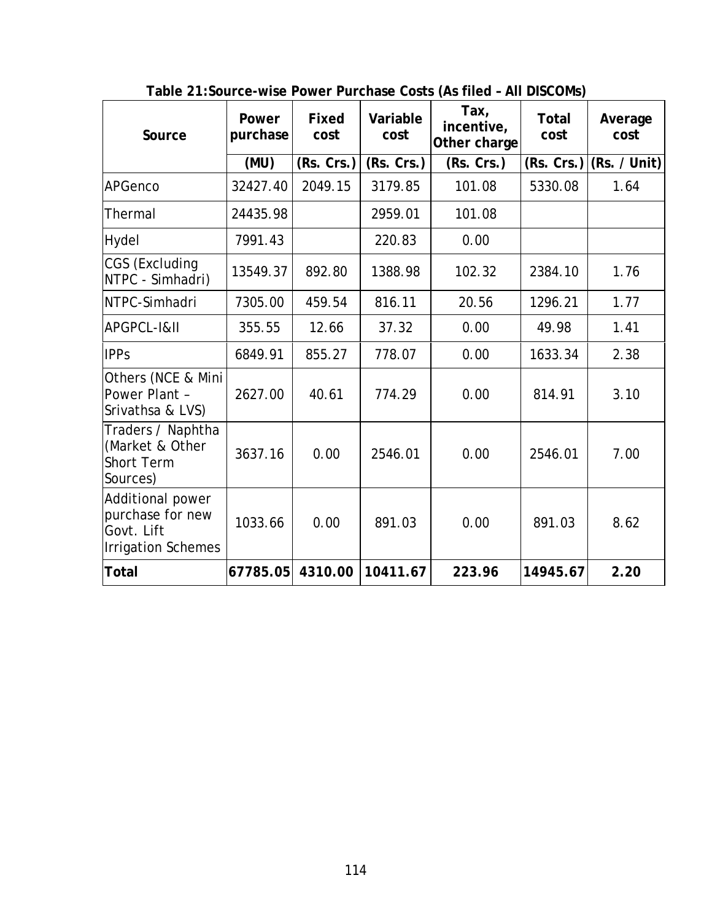**Table 21:Source-wise Power Purchase Costs (As filed – All DISCOMs)**

| Source | Power purchase | Fixed cost | Variable cost | Tax, incentive, Other charge | Total cost | Average cost |
|---|---|---|---|---|---|---|
| | (MU) | (Rs. Crs.) | (Rs. Crs.) | (Rs. Crs.) | (Rs. Crs.) | (Rs. / Unit) |
| APGenco | 32427.40 | 2049.15 | 3179.85 | 101.08 | 5330.08 | 1.64 |
| Thermal | 24435.98 | | 2959.01 | 101.08 | | |
| Hydel | 7991.43 | | 220.83 | 0.00 | | |
| CGS (Excluding NTPC - Simhadri) | 13549.37 | 892.80 | 1388.98 | 102.32 | 2384.10 | 1.76 |
| NTPC-Simhadri | 7305.00 | 459.54 | 816.11 | 20.56 | 1296.21 | 1.77 |
| APGPCL-I&II | 355.55 | 12.66 | 37.32 | 0.00 | 49.98 | 1.41 |
| IPPs | 6849.91 | 855.27 | 778.07 | 0.00 | 1633.34 | 2.38 |
| Others (NCE & Mini Power Plant – Srivathsa & LVS) | 2627.00 | 40.61 | 774.29 | 0.00 | 814.91 | 3.10 |
| Traders / Naphtha (Market & Other Short Term Sources) | 3637.16 | 0.00 | 2546.01 | 0.00 | 2546.01 | 7.00 |
| Additional power purchase for new Govt. Lift Irrigation Schemes | 1033.66 | 0.00 | 891.03 | 0.00 | 891.03 | 8.62 |
| **Total** | **67785.05** | **4310.00** | **10411.67** | **223.96** | **14945.67** | **2.20** |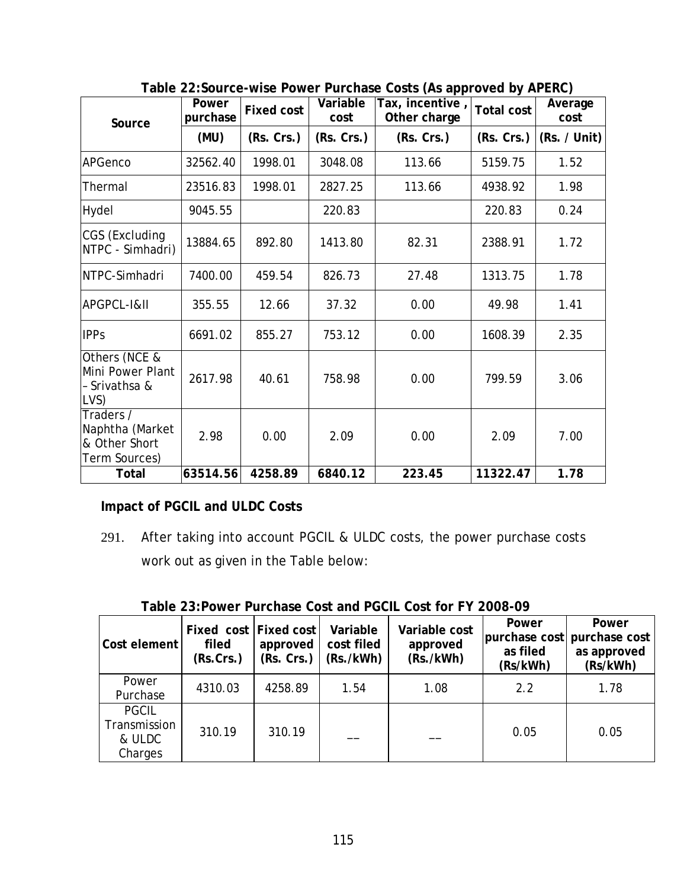**Table 22:Source-wise Power Purchase Costs (As approved by APERC)**

| Source | Power purchase | Fixed cost | Variable cost | Tax, incentive , Other charge | Total cost | Average cost |
|---|---|---|---|---|---|---|
| | (MU) | (Rs. Crs.) | (Rs. Crs.) | (Rs. Crs.) | (Rs. Crs.) | (Rs. / Unit) |
| APGenco | 32562.40 | 1998.01 | 3048.08 | 113.66 | 5159.75 | 1.52 |
| Thermal | 23516.83 | 1998.01 | 2827.25 | 113.66 | 4938.92 | 1.98 |
| Hydel | 9045.55 | | 220.83 | | 220.83 | 0.24 |
| CGS (Excluding NTPC - Simhadri) | 13884.65 | 892.80 | 1413.80 | 82.31 | 2388.91 | 1.72 |
| NTPC-Simhadri | 7400.00 | 459.54 | 826.73 | 27.48 | 1313.75 | 1.78 |
| APGPCL-I&II | 355.55 | 12.66 | 37.32 | 0.00 | 49.98 | 1.41 |
| IPPs | 6691.02 | 855.27 | 753.12 | 0.00 | 1608.39 | 2.35 |
| Others (NCE & Mini Power Plant – Srivathsa & LVS) | 2617.98 | 40.61 | 758.98 | 0.00 | 799.59 | 3.06 |
| Traders / Naphtha (Market & Other Short Term Sources) | 2.98 | 0.00 | 2.09 | 0.00 | 2.09 | 7.00 |
| **Total** | **63514.56** | **4258.89** | **6840.12** | **223.45** | **11322.47** | **1.78** |

**Impact of PGCIL and ULDC Costs**

291. After taking into account PGCIL & ULDC costs, the power purchase costs work out as given in the Table below:

**Table 23:Power Purchase Cost and PGCIL Cost for FY 2008-09**

| Cost element | Fixed cost filed (Rs.Crs.) | Fixed cost approved (Rs. Crs.) | Variable cost filed (Rs./kWh) | Variable cost approved (Rs./kWh) | Power purchase cost as filed (Rs/kWh) | Power purchase cost as approved (Rs/kWh) |
|---|---|---|---|---|---|---|
| Power Purchase | 4310.03 | 4258.89 | 1.54 | 1.08 | 2.2 | 1.78 |
| PGCIL Transmission & ULDC Charges | 310.19 | 310.19 | __ | __ | 0.05 | 0.05 |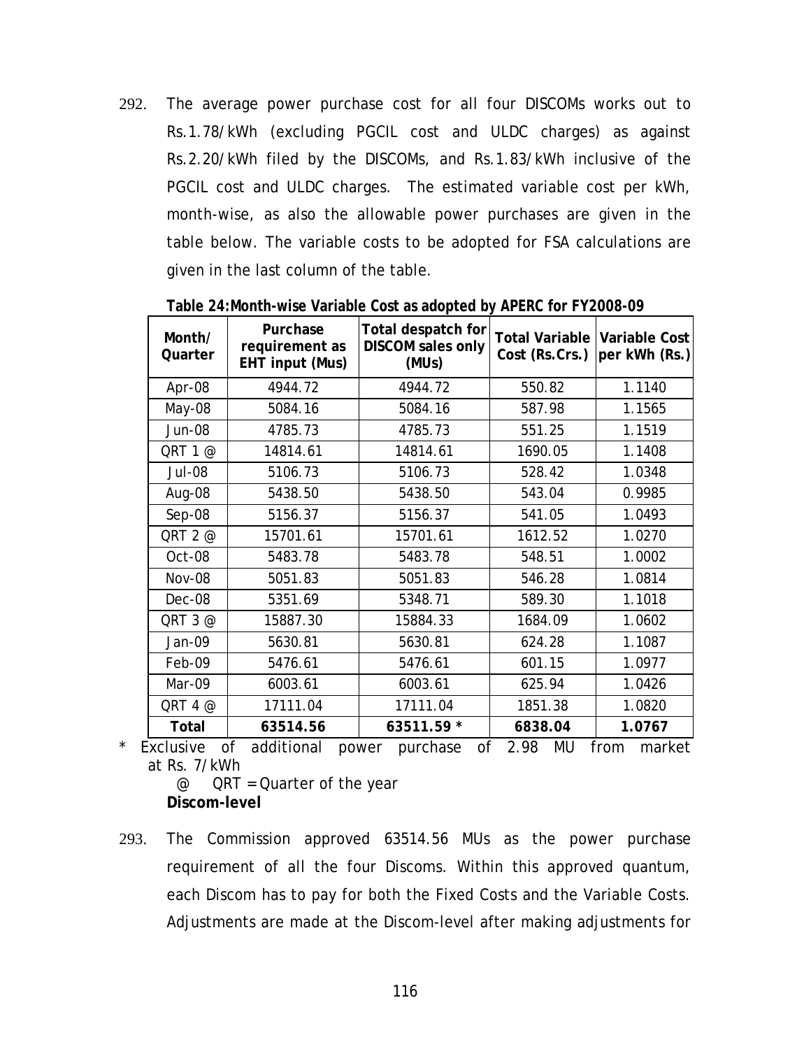292. The average power purchase cost for all four DISCOMs works out to Rs.1.78/kWh (excluding PGCIL cost and ULDC charges) as against Rs.2.20/kWh filed by the DISCOMs, and Rs.1.83/kWh inclusive of the PGCIL cost and ULDC charges. The estimated variable cost per kWh, month-wise, as also the allowable power purchases are given in the table below. The variable costs to be adopted for FSA calculations are given in the last column of the table.

**Table 24:Month-wise Variable Cost as adopted by APERC for FY2008-09**

| Month/ Quarter | Purchase requirement as EHT input (Mus) | Total despatch for DISCOM sales only (MUs) | Total Variable Cost (Rs.Crs.) | Variable Cost per kWh (Rs.) |
|---|---|---|---|---|
| Apr-08 | 4944.72 | 4944.72 | 550.82 | 1.1140 |
| May-08 | 5084.16 | 5084.16 | 587.98 | 1.1565 |
| Jun-08 | 4785.73 | 4785.73 | 551.25 | 1.1519 |
| QRT 1 @ | 14814.61 | 14814.61 | 1690.05 | 1.1408 |
| Jul-08 | 5106.73 | 5106.73 | 528.42 | 1.0348 |
| Aug-08 | 5438.50 | 5438.50 | 543.04 | 0.9985 |
| Sep-08 | 5156.37 | 5156.37 | 541.05 | 1.0493 |
| QRT 2 @ | 15701.61 | 15701.61 | 1612.52 | 1.0270 |
| Oct-08 | 5483.78 | 5483.78 | 548.51 | 1.0002 |
| Nov-08 | 5051.83 | 5051.83 | 546.28 | 1.0814 |
| Dec-08 | 5351.69 | 5348.71 | 589.30 | 1.1018 |
| QRT 3 @ | 15887.30 | 15884.33 | 1684.09 | 1.0602 |
| Jan-09 | 5630.81 | 5630.81 | 624.28 | 1.1087 |
| Feb-09 | 5476.61 | 5476.61 | 601.15 | 1.0977 |
| Mar-09 | 6003.61 | 6003.61 | 625.94 | 1.0426 |
| QRT 4 @ | 17111.04 | 17111.04 | 1851.38 | 1.0820 |
| **Total** | **63514.56** | **63511.59 *** | **6838.04** | **1.0767** |

* Exclusive of additional power purchase of 2.98 MU from market at Rs. 7/kWh

@ QRT = Quarter of the year

**Discom-level**

293. The Commission approved 63514.56 MUs as the power purchase requirement of all the four Discoms. Within this approved quantum, each Discom has to pay for both the Fixed Costs and the Variable Costs. Adjustments are made at the Discom-level after making adjustments for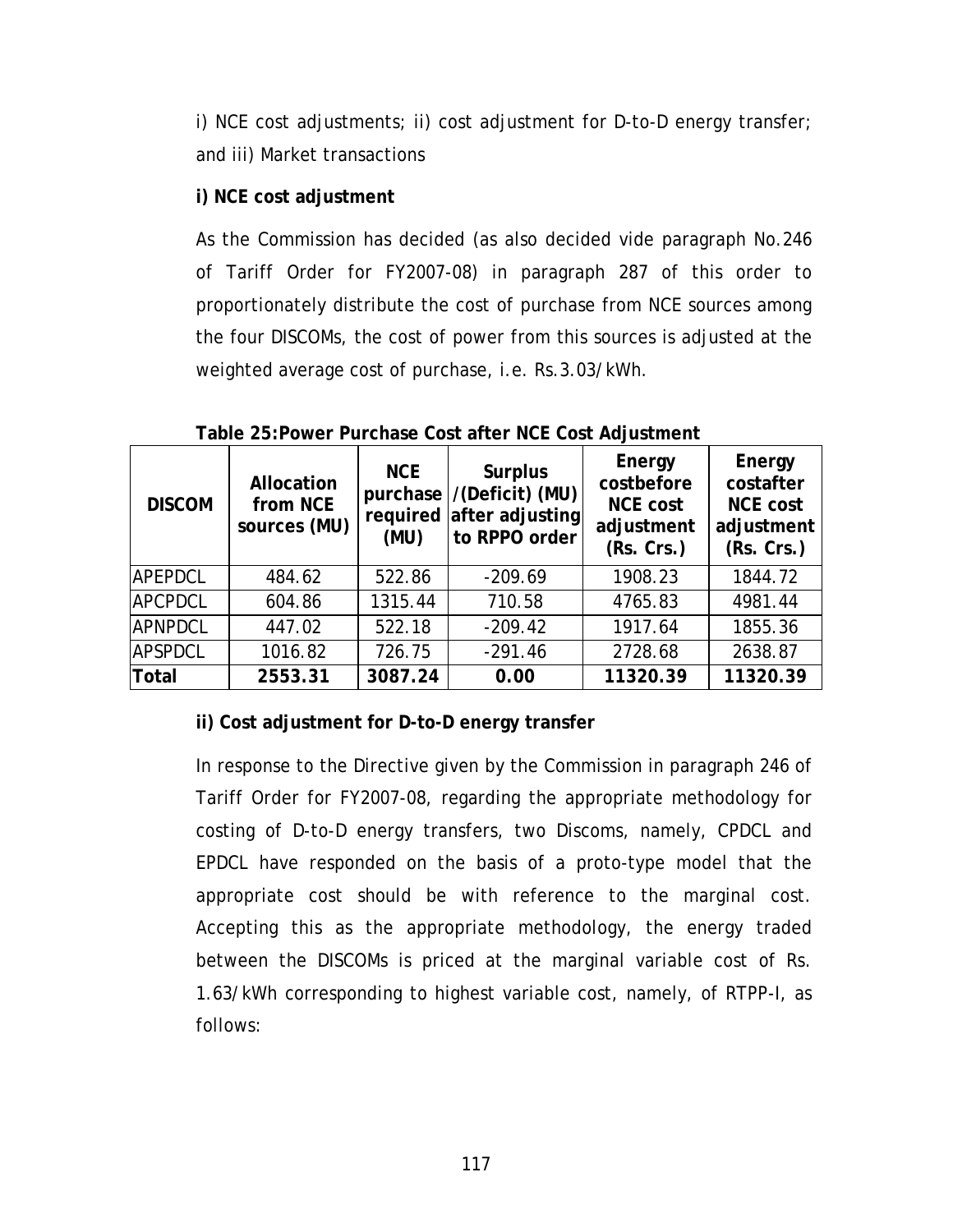i) NCE cost adjustments; ii) cost adjustment for D-to-D energy transfer; and iii) Market transactions

**i) NCE cost adjustment**

As the Commission has decided (as also decided vide paragraph No.246 of Tariff Order for FY2007-08) in paragraph 287 of this order to proportionately distribute the cost of purchase from NCE sources among the four DISCOMs, the cost of power from this sources is adjusted at the weighted average cost of purchase, i.e. Rs.3.03/kWh.

**Table 25:Power Purchase Cost after NCE Cost Adjustment**

| DISCOM | Allocation from NCE sources (MU) | NCE purchase required (MU) | Surplus /(Deficit) (MU) after adjusting to RPPO order | Energy costbefore NCE cost adjustment (Rs. Crs.) | Energy costafter NCE cost adjustment (Rs. Crs.) |
|---|---|---|---|---|---|
| APEPDCL | 484.62 | 522.86 | -209.69 | 1908.23 | 1844.72 |
| APCPDCL | 604.86 | 1315.44 | 710.58 | 4765.83 | 4981.44 |
| APNPDCL | 447.02 | 522.18 | -209.42 | 1917.64 | 1855.36 |
| APSPDCL | 1016.82 | 726.75 | -291.46 | 2728.68 | 2638.87 |
| **Total** | **2553.31** | **3087.24** | **0.00** | **11320.39** | **11320.39** |

**ii) Cost adjustment for D-to-D energy transfer**

In response to the Directive given by the Commission in paragraph 246 of Tariff Order for FY2007-08, regarding the appropriate methodology for costing of D-to-D energy transfers, two Discoms, namely, CPDCL and EPDCL have responded on the basis of a proto-type model that the appropriate cost should be with reference to the marginal cost. Accepting this as the appropriate methodology, the energy traded between the DISCOMs is priced at the marginal variable cost of Rs. 1.63/kWh corresponding to highest variable cost, namely, of RTPP-I, as follows: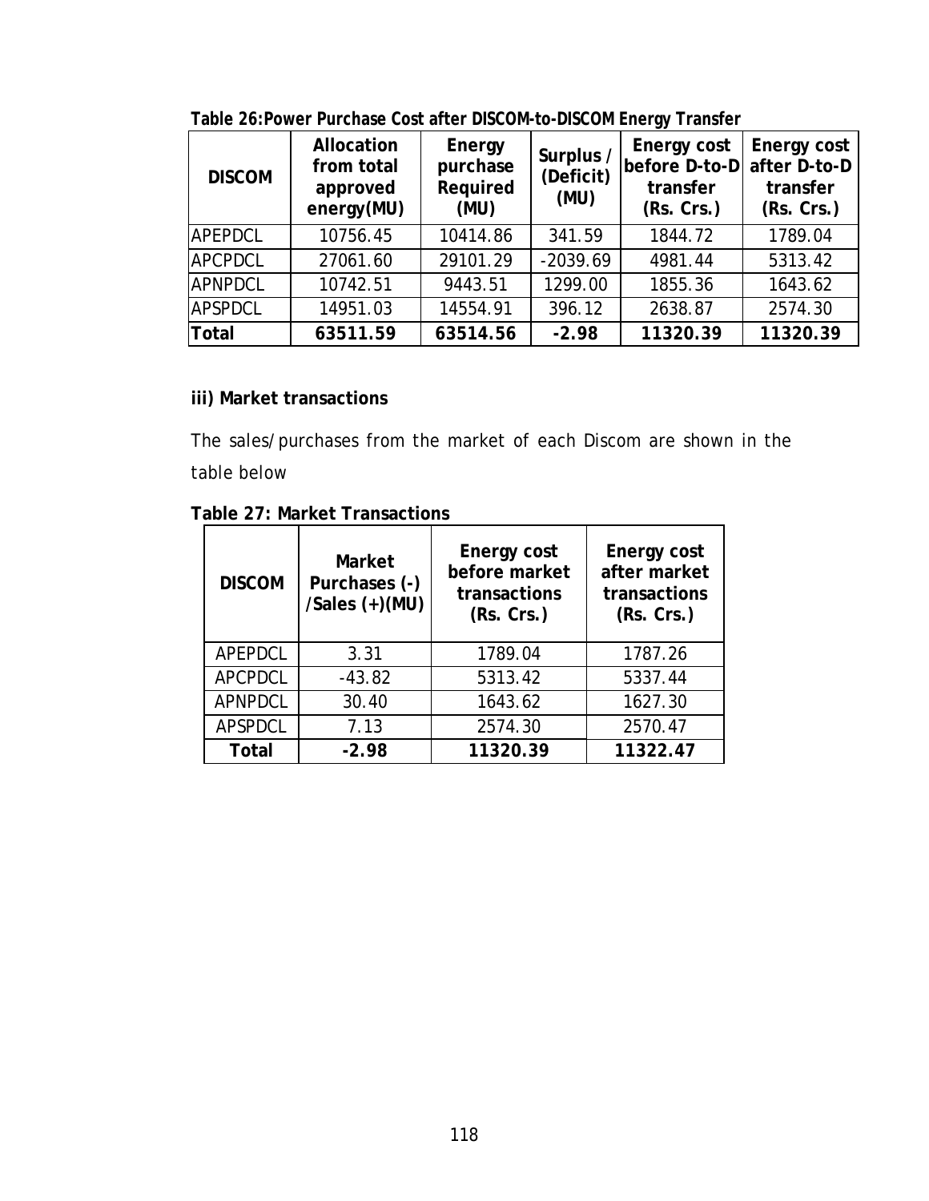**Table 26:Power Purchase Cost after DISCOM-to-DISCOM Energy Transfer**

| DISCOM | Allocation from total approved energy(MU) | Energy purchase Required (MU) | Surplus / (Deficit) (MU) | Energy cost before D-to-D transfer (Rs. Crs.) | Energy cost after D-to-D transfer (Rs. Crs.) |
|---|---|---|---|---|---|
| APEPDCL | 10756.45 | 10414.86 | 341.59 | 1844.72 | 1789.04 |
| APCPDCL | 27061.60 | 29101.29 | -2039.69 | 4981.44 | 5313.42 |
| APNPDCL | 10742.51 | 9443.51 | 1299.00 | 1855.36 | 1643.62 |
| APSPDCL | 14951.03 | 14554.91 | 396.12 | 2638.87 | 2574.30 |
| **Total** | **63511.59** | **63514.56** | **-2.98** | **11320.39** | **11320.39** |

**iii) Market transactions**

The sales/purchases from the market of each Discom are shown in the table below

**Table 27: Market Transactions**

| DISCOM | Market Purchases (-) /Sales (+)(MU) | Energy cost before market transactions (Rs. Crs.) | Energy cost after market transactions (Rs. Crs.) |
|---|---|---|---|
| APEPDCL | 3.31 | 1789.04 | 1787.26 |
| APCPDCL | -43.82 | 5313.42 | 5337.44 |
| APNPDCL | 30.40 | 1643.62 | 1627.30 |
| APSPDCL | 7.13 | 2574.30 | 2570.47 |
| **Total** | **-2.98** | **11320.39** | **11322.47** |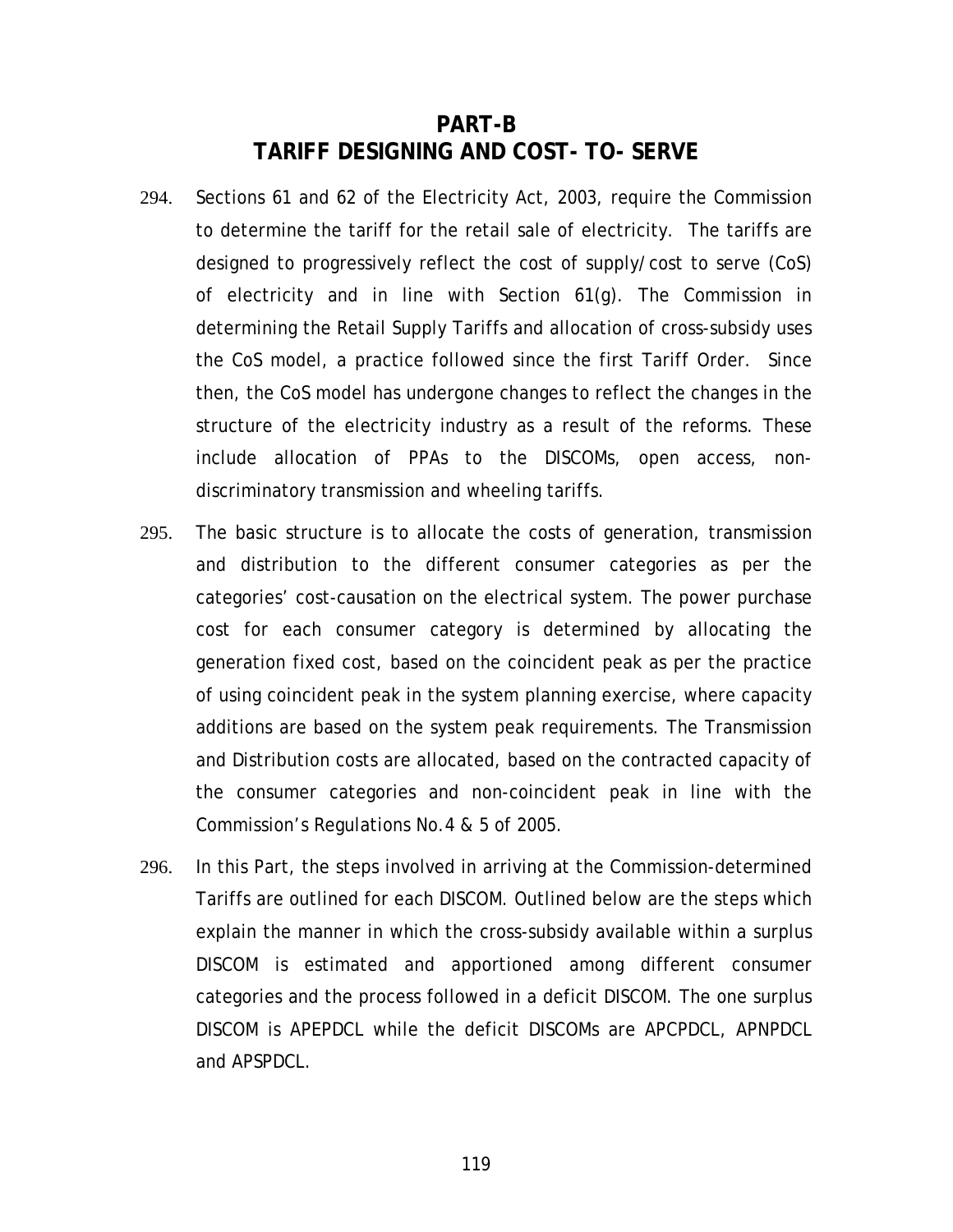# PART-B
# TARIFF DESIGNING AND COST- TO- SERVE

294. Sections 61 and 62 of the Electricity Act, 2003, require the Commission to determine the tariff for the retail sale of electricity. The tariffs are designed to progressively reflect the cost of supply/cost to serve (CoS) of electricity and in line with Section 61(g). The Commission in determining the Retail Supply Tariffs and allocation of cross-subsidy uses the CoS model, a practice followed since the first Tariff Order. Since then, the CoS model has undergone changes to reflect the changes in the structure of the electricity industry as a result of the reforms. These include allocation of PPAs to the DISCOMs, open access, non-discriminatory transmission and wheeling tariffs.

295. The basic structure is to allocate the costs of generation, transmission and distribution to the different consumer categories as per the categories' cost-causation on the electrical system. The power purchase cost for each consumer category is determined by allocating the generation fixed cost, based on the coincident peak as per the practice of using coincident peak in the system planning exercise, where capacity additions are based on the system peak requirements. The Transmission and Distribution costs are allocated, based on the contracted capacity of the consumer categories and non-coincident peak in line with the Commission's Regulations No.4 & 5 of 2005.

296. In this Part, the steps involved in arriving at the Commission-determined Tariffs are outlined for each DISCOM. Outlined below are the steps which explain the manner in which the cross-subsidy available within a surplus DISCOM is estimated and apportioned among different consumer categories and the process followed in a deficit DISCOM. The one surplus DISCOM is APEPDCL while the deficit DISCOMs are APCPDCL, APNPDCL and APSPDCL.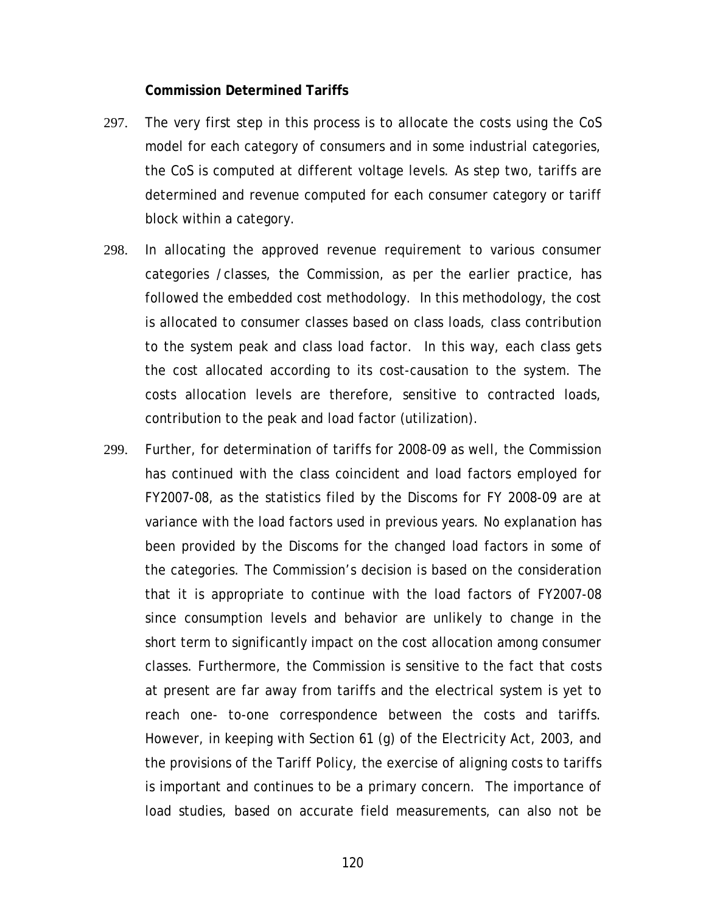**Commission Determined Tariffs**

297. The very first step in this process is to allocate the costs using the CoS model for each category of consumers and in some industrial categories, the CoS is computed at different voltage levels. As step two, tariffs are determined and revenue computed for each consumer category or tariff block within a category.

298. In allocating the approved revenue requirement to various consumer categories /classes, the Commission, as per the earlier practice, has followed the embedded cost methodology. In this methodology, the cost is allocated to consumer classes based on class loads, class contribution to the system peak and class load factor. In this way, each class gets the cost allocated according to its cost-causation to the system. The costs allocation levels are therefore, sensitive to contracted loads, contribution to the peak and load factor (utilization).

299. Further, for determination of tariffs for 2008-09 as well, the Commission has continued with the class coincident and load factors employed for FY2007-08, as the statistics filed by the Discoms for FY 2008-09 are at variance with the load factors used in previous years. No explanation has been provided by the Discoms for the changed load factors in some of the categories. The Commission's decision is based on the consideration that it is appropriate to continue with the load factors of FY2007-08 since consumption levels and behavior are unlikely to change in the short term to significantly impact on the cost allocation among consumer classes. Furthermore, the Commission is sensitive to the fact that costs at present are far away from tariffs and the electrical system is yet to reach one- to-one correspondence between the costs and tariffs. However, in keeping with Section 61 (g) of the Electricity Act, 2003, and the provisions of the Tariff Policy, the exercise of aligning costs to tariffs is important and continues to be a primary concern. The importance of load studies, based on accurate field measurements, can also not be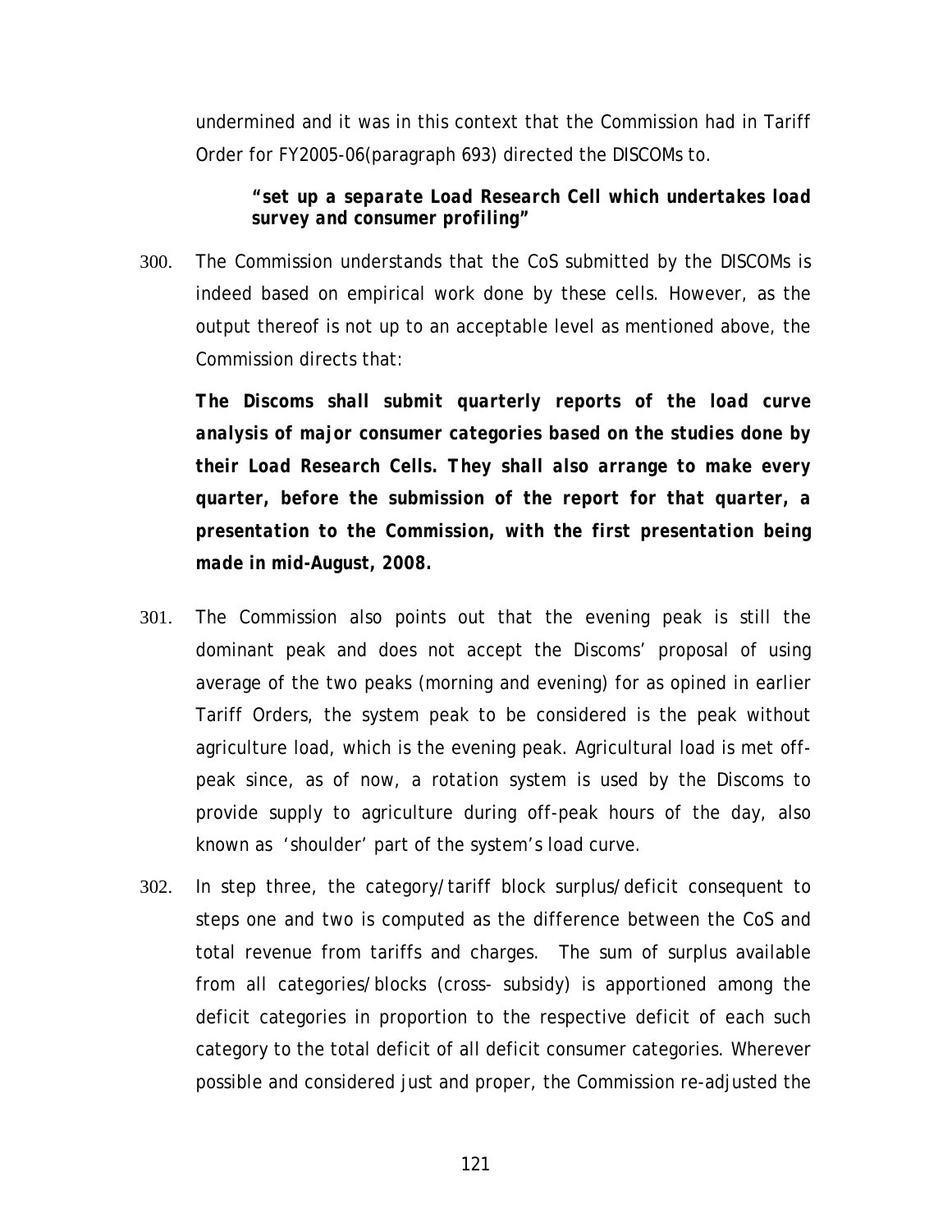undermined and it was in this context that the Commission had in Tariff Order for FY2005-06(paragraph 693) directed the DISCOMs to.

> ***"set up a separate Load Research Cell which undertakes load survey and consumer profiling"***

300. The Commission understands that the CoS submitted by the DISCOMs is indeed based on empirical work done by these cells. However, as the output thereof is not up to an acceptable level as mentioned above, the Commission directs that:

 ***The Discoms shall submit quarterly reports of the load curve analysis of major consumer categories based on the studies done by their Load Research Cells. They shall also arrange to make every quarter, before the submission of the report for that quarter, a presentation to the Commission, with the first presentation being made in mid-August, 2008.***

301. The Commission also points out that the evening peak is still the dominant peak and does not accept the Discoms' proposal of using average of the two peaks (morning and evening) for as opined in earlier Tariff Orders, the system peak to be considered is the peak without agriculture load, which is the evening peak. Agricultural load is met off-peak since, as of now, a rotation system is used by the Discoms to provide supply to agriculture during off-peak hours of the day, also known as 'shoulder' part of the system's load curve.

302. In step three, the category/tariff block surplus/deficit consequent to steps one and two is computed as the difference between the CoS and total revenue from tariffs and charges. The sum of surplus available from all categories/blocks (cross- subsidy) is apportioned among the deficit categories in proportion to the respective deficit of each such category to the total deficit of all deficit consumer categories. Wherever possible and considered just and proper, the Commission re-adjusted the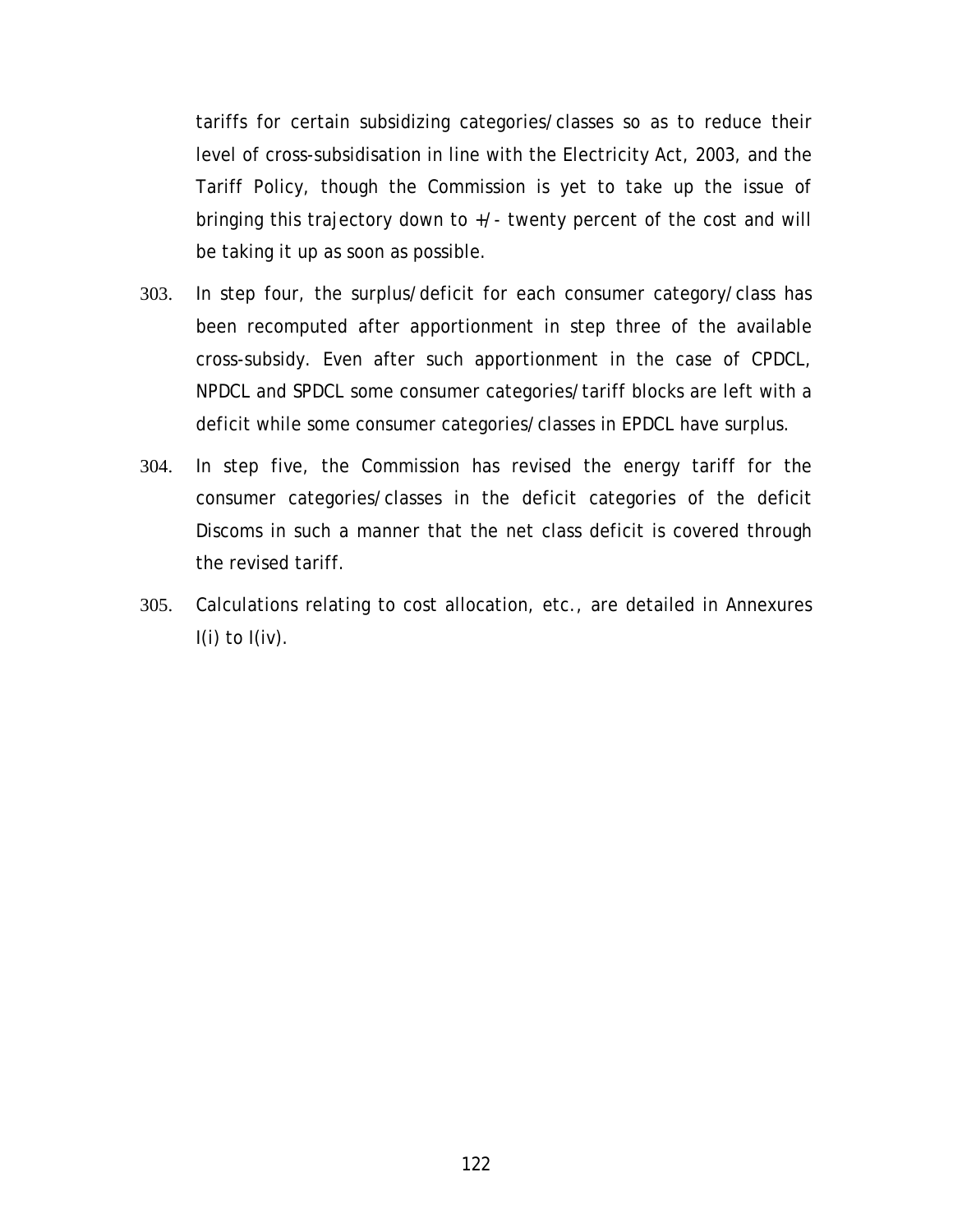tariffs for certain subsidizing categories/classes so as to reduce their level of cross-subsidisation in line with the Electricity Act, 2003, and the Tariff Policy, though the Commission is yet to take up the issue of bringing this trajectory down to +/- twenty percent of the cost and will be taking it up as soon as possible.

303. In step four, the surplus/deficit for each consumer category/class has been recomputed after apportionment in step three of the available cross-subsidy. Even after such apportionment in the case of CPDCL, NPDCL and SPDCL some consumer categories/tariff blocks are left with a deficit while some consumer categories/classes in EPDCL have surplus.

304. In step five, the Commission has revised the energy tariff for the consumer categories/classes in the deficit categories of the deficit Discoms in such a manner that the net class deficit is covered through the revised tariff.

305. Calculations relating to cost allocation, etc., are detailed in Annexures I(i) to I(iv).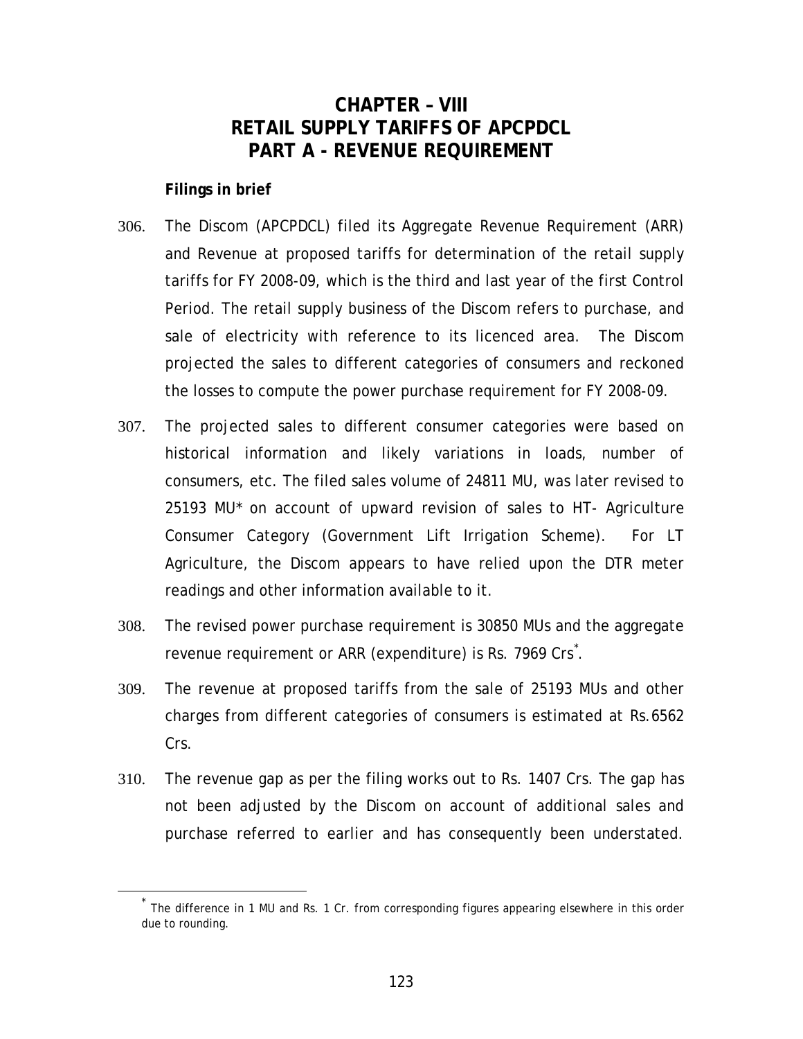# CHAPTER – VIII
# RETAIL SUPPLY TARIFFS OF APCPDCL
# PART A - REVENUE REQUIREMENT

**Filings in brief**

306. The Discom (APCPDCL) filed its Aggregate Revenue Requirement (ARR) and Revenue at proposed tariffs for determination of the retail supply tariffs for FY 2008-09, which is the third and last year of the first Control Period. The retail supply business of the Discom refers to purchase, and sale of electricity with reference to its licenced area. The Discom projected the sales to different categories of consumers and reckoned the losses to compute the power purchase requirement for FY 2008-09.

307. The projected sales to different consumer categories were based on historical information and likely variations in loads, number of consumers, etc. The filed sales volume of 24811 MU, was later revised to 25193 MU* on account of upward revision of sales to HT- Agriculture Consumer Category (Government Lift Irrigation Scheme). For LT Agriculture, the Discom appears to have relied upon the DTR meter readings and other information available to it.

308. The revised power purchase requirement is 30850 MUs and the aggregate revenue requirement or ARR (expenditure) is Rs. 7969 Crs*.

309. The revenue at proposed tariffs from the sale of 25193 MUs and other charges from different categories of consumers is estimated at Rs.6562 Crs.

310. The revenue gap as per the filing works out to Rs. 1407 Crs. The gap has not been adjusted by the Discom on account of additional sales and purchase referred to earlier and has consequently been understated.

---

* The difference in 1 MU and Rs. 1 Cr. from corresponding figures appearing elsewhere in this order due to rounding.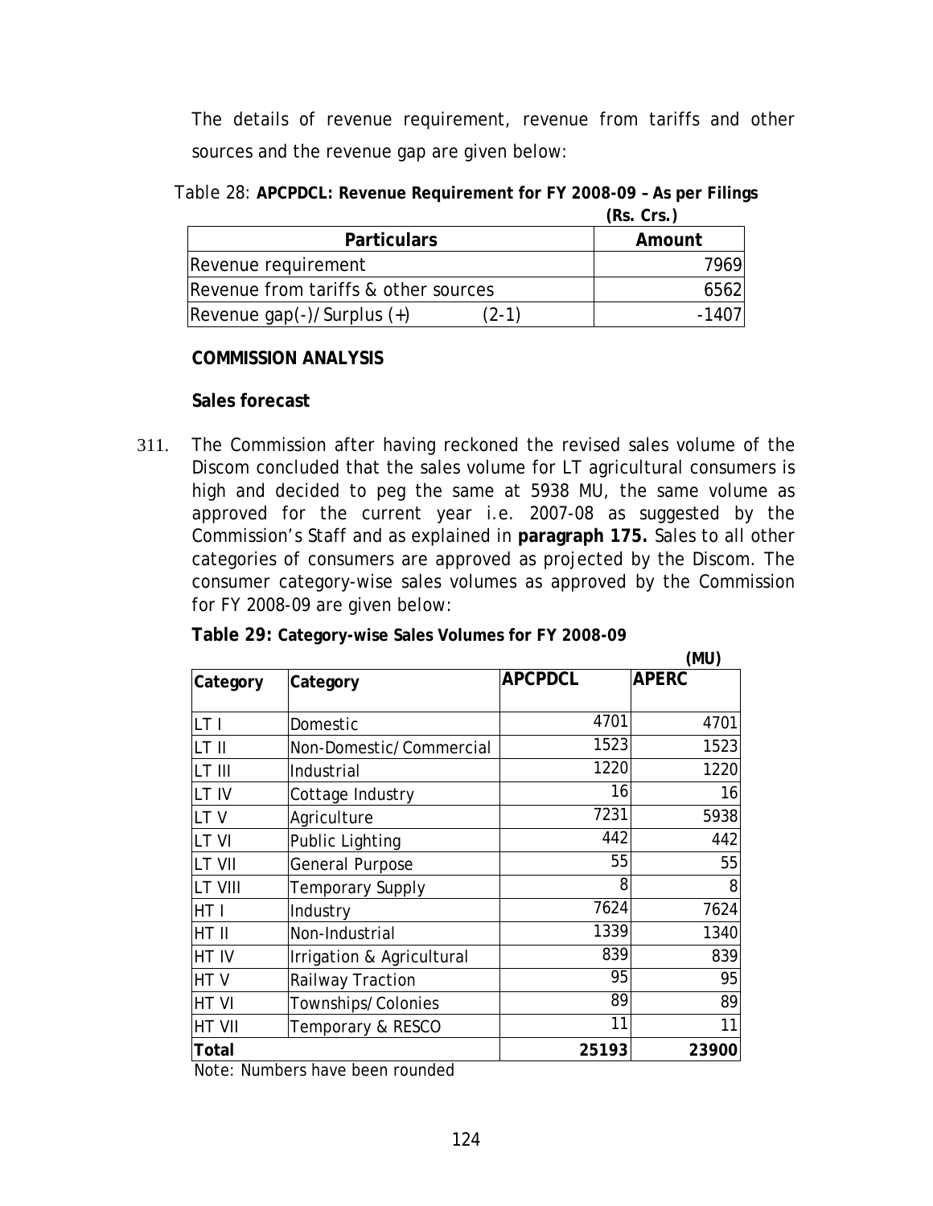The details of revenue requirement, revenue from tariffs and other sources and the revenue gap are given below:

Table 28: **APCPDCL: Revenue Requirement for FY 2008-09 – As per Filings**

**(Rs. Crs.)**

| Particulars | Amount |
|---|---|
| Revenue requirement | 7969 |
| Revenue from tariffs & other sources | 6562 |
| Revenue gap(-)/Surplus (+) (2-1) | -1407 |

**COMMISSION ANALYSIS**

**Sales forecast**

311. The Commission after having reckoned the revised sales volume of the Discom concluded that the sales volume for LT agricultural consumers is high and decided to peg the same at 5938 MU, the same volume as approved for the current year i.e. 2007-08 as suggested by the Commission's Staff and as explained in **paragraph 175.** Sales to all other categories of consumers are approved as projected by the Discom. The consumer category-wise sales volumes as approved by the Commission for FY 2008-09 are given below:

**Table 29: Category-wise Sales Volumes for FY 2008-09**

**(MU)**

| Category | Category | APCPDCL | APERC |
|---|---|---|---|
| LT I | Domestic | 4701 | 4701 |
| LT II | Non-Domestic/Commercial | 1523 | 1523 |
| LT III | Industrial | 1220 | 1220 |
| LT IV | Cottage Industry | 16 | 16 |
| LT V | Agriculture | 7231 | 5938 |
| LT VI | Public Lighting | 442 | 442 |
| LT VII | General Purpose | 55 | 55 |
| LT VIII | Temporary Supply | 8 | 8 |
| HT I | Industry | 7624 | 7624 |
| HT II | Non-Industrial | 1339 | 1340 |
| HT IV | Irrigation & Agricultural | 839 | 839 |
| HT V | Railway Traction | 95 | 95 |
| HT VI | Townships/Colonies | 89 | 89 |
| HT VII | Temporary & RESCO | 11 | 11 |
| **Total** | | **25193** | **23900** |

Note: Numbers have been rounded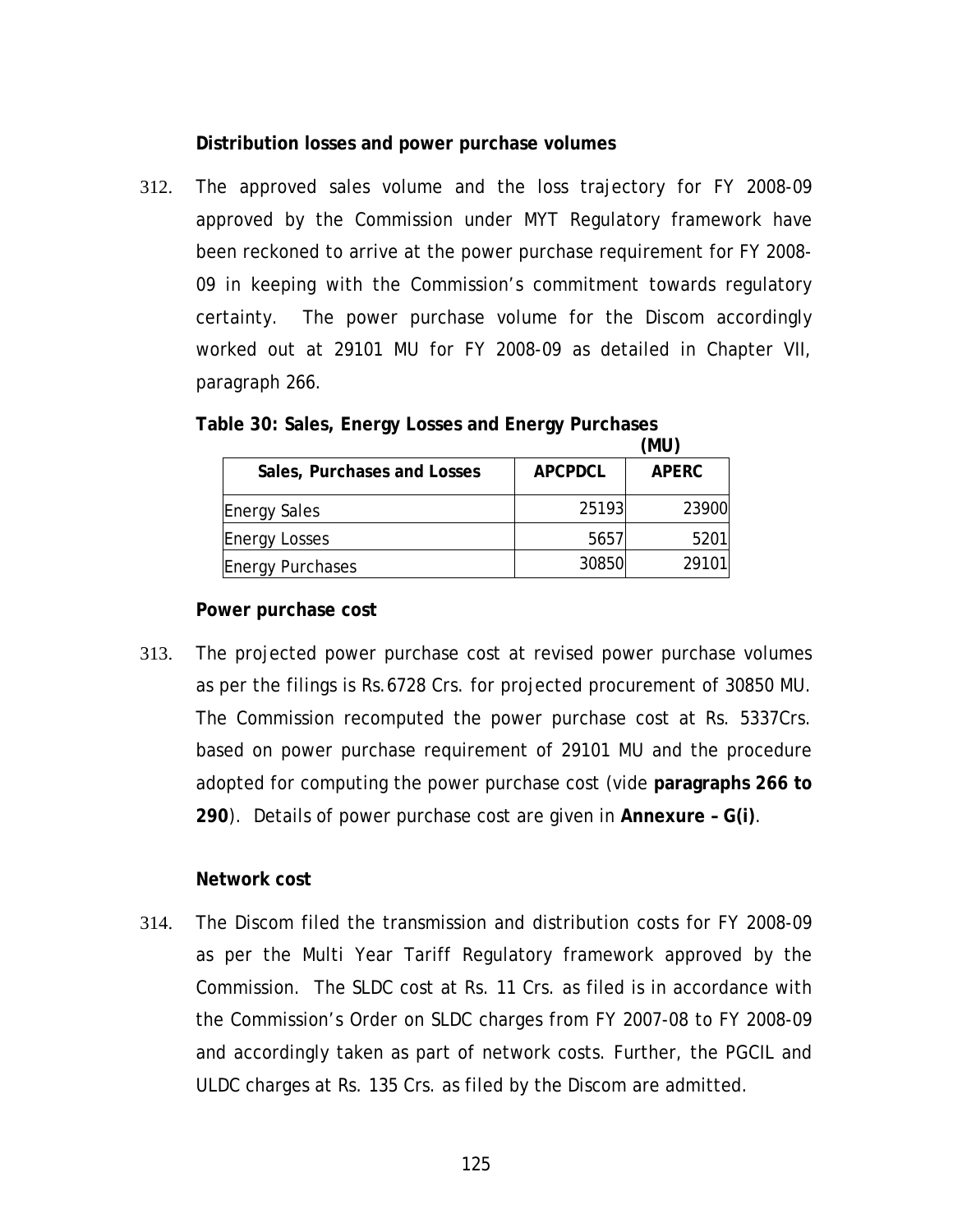**Distribution losses and power purchase volumes**

312. The approved sales volume and the loss trajectory for FY 2008-09 approved by the Commission under MYT Regulatory framework have been reckoned to arrive at the power purchase requirement for FY 2008-09 in keeping with the Commission's commitment towards regulatory certainty. The power purchase volume for the Discom accordingly worked out at 29101 MU for FY 2008-09 as detailed in Chapter VII, paragraph 266.

**Table 30: Sales, Energy Losses and Energy Purchases**

**(MU)**

| Sales, Purchases and Losses | APCPDCL | APERC |
|---|---|---|
| Energy Sales | 25193 | 23900 |
| Energy Losses | 5657 | 5201 |
| Energy Purchases | 30850 | 29101 |

**Power purchase cost**

313. The projected power purchase cost at revised power purchase volumes as per the filings is Rs.6728 Crs. for projected procurement of 30850 MU. The Commission recomputed the power purchase cost at Rs. 5337Crs. based on power purchase requirement of 29101 MU and the procedure adopted for computing the power purchase cost (vide **paragraphs 266 to 290**). Details of power purchase cost are given in **Annexure – G(i)**.

**Network cost**

314. The Discom filed the transmission and distribution costs for FY 2008-09 as per the Multi Year Tariff Regulatory framework approved by the Commission. The SLDC cost at Rs. 11 Crs. as filed is in accordance with the Commission's Order on SLDC charges from FY 2007-08 to FY 2008-09 and accordingly taken as part of network costs. Further, the PGCIL and ULDC charges at Rs. 135 Crs. as filed by the Discom are admitted.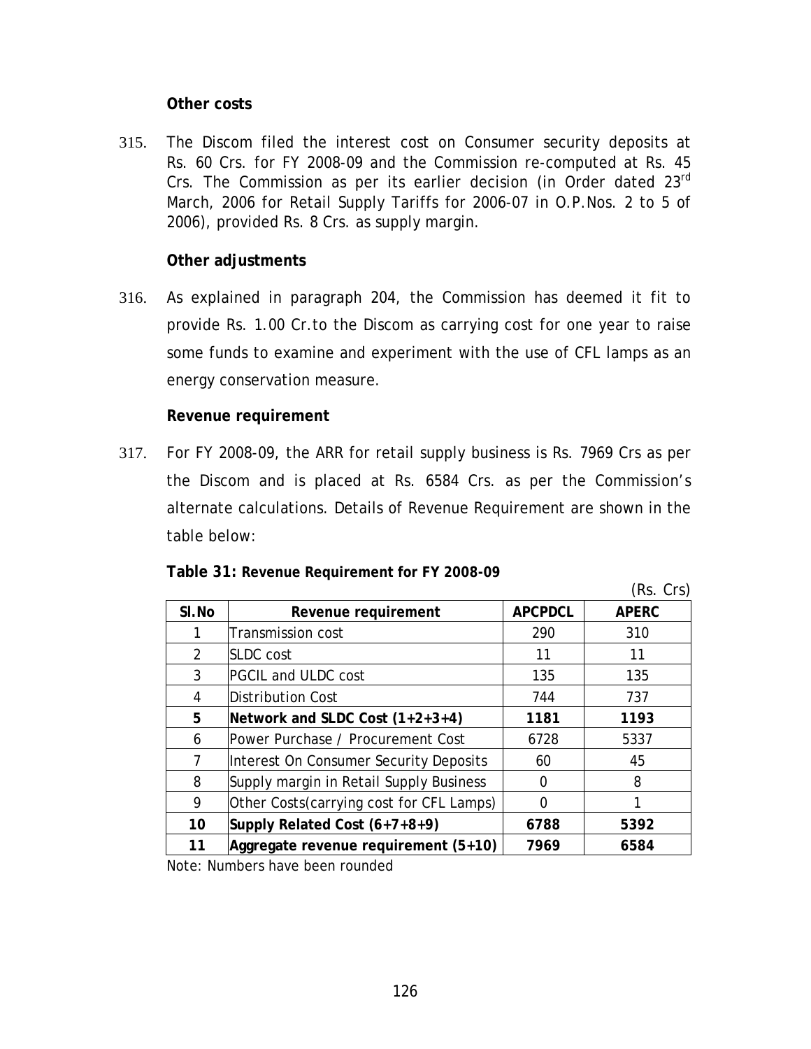**Other costs**

315. The Discom filed the interest cost on Consumer security deposits at Rs. 60 Crs. for FY 2008-09 and the Commission re-computed at Rs. 45 Crs. The Commission as per its earlier decision (in Order dated 23rd March, 2006 for Retail Supply Tariffs for 2006-07 in O.P.Nos. 2 to 5 of 2006), provided Rs. 8 Crs. as supply margin.

**Other adjustments**

316. As explained in paragraph 204, the Commission has deemed it fit to provide Rs. 1.00 Cr.to the Discom as carrying cost for one year to raise some funds to examine and experiment with the use of CFL lamps as an energy conservation measure.

**Revenue requirement**

317. For FY 2008-09, the ARR for retail supply business is Rs. 7969 Crs as per the Discom and is placed at Rs. 6584 Crs. as per the Commission's alternate calculations. Details of Revenue Requirement are shown in the table below:

**Table 31: Revenue Requirement for FY 2008-09**

(Rs. Crs)

| Sl.No | Revenue requirement | APCPDCL | APERC |
|---|---|---|---|
| 1 | Transmission cost | 290 | 310 |
| 2 | SLDC cost | 11 | 11 |
| 3 | PGCIL and ULDC cost | 135 | 135 |
| 4 | Distribution Cost | 744 | 737 |
| **5** | **Network and SLDC Cost (1+2+3+4)** | **1181** | **1193** |
| 6 | Power Purchase / Procurement Cost | 6728 | 5337 |
| 7 | Interest On Consumer Security Deposits | 60 | 45 |
| 8 | Supply margin in Retail Supply Business | 0 | 8 |
| 9 | Other Costs(carrying cost for CFL Lamps) | 0 | 1 |
| **10** | **Supply Related Cost (6+7+8+9)** | **6788** | **5392** |
| **11** | **Aggregate revenue requirement (5+10)** | **7969** | **6584** |

Note: Numbers have been rounded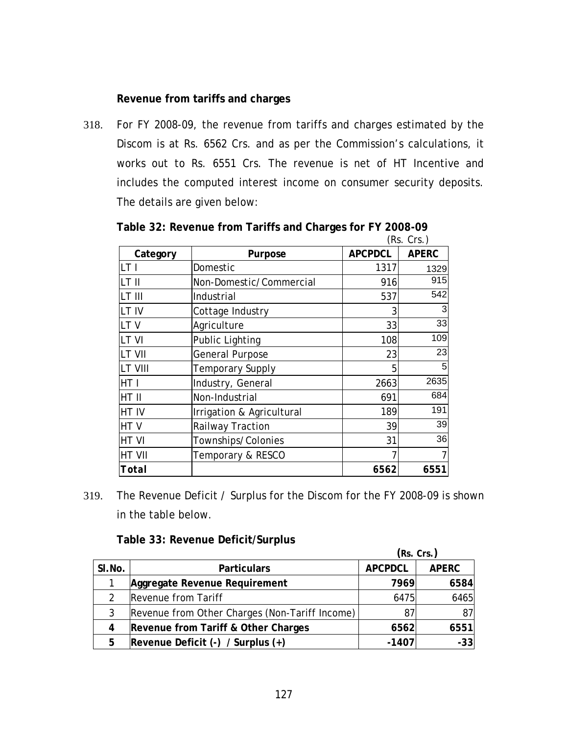**Revenue from tariffs and charges**

318. For FY 2008-09, the revenue from tariffs and charges estimated by the Discom is at Rs. 6562 Crs. and as per the Commission's calculations, it works out to Rs. 6551 Crs. The revenue is net of HT Incentive and includes the computed interest income on consumer security deposits. The details are given below:

**Table 32: Revenue from Tariffs and Charges for FY 2008-09**

(Rs. Crs.)

| Category | Purpose | APCPDCL | APERC |
|---|---|---|---|
| LT I | Domestic | 1317 | 1329 |
| LT II | Non-Domestic/Commercial | 916 | 915 |
| LT III | Industrial | 537 | 542 |
| LT IV | Cottage Industry | 3 | 3 |
| LT V | Agriculture | 33 | 33 |
| LT VI | Public Lighting | 108 | 109 |
| LT VII | General Purpose | 23 | 23 |
| LT VIII | Temporary Supply | 5 | 5 |
| HT I | Industry, General | 2663 | 2635 |
| HT II | Non-Industrial | 691 | 684 |
| HT IV | Irrigation & Agricultural | 189 | 191 |
| HT V | Railway Traction | 39 | 39 |
| HT VI | Townships/Colonies | 31 | 36 |
| HT VII | Temporary & RESCO | 7 | 7 |
| **Total** | | **6562** | **6551** |

319. The Revenue Deficit / Surplus for the Discom for the FY 2008-09 is shown in the table below.

**Table 33: Revenue Deficit/Surplus**

(Rs. Crs.)

| Sl.No. | Particulars | APCPDCL | APERC |
|---|---|---|---|
| 1 | **Aggregate Revenue Requirement** | **7969** | **6584** |
| 2 | Revenue from Tariff | 6475 | 6465 |
| 3 | Revenue from Other Charges (Non-Tariff Income) | 87 | 87 |
| **4** | **Revenue from Tariff & Other Charges** | **6562** | **6551** |
| **5** | **Revenue Deficit (-) / Surplus (+)** | **-1407** | **-33** |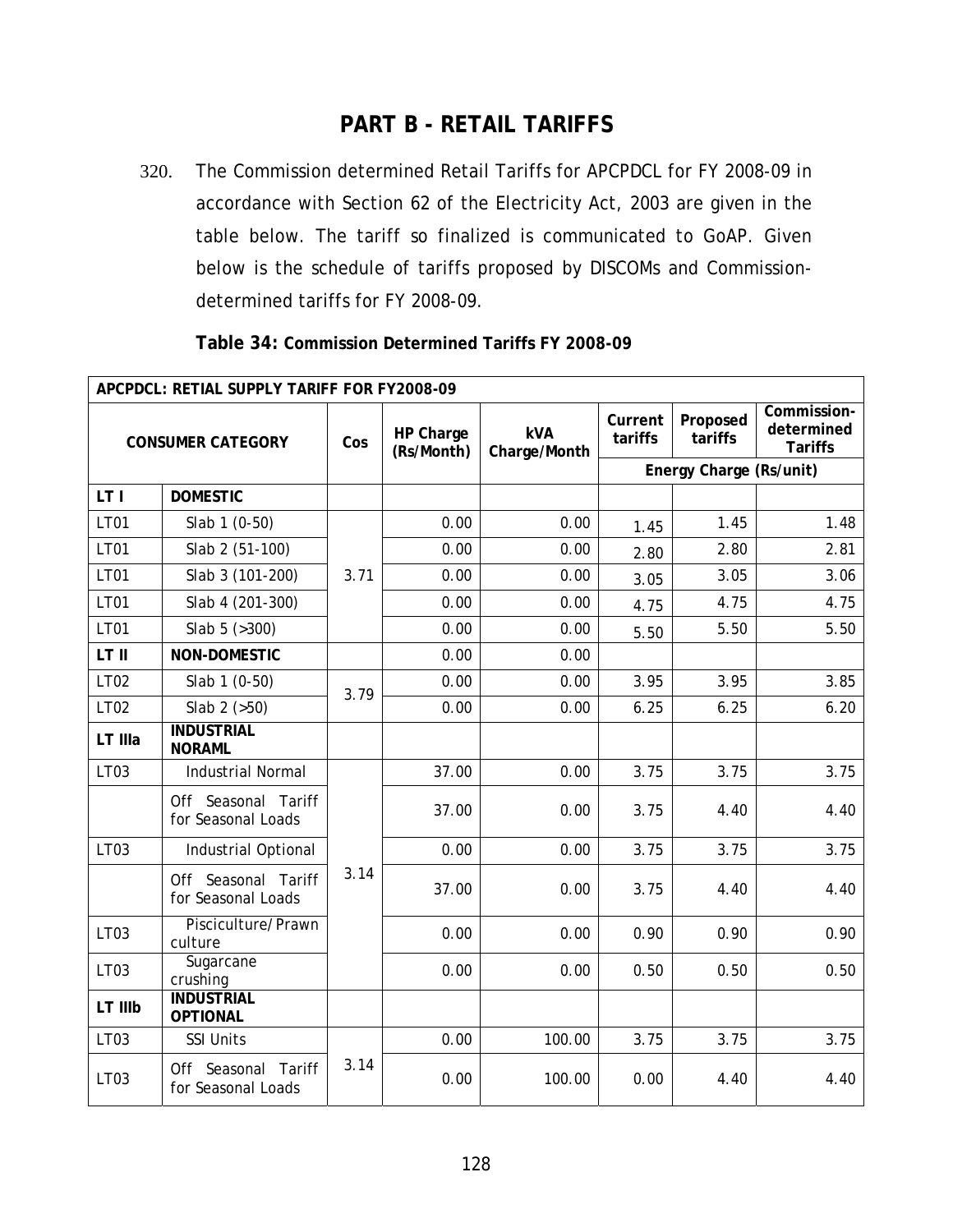# PART B - RETAIL TARIFFS

320. The Commission determined Retail Tariffs for APCPDCL for FY 2008-09 in accordance with Section 62 of the Electricity Act, 2003 are given in the table below. The tariff so finalized is communicated to GoAP. Given below is the schedule of tariffs proposed by DISCOMs and Commission-determined tariffs for FY 2008-09.

**Table 34: Commission Determined Tariffs FY 2008-09**

| APCPDCL: RETIAL SUPPLY TARIFF FOR FY2008-09 | | | | | | | |
|---|---|---|---|---|---|---|---|
| **CONSUMER CATEGORY** | | **Cos** | **HP Charge (Rs/Month)** | **kVA Charge/Month** | **Current tariffs** | **Proposed tariffs** | **Commission-determined Tariffs** |
| | | | | | **Energy Charge (Rs/unit)** | | |
| **LT I** | **DOMESTIC** | | | | | | |
| LT01 | Slab 1 (0-50) | 3.71 | 0.00 | 0.00 | 1.45 | 1.45 | 1.48 |
| LT01 | Slab 2 (51-100) | | 0.00 | 0.00 | 2.80 | 2.80 | 2.81 |
| LT01 | Slab 3 (101-200) | | 0.00 | 0.00 | 3.05 | 3.05 | 3.06 |
| LT01 | Slab 4 (201-300) | | 0.00 | 0.00 | 4.75 | 4.75 | 4.75 |
| LT01 | Slab 5 (>300) | | 0.00 | 0.00 | 5.50 | 5.50 | 5.50 |
| **LT II** | **NON-DOMESTIC** | | 0.00 | 0.00 | | | |
| LT02 | Slab 1 (0-50) | 3.79 | 0.00 | 0.00 | 3.95 | 3.95 | 3.85 |
| LT02 | Slab 2 (>50) | | 0.00 | 0.00 | 6.25 | 6.25 | 6.20 |
| **LT IIIa** | **INDUSTRIAL NORAML** | | | | | | |
| LT03 | Industrial Normal | 3.14 | 37.00 | 0.00 | 3.75 | 3.75 | 3.75 |
| | Off Seasonal Tariff for Seasonal Loads | | 37.00 | 0.00 | 3.75 | 4.40 | 4.40 |
| LT03 | Industrial Optional | | 0.00 | 0.00 | 3.75 | 3.75 | 3.75 |
| | Off Seasonal Tariff for Seasonal Loads | | 37.00 | 0.00 | 3.75 | 4.40 | 4.40 |
| LT03 | Pisciculture/Prawn culture | | 0.00 | 0.00 | 0.90 | 0.90 | 0.90 |
| LT03 | Sugarcane crushing | | 0.00 | 0.00 | 0.50 | 0.50 | 0.50 |
| **LT IIIb** | **INDUSTRIAL OPTIONAL** | | | | | | |
| LT03 | SSI Units | 3.14 | 0.00 | 100.00 | 3.75 | 3.75 | 3.75 |
| LT03 | Off Seasonal Tariff for Seasonal Loads | | 0.00 | 100.00 | 0.00 | 4.40 | 4.40 |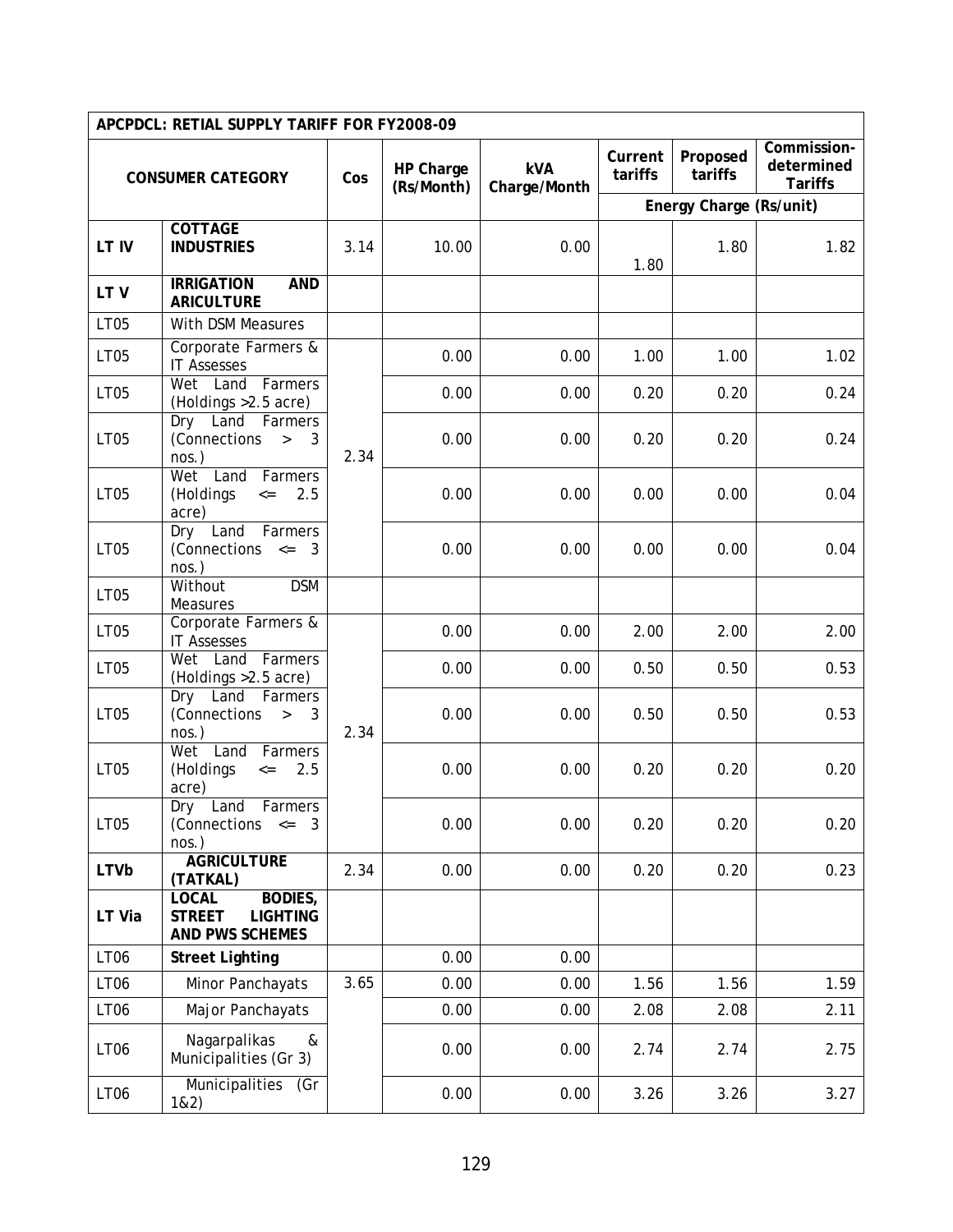| APCPDCL: RETIAL SUPPLY TARIFF FOR FY2008-09 | | | | | | | |
|---|---|---|---|---|---|---|---|
| CONSUMER CATEGORY | | Cos | HP Charge (Rs/Month) | kVA Charge/Month | Current tariffs | Proposed tariffs | Commission-determined Tariffs |
| | | | | | Energy Charge (Rs/unit) | | |
| LT IV | **COTTAGE INDUSTRIES** | 3.14 | 10.00 | 0.00 | 1.80 | 1.80 | 1.82 |
| LT V | **IRRIGATION AND ARICULTURE** | | | | | | |
| LT05 | With DSM Measures | | | | | | |
| LT05 | Corporate Farmers & IT Assesses | 2.34 | 0.00 | 0.00 | 1.00 | 1.00 | 1.02 |
| LT05 | Wet Land Farmers (Holdings >2.5 acre) | | 0.00 | 0.00 | 0.20 | 0.20 | 0.24 |
| LT05 | Dry Land Farmers (Connections > 3 nos.) | | 0.00 | 0.00 | 0.20 | 0.20 | 0.24 |
| LT05 | Wet Land Farmers (Holdings <= 2.5 acre) | | 0.00 | 0.00 | 0.00 | 0.00 | 0.04 |
| LT05 | Dry Land Farmers (Connections <= 3 nos.) | | 0.00 | 0.00 | 0.00 | 0.00 | 0.04 |
| LT05 | Without DSM Measures | | | | | | |
| LT05 | Corporate Farmers & IT Assesses | 2.34 | 0.00 | 0.00 | 2.00 | 2.00 | 2.00 |
| LT05 | Wet Land Farmers (Holdings >2.5 acre) | | 0.00 | 0.00 | 0.50 | 0.50 | 0.53 |
| LT05 | Dry Land Farmers (Connections > 3 nos.) | | 0.00 | 0.00 | 0.50 | 0.50 | 0.53 |
| LT05 | Wet Land Farmers (Holdings <= 2.5 acre) | | 0.00 | 0.00 | 0.20 | 0.20 | 0.20 |
| LT05 | Dry Land Farmers (Connections <= 3 nos.) | | 0.00 | 0.00 | 0.20 | 0.20 | 0.20 |
| **LTVb** | **AGRICULTURE (TATKAL)** | 2.34 | 0.00 | 0.00 | 0.20 | 0.20 | 0.23 |
| LT Via | **LOCAL BODIES, STREET LIGHTING AND PWS SCHEMES** | | | | | | |
| LT06 | **Street Lighting** | | 0.00 | 0.00 | | | |
| LT06 | Minor Panchayats | 3.65 | 0.00 | 0.00 | 1.56 | 1.56 | 1.59 |
| LT06 | Major Panchayats | | 0.00 | 0.00 | 2.08 | 2.08 | 2.11 |
| LT06 | Nagarpalikas & Municipalities (Gr 3) | | 0.00 | 0.00 | 2.74 | 2.74 | 2.75 |
| LT06 | Municipalities (Gr 1&2) | | 0.00 | 0.00 | 3.26 | 3.26 | 3.27 |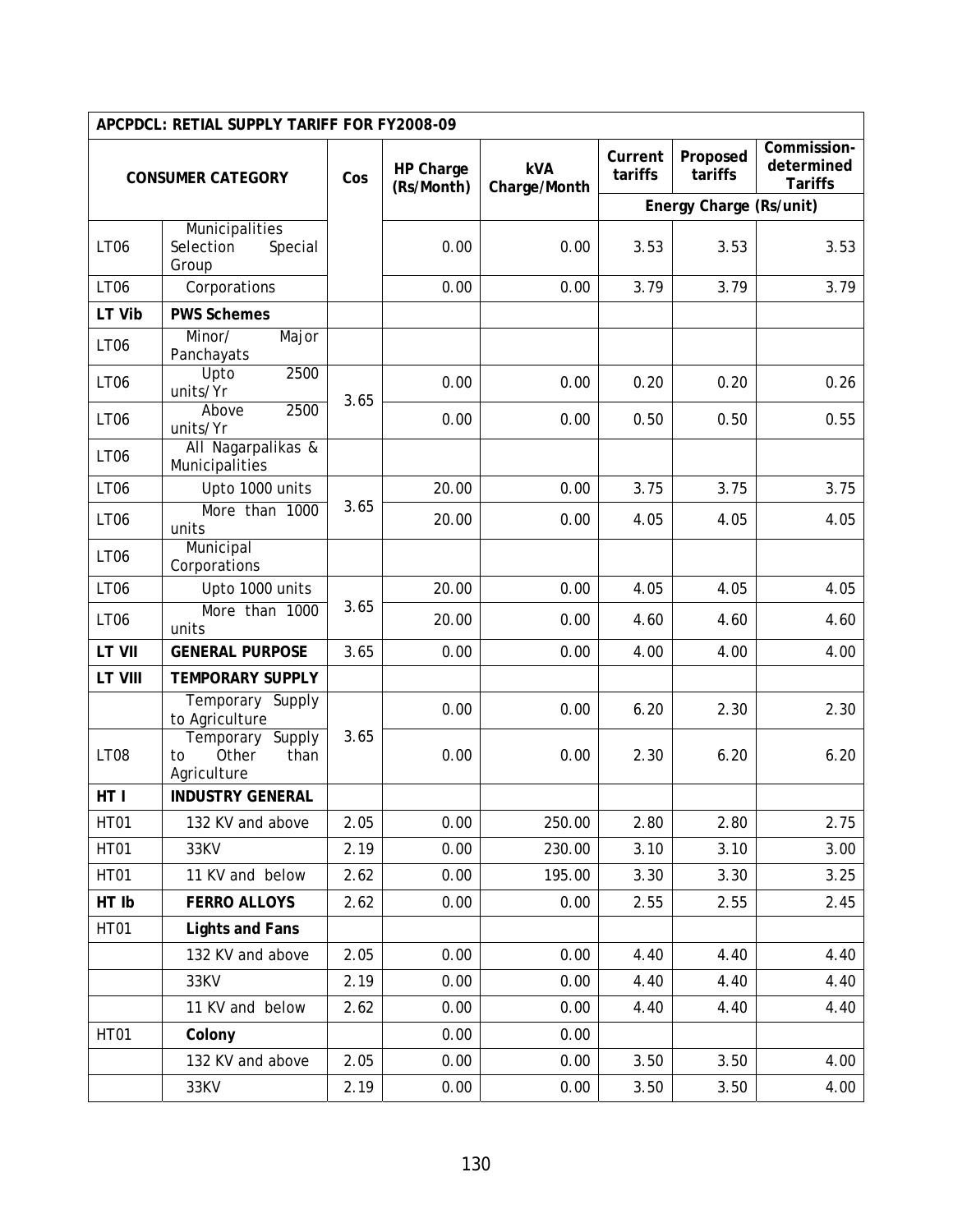| APCPDCL: RETIAL SUPPLY TARIFF FOR FY2008-09 | | | | | | | |
|---|---|---|---|---|---|---|---|
| CONSUMER CATEGORY | | Cos | HP Charge (Rs/Month) | kVA Charge/Month | Current tariffs | Proposed tariffs | Commission-determined Tariffs |
| | | | | | Energy Charge (Rs/unit) | | |
| LT06 | Municipalities Selection Special Group | | 0.00 | 0.00 | 3.53 | 3.53 | 3.53 |
| LT06 | Corporations | | 0.00 | 0.00 | 3.79 | 3.79 | 3.79 |
| **LT Vib** | **PWS Schemes** | | | | | | |
| LT06 | Minor/ Major Panchayats | | | | | | |
| LT06 | Upto 2500 units/Yr | 3.65 | 0.00 | 0.00 | 0.20 | 0.20 | 0.26 |
| LT06 | Above 2500 units/Yr | | 0.00 | 0.00 | 0.50 | 0.50 | 0.55 |
| LT06 | All Nagarpalikas & Municipalities | | | | | | |
| LT06 | Upto 1000 units | 3.65 | 20.00 | 0.00 | 3.75 | 3.75 | 3.75 |
| LT06 | More than 1000 units | | 20.00 | 0.00 | 4.05 | 4.05 | 4.05 |
| LT06 | Municipal Corporations | | | | | | |
| LT06 | Upto 1000 units | 3.65 | 20.00 | 0.00 | 4.05 | 4.05 | 4.05 |
| LT06 | More than 1000 units | | 20.00 | 0.00 | 4.60 | 4.60 | 4.60 |
| **LT VII** | **GENERAL PURPOSE** | 3.65 | 0.00 | 0.00 | 4.00 | 4.00 | 4.00 |
| **LT VIII** | **TEMPORARY SUPPLY** | | | | | | |
| | Temporary Supply to Agriculture | 3.65 | 0.00 | 0.00 | 6.20 | 2.30 | 2.30 |
| LT08 | Temporary Supply to Other than Agriculture | | 0.00 | 0.00 | 2.30 | 6.20 | 6.20 |
| **HT I** | **INDUSTRY GENERAL** | | | | | | |
| HT01 | 132 KV and above | 2.05 | 0.00 | 250.00 | 2.80 | 2.80 | 2.75 |
| HT01 | 33KV | 2.19 | 0.00 | 230.00 | 3.10 | 3.10 | 3.00 |
| HT01 | 11 KV and below | 2.62 | 0.00 | 195.00 | 3.30 | 3.30 | 3.25 |
| **HT Ib** | **FERRO ALLOYS** | 2.62 | 0.00 | 0.00 | 2.55 | 2.55 | 2.45 |
| HT01 | **Lights and Fans** | | | | | | |
| | 132 KV and above | 2.05 | 0.00 | 0.00 | 4.40 | 4.40 | 4.40 |
| | 33KV | 2.19 | 0.00 | 0.00 | 4.40 | 4.40 | 4.40 |
| | 11 KV and below | 2.62 | 0.00 | 0.00 | 4.40 | 4.40 | 4.40 |
| HT01 | **Colony** | | 0.00 | 0.00 | | | |
| | 132 KV and above | 2.05 | 0.00 | 0.00 | 3.50 | 3.50 | 4.00 |
| | 33KV | 2.19 | 0.00 | 0.00 | 3.50 | 3.50 | 4.00 |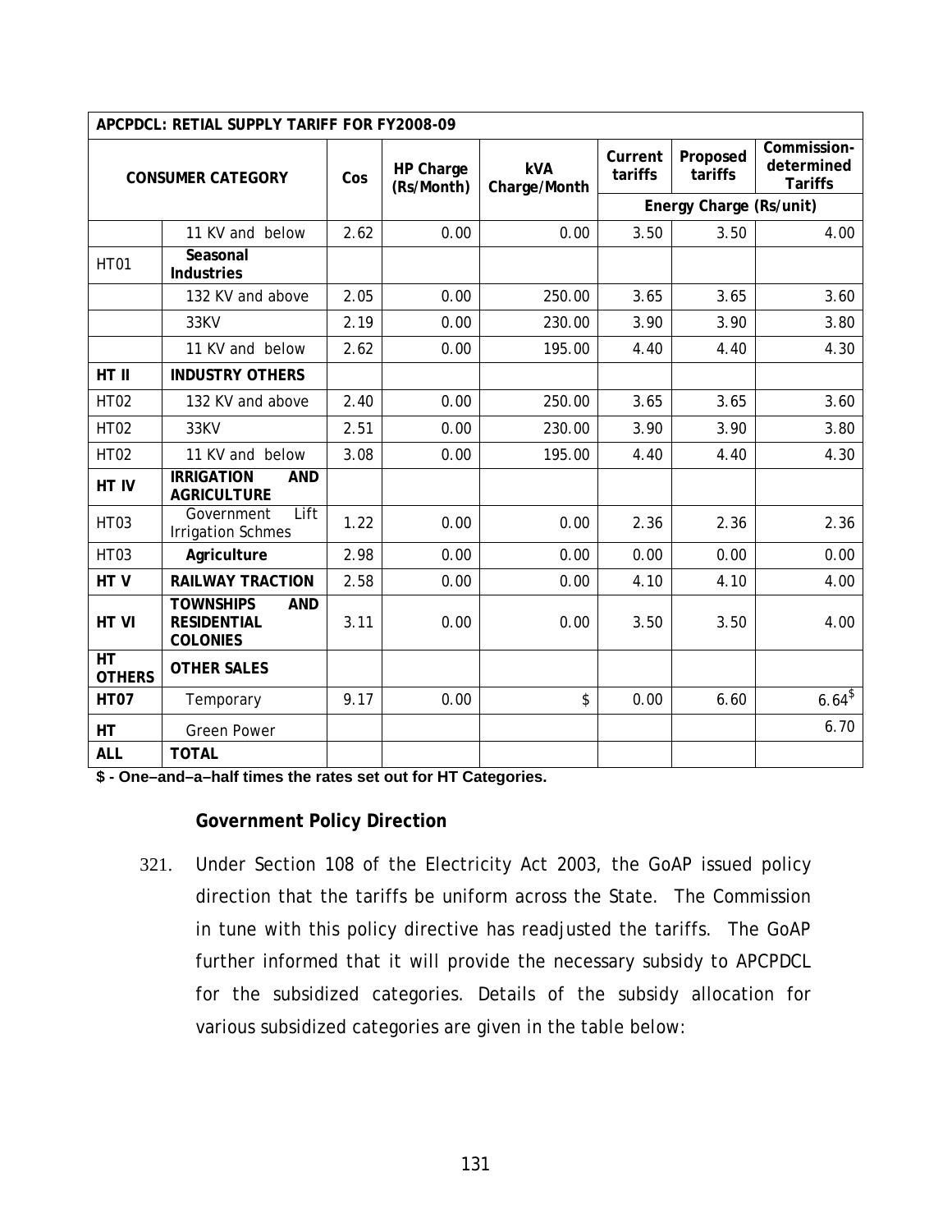| APCPDCL: RETAIL SUPPLY TARIFF FOR FY2008-09 | | | | | | | |
|---|---|---|---|---|---|---|---|
| CONSUMER CATEGORY | | Cos | HP Charge (Rs/Month) | kVA Charge/Month | Current tariffs | Proposed tariffs | Commission-determined Tariffs |
| | | | | | Energy Charge (Rs/unit) | | |
| | 11 KV and below | 2.62 | 0.00 | 0.00 | 3.50 | 3.50 | 4.00 |
| HT01 | **Seasonal Industries** | | | | | | |
| | 132 KV and above | 2.05 | 0.00 | 250.00 | 3.65 | 3.65 | 3.60 |
| | 33KV | 2.19 | 0.00 | 230.00 | 3.90 | 3.90 | 3.80 |
| | 11 KV and below | 2.62 | 0.00 | 195.00 | 4.40 | 4.40 | 4.30 |
| **HT II** | **INDUSTRY OTHERS** | | | | | | |
| HT02 | 132 KV and above | 2.40 | 0.00 | 250.00 | 3.65 | 3.65 | 3.60 |
| HT02 | 33KV | 2.51 | 0.00 | 230.00 | 3.90 | 3.90 | 3.80 |
| HT02 | 11 KV and below | 3.08 | 0.00 | 195.00 | 4.40 | 4.40 | 4.30 |
| **HT IV** | **IRRIGATION AND AGRICULTURE** | | | | | | |
| HT03 | Government Lift Irrigation Schmes | 1.22 | 0.00 | 0.00 | 2.36 | 2.36 | 2.36 |
| HT03 | **Agriculture** | 2.98 | 0.00 | 0.00 | 0.00 | 0.00 | 0.00 |
| **HT V** | **RAILWAY TRACTION** | 2.58 | 0.00 | 0.00 | 4.10 | 4.10 | 4.00 |
| **HT VI** | **TOWNSHIPS AND RESIDENTIAL COLONIES** | 3.11 | 0.00 | 0.00 | 3.50 | 3.50 | 4.00 |
| **HT OTHERS** | **OTHER SALES** | | | | | | |
| **HT07** | Temporary | 9.17 | 0.00 | $ | 0.00 | 6.60 | 6.64$ |
| **HT** | Green Power | | | | | | 6.70 |
| **ALL** | **TOTAL** | | | | | | |

**$ - One–and–a–half times the rates set out for HT Categories.**

**Government Policy Direction**

321. Under Section 108 of the Electricity Act 2003, the GoAP issued policy direction that the tariffs be uniform across the State. The Commission in tune with this policy directive has readjusted the tariffs. The GoAP further informed that it will provide the necessary subsidy to APCPDCL for the subsidized categories. Details of the subsidy allocation for various subsidized categories are given in the table below: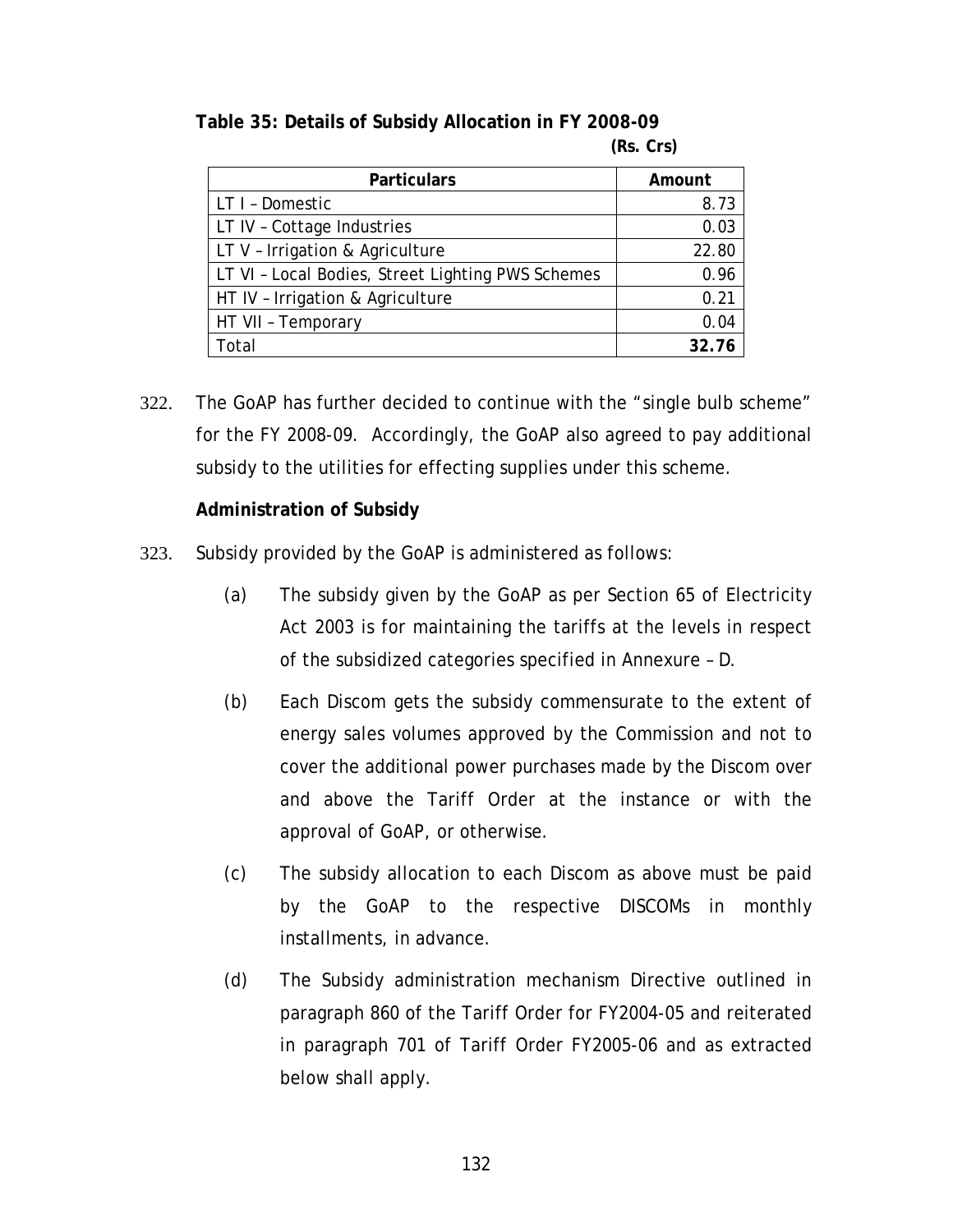**Table 35: Details of Subsidy Allocation in FY 2008-09**

**(Rs. Crs)**

| Particulars | Amount |
|---|---|
| LT I – Domestic | 8.73 |
| LT IV – Cottage Industries | 0.03 |
| LT V – Irrigation & Agriculture | 22.80 |
| LT VI – Local Bodies, Street Lighting PWS Schemes | 0.96 |
| HT IV – Irrigation & Agriculture | 0.21 |
| HT VII – Temporary | 0.04 |
| Total | **32.76** |

322. The GoAP has further decided to continue with the "single bulb scheme" for the FY 2008-09. Accordingly, the GoAP also agreed to pay additional subsidy to the utilities for effecting supplies under this scheme.

**Administration of Subsidy**

323. Subsidy provided by the GoAP is administered as follows:

(a) The subsidy given by the GoAP as per Section 65 of Electricity Act 2003 is for maintaining the tariffs at the levels in respect of the subsidized categories specified in Annexure – D.

(b) Each Discom gets the subsidy commensurate to the extent of energy sales volumes approved by the Commission and not to cover the additional power purchases made by the Discom over and above the Tariff Order at the instance or with the approval of GoAP, or otherwise.

(c) The subsidy allocation to each Discom as above must be paid by the GoAP to the respective DISCOMs in monthly installments, in advance.

(d) The Subsidy administration mechanism Directive outlined in paragraph 860 of the Tariff Order for FY2004-05 and reiterated in paragraph 701 of Tariff Order FY2005-06 and as extracted below shall apply.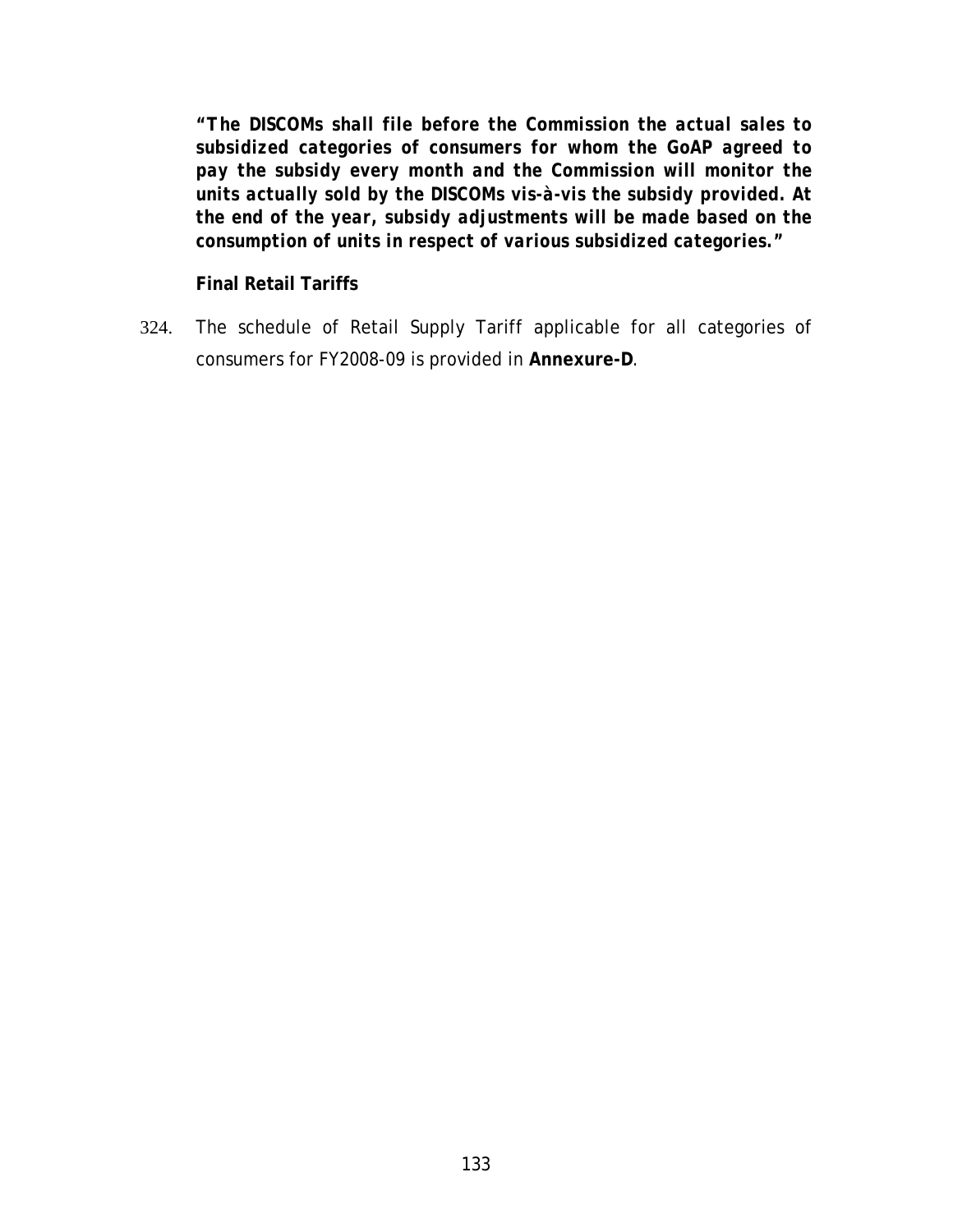***"The DISCOMs shall file before the Commission the actual sales to subsidized categories of consumers for whom the GoAP agreed to pay the subsidy every month and the Commission will monitor the units actually sold by the DISCOMs vis-à-vis the subsidy provided. At the end of the year, subsidy adjustments will be made based on the consumption of units in respect of various subsidized categories."***

**Final Retail Tariffs**

324. The schedule of Retail Supply Tariff applicable for all categories of consumers for FY2008-09 is provided in **Annexure-D**.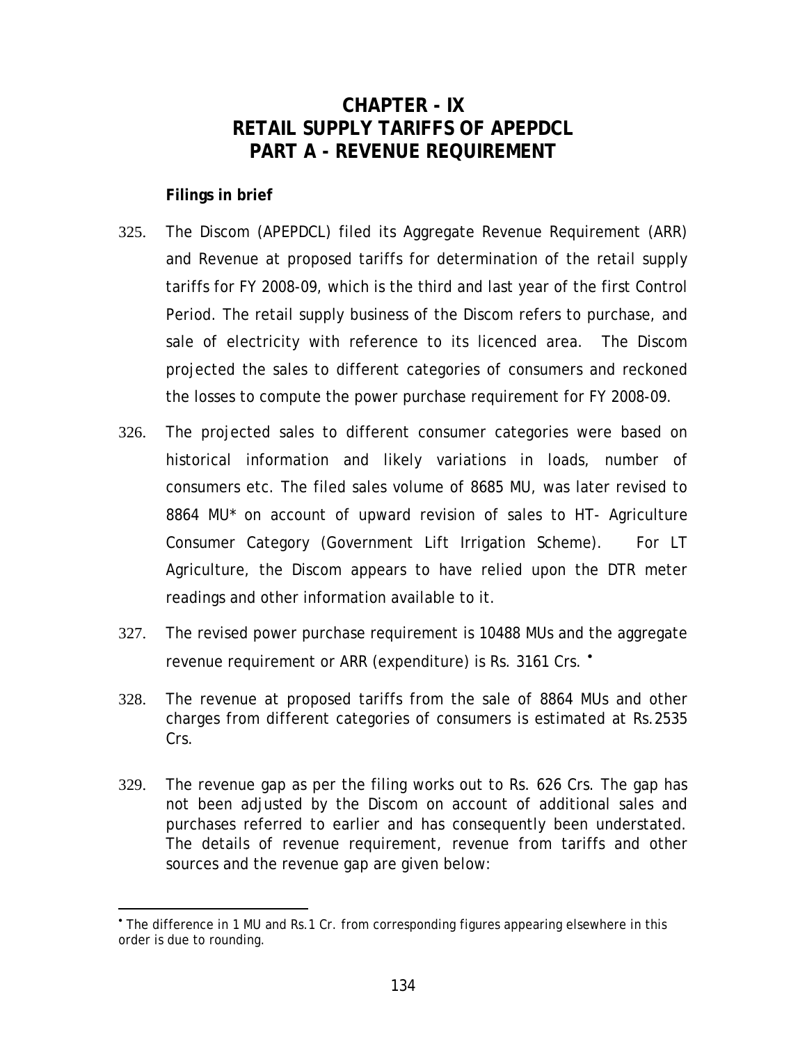# CHAPTER - IX
# RETAIL SUPPLY TARIFFS OF APEPDCL
# PART A - REVENUE REQUIREMENT

**Filings in brief**

325. The Discom (APEPDCL) filed its Aggregate Revenue Requirement (ARR) and Revenue at proposed tariffs for determination of the retail supply tariffs for FY 2008-09, which is the third and last year of the first Control Period. The retail supply business of the Discom refers to purchase, and sale of electricity with reference to its licenced area. The Discom projected the sales to different categories of consumers and reckoned the losses to compute the power purchase requirement for FY 2008-09.

326. The projected sales to different consumer categories were based on historical information and likely variations in loads, number of consumers etc. The filed sales volume of 8685 MU, was later revised to 8864 MU* on account of upward revision of sales to HT- Agriculture Consumer Category (Government Lift Irrigation Scheme). For LT Agriculture, the Discom appears to have relied upon the DTR meter readings and other information available to it.

327. The revised power purchase requirement is 10488 MUs and the aggregate revenue requirement or ARR (expenditure) is Rs. 3161 Crs. •

328. The revenue at proposed tariffs from the sale of 8864 MUs and other charges from different categories of consumers is estimated at Rs.2535 Crs.

329. The revenue gap as per the filing works out to Rs. 626 Crs. The gap has not been adjusted by the Discom on account of additional sales and purchases referred to earlier and has consequently been understated. The details of revenue requirement, revenue from tariffs and other sources and the revenue gap are given below:

---

• The difference in 1 MU and Rs.1 Cr. from corresponding figures appearing elsewhere in this order is due to rounding.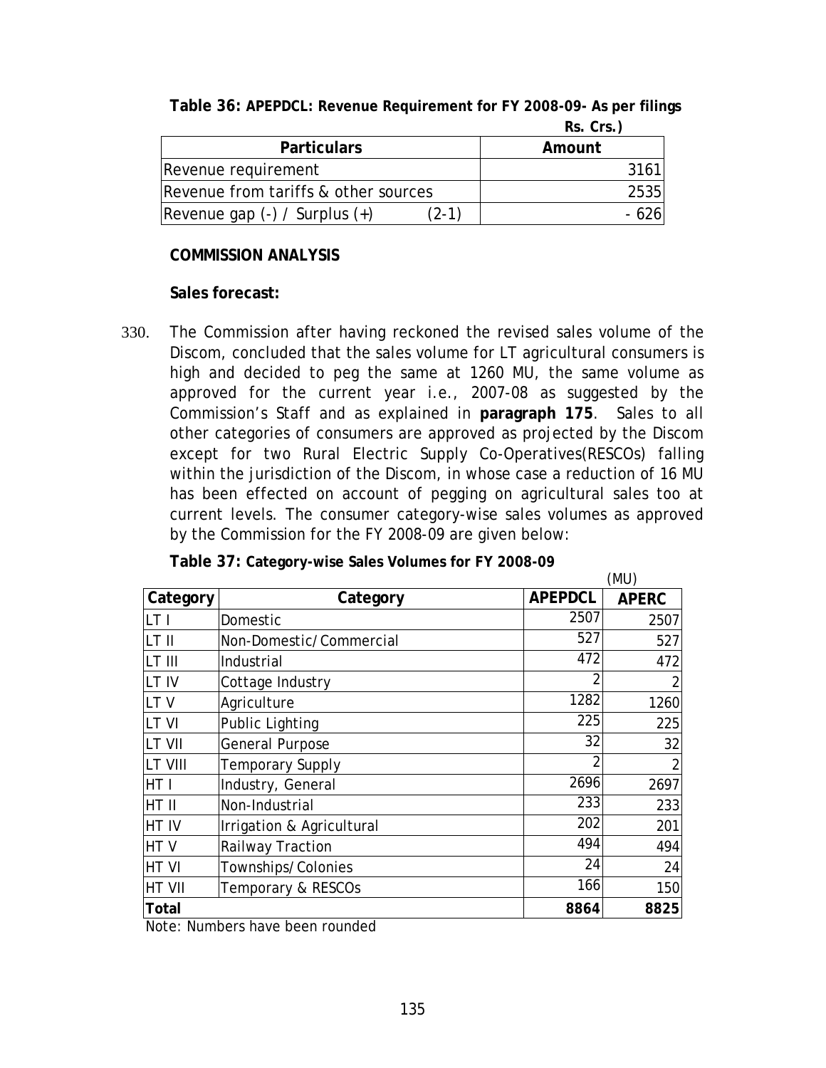**Table 36: APEPDCL: Revenue Requirement for FY 2008-09- As per filings**

Rs. Crs.)

| Particulars | Amount |
|---|---|
| Revenue requirement | 3161 |
| Revenue from tariffs & other sources | 2535 |
| Revenue gap (-) / Surplus (+)           (2-1) | - 626 |

**COMMISSION ANALYSIS**

**Sales forecast:**

330. The Commission after having reckoned the revised sales volume of the Discom, concluded that the sales volume for LT agricultural consumers is high and decided to peg the same at 1260 MU, the same volume as approved for the current year i.e., 2007-08 as suggested by the Commission's Staff and as explained in **paragraph 175**. Sales to all other categories of consumers are approved as projected by the Discom except for two Rural Electric Supply Co-Operatives(RESCOs) falling within the jurisdiction of the Discom, in whose case a reduction of 16 MU has been effected on account of pegging on agricultural sales too at current levels. The consumer category-wise sales volumes as approved by the Commission for the FY 2008-09 are given below:

**Table 37: Category-wise Sales Volumes for FY 2008-09**

(MU)

| Category | Category | APEPDCL | APERC |
|---|---|---|---|
| LT I | Domestic | 2507 | 2507 |
| LT II | Non-Domestic/Commercial | 527 | 527 |
| LT III | Industrial | 472 | 472 |
| LT IV | Cottage Industry | 2 | 2 |
| LT V | Agriculture | 1282 | 1260 |
| LT VI | Public Lighting | 225 | 225 |
| LT VII | General Purpose | 32 | 32 |
| LT VIII | Temporary Supply | 2 | 2 |
| HT I | Industry, General | 2696 | 2697 |
| HT II | Non-Industrial | 233 | 233 |
| HT IV | Irrigation & Agricultural | 202 | 201 |
| HT V | Railway Traction | 494 | 494 |
| HT VI | Townships/Colonies | 24 | 24 |
| HT VII | Temporary & RESCOs | 166 | 150 |
| **Total** | | **8864** | **8825** |

Note: Numbers have been rounded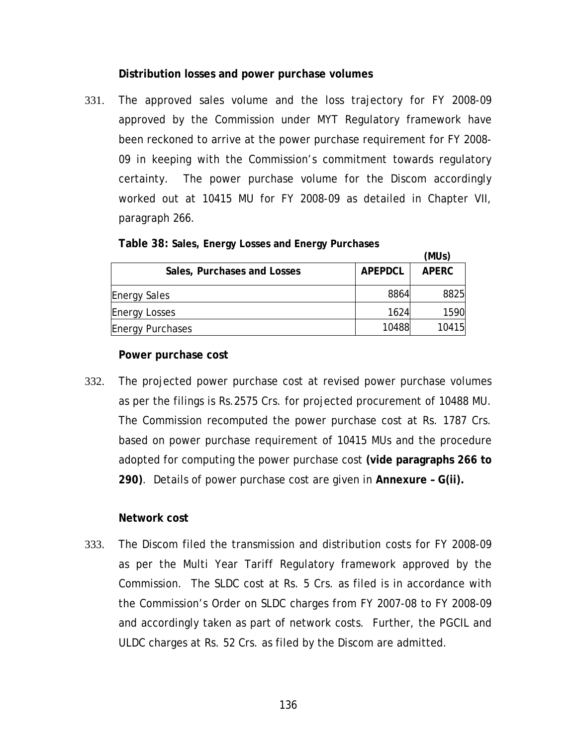**Distribution losses and power purchase volumes**

331. The approved sales volume and the loss trajectory for FY 2008-09 approved by the Commission under MYT Regulatory framework have been reckoned to arrive at the power purchase requirement for FY 2008-09 in keeping with the Commission's commitment towards regulatory certainty. The power purchase volume for the Discom accordingly worked out at 10415 MU for FY 2008-09 as detailed in Chapter VII, paragraph 266.

**Table 38: Sales, Energy Losses and Energy Purchases**

(MUs)

| Sales, Purchases and Losses | APEPDCL | APERC |
|---|---|---|
| Energy Sales | 8864 | 8825 |
| Energy Losses | 1624 | 1590 |
| Energy Purchases | 10488 | 10415 |

**Power purchase cost**

332. The projected power purchase cost at revised power purchase volumes as per the filings is Rs.2575 Crs. for projected procurement of 10488 MU. The Commission recomputed the power purchase cost at Rs. 1787 Crs. based on power purchase requirement of 10415 MUs and the procedure adopted for computing the power purchase cost **(vide paragraphs 266 to 290)**. Details of power purchase cost are given in **Annexure – G(ii).**

**Network cost**

333. The Discom filed the transmission and distribution costs for FY 2008-09 as per the Multi Year Tariff Regulatory framework approved by the Commission. The SLDC cost at Rs. 5 Crs. as filed is in accordance with the Commission's Order on SLDC charges from FY 2007-08 to FY 2008-09 and accordingly taken as part of network costs. Further, the PGCIL and ULDC charges at Rs. 52 Crs. as filed by the Discom are admitted.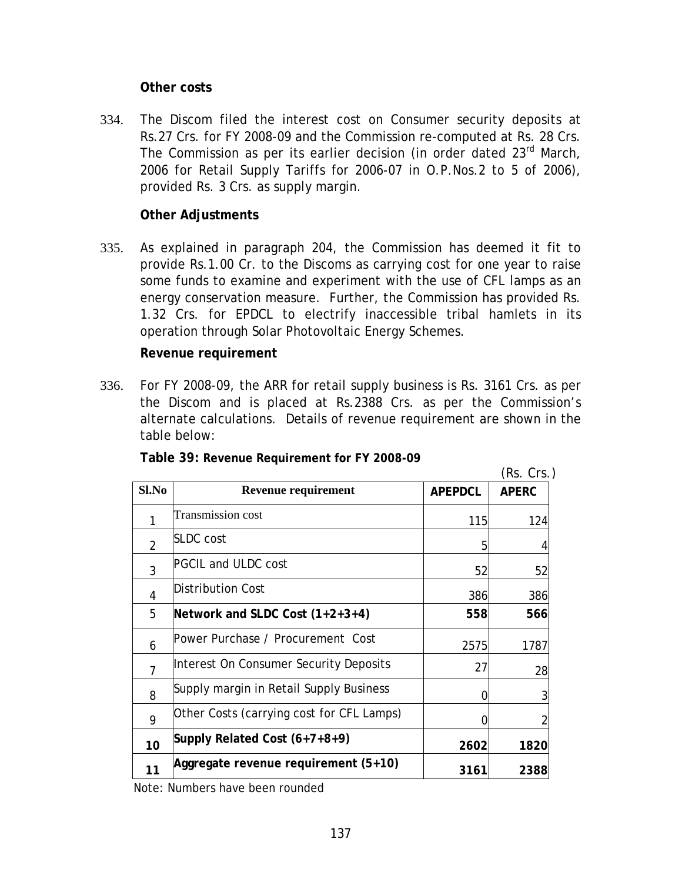### Other costs

334. The Discom filed the interest cost on Consumer security deposits at Rs.27 Crs. for FY 2008-09 and the Commission re-computed at Rs. 28 Crs. The Commission as per its earlier decision (in order dated 23rd March, 2006 for Retail Supply Tariffs for 2006-07 in O.P.Nos.2 to 5 of 2006), provided Rs. 3 Crs. as supply margin.

### Other Adjustments

335. As explained in paragraph 204, the Commission has deemed it fit to provide Rs.1.00 Cr. to the Discoms as carrying cost for one year to raise some funds to examine and experiment with the use of CFL lamps as an energy conservation measure. Further, the Commission has provided Rs. 1.32 Crs. for EPDCL to electrify inaccessible tribal hamlets in its operation through Solar Photovoltaic Energy Schemes.

### Revenue requirement

336. For FY 2008-09, the ARR for retail supply business is Rs. 3161 Crs. as per the Discom and is placed at Rs.2388 Crs. as per the Commission's alternate calculations. Details of revenue requirement are shown in the table below:

**Table 39: Revenue Requirement for FY 2008-09**

(Rs. Crs.)

| Sl.No | Revenue requirement | APEPDCL | APERC |
|---|---|---|---|
| 1 | Transmission cost | 115 | 124 |
| 2 | SLDC cost | 5 | 4 |
| 3 | PGCIL and ULDC cost | 52 | 52 |
| 4 | Distribution Cost | 386 | 386 |
| 5 | **Network and SLDC Cost (1+2+3+4)** | **558** | **566** |
| 6 | Power Purchase / Procurement Cost | 2575 | 1787 |
| 7 | Interest On Consumer Security Deposits | 27 | 28 |
| 8 | Supply margin in Retail Supply Business | 0 | 3 |
| 9 | Other Costs (carrying cost for CFL Lamps) | 0 | 2 |
| **10** | **Supply Related Cost (6+7+8+9)** | **2602** | **1820** |
| **11** | **Aggregate revenue requirement (5+10)** | **3161** | **2388** |

Note: Numbers have been rounded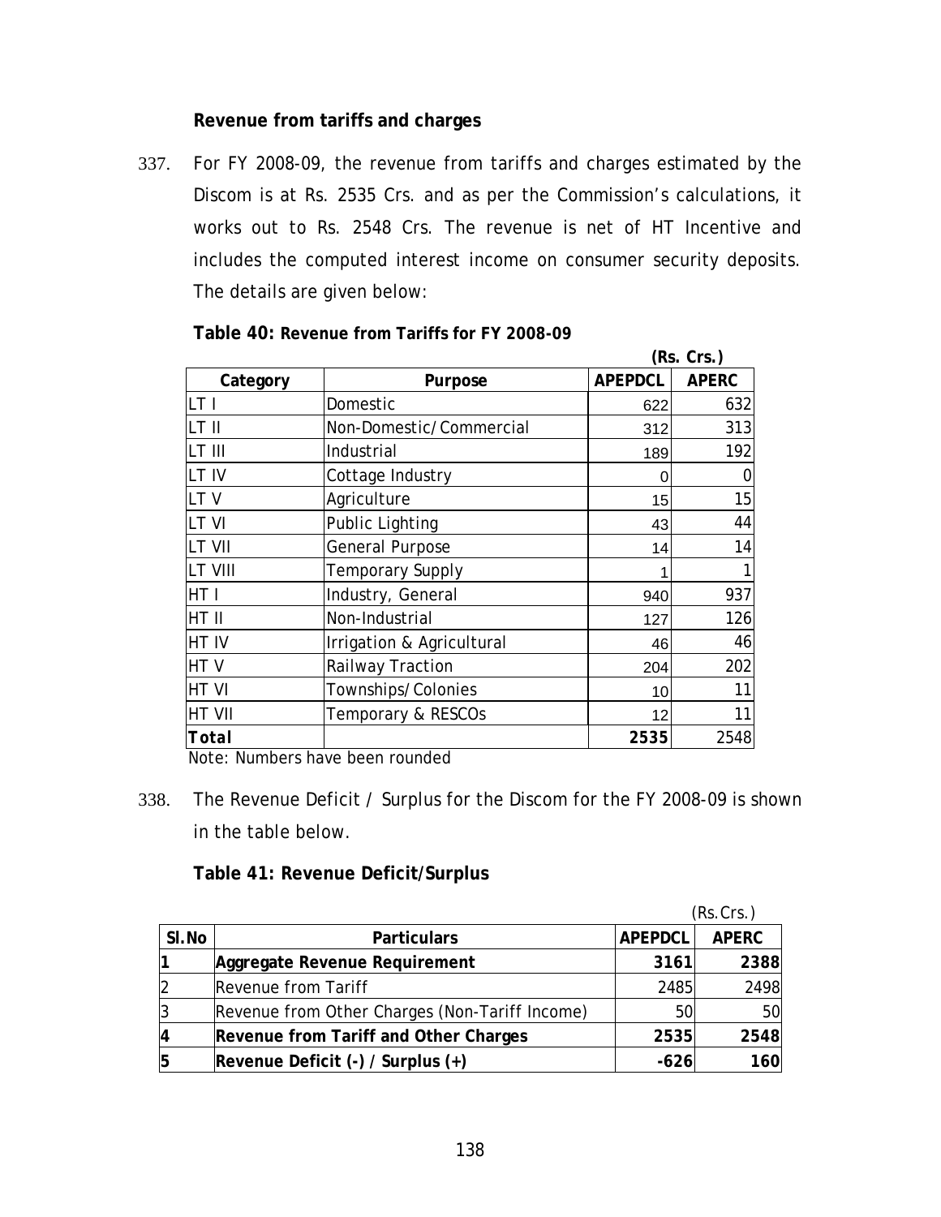**Revenue from tariffs and charges**

337. For FY 2008-09, the revenue from tariffs and charges estimated by the Discom is at Rs. 2535 Crs. and as per the Commission's calculations, it works out to Rs. 2548 Crs. The revenue is net of HT Incentive and includes the computed interest income on consumer security deposits. The details are given below:

**Table 40: Revenue from Tariffs for FY 2008-09**

(Rs. Crs.)

| Category | Purpose | APEPDCL | APERC |
|---|---|---|---|
| LT I | Domestic | 622 | 632 |
| LT II | Non-Domestic/Commercial | 312 | 313 |
| LT III | Industrial | 189 | 192 |
| LT IV | Cottage Industry | 0 | 0 |
| LT V | Agriculture | 15 | 15 |
| LT VI | Public Lighting | 43 | 44 |
| LT VII | General Purpose | 14 | 14 |
| LT VIII | Temporary Supply | 1 | 1 |
| HT I | Industry, General | 940 | 937 |
| HT II | Non-Industrial | 127 | 126 |
| HT IV | Irrigation & Agricultural | 46 | 46 |
| HT V | Railway Traction | 204 | 202 |
| HT VI | Townships/Colonies | 10 | 11 |
| HT VII | Temporary & RESCOs | 12 | 11 |
| **Total** | | **2535** | 2548 |

Note: Numbers have been rounded

338. The Revenue Deficit / Surplus for the Discom for the FY 2008-09 is shown in the table below.

**Table 41: Revenue Deficit/Surplus**

(Rs.Crs.)

| Sl.No | Particulars | APEPDCL | APERC |
|---|---|---|---|
| **1** | **Aggregate Revenue Requirement** | **3161** | **2388** |
| 2 | Revenue from Tariff | 2485 | 2498 |
| 3 | Revenue from Other Charges (Non-Tariff Income) | 50 | 50 |
| **4** | **Revenue from Tariff and Other Charges** | **2535** | **2548** |
| **5** | **Revenue Deficit (-) / Surplus (+)** | **-626** | **160** |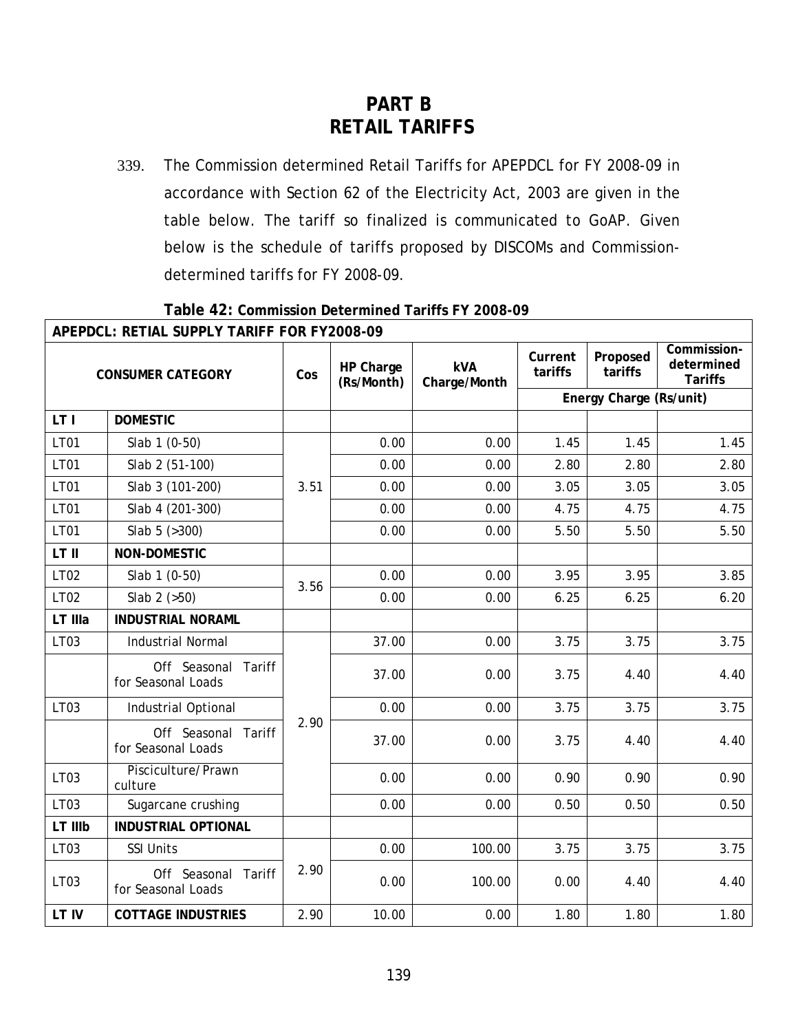# PART B
# RETAIL TARIFFS

339. The Commission determined Retail Tariffs for APEPDCL for FY 2008-09 in accordance with Section 62 of the Electricity Act, 2003 are given in the table below. The tariff so finalized is communicated to GoAP. Given below is the schedule of tariffs proposed by DISCOMs and Commission-determined tariffs for FY 2008-09.

**Table 42: Commission Determined Tariffs FY 2008-09**

| APEPDCL: RETIAL SUPPLY TARIFF FOR FY2008-09 | | | | | | | |
|---|---|---|---|---|---|---|---|
| CONSUMER CATEGORY | | Cos | HP Charge (Rs/Month) | kVA Charge/Month | Current tariffs | Proposed tariffs | Commission-determined Tariffs |
| | | | | | Energy Charge (Rs/unit) | | |
| LT I | DOMESTIC | | | | | | |
| LT01 | Slab 1 (0-50) | 3.51 | 0.00 | 0.00 | 1.45 | 1.45 | 1.45 |
| LT01 | Slab 2 (51-100) | | 0.00 | 0.00 | 2.80 | 2.80 | 2.80 |
| LT01 | Slab 3 (101-200) | | 0.00 | 0.00 | 3.05 | 3.05 | 3.05 |
| LT01 | Slab 4 (201-300) | | 0.00 | 0.00 | 4.75 | 4.75 | 4.75 |
| LT01 | Slab 5 (>300) | | 0.00 | 0.00 | 5.50 | 5.50 | 5.50 |
| LT II | NON-DOMESTIC | | | | | | |
| LT02 | Slab 1 (0-50) | 3.56 | 0.00 | 0.00 | 3.95 | 3.95 | 3.85 |
| LT02 | Slab 2 (>50) | | 0.00 | 0.00 | 6.25 | 6.25 | 6.20 |
| LT IIIa | INDUSTRIAL NORAML | | | | | | |
| LT03 | Industrial Normal | 2.90 | 37.00 | 0.00 | 3.75 | 3.75 | 3.75 |
| | Off Seasonal Tariff for Seasonal Loads | | 37.00 | 0.00 | 3.75 | 4.40 | 4.40 |
| LT03 | Industrial Optional | | 0.00 | 0.00 | 3.75 | 3.75 | 3.75 |
| | Off Seasonal Tariff for Seasonal Loads | | 37.00 | 0.00 | 3.75 | 4.40 | 4.40 |
| LT03 | Pisciculture/Prawn culture | | 0.00 | 0.00 | 0.90 | 0.90 | 0.90 |
| LT03 | Sugarcane crushing | | 0.00 | 0.00 | 0.50 | 0.50 | 0.50 |
| LT IIIb | INDUSTRIAL OPTIONAL | | | | | | |
| LT03 | SSI Units | 2.90 | 0.00 | 100.00 | 3.75 | 3.75 | 3.75 |
| LT03 | Off Seasonal Tariff for Seasonal Loads | | 0.00 | 100.00 | 0.00 | 4.40 | 4.40 |
| LT IV | COTTAGE INDUSTRIES | 2.90 | 10.00 | 0.00 | 1.80 | 1.80 | 1.80 |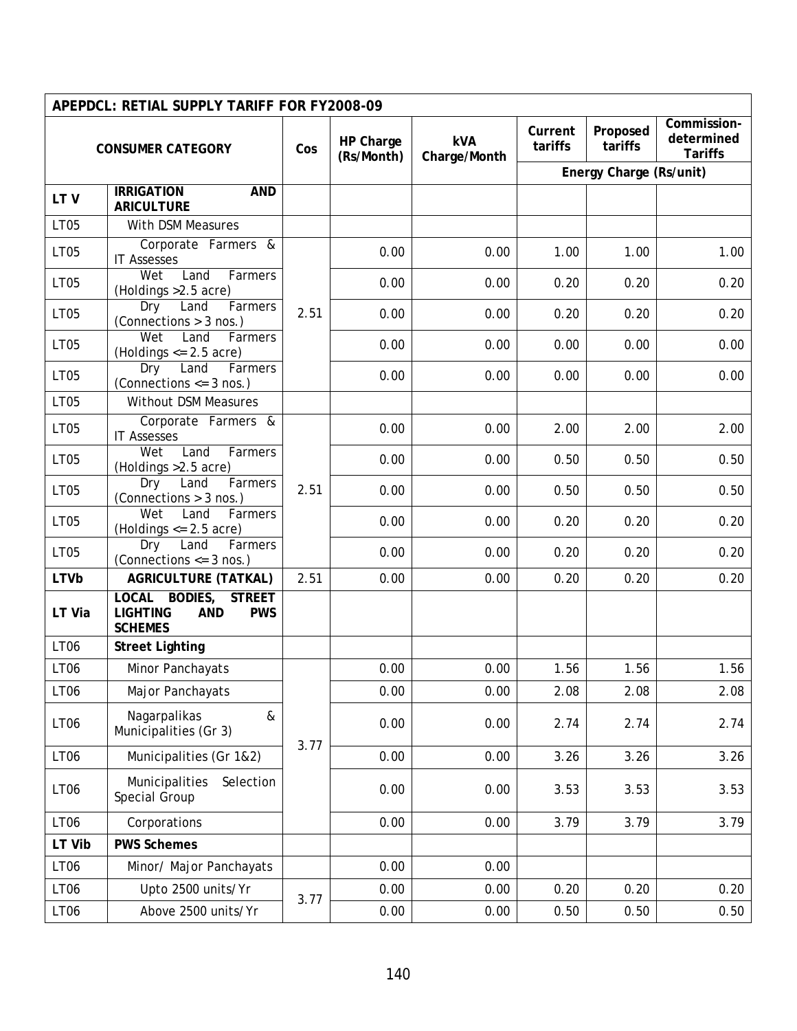| APEPDCL: RETIAL SUPPLY TARIFF FOR FY2008-09 | | | | | | | |
|---|---|---|---|---|---|---|---|
| CONSUMER CATEGORY | | Cos | HP Charge (Rs/Month) | kVA Charge/Month | Current tariffs | Proposed tariffs | Commission-determined Tariffs |
| | | | | | Energy Charge (Rs/unit) | | |
| **LT V** | **IRRIGATION AND ARICULTURE** | | | | | | |
| LT05 | With DSM Measures | | | | | | |
| LT05 | Corporate Farmers & IT Assesses | 2.51 | 0.00 | 0.00 | 1.00 | 1.00 | 1.00 |
| LT05 | Wet Land Farmers (Holdings >2.5 acre) | | 0.00 | 0.00 | 0.20 | 0.20 | 0.20 |
| LT05 | Dry Land Farmers (Connections > 3 nos.) | | 0.00 | 0.00 | 0.20 | 0.20 | 0.20 |
| LT05 | Wet Land Farmers (Holdings <= 2.5 acre) | | 0.00 | 0.00 | 0.00 | 0.00 | 0.00 |
| LT05 | Dry Land Farmers (Connections <= 3 nos.) | | 0.00 | 0.00 | 0.00 | 0.00 | 0.00 |
| LT05 | Without DSM Measures | | | | | | |
| LT05 | Corporate Farmers & IT Assesses | 2.51 | 0.00 | 0.00 | 2.00 | 2.00 | 2.00 |
| LT05 | Wet Land Farmers (Holdings >2.5 acre) | | 0.00 | 0.00 | 0.50 | 0.50 | 0.50 |
| LT05 | Dry Land Farmers (Connections > 3 nos.) | | 0.00 | 0.00 | 0.50 | 0.50 | 0.50 |
| LT05 | Wet Land Farmers (Holdings <= 2.5 acre) | | 0.00 | 0.00 | 0.20 | 0.20 | 0.20 |
| LT05 | Dry Land Farmers (Connections <= 3 nos.) | | 0.00 | 0.00 | 0.20 | 0.20 | 0.20 |
| **LTVb** | **AGRICULTURE (TATKAL)** | 2.51 | 0.00 | 0.00 | 0.20 | 0.20 | 0.20 |
| **LT Via** | **LOCAL BODIES, STREET LIGHTING AND PWS SCHEMES** | | | | | | |
| LT06 | **Street Lighting** | | | | | | |
| LT06 | Minor Panchayats | 3.77 | 0.00 | 0.00 | 1.56 | 1.56 | 1.56 |
| LT06 | Major Panchayats | | 0.00 | 0.00 | 2.08 | 2.08 | 2.08 |
| LT06 | Nagarpalikas & Municipalities (Gr 3) | | 0.00 | 0.00 | 2.74 | 2.74 | 2.74 |
| LT06 | Municipalities (Gr 1&2) | | 0.00 | 0.00 | 3.26 | 3.26 | 3.26 |
| LT06 | Municipalities Selection Special Group | | 0.00 | 0.00 | 3.53 | 3.53 | 3.53 |
| LT06 | Corporations | | 0.00 | 0.00 | 3.79 | 3.79 | 3.79 |
| **LT Vib** | **PWS Schemes** | | | | | | |
| LT06 | Minor/ Major Panchayats | | 0.00 | 0.00 | | | |
| LT06 | Upto 2500 units/Yr | 3.77 | 0.00 | 0.00 | 0.20 | 0.20 | 0.20 |
| LT06 | Above 2500 units/Yr | | 0.00 | 0.00 | 0.50 | 0.50 | 0.50 |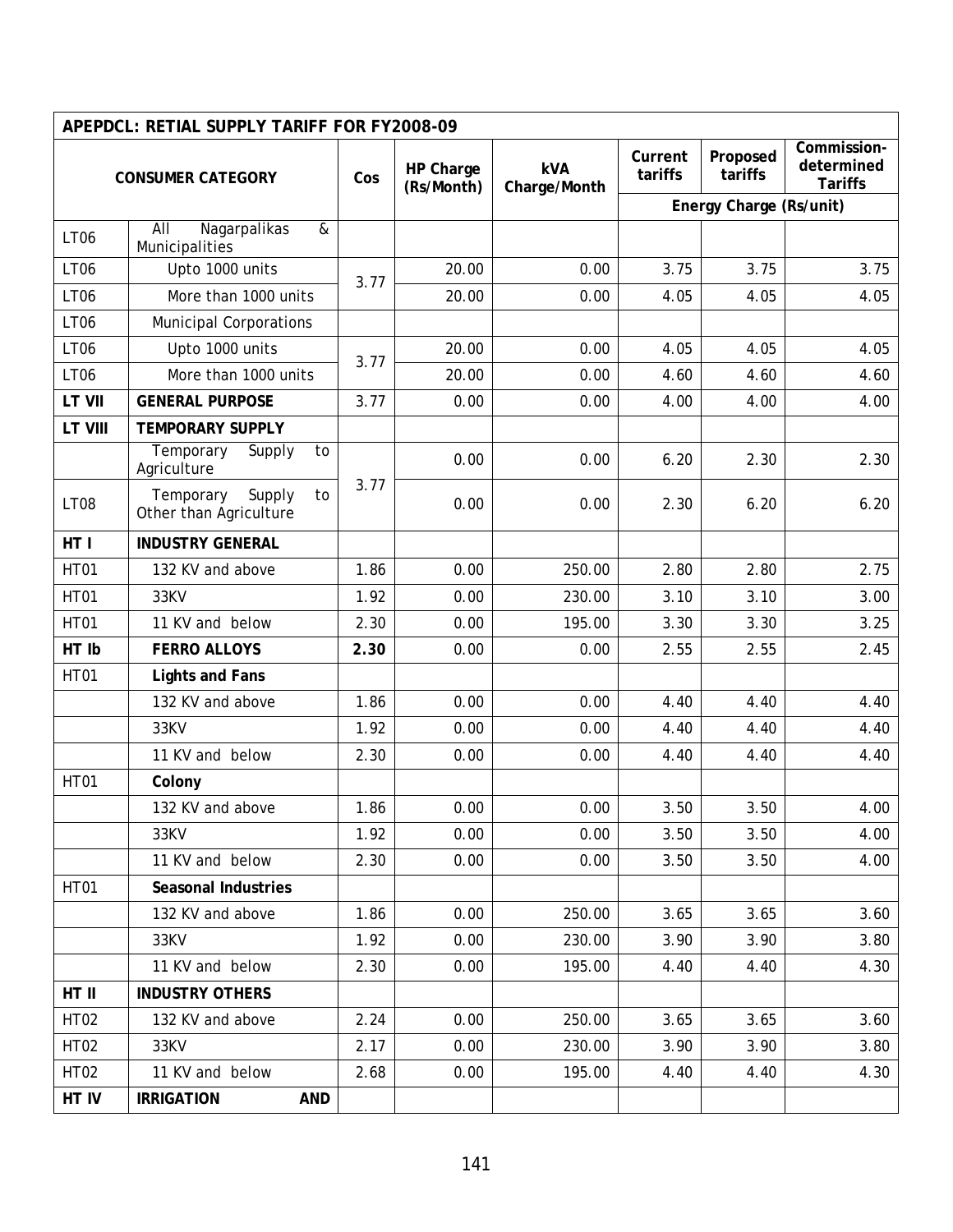| APEPDCL: RETAIL SUPPLY TARIFF FOR FY2008-09 | | | | | | | |
|---|---|---|---|---|---|---|---|
| CONSUMER CATEGORY | | Cos | HP Charge (Rs/Month) | kVA Charge/Month | Current tariffs | Proposed tariffs | Commission-determined Tariffs |
| | | | | | Energy Charge (Rs/unit) | | |
| LT06 | All Nagarpalikas & Municipalities | | | | | | |
| LT06 | Upto 1000 units | 3.77 | 20.00 | 0.00 | 3.75 | 3.75 | 3.75 |
| LT06 | More than 1000 units | | 20.00 | 0.00 | 4.05 | 4.05 | 4.05 |
| LT06 | Municipal Corporations | | | | | | |
| LT06 | Upto 1000 units | 3.77 | 20.00 | 0.00 | 4.05 | 4.05 | 4.05 |
| LT06 | More than 1000 units | | 20.00 | 0.00 | 4.60 | 4.60 | 4.60 |
| **LT VII** | **GENERAL PURPOSE** | 3.77 | 0.00 | 0.00 | 4.00 | 4.00 | 4.00 |
| **LT VIII** | **TEMPORARY SUPPLY** | | | | | | |
| | Temporary Supply to Agriculture | 3.77 | 0.00 | 0.00 | 6.20 | 2.30 | 2.30 |
| LT08 | Temporary Supply to Other than Agriculture | | 0.00 | 0.00 | 2.30 | 6.20 | 6.20 |
| **HT I** | **INDUSTRY GENERAL** | | | | | | |
| HT01 | 132 KV and above | 1.86 | 0.00 | 250.00 | 2.80 | 2.80 | 2.75 |
| HT01 | 33KV | 1.92 | 0.00 | 230.00 | 3.10 | 3.10 | 3.00 |
| HT01 | 11 KV and below | 2.30 | 0.00 | 195.00 | 3.30 | 3.30 | 3.25 |
| **HT Ib** | **FERRO ALLOYS** | **2.30** | 0.00 | 0.00 | 2.55 | 2.55 | 2.45 |
| HT01 | **Lights and Fans** | | | | | | |
| | 132 KV and above | 1.86 | 0.00 | 0.00 | 4.40 | 4.40 | 4.40 |
| | 33KV | 1.92 | 0.00 | 0.00 | 4.40 | 4.40 | 4.40 |
| | 11 KV and below | 2.30 | 0.00 | 0.00 | 4.40 | 4.40 | 4.40 |
| HT01 | **Colony** | | | | | | |
| | 132 KV and above | 1.86 | 0.00 | 0.00 | 3.50 | 3.50 | 4.00 |
| | 33KV | 1.92 | 0.00 | 0.00 | 3.50 | 3.50 | 4.00 |
| | 11 KV and below | 2.30 | 0.00 | 0.00 | 3.50 | 3.50 | 4.00 |
| HT01 | **Seasonal Industries** | | | | | | |
| | 132 KV and above | 1.86 | 0.00 | 250.00 | 3.65 | 3.65 | 3.60 |
| | 33KV | 1.92 | 0.00 | 230.00 | 3.90 | 3.90 | 3.80 |
| | 11 KV and below | 2.30 | 0.00 | 195.00 | 4.40 | 4.40 | 4.30 |
| **HT II** | **INDUSTRY OTHERS** | | | | | | |
| HT02 | 132 KV and above | 2.24 | 0.00 | 250.00 | 3.65 | 3.65 | 3.60 |
| HT02 | 33KV | 2.17 | 0.00 | 230.00 | 3.90 | 3.90 | 3.80 |
| HT02 | 11 KV and below | 2.68 | 0.00 | 195.00 | 4.40 | 4.40 | 4.30 |
| **HT IV** | **IRRIGATION AND** | | | | | | |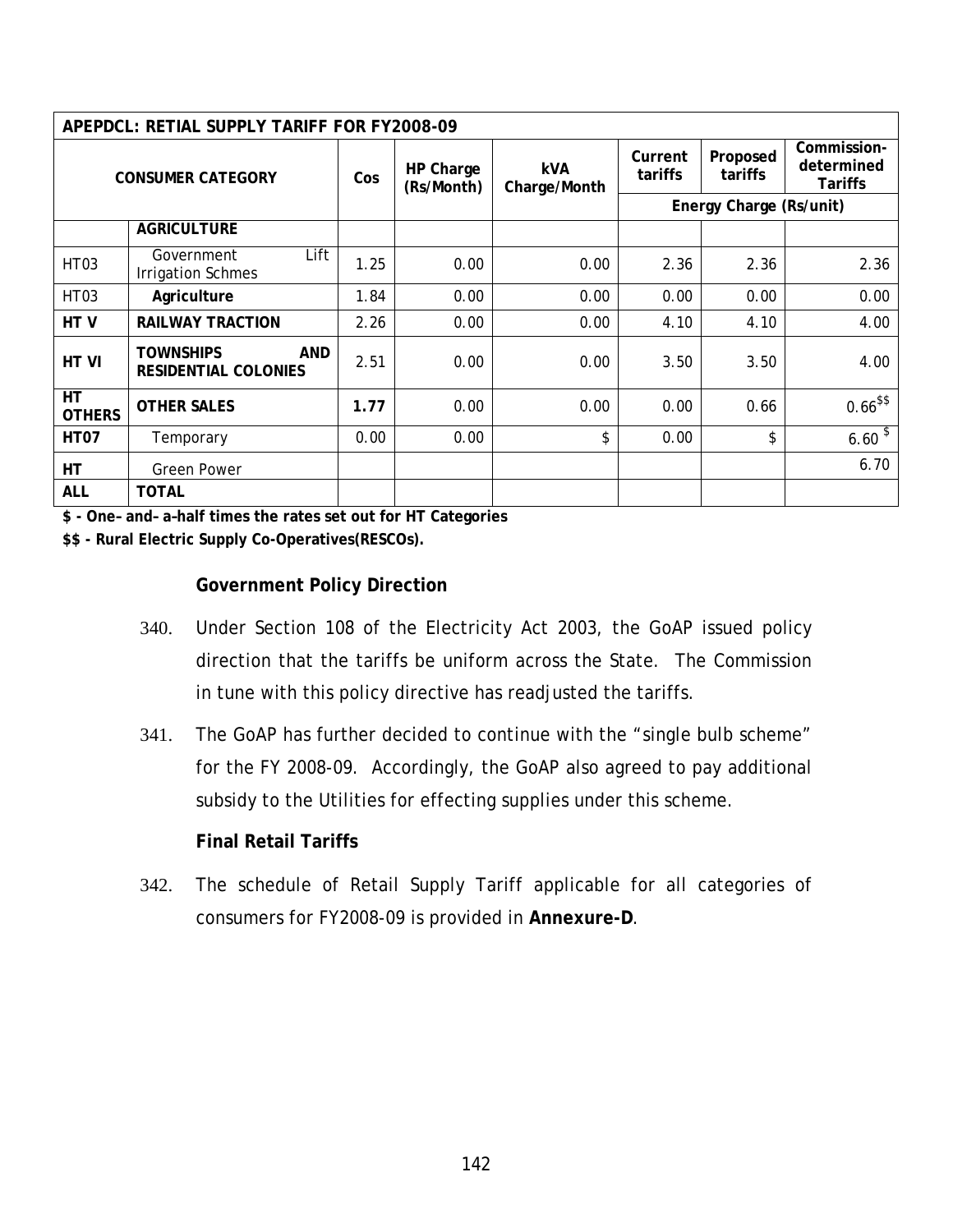| APEPDCL: RETIAL SUPPLY TARIFF FOR FY2008-09 | | | | | | | |
|---|---|---|---|---|---|---|---|
| CONSUMER CATEGORY | | Cos | HP Charge (Rs/Month) | kVA Charge/Month | Current tariffs | Proposed tariffs | Commission-determined Tariffs |
| | | | | | Energy Charge (Rs/unit) | | |
| | **AGRICULTURE** | | | | | | |
| HT03 | Government Lift Irrigation Schmes | 1.25 | 0.00 | 0.00 | 2.36 | 2.36 | 2.36 |
| HT03 | **Agriculture** | 1.84 | 0.00 | 0.00 | 0.00 | 0.00 | 0.00 |
| **HT V** | **RAILWAY TRACTION** | 2.26 | 0.00 | 0.00 | 4.10 | 4.10 | 4.00 |
| **HT VI** | **TOWNSHIPS AND RESIDENTIAL COLONIES** | 2.51 | 0.00 | 0.00 | 3.50 | 3.50 | 4.00 |
| **HT OTHERS** | **OTHER SALES** | **1.77** | 0.00 | 0.00 | 0.00 | 0.66 | 0.66$$ |
| **HT07** | Temporary | 0.00 | 0.00 | $ | 0.00 | $ | 6.60 $ |
| **HT** | Green Power | | | | | | 6.70 |
| **ALL** | **TOTAL** | | | | | | |

**$ - One–and–a–half times the rates set out for HT Categories**

**$$ - Rural Electric Supply Co-Operatives(RESCOs).**

**Government Policy Direction**

340. Under Section 108 of the Electricity Act 2003, the GoAP issued policy direction that the tariffs be uniform across the State. The Commission in tune with this policy directive has readjusted the tariffs.

341. The GoAP has further decided to continue with the "single bulb scheme" for the FY 2008-09. Accordingly, the GoAP also agreed to pay additional subsidy to the Utilities for effecting supplies under this scheme.

**Final Retail Tariffs**

342. The schedule of Retail Supply Tariff applicable for all categories of consumers for FY2008-09 is provided in **Annexure-D**.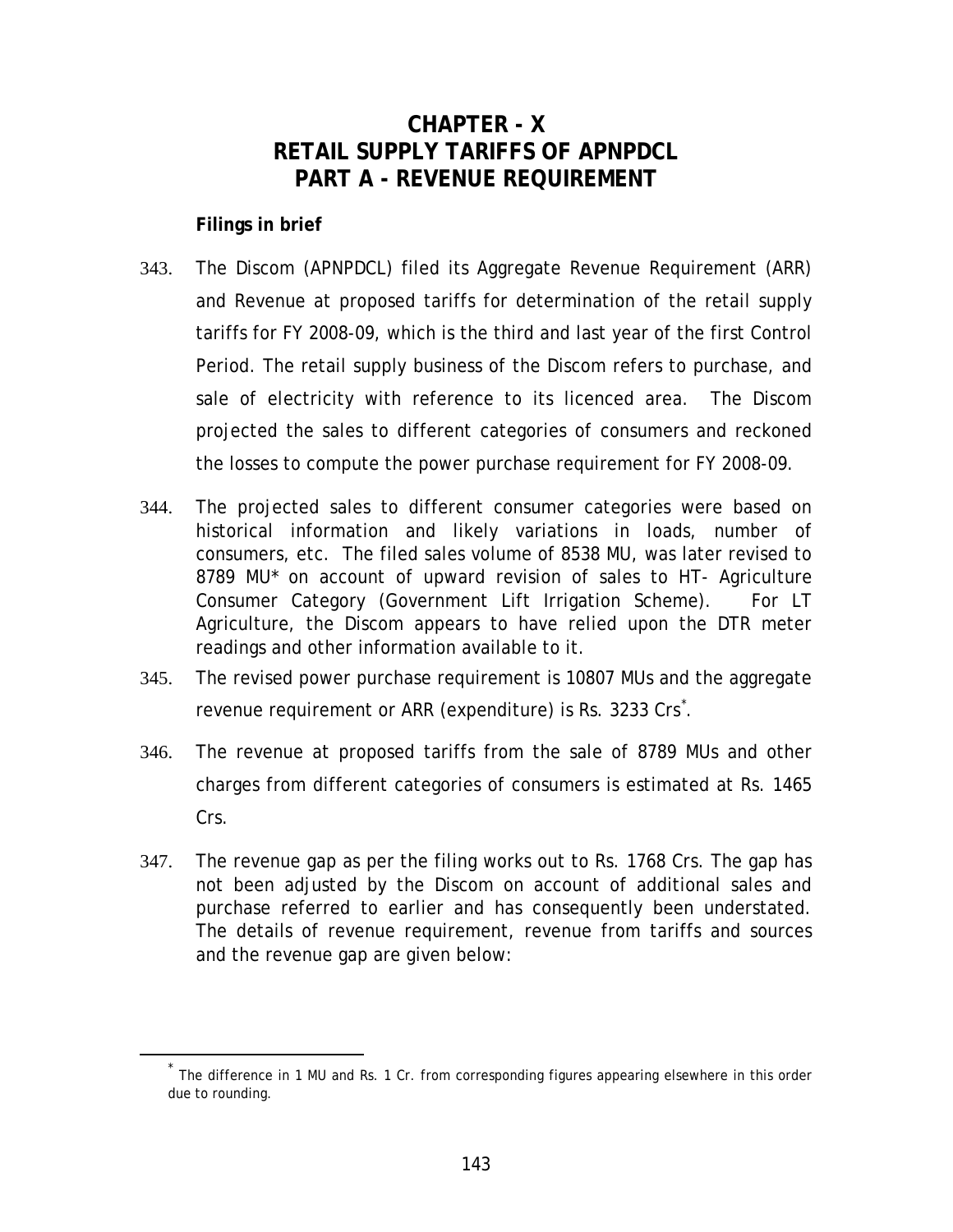# CHAPTER - X
# RETAIL SUPPLY TARIFFS OF APNPDCL
# PART A - REVENUE REQUIREMENT

**Filings in brief**

343. The Discom (APNPDCL) filed its Aggregate Revenue Requirement (ARR) and Revenue at proposed tariffs for determination of the retail supply tariffs for FY 2008-09, which is the third and last year of the first Control Period. The retail supply business of the Discom refers to purchase, and sale of electricity with reference to its licenced area. The Discom projected the sales to different categories of consumers and reckoned the losses to compute the power purchase requirement for FY 2008-09.

344. The projected sales to different consumer categories were based on historical information and likely variations in loads, number of consumers, etc. The filed sales volume of 8538 MU, was later revised to 8789 MU* on account of upward revision of sales to HT- Agriculture Consumer Category (Government Lift Irrigation Scheme). For LT Agriculture, the Discom appears to have relied upon the DTR meter readings and other information available to it.

345. The revised power purchase requirement is 10807 MUs and the aggregate revenue requirement or ARR (expenditure) is Rs. 3233 Crs*.

346. The revenue at proposed tariffs from the sale of 8789 MUs and other charges from different categories of consumers is estimated at Rs. 1465 Crs.

347. The revenue gap as per the filing works out to Rs. 1768 Crs. The gap has not been adjusted by the Discom on account of additional sales and purchase referred to earlier and has consequently been understated. The details of revenue requirement, revenue from tariffs and sources and the revenue gap are given below:

---

* The difference in 1 MU and Rs. 1 Cr. from corresponding figures appearing elsewhere in this order due to rounding.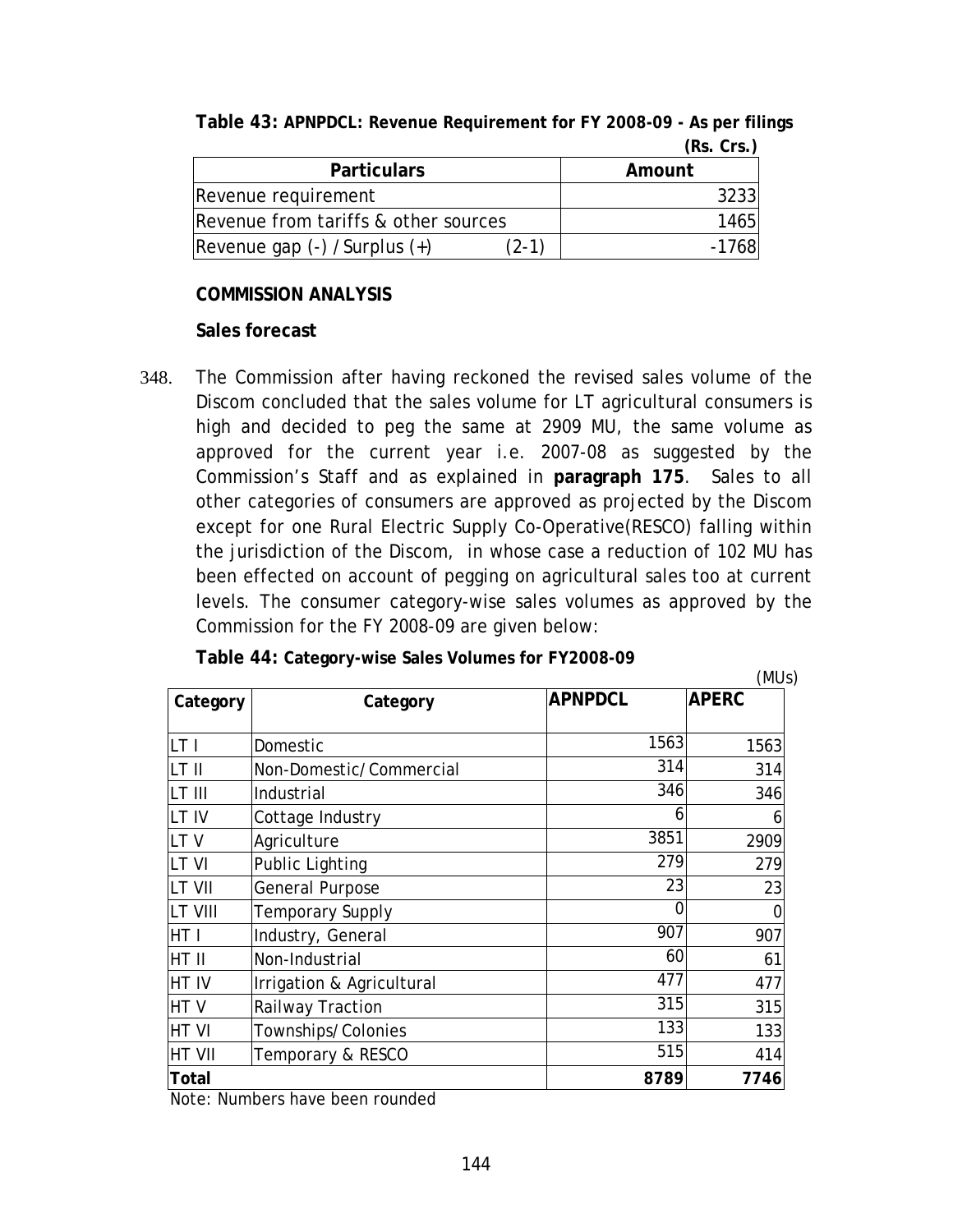**Table 43: APNPDCL: Revenue Requirement for FY 2008-09 - As per filings**

(Rs. Crs.)

| Particulars | Amount |
|---|---|
| Revenue requirement | 3233 |
| Revenue from tariffs & other sources | 1465 |
| Revenue gap (-) / Surplus (+) (2-1) | -1768 |

**COMMISSION ANALYSIS**

**Sales forecast**

348. The Commission after having reckoned the revised sales volume of the Discom concluded that the sales volume for LT agricultural consumers is high and decided to peg the same at 2909 MU, the same volume as approved for the current year i.e. 2007-08 as suggested by the Commission's Staff and as explained in **paragraph 175**. Sales to all other categories of consumers are approved as projected by the Discom except for one Rural Electric Supply Co-Operative(RESCO) falling within the jurisdiction of the Discom, in whose case a reduction of 102 MU has been effected on account of pegging on agricultural sales too at current levels. The consumer category-wise sales volumes as approved by the Commission for the FY 2008-09 are given below:

**Table 44: Category-wise Sales Volumes for FY2008-09**

(MUs)

| Category | Category | APNPDCL | APERC |
|---|---|---|---|
| LT I | Domestic | 1563 | 1563 |
| LT II | Non-Domestic/Commercial | 314 | 314 |
| LT III | Industrial | 346 | 346 |
| LT IV | Cottage Industry | 6 | 6 |
| LT V | Agriculture | 3851 | 2909 |
| LT VI | Public Lighting | 279 | 279 |
| LT VII | General Purpose | 23 | 23 |
| LT VIII | Temporary Supply | 0 | 0 |
| HT I | Industry, General | 907 | 907 |
| HT II | Non-Industrial | 60 | 61 |
| HT IV | Irrigation & Agricultural | 477 | 477 |
| HT V | Railway Traction | 315 | 315 |
| HT VI | Townships/Colonies | 133 | 133 |
| HT VII | Temporary & RESCO | 515 | 414 |
| **Total** | | **8789** | **7746** |

Note: Numbers have been rounded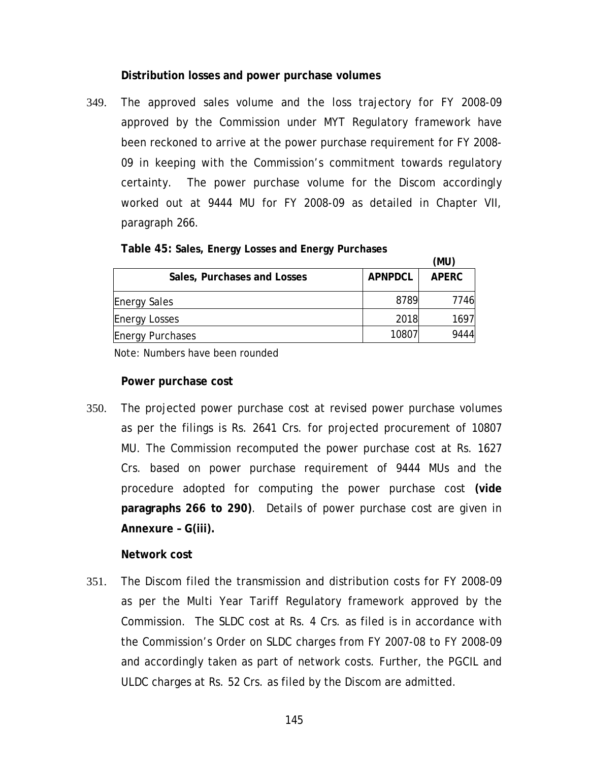### Distribution losses and power purchase volumes

349. The approved sales volume and the loss trajectory for FY 2008-09 approved by the Commission under MYT Regulatory framework have been reckoned to arrive at the power purchase requirement for FY 2008-09 in keeping with the Commission's commitment towards regulatory certainty. The power purchase volume for the Discom accordingly worked out at 9444 MU for FY 2008-09 as detailed in Chapter VII, paragraph 266.

**Table 45: Sales, Energy Losses and Energy Purchases**

(MU)

| Sales, Purchases and Losses | APNPDCL | APERC |
|---|---|---|
| Energy Sales | 8789 | 7746 |
| Energy Losses | 2018 | 1697 |
| Energy Purchases | 10807 | 9444 |

Note: Numbers have been rounded

### Power purchase cost

350. The projected power purchase cost at revised power purchase volumes as per the filings is Rs. 2641 Crs. for projected procurement of 10807 MU. The Commission recomputed the power purchase cost at Rs. 1627 Crs. based on power purchase requirement of 9444 MUs and the procedure adopted for computing the power purchase cost **(vide paragraphs 266 to 290)**. Details of power purchase cost are given in **Annexure – G(iii).**

### Network cost

351. The Discom filed the transmission and distribution costs for FY 2008-09 as per the Multi Year Tariff Regulatory framework approved by the Commission. The SLDC cost at Rs. 4 Crs. as filed is in accordance with the Commission's Order on SLDC charges from FY 2007-08 to FY 2008-09 and accordingly taken as part of network costs. Further, the PGCIL and ULDC charges at Rs. 52 Crs. as filed by the Discom are admitted.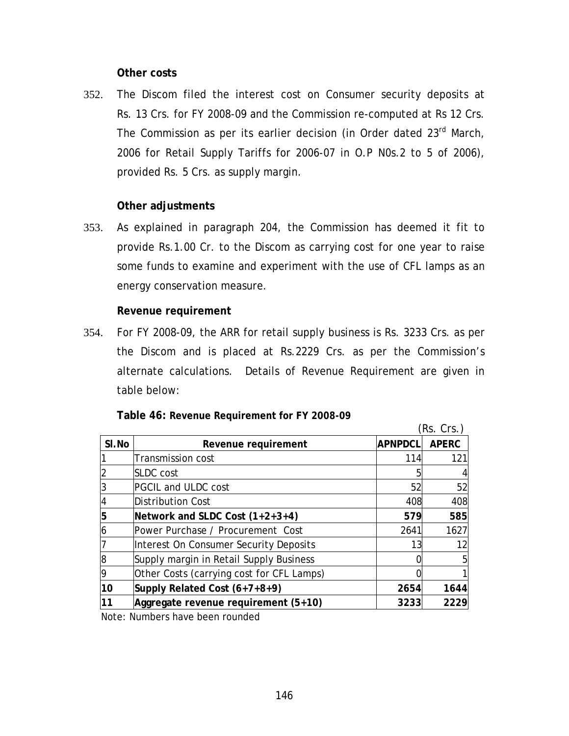**Other costs**

352. The Discom filed the interest cost on Consumer security deposits at Rs. 13 Crs. for FY 2008-09 and the Commission re-computed at Rs 12 Crs. The Commission as per its earlier decision (in Order dated 23rd March, 2006 for Retail Supply Tariffs for 2006-07 in O.P N0s.2 to 5 of 2006), provided Rs. 5 Crs. as supply margin.

**Other adjustments**

353. As explained in paragraph 204, the Commission has deemed it fit to provide Rs.1.00 Cr. to the Discom as carrying cost for one year to raise some funds to examine and experiment with the use of CFL lamps as an energy conservation measure.

**Revenue requirement**

354. For FY 2008-09, the ARR for retail supply business is Rs. 3233 Crs. as per the Discom and is placed at Rs.2229 Crs. as per the Commission's alternate calculations. Details of Revenue Requirement are given in table below:

**Table 46: Revenue Requirement for FY 2008-09**

(Rs. Crs.)

| Sl.No | Revenue requirement | APNPDCL | APERC |
|---|---|---|---|
| 1 | Transmission cost | 114 | 121 |
| 2 | SLDC cost | 5 | 4 |
| 3 | PGCIL and ULDC cost | 52 | 52 |
| 4 | Distribution Cost | 408 | 408 |
| **5** | **Network and SLDC Cost (1+2+3+4)** | **579** | **585** |
| 6 | Power Purchase / Procurement Cost | 2641 | 1627 |
| 7 | Interest On Consumer Security Deposits | 13 | 12 |
| 8 | Supply margin in Retail Supply Business | 0 | 5 |
| 9 | Other Costs (carrying cost for CFL Lamps) | 0 | 1 |
| **10** | **Supply Related Cost (6+7+8+9)** | **2654** | **1644** |
| **11** | **Aggregate revenue requirement (5+10)** | **3233** | **2229** |

Note: Numbers have been rounded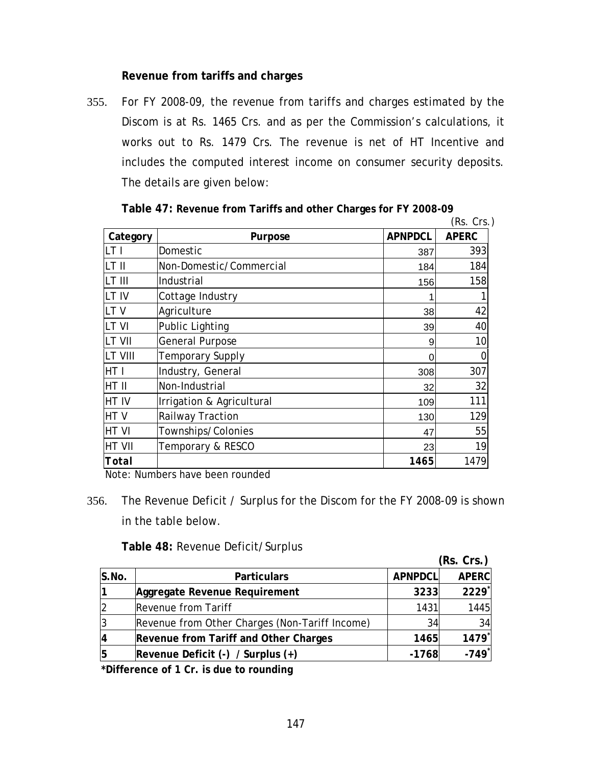**Revenue from tariffs and charges**

355. For FY 2008-09, the revenue from tariffs and charges estimated by the Discom is at Rs. 1465 Crs. and as per the Commission's calculations, it works out to Rs. 1479 Crs. The revenue is net of HT Incentive and includes the computed interest income on consumer security deposits. The details are given below:

**Table 47: Revenue from Tariffs and other Charges for FY 2008-09**

(Rs. Crs.)

| Category | Purpose | APNPDCL | APERC |
|---|---|---|---|
| LT I | Domestic | 387 | 393 |
| LT II | Non-Domestic/Commercial | 184 | 184 |
| LT III | Industrial | 156 | 158 |
| LT IV | Cottage Industry | 1 | 1 |
| LT V | Agriculture | 38 | 42 |
| LT VI | Public Lighting | 39 | 40 |
| LT VII | General Purpose | 9 | 10 |
| LT VIII | Temporary Supply | 0 | 0 |
| HT I | Industry, General | 308 | 307 |
| HT II | Non-Industrial | 32 | 32 |
| HT IV | Irrigation & Agricultural | 109 | 111 |
| HT V | Railway Traction | 130 | 129 |
| HT VI | Townships/Colonies | 47 | 55 |
| HT VII | Temporary & RESCO | 23 | 19 |
| **Total** | | **1465** | 1479 |

Note: Numbers have been rounded

356. The Revenue Deficit / Surplus for the Discom for the FY 2008-09 is shown in the table below.

**Table 48:** Revenue Deficit/Surplus

**(Rs. Crs.)**

| S.No. | Particulars | APNPDCL | APERC |
|---|---|---|---|
| **1** | **Aggregate Revenue Requirement** | **3233** | **2229*** |
| 2 | Revenue from Tariff | 1431 | 1445 |
| 3 | Revenue from Other Charges (Non-Tariff Income) | 34 | 34 |
| **4** | **Revenue from Tariff and Other Charges** | **1465** | **1479*** |
| **5** | **Revenue Deficit (-) / Surplus (+)** | **-1768** | **-749*** |

**\*Difference of 1 Cr. is due to rounding**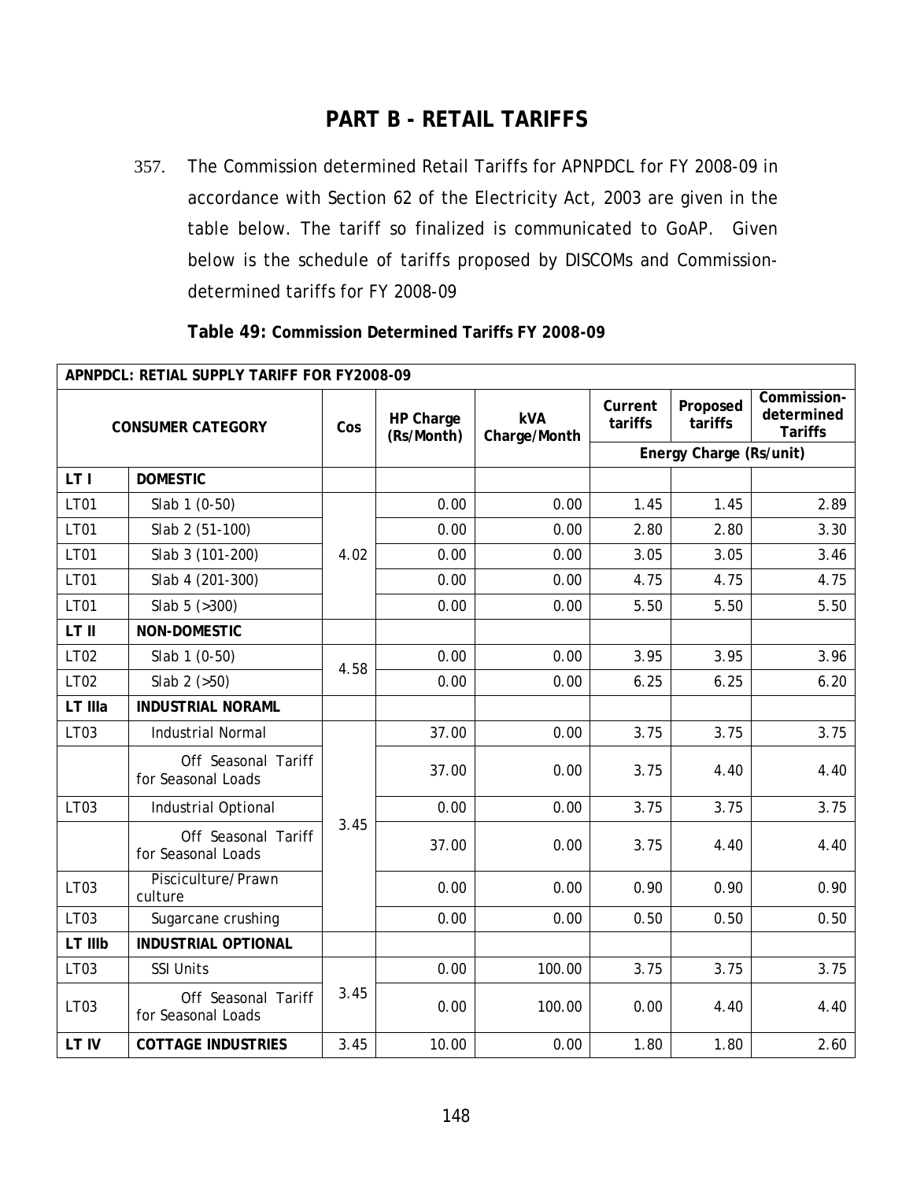# PART B - RETAIL TARIFFS

357. The Commission determined Retail Tariffs for APNPDCL for FY 2008-09 in accordance with Section 62 of the Electricity Act, 2003 are given in the table below. The tariff so finalized is communicated to GoAP. Given below is the schedule of tariffs proposed by DISCOMs and Commission-determined tariffs for FY 2008-09

**Table 49: Commission Determined Tariffs FY 2008-09**

| APNPDCL: RETIAL SUPPLY TARIFF FOR FY2008-09 | | | | | | | |
|---|---|---|---|---|---|---|---|
| CONSUMER CATEGORY | | Cos | HP Charge (Rs/Month) | kVA Charge/Month | Current tariffs | Proposed tariffs | Commission-determined Tariffs |
| | | | | | Energy Charge (Rs/unit) | | |
| **LT I** | **DOMESTIC** | | | | | | |
| LT01 | Slab 1 (0-50) | 4.02 | 0.00 | 0.00 | 1.45 | 1.45 | 2.89 |
| LT01 | Slab 2 (51-100) | | 0.00 | 0.00 | 2.80 | 2.80 | 3.30 |
| LT01 | Slab 3 (101-200) | | 0.00 | 0.00 | 3.05 | 3.05 | 3.46 |
| LT01 | Slab 4 (201-300) | | 0.00 | 0.00 | 4.75 | 4.75 | 4.75 |
| LT01 | Slab 5 (>300) | | 0.00 | 0.00 | 5.50 | 5.50 | 5.50 |
| **LT II** | **NON-DOMESTIC** | | | | | | |
| LT02 | Slab 1 (0-50) | 4.58 | 0.00 | 0.00 | 3.95 | 3.95 | 3.96 |
| LT02 | Slab 2 (>50) | | 0.00 | 0.00 | 6.25 | 6.25 | 6.20 |
| **LT IIIa** | **INDUSTRIAL NORAML** | | | | | | |
| LT03 | Industrial Normal | 3.45 | 37.00 | 0.00 | 3.75 | 3.75 | 3.75 |
| | Off Seasonal Tariff for Seasonal Loads | | 37.00 | 0.00 | 3.75 | 4.40 | 4.40 |
| LT03 | Industrial Optional | | 0.00 | 0.00 | 3.75 | 3.75 | 3.75 |
| | Off Seasonal Tariff for Seasonal Loads | | 37.00 | 0.00 | 3.75 | 4.40 | 4.40 |
| LT03 | Pisciculture/Prawn culture | | 0.00 | 0.00 | 0.90 | 0.90 | 0.90 |
| LT03 | Sugarcane crushing | | 0.00 | 0.00 | 0.50 | 0.50 | 0.50 |
| **LT IIIb** | **INDUSTRIAL OPTIONAL** | | | | | | |
| LT03 | SSI Units | 3.45 | 0.00 | 100.00 | 3.75 | 3.75 | 3.75 |
| LT03 | Off Seasonal Tariff for Seasonal Loads | | 0.00 | 100.00 | 0.00 | 4.40 | 4.40 |
| **LT IV** | **COTTAGE INDUSTRIES** | 3.45 | 10.00 | 0.00 | 1.80 | 1.80 | 2.60 |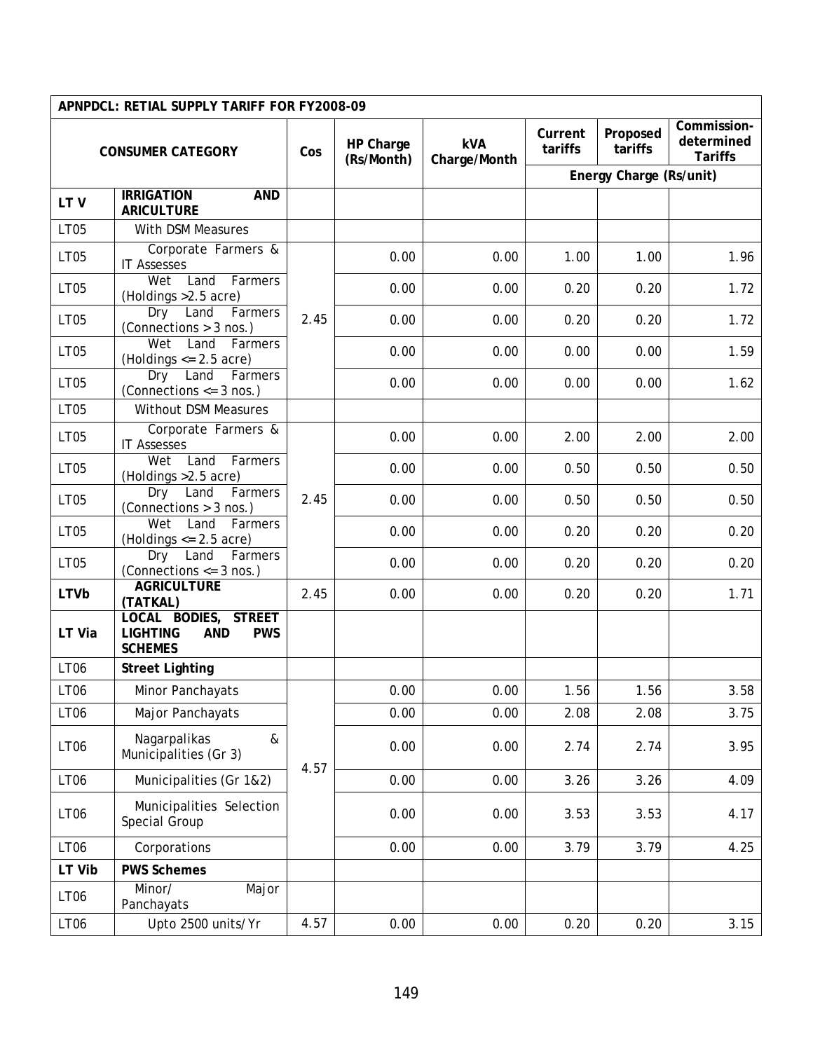| APNPDCL: RETAIL SUPPLY TARIFF FOR FY2008-09 | | | | | | | |
|---|---|---|---|---|---|---|---|
| CONSUMER CATEGORY | | Cos | HP Charge (Rs/Month) | kVA Charge/Month | Current tariffs | Proposed tariffs | Commission-determined Tariffs |
| | | | | | Energy Charge (Rs/unit) | | |
| **LT V** | **IRRIGATION AND ARICULTURE** | | | | | | |
| LT05 | With DSM Measures | | | | | | |
| LT05 | Corporate Farmers & IT Assesses | 2.45 | 0.00 | 0.00 | 1.00 | 1.00 | 1.96 |
| LT05 | Wet Land Farmers (Holdings >2.5 acre) | | 0.00 | 0.00 | 0.20 | 0.20 | 1.72 |
| LT05 | Dry Land Farmers (Connections > 3 nos.) | | 0.00 | 0.00 | 0.20 | 0.20 | 1.72 |
| LT05 | Wet Land Farmers (Holdings <= 2.5 acre) | | 0.00 | 0.00 | 0.00 | 0.00 | 1.59 |
| LT05 | Dry Land Farmers (Connections <= 3 nos.) | | 0.00 | 0.00 | 0.00 | 0.00 | 1.62 |
| LT05 | Without DSM Measures | | | | | | |
| LT05 | Corporate Farmers & IT Assesses | 2.45 | 0.00 | 0.00 | 2.00 | 2.00 | 2.00 |
| LT05 | Wet Land Farmers (Holdings >2.5 acre) | | 0.00 | 0.00 | 0.50 | 0.50 | 0.50 |
| LT05 | Dry Land Farmers (Connections > 3 nos.) | | 0.00 | 0.00 | 0.50 | 0.50 | 0.50 |
| LT05 | Wet Land Farmers (Holdings <= 2.5 acre) | | 0.00 | 0.00 | 0.20 | 0.20 | 0.20 |
| LT05 | Dry Land Farmers (Connections <= 3 nos.) | | 0.00 | 0.00 | 0.20 | 0.20 | 0.20 |
| **LTVb** | **AGRICULTURE (TATKAL)** | 2.45 | 0.00 | 0.00 | 0.20 | 0.20 | 1.71 |
| **LT Via** | **LOCAL BODIES, STREET LIGHTING AND PWS SCHEMES** | | | | | | |
| LT06 | **Street Lighting** | | | | | | |
| LT06 | Minor Panchayats | 4.57 | 0.00 | 0.00 | 1.56 | 1.56 | 3.58 |
| LT06 | Major Panchayats | | 0.00 | 0.00 | 2.08 | 2.08 | 3.75 |
| LT06 | Nagarpalikas & Municipalities (Gr 3) | | 0.00 | 0.00 | 2.74 | 2.74 | 3.95 |
| LT06 | Municipalities (Gr 1&2) | | 0.00 | 0.00 | 3.26 | 3.26 | 4.09 |
| LT06 | Municipalities Selection Special Group | | 0.00 | 0.00 | 3.53 | 3.53 | 4.17 |
| LT06 | Corporations | | 0.00 | 0.00 | 3.79 | 3.79 | 4.25 |
| **LT Vib** | **PWS Schemes** | | | | | | |
| LT06 | Minor/ Major Panchayats | | | | | | |
| LT06 | Upto 2500 units/Yr | 4.57 | 0.00 | 0.00 | 0.20 | 0.20 | 3.15 |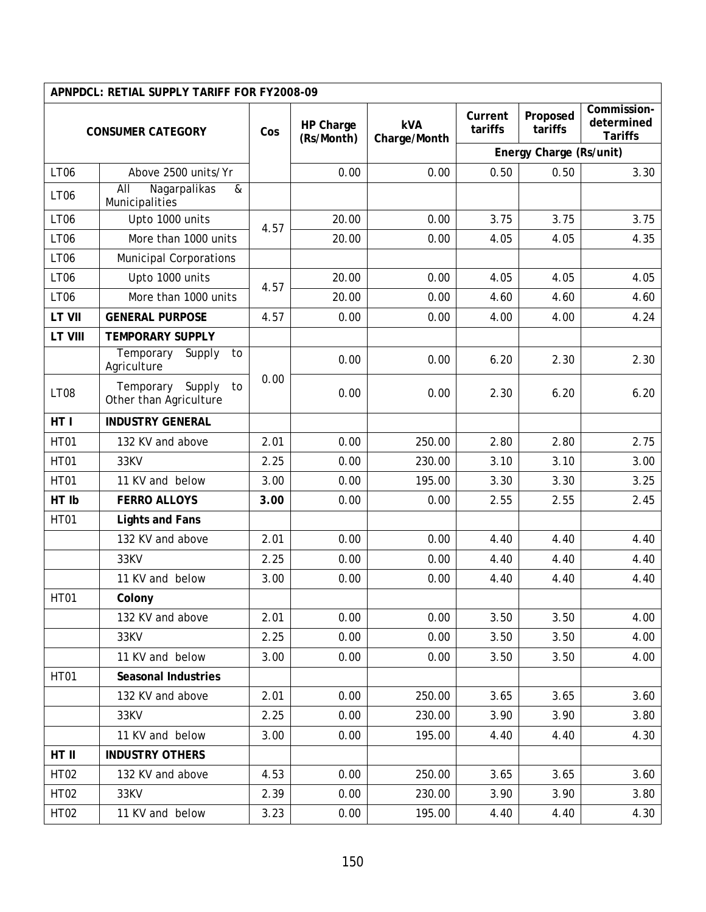| APNPDCL: RETAIL SUPPLY TARIFF FOR FY2008-09 | | | | | | | |
|---|---|---|---|---|---|---|---|
| CONSUMER CATEGORY | | Cos | HP Charge (Rs/Month) | kVA Charge/Month | Current tariffs | Proposed tariffs | Commission-determined Tariffs |
| | | | | | Energy Charge (Rs/unit) | | |
| LT06 | Above 2500 units/Yr | | 0.00 | 0.00 | 0.50 | 0.50 | 3.30 |
| LT06 | All Nagarpalikas & Municipalities | | | | | | |
| LT06 | Upto 1000 units | 4.57 | 20.00 | 0.00 | 3.75 | 3.75 | 3.75 |
| LT06 | More than 1000 units | | 20.00 | 0.00 | 4.05 | 4.05 | 4.35 |
| LT06 | Municipal Corporations | | | | | | |
| LT06 | Upto 1000 units | 4.57 | 20.00 | 0.00 | 4.05 | 4.05 | 4.05 |
| LT06 | More than 1000 units | | 20.00 | 0.00 | 4.60 | 4.60 | 4.60 |
| **LT VII** | **GENERAL PURPOSE** | 4.57 | 0.00 | 0.00 | 4.00 | 4.00 | 4.24 |
| **LT VIII** | **TEMPORARY SUPPLY** | | | | | | |
| | Temporary Supply to Agriculture | 0.00 | 0.00 | 0.00 | 6.20 | 2.30 | 2.30 |
| LT08 | Temporary Supply to Other than Agriculture | | 0.00 | 0.00 | 2.30 | 6.20 | 6.20 |
| **HT I** | **INDUSTRY GENERAL** | | | | | | |
| HT01 | 132 KV and above | 2.01 | 0.00 | 250.00 | 2.80 | 2.80 | 2.75 |
| HT01 | 33KV | 2.25 | 0.00 | 230.00 | 3.10 | 3.10 | 3.00 |
| HT01 | 11 KV and below | 3.00 | 0.00 | 195.00 | 3.30 | 3.30 | 3.25 |
| **HT Ib** | **FERRO ALLOYS** | **3.00** | 0.00 | 0.00 | 2.55 | 2.55 | 2.45 |
| HT01 | **Lights and Fans** | | | | | | |
| | 132 KV and above | 2.01 | 0.00 | 0.00 | 4.40 | 4.40 | 4.40 |
| | 33KV | 2.25 | 0.00 | 0.00 | 4.40 | 4.40 | 4.40 |
| | 11 KV and below | 3.00 | 0.00 | 0.00 | 4.40 | 4.40 | 4.40 |
| HT01 | **Colony** | | | | | | |
| | 132 KV and above | 2.01 | 0.00 | 0.00 | 3.50 | 3.50 | 4.00 |
| | 33KV | 2.25 | 0.00 | 0.00 | 3.50 | 3.50 | 4.00 |
| | 11 KV and below | 3.00 | 0.00 | 0.00 | 3.50 | 3.50 | 4.00 |
| HT01 | **Seasonal Industries** | | | | | | |
| | 132 KV and above | 2.01 | 0.00 | 250.00 | 3.65 | 3.65 | 3.60 |
| | 33KV | 2.25 | 0.00 | 230.00 | 3.90 | 3.90 | 3.80 |
| | 11 KV and below | 3.00 | 0.00 | 195.00 | 4.40 | 4.40 | 4.30 |
| **HT II** | **INDUSTRY OTHERS** | | | | | | |
| HT02 | 132 KV and above | 4.53 | 0.00 | 250.00 | 3.65 | 3.65 | 3.60 |
| HT02 | 33KV | 2.39 | 0.00 | 230.00 | 3.90 | 3.90 | 3.80 |
| HT02 | 11 KV and below | 3.23 | 0.00 | 195.00 | 4.40 | 4.40 | 4.30 |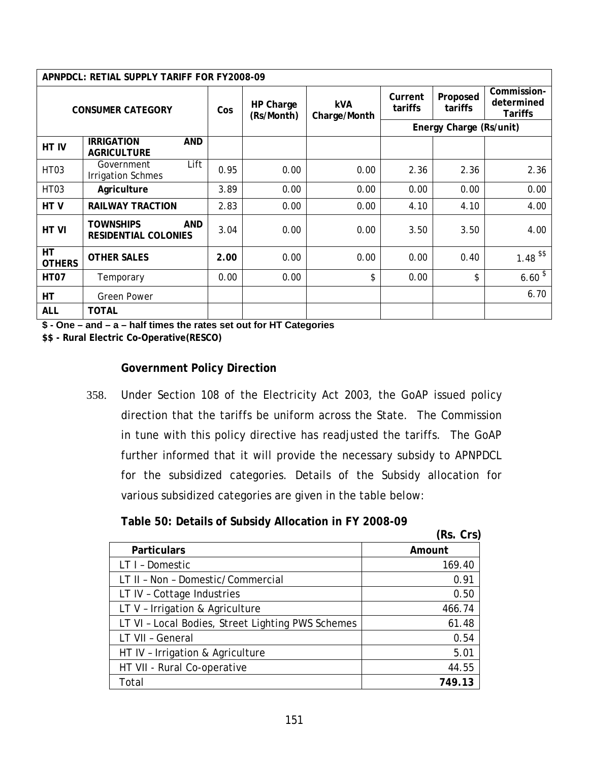| APNPDCL: RETAIL SUPPLY TARIFF FOR FY2008-09 | | | | | | | |
|---|---|---|---|---|---|---|---|
| **CONSUMER CATEGORY** | | **Cos** | **HP Charge (Rs/Month)** | **kVA Charge/Month** | **Current tariffs** | **Proposed tariffs** | **Commission-determined Tariffs** |
| | | | | | **Energy Charge (Rs/unit)** | | |
| **HT IV** | **IRRIGATION AND AGRICULTURE** | | | | | | |
| HT03 | Government Lift Irrigation Schmes | 0.95 | 0.00 | 0.00 | 2.36 | 2.36 | 2.36 |
| HT03 | **Agriculture** | 3.89 | 0.00 | 0.00 | 0.00 | 0.00 | 0.00 |
| **HT V** | **RAILWAY TRACTION** | 2.83 | 0.00 | 0.00 | 4.10 | 4.10 | 4.00 |
| **HT VI** | **TOWNSHIPS AND RESIDENTIAL COLONIES** | 3.04 | 0.00 | 0.00 | 3.50 | 3.50 | 4.00 |
| **HT OTHERS** | **OTHER SALES** | **2.00** | 0.00 | 0.00 | 0.00 | 0.40 | 1.48 $$ |
| **HT07** | Temporary | 0.00 | 0.00 | $ | 0.00 | $ | 6.60 $ |
| **HT** | Green Power | | | | | | 6.70 |
| **ALL** | **TOTAL** | | | | | | |

**$ - One – and – a – half times the rates set out for HT Categories**

**$$ - Rural Electric Co-Operative(RESCO)**

**Government Policy Direction**

358. Under Section 108 of the Electricity Act 2003, the GoAP issued policy direction that the tariffs be uniform across the State. The Commission in tune with this policy directive has readjusted the tariffs. The GoAP further informed that it will provide the necessary subsidy to APNPDCL for the subsidized categories. Details of the Subsidy allocation for various subsidized categories are given in the table below:

**Table 50: Details of Subsidy Allocation in FY 2008-09**

**(Rs. Crs)**

| Particulars | Amount |
|---|---|
| LT I – Domestic | 169.40 |
| LT II – Non – Domestic/Commercial | 0.91 |
| LT IV – Cottage Industries | 0.50 |
| LT V – Irrigation & Agriculture | 466.74 |
| LT VI – Local Bodies, Street Lighting PWS Schemes | 61.48 |
| LT VII – General | 0.54 |
| HT IV – Irrigation & Agriculture | 5.01 |
| HT VII - Rural Co-operative | 44.55 |
| Total | **749.13** |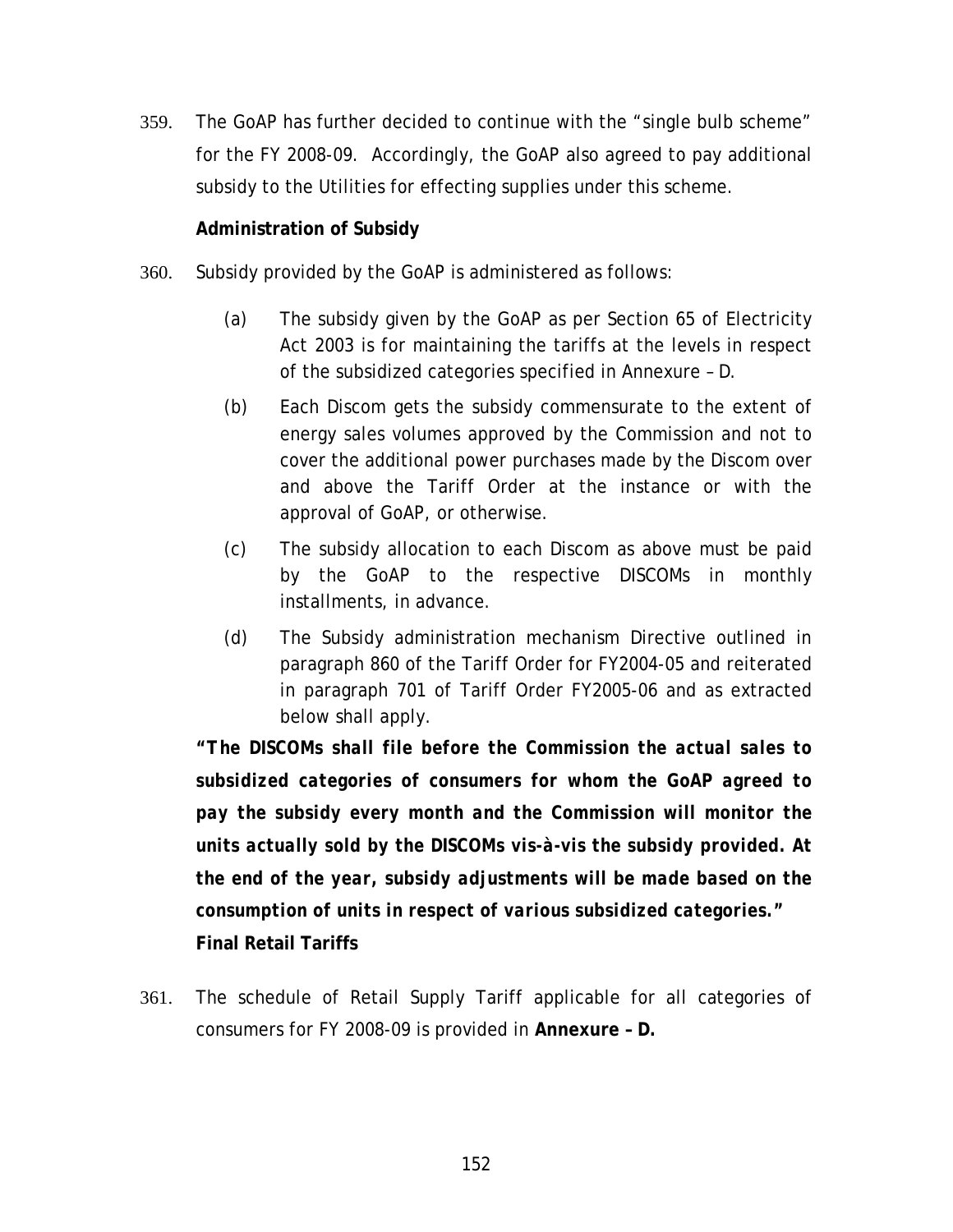359. The GoAP has further decided to continue with the "single bulb scheme" for the FY 2008-09. Accordingly, the GoAP also agreed to pay additional subsidy to the Utilities for effecting supplies under this scheme.

**Administration of Subsidy**

360. Subsidy provided by the GoAP is administered as follows:

(a) The subsidy given by the GoAP as per Section 65 of Electricity Act 2003 is for maintaining the tariffs at the levels in respect of the subsidized categories specified in Annexure – D.

(b) Each Discom gets the subsidy commensurate to the extent of energy sales volumes approved by the Commission and not to cover the additional power purchases made by the Discom over and above the Tariff Order at the instance or with the approval of GoAP, or otherwise.

(c) The subsidy allocation to each Discom as above must be paid by the GoAP to the respective DISCOMs in monthly installments, in advance.

(d) The Subsidy administration mechanism Directive outlined in paragraph 860 of the Tariff Order for FY2004-05 and reiterated in paragraph 701 of Tariff Order FY2005-06 and as extracted below shall apply.

***"The DISCOMs shall file before the Commission the actual sales to subsidized categories of consumers for whom the GoAP agreed to pay the subsidy every month and the Commission will monitor the units actually sold by the DISCOMs vis-à-vis the subsidy provided. At the end of the year, subsidy adjustments will be made based on the consumption of units in respect of various subsidized categories."***

**Final Retail Tariffs**

361. The schedule of Retail Supply Tariff applicable for all categories of consumers for FY 2008-09 is provided in **Annexure – D.**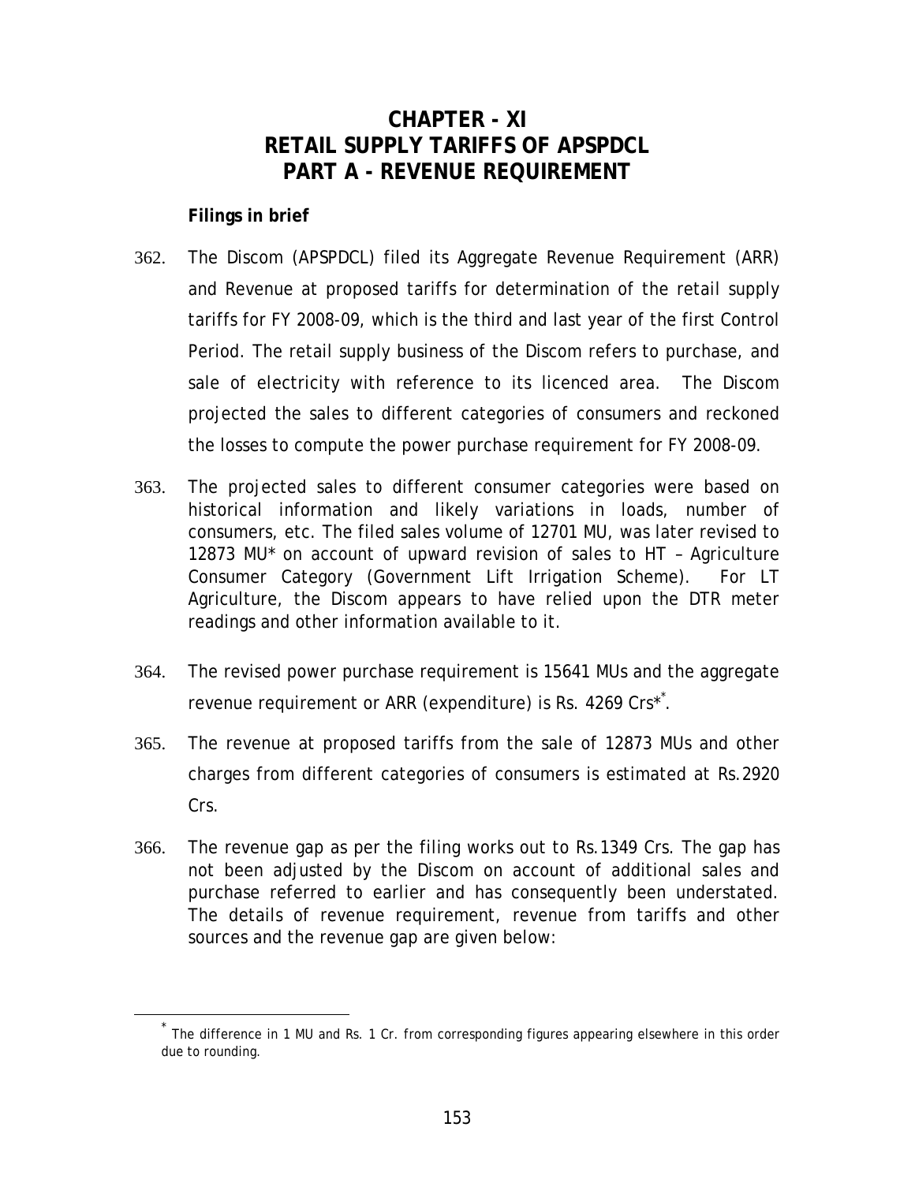# CHAPTER - XI
# RETAIL SUPPLY TARIFFS OF APSPDCL
# PART A - REVENUE REQUIREMENT

**Filings in brief**

362. The Discom (APSPDCL) filed its Aggregate Revenue Requirement (ARR) and Revenue at proposed tariffs for determination of the retail supply tariffs for FY 2008-09, which is the third and last year of the first Control Period. The retail supply business of the Discom refers to purchase, and sale of electricity with reference to its licenced area. The Discom projected the sales to different categories of consumers and reckoned the losses to compute the power purchase requirement for FY 2008-09.

363. The projected sales to different consumer categories were based on historical information and likely variations in loads, number of consumers, etc. The filed sales volume of 12701 MU, was later revised to 12873 MU* on account of upward revision of sales to HT – Agriculture Consumer Category (Government Lift Irrigation Scheme). For LT Agriculture, the Discom appears to have relied upon the DTR meter readings and other information available to it.

364. The revised power purchase requirement is 15641 MUs and the aggregate revenue requirement or ARR (expenditure) is Rs. 4269 Crs*[*].

365. The revenue at proposed tariffs from the sale of 12873 MUs and other charges from different categories of consumers is estimated at Rs.2920 Crs.

366. The revenue gap as per the filing works out to Rs.1349 Crs. The gap has not been adjusted by the Discom on account of additional sales and purchase referred to earlier and has consequently been understated. The details of revenue requirement, revenue from tariffs and other sources and the revenue gap are given below:

[*] The difference in 1 MU and Rs. 1 Cr. from corresponding figures appearing elsewhere in this order due to rounding.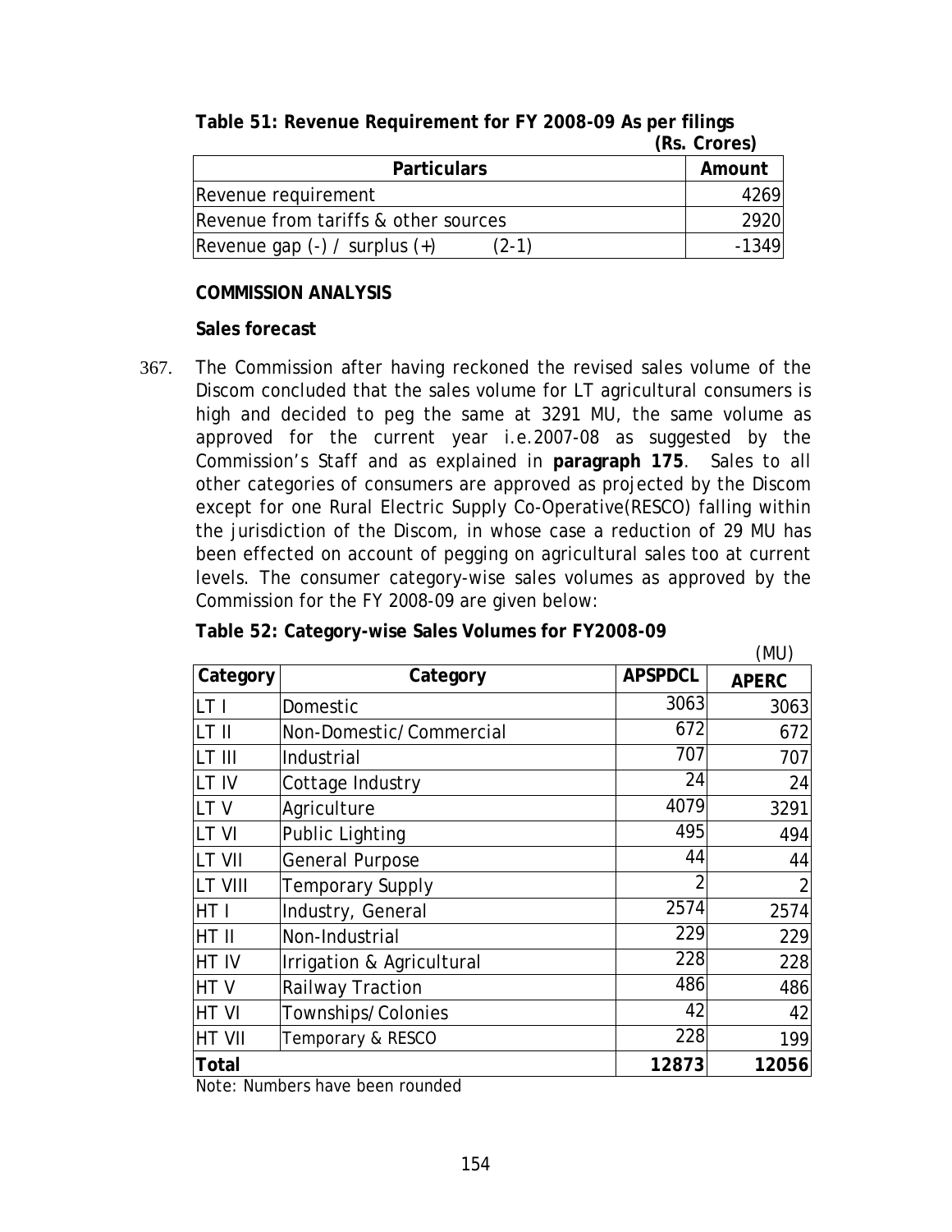**Table 51: Revenue Requirement for FY 2008-09 As per filings**

**(Rs. Crores)**

| Particulars | Amount |
|---|---|
| Revenue requirement | 4269 |
| Revenue from tariffs & other sources | 2920 |
| Revenue gap (-) / surplus (+) (2-1) | -1349 |

**COMMISSION ANALYSIS**

**Sales forecast**

367. The Commission after having reckoned the revised sales volume of the Discom concluded that the sales volume for LT agricultural consumers is high and decided to peg the same at 3291 MU, the same volume as approved for the current year i.e.2007-08 as suggested by the Commission's Staff and as explained in **paragraph 175**. Sales to all other categories of consumers are approved as projected by the Discom except for one Rural Electric Supply Co-Operative(RESCO) falling within the jurisdiction of the Discom, in whose case a reduction of 29 MU has been effected on account of pegging on agricultural sales too at current levels. The consumer category-wise sales volumes as approved by the Commission for the FY 2008-09 are given below:

**Table 52: Category-wise Sales Volumes for FY2008-09**

(MU)

| Category | Category | APSPDCL | APERC |
|---|---|---|---|
| LT I | Domestic | 3063 | 3063 |
| LT II | Non-Domestic/Commercial | 672 | 672 |
| LT III | Industrial | 707 | 707 |
| LT IV | Cottage Industry | 24 | 24 |
| LT V | Agriculture | 4079 | 3291 |
| LT VI | Public Lighting | 495 | 494 |
| LT VII | General Purpose | 44 | 44 |
| LT VIII | Temporary Supply | 2 | 2 |
| HT I | Industry, General | 2574 | 2574 |
| HT II | Non-Industrial | 229 | 229 |
| HT IV | Irrigation & Agricultural | 228 | 228 |
| HT V | Railway Traction | 486 | 486 |
| HT VI | Townships/Colonies | 42 | 42 |
| HT VII | Temporary & RESCO | 228 | 199 |
| **Total** | | **12873** | **12056** |

Note: Numbers have been rounded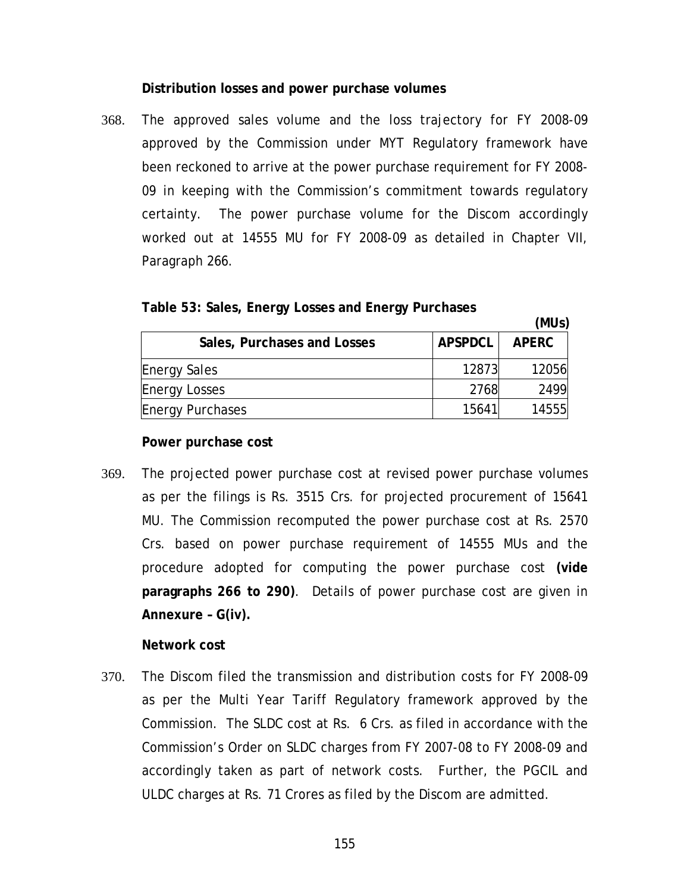**Distribution losses and power purchase volumes**

368. The approved sales volume and the loss trajectory for FY 2008-09 approved by the Commission under MYT Regulatory framework have been reckoned to arrive at the power purchase requirement for FY 2008-09 in keeping with the Commission's commitment towards regulatory certainty. The power purchase volume for the Discom accordingly worked out at 14555 MU for FY 2008-09 as detailed in Chapter VII, Paragraph 266.

**Table 53: Sales, Energy Losses and Energy Purchases**

**(MUs)**

| Sales, Purchases and Losses | APSPDCL | APERC |
|---|---|---|
| Energy Sales | 12873 | 12056 |
| Energy Losses | 2768 | 2499 |
| Energy Purchases | 15641 | 14555 |

**Power purchase cost**

369. The projected power purchase cost at revised power purchase volumes as per the filings is Rs. 3515 Crs. for projected procurement of 15641 MU. The Commission recomputed the power purchase cost at Rs. 2570 Crs. based on power purchase requirement of 14555 MUs and the procedure adopted for computing the power purchase cost **(vide paragraphs 266 to 290)**. Details of power purchase cost are given in **Annexure – G(iv).**

**Network cost**

370. The Discom filed the transmission and distribution costs for FY 2008-09 as per the Multi Year Tariff Regulatory framework approved by the Commission. The SLDC cost at Rs. 6 Crs. as filed in accordance with the Commission's Order on SLDC charges from FY 2007-08 to FY 2008-09 and accordingly taken as part of network costs. Further, the PGCIL and ULDC charges at Rs. 71 Crores as filed by the Discom are admitted.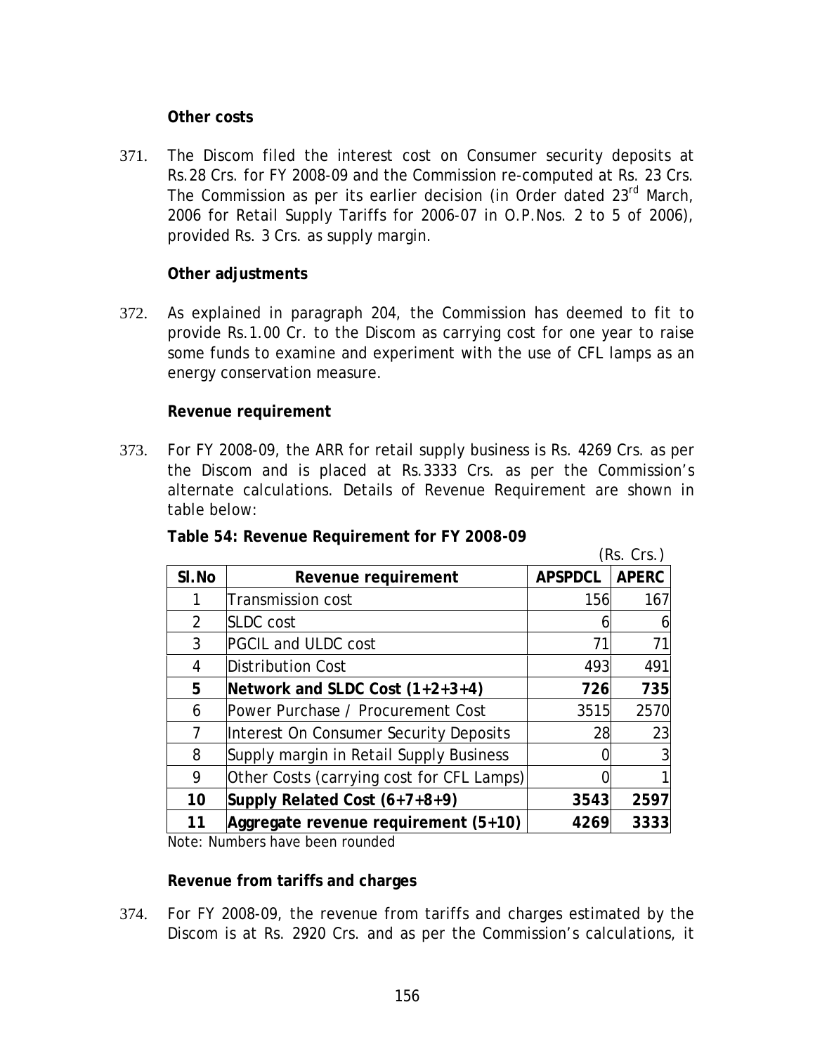**Other costs**

371. The Discom filed the interest cost on Consumer security deposits at Rs.28 Crs. for FY 2008-09 and the Commission re-computed at Rs. 23 Crs. The Commission as per its earlier decision (in Order dated 23rd March, 2006 for Retail Supply Tariffs for 2006-07 in O.P.Nos. 2 to 5 of 2006), provided Rs. 3 Crs. as supply margin.

**Other adjustments**

372. As explained in paragraph 204, the Commission has deemed to fit to provide Rs.1.00 Cr. to the Discom as carrying cost for one year to raise some funds to examine and experiment with the use of CFL lamps as an energy conservation measure.

**Revenue requirement**

373. For FY 2008-09, the ARR for retail supply business is Rs. 4269 Crs. as per the Discom and is placed at Rs.3333 Crs. as per the Commission's alternate calculations. Details of Revenue Requirement are shown in table below:

**Table 54: Revenue Requirement for FY 2008-09**

(Rs. Crs.)

| Sl.No | Revenue requirement | APSPDCL | APERC |
|---|---|---|---|
| 1 | Transmission cost | 156 | 167 |
| 2 | SLDC cost | 6 | 6 |
| 3 | PGCIL and ULDC cost | 71 | 71 |
| 4 | Distribution Cost | 493 | 491 |
| **5** | **Network and SLDC Cost (1+2+3+4)** | **726** | **735** |
| 6 | Power Purchase / Procurement Cost | 3515 | 2570 |
| 7 | Interest On Consumer Security Deposits | 28 | 23 |
| 8 | Supply margin in Retail Supply Business | 0 | 3 |
| 9 | Other Costs (carrying cost for CFL Lamps) | 0 | 1 |
| **10** | **Supply Related Cost (6+7+8+9)** | **3543** | **2597** |
| **11** | **Aggregate revenue requirement (5+10)** | **4269** | **3333** |

Note: Numbers have been rounded

**Revenue from tariffs and charges**

374. For FY 2008-09, the revenue from tariffs and charges estimated by the Discom is at Rs. 2920 Crs. and as per the Commission's calculations, it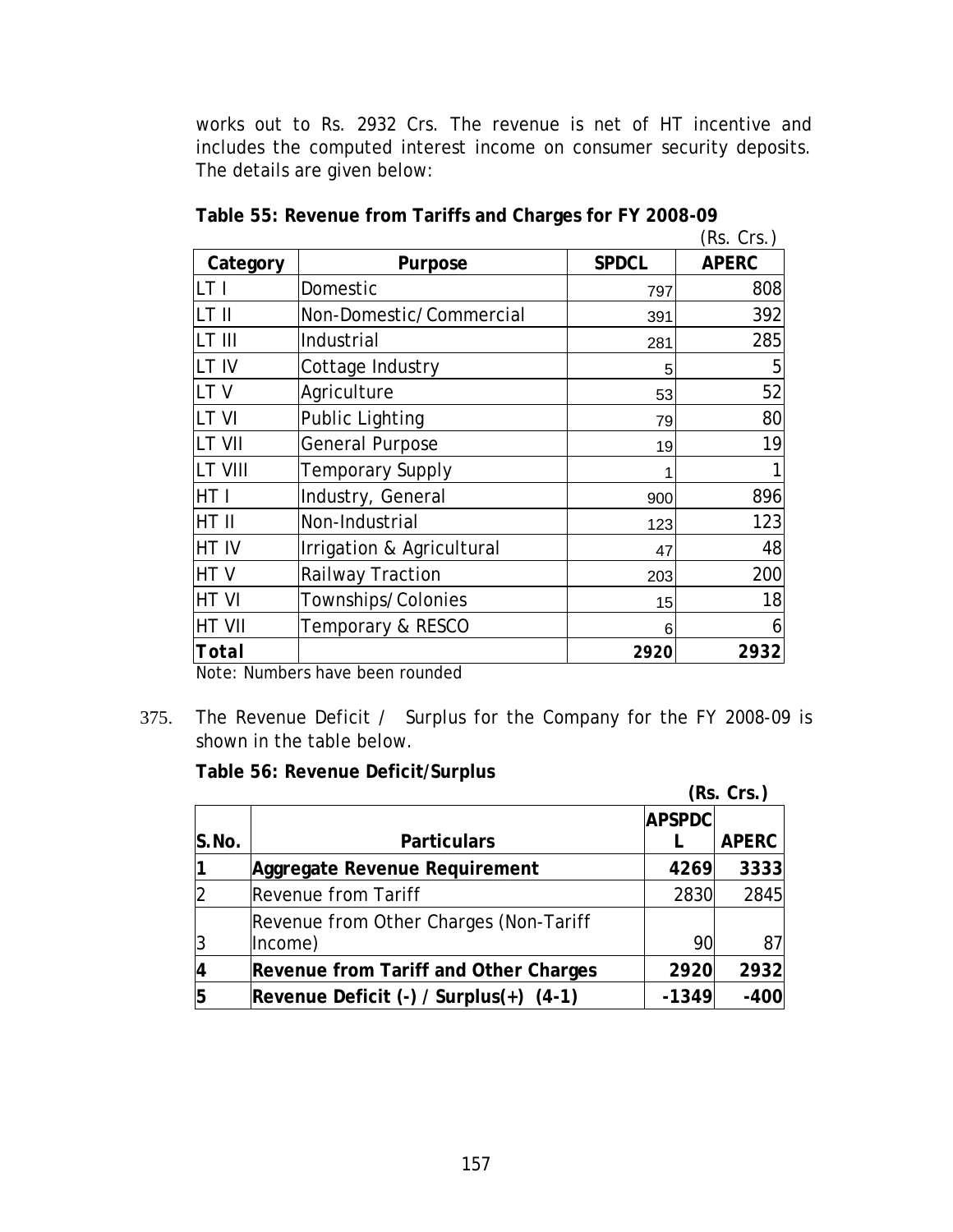works out to Rs. 2932 Crs. The revenue is net of HT incentive and includes the computed interest income on consumer security deposits. The details are given below:

**Table 55: Revenue from Tariffs and Charges for FY 2008-09**

(Rs. Crs.)

| Category | Purpose | SPDCL | APERC |
|---|---|---|---|
| LT I | Domestic | 797 | 808 |
| LT II | Non-Domestic/Commercial | 391 | 392 |
| LT III | Industrial | 281 | 285 |
| LT IV | Cottage Industry | 5 | 5 |
| LT V | Agriculture | 53 | 52 |
| LT VI | Public Lighting | 79 | 80 |
| LT VII | General Purpose | 19 | 19 |
| LT VIII | Temporary Supply | 1 | 1 |
| HT I | Industry, General | 900 | 896 |
| HT II | Non-Industrial | 123 | 123 |
| HT IV | Irrigation & Agricultural | 47 | 48 |
| HT V | Railway Traction | 203 | 200 |
| HT VI | Townships/Colonies | 15 | 18 |
| HT VII | Temporary & RESCO | 6 | 6 |
| **Total** | | **2920** | **2932** |

Note: Numbers have been rounded

375. The Revenue Deficit / Surplus for the Company for the FY 2008-09 is shown in the table below.

**Table 56: Revenue Deficit/Surplus**

**(Rs. Crs.)**

| S.No. | Particulars | APSPDCL | APERC |
|---|---|---|---|
| 1 | **Aggregate Revenue Requirement** | **4269** | **3333** |
| 2 | Revenue from Tariff | 2830 | 2845 |
| 3 | Revenue from Other Charges (Non-Tariff Income) | 90 | 87 |
| 4 | **Revenue from Tariff and Other Charges** | **2920** | **2932** |
| 5 | **Revenue Deficit (-) / Surplus(+) (4-1)** | **-1349** | **-400** |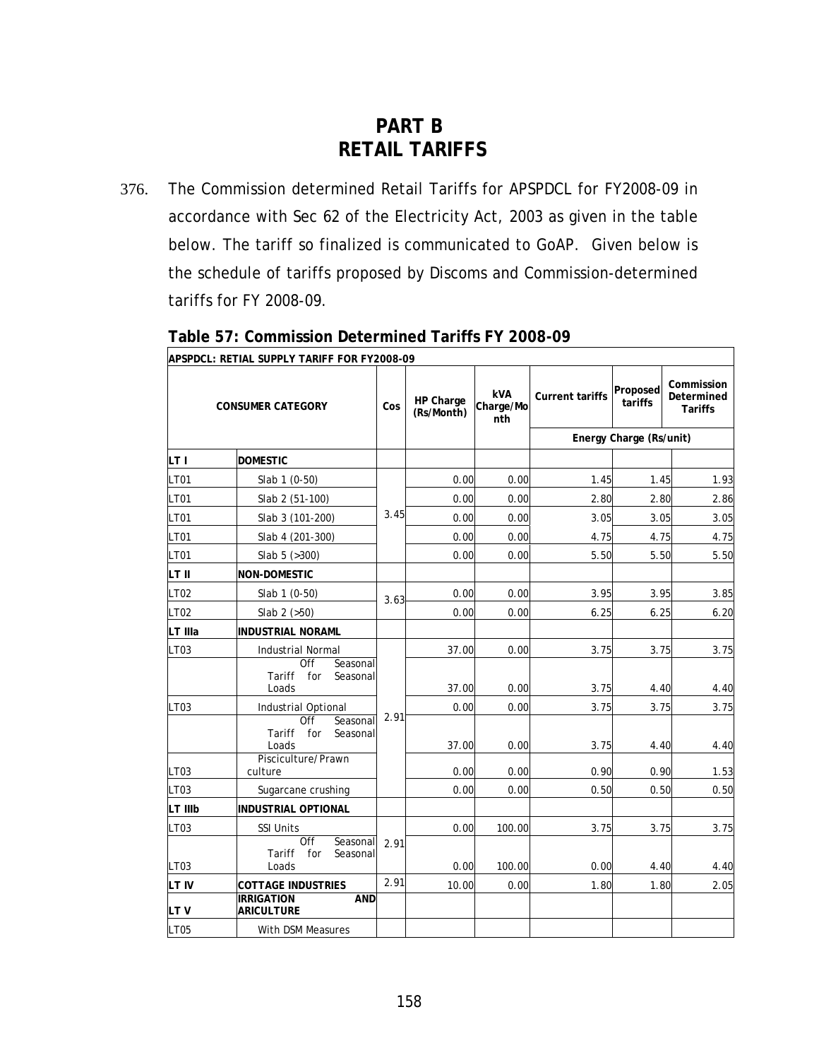# PART B
# RETAIL TARIFFS

376. The Commission determined Retail Tariffs for APSPDCL for FY2008-09 in accordance with Sec 62 of the Electricity Act, 2003 as given in the table below. The tariff so finalized is communicated to GoAP. Given below is the schedule of tariffs proposed by Discoms and Commission-determined tariffs for FY 2008-09.

**Table 57: Commission Determined Tariffs FY 2008-09**

| APSPDCL: RETIAL SUPPLY TARIFF FOR FY2008-09 | | | | | | | |
|---|---|---|---|---|---|---|---|
| CONSUMER CATEGORY | | Cos | HP Charge (Rs/Month) | kVA Charge/Month | Current tariffs | Proposed tariffs | Commission Determined Tariffs |
| | | | | | Energy Charge (Rs/unit) | | |
| LT I | DOMESTIC | | | | | | |
| LT01 | Slab 1 (0-50) | 3.45 | 0.00 | 0.00 | 1.45 | 1.45 | 1.93 |
| LT01 | Slab 2 (51-100) | | 0.00 | 0.00 | 2.80 | 2.80 | 2.86 |
| LT01 | Slab 3 (101-200) | | 0.00 | 0.00 | 3.05 | 3.05 | 3.05 |
| LT01 | Slab 4 (201-300) | | 0.00 | 0.00 | 4.75 | 4.75 | 4.75 |
| LT01 | Slab 5 (>300) | | 0.00 | 0.00 | 5.50 | 5.50 | 5.50 |
| LT II | NON-DOMESTIC | | | | | | |
| LT02 | Slab 1 (0-50) | 3.63 | 0.00 | 0.00 | 3.95 | 3.95 | 3.85 |
| LT02 | Slab 2 (>50) | | 0.00 | 0.00 | 6.25 | 6.25 | 6.20 |
| LT IIIa | INDUSTRIAL NORAML | | | | | | |
| LT03 | Industrial Normal | 2.91 | 37.00 | 0.00 | 3.75 | 3.75 | 3.75 |
| | Off Seasonal Tariff for Seasonal Loads | | 37.00 | 0.00 | 3.75 | 4.40 | 4.40 |
| LT03 | Industrial Optional | | 0.00 | 0.00 | 3.75 | 3.75 | 3.75 |
| | Off Seasonal Tariff for Seasonal Loads | | 37.00 | 0.00 | 3.75 | 4.40 | 4.40 |
| LT03 | Pisciculture/Prawn culture | | 0.00 | 0.00 | 0.90 | 0.90 | 1.53 |
| LT03 | Sugarcane crushing | | 0.00 | 0.00 | 0.50 | 0.50 | 0.50 |
| LT IIIb | INDUSTRIAL OPTIONAL | | | | | | |
| LT03 | SSI Units | 2.91 | 0.00 | 100.00 | 3.75 | 3.75 | 3.75 |
| LT03 | Off Seasonal Tariff for Seasonal Loads | | 0.00 | 100.00 | 0.00 | 4.40 | 4.40 |
| LT IV | COTTAGE INDUSTRIES | 2.91 | 10.00 | 0.00 | 1.80 | 1.80 | 2.05 |
| LT V | IRRIGATION AND ARICULTURE | | | | | | |
| LT05 | With DSM Measures | | | | | | |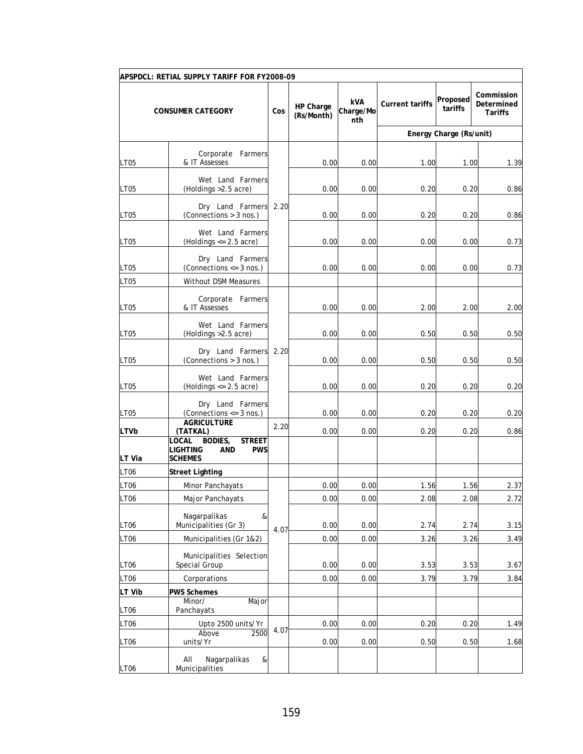| APSPDCL: RETIAL SUPPLY TARIFF FOR FY2008-09 | | | | | | | |
|---|---|---|---|---|---|---|---|
| CONSUMER CATEGORY | | Cos | HP Charge (Rs/Month) | kVA Charge/Month | Current tariffs | Proposed tariffs | Commission Determined Tariffs |
| | | | | | Energy Charge (Rs/unit) | | |
| LT05 | Corporate Farmers & IT Assesses | 2.20 | 0.00 | 0.00 | 1.00 | 1.00 | 1.39 |
| LT05 | Wet Land Farmers (Holdings >2.5 acre) | | 0.00 | 0.00 | 0.20 | 0.20 | 0.86 |
| LT05 | Dry Land Farmers (Connections > 3 nos.) | | 0.00 | 0.00 | 0.20 | 0.20 | 0.86 |
| LT05 | Wet Land Farmers (Holdings <= 2.5 acre) | | 0.00 | 0.00 | 0.00 | 0.00 | 0.73 |
| LT05 | Dry Land Farmers (Connections <= 3 nos.) | | 0.00 | 0.00 | 0.00 | 0.00 | 0.73 |
| LT05 | Without DSM Measures | | | | | | |
| LT05 | Corporate Farmers & IT Assesses | 2.20 | 0.00 | 0.00 | 2.00 | 2.00 | 2.00 |
| LT05 | Wet Land Farmers (Holdings >2.5 acre) | | 0.00 | 0.00 | 0.50 | 0.50 | 0.50 |
| LT05 | Dry Land Farmers (Connections > 3 nos.) | | 0.00 | 0.00 | 0.50 | 0.50 | 0.50 |
| LT05 | Wet Land Farmers (Holdings <= 2.5 acre) | | 0.00 | 0.00 | 0.20 | 0.20 | 0.20 |
| LT05 | Dry Land Farmers (Connections <= 3 nos.) | | 0.00 | 0.00 | 0.20 | 0.20 | 0.20 |
| **LTVb** | **AGRICULTURE (TATKAL)** | 2.20 | 0.00 | 0.00 | 0.20 | 0.20 | 0.86 |
| **LT Via** | **LOCAL BODIES, STREET LIGHTING AND PWS SCHEMES** | | | | | | |
| LT06 | **Street Lighting** | | | | | | |
| LT06 | Minor Panchayats | 4.07 | 0.00 | 0.00 | 1.56 | 1.56 | 2.37 |
| LT06 | Major Panchayats | | 0.00 | 0.00 | 2.08 | 2.08 | 2.72 |
| LT06 | Nagarpalikas & Municipalities (Gr 3) | | 0.00 | 0.00 | 2.74 | 2.74 | 3.15 |
| LT06 | Municipalities (Gr 1&2) | | 0.00 | 0.00 | 3.26 | 3.26 | 3.49 |
| LT06 | Municipalities Selection Special Group | | 0.00 | 0.00 | 3.53 | 3.53 | 3.67 |
| LT06 | Corporations | | 0.00 | 0.00 | 3.79 | 3.79 | 3.84 |
| **LT Vib** | **PWS Schemes** | | | | | | |
| LT06 | Minor/ Major Panchayats | | | | | | |
| LT06 | Upto 2500 units/Yr | 4.07 | 0.00 | 0.00 | 0.20 | 0.20 | 1.49 |
| LT06 | Above 2500 units/Yr | | 0.00 | 0.00 | 0.50 | 0.50 | 1.68 |
| LT06 | All Nagarpalikas & Municipalities | | | | | | |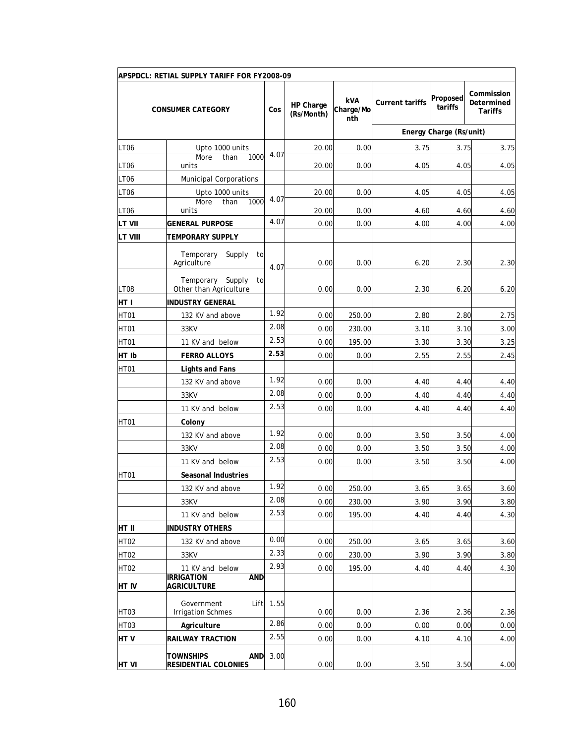| APSPDCL: RETIAL SUPPLY TARIFF FOR FY2008-09 | | | | | | | | |
|---|---|---|---|---|---|---|---|---|
| CONSUMER CATEGORY | | Cos | HP Charge (Rs/Month) | kVA Charge/Month | Current tariffs | Proposed tariffs | Commission Determined Tariffs |
| | | | | | Energy Charge (Rs/unit) | | |
| LT06 | Upto 1000 units | 4.07 | 20.00 | 0.00 | 3.75 | 3.75 | 3.75 |
| LT06 | More than 1000 units | | 20.00 | 0.00 | 4.05 | 4.05 | 4.05 |
| LT06 | Municipal Corporations | | | | | | |
| LT06 | Upto 1000 units | 4.07 | 20.00 | 0.00 | 4.05 | 4.05 | 4.05 |
| LT06 | More than 1000 units | | 20.00 | 0.00 | 4.60 | 4.60 | 4.60 |
| **LT VII** | **GENERAL PURPOSE** | 4.07 | 0.00 | 0.00 | 4.00 | 4.00 | 4.00 |
| **LT VIII** | **TEMPORARY SUPPLY** | | | | | | |
| | Temporary Supply to Agriculture | 4.07 | 0.00 | 0.00 | 6.20 | 2.30 | 2.30 |
| LT08 | Temporary Supply to Other than Agriculture | | 0.00 | 0.00 | 2.30 | 6.20 | 6.20 |
| **HT I** | **INDUSTRY GENERAL** | | | | | | |
| HT01 | 132 KV and above | 1.92 | 0.00 | 250.00 | 2.80 | 2.80 | 2.75 |
| HT01 | 33KV | 2.08 | 0.00 | 230.00 | 3.10 | 3.10 | 3.00 |
| HT01 | 11 KV and below | 2.53 | 0.00 | 195.00 | 3.30 | 3.30 | 3.25 |
| **HT Ib** | **FERRO ALLOYS** | **2.53** | 0.00 | 0.00 | 2.55 | 2.55 | 2.45 |
| HT01 | **Lights and Fans** | | | | | | |
| | 132 KV and above | 1.92 | 0.00 | 0.00 | 4.40 | 4.40 | 4.40 |
| | 33KV | 2.08 | 0.00 | 0.00 | 4.40 | 4.40 | 4.40 |
| | 11 KV and below | 2.53 | 0.00 | 0.00 | 4.40 | 4.40 | 4.40 |
| HT01 | **Colony** | | | | | | |
| | 132 KV and above | 1.92 | 0.00 | 0.00 | 3.50 | 3.50 | 4.00 |
| | 33KV | 2.08 | 0.00 | 0.00 | 3.50 | 3.50 | 4.00 |
| | 11 KV and below | 2.53 | 0.00 | 0.00 | 3.50 | 3.50 | 4.00 |
| HT01 | **Seasonal Industries** | | | | | | |
| | 132 KV and above | 1.92 | 0.00 | 250.00 | 3.65 | 3.65 | 3.60 |
| | 33KV | 2.08 | 0.00 | 230.00 | 3.90 | 3.90 | 3.80 |
| | 11 KV and below | 2.53 | 0.00 | 195.00 | 4.40 | 4.40 | 4.30 |
| **HT II** | **INDUSTRY OTHERS** | | | | | | |
| HT02 | 132 KV and above | 0.00 | 0.00 | 250.00 | 3.65 | 3.65 | 3.60 |
| HT02 | 33KV | 2.33 | 0.00 | 230.00 | 3.90 | 3.90 | 3.80 |
| HT02 | 11 KV and below | 2.93 | 0.00 | 195.00 | 4.40 | 4.40 | 4.30 |
| **HT IV** | **IRRIGATION AND AGRICULTURE** | | | | | | |
| HT03 | Government Lift Irrigation Schmes | 1.55 | 0.00 | 0.00 | 2.36 | 2.36 | 2.36 |
| HT03 | **Agriculture** | 2.86 | 0.00 | 0.00 | 0.00 | 0.00 | 0.00 |
| **HT V** | **RAILWAY TRACTION** | 2.55 | 0.00 | 0.00 | 4.10 | 4.10 | 4.00 |
| **HT VI** | **TOWNSHIPS AND RESIDENTIAL COLONIES** | 3.00 | 0.00 | 0.00 | 3.50 | 3.50 | 4.00 |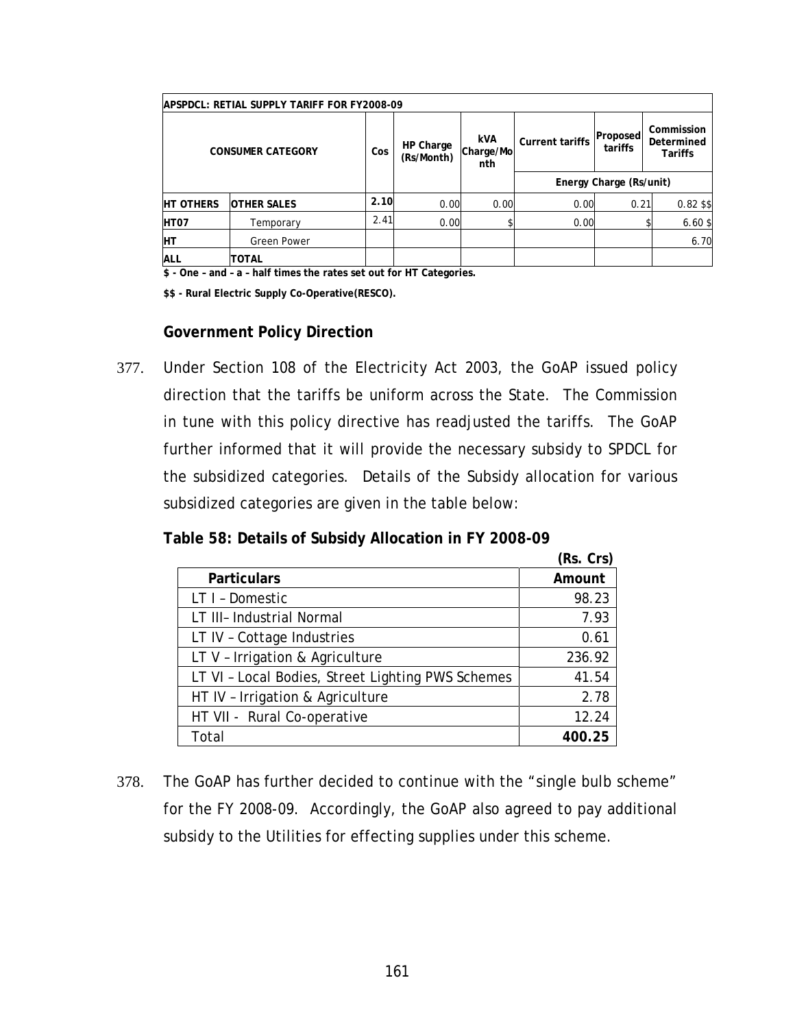| APSPDCL: RETIAL SUPPLY TARIFF FOR FY2008-09 | | | | | | | |
|---|---|---|---|---|---|---|---|
| CONSUMER CATEGORY | | Cos | HP Charge (Rs/Month) | kVA Charge/Month | Current tariffs | Proposed tariffs | Commission Determined Tariffs |
| | | | | | Energy Charge (Rs/unit) | | |
| HT OTHERS | OTHER SALES | 2.10 | 0.00 | 0.00 | 0.00 | 0.21 | 0.82 $$ |
| HT07 | Temporary | 2.41 | 0.00 | $ | 0.00 | $ | 6.60 $ |
| HT | Green Power | | | | | | 6.70 |
| ALL | TOTAL | | | | | | |

**$ - One – and – a – half times the rates set out for HT Categories.**

**$$ - Rural Electric Supply Co-Operative(RESCO).**

### Government Policy Direction

377. Under Section 108 of the Electricity Act 2003, the GoAP issued policy direction that the tariffs be uniform across the State. The Commission in tune with this policy directive has readjusted the tariffs. The GoAP further informed that it will provide the necessary subsidy to SPDCL for the subsidized categories. Details of the Subsidy allocation for various subsidized categories are given in the table below:

**Table 58: Details of Subsidy Allocation in FY 2008-09**

**(Rs. Crs)**

| Particulars | Amount |
|---|---|
| LT I – Domestic | 98.23 |
| LT III– Industrial Normal | 7.93 |
| LT IV – Cottage Industries | 0.61 |
| LT V – Irrigation & Agriculture | 236.92 |
| LT VI – Local Bodies, Street Lighting PWS Schemes | 41.54 |
| HT IV – Irrigation & Agriculture | 2.78 |
| HT VII - Rural Co-operative | 12.24 |
| Total | **400.25** |

378. The GoAP has further decided to continue with the "single bulb scheme" for the FY 2008-09. Accordingly, the GoAP also agreed to pay additional subsidy to the Utilities for effecting supplies under this scheme.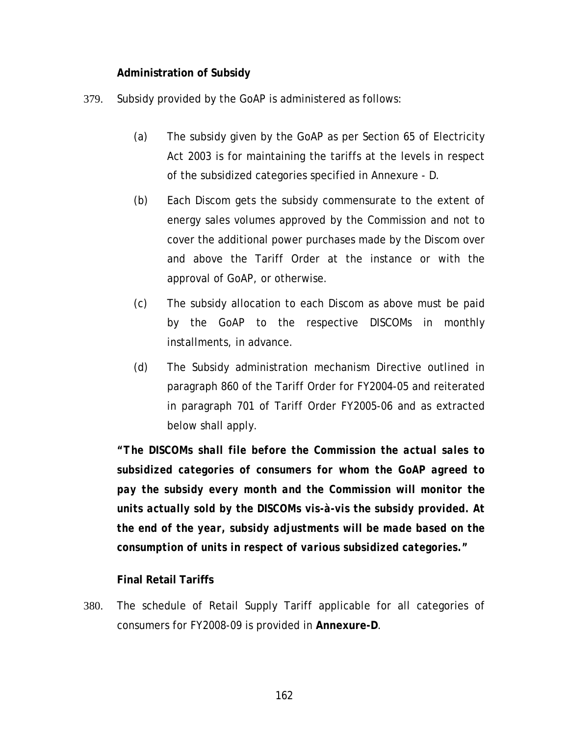**Administration of Subsidy**

379. Subsidy provided by the GoAP is administered as follows:

(a) The subsidy given by the GoAP as per Section 65 of Electricity Act 2003 is for maintaining the tariffs at the levels in respect of the subsidized categories specified in Annexure - D.

(b) Each Discom gets the subsidy commensurate to the extent of energy sales volumes approved by the Commission and not to cover the additional power purchases made by the Discom over and above the Tariff Order at the instance or with the approval of GoAP, or otherwise.

(c) The subsidy allocation to each Discom as above must be paid by the GoAP to the respective DISCOMs in monthly installments, in advance.

(d) The Subsidy administration mechanism Directive outlined in paragraph 860 of the Tariff Order for FY2004-05 and reiterated in paragraph 701 of Tariff Order FY2005-06 and as extracted below shall apply.

***"The DISCOMs shall file before the Commission the actual sales to subsidized categories of consumers for whom the GoAP agreed to pay the subsidy every month and the Commission will monitor the units actually sold by the DISCOMs vis-à-vis the subsidy provided. At the end of the year, subsidy adjustments will be made based on the consumption of units in respect of various subsidized categories."***

**Final Retail Tariffs**

380. The schedule of Retail Supply Tariff applicable for all categories of consumers for FY2008-09 is provided in **Annexure-D**.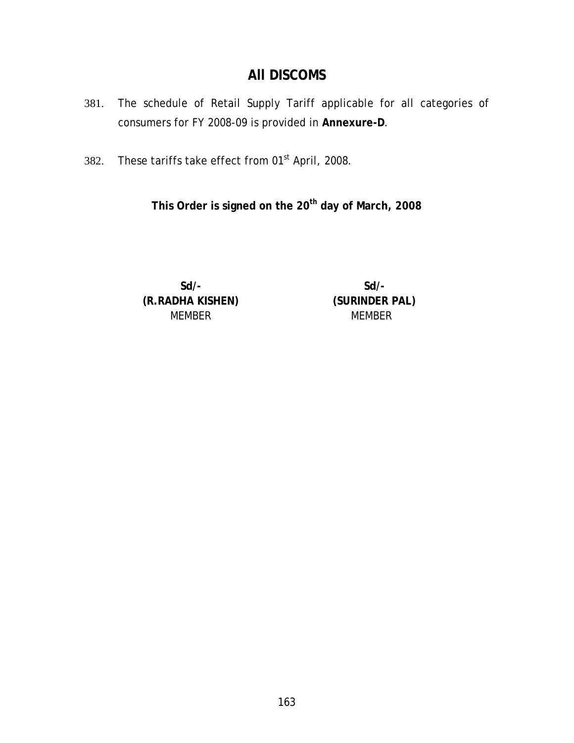## All DISCOMS

381. The schedule of Retail Supply Tariff applicable for all categories of consumers for FY 2008-09 is provided in **Annexure-D**.

382. These tariffs take effect from 01st April, 2008.

**This Order is signed on the 20th day of March, 2008**

| Sd/- | Sd/- |
|---|---|
| **(R.RADHA KISHEN)** | **(SURINDER PAL)** |
| MEMBER | MEMBER |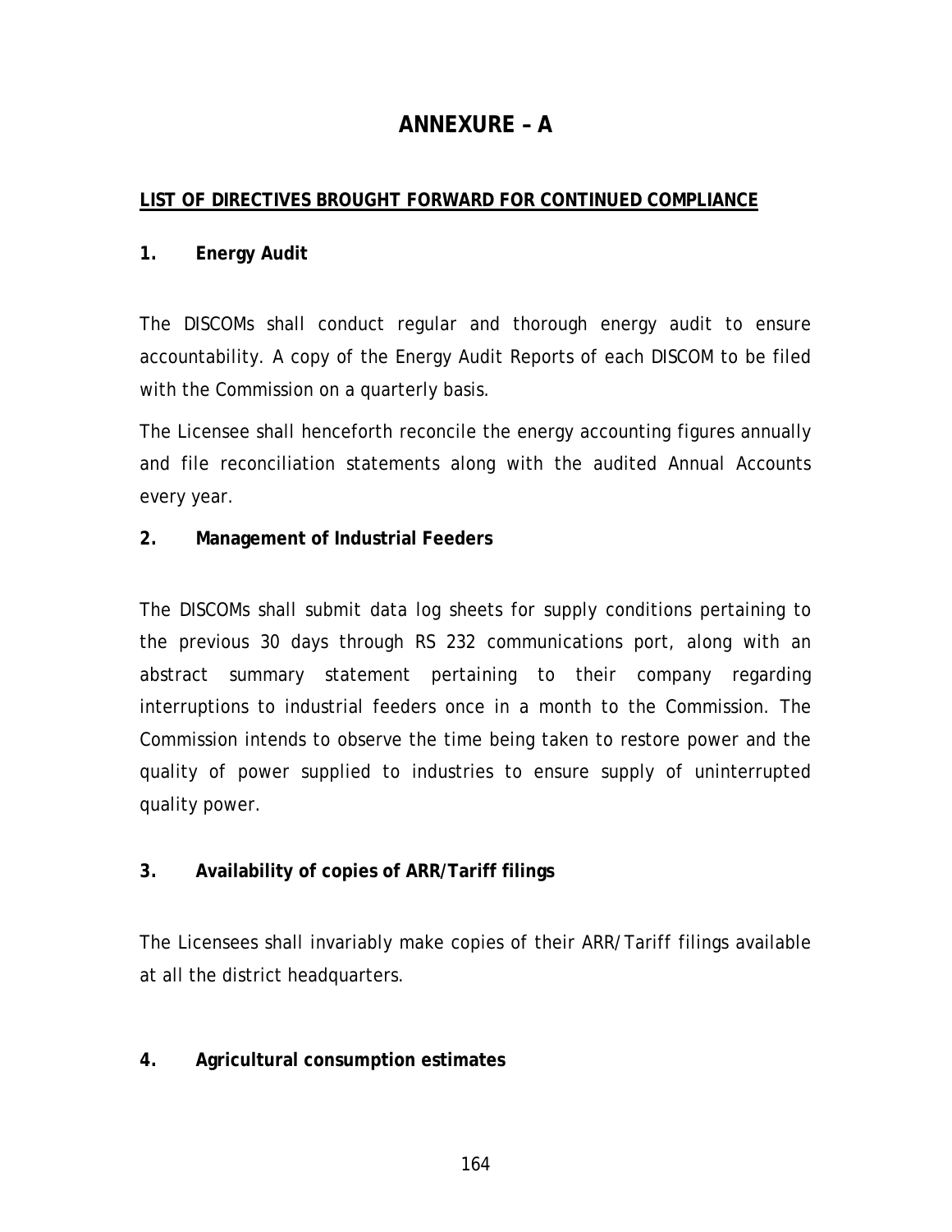# ANNEXURE – A

## LIST OF DIRECTIVES BROUGHT FORWARD FOR CONTINUED COMPLIANCE

### 1. Energy Audit

The DISCOMs shall conduct regular and thorough energy audit to ensure accountability. A copy of the Energy Audit Reports of each DISCOM to be filed with the Commission on a quarterly basis.

The Licensee shall henceforth reconcile the energy accounting figures annually and file reconciliation statements along with the audited Annual Accounts every year.

### 2. Management of Industrial Feeders

The DISCOMs shall submit data log sheets for supply conditions pertaining to the previous 30 days through RS 232 communications port, along with an abstract summary statement pertaining to their company regarding interruptions to industrial feeders once in a month to the Commission. The Commission intends to observe the time being taken to restore power and the quality of power supplied to industries to ensure supply of uninterrupted quality power.

### 3. Availability of copies of ARR/Tariff filings

The Licensees shall invariably make copies of their ARR/Tariff filings available at all the district headquarters.

### 4. Agricultural consumption estimates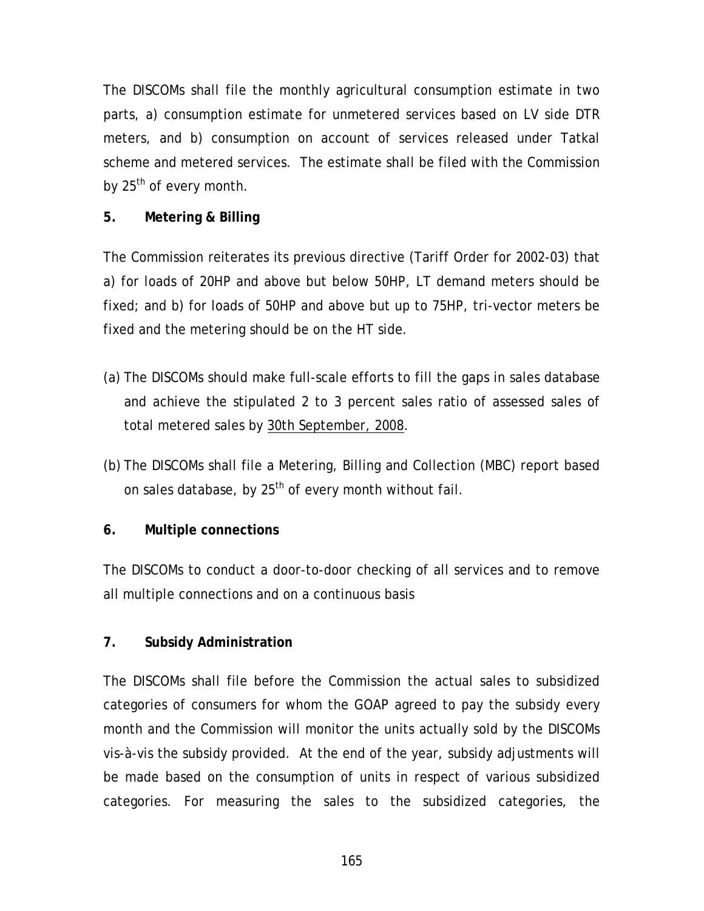The DISCOMs shall file the monthly agricultural consumption estimate in two parts, a) consumption estimate for unmetered services based on LV side DTR meters, and b) consumption on account of services released under Tatkal scheme and metered services. The estimate shall be filed with the Commission by 25th of every month.

**5. Metering & Billing**

The Commission reiterates its previous directive (Tariff Order for 2002-03) that a) for loads of 20HP and above but below 50HP, LT demand meters should be fixed; and b) for loads of 50HP and above but up to 75HP, tri-vector meters be fixed and the metering should be on the HT side.

(a) The DISCOMs should make full-scale efforts to fill the gaps in sales database and achieve the stipulated 2 to 3 percent sales ratio of assessed sales of total metered sales by <u>30th September, 2008</u>.

(b) The DISCOMs shall file a Metering, Billing and Collection (MBC) report based on sales database, by 25th of every month without fail.

**6. Multiple connections**

The DISCOMs to conduct a door-to-door checking of all services and to remove all multiple connections and on a continuous basis

**7. Subsidy Administration**

The DISCOMs shall file before the Commission the actual sales to subsidized categories of consumers for whom the GOAP agreed to pay the subsidy every month and the Commission will monitor the units actually sold by the DISCOMs vis-à-vis the subsidy provided. At the end of the year, subsidy adjustments will be made based on the consumption of units in respect of various subsidized categories. For measuring the sales to the subsidized categories, the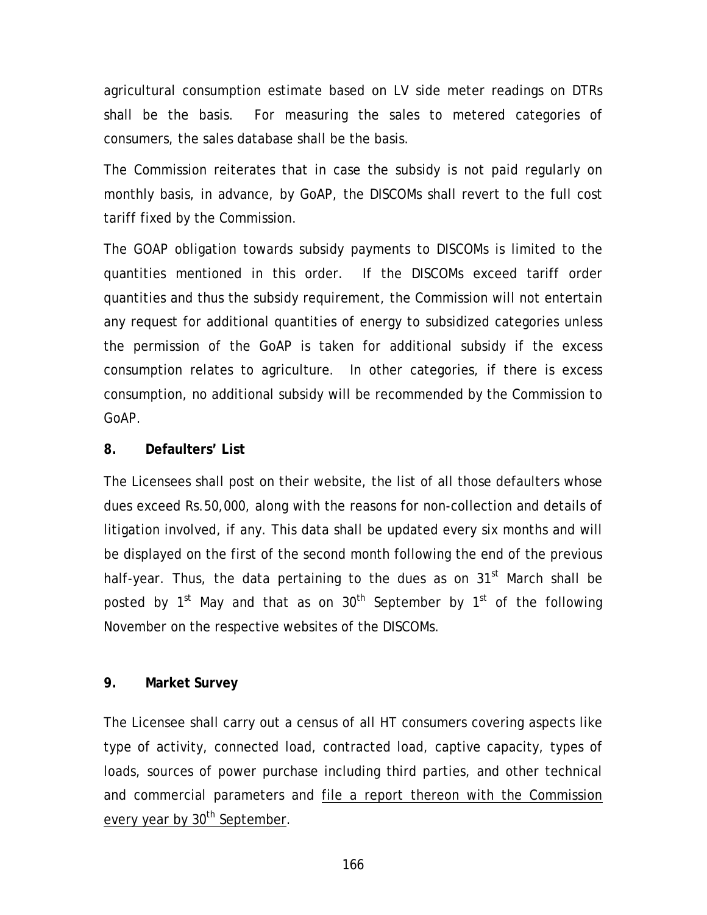agricultural consumption estimate based on LV side meter readings on DTRs shall be the basis. For measuring the sales to metered categories of consumers, the sales database shall be the basis.

The Commission reiterates that in case the subsidy is not paid regularly on monthly basis, in advance, by GoAP, the DISCOMs shall revert to the full cost tariff fixed by the Commission.

The GOAP obligation towards subsidy payments to DISCOMs is limited to the quantities mentioned in this order. If the DISCOMs exceed tariff order quantities and thus the subsidy requirement, the Commission will not entertain any request for additional quantities of energy to subsidized categories unless the permission of the GoAP is taken for additional subsidy if the excess consumption relates to agriculture. In other categories, if there is excess consumption, no additional subsidy will be recommended by the Commission to GoAP.

**8. Defaulters' List**

The Licensees shall post on their website, the list of all those defaulters whose dues exceed Rs.50,000, along with the reasons for non-collection and details of litigation involved, if any. This data shall be updated every six months and will be displayed on the first of the second month following the end of the previous half-year. Thus, the data pertaining to the dues as on 31st March shall be posted by 1st May and that as on 30th September by 1st of the following November on the respective websites of the DISCOMs.

**9. Market Survey**

The Licensee shall carry out a census of all HT consumers covering aspects like type of activity, connected load, contracted load, captive capacity, types of loads, sources of power purchase including third parties, and other technical and commercial parameters and file a report thereon with the Commission every year by 30th September.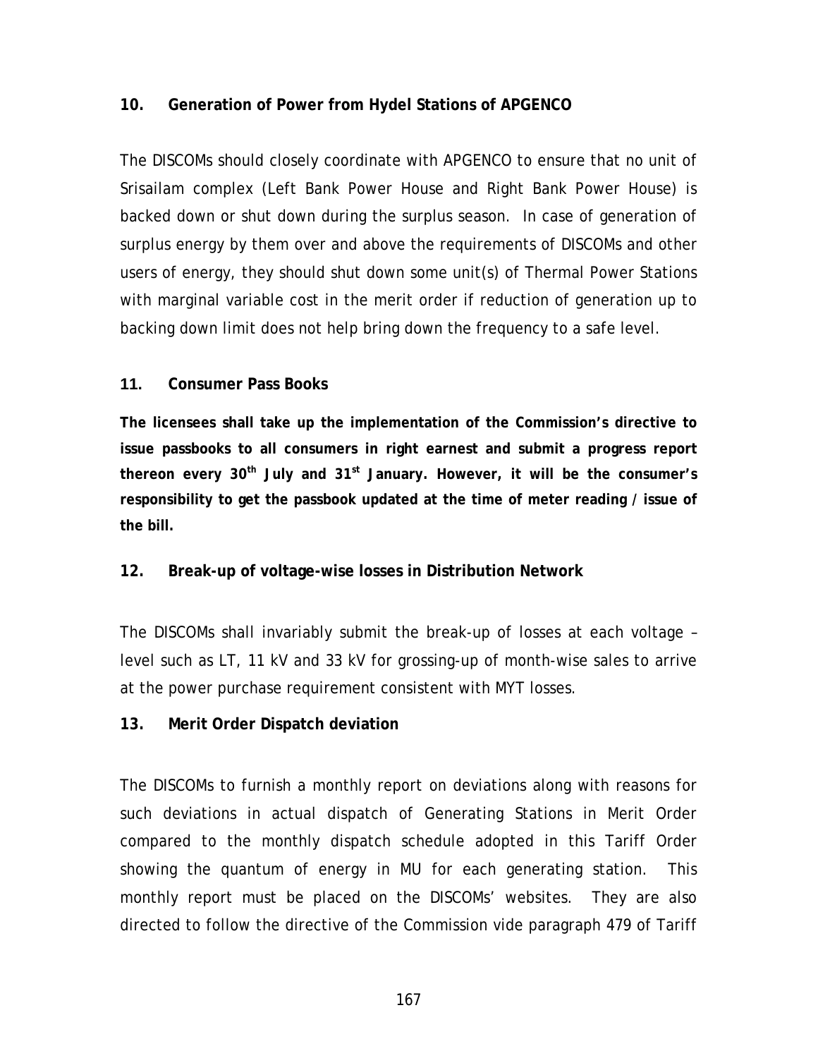**10. Generation of Power from Hydel Stations of APGENCO**

The DISCOMs should closely coordinate with APGENCO to ensure that no unit of Srisailam complex (Left Bank Power House and Right Bank Power House) is backed down or shut down during the surplus season. In case of generation of surplus energy by them over and above the requirements of DISCOMs and other users of energy, they should shut down some unit(s) of Thermal Power Stations with marginal variable cost in the merit order if reduction of generation up to backing down limit does not help bring down the frequency to a safe level.

**11. Consumer Pass Books**

**The licensees shall take up the implementation of the Commission's directive to issue passbooks to all consumers in right earnest and submit a progress report thereon every 30th July and 31st January. However, it will be the consumer's responsibility to get the passbook updated at the time of meter reading / issue of the bill.**

**12. Break-up of voltage-wise losses in Distribution Network**

The DISCOMs shall invariably submit the break-up of losses at each voltage – level such as LT, 11 kV and 33 kV for grossing-up of month-wise sales to arrive at the power purchase requirement consistent with MYT losses.

**13. Merit Order Dispatch deviation**

The DISCOMs to furnish a monthly report on deviations along with reasons for such deviations in actual dispatch of Generating Stations in Merit Order compared to the monthly dispatch schedule adopted in this Tariff Order showing the quantum of energy in MU for each generating station. This monthly report must be placed on the DISCOMs' websites. They are also directed to follow the directive of the Commission vide paragraph 479 of Tariff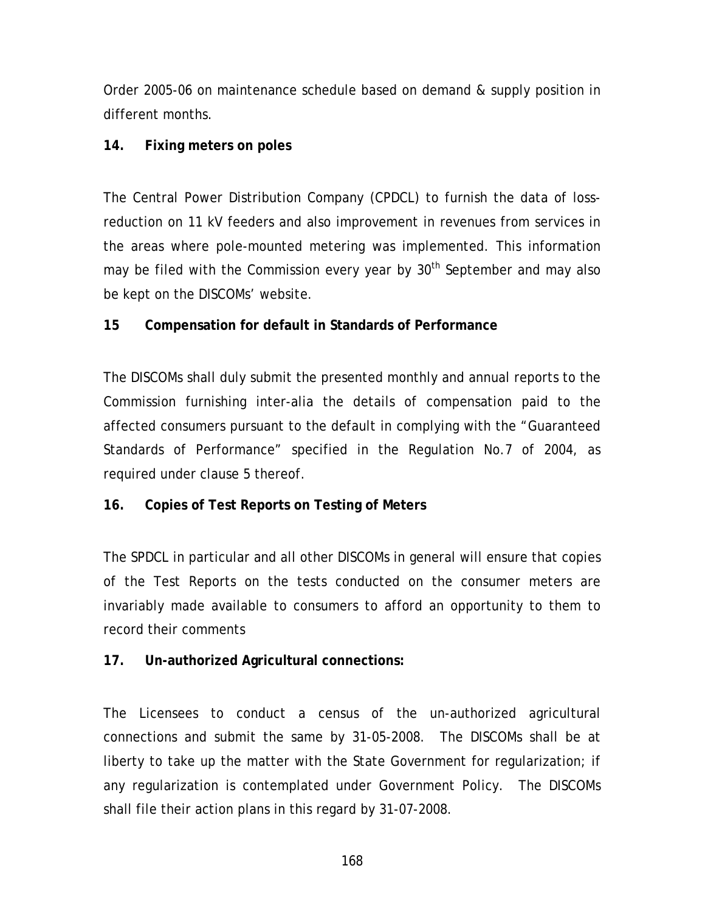Order 2005-06 on maintenance schedule based on demand & supply position in different months.

**14. Fixing meters on poles**

The Central Power Distribution Company (CPDCL) to furnish the data of loss-reduction on 11 kV feeders and also improvement in revenues from services in the areas where pole-mounted metering was implemented. This information may be filed with the Commission every year by 30th September and may also be kept on the DISCOMs' website.

**15 Compensation for default in Standards of Performance**

The DISCOMs shall duly submit the presented monthly and annual reports to the Commission furnishing inter-alia the details of compensation paid to the affected consumers pursuant to the default in complying with the "Guaranteed Standards of Performance" specified in the Regulation No.7 of 2004, as required under clause 5 thereof.

**16. Copies of Test Reports on Testing of Meters**

The SPDCL in particular and all other DISCOMs in general will ensure that copies of the Test Reports on the tests conducted on the consumer meters are invariably made available to consumers to afford an opportunity to them to record their comments

**17. Un-authorized Agricultural connections:**

The Licensees to conduct a census of the un-authorized agricultural connections and submit the same by 31-05-2008. The DISCOMs shall be at liberty to take up the matter with the State Government for regularization; if any regularization is contemplated under Government Policy. The DISCOMs shall file their action plans in this regard by 31-07-2008.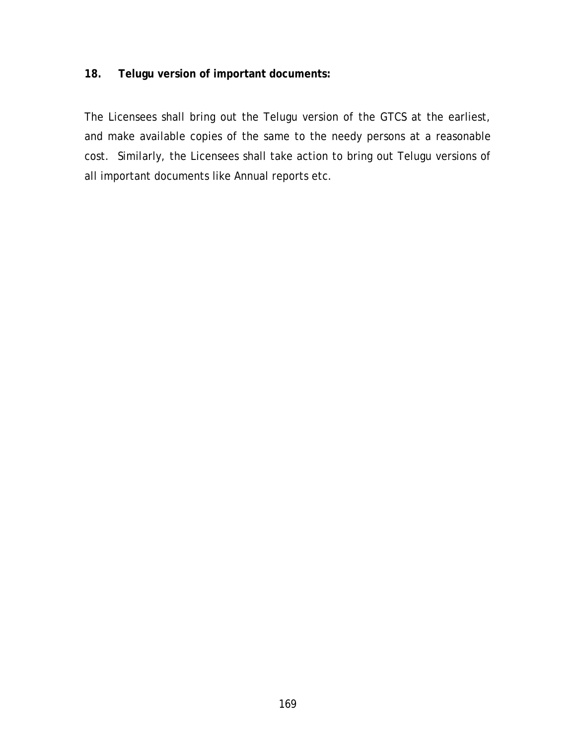**18. Telugu version of important documents:**

The Licensees shall bring out the Telugu version of the GTCS at the earliest, and make available copies of the same to the needy persons at a reasonable cost. Similarly, the Licensees shall take action to bring out Telugu versions of all important documents like Annual reports etc.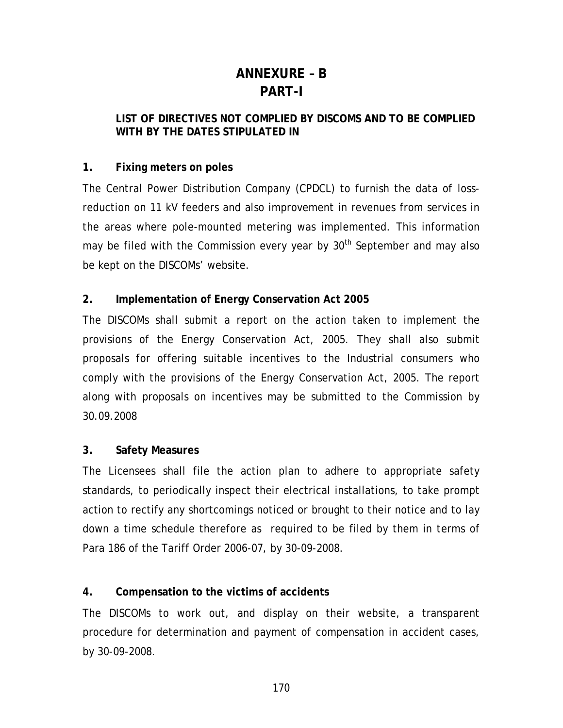# ANNEXURE – B
# PART-I

**LIST OF DIRECTIVES NOT COMPLIED BY DISCOMS AND TO BE COMPLIED WITH BY THE DATES STIPULATED IN**

**1. Fixing meters on poles**

The Central Power Distribution Company (CPDCL) to furnish the data of loss-reduction on 11 kV feeders and also improvement in revenues from services in the areas where pole-mounted metering was implemented. This information may be filed with the Commission every year by 30th September and may also be kept on the DISCOMs' website.

**2. Implementation of Energy Conservation Act 2005**

The DISCOMs shall submit a report on the action taken to implement the provisions of the Energy Conservation Act, 2005. They shall also submit proposals for offering suitable incentives to the Industrial consumers who comply with the provisions of the Energy Conservation Act, 2005. The report along with proposals on incentives may be submitted to the Commission by 30.09.2008

**3. Safety Measures**

The Licensees shall file the action plan to adhere to appropriate safety standards, to periodically inspect their electrical installations, to take prompt action to rectify any shortcomings noticed or brought to their notice and to lay down a time schedule therefore as required to be filed by them in terms of Para 186 of the Tariff Order 2006-07, by 30-09-2008.

**4. Compensation to the victims of accidents**

The DISCOMs to work out, and display on their website, a transparent procedure for determination and payment of compensation in accident cases, by 30-09-2008.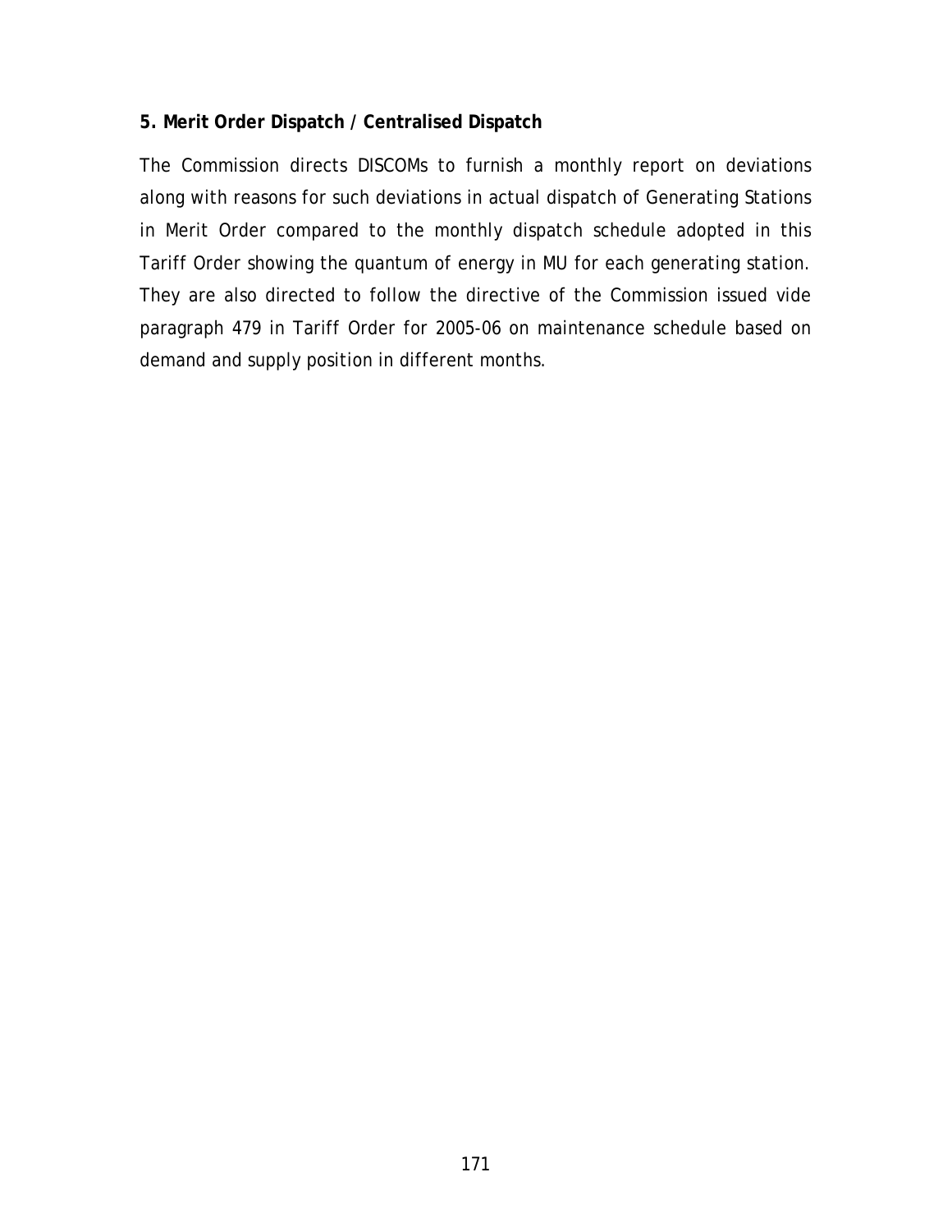**5. Merit Order Dispatch / Centralised Dispatch**

The Commission directs DISCOMs to furnish a monthly report on deviations along with reasons for such deviations in actual dispatch of Generating Stations in Merit Order compared to the monthly dispatch schedule adopted in this Tariff Order showing the quantum of energy in MU for each generating station. They are also directed to follow the directive of the Commission issued vide paragraph 479 in Tariff Order for 2005-06 on maintenance schedule based on demand and supply position in different months.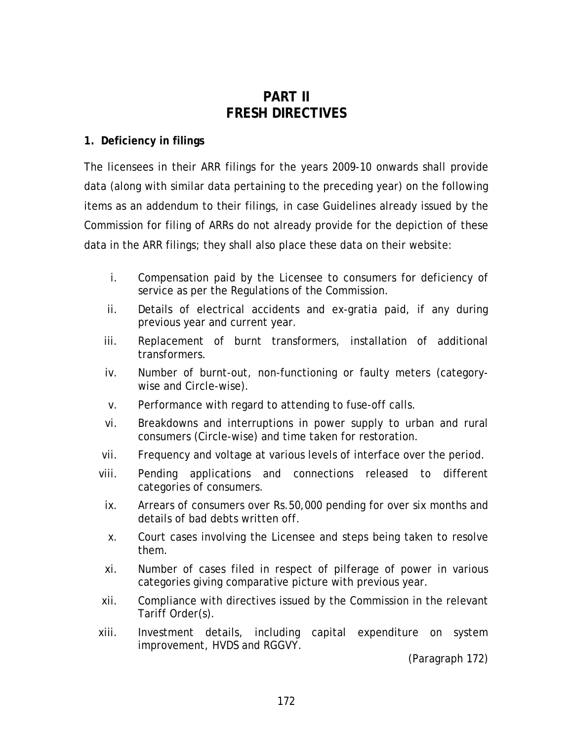# PART II
# FRESH DIRECTIVES

**1. Deficiency in filings**

The licensees in their ARR filings for the years 2009-10 onwards shall provide data (along with similar data pertaining to the preceding year) on the following items as an addendum to their filings, in case Guidelines already issued by the Commission for filing of ARRs do not already provide for the depiction of these data in the ARR filings; they shall also place these data on their website:

i. Compensation paid by the Licensee to consumers for deficiency of service as per the Regulations of the Commission.

ii. Details of electrical accidents and ex-gratia paid, if any during previous year and current year.

iii. Replacement of burnt transformers, installation of additional transformers.

iv. Number of burnt-out, non-functioning or faulty meters (category-wise and Circle-wise).

v. Performance with regard to attending to fuse-off calls.

vi. Breakdowns and interruptions in power supply to urban and rural consumers (Circle-wise) and time taken for restoration.

vii. Frequency and voltage at various levels of interface over the period.

viii. Pending applications and connections released to different categories of consumers.

ix. Arrears of consumers over Rs.50,000 pending for over six months and details of bad debts written off.

x. Court cases involving the Licensee and steps being taken to resolve them.

xi. Number of cases filed in respect of pilferage of power in various categories giving comparative picture with previous year.

xii. Compliance with directives issued by the Commission in the relevant Tariff Order(s).

xiii. Investment details, including capital expenditure on system improvement, HVDS and RGGVY.

*(Paragraph 172)*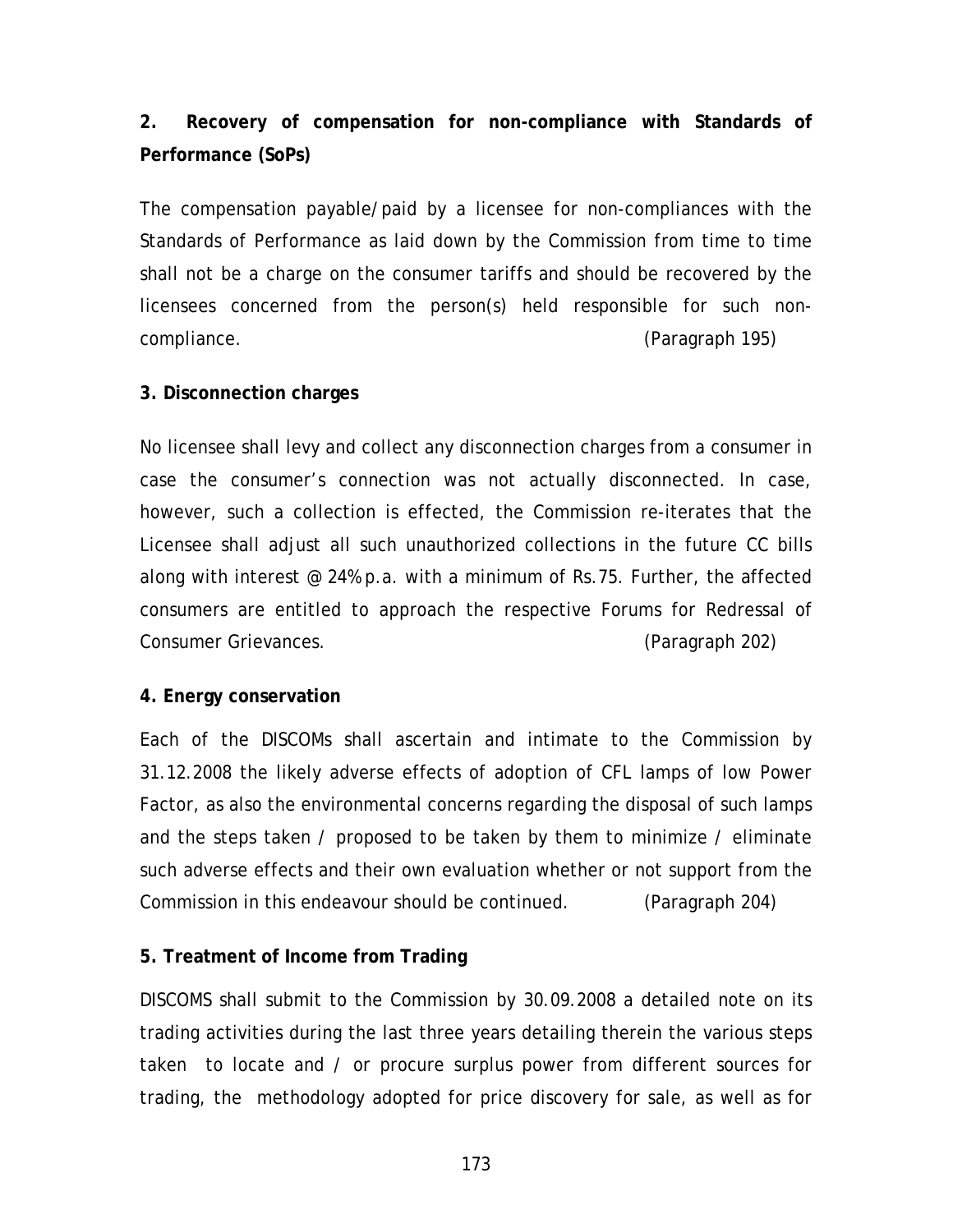**2. Recovery of compensation for non-compliance with Standards of Performance (SoPs)**

The compensation payable/paid by a licensee for non-compliances with the Standards of Performance as laid down by the Commission from time to time shall not be a charge on the consumer tariffs and should be recovered by the licensees concerned from the person(s) held responsible for such non-compliance. (Paragraph 195)

**3. Disconnection charges**

No licensee shall levy and collect any disconnection charges from a consumer in case the consumer's connection was not actually disconnected. In case, however, such a collection is effected, the Commission re-iterates that the Licensee shall adjust all such unauthorized collections in the future CC bills along with interest @ 24% p.a. with a minimum of Rs.75. Further, the affected consumers are entitled to approach the respective Forums for Redressal of Consumer Grievances. (Paragraph 202)

**4. Energy conservation**

Each of the DISCOMs shall ascertain and intimate to the Commission by 31.12.2008 the likely adverse effects of adoption of CFL lamps of low Power Factor, as also the environmental concerns regarding the disposal of such lamps and the steps taken / proposed to be taken by them to minimize / eliminate such adverse effects and their own evaluation whether or not support from the Commission in this endeavour should be continued. (Paragraph 204)

**5. Treatment of Income from Trading**

DISCOMS shall submit to the Commission by 30.09.2008 a detailed note on its trading activities during the last three years detailing therein the various steps taken to locate and / or procure surplus power from different sources for trading, the methodology adopted for price discovery for sale, as well as for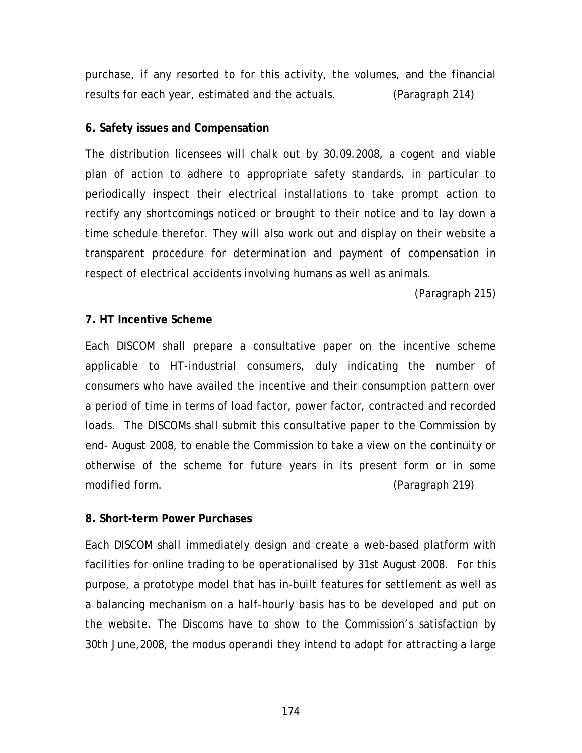purchase, if any resorted to for this activity, the volumes, and the financial results for each year, estimated and the actuals. (Paragraph 214)

**6. Safety issues and Compensation**

The distribution licensees will chalk out by 30.09.2008, a cogent and viable plan of action to adhere to appropriate safety standards, in particular to periodically inspect their electrical installations to take prompt action to rectify any shortcomings noticed or brought to their notice and to lay down a time schedule therefor. They will also work out and display on their website a transparent procedure for determination and payment of compensation in respect of electrical accidents involving humans as well as animals.

(Paragraph 215)

**7. HT Incentive Scheme**

Each DISCOM shall prepare a consultative paper on the incentive scheme applicable to HT-industrial consumers, duly indicating the number of consumers who have availed the incentive and their consumption pattern over a period of time in terms of load factor, power factor, contracted and recorded loads. The DISCOMs shall submit this consultative paper to the Commission by end- August 2008, to enable the Commission to take a view on the continuity or otherwise of the scheme for future years in its present form or in some modified form. (Paragraph 219)

**8. Short-term Power Purchases**

Each DISCOM shall immediately design and create a web-based platform with facilities for online trading to be operationalised by 31st August 2008. For this purpose, a prototype model that has in-built features for settlement as well as a balancing mechanism on a half-hourly basis has to be developed and put on the website. The Discoms have to show to the Commission's satisfaction by 30th June,2008, the modus operandi they intend to adopt for attracting a large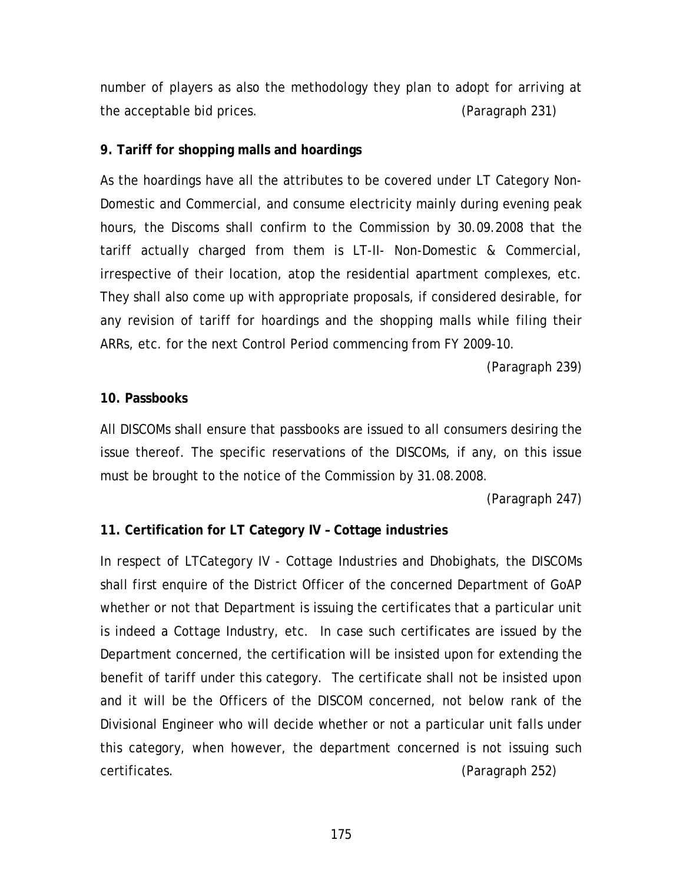number of players as also the methodology they plan to adopt for arriving at the acceptable bid prices. (Paragraph 231)

**9. Tariff for shopping malls and hoardings**

As the hoardings have all the attributes to be covered under LT Category Non-Domestic and Commercial, and consume electricity mainly during evening peak hours, the Discoms shall confirm to the Commission by 30.09.2008 that the tariff actually charged from them is LT-II- Non-Domestic & Commercial, irrespective of their location, atop the residential apartment complexes, etc. They shall also come up with appropriate proposals, if considered desirable, for any revision of tariff for hoardings and the shopping malls while filing their ARRs, etc. for the next Control Period commencing from FY 2009-10.

(Paragraph 239)

**10. Passbooks**

All DISCOMs shall ensure that passbooks are issued to all consumers desiring the issue thereof. The specific reservations of the DISCOMs, if any, on this issue must be brought to the notice of the Commission by 31.08.2008.

(Paragraph 247)

**11. Certification for LT Category IV – Cottage industries**

In respect of LTCategory IV - Cottage Industries and Dhobighats, the DISCOMs shall first enquire of the District Officer of the concerned Department of GoAP whether or not that Department is issuing the certificates that a particular unit is indeed a Cottage Industry, etc. In case such certificates are issued by the Department concerned, the certification will be insisted upon for extending the benefit of tariff under this category. The certificate shall not be insisted upon and it will be the Officers of the DISCOM concerned, not below rank of the Divisional Engineer who will decide whether or not a particular unit falls under this category, when however, the department concerned is not issuing such certificates. (Paragraph 252)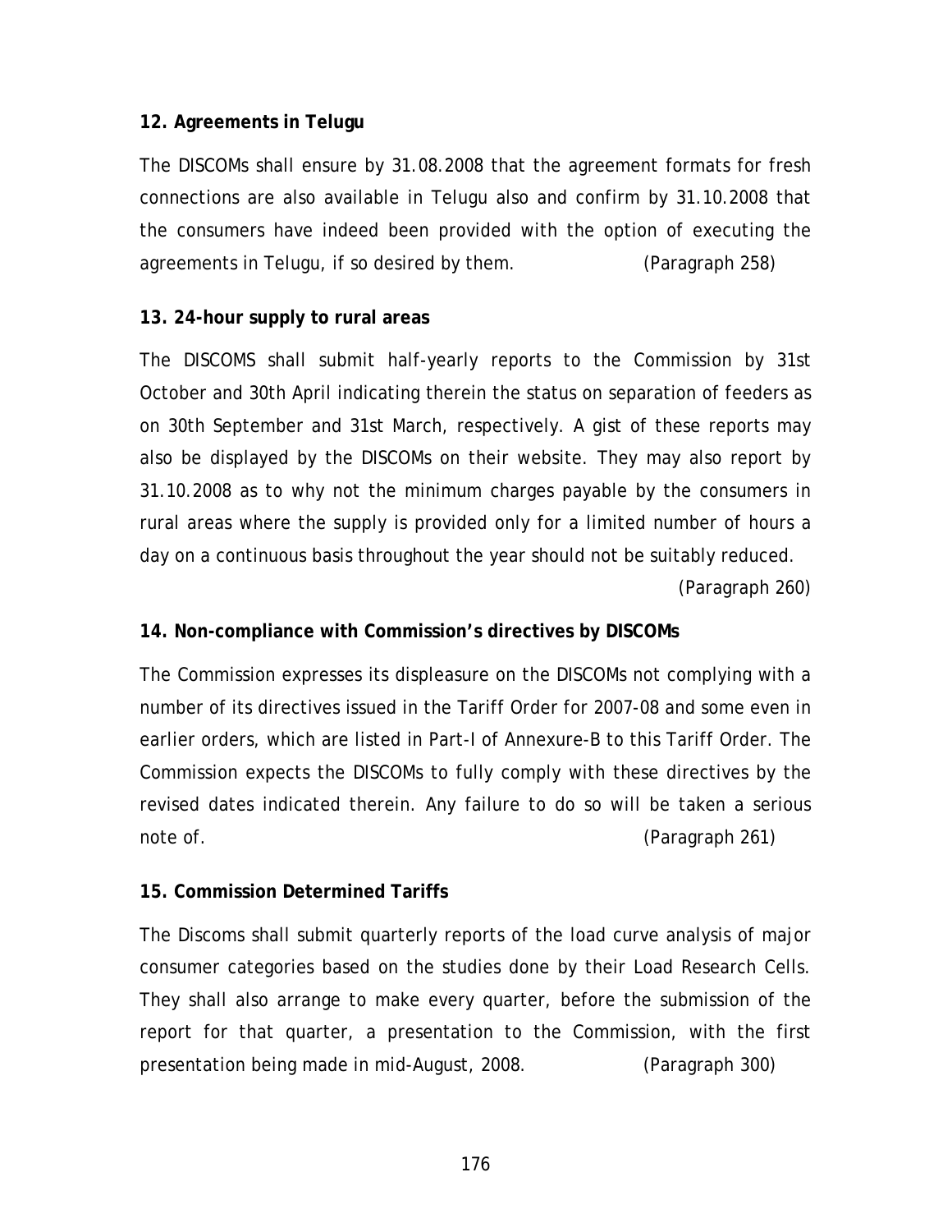**12. Agreements in Telugu**

The DISCOMs shall ensure by 31.08.2008 that the agreement formats for fresh connections are also available in Telugu also and confirm by 31.10.2008 that the consumers have indeed been provided with the option of executing the agreements in Telugu, if so desired by them. *(Paragraph 258)*

**13. 24-hour supply to rural areas**

The DISCOMS shall submit half-yearly reports to the Commission by 31st October and 30th April indicating therein the status on separation of feeders as on 30th September and 31st March, respectively. A gist of these reports may also be displayed by the DISCOMs on their website. They may also report by 31.10.2008 as to why not the minimum charges payable by the consumers in rural areas where the supply is provided only for a limited number of hours a day on a continuous basis throughout the year should not be suitably reduced. *(Paragraph 260)*

**14. Non-compliance with Commission's directives by DISCOMs**

The Commission expresses its displeasure on the DISCOMs not complying with a number of its directives issued in the Tariff Order for 2007-08 and some even in earlier orders, which are listed in Part-I of Annexure-B to this Tariff Order. The Commission expects the DISCOMs to fully comply with these directives by the revised dates indicated therein. Any failure to do so will be taken a serious note of. *(Paragraph 261)*

**15. Commission Determined Tariffs**

The Discoms shall submit quarterly reports of the load curve analysis of major consumer categories based on the studies done by their Load Research Cells. They shall also arrange to make every quarter, before the submission of the report for that quarter, a presentation to the Commission, with the first presentation being made in mid-August, 2008. *(Paragraph 300)*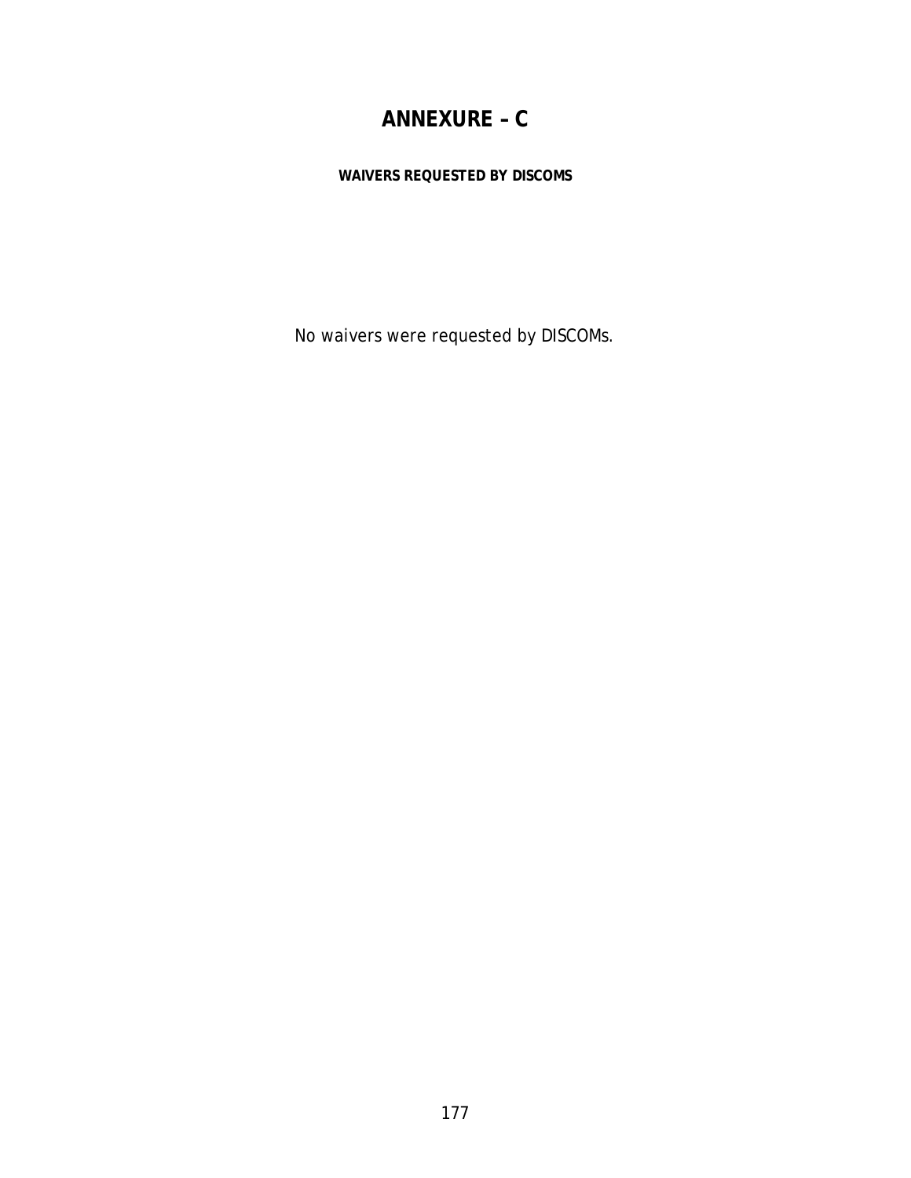# ANNEXURE – C

**WAIVERS REQUESTED BY DISCOMS**

No waivers were requested by DISCOMs.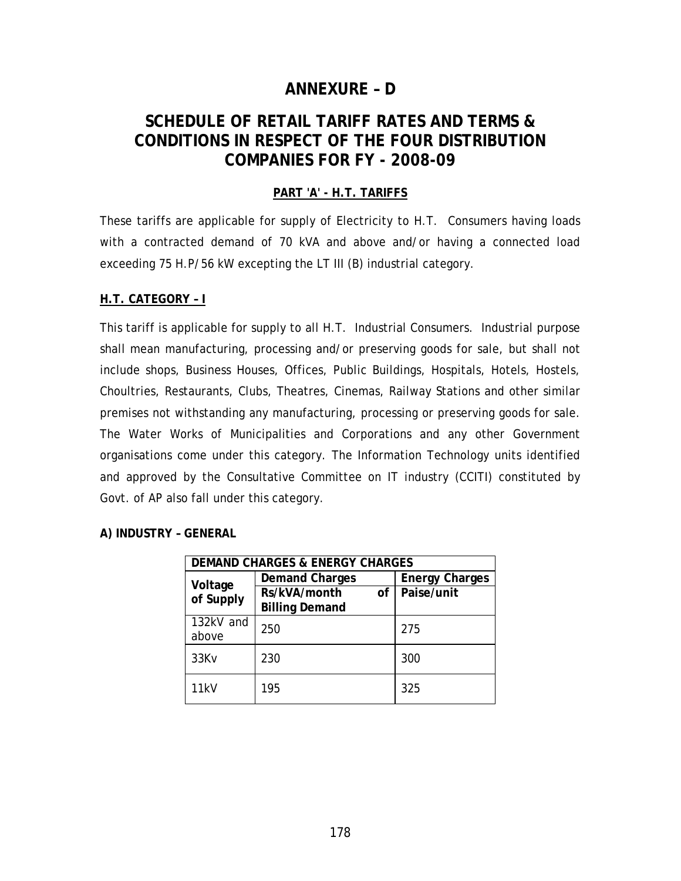# ANNEXURE – D

# SCHEDULE OF RETAIL TARIFF RATES AND TERMS & CONDITIONS IN RESPECT OF THE FOUR DISTRIBUTION COMPANIES FOR FY - 2008-09

## PART 'A' - H.T. TARIFFS

These tariffs are applicable for supply of Electricity to H.T. Consumers having loads with a contracted demand of 70 kVA and above and/or having a connected load exceeding 75 H.P/56 kW excepting the LT III (B) industrial category.

### H.T. CATEGORY – I

This tariff is applicable for supply to all H.T. Industrial Consumers. Industrial purpose shall mean manufacturing, processing and/or preserving goods for sale, but shall not include shops, Business Houses, Offices, Public Buildings, Hospitals, Hotels, Hostels, Choultries, Restaurants, Clubs, Theatres, Cinemas, Railway Stations and other similar premises not withstanding any manufacturing, processing or preserving goods for sale. The Water Works of Municipalities and Corporations and any other Government organisations come under this category. The Information Technology units identified and approved by the Consultative Committee on IT industry (CCITI) constituted by Govt. of AP also fall under this category.

**A) INDUSTRY – GENERAL**

| DEMAND CHARGES & ENERGY CHARGES | | |
|---|---|---|
| **Voltage of Supply** | **Demand Charges** | **Energy Charges** |
| | **Rs/kVA/month of Billing Demand** | **Paise/unit** |
| 132kV and above | 250 | 275 |
| 33Kv | 230 | 300 |
| 11kV | 195 | 325 |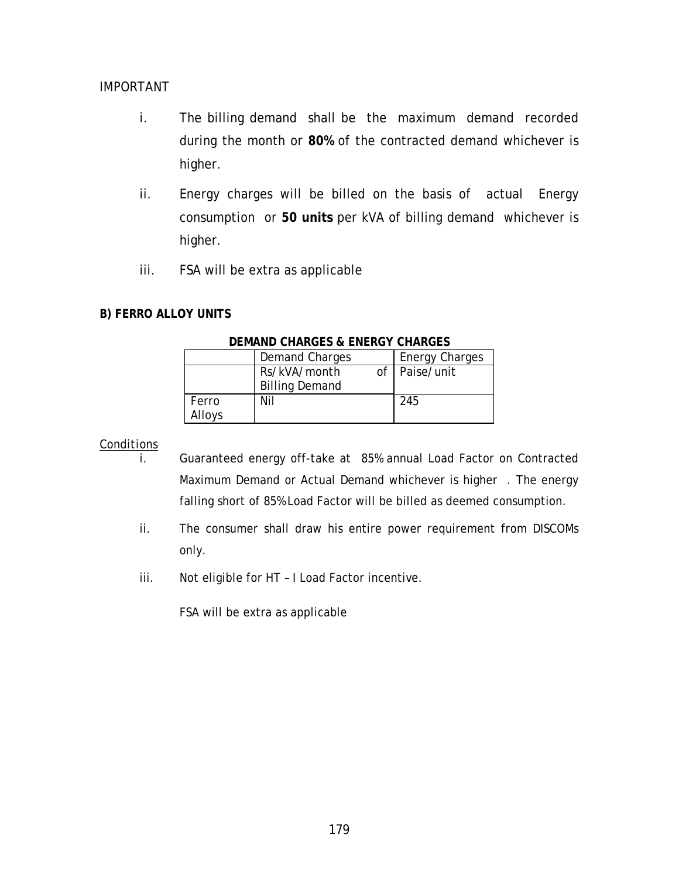IMPORTANT

i. The billing demand shall be the maximum demand recorded during the month or **80%** of the contracted demand whichever is higher.

ii. Energy charges will be billed on the basis of actual Energy consumption or **50 units** per kVA of billing demand whichever is higher.

iii. FSA will be extra as applicable

**B) FERRO ALLOY UNITS**

**DEMAND CHARGES & ENERGY CHARGES**

| | Demand Charges | Energy Charges |
|---|---|---|
| | Rs/kVA/month of Billing Demand | Paise/unit |
| Ferro Alloys | Nil | 245 |

<u>Conditions</u>

i. Guaranteed energy off-take at 85% annual Load Factor on Contracted Maximum Demand or Actual Demand whichever is higher . The energy falling short of 85% Load Factor will be billed as deemed consumption.

ii. The consumer shall draw his entire power requirement from DISCOMs only.

iii. Not eligible for HT – I Load Factor incentive.

FSA will be extra as applicable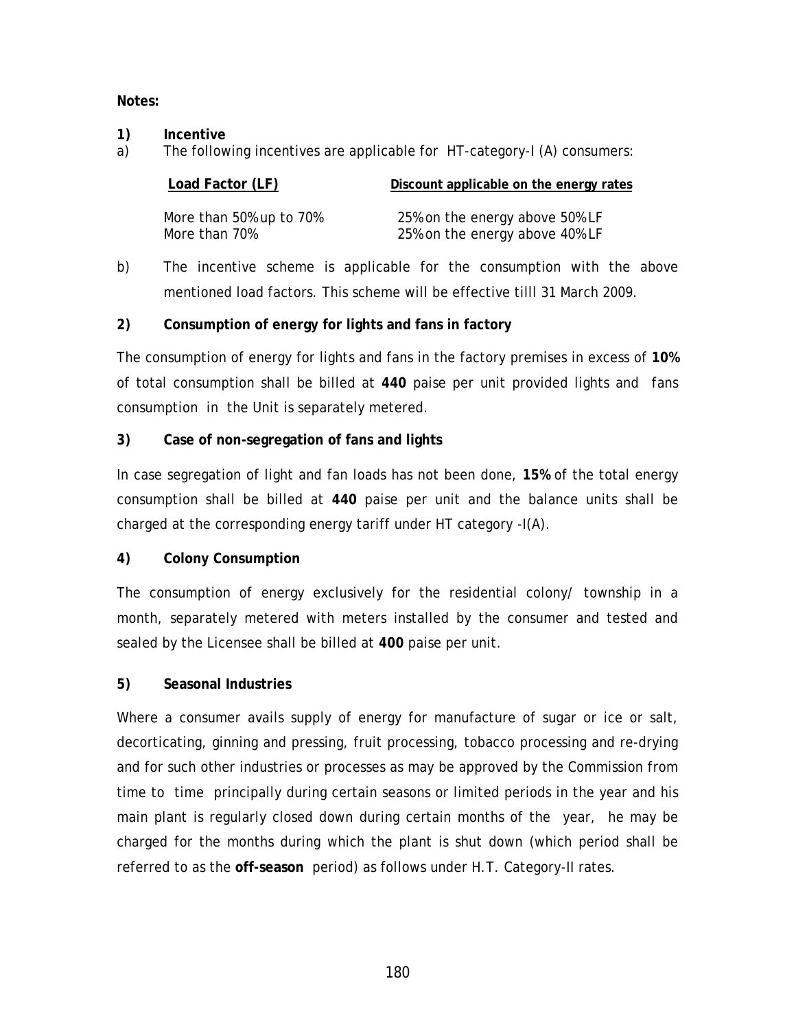**Notes:**

**1) Incentive**

a) The following incentives are applicable for HT-category-I (A) consumers:

| Load Factor (LF) | Discount applicable on the energy rates |
|---|---|
| More than 50% up to 70% | 25% on the energy above 50% LF |
| More than 70% | 25% on the energy above 40% LF |

b) The incentive scheme is applicable for the consumption with the above mentioned load factors. This scheme will be effective tilll 31 March 2009.

**2) Consumption of energy for lights and fans in factory**

The consumption of energy for lights and fans in the factory premises in excess of **10%** of total consumption shall be billed at **440** paise per unit provided lights and fans consumption in the Unit is separately metered.

**3) Case of non-segregation of fans and lights**

In case segregation of light and fan loads has not been done, **15%** of the total energy consumption shall be billed at **440** paise per unit and the balance units shall be charged at the corresponding energy tariff under HT category -I(A).

**4) Colony Consumption**

The consumption of energy exclusively for the residential colony/ township in a month, separately metered with meters installed by the consumer and tested and sealed by the Licensee shall be billed at **400** paise per unit.

**5) Seasonal Industries**

Where a consumer avails supply of energy for manufacture of sugar or ice or salt, decorticating, ginning and pressing, fruit processing, tobacco processing and re-drying and for such other industries or processes as may be approved by the Commission from time to time principally during certain seasons or limited periods in the year and his main plant is regularly closed down during certain months of the year, he may be charged for the months during which the plant is shut down (which period shall be referred to as the **off-season** period) as follows under H.T. Category-II rates.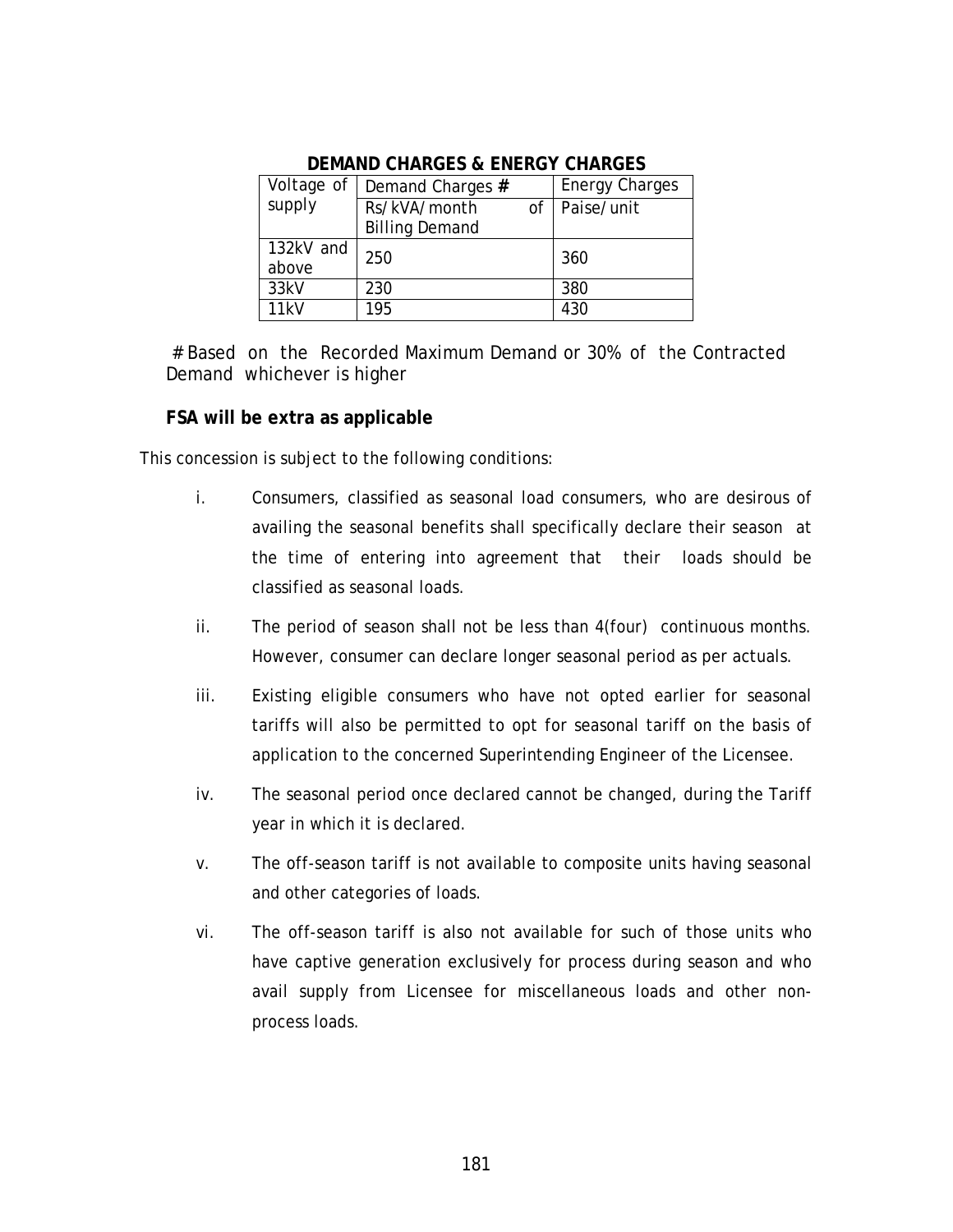**DEMAND CHARGES & ENERGY CHARGES**

| Voltage of supply | Demand Charges # | Energy Charges |
|---|---|---|
| | Rs/kVA/month of Billing Demand | Paise/unit |
| 132kV and above | 250 | 360 |
| 33kV | 230 | 380 |
| 11kV | 195 | 430 |

# Based on the Recorded Maximum Demand or 30% of the Contracted Demand whichever is higher

**FSA will be extra as applicable**

This concession is subject to the following conditions:

i. Consumers, classified as seasonal load consumers, who are desirous of availing the seasonal benefits shall specifically declare their season at the time of entering into agreement that their loads should be classified as seasonal loads.

ii. The period of season shall not be less than 4(four) continuous months. However, consumer can declare longer seasonal period as per actuals.

iii. Existing eligible consumers who have not opted earlier for seasonal tariffs will also be permitted to opt for seasonal tariff on the basis of application to the concerned Superintending Engineer of the Licensee.

iv. The seasonal period once declared cannot be changed, during the Tariff year in which it is declared.

v. The off-season tariff is not available to composite units having seasonal and other categories of loads.

vi. The off-season tariff is also not available for such of those units who have captive generation exclusively for process during season and who avail supply from Licensee for miscellaneous loads and other non-process loads.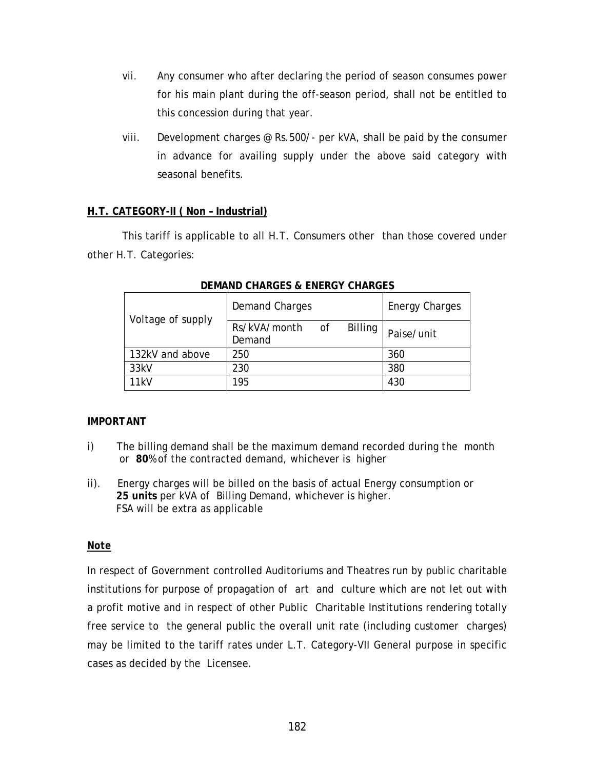vii. Any consumer who after declaring the period of season consumes power for his main plant during the off-season period, shall not be entitled to this concession during that year.

viii. Development charges @ Rs.500/- per kVA, shall be paid by the consumer in advance for availing supply under the above said category with seasonal benefits.

**H.T. CATEGORY-II ( Non – Industrial)**

This tariff is applicable to all H.T. Consumers other than those covered under other H.T. Categories:

**DEMAND CHARGES & ENERGY CHARGES**

| Voltage of supply | Demand Charges | Energy Charges |
|---|---|---|
| | Rs/kVA/month of Billing Demand | Paise/unit |
| 132kV and above | 250 | 360 |
| 33kV | 230 | 380 |
| 11kV | 195 | 430 |

**IMPORTANT**

i) The billing demand shall be the maximum demand recorded during the month or **80**% of the contracted demand, whichever is higher

ii). Energy charges will be billed on the basis of actual Energy consumption or **25 units** per kVA of Billing Demand, whichever is higher.
FSA will be extra as applicable

**Note**

In respect of Government controlled Auditoriums and Theatres run by public charitable institutions for purpose of propagation of art and culture which are not let out with a profit motive and in respect of other Public Charitable Institutions rendering totally free service to the general public the overall unit rate (including customer charges) may be limited to the tariff rates under L.T. Category-VII General purpose in specific cases as decided by the Licensee.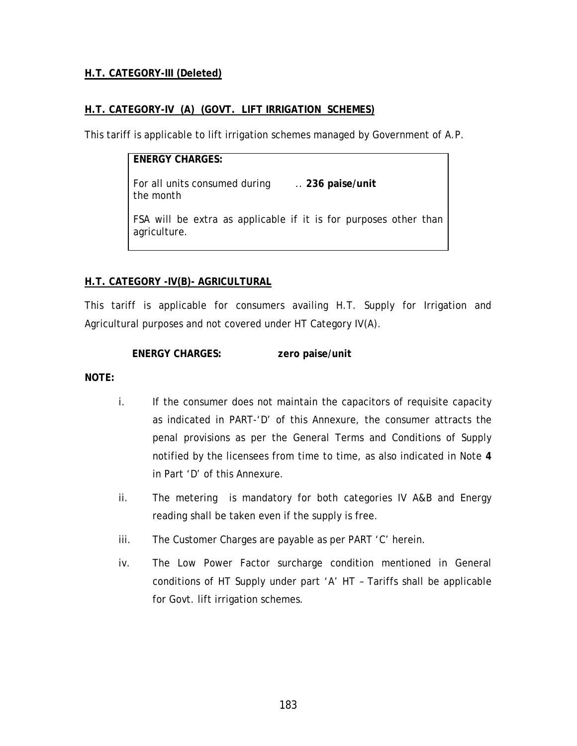**H.T. CATEGORY-III (Deleted)**

**H.T. CATEGORY-IV (A) (GOVT. LIFT IRRIGATION SCHEMES)**

This tariff is applicable to lift irrigation schemes managed by Government of A.P.

| **ENERGY CHARGES:** | |
|---|---|
| For all units consumed during the month | .. **236 paise/unit** |
| FSA will be extra as applicable if it is for purposes other than agriculture. | |

**H.T. CATEGORY -IV(B)- AGRICULTURAL**

This tariff is applicable for consumers availing H.T. Supply for Irrigation and Agricultural purposes and not covered under HT Category IV(A).

**ENERGY CHARGES:** **zero paise/unit**

**NOTE:**

i. If the consumer does not maintain the capacitors of requisite capacity as indicated in PART-'D' of this Annexure, the consumer attracts the penal provisions as per the General Terms and Conditions of Supply notified by the licensees from time to time, as also indicated in Note **4** in Part 'D' of this Annexure.

ii. The metering is mandatory for both categories IV A&B and Energy reading shall be taken even if the supply is free.

iii. The Customer Charges are payable as per PART 'C' herein.

iv. The Low Power Factor surcharge condition mentioned in General conditions of HT Supply under part 'A' HT – Tariffs shall be applicable for Govt. lift irrigation schemes.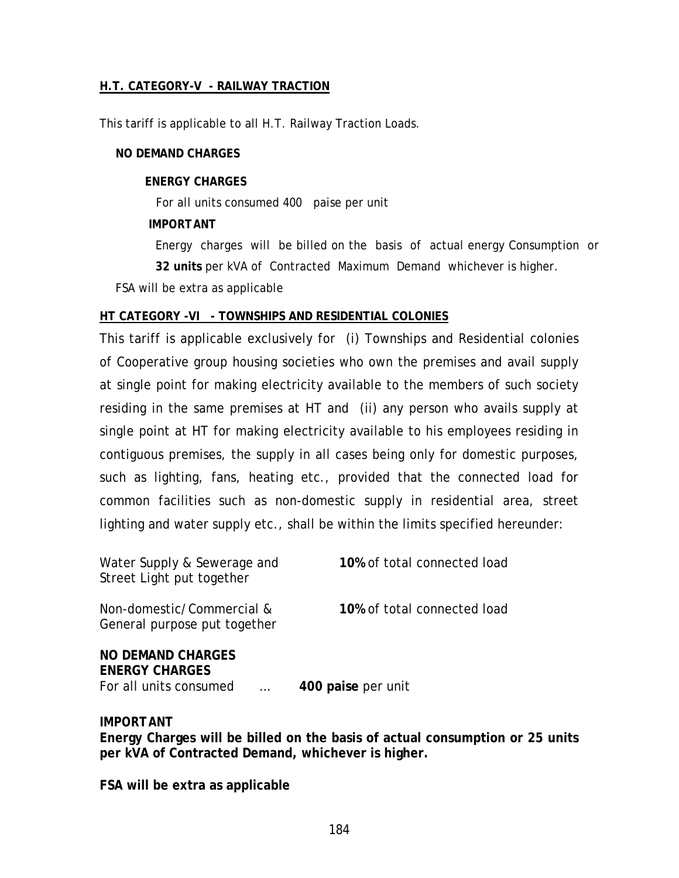**H.T. CATEGORY-V - RAILWAY TRACTION**

This tariff is applicable to all H.T. Railway Traction Loads.

**NO DEMAND CHARGES**

**ENERGY CHARGES**

For all units consumed 400 paise per unit

**IMPORTANT**

Energy charges will be billed on the basis of actual energy Consumption or **32 units** per kVA of Contracted Maximum Demand whichever is higher.

FSA will be extra as applicable

**HT CATEGORY -VI - TOWNSHIPS AND RESIDENTIAL COLONIES**

This tariff is applicable exclusively for (i) Townships and Residential colonies of Cooperative group housing societies who own the premises and avail supply at single point for making electricity available to the members of such society residing in the same premises at HT and (ii) any person who avails supply at single point at HT for making electricity available to his employees residing in contiguous premises, the supply in all cases being only for domestic purposes, such as lighting, fans, heating etc., provided that the connected load for common facilities such as non-domestic supply in residential area, street lighting and water supply etc., shall be within the limits specified hereunder:

| | |
|---|---|
| Water Supply & Sewerage and Street Light put together | **10%** of total connected load |
| Non-domestic/Commercial & General purpose put together | **10%** of total connected load |

**NO DEMAND CHARGES**
**ENERGY CHARGES**
For all units consumed ... **400 paise** per unit

**IMPORTANT**
**Energy Charges will be billed on the basis of actual consumption or 25 units per kVA of Contracted Demand, whichever is higher.**

**FSA will be extra as applicable**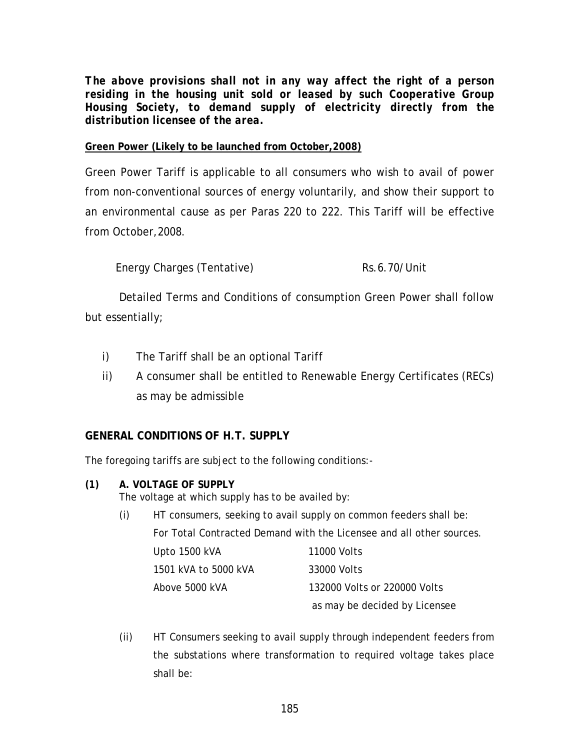***The above provisions shall not in any way affect the right of a person residing in the housing unit sold or leased by such Cooperative Group Housing Society, to demand supply of electricity directly from the distribution licensee of the area.***

**Green Power (Likely to be launched from October,2008)**

Green Power Tariff is applicable to all consumers who wish to avail of power from non-conventional sources of energy voluntarily, and show their support to an environmental cause as per Paras 220 to 222. This Tariff will be effective from October,2008.

| Energy Charges (Tentative) | Rs.6.70/Unit |
|---|---|

Detailed Terms and Conditions of consumption Green Power shall follow but essentially;

i) The Tariff shall be an optional Tariff

ii) A consumer shall be entitled to Renewable Energy Certificates (RECs) as may be admissible

## GENERAL CONDITIONS OF H.T. SUPPLY

The foregoing tariffs are subject to the following conditions:-

**(1) A. VOLTAGE OF SUPPLY**

The voltage at which supply has to be availed by:

(i) HT consumers, seeking to avail supply on common feeders shall be:

For Total Contracted Demand with the Licensee and all other sources.

| | |
|---|---|
| Upto 1500 kVA | 11000 Volts |
| 1501 kVA to 5000 kVA | 33000 Volts |
| Above 5000 kVA | 132000 Volts or 220000 Volts as may be decided by Licensee |

(ii) HT Consumers seeking to avail supply through independent feeders from the substations where transformation to required voltage takes place shall be: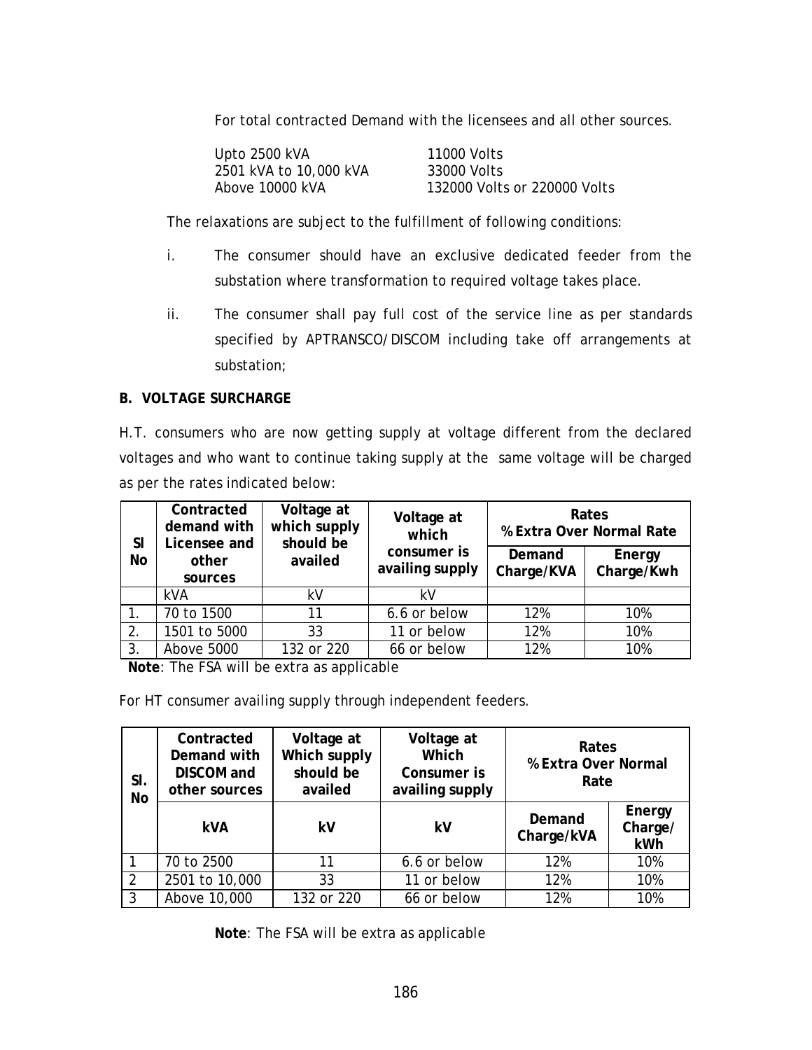For total contracted Demand with the licensees and all other sources.

| | |
|---|---|
| Upto 2500 kVA | 11000 Volts |
| 2501 kVA to 10,000 kVA | 33000 Volts |
| Above 10000 kVA | 132000 Volts or 220000 Volts |

The relaxations are subject to the fulfillment of following conditions:

i. The consumer should have an exclusive dedicated feeder from the substation where transformation to required voltage takes place.

ii. The consumer shall pay full cost of the service line as per standards specified by APTRANSCO/DISCOM including take off arrangements at substation;

**B. VOLTAGE SURCHARGE**

H.T. consumers who are now getting supply at voltage different from the declared voltages and who want to continue taking supply at the same voltage will be charged as per the rates indicated below:

| Sl No | Contracted demand with Licensee and other sources | Voltage at which supply should be availed | Voltage at which consumer is availing supply | Rates % Extra Over Normal Rate | |
|---|---|---|---|---|---|
| | | | | Demand Charge/KVA | Energy Charge/Kwh |
| | kVA | kV | kV | | |
| 1. | 70 to 1500 | 11 | 6.6 or below | 12% | 10% |
| 2. | 1501 to 5000 | 33 | 11 or below | 12% | 10% |
| 3. | Above 5000 | 132 or 220 | 66 or below | 12% | 10% |

**Note**: The FSA will be extra as applicable

For HT consumer availing supply through independent feeders.

| Sl. No | Contracted Demand with DISCOM and other sources | Voltage at Which supply should be availed | Voltage at Which Consumer is availing supply | Rates % Extra Over Normal Rate | |
|---|---|---|---|---|---|
| | kVA | kV | kV | Demand Charge/kVA | Energy Charge/ kWh |
| 1 | 70 to 2500 | 11 | 6.6 or below | 12% | 10% |
| 2 | 2501 to 10,000 | 33 | 11 or below | 12% | 10% |
| 3 | Above 10,000 | 132 or 220 | 66 or below | 12% | 10% |

**Note**: The FSA will be extra as applicable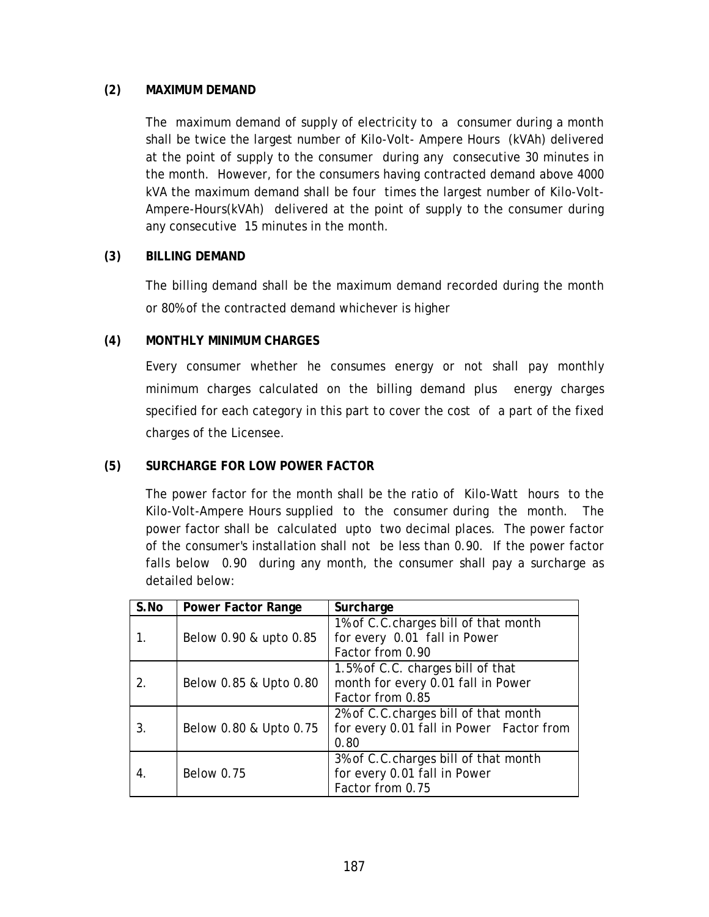**(2) MAXIMUM DEMAND**

The maximum demand of supply of electricity to a consumer during a month shall be twice the largest number of Kilo-Volt- Ampere Hours (kVAh) delivered at the point of supply to the consumer during any consecutive 30 minutes in the month. However, for the consumers having contracted demand above 4000 kVA the maximum demand shall be four times the largest number of Kilo-Volt-Ampere-Hours(kVAh) delivered at the point of supply to the consumer during any consecutive 15 minutes in the month.

**(3) BILLING DEMAND**

The billing demand shall be the maximum demand recorded during the month or 80% of the contracted demand whichever is higher

**(4) MONTHLY MINIMUM CHARGES**

Every consumer whether he consumes energy or not shall pay monthly minimum charges calculated on the billing demand plus energy charges specified for each category in this part to cover the cost of a part of the fixed charges of the Licensee.

**(5) SURCHARGE FOR LOW POWER FACTOR**

The power factor for the month shall be the ratio of Kilo-Watt hours to the Kilo-Volt-Ampere Hours supplied to the consumer during the month. The power factor shall be calculated upto two decimal places. The power factor of the consumer's installation shall not be less than 0.90. If the power factor falls below 0.90 during any month, the consumer shall pay a surcharge as detailed below:

| S.No | Power Factor Range | Surcharge |
|---|---|---|
| 1. | Below 0.90 & upto 0.85 | 1% of C.C.charges bill of that month for every 0.01 fall in Power Factor from 0.90 |
| 2. | Below 0.85 & Upto 0.80 | 1.5% of C.C. charges bill of that month for every 0.01 fall in Power Factor from 0.85 |
| 3. | Below 0.80 & Upto 0.75 | 2% of C.C.charges bill of that month for every 0.01 fall in Power Factor from 0.80 |
| 4. | Below 0.75 | 3% of C.C.charges bill of that month for every 0.01 fall in Power Factor from 0.75 |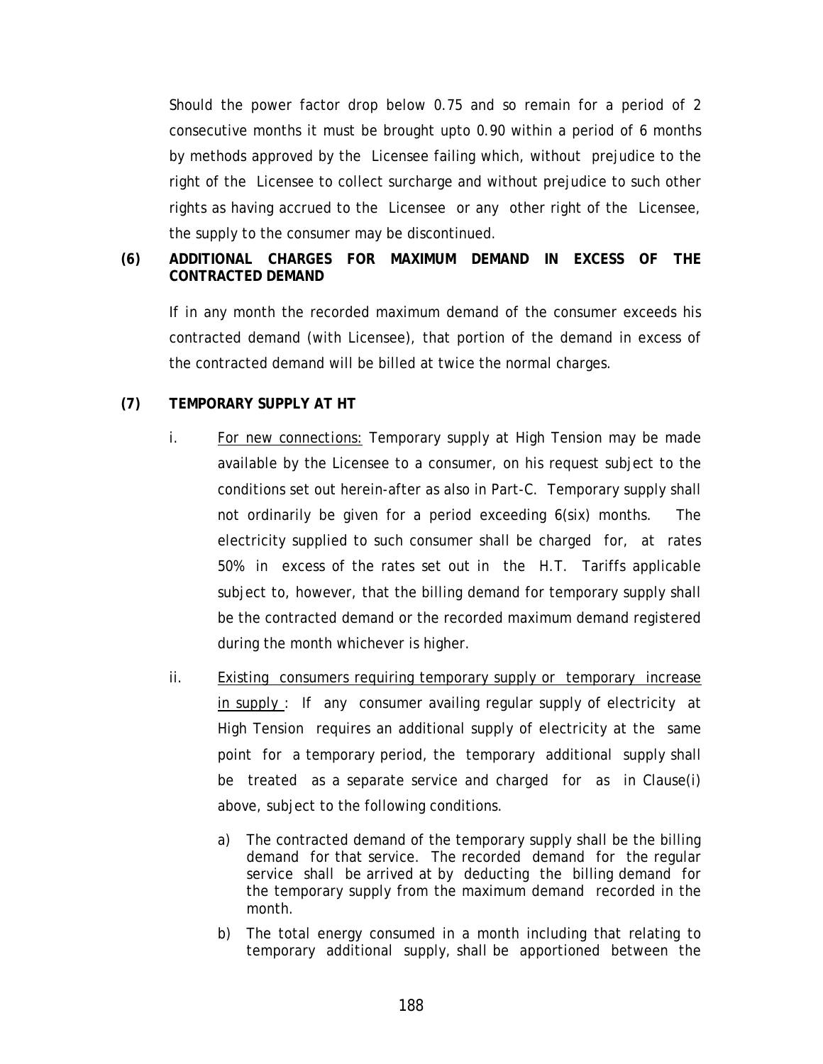Should the power factor drop below 0.75 and so remain for a period of 2 consecutive months it must be brought upto 0.90 within a period of 6 months by methods approved by the Licensee failing which, without prejudice to the right of the Licensee to collect surcharge and without prejudice to such other rights as having accrued to the Licensee or any other right of the Licensee, the supply to the consumer may be discontinued.

**(6) ADDITIONAL CHARGES FOR MAXIMUM DEMAND IN EXCESS OF THE CONTRACTED DEMAND**

If in any month the recorded maximum demand of the consumer exceeds his contracted demand (with Licensee), that portion of the demand in excess of the contracted demand will be billed at twice the normal charges.

**(7) TEMPORARY SUPPLY AT HT**

i. <u>For new connections:</u> Temporary supply at High Tension may be made available by the Licensee to a consumer, on his request subject to the conditions set out herein-after as also in Part-C. Temporary supply shall not ordinarily be given for a period exceeding 6(six) months. The electricity supplied to such consumer shall be charged for, at rates 50% in excess of the rates set out in the H.T. Tariffs applicable subject to, however, that the billing demand for temporary supply shall be the contracted demand or the recorded maximum demand registered during the month whichever is higher.

ii. <u>Existing consumers requiring temporary supply or temporary increase in supply</u> : If any consumer availing regular supply of electricity at High Tension requires an additional supply of electricity at the same point for a temporary period, the temporary additional supply shall be treated as a separate service and charged for as in Clause(i) above, subject to the following conditions.

   a) The contracted demand of the temporary supply shall be the billing demand for that service. The recorded demand for the regular service shall be arrived at by deducting the billing demand for the temporary supply from the maximum demand recorded in the month.

   b) The total energy consumed in a month including that relating to temporary additional supply, shall be apportioned between the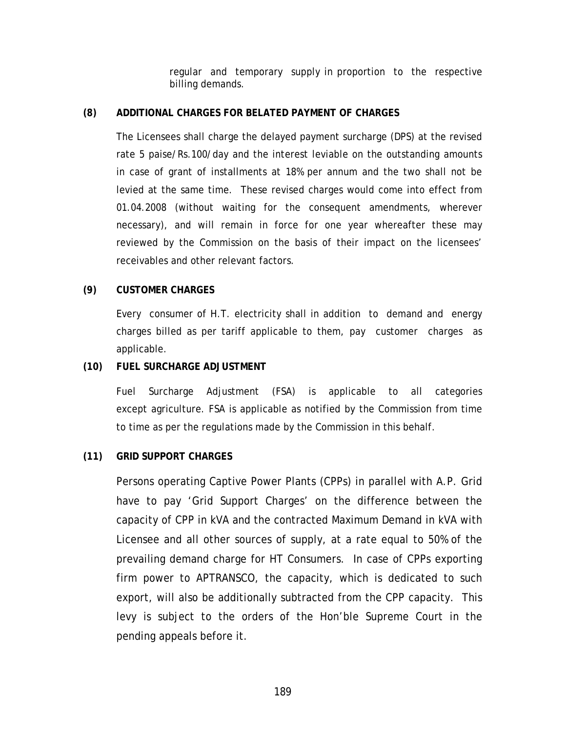regular and temporary supply in proportion to the respective billing demands.

**(8) ADDITIONAL CHARGES FOR BELATED PAYMENT OF CHARGES**

The Licensees shall charge the delayed payment surcharge (DPS) at the revised rate 5 paise/Rs.100/day and the interest leviable on the outstanding amounts in case of grant of installments at 18% per annum and the two shall not be levied at the same time. These revised charges would come into effect from 01.04.2008 (without waiting for the consequent amendments, wherever necessary), and will remain in force for one year whereafter these may reviewed by the Commission on the basis of their impact on the licensees' receivables and other relevant factors.

**(9) CUSTOMER CHARGES**

Every consumer of H.T. electricity shall in addition to demand and energy charges billed as per tariff applicable to them, pay customer charges as applicable.

**(10) FUEL SURCHARGE ADJUSTMENT**

Fuel Surcharge Adjustment (FSA) is applicable to all categories except agriculture. FSA is applicable as notified by the Commission from time to time as per the regulations made by the Commission in this behalf.

**(11) GRID SUPPORT CHARGES**

Persons operating Captive Power Plants (CPPs) in parallel with A.P. Grid have to pay 'Grid Support Charges' on the difference between the capacity of CPP in kVA and the contracted Maximum Demand in kVA with Licensee and all other sources of supply, at a rate equal to 50% of the prevailing demand charge for HT Consumers. In case of CPPs exporting firm power to APTRANSCO, the capacity, which is dedicated to such export, will also be additionally subtracted from the CPP capacity. This levy is subject to the orders of the Hon'ble Supreme Court in the pending appeals before it.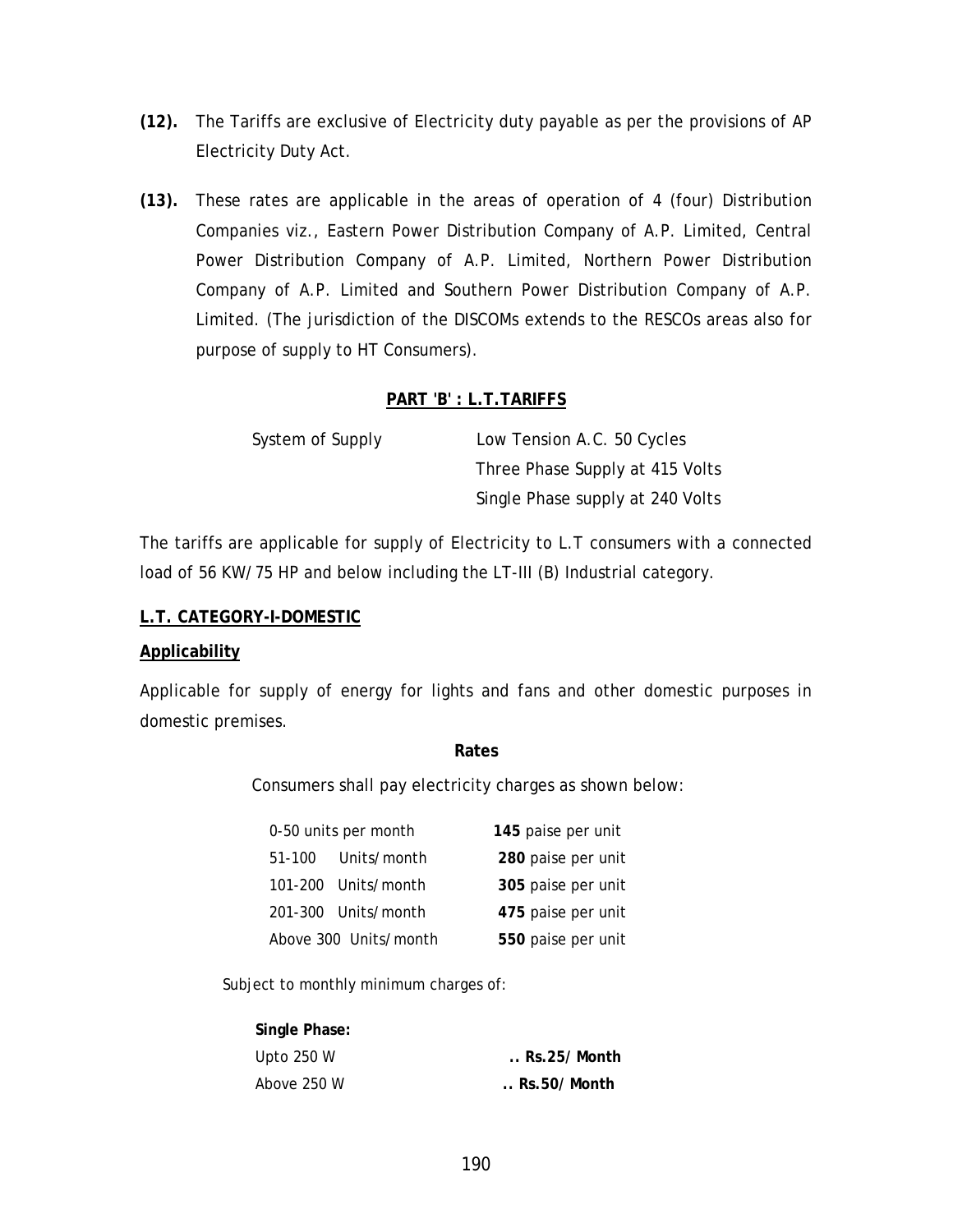**(12).** The Tariffs are exclusive of Electricity duty payable as per the provisions of AP Electricity Duty Act.

**(13).** These rates are applicable in the areas of operation of 4 (four) Distribution Companies viz., Eastern Power Distribution Company of A.P. Limited, Central Power Distribution Company of A.P. Limited, Northern Power Distribution Company of A.P. Limited and Southern Power Distribution Company of A.P. Limited. (The jurisdiction of the DISCOMs extends to the RESCOs areas also for purpose of supply to HT Consumers).

## PART 'B' : L.T.TARIFFS

| System of Supply | Low Tension A.C. 50 Cycles |
|---|---|
| | Three Phase Supply at 415 Volts |
| | Single Phase supply at 240 Volts |

The tariffs are applicable for supply of Electricity to L.T consumers with a connected load of 56 KW/75 HP and below including the LT-III (B) Industrial category.

### L.T. CATEGORY-I-DOMESTIC

**Applicability**

Applicable for supply of energy for lights and fans and other domestic purposes in domestic premises.

**Rates**

Consumers shall pay electricity charges as shown below:

| | |
|---|---|
| 0-50 units per month | **145** paise per unit |
| 51-100 Units/month | **280** paise per unit |
| 101-200 Units/month | **305** paise per unit |
| 201-300 Units/month | **475** paise per unit |
| Above 300 Units/month | **550** paise per unit |

Subject to monthly minimum charges of:

| **Single Phase:** | |
|---|---|
| Upto 250 W | **.. Rs.25/ Month** |
| Above 250 W | **.. Rs.50/ Month** |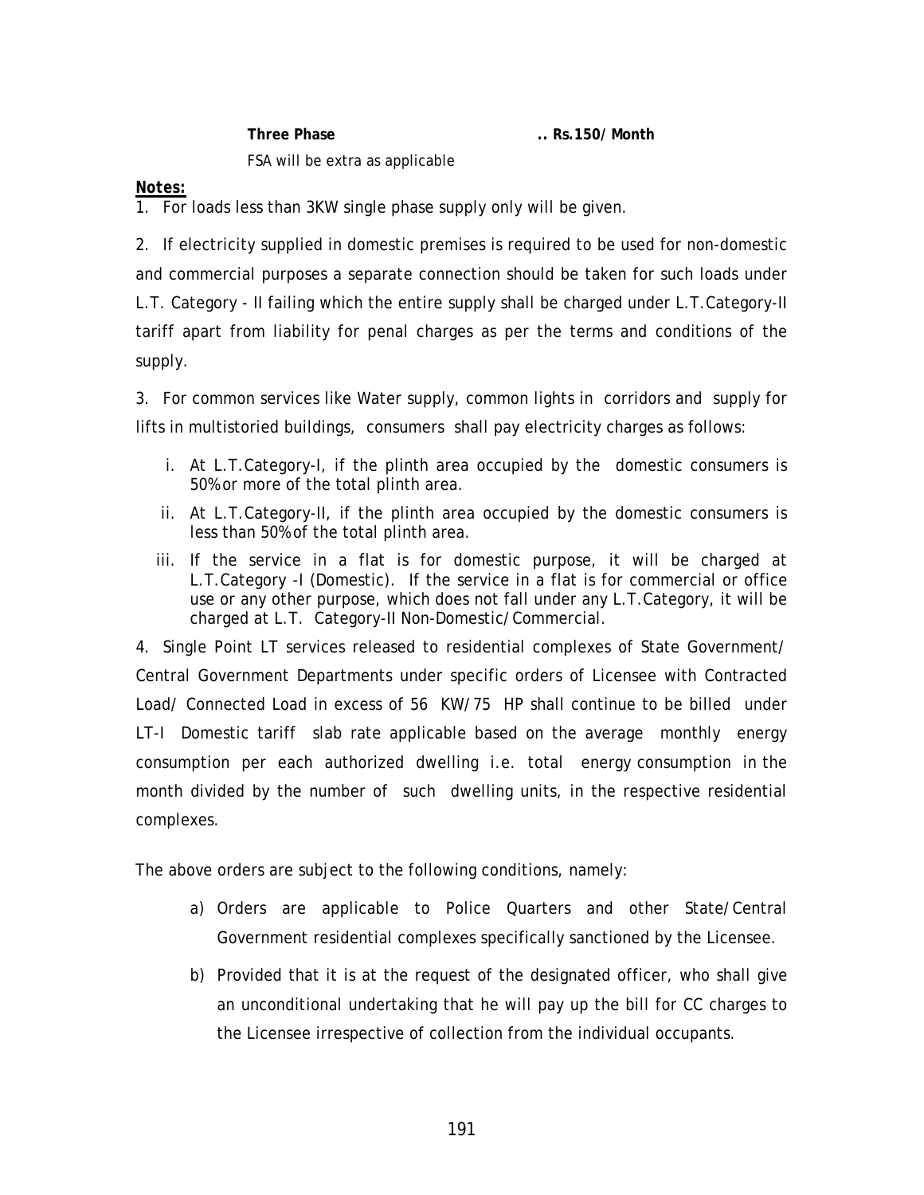**Three Phase** **.. Rs.150/ Month**

FSA will be extra as applicable

***Notes:***

1. For loads less than 3KW single phase supply only will be given.

2. If electricity supplied in domestic premises is required to be used for non-domestic and commercial purposes a separate connection should be taken for such loads under L.T. Category - II failing which the entire supply shall be charged under L.T.Category-II tariff apart from liability for penal charges as per the terms and conditions of the supply.

3. For common services like Water supply, common lights in corridors and supply for lifts in multistoried buildings, consumers shall pay electricity charges as follows:

   i. At L.T.Category-I, if the plinth area occupied by the domestic consumers is 50% or more of the total plinth area.

   ii. At L.T.Category-II, if the plinth area occupied by the domestic consumers is less than 50% of the total plinth area.

   iii. If the service in a flat is for domestic purpose, it will be charged at L.T.Category -I (Domestic). If the service in a flat is for commercial or office use or any other purpose, which does not fall under any L.T.Category, it will be charged at L.T. Category-II Non-Domestic/Commercial.

4. Single Point LT services released to residential complexes of State Government/ Central Government Departments under specific orders of Licensee with Contracted Load/ Connected Load in excess of 56 KW/75 HP shall continue to be billed under LT-I Domestic tariff slab rate applicable based on the average monthly energy consumption per each authorized dwelling i.e. total energy consumption in the month divided by the number of such dwelling units, in the respective residential complexes.

The above orders are subject to the following conditions, namely:

a) Orders are applicable to Police Quarters and other State/Central Government residential complexes specifically sanctioned by the Licensee.

b) Provided that it is at the request of the designated officer, who shall give an unconditional undertaking that he will pay up the bill for CC charges to the Licensee irrespective of collection from the individual occupants.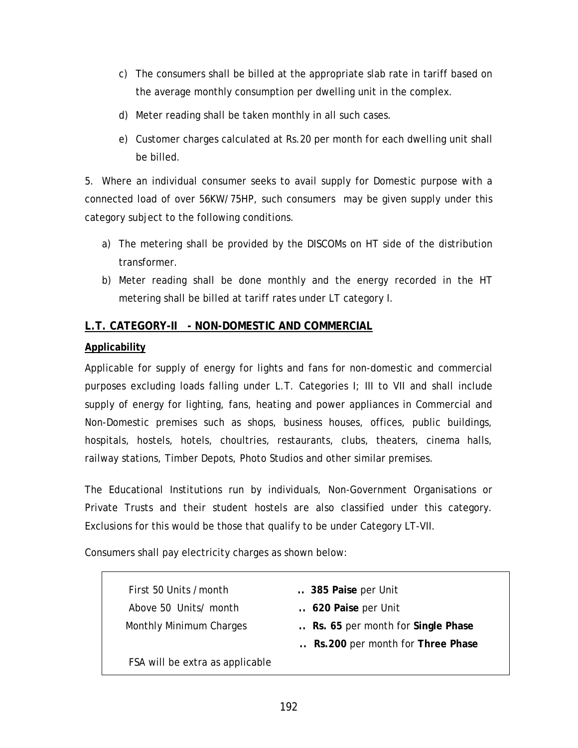c) The consumers shall be billed at the appropriate slab rate in tariff based on the average monthly consumption per dwelling unit in the complex.

d) Meter reading shall be taken monthly in all such cases.

e) Customer charges calculated at Rs.20 per month for each dwelling unit shall be billed.

5. Where an individual consumer seeks to avail supply for Domestic purpose with a connected load of over 56KW/75HP, such consumers may be given supply under this category subject to the following conditions.

a) The metering shall be provided by the DISCOMs on HT side of the distribution transformer.

b) Meter reading shall be done monthly and the energy recorded in the HT metering shall be billed at tariff rates under LT category I.

## L.T. CATEGORY-II - NON-DOMESTIC AND COMMERCIAL

### Applicability

Applicable for supply of energy for lights and fans for non-domestic and commercial purposes excluding loads falling under L.T. Categories I; III to VII and shall include supply of energy for lighting, fans, heating and power appliances in Commercial and Non-Domestic premises such as shops, business houses, offices, public buildings, hospitals, hostels, hotels, choultries, restaurants, clubs, theaters, cinema halls, railway stations, Timber Depots, Photo Studios and other similar premises.

The Educational Institutions run by individuals, Non-Government Organisations or Private Trusts and their student hostels are also classified under this category. Exclusions for this would be those that qualify to be under Category LT-VII.

Consumers shall pay electricity charges as shown below:

| | |
|---|---|
| First 50 Units / month | .. **385 Paise** per Unit |
| Above 50 Units/ month | .. **620 Paise** per Unit |
| Monthly Minimum Charges | .. **Rs. 65** per month for **Single Phase** |
| | .. **Rs.200** per month for **Three Phase** |
| FSA will be extra as applicable | |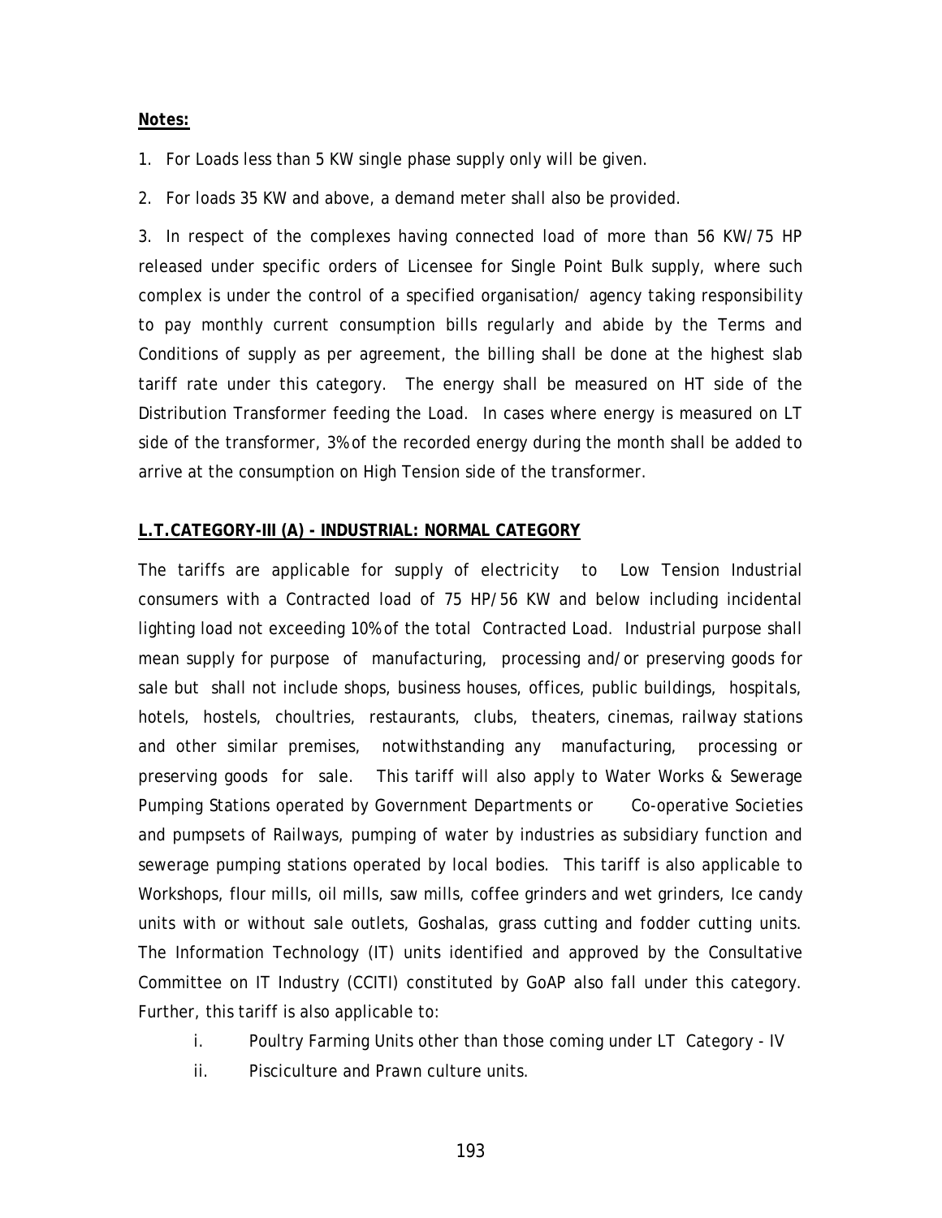**Notes:**

1. For Loads less than 5 KW single phase supply only will be given.
2. For loads 35 KW and above, a demand meter shall also be provided.
3. In respect of the complexes having connected load of more than 56 KW/75 HP released under specific orders of Licensee for Single Point Bulk supply, where such complex is under the control of a specified organisation/ agency taking responsibility to pay monthly current consumption bills regularly and abide by the Terms and Conditions of supply as per agreement, the billing shall be done at the highest slab tariff rate under this category. The energy shall be measured on HT side of the Distribution Transformer feeding the Load. In cases where energy is measured on LT side of the transformer, 3% of the recorded energy during the month shall be added to arrive at the consumption on High Tension side of the transformer.

**L.T.CATEGORY-III (A) - INDUSTRIAL: NORMAL CATEGORY**

The tariffs are applicable for supply of electricity to Low Tension Industrial consumers with a Contracted load of 75 HP/56 KW and below including incidental lighting load not exceeding 10% of the total Contracted Load. Industrial purpose shall mean supply for purpose of manufacturing, processing and/or preserving goods for sale but shall not include shops, business houses, offices, public buildings, hospitals, hotels, hostels, choultries, restaurants, clubs, theaters, cinemas, railway stations and other similar premises, notwithstanding any manufacturing, processing or preserving goods for sale. This tariff will also apply to Water Works & Sewerage Pumping Stations operated by Government Departments or Co-operative Societies and pumpsets of Railways, pumping of water by industries as subsidiary function and sewerage pumping stations operated by local bodies. This tariff is also applicable to Workshops, flour mills, oil mills, saw mills, coffee grinders and wet grinders, Ice candy units with or without sale outlets, Goshalas, grass cutting and fodder cutting units. The Information Technology (IT) units identified and approved by the Consultative Committee on IT Industry (CCITI) constituted by GoAP also fall under this category. Further, this tariff is also applicable to:

i. Poultry Farming Units other than those coming under LT Category - IV
ii. Pisciculture and Prawn culture units.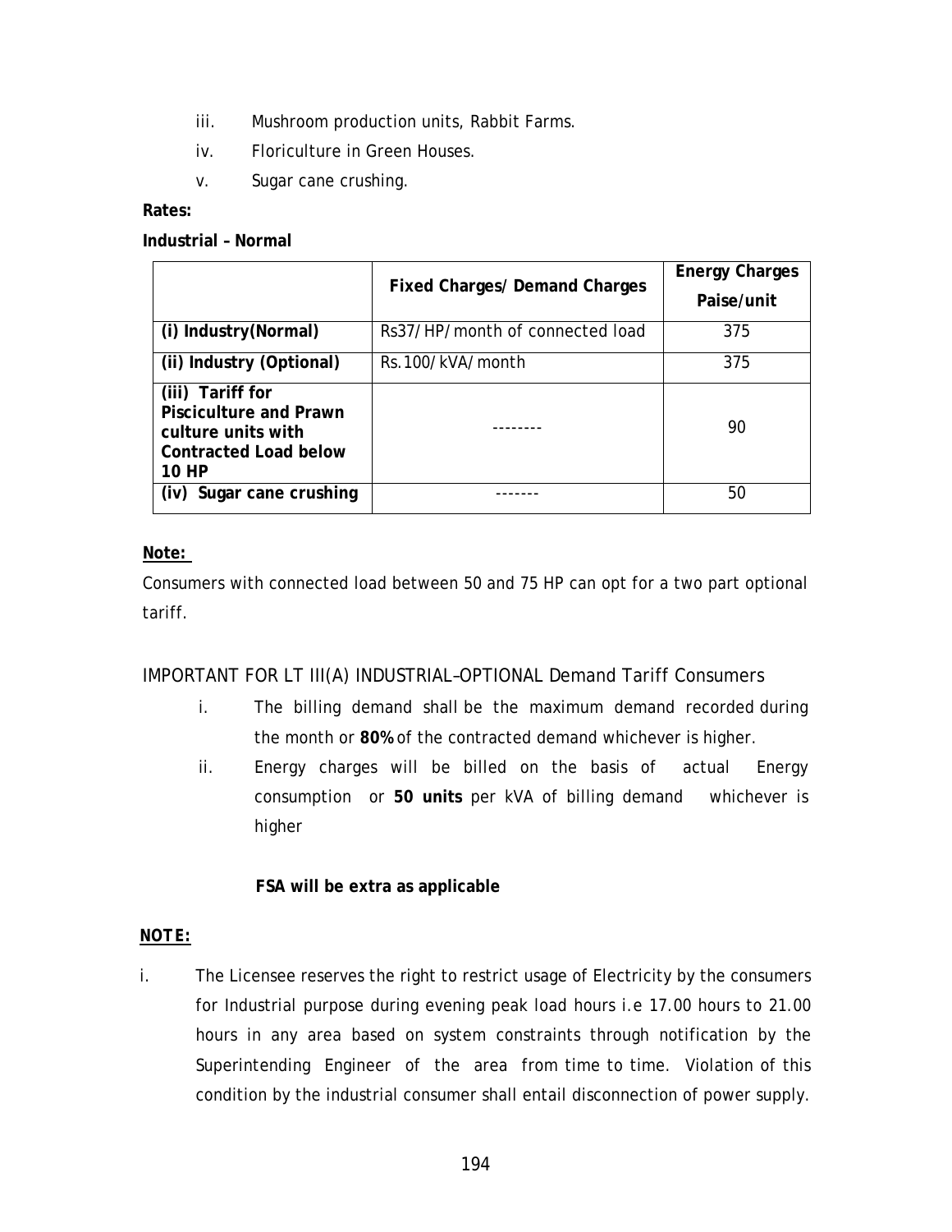iii. Mushroom production units, Rabbit Farms.

iv. Floriculture in Green Houses.

v. Sugar cane crushing.

**Rates:**

**Industrial – Normal**

| | Fixed Charges/ Demand Charges | Energy Charges Paise/unit |
|---|---|---|
| **(i) Industry(Normal)** | Rs37/HP/month of connected load | 375 |
| **(ii) Industry (Optional)** | Rs.100/kVA/month | 375 |
| **(iii) Tariff for Pisciculture and Prawn culture units with Contracted Load below 10 HP** | -------- | 90 |
| **(iv) Sugar cane crushing** | ------- | 50 |

**Note:**

Consumers with connected load between 50 and 75 HP can opt for a two part optional tariff.

IMPORTANT FOR LT III(A) INDUSTRIAL–OPTIONAL Demand Tariff Consumers

i. The billing demand shall be the maximum demand recorded during the month or **80%** of the contracted demand whichever is higher.

ii. Energy charges will be billed on the basis of actual Energy consumption or **50 units** per kVA of billing demand whichever is higher

**FSA will be extra as applicable**

**NOTE:**

i. The Licensee reserves the right to restrict usage of Electricity by the consumers for Industrial purpose during evening peak load hours i.e 17.00 hours to 21.00 hours in any area based on system constraints through notification by the Superintending Engineer of the area from time to time. Violation of this condition by the industrial consumer shall entail disconnection of power supply.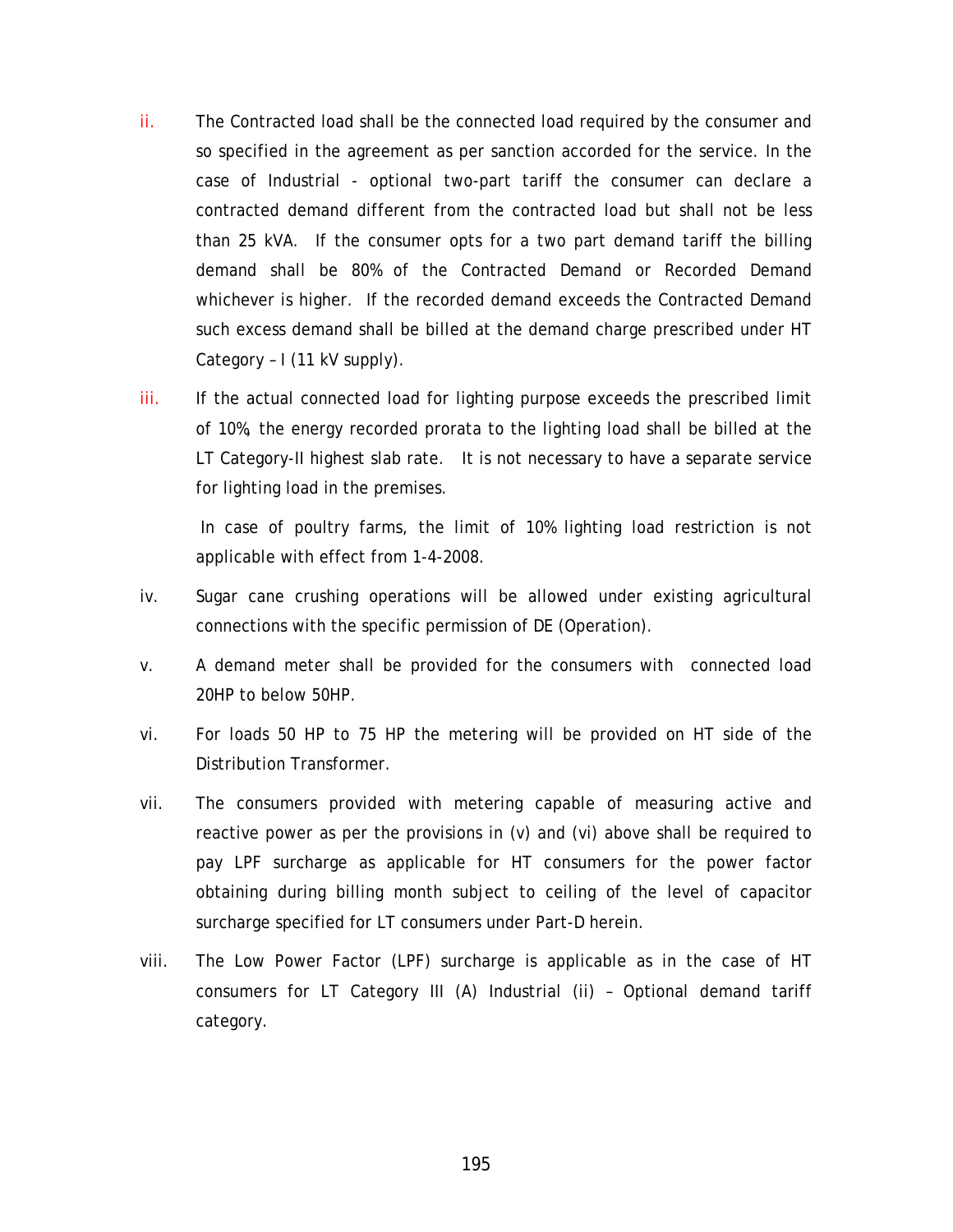ii. The Contracted load shall be the connected load required by the consumer and so specified in the agreement as per sanction accorded for the service. In the case of Industrial - optional two-part tariff the consumer can declare a contracted demand different from the contracted load but shall not be less than 25 kVA. If the consumer opts for a two part demand tariff the billing demand shall be 80% of the Contracted Demand or Recorded Demand whichever is higher. If the recorded demand exceeds the Contracted Demand such excess demand shall be billed at the demand charge prescribed under HT Category – I (11 kV supply).

iii. If the actual connected load for lighting purpose exceeds the prescribed limit of 10%, the energy recorded prorata to the lighting load shall be billed at the LT Category-II highest slab rate. It is not necessary to have a separate service for lighting load in the premises.

In case of poultry farms, the limit of 10% lighting load restriction is not applicable with effect from 1-4-2008.

iv. Sugar cane crushing operations will be allowed under existing agricultural connections with the specific permission of DE (Operation).

v. A demand meter shall be provided for the consumers with connected load 20HP to below 50HP.

vi. For loads 50 HP to 75 HP the metering will be provided on HT side of the Distribution Transformer.

vii. The consumers provided with metering capable of measuring active and reactive power as per the provisions in (v) and (vi) above shall be required to pay LPF surcharge as applicable for HT consumers for the power factor obtaining during billing month subject to ceiling of the level of capacitor surcharge specified for LT consumers under Part-D herein.

viii. The Low Power Factor (LPF) surcharge is applicable as in the case of HT consumers for LT Category III (A) Industrial (ii) – Optional demand tariff category.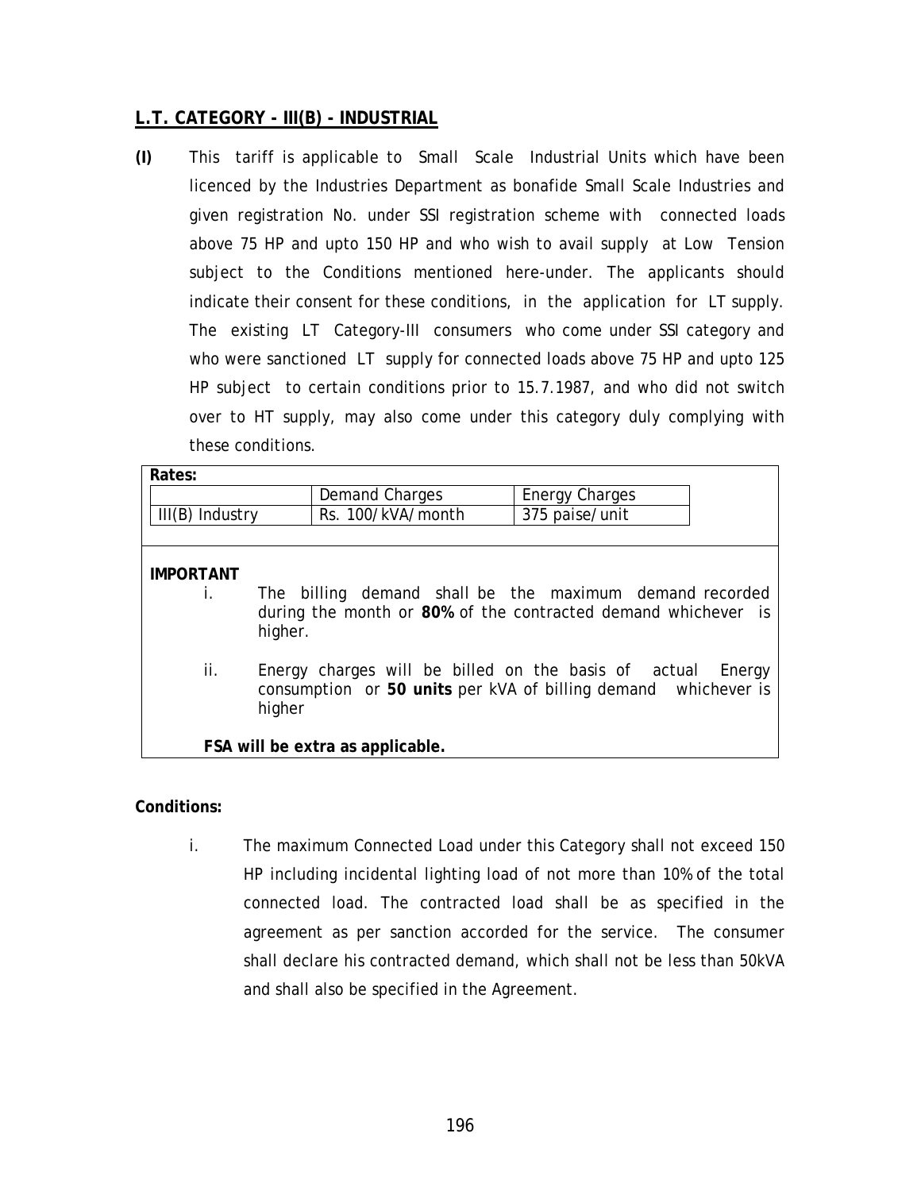## L.T. CATEGORY - III(B) - INDUSTRIAL

**(I)** This tariff is applicable to Small Scale Industrial Units which have been licenced by the Industries Department as bonafide Small Scale Industries and given registration No. under SSI registration scheme with connected loads above 75 HP and upto 150 HP and who wish to avail supply at Low Tension subject to the Conditions mentioned here-under. The applicants should indicate their consent for these conditions, in the application for LT supply. The existing LT Category-III consumers who come under SSI category and who were sanctioned LT supply for connected loads above 75 HP and upto 125 HP subject to certain conditions prior to 15.7.1987, and who did not switch over to HT supply, may also come under this category duly complying with these conditions.

**Rates:**

| | Demand Charges | Energy Charges |
|---|---|---|
| III(B) Industry | Rs. 100/kVA/month | 375 paise/unit |

**IMPORTANT**

i. The billing demand shall be the maximum demand recorded during the month or **80%** of the contracted demand whichever is higher.

ii. Energy charges will be billed on the basis of actual Energy consumption or **50 units** per kVA of billing demand whichever is higher

**FSA will be extra as applicable.**

**Conditions:**

i. The maximum Connected Load under this Category shall not exceed 150 HP including incidental lighting load of not more than 10% of the total connected load. The contracted load shall be as specified in the agreement as per sanction accorded for the service. The consumer shall declare his contracted demand, which shall not be less than 50kVA and shall also be specified in the Agreement.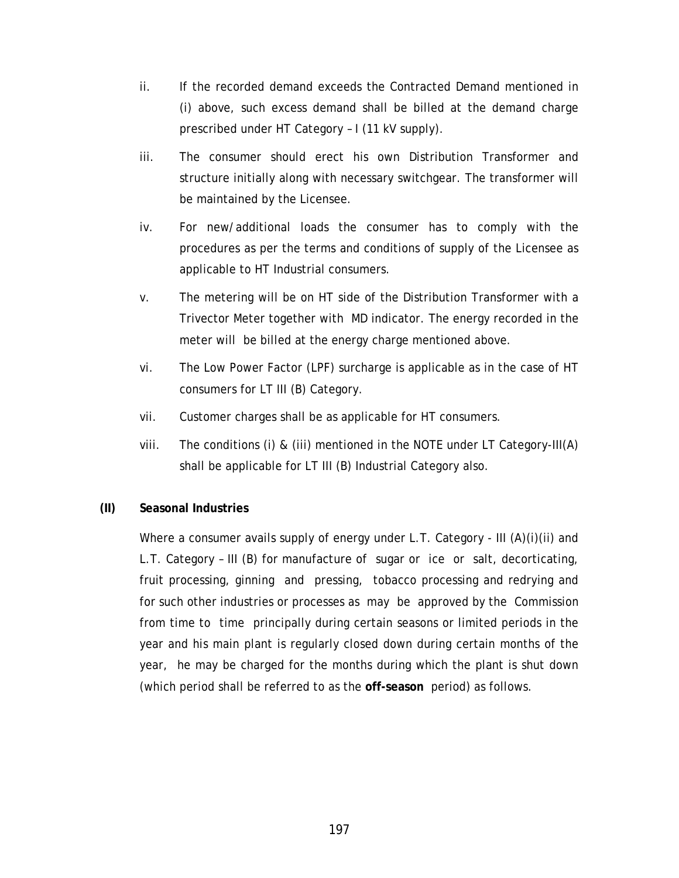ii. If the recorded demand exceeds the Contracted Demand mentioned in (i) above, such excess demand shall be billed at the demand charge prescribed under HT Category – I (11 kV supply).

iii. The consumer should erect his own Distribution Transformer and structure initially along with necessary switchgear. The transformer will be maintained by the Licensee.

iv. For new/additional loads the consumer has to comply with the procedures as per the terms and conditions of supply of the Licensee as applicable to HT Industrial consumers.

v. The metering will be on HT side of the Distribution Transformer with a Trivector Meter together with MD indicator. The energy recorded in the meter will be billed at the energy charge mentioned above.

vi. The Low Power Factor (LPF) surcharge is applicable as in the case of HT consumers for LT III (B) Category.

vii. Customer charges shall be as applicable for HT consumers.

viii. The conditions (i) & (iii) mentioned in the NOTE under LT Category-III(A) shall be applicable for LT III (B) Industrial Category also.

**(II) Seasonal Industries**

Where a consumer avails supply of energy under L.T. Category - III (A)(i)(ii) and L.T. Category – III (B) for manufacture of sugar or ice or salt, decorticating, fruit processing, ginning and pressing, tobacco processing and redrying and for such other industries or processes as may be approved by the Commission from time to time principally during certain seasons or limited periods in the year and his main plant is regularly closed down during certain months of the year, he may be charged for the months during which the plant is shut down (which period shall be referred to as the **off-season** period) as follows.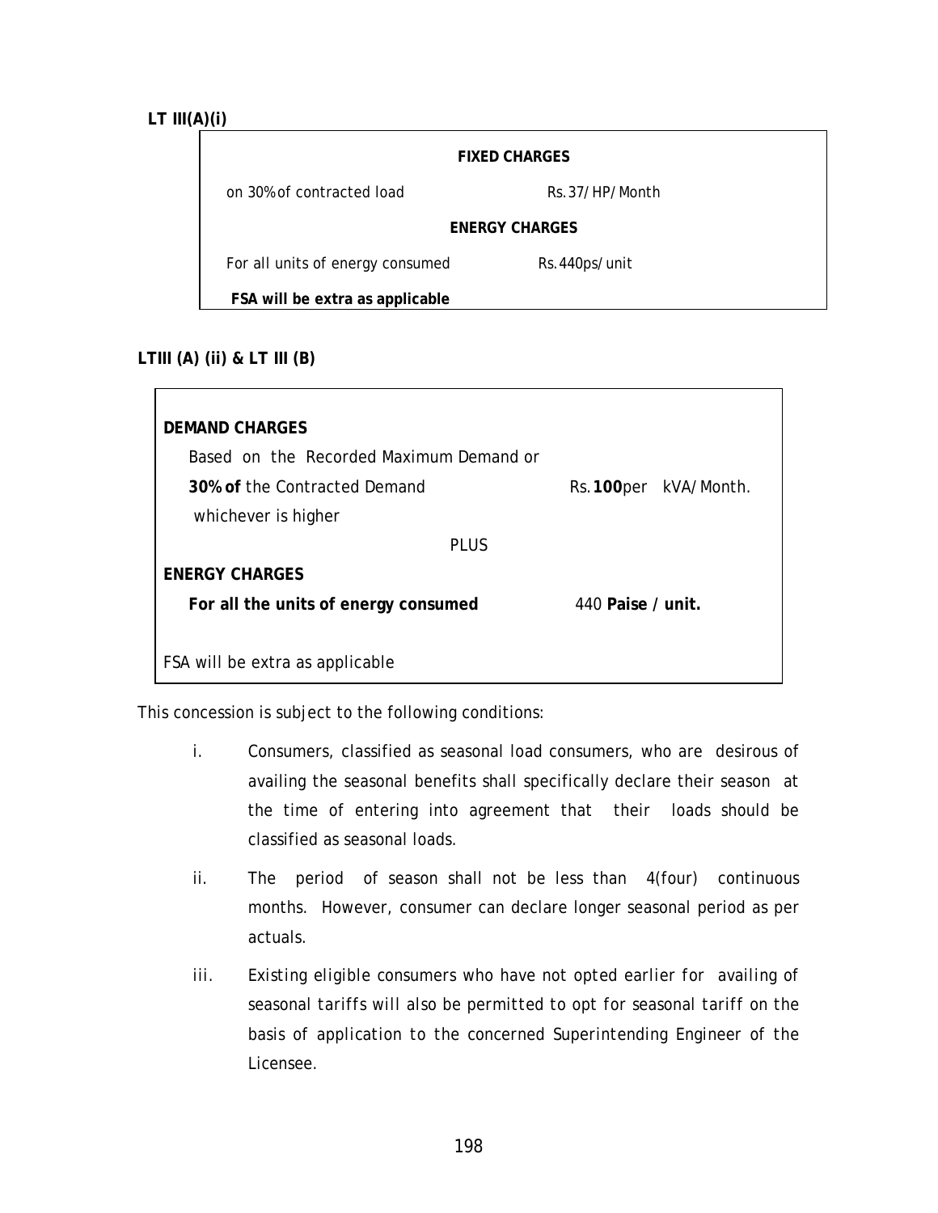**LT III(A)(i)**

| FIXED CHARGES | |
|---|---|
| on 30% of contracted load | Rs.37/HP/Month |
| **ENERGY CHARGES** | |
| For all units of energy consumed | Rs.440ps/unit |
| **FSA will be extra as applicable** | |

**LTIII (A) (ii) & LT III (B)**

| | |
|---|---|
| **DEMAND CHARGES** | |
| Based on the Recorded Maximum Demand or **30% of** the Contracted Demand whichever is higher | Rs.**100**per kVA/Month. |
| PLUS | |
| **ENERGY CHARGES** | |
| **For all the units of energy consumed** | 440 **Paise / unit.** |
| FSA will be extra as applicable | |

This concession is subject to the following conditions:

i. Consumers, classified as seasonal load consumers, who are desirous of availing the seasonal benefits shall specifically declare their season at the time of entering into agreement that their loads should be classified as seasonal loads.

ii. The period of season shall not be less than 4(four) continuous months. However, consumer can declare longer seasonal period as per actuals.

iii. *Existing eligible consumers who have not opted earlier for availing of seasonal tariffs will also be permitted to opt for seasonal tariff on the basis of application to the concerned Superintending Engineer of the Licensee.*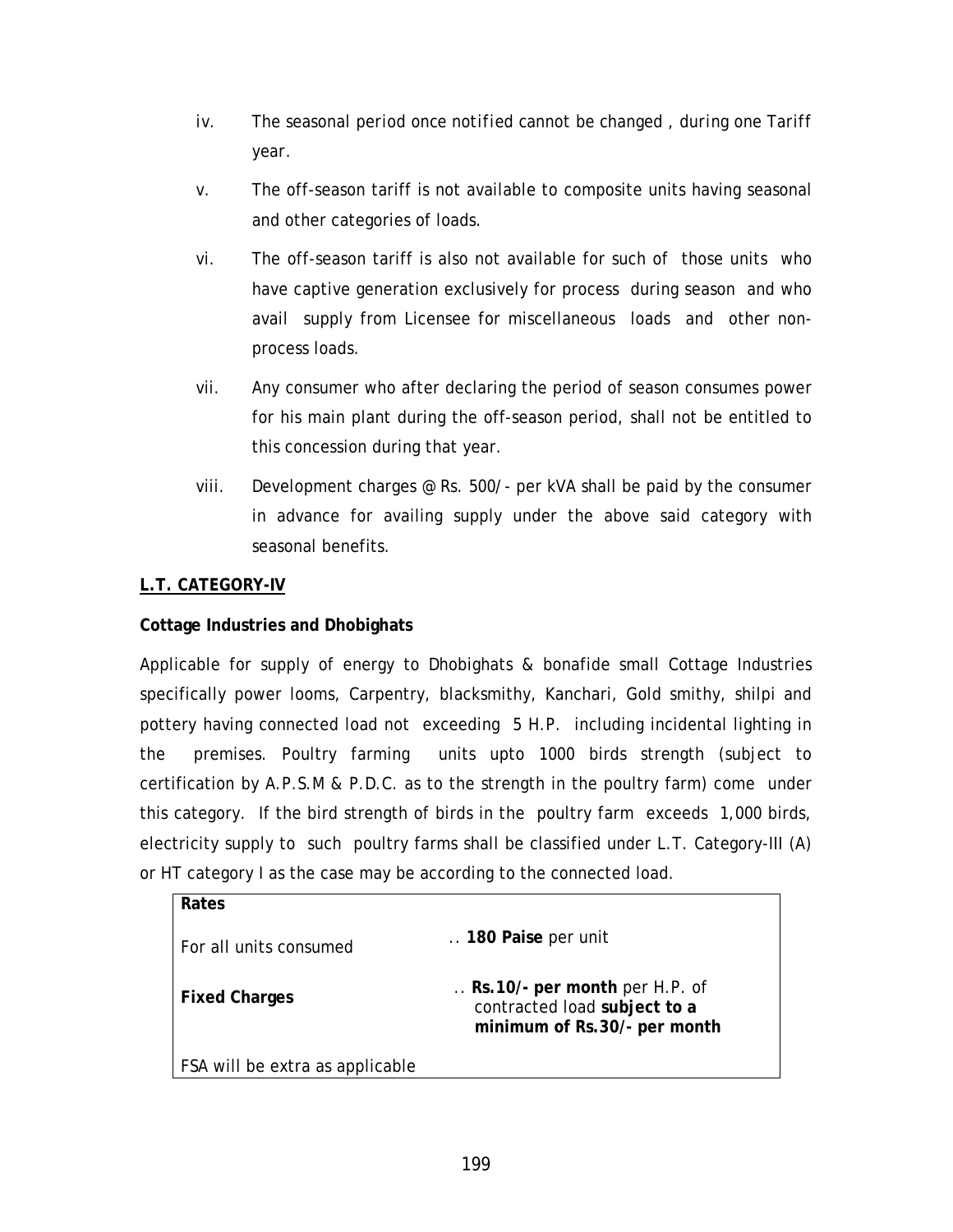iv. The seasonal period once notified cannot be changed , during one Tariff year.

v. The off-season tariff is not available to composite units having seasonal and other categories of loads.

vi. The off-season tariff is also not available for such of those units who have captive generation exclusively for process during season and who avail supply from Licensee for miscellaneous loads and other non-process loads.

vii. Any consumer who after declaring the period of season consumes power for his main plant during the off-season period, shall not be entitled to this concession during that year.

viii. Development charges @ Rs. 500/- per kVA shall be paid by the consumer in advance for availing supply under the above said category with seasonal benefits.

**L.T. CATEGORY-IV**

**Cottage Industries and Dhobighats**

Applicable for supply of energy to Dhobighats & bonafide small Cottage Industries specifically power looms, Carpentry, blacksmithy, Kanchari, Gold smithy, shilpi and pottery having connected load not exceeding 5 H.P. including incidental lighting in the premises. Poultry farming units upto 1000 birds strength (subject to certification by A.P.S.M & P.D.C. as to the strength in the poultry farm) come under this category. If the bird strength of birds in the poultry farm exceeds 1,000 birds, electricity supply to such poultry farms shall be classified under L.T. Category-III (A) or HT category I as the case may be according to the connected load.

| **Rates** | |
|---|---|
| For all units consumed | .. **180 Paise** per unit |
| **Fixed Charges** | .. **Rs.10/- per month** per H.P. of contracted load **subject to a minimum of Rs.30/- per month** |
| FSA will be extra as applicable | |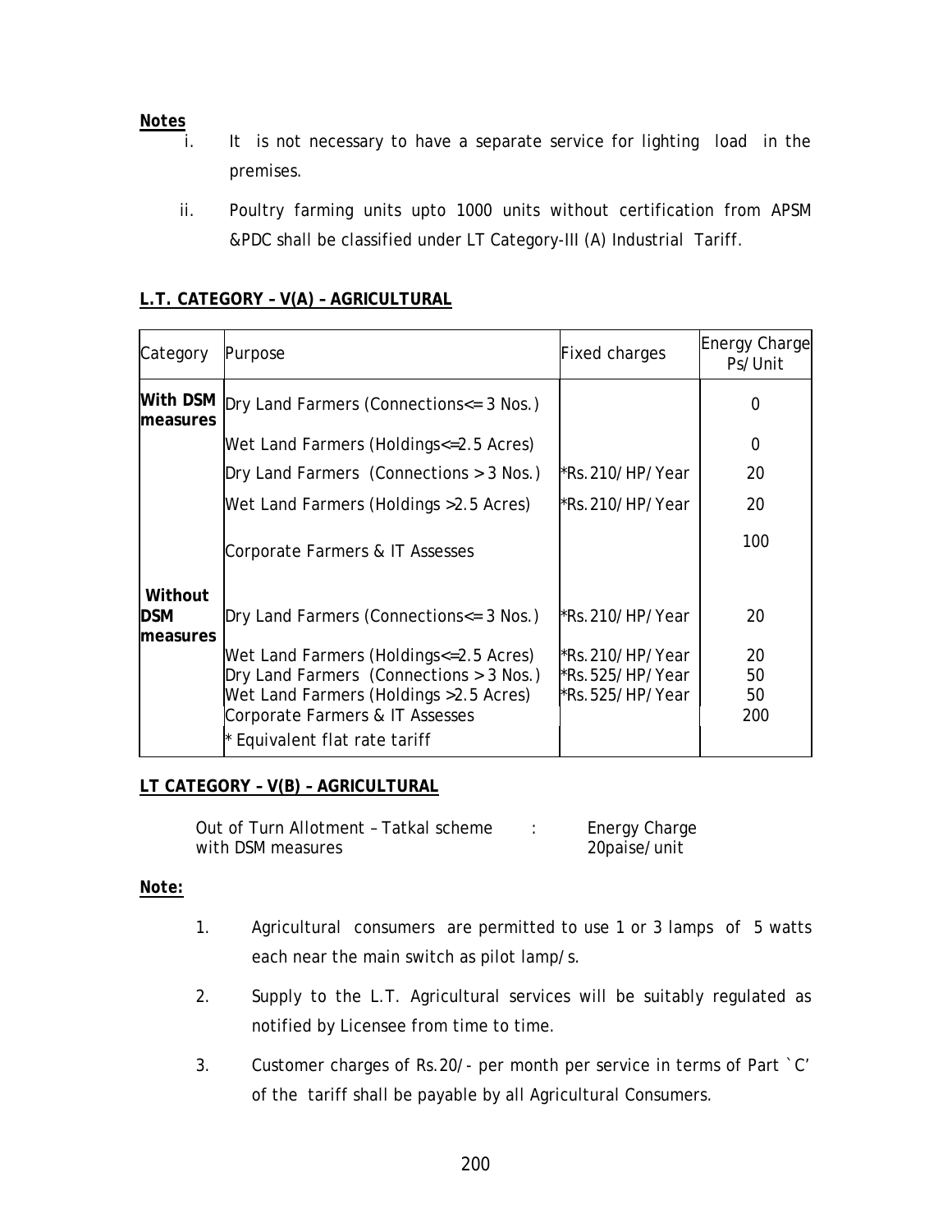**Notes**

i. It is not necessary to have a separate service for lighting load in the premises.

ii. Poultry farming units upto 1000 units without certification from APSM &PDC shall be classified under LT Category-III (A) Industrial Tariff.

**L.T. CATEGORY – V(A) – AGRICULTURAL**

| Category | Purpose | Fixed charges | Energy Charge Ps/Unit |
|---|---|---|---|
| **With DSM measures** | Dry Land Farmers (Connections<= 3 Nos.) | | 0 |
| | Wet Land Farmers (Holdings<=2.5 Acres) | | 0 |
| | Dry Land Farmers (Connections > 3 Nos.) | *Rs.210/HP/Year | 20 |
| | Wet Land Farmers (Holdings >2.5 Acres) | *Rs.210/HP/Year | 20 |
| | Corporate Farmers & IT Assesses | | 100 |
| **Without DSM measures** | Dry Land Farmers (Connections<= 3 Nos.) | *Rs.210/HP/Year | 20 |
| | Wet Land Farmers (Holdings<=2.5 Acres) | *Rs.210/HP/Year | 20 |
| | Dry Land Farmers (Connections > 3 Nos.) | *Rs.525/HP/Year | 50 |
| | Wet Land Farmers (Holdings >2.5 Acres) | *Rs.525/HP/Year | 50 |
| | Corporate Farmers & IT Assesses | | 200 |
| | * Equivalent flat rate tariff | | |

**LT CATEGORY – V(B) – AGRICULTURAL**

Out of Turn Allotment – Tatkal scheme with DSM measures : Energy Charge 20paise/unit

**Note:**

1. Agricultural consumers are permitted to use 1 or 3 lamps of 5 watts each near the main switch as pilot lamp/s.

2. Supply to the L.T. Agricultural services will be suitably regulated as notified by Licensee from time to time.

3. Customer charges of Rs.20/- per month per service in terms of Part `C' of the tariff shall be payable by all Agricultural Consumers.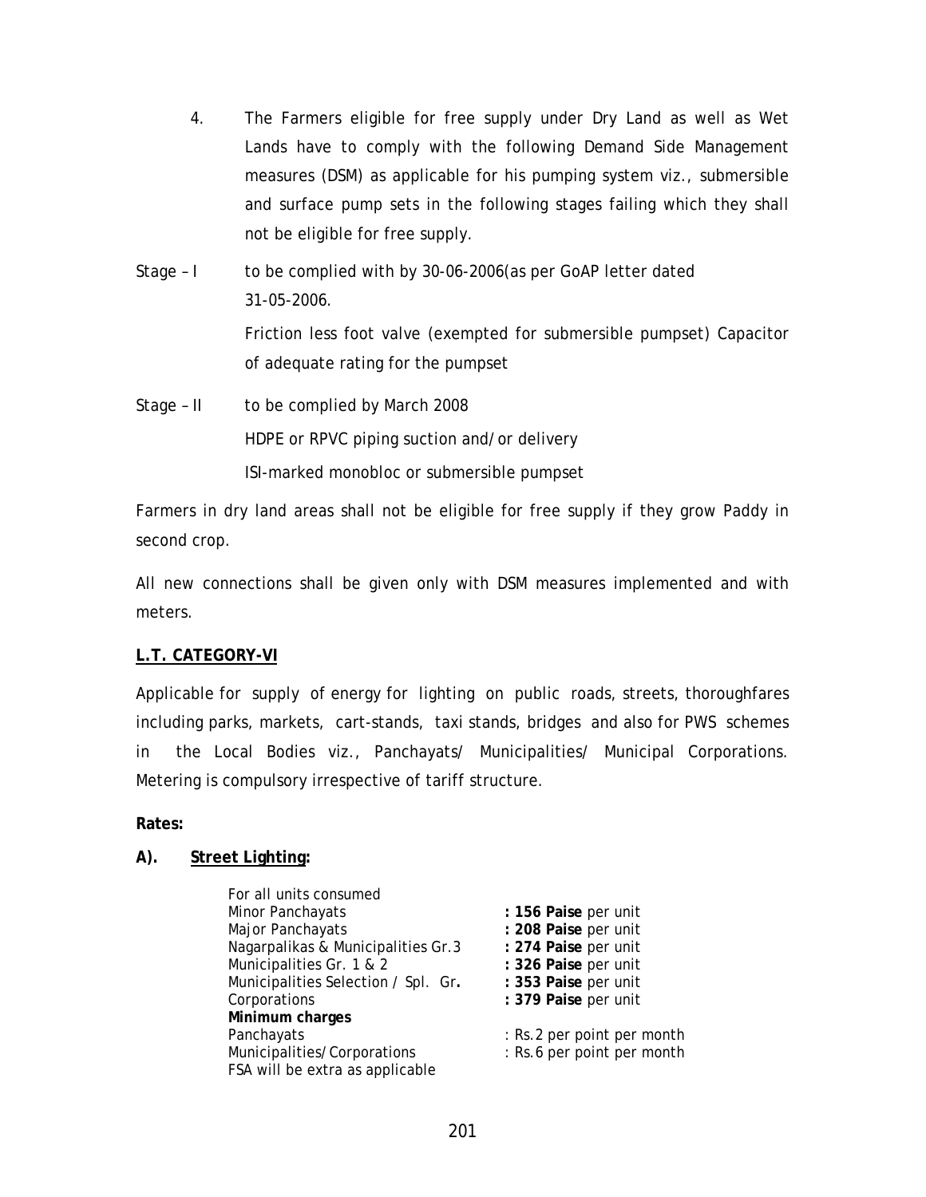4. The Farmers eligible for free supply under Dry Land as well as Wet Lands have to comply with the following Demand Side Management measures (DSM) as applicable for his pumping system viz., submersible and surface pump sets in the following stages failing which they shall not be eligible for free supply.

Stage – I to be complied with by 30-06-2006(as per GoAP letter dated 31-05-2006.

Friction less foot valve (exempted for submersible pumpset) Capacitor of adequate rating for the pumpset

Stage – II to be complied by March 2008

HDPE or RPVC piping suction and/or delivery

ISI-marked monobloc or submersible pumpset

Farmers in dry land areas shall not be eligible for free supply if they grow Paddy in second crop.

All new connections shall be given only with DSM measures implemented and with meters.

## L.T. CATEGORY-VI

Applicable for supply of energy for lighting on public roads, streets, thoroughfares including parks, markets, cart-stands, taxi stands, bridges and also for PWS schemes in the Local Bodies viz., Panchayats/ Municipalities/ Municipal Corporations. Metering is compulsory irrespective of tariff structure.

**Rates:**

**A). Street Lighting:**

| | |
|---|---|
| For all units consumed | |
| Minor Panchayats | **: 156 Paise** per unit |
| Major Panchayats | **: 208 Paise** per unit |
| Nagarpalikas & Municipalities Gr.3 | **: 274 Paise** per unit |
| Municipalities Gr. 1 & 2 | **: 326 Paise** per unit |
| Municipalities Selection / Spl. Gr**.** | **: 353 Paise** per unit |
| Corporations | **: 379 Paise** per unit |
| **Minimum charges** | |
| Panchayats | : Rs.2 per point per month |
| Municipalities/Corporations | : Rs.6 per point per month |
| FSA will be extra as applicable | |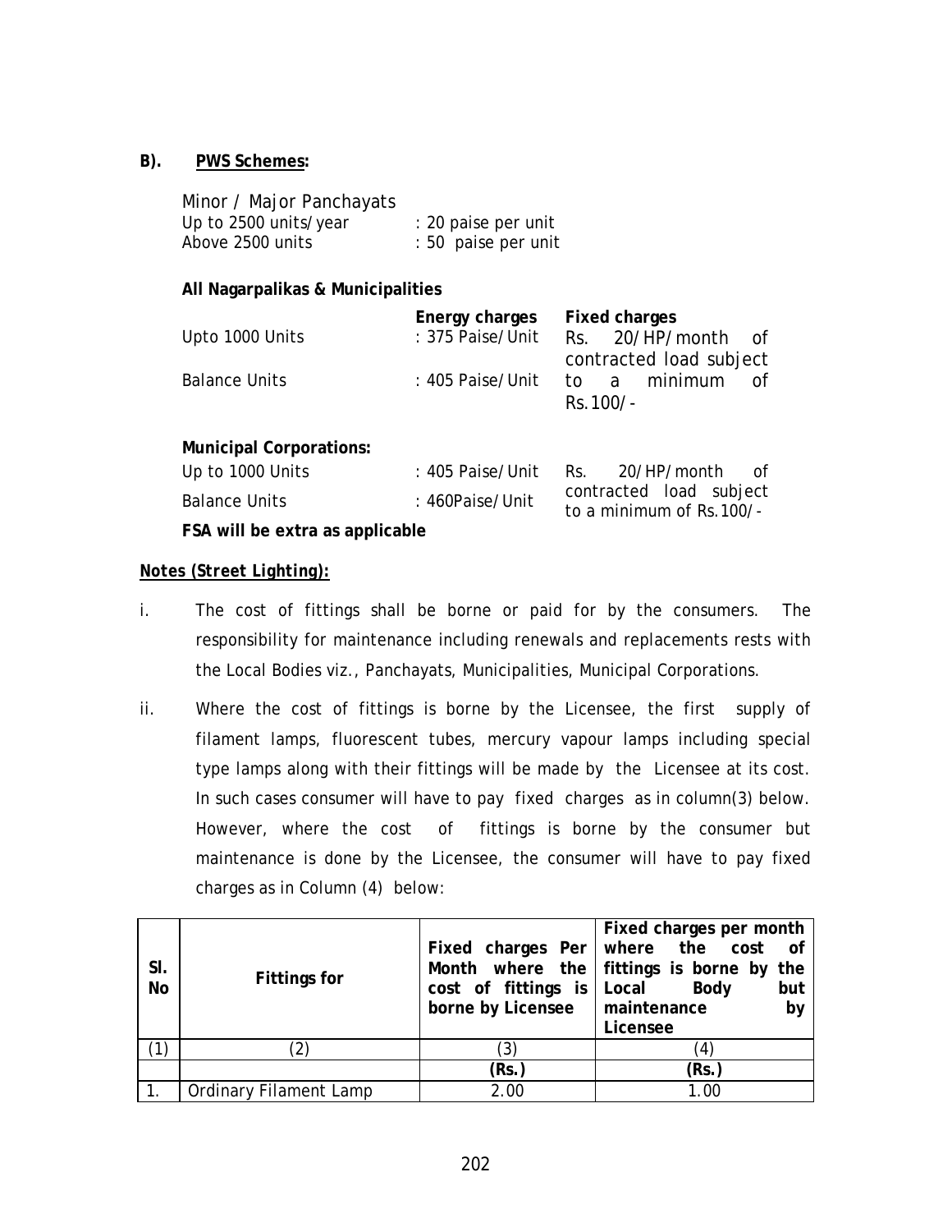**B). PWS Schemes:**

Minor / Major Panchayats

| | |
|---|---|
| Up to 2500 units/year | : 20 paise per unit |
| Above 2500 units | : 50 paise per unit |

**All Nagarpalikas & Municipalities**

| | **Energy charges** | **Fixed charges** |
|---|---|---|
| Upto 1000 Units | : 375 Paise/Unit | Rs. 20/HP/month of contracted load subject to a minimum of Rs.100/- |
| Balance Units | : 405 Paise/Unit | |

**Municipal Corporations:**

| | | |
|---|---|---|
| Up to 1000 Units | : 405 Paise/Unit | Rs. 20/HP/month of contracted load subject to a minimum of Rs.100/- |
| Balance Units | : 460Paise/Unit | |

**FSA will be extra as applicable**

***Notes (Street Lighting):***

i. The cost of fittings shall be borne or paid for by the consumers. The responsibility for maintenance including renewals and replacements rests with the Local Bodies viz., Panchayats, Municipalities, Municipal Corporations.

ii. Where the cost of fittings is borne by the Licensee, the first supply of filament lamps, fluorescent tubes, mercury vapour lamps including special type lamps along with their fittings will be made by the Licensee at its cost. In such cases consumer will have to pay fixed charges as in column(3) below. However, where the cost of fittings is borne by the consumer but maintenance is done by the Licensee, the consumer will have to pay fixed charges as in Column (4) below:

| **Sl. No** | **Fittings for** | **Fixed charges Per Month where the cost of fittings is borne by Licensee** | **Fixed charges per month where the cost of fittings is borne by the Local Body but maintenance by Licensee** |
|---|---|---|---|
| (1) | (2) | (3) | (4) |
| | | **(Rs.)** | **(Rs.)** |
| 1. | Ordinary Filament Lamp | 2.00 | 1.00 |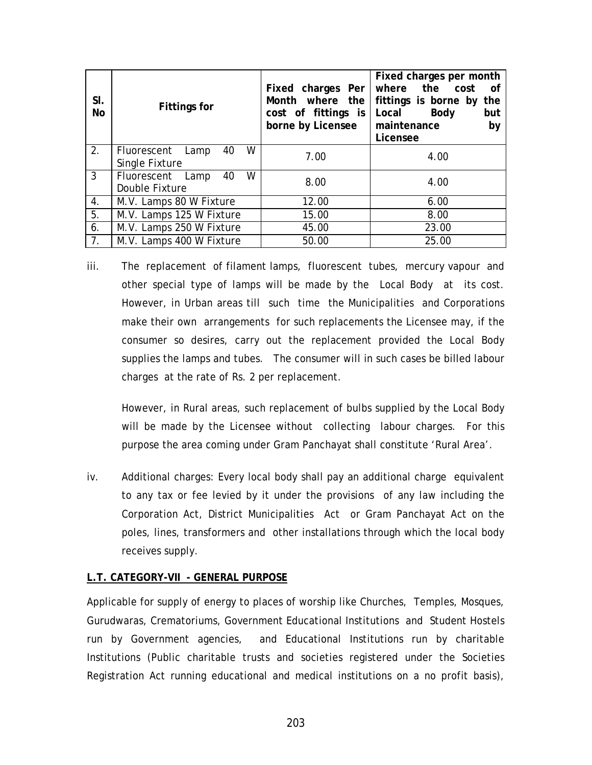| Sl. No | Fittings for | Fixed charges Per Month where the cost of fittings is borne by Licensee | Fixed charges per month where the cost of fittings is borne by the Local Body but maintenance by Licensee |
|---|---|---|---|
| 2. | Fluorescent Lamp 40 W Single Fixture | 7.00 | 4.00 |
| 3 | Fluorescent Lamp 40 W Double Fixture | 8.00 | 4.00 |
| 4. | M.V. Lamps 80 W Fixture | 12.00 | 6.00 |
| 5. | M.V. Lamps 125 W Fixture | 15.00 | 8.00 |
| 6. | M.V. Lamps 250 W Fixture | 45.00 | 23.00 |
| 7. | M.V. Lamps 400 W Fixture | 50.00 | 25.00 |

iii. The replacement of filament lamps, fluorescent tubes, mercury vapour and other special type of lamps will be made by the Local Body at its cost. However, in Urban areas till such time the Municipalities and Corporations make their own arrangements for such replacements the Licensee may, if the consumer so desires, carry out the replacement provided the Local Body supplies the lamps and tubes. The consumer will in such cases be billed labour charges at the rate of Rs. 2 per replacement.

However, in Rural areas, such replacement of bulbs supplied by the Local Body will be made by the Licensee without collecting labour charges. For this purpose the area coming under Gram Panchayat shall constitute 'Rural Area'.

iv. Additional charges: Every local body shall pay an additional charge equivalent to any tax or fee levied by it under the provisions of any law including the Corporation Act, District Municipalities Act or Gram Panchayat Act on the poles, lines, transformers and other installations through which the local body receives supply.

**L.T. CATEGORY-VII - GENERAL PURPOSE**

Applicable for supply of energy to places of worship like Churches, Temples, Mosques, Gurudwaras, Crematoriums, Government Educational Institutions and Student Hostels run by Government agencies, and Educational Institutions run by charitable Institutions (Public charitable trusts and societies registered under the Societies Registration Act running educational and medical institutions on a no profit basis),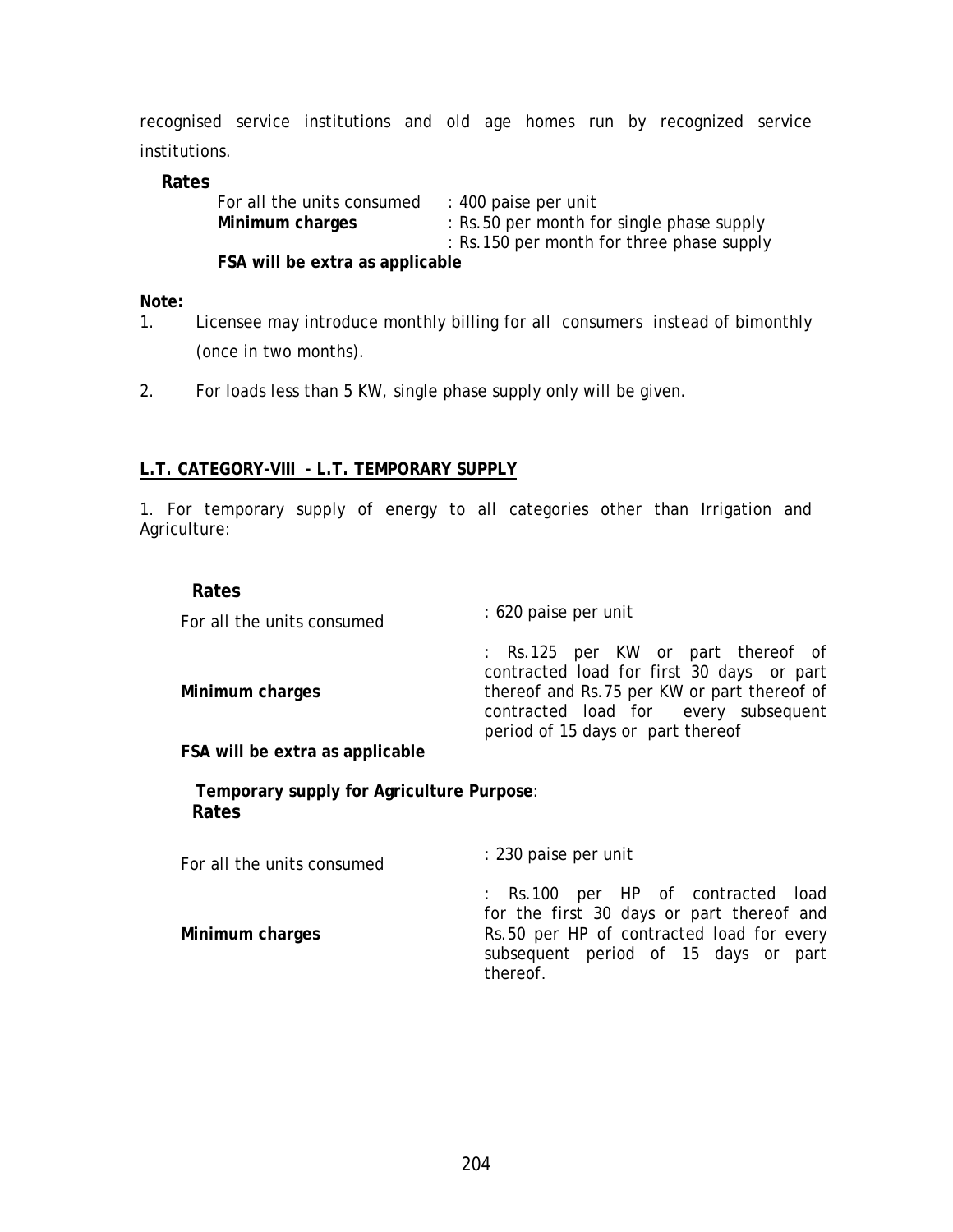recognised service institutions and old age homes run by recognized service institutions.

**Rates**

| | |
|---|---|
| For all the units consumed | : 400 paise per unit |
| **Minimum charges** | : Rs.50 per month for single phase supply |
| | : Rs.150 per month for three phase supply |

**FSA will be extra as applicable**

**Note:**

1. Licensee may introduce monthly billing for all consumers instead of bimonthly (once in two months).
2. For loads less than 5 KW, single phase supply only will be given.

**L.T. CATEGORY-VIII - L.T. TEMPORARY SUPPLY**

1. For temporary supply of energy to all categories other than Irrigation and Agriculture:

**Rates**

| | |
|---|---|
| For all the units consumed | : 620 paise per unit |
| **Minimum charges** | : Rs.125 per KW or part thereof of contracted load for first 30 days or part thereof and Rs.75 per KW or part thereof of contracted load for every subsequent period of 15 days or part thereof |

**FSA will be extra as applicable**

**Temporary supply for Agriculture Purpose**:

**Rates**

| | |
|---|---|
| For all the units consumed | : 230 paise per unit |
| **Minimum charges** | : Rs.100 per HP of contracted load for the first 30 days or part thereof and Rs.50 per HP of contracted load for every subsequent period of 15 days or part thereof. |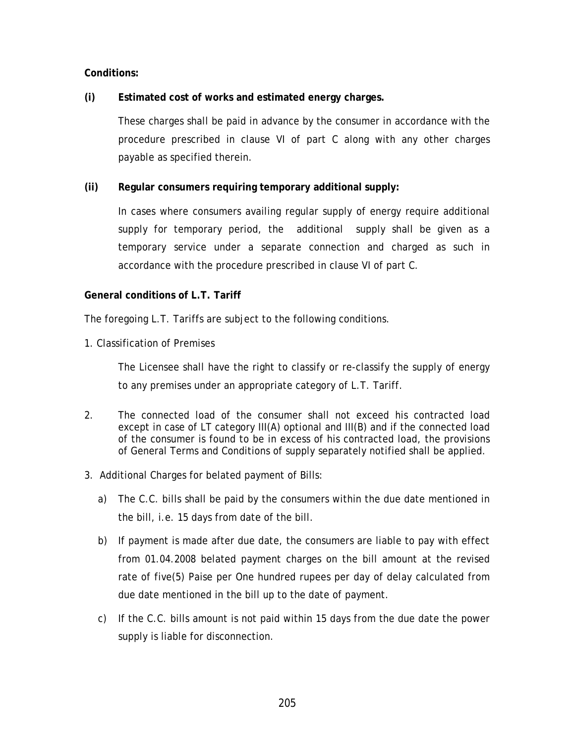**Conditions:**

**(i) Estimated cost of works and estimated energy charges.**

These charges shall be paid in advance by the consumer in accordance with the procedure prescribed in clause VI of part C along with any other charges payable as specified therein.

**(ii) Regular consumers requiring temporary additional supply:**

In cases where consumers availing regular supply of energy require additional supply for temporary period, the additional supply shall be given as a temporary service under a separate connection and charged as such in accordance with the procedure prescribed in clause VI of part C.

**General conditions of L.T. Tariff**

The foregoing L.T. Tariffs are subject to the following conditions.

1. Classification of Premises

   The Licensee shall have the right to classify or re-classify the supply of energy to any premises under an appropriate category of L.T. Tariff.

2. The connected load of the consumer shall not exceed his contracted load except in case of LT category III(A) optional and III(B) and if the connected load of the consumer is found to be in excess of his contracted load, the provisions of General Terms and Conditions of supply separately notified shall be applied.

3. Additional Charges for belated payment of Bills:

   a) The C.C. bills shall be paid by the consumers within the due date mentioned in the bill, i.e. 15 days from date of the bill.

   b) If payment is made after due date, the consumers are liable to pay with effect from 01.04.2008 belated payment charges on the bill amount at the revised rate of five(5) Paise per One hundred rupees per day of delay calculated from due date mentioned in the bill up to the date of payment.

   c) If the C.C. bills amount is not paid within 15 days from the due date the power supply is liable for disconnection.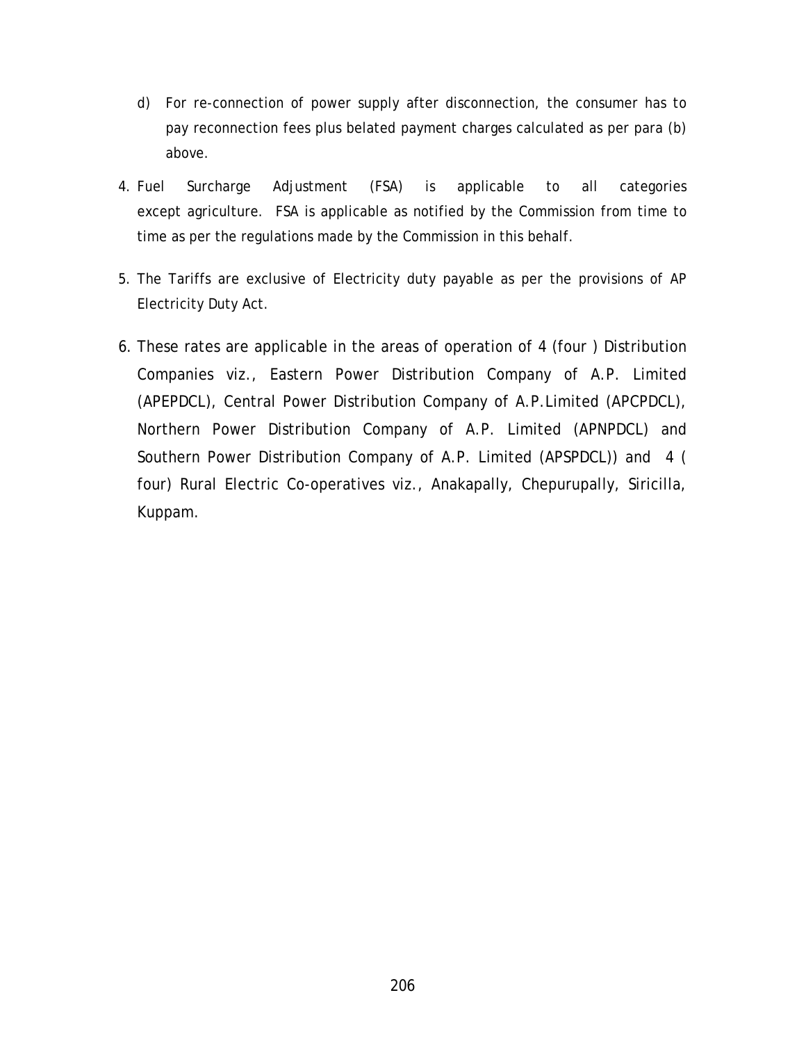d) For re-connection of power supply after disconnection, the consumer has to pay reconnection fees plus belated payment charges calculated as per para (b) above.

4. Fuel Surcharge Adjustment (FSA) is applicable to all categories except agriculture. FSA is applicable as notified by the Commission from time to time as per the regulations made by the Commission in this behalf.

5. The Tariffs are exclusive of Electricity duty payable as per the provisions of AP Electricity Duty Act.

6. These rates are applicable in the areas of operation of 4 (four ) Distribution Companies viz., Eastern Power Distribution Company of A.P. Limited (APEPDCL), Central Power Distribution Company of A.P.Limited (APCPDCL), Northern Power Distribution Company of A.P. Limited (APNPDCL) and Southern Power Distribution Company of A.P. Limited (APSPDCL)) and 4 ( four) Rural Electric Co-operatives viz., Anakapally, Chepurupally, Siricilla, Kuppam.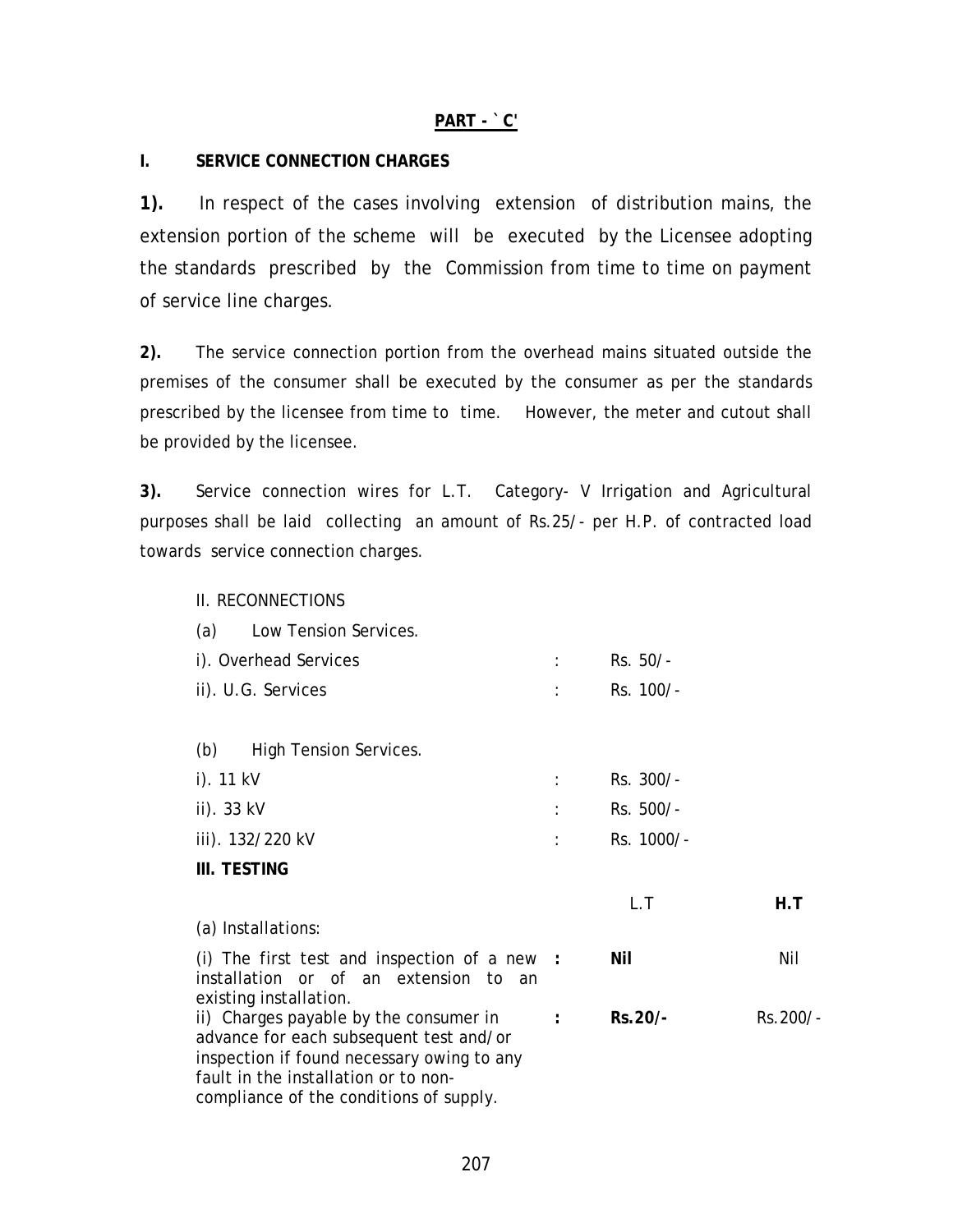## PART - `C'

### I. SERVICE CONNECTION CHARGES

**1).** In respect of the cases involving extension of distribution mains, the extension portion of the scheme will be executed by the Licensee adopting the standards prescribed by the Commission from time to time on payment of service line charges.

**2).** The service connection portion from the overhead mains situated outside the premises of the consumer shall be executed by the consumer as per the standards prescribed by the licensee from time to time. However, the meter and cutout shall be provided by the licensee.

**3).** Service connection wires for L.T. Category- V Irrigation and Agricultural purposes shall be laid collecting an amount of Rs.25/- per H.P. of contracted load towards service connection charges.

### II. RECONNECTIONS

(a) Low Tension Services.

| | | |
|---|---|---|
| i). Overhead Services | : | Rs. 50/- |
| ii). U.G. Services | : | Rs. 100/- |

(b) High Tension Services.

| | | |
|---|---|---|
| i). 11 kV | : | Rs. 300/- |
| ii). 33 kV | : | Rs. 500/- |
| iii). 132/220 kV | : | Rs. 1000/- |

### III. TESTING

| | | L.T | **H.T** |
|---|---|---|---|
| (a) Installations: | | | |
| (i) The first test and inspection of a new installation or of an extension to an existing installation. | **:** | **Nil** | Nil |
| ii) Charges payable by the consumer in advance for each subsequent test and/or inspection if found necessary owing to any fault in the installation or to non-compliance of the conditions of supply. | **:** | **Rs.20/-** | Rs.200/- |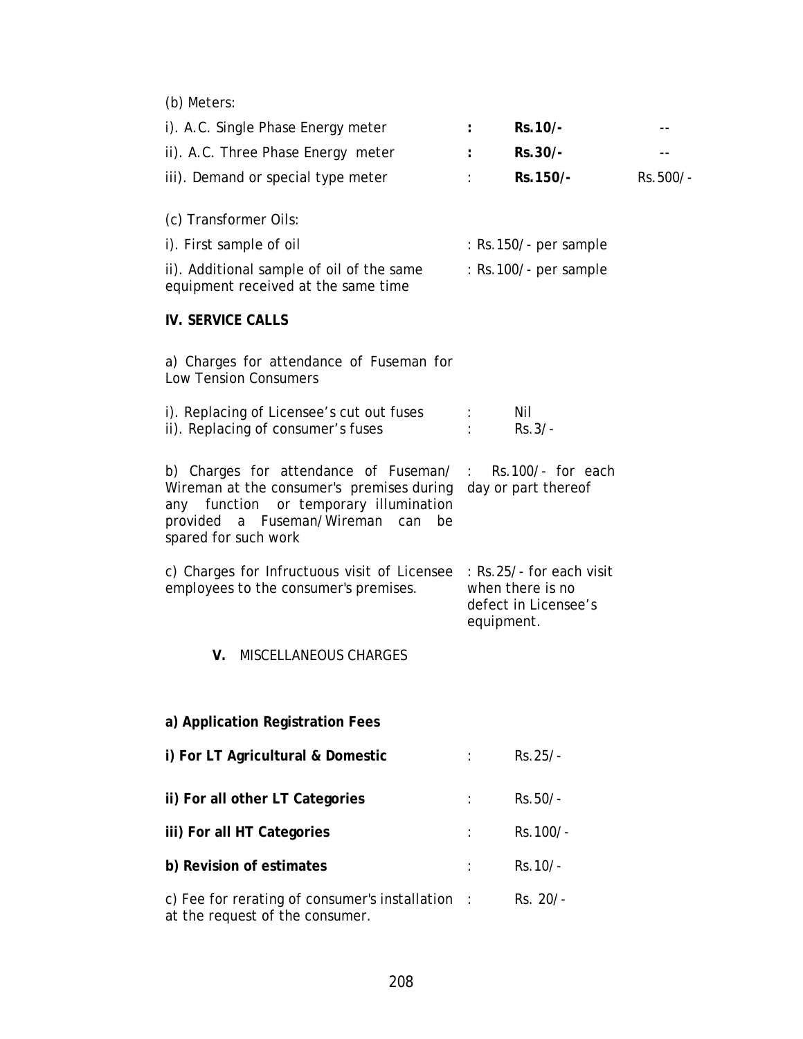(b) Meters:

| | | | |
|---|---|---|---|
| i). A.C. Single Phase Energy meter | : | **Rs.10/-** | -- |
| ii). A.C. Three Phase Energy meter | : | **Rs.30/-** | -- |
| iii). Demand or special type meter | : | **Rs.150/-** | Rs.500/- |

(c) Transformer Oils:

| | |
|---|---|
| i). First sample of oil | : Rs.150/- per sample |
| ii). Additional sample of oil of the same equipment received at the same time | : Rs.100/- per sample |

**IV. SERVICE CALLS**

a) Charges for attendance of Fuseman for Low Tension Consumers

| | | |
|---|---|---|
| i). Replacing of Licensee's cut out fuses | : | Nil |
| ii). Replacing of consumer's fuses | : | Rs.3/- |

| | |
|---|---|
| b) Charges for attendance of Fuseman/ Wireman at the consumer's premises during any function or temporary illumination provided a Fuseman/Wireman can be spared for such work | : Rs.100/- for each day or part thereof |
| c) Charges for Infructuous visit of Licensee employees to the consumer's premises. | : Rs.25/- for each visit when there is no defect in Licensee's equipment. |

**V.** MISCELLANEOUS CHARGES

**a) Application Registration Fees**

| | | |
|---|---|---|
| **i) For LT Agricultural & Domestic** | : | Rs.25/- |
| **ii) For all other LT Categories** | : | Rs.50/- |
| **iii) For all HT Categories** | : | Rs.100/- |
| **b) Revision of estimates** | : | Rs.10/- |
| c) Fee for rerating of consumer's installation at the request of the consumer. | : | Rs. 20/- |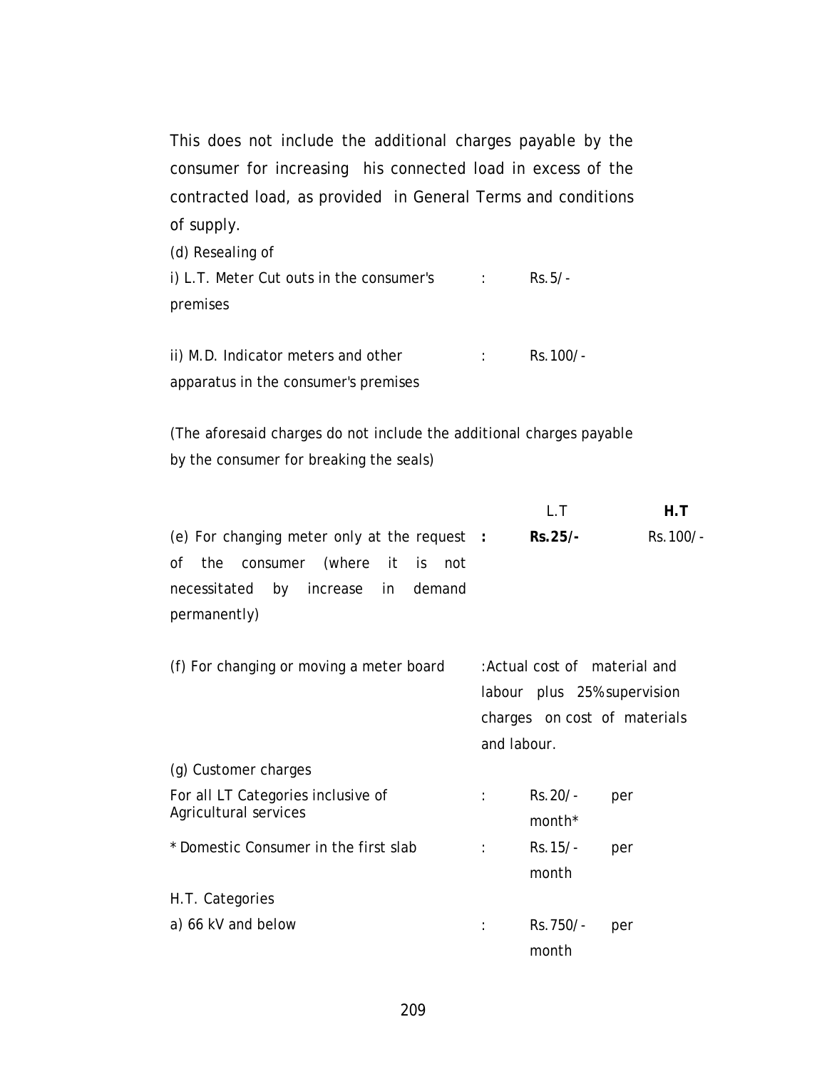This does not include the additional charges payable by the consumer for increasing his connected load in excess of the contracted load, as provided in General Terms and conditions of supply.

(d) Resealing of

| | | |
|---|---|---|
| i) L.T. Meter Cut outs in the consumer's premises | : | Rs.5/- |
| ii) M.D. Indicator meters and other apparatus in the consumer's premises | : | Rs.100/- |

*(The aforesaid charges do not include the additional charges payable by the consumer for breaking the seals)*

| | | L.T | **H.T** |
|---|---|---|---|
| (e) For changing meter only at the request of the consumer (where it is not necessitated by increase in demand permanently) | **:** | **Rs.25/-** | Rs.100/- |

| | |
|---|---|
| (f) For changing or moving a meter board | :Actual cost of material and labour plus 25% supervision charges on cost of materials and labour. |

(g) Customer charges

| | | |
|---|---|---|
| For all LT Categories inclusive of Agricultural services | : | Rs.20/- per month* |
| * Domestic Consumer in the first slab | : | Rs.15/- per month |
| H.T. Categories | | |
| a) 66 kV and below | : | Rs.750/- per month |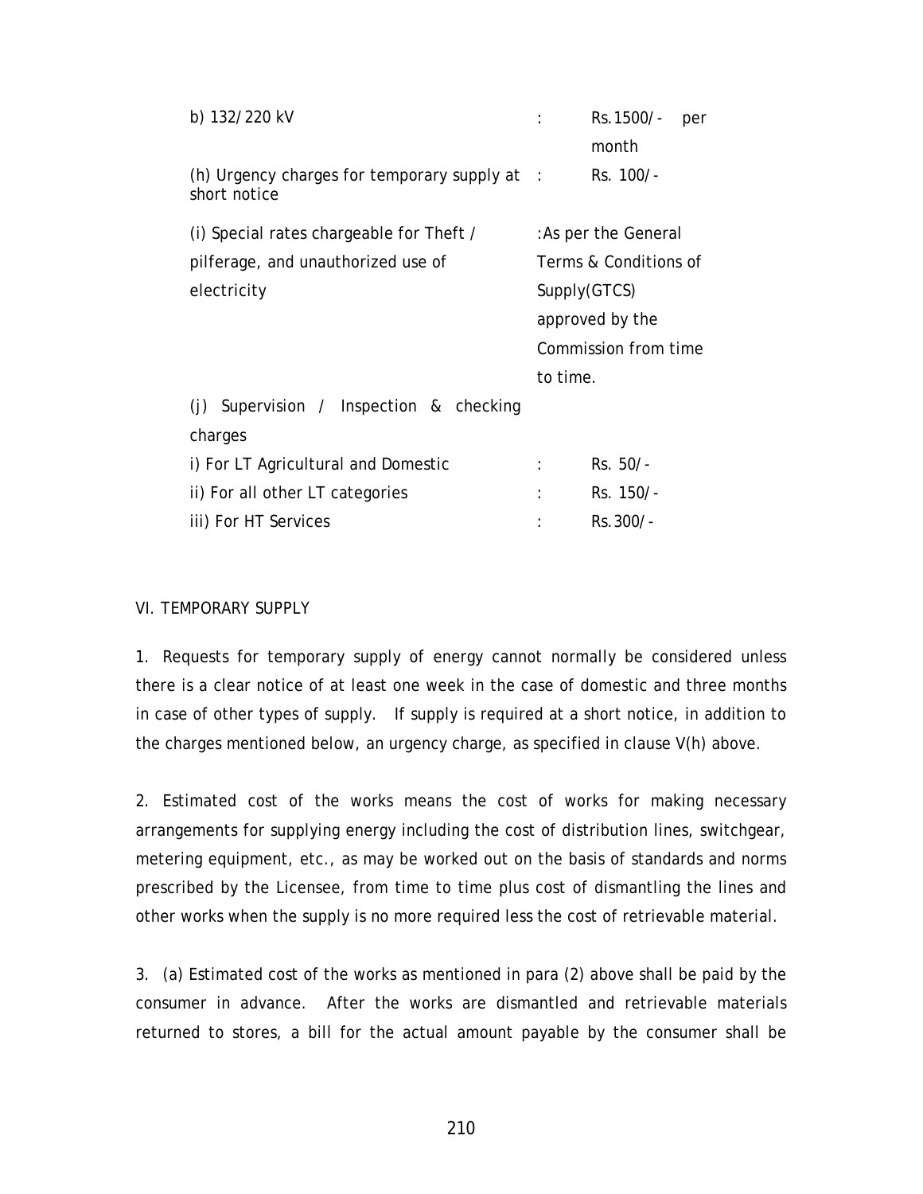| | | |
|---|---|---|
| b) 132/220 kV | : | Rs.1500/- per month |
| (h) Urgency charges for temporary supply at short notice | : | Rs. 100/- |
| (i) Special rates chargeable for Theft / pilferage, and unauthorized use of electricity | : | As per the General Terms & Conditions of Supply(GTCS) approved by the Commission from time to time. |
| (j) Supervision / Inspection & checking charges | | |
| i) For LT Agricultural and Domestic | : | Rs. 50/- |
| ii) For all other LT categories | : | Rs. 150/- |
| iii) For HT Services | : | Rs.300/- |

VI. TEMPORARY SUPPLY

1. Requests for temporary supply of energy cannot normally be considered unless there is a clear notice of at least one week in the case of domestic and three months in case of other types of supply. If supply is required at a short notice, in addition to the charges mentioned below, an urgency charge, as specified in clause V(h) above.

2. Estimated cost of the works means the cost of works for making necessary arrangements for supplying energy including the cost of distribution lines, switchgear, metering equipment, etc., as may be worked out on the basis of standards and norms prescribed by the Licensee, from time to time plus cost of dismantling the lines and other works when the supply is no more required less the cost of retrievable material.

3. (a) Estimated cost of the works as mentioned in para (2) above shall be paid by the consumer in advance. After the works are dismantled and retrievable materials returned to stores, a bill for the actual amount payable by the consumer shall be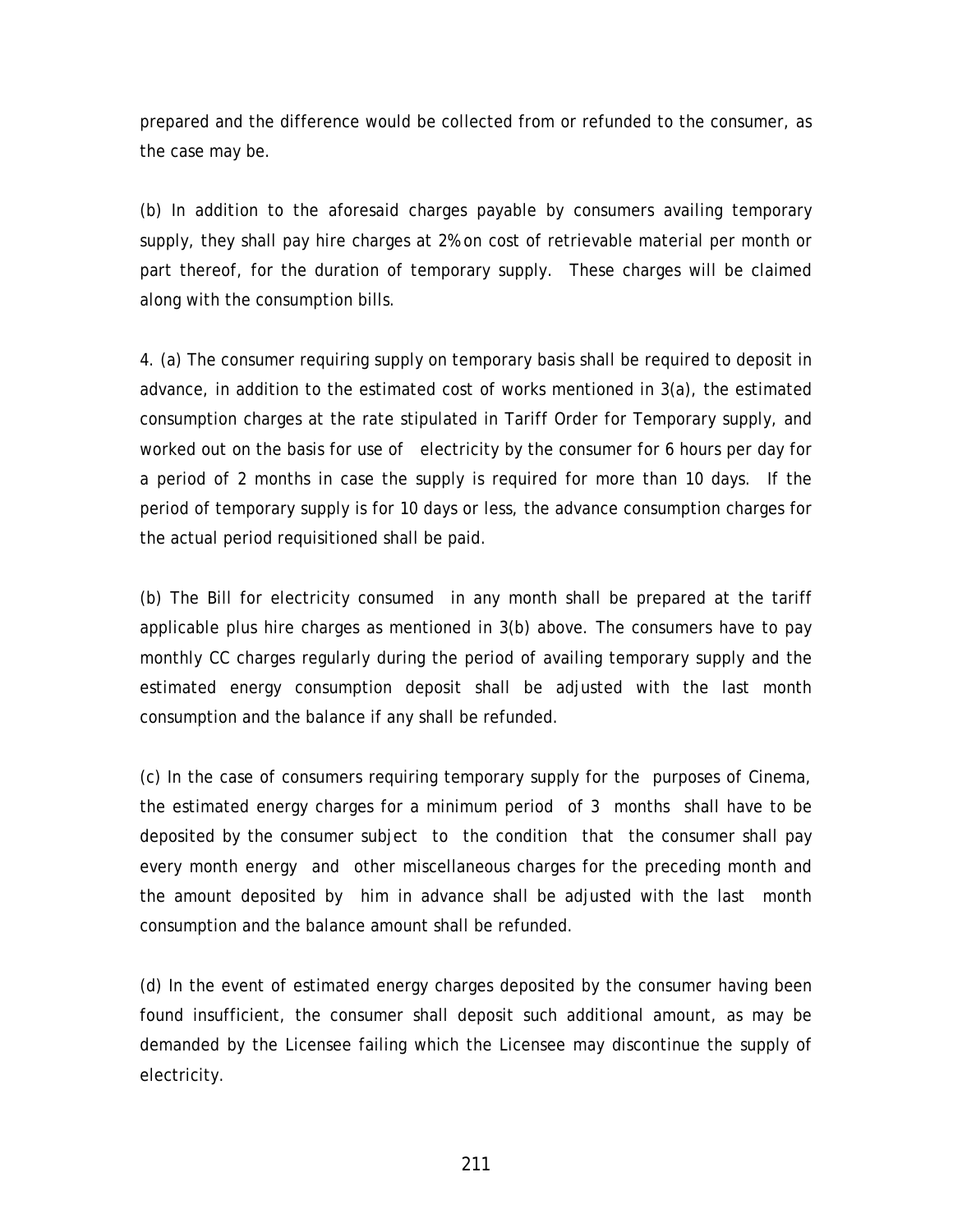prepared and the difference would be collected from or refunded to the consumer, as the case may be.

(b) In addition to the aforesaid charges payable by consumers availing temporary supply, they shall pay hire charges at 2% on cost of retrievable material per month or part thereof, for the duration of temporary supply. These charges will be claimed along with the consumption bills.

4. (a) The consumer requiring supply on temporary basis shall be required to deposit in advance, in addition to the estimated cost of works mentioned in 3(a), the estimated consumption charges at the rate stipulated in Tariff Order for Temporary supply, and worked out on the basis for use of electricity by the consumer for 6 hours per day for a period of 2 months in case the supply is required for more than 10 days. If the period of temporary supply is for 10 days or less, the advance consumption charges for the actual period requisitioned shall be paid.

(b) The Bill for electricity consumed in any month shall be prepared at the tariff applicable plus hire charges as mentioned in 3(b) above. The consumers have to pay monthly CC charges regularly during the period of availing temporary supply and the estimated energy consumption deposit shall be adjusted with the last month consumption and the balance if any shall be refunded.

(c) In the case of consumers requiring temporary supply for the purposes of Cinema, the estimated energy charges for a minimum period of 3 months shall have to be deposited by the consumer subject to the condition that the consumer shall pay every month energy and other miscellaneous charges for the preceding month and the amount deposited by him in advance shall be adjusted with the last month consumption and the balance amount shall be refunded.

(d) In the event of estimated energy charges deposited by the consumer having been found insufficient, the consumer shall deposit such additional amount, as may be demanded by the Licensee failing which the Licensee may discontinue the supply of electricity.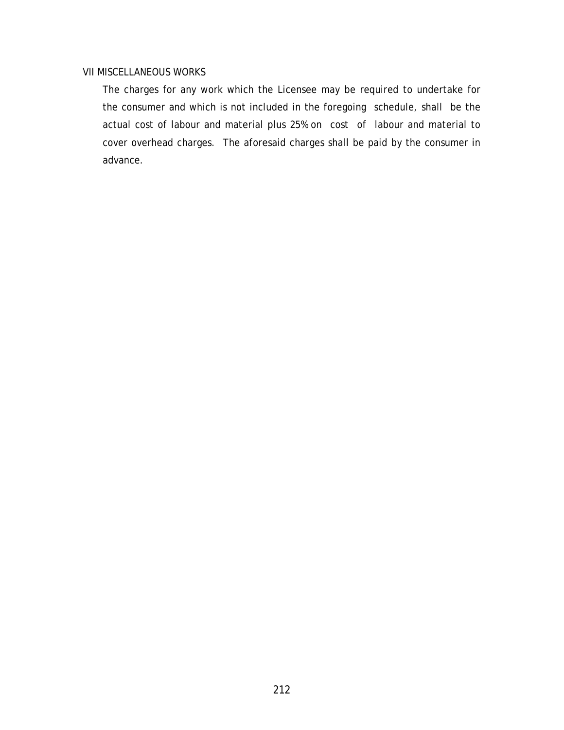## VII MISCELLANEOUS WORKS

The charges for any work which the Licensee may be required to undertake for the consumer and which is not included in the foregoing schedule, shall be the actual cost of labour and material plus 25% on cost of labour and material to cover overhead charges. The aforesaid charges shall be paid by the consumer in advance.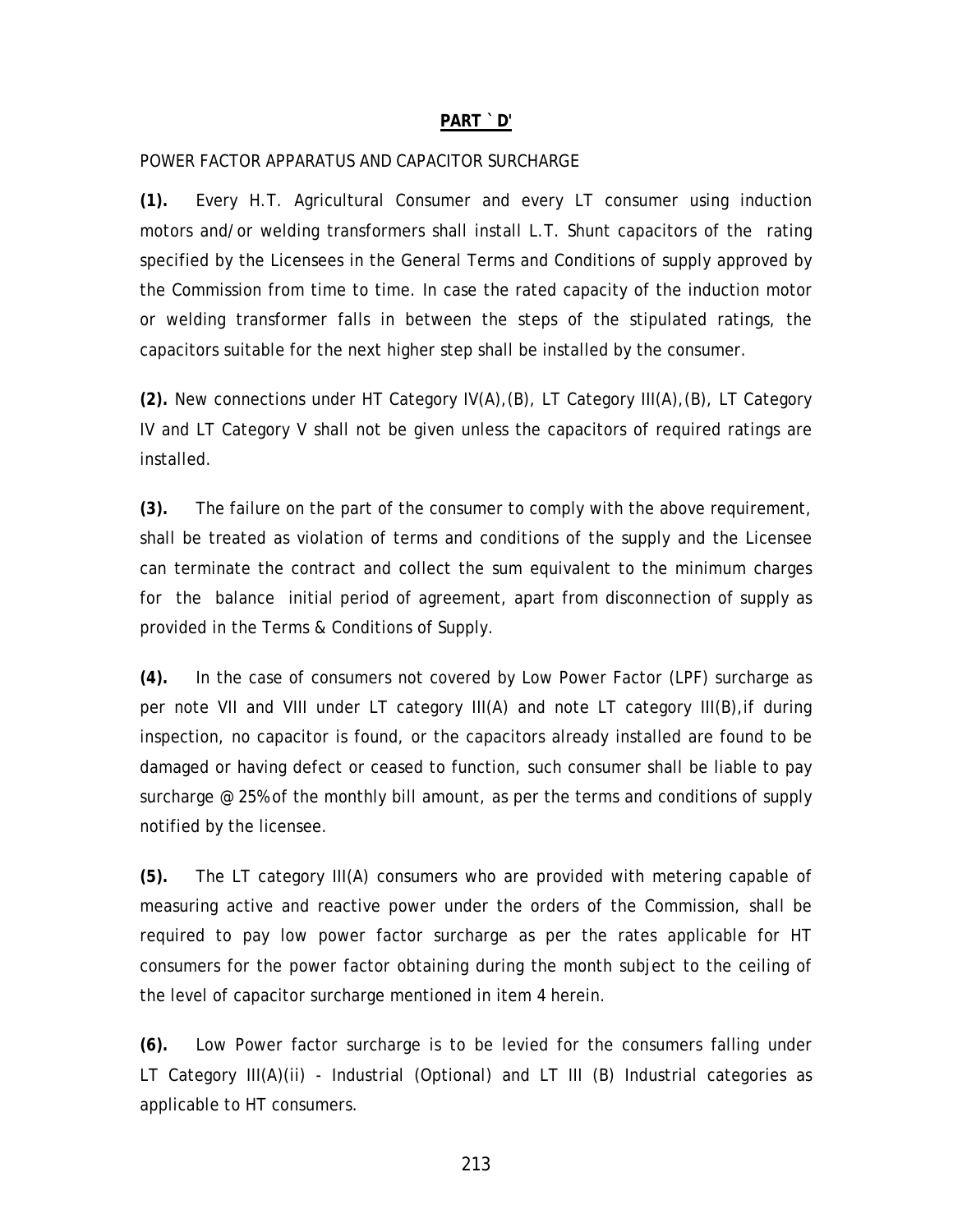## PART `D'

POWER FACTOR APPARATUS AND CAPACITOR SURCHARGE

**(1).** Every H.T. Agricultural Consumer and every LT consumer using induction motors and/or welding transformers shall install L.T. Shunt capacitors of the rating specified by the Licensees in the General Terms and Conditions of supply approved by the Commission from time to time. In case the rated capacity of the induction motor or welding transformer falls in between the steps of the stipulated ratings, the capacitors suitable for the next higher step shall be installed by the consumer.

**(2).** New connections under HT Category IV(A),(B), LT Category III(A),(B), LT Category IV and LT Category V shall not be given unless the capacitors of required ratings are installed.

**(3).** The failure on the part of the consumer to comply with the above requirement, shall be treated as violation of terms and conditions of the supply and the Licensee can terminate the contract and collect the sum equivalent to the minimum charges for the balance initial period of agreement, apart from disconnection of supply as provided in the Terms & Conditions of Supply.

**(4).** In the case of consumers not covered by Low Power Factor (LPF) surcharge as per note VII and VIII under LT category III(A) and note LT category III(B),if during inspection, no capacitor is found, or the capacitors already installed are found to be damaged or having defect or ceased to function, such consumer shall be liable to pay surcharge @ 25% of the monthly bill amount, as per the terms and conditions of supply notified by the licensee.

**(5).** The LT category III(A) consumers who are provided with metering capable of measuring active and reactive power under the orders of the Commission, shall be required to pay low power factor surcharge as per the rates applicable for HT consumers for the power factor obtaining during the month subject to the ceiling of the level of capacitor surcharge mentioned in item 4 herein.

**(6).** Low Power factor surcharge is to be levied for the consumers falling under LT Category III(A)(ii) - Industrial (Optional) and LT III (B) Industrial categories as applicable to HT consumers.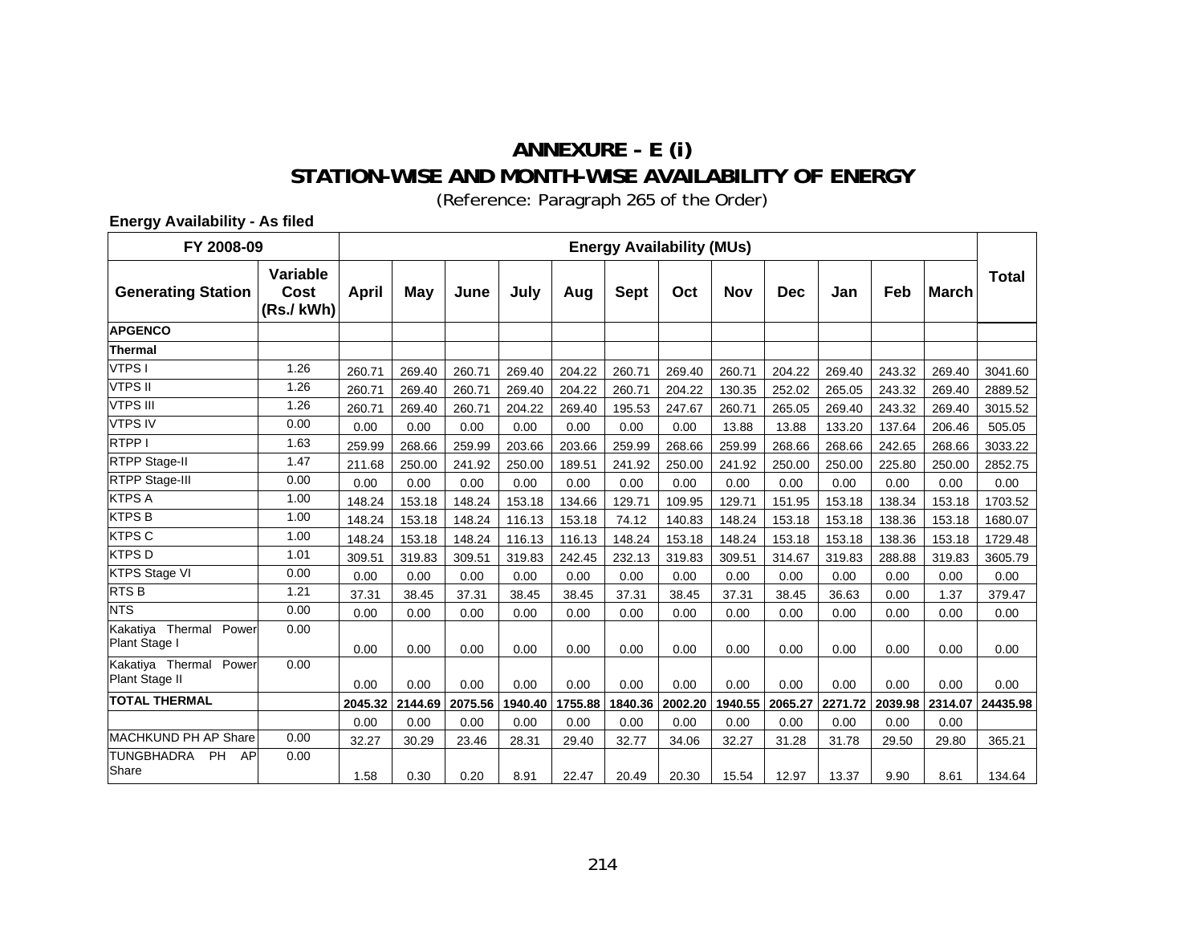# ANNEXURE – E (i)

## STATION-WISE AND MONTH-WISE AVAILABILITY OF ENERGY

(Reference: Paragraph 265 of the Order)

**Energy Availability - As filed**

| FY 2008-09 | | Energy Availability (MUs) | | | | | | | | | | | | |
|---|---|---|---|---|---|---|---|---|---|---|---|---|---|---|
| **Generating Station** | **Variable Cost (Rs./ kWh)** | **April** | **May** | **June** | **July** | **Aug** | **Sept** | **Oct** | **Nov** | **Dec** | **Jan** | **Feb** | **March** | **Total** |
| **APGENCO** | | | | | | | | | | | | | | |
| **Thermal** | | | | | | | | | | | | | | |
| VTPS I | 1.26 | 260.71 | 269.40 | 260.71 | 269.40 | 204.22 | 260.71 | 269.40 | 260.71 | 204.22 | 269.40 | 243.32 | 269.40 | 3041.60 |
| VTPS II | 1.26 | 260.71 | 269.40 | 260.71 | 269.40 | 204.22 | 260.71 | 204.22 | 130.35 | 252.02 | 265.05 | 243.32 | 269.40 | 2889.52 |
| VTPS III | 1.26 | 260.71 | 269.40 | 260.71 | 204.22 | 269.40 | 195.53 | 247.67 | 260.71 | 265.05 | 269.40 | 243.32 | 269.40 | 3015.52 |
| VTPS IV | 0.00 | 0.00 | 0.00 | 0.00 | 0.00 | 0.00 | 0.00 | 0.00 | 13.88 | 13.88 | 133.20 | 137.64 | 206.46 | 505.05 |
| RTPP I | 1.63 | 259.99 | 268.66 | 259.99 | 203.66 | 203.66 | 259.99 | 268.66 | 259.99 | 268.66 | 268.66 | 242.65 | 268.66 | 3033.22 |
| RTPP Stage-II | 1.47 | 211.68 | 250.00 | 241.92 | 250.00 | 189.51 | 241.92 | 250.00 | 241.92 | 250.00 | 250.00 | 225.80 | 250.00 | 2852.75 |
| RTPP Stage-III | 0.00 | 0.00 | 0.00 | 0.00 | 0.00 | 0.00 | 0.00 | 0.00 | 0.00 | 0.00 | 0.00 | 0.00 | 0.00 | 0.00 |
| KTPS A | 1.00 | 148.24 | 153.18 | 148.24 | 153.18 | 134.66 | 129.71 | 109.95 | 129.71 | 151.95 | 153.18 | 138.34 | 153.18 | 1703.52 |
| KTPS B | 1.00 | 148.24 | 153.18 | 148.24 | 116.13 | 153.18 | 74.12 | 140.83 | 148.24 | 153.18 | 153.18 | 138.36 | 153.18 | 1680.07 |
| KTPS C | 1.00 | 148.24 | 153.18 | 148.24 | 116.13 | 116.13 | 148.24 | 153.18 | 148.24 | 153.18 | 153.18 | 138.36 | 153.18 | 1729.48 |
| KTPS D | 1.01 | 309.51 | 319.83 | 309.51 | 319.83 | 242.45 | 232.13 | 319.83 | 309.51 | 314.67 | 319.83 | 288.88 | 319.83 | 3605.79 |
| KTPS Stage VI | 0.00 | 0.00 | 0.00 | 0.00 | 0.00 | 0.00 | 0.00 | 0.00 | 0.00 | 0.00 | 0.00 | 0.00 | 0.00 | 0.00 |
| RTS B | 1.21 | 37.31 | 38.45 | 37.31 | 38.45 | 38.45 | 37.31 | 38.45 | 37.31 | 38.45 | 36.63 | 0.00 | 1.37 | 379.47 |
| NTS | 0.00 | 0.00 | 0.00 | 0.00 | 0.00 | 0.00 | 0.00 | 0.00 | 0.00 | 0.00 | 0.00 | 0.00 | 0.00 | 0.00 |
| Kakatiya Thermal Power Plant Stage I | 0.00 | 0.00 | 0.00 | 0.00 | 0.00 | 0.00 | 0.00 | 0.00 | 0.00 | 0.00 | 0.00 | 0.00 | 0.00 | 0.00 |
| Kakatiya Thermal Power Plant Stage II | 0.00 | 0.00 | 0.00 | 0.00 | 0.00 | 0.00 | 0.00 | 0.00 | 0.00 | 0.00 | 0.00 | 0.00 | 0.00 | 0.00 |
| **TOTAL THERMAL** | | **2045.32** | **2144.69** | **2075.56** | **1940.40** | **1755.88** | **1840.36** | **2002.20** | **1940.55** | **2065.27** | **2271.72** | **2039.98** | **2314.07** | **24435.98** |
| | | 0.00 | 0.00 | 0.00 | 0.00 | 0.00 | 0.00 | 0.00 | 0.00 | 0.00 | 0.00 | 0.00 | 0.00 | |
| MACHKUND PH AP Share | 0.00 | 32.27 | 30.29 | 23.46 | 28.31 | 29.40 | 32.77 | 34.06 | 32.27 | 31.28 | 31.78 | 29.50 | 29.80 | 365.21 |
| TUNGBHADRA PH AP Share | 0.00 | 1.58 | 0.30 | 0.20 | 8.91 | 22.47 | 20.49 | 20.30 | 15.54 | 12.97 | 13.37 | 9.90 | 8.61 | 134.64 |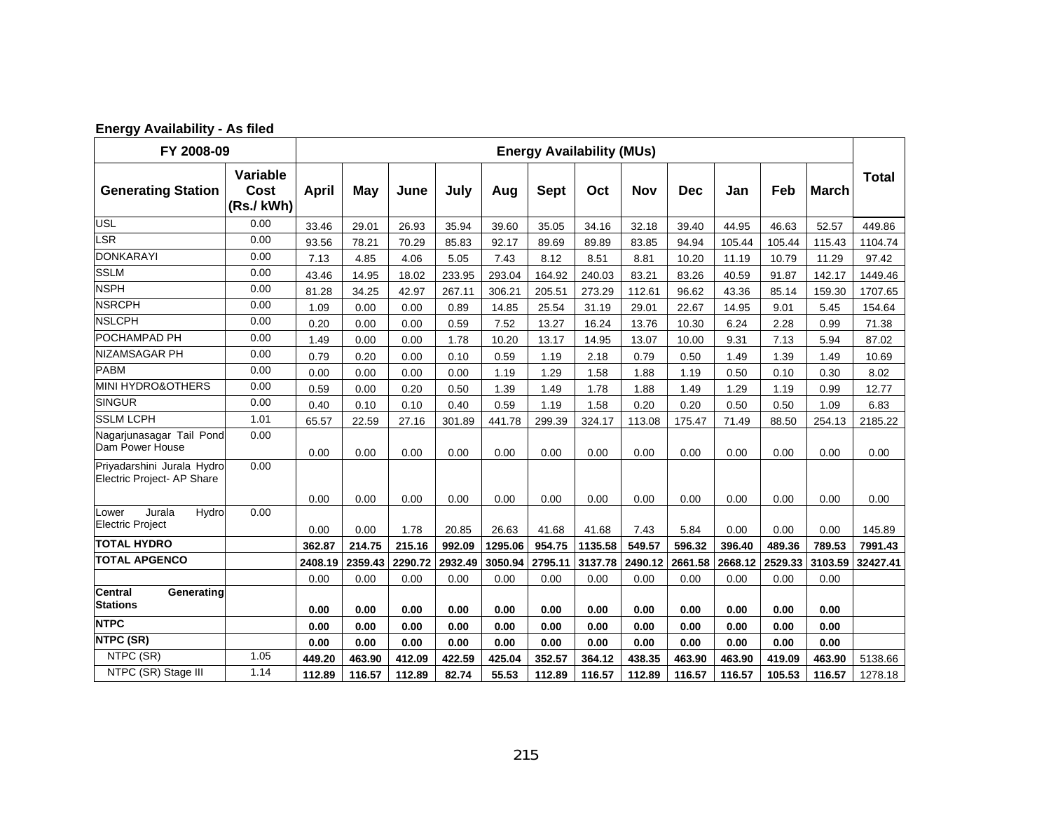**Energy Availability - As filed**

| FY 2008-09 | | Energy Availability (MUs) | | | | | | | | | | | | |
|---|---|---|---|---|---|---|---|---|---|---|---|---|---|---|
| **Generating Station** | **Variable Cost (Rs./ kWh)** | **April** | **May** | **June** | **July** | **Aug** | **Sept** | **Oct** | **Nov** | **Dec** | **Jan** | **Feb** | **March** | **Total** |
| USL | 0.00 | 33.46 | 29.01 | 26.93 | 35.94 | 39.60 | 35.05 | 34.16 | 32.18 | 39.40 | 44.95 | 46.63 | 52.57 | 449.86 |
| LSR | 0.00 | 93.56 | 78.21 | 70.29 | 85.83 | 92.17 | 89.69 | 89.89 | 83.85 | 94.94 | 105.44 | 105.44 | 115.43 | 1104.74 |
| DONKARAYI | 0.00 | 7.13 | 4.85 | 4.06 | 5.05 | 7.43 | 8.12 | 8.51 | 8.81 | 10.20 | 11.19 | 10.79 | 11.29 | 97.42 |
| SSLM | 0.00 | 43.46 | 14.95 | 18.02 | 233.95 | 293.04 | 164.92 | 240.03 | 83.21 | 83.26 | 40.59 | 91.87 | 142.17 | 1449.46 |
| NSPH | 0.00 | 81.28 | 34.25 | 42.97 | 267.11 | 306.21 | 205.51 | 273.29 | 112.61 | 96.62 | 43.36 | 85.14 | 159.30 | 1707.65 |
| NSRCPH | 0.00 | 1.09 | 0.00 | 0.00 | 0.89 | 14.85 | 25.54 | 31.19 | 29.01 | 22.67 | 14.95 | 9.01 | 5.45 | 154.64 |
| NSLCPH | 0.00 | 0.20 | 0.00 | 0.00 | 0.59 | 7.52 | 13.27 | 16.24 | 13.76 | 10.30 | 6.24 | 2.28 | 0.99 | 71.38 |
| POCHAMPAD PH | 0.00 | 1.49 | 0.00 | 0.00 | 1.78 | 10.20 | 13.17 | 14.95 | 13.07 | 10.00 | 9.31 | 7.13 | 5.94 | 87.02 |
| NIZAMSAGAR PH | 0.00 | 0.79 | 0.20 | 0.00 | 0.10 | 0.59 | 1.19 | 2.18 | 0.79 | 0.50 | 1.49 | 1.39 | 1.49 | 10.69 |
| PABM | 0.00 | 0.00 | 0.00 | 0.00 | 0.00 | 1.19 | 1.29 | 1.58 | 1.88 | 1.19 | 0.50 | 0.10 | 0.30 | 8.02 |
| MINI HYDRO&OTHERS | 0.00 | 0.59 | 0.00 | 0.20 | 0.50 | 1.39 | 1.49 | 1.78 | 1.88 | 1.49 | 1.29 | 1.19 | 0.99 | 12.77 |
| SINGUR | 0.00 | 0.40 | 0.10 | 0.10 | 0.40 | 0.59 | 1.19 | 1.58 | 0.20 | 0.20 | 0.50 | 0.50 | 1.09 | 6.83 |
| SSLM LCPH | 1.01 | 65.57 | 22.59 | 27.16 | 301.89 | 441.78 | 299.39 | 324.17 | 113.08 | 175.47 | 71.49 | 88.50 | 254.13 | 2185.22 |
| Nagarjunasagar Tail Pond Dam Power House | 0.00 | 0.00 | 0.00 | 0.00 | 0.00 | 0.00 | 0.00 | 0.00 | 0.00 | 0.00 | 0.00 | 0.00 | 0.00 | 0.00 |
| Priyadarshini Jurala Hydro Electric Project- AP Share | 0.00 | 0.00 | 0.00 | 0.00 | 0.00 | 0.00 | 0.00 | 0.00 | 0.00 | 0.00 | 0.00 | 0.00 | 0.00 | 0.00 |
| Lower Jurala Hydro Electric Project | 0.00 | 0.00 | 0.00 | 1.78 | 20.85 | 26.63 | 41.68 | 41.68 | 7.43 | 5.84 | 0.00 | 0.00 | 0.00 | 145.89 |
| **TOTAL HYDRO** | | **362.87** | **214.75** | **215.16** | **992.09** | **1295.06** | **954.75** | **1135.58** | **549.57** | **596.32** | **396.40** | **489.36** | **789.53** | **7991.43** |
| **TOTAL APGENCO** | | **2408.19** | **2359.43** | **2290.72** | **2932.49** | **3050.94** | **2795.11** | **3137.78** | **2490.12** | **2661.58** | **2668.12** | **2529.33** | **3103.59** | **32427.41** |
| | | 0.00 | 0.00 | 0.00 | 0.00 | 0.00 | 0.00 | 0.00 | 0.00 | 0.00 | 0.00 | 0.00 | 0.00 | |
| **Central Generating Stations** | | **0.00** | **0.00** | **0.00** | **0.00** | **0.00** | **0.00** | **0.00** | **0.00** | **0.00** | **0.00** | **0.00** | **0.00** | |
| **NTPC** | | **0.00** | **0.00** | **0.00** | **0.00** | **0.00** | **0.00** | **0.00** | **0.00** | **0.00** | **0.00** | **0.00** | **0.00** | |
| **NTPC (SR)** | | **0.00** | **0.00** | **0.00** | **0.00** | **0.00** | **0.00** | **0.00** | **0.00** | **0.00** | **0.00** | **0.00** | **0.00** | |
| NTPC (SR) | 1.05 | **449.20** | **463.90** | **412.09** | **422.59** | **425.04** | **352.57** | **364.12** | **438.35** | **463.90** | **463.90** | **419.09** | **463.90** | 5138.66 |
| NTPC (SR) Stage III | 1.14 | **112.89** | **116.57** | **112.89** | **82.74** | **55.53** | **112.89** | **116.57** | **112.89** | **116.57** | **116.57** | **105.53** | **116.57** | 1278.18 |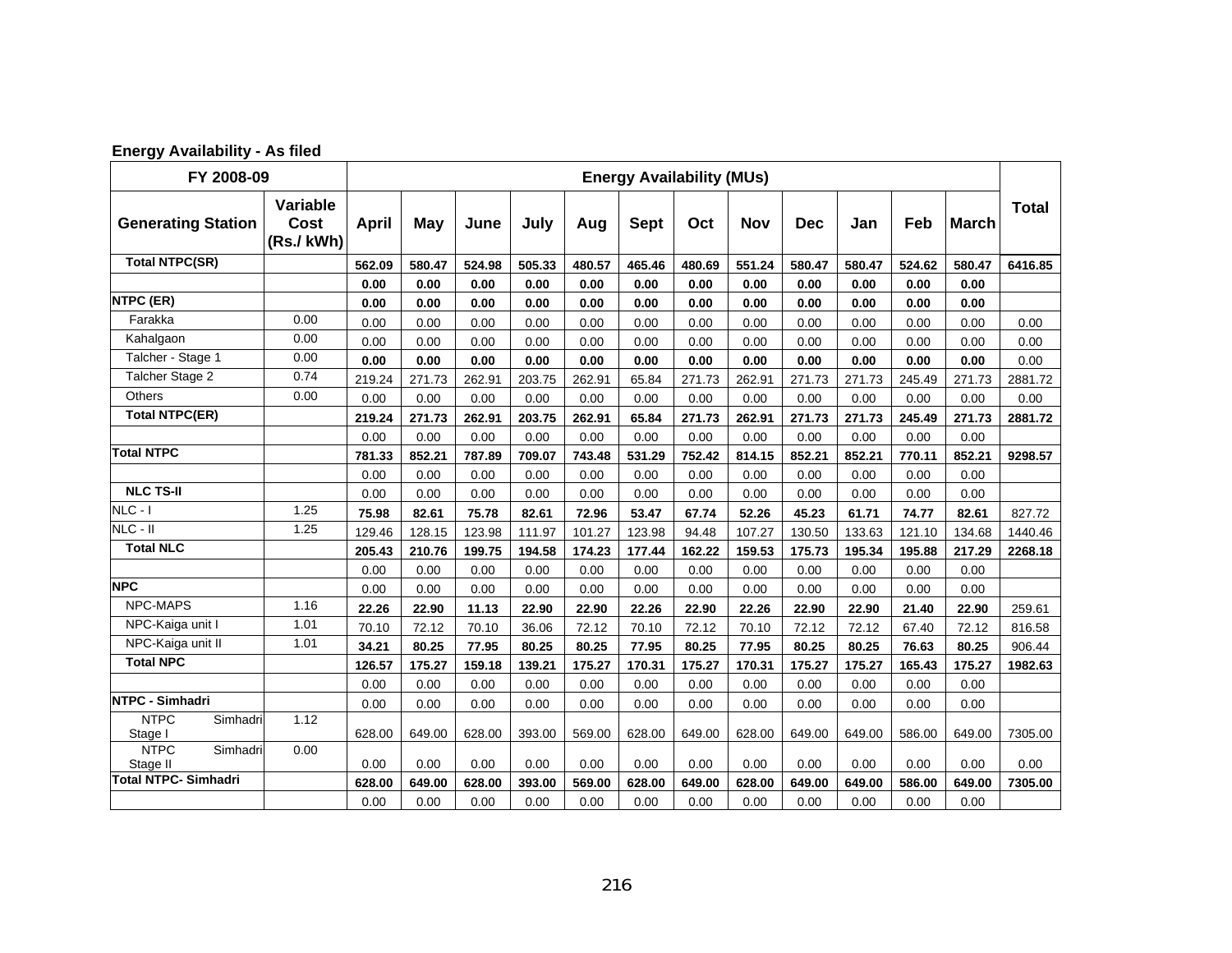**Energy Availability - As filed**

| FY 2008-09 | | Energy Availability (MUs) | | | | | | | | | | | | |
|---|---|---|---|---|---|---|---|---|---|---|---|---|---|---|
| Generating Station | Variable Cost (Rs./ kWh) | April | May | June | July | Aug | Sept | Oct | Nov | Dec | Jan | Feb | March | Total |
| **Total NTPC(SR)** | | **562.09** | **580.47** | **524.98** | **505.33** | **480.57** | **465.46** | **480.69** | **551.24** | **580.47** | **580.47** | **524.62** | **580.47** | **6416.85** |
| | | **0.00** | **0.00** | **0.00** | **0.00** | **0.00** | **0.00** | **0.00** | **0.00** | **0.00** | **0.00** | **0.00** | **0.00** | |
| **NTPC (ER)** | | **0.00** | **0.00** | **0.00** | **0.00** | **0.00** | **0.00** | **0.00** | **0.00** | **0.00** | **0.00** | **0.00** | **0.00** | |
| Farakka | 0.00 | 0.00 | 0.00 | 0.00 | 0.00 | 0.00 | 0.00 | 0.00 | 0.00 | 0.00 | 0.00 | 0.00 | 0.00 | 0.00 |
| Kahalgaon | 0.00 | 0.00 | 0.00 | 0.00 | 0.00 | 0.00 | 0.00 | 0.00 | 0.00 | 0.00 | 0.00 | 0.00 | 0.00 | 0.00 |
| Talcher - Stage 1 | 0.00 | **0.00** | **0.00** | **0.00** | **0.00** | **0.00** | **0.00** | **0.00** | **0.00** | **0.00** | **0.00** | **0.00** | **0.00** | 0.00 |
| Talcher Stage 2 | 0.74 | 219.24 | 271.73 | 262.91 | 203.75 | 262.91 | 65.84 | 271.73 | 262.91 | 271.73 | 271.73 | 245.49 | 271.73 | 2881.72 |
| Others | 0.00 | 0.00 | 0.00 | 0.00 | 0.00 | 0.00 | 0.00 | 0.00 | 0.00 | 0.00 | 0.00 | 0.00 | 0.00 | 0.00 |
| **Total NTPC(ER)** | | **219.24** | **271.73** | **262.91** | **203.75** | **262.91** | **65.84** | **271.73** | **262.91** | **271.73** | **271.73** | **245.49** | **271.73** | **2881.72** |
| | | 0.00 | 0.00 | 0.00 | 0.00 | 0.00 | 0.00 | 0.00 | 0.00 | 0.00 | 0.00 | 0.00 | 0.00 | |
| **Total NTPC** | | **781.33** | **852.21** | **787.89** | **709.07** | **743.48** | **531.29** | **752.42** | **814.15** | **852.21** | **852.21** | **770.11** | **852.21** | **9298.57** |
| | | 0.00 | 0.00 | 0.00 | 0.00 | 0.00 | 0.00 | 0.00 | 0.00 | 0.00 | 0.00 | 0.00 | 0.00 | |
| **NLC TS-II** | | 0.00 | 0.00 | 0.00 | 0.00 | 0.00 | 0.00 | 0.00 | 0.00 | 0.00 | 0.00 | 0.00 | 0.00 | |
| NLC - I | 1.25 | **75.98** | **82.61** | **75.78** | **82.61** | **72.96** | **53.47** | **67.74** | **52.26** | **45.23** | **61.71** | **74.77** | **82.61** | 827.72 |
| NLC - II | 1.25 | 129.46 | 128.15 | 123.98 | 111.97 | 101.27 | 123.98 | 94.48 | 107.27 | 130.50 | 133.63 | 121.10 | 134.68 | 1440.46 |
| **Total NLC** | | **205.43** | **210.76** | **199.75** | **194.58** | **174.23** | **177.44** | **162.22** | **159.53** | **175.73** | **195.34** | **195.88** | **217.29** | **2268.18** |
| | | 0.00 | 0.00 | 0.00 | 0.00 | 0.00 | 0.00 | 0.00 | 0.00 | 0.00 | 0.00 | 0.00 | 0.00 | |
| **NPC** | | 0.00 | 0.00 | 0.00 | 0.00 | 0.00 | 0.00 | 0.00 | 0.00 | 0.00 | 0.00 | 0.00 | 0.00 | |
| NPC-MAPS | 1.16 | **22.26** | **22.90** | **11.13** | **22.90** | **22.90** | **22.26** | **22.90** | **22.26** | **22.90** | **22.90** | **21.40** | **22.90** | 259.61 |
| NPC-Kaiga unit I | 1.01 | 70.10 | 72.12 | 70.10 | 36.06 | 72.12 | 70.10 | 72.12 | 70.10 | 72.12 | 72.12 | 67.40 | 72.12 | 816.58 |
| NPC-Kaiga unit II | 1.01 | **34.21** | **80.25** | **77.95** | **80.25** | **80.25** | **77.95** | **80.25** | **77.95** | **80.25** | **80.25** | **76.63** | **80.25** | 906.44 |
| **Total NPC** | | **126.57** | **175.27** | **159.18** | **139.21** | **175.27** | **170.31** | **175.27** | **170.31** | **175.27** | **175.27** | **165.43** | **175.27** | **1982.63** |
| | | 0.00 | 0.00 | 0.00 | 0.00 | 0.00 | 0.00 | 0.00 | 0.00 | 0.00 | 0.00 | 0.00 | 0.00 | |
| **NTPC - Simhadri** | | 0.00 | 0.00 | 0.00 | 0.00 | 0.00 | 0.00 | 0.00 | 0.00 | 0.00 | 0.00 | 0.00 | 0.00 | |
| NTPC Simhadri Stage I | 1.12 | 628.00 | 649.00 | 628.00 | 393.00 | 569.00 | 628.00 | 649.00 | 628.00 | 649.00 | 649.00 | 586.00 | 649.00 | 7305.00 |
| NTPC Simhadri Stage II | 0.00 | 0.00 | 0.00 | 0.00 | 0.00 | 0.00 | 0.00 | 0.00 | 0.00 | 0.00 | 0.00 | 0.00 | 0.00 | 0.00 |
| **Total NTPC- Simhadri** | | **628.00** | **649.00** | **628.00** | **393.00** | **569.00** | **628.00** | **649.00** | **628.00** | **649.00** | **649.00** | **586.00** | **649.00** | **7305.00** |
| | | 0.00 | 0.00 | 0.00 | 0.00 | 0.00 | 0.00 | 0.00 | 0.00 | 0.00 | 0.00 | 0.00 | 0.00 | |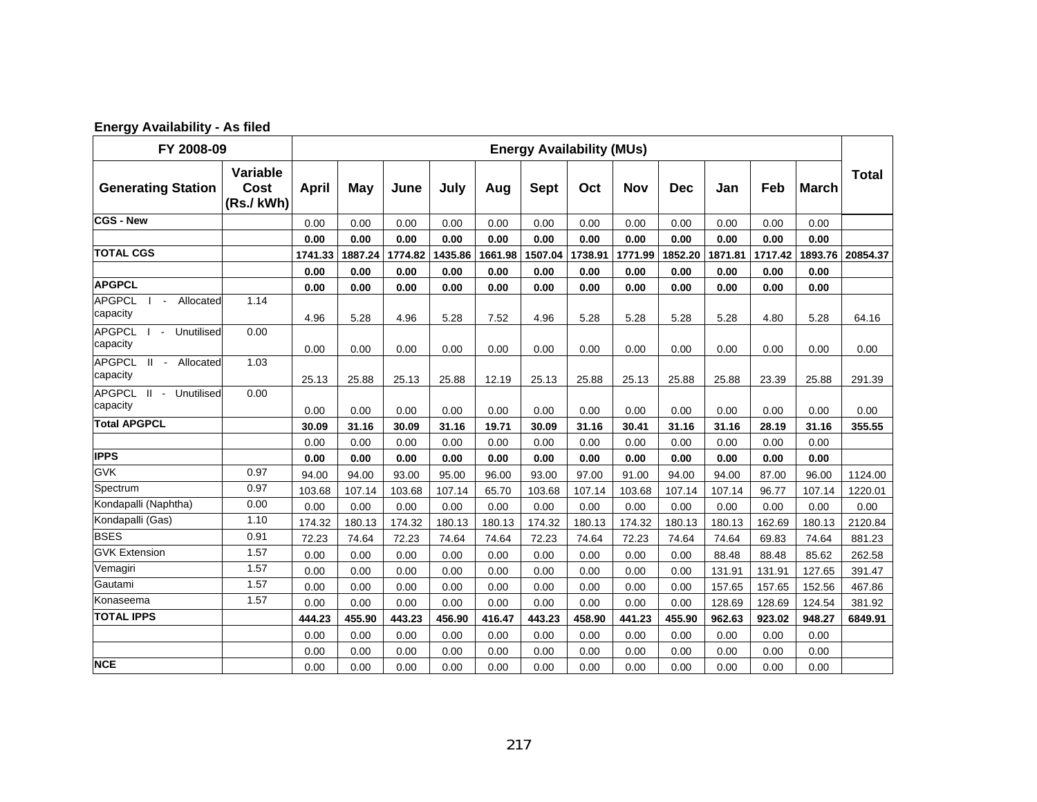**Energy Availability - As filed**

| FY 2008-09 | | Energy Availability (MUs) | | | | | | | | | | | | |
|---|---|---|---|---|---|---|---|---|---|---|---|---|---|---|
| Generating Station | Variable Cost (Rs./ kWh) | April | May | June | July | Aug | Sept | Oct | Nov | Dec | Jan | Feb | March | Total |
| **CGS - New** | | 0.00 | 0.00 | 0.00 | 0.00 | 0.00 | 0.00 | 0.00 | 0.00 | 0.00 | 0.00 | 0.00 | 0.00 | |
| | | **0.00** | **0.00** | **0.00** | **0.00** | **0.00** | **0.00** | **0.00** | **0.00** | **0.00** | **0.00** | **0.00** | **0.00** | |
| **TOTAL CGS** | | **1741.33** | **1887.24** | **1774.82** | **1435.86** | **1661.98** | **1507.04** | **1738.91** | **1771.99** | **1852.20** | **1871.81** | **1717.42** | **1893.76** | **20854.37** |
| | | **0.00** | **0.00** | **0.00** | **0.00** | **0.00** | **0.00** | **0.00** | **0.00** | **0.00** | **0.00** | **0.00** | **0.00** | |
| **APGPCL** | | **0.00** | **0.00** | **0.00** | **0.00** | **0.00** | **0.00** | **0.00** | **0.00** | **0.00** | **0.00** | **0.00** | **0.00** | |
| APGPCL I - Allocated capacity | 1.14 | 4.96 | 5.28 | 4.96 | 5.28 | 7.52 | 4.96 | 5.28 | 5.28 | 5.28 | 5.28 | 4.80 | 5.28 | 64.16 |
| APGPCL I - Unutilised capacity | 0.00 | 0.00 | 0.00 | 0.00 | 0.00 | 0.00 | 0.00 | 0.00 | 0.00 | 0.00 | 0.00 | 0.00 | 0.00 | 0.00 |
| APGPCL II - Allocated capacity | 1.03 | 25.13 | 25.88 | 25.13 | 25.88 | 12.19 | 25.13 | 25.88 | 25.13 | 25.88 | 25.88 | 23.39 | 25.88 | 291.39 |
| APGPCL II - Unutilised capacity | 0.00 | 0.00 | 0.00 | 0.00 | 0.00 | 0.00 | 0.00 | 0.00 | 0.00 | 0.00 | 0.00 | 0.00 | 0.00 | 0.00 |
| **Total APGPCL** | | **30.09** | **31.16** | **30.09** | **31.16** | **19.71** | **30.09** | **31.16** | **30.41** | **31.16** | **31.16** | **28.19** | **31.16** | **355.55** |
| | | 0.00 | 0.00 | 0.00 | 0.00 | 0.00 | 0.00 | 0.00 | 0.00 | 0.00 | 0.00 | 0.00 | 0.00 | |
| **IPPS** | | **0.00** | **0.00** | **0.00** | **0.00** | **0.00** | **0.00** | **0.00** | **0.00** | **0.00** | **0.00** | **0.00** | **0.00** | |
| GVK | 0.97 | 94.00 | 94.00 | 93.00 | 95.00 | 96.00 | 93.00 | 97.00 | 91.00 | 94.00 | 94.00 | 87.00 | 96.00 | 1124.00 |
| Spectrum | 0.97 | 103.68 | 107.14 | 103.68 | 107.14 | 65.70 | 103.68 | 107.14 | 103.68 | 107.14 | 107.14 | 96.77 | 107.14 | 1220.01 |
| Kondapalli (Naphtha) | 0.00 | 0.00 | 0.00 | 0.00 | 0.00 | 0.00 | 0.00 | 0.00 | 0.00 | 0.00 | 0.00 | 0.00 | 0.00 | 0.00 |
| Kondapalli (Gas) | 1.10 | 174.32 | 180.13 | 174.32 | 180.13 | 180.13 | 174.32 | 180.13 | 174.32 | 180.13 | 180.13 | 162.69 | 180.13 | 2120.84 |
| BSES | 0.91 | 72.23 | 74.64 | 72.23 | 74.64 | 74.64 | 72.23 | 74.64 | 72.23 | 74.64 | 74.64 | 69.83 | 74.64 | 881.23 |
| GVK Extension | 1.57 | 0.00 | 0.00 | 0.00 | 0.00 | 0.00 | 0.00 | 0.00 | 0.00 | 0.00 | 88.48 | 88.48 | 85.62 | 262.58 |
| Vemagiri | 1.57 | 0.00 | 0.00 | 0.00 | 0.00 | 0.00 | 0.00 | 0.00 | 0.00 | 0.00 | 131.91 | 131.91 | 127.65 | 391.47 |
| Gautami | 1.57 | 0.00 | 0.00 | 0.00 | 0.00 | 0.00 | 0.00 | 0.00 | 0.00 | 0.00 | 157.65 | 157.65 | 152.56 | 467.86 |
| Konaseema | 1.57 | 0.00 | 0.00 | 0.00 | 0.00 | 0.00 | 0.00 | 0.00 | 0.00 | 0.00 | 128.69 | 128.69 | 124.54 | 381.92 |
| **TOTAL IPPS** | | **444.23** | **455.90** | **443.23** | **456.90** | **416.47** | **443.23** | **458.90** | **441.23** | **455.90** | **962.63** | **923.02** | **948.27** | **6849.91** |
| | | 0.00 | 0.00 | 0.00 | 0.00 | 0.00 | 0.00 | 0.00 | 0.00 | 0.00 | 0.00 | 0.00 | 0.00 | |
| | | 0.00 | 0.00 | 0.00 | 0.00 | 0.00 | 0.00 | 0.00 | 0.00 | 0.00 | 0.00 | 0.00 | 0.00 | |
| **NCE** | | 0.00 | 0.00 | 0.00 | 0.00 | 0.00 | 0.00 | 0.00 | 0.00 | 0.00 | 0.00 | 0.00 | 0.00 | |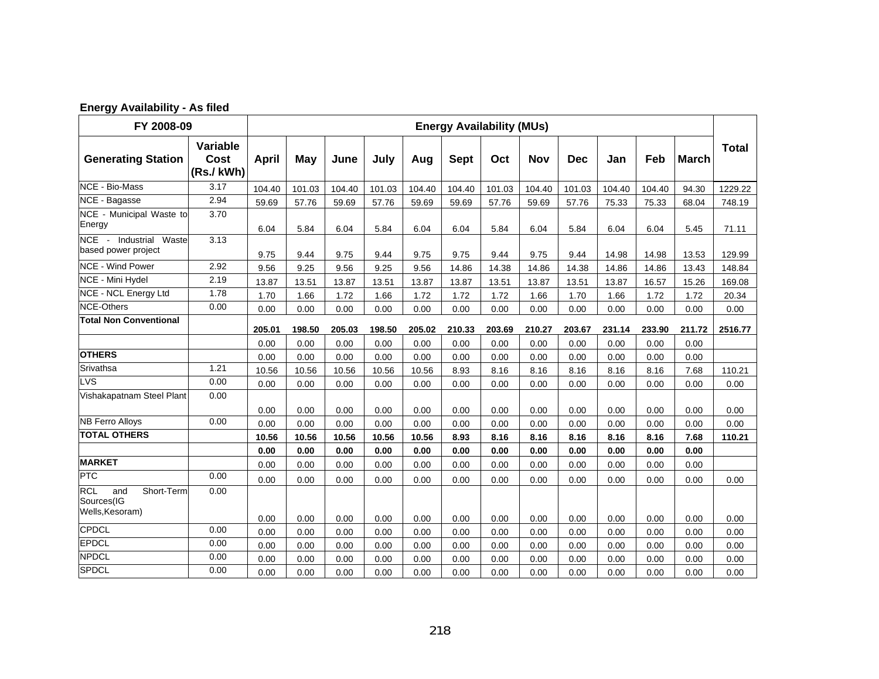**Energy Availability - As filed**

| FY 2008-09 | | Energy Availability (MUs) | | | | | | | | | | | | |
|---|---|---|---|---|---|---|---|---|---|---|---|---|---|---|
| Generating Station | Variable Cost (Rs./ kWh) | April | May | June | July | Aug | Sept | Oct | Nov | Dec | Jan | Feb | March | Total |
| NCE - Bio-Mass | 3.17 | 104.40 | 101.03 | 104.40 | 101.03 | 104.40 | 104.40 | 101.03 | 104.40 | 101.03 | 104.40 | 104.40 | 94.30 | 1229.22 |
| NCE - Bagasse | 2.94 | 59.69 | 57.76 | 59.69 | 57.76 | 59.69 | 59.69 | 57.76 | 59.69 | 57.76 | 75.33 | 75.33 | 68.04 | 748.19 |
| NCE - Municipal Waste to Energy | 3.70 | 6.04 | 5.84 | 6.04 | 5.84 | 6.04 | 6.04 | 5.84 | 6.04 | 5.84 | 6.04 | 6.04 | 5.45 | 71.11 |
| NCE - Industrial Waste based power project | 3.13 | 9.75 | 9.44 | 9.75 | 9.44 | 9.75 | 9.75 | 9.44 | 9.75 | 9.44 | 14.98 | 14.98 | 13.53 | 129.99 |
| NCE - Wind Power | 2.92 | 9.56 | 9.25 | 9.56 | 9.25 | 9.56 | 14.86 | 14.38 | 14.86 | 14.38 | 14.86 | 14.86 | 13.43 | 148.84 |
| NCE - Mini Hydel | 2.19 | 13.87 | 13.51 | 13.87 | 13.51 | 13.87 | 13.87 | 13.51 | 13.87 | 13.51 | 13.87 | 16.57 | 15.26 | 169.08 |
| NCE - NCL Energy Ltd | 1.78 | 1.70 | 1.66 | 1.72 | 1.66 | 1.72 | 1.72 | 1.72 | 1.66 | 1.70 | 1.66 | 1.72 | 1.72 | 20.34 |
| NCE-Others | 0.00 | 0.00 | 0.00 | 0.00 | 0.00 | 0.00 | 0.00 | 0.00 | 0.00 | 0.00 | 0.00 | 0.00 | 0.00 | 0.00 |
| **Total Non Conventional** | | **205.01** | **198.50** | **205.03** | **198.50** | **205.02** | **210.33** | **203.69** | **210.27** | **203.67** | **231.14** | **233.90** | **211.72** | **2516.77** |
| | | 0.00 | 0.00 | 0.00 | 0.00 | 0.00 | 0.00 | 0.00 | 0.00 | 0.00 | 0.00 | 0.00 | 0.00 | |
| **OTHERS** | | 0.00 | 0.00 | 0.00 | 0.00 | 0.00 | 0.00 | 0.00 | 0.00 | 0.00 | 0.00 | 0.00 | 0.00 | |
| Srivathsa | 1.21 | 10.56 | 10.56 | 10.56 | 10.56 | 10.56 | 8.93 | 8.16 | 8.16 | 8.16 | 8.16 | 8.16 | 7.68 | 110.21 |
| LVS | 0.00 | 0.00 | 0.00 | 0.00 | 0.00 | 0.00 | 0.00 | 0.00 | 0.00 | 0.00 | 0.00 | 0.00 | 0.00 | 0.00 |
| Vishakapatnam Steel Plant | 0.00 | 0.00 | 0.00 | 0.00 | 0.00 | 0.00 | 0.00 | 0.00 | 0.00 | 0.00 | 0.00 | 0.00 | 0.00 | 0.00 |
| NB Ferro Alloys | 0.00 | 0.00 | 0.00 | 0.00 | 0.00 | 0.00 | 0.00 | 0.00 | 0.00 | 0.00 | 0.00 | 0.00 | 0.00 | 0.00 |
| **TOTAL OTHERS** | | **10.56** | **10.56** | **10.56** | **10.56** | **10.56** | **8.93** | **8.16** | **8.16** | **8.16** | **8.16** | **8.16** | **7.68** | **110.21** |
| | | **0.00** | **0.00** | **0.00** | **0.00** | **0.00** | **0.00** | **0.00** | **0.00** | **0.00** | **0.00** | **0.00** | **0.00** | |
| **MARKET** | | 0.00 | 0.00 | 0.00 | 0.00 | 0.00 | 0.00 | 0.00 | 0.00 | 0.00 | 0.00 | 0.00 | 0.00 | |
| PTC | 0.00 | 0.00 | 0.00 | 0.00 | 0.00 | 0.00 | 0.00 | 0.00 | 0.00 | 0.00 | 0.00 | 0.00 | 0.00 | 0.00 |
| RCL and Short-Term Sources(IG Wells,Kesoram) | 0.00 | 0.00 | 0.00 | 0.00 | 0.00 | 0.00 | 0.00 | 0.00 | 0.00 | 0.00 | 0.00 | 0.00 | 0.00 | 0.00 |
| CPDCL | 0.00 | 0.00 | 0.00 | 0.00 | 0.00 | 0.00 | 0.00 | 0.00 | 0.00 | 0.00 | 0.00 | 0.00 | 0.00 | 0.00 |
| EPDCL | 0.00 | 0.00 | 0.00 | 0.00 | 0.00 | 0.00 | 0.00 | 0.00 | 0.00 | 0.00 | 0.00 | 0.00 | 0.00 | 0.00 |
| NPDCL | 0.00 | 0.00 | 0.00 | 0.00 | 0.00 | 0.00 | 0.00 | 0.00 | 0.00 | 0.00 | 0.00 | 0.00 | 0.00 | 0.00 |
| SPDCL | 0.00 | 0.00 | 0.00 | 0.00 | 0.00 | 0.00 | 0.00 | 0.00 | 0.00 | 0.00 | 0.00 | 0.00 | 0.00 | 0.00 |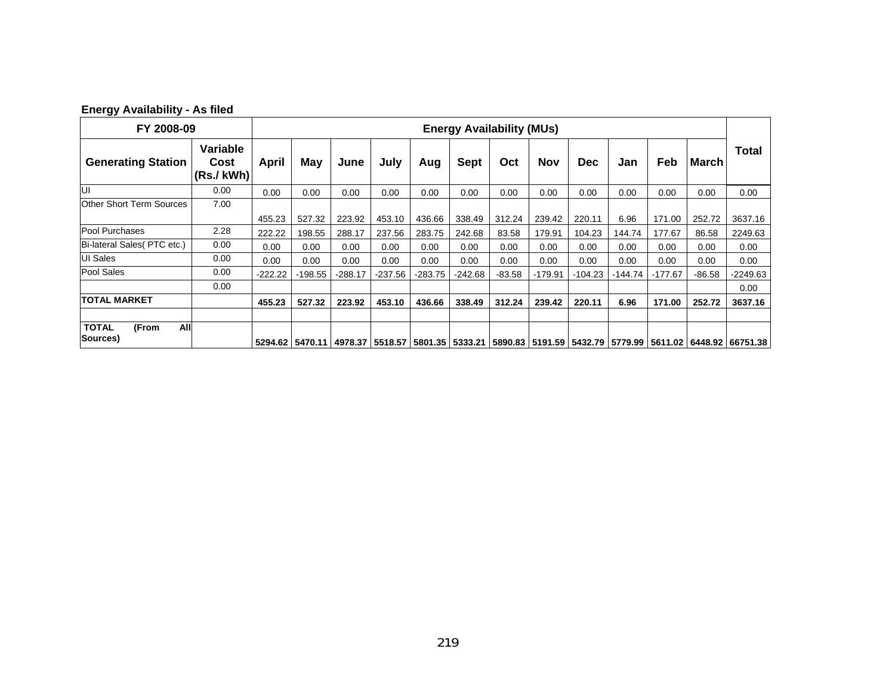**Energy Availability - As filed**

| FY 2008-09 | | Energy Availability (MUs) | | | | | | | | | | | | |
|---|---|---|---|---|---|---|---|---|---|---|---|---|---|---|
| **Generating Station** | **Variable Cost (Rs./ kWh)** | **April** | **May** | **June** | **July** | **Aug** | **Sept** | **Oct** | **Nov** | **Dec** | **Jan** | **Feb** | **March** | **Total** |
| UI | 0.00 | 0.00 | 0.00 | 0.00 | 0.00 | 0.00 | 0.00 | 0.00 | 0.00 | 0.00 | 0.00 | 0.00 | 0.00 | 0.00 |
| Other Short Term Sources | 7.00 | 455.23 | 527.32 | 223.92 | 453.10 | 436.66 | 338.49 | 312.24 | 239.42 | 220.11 | 6.96 | 171.00 | 252.72 | 3637.16 |
| Pool Purchases | 2.28 | 222.22 | 198.55 | 288.17 | 237.56 | 283.75 | 242.68 | 83.58 | 179.91 | 104.23 | 144.74 | 177.67 | 86.58 | 2249.63 |
| Bi-lateral Sales( PTC etc.) | 0.00 | 0.00 | 0.00 | 0.00 | 0.00 | 0.00 | 0.00 | 0.00 | 0.00 | 0.00 | 0.00 | 0.00 | 0.00 | 0.00 |
| UI Sales | 0.00 | 0.00 | 0.00 | 0.00 | 0.00 | 0.00 | 0.00 | 0.00 | 0.00 | 0.00 | 0.00 | 0.00 | 0.00 | 0.00 |
| Pool Sales | 0.00 | -222.22 | -198.55 | -288.17 | -237.56 | -283.75 | -242.68 | -83.58 | -179.91 | -104.23 | -144.74 | -177.67 | -86.58 | -2249.63 |
| | 0.00 | | | | | | | | | | | | | 0.00 |
| **TOTAL MARKET** | | **455.23** | **527.32** | **223.92** | **453.10** | **436.66** | **338.49** | **312.24** | **239.42** | **220.11** | **6.96** | **171.00** | **252.72** | **3637.16** |
| | | | | | | | | | | | | | | |
| **TOTAL (From All Sources)** | | **5294.62** | **5470.11** | **4978.37** | **5518.57** | **5801.35** | **5333.21** | **5890.83** | **5191.59** | **5432.79** | **5779.99** | **5611.02** | **6448.92** | **66751.38** |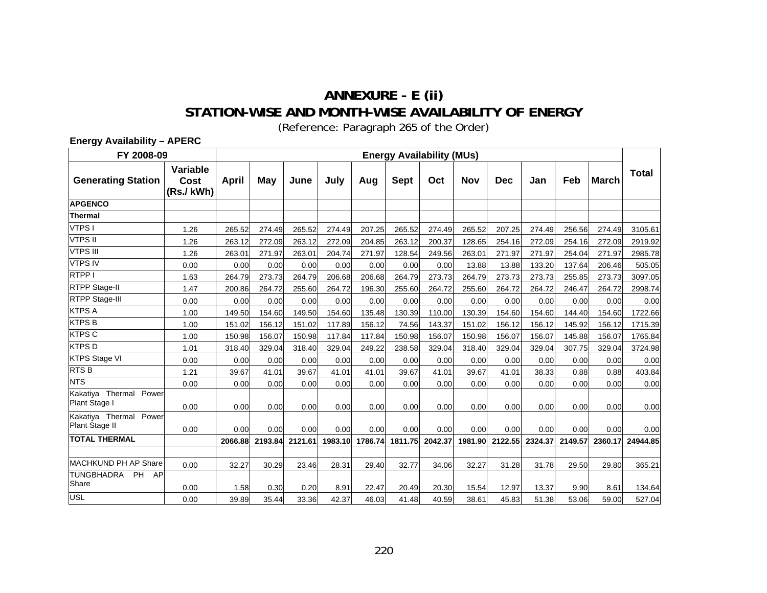# ANNEXURE - E (ii)

## STATION-WISE AND MONTH-WISE AVAILABILITY OF ENERGY

(Reference: Paragraph 265 of the Order)

**Energy Availability – APERC**

| FY 2008-09 | | Energy Availability (MUs) | | | | | | | | | | | | |
|---|---|---|---|---|---|---|---|---|---|---|---|---|---|---|
| **Generating Station** | **Variable Cost (Rs./ kWh)** | **April** | **May** | **June** | **July** | **Aug** | **Sept** | **Oct** | **Nov** | **Dec** | **Jan** | **Feb** | **March** | **Total** |
| **APGENCO** | | | | | | | | | | | | | | |
| **Thermal** | | | | | | | | | | | | | | |
| VTPS I | 1.26 | 265.52 | 274.49 | 265.52 | 274.49 | 207.25 | 265.52 | 274.49 | 265.52 | 207.25 | 274.49 | 256.56 | 274.49 | 3105.61 |
| VTPS II | 1.26 | 263.12 | 272.09 | 263.12 | 272.09 | 204.85 | 263.12 | 200.37 | 128.65 | 254.16 | 272.09 | 254.16 | 272.09 | 2919.92 |
| VTPS III | 1.26 | 263.01 | 271.97 | 263.01 | 204.74 | 271.97 | 128.54 | 249.56 | 263.01 | 271.97 | 271.97 | 254.04 | 271.97 | 2985.78 |
| VTPS IV | 0.00 | 0.00 | 0.00 | 0.00 | 0.00 | 0.00 | 0.00 | 0.00 | 13.88 | 13.88 | 133.20 | 137.64 | 206.46 | 505.05 |
| RTPP I | 1.63 | 264.79 | 273.73 | 264.79 | 206.68 | 206.68 | 264.79 | 273.73 | 264.79 | 273.73 | 273.73 | 255.85 | 273.73 | 3097.05 |
| RTPP Stage-II | 1.47 | 200.86 | 264.72 | 255.60 | 264.72 | 196.30 | 255.60 | 264.72 | 255.60 | 264.72 | 264.72 | 246.47 | 264.72 | 2998.74 |
| RTPP Stage-III | 0.00 | 0.00 | 0.00 | 0.00 | 0.00 | 0.00 | 0.00 | 0.00 | 0.00 | 0.00 | 0.00 | 0.00 | 0.00 | 0.00 |
| KTPS A | 1.00 | 149.50 | 154.60 | 149.50 | 154.60 | 135.48 | 130.39 | 110.00 | 130.39 | 154.60 | 154.60 | 144.40 | 154.60 | 1722.66 |
| KTPS B | 1.00 | 151.02 | 156.12 | 151.02 | 117.89 | 156.12 | 74.56 | 143.37 | 151.02 | 156.12 | 156.12 | 145.92 | 156.12 | 1715.39 |
| KTPS C | 1.00 | 150.98 | 156.07 | 150.98 | 117.84 | 117.84 | 150.98 | 156.07 | 150.98 | 156.07 | 156.07 | 145.88 | 156.07 | 1765.84 |
| KTPS D | 1.01 | 318.40 | 329.04 | 318.40 | 329.04 | 249.22 | 238.58 | 329.04 | 318.40 | 329.04 | 329.04 | 307.75 | 329.04 | 3724.98 |
| KTPS Stage VI | 0.00 | 0.00 | 0.00 | 0.00 | 0.00 | 0.00 | 0.00 | 0.00 | 0.00 | 0.00 | 0.00 | 0.00 | 0.00 | 0.00 |
| RTS B | 1.21 | 39.67 | 41.01 | 39.67 | 41.01 | 41.01 | 39.67 | 41.01 | 39.67 | 41.01 | 38.33 | 0.88 | 0.88 | 403.84 |
| NTS | 0.00 | 0.00 | 0.00 | 0.00 | 0.00 | 0.00 | 0.00 | 0.00 | 0.00 | 0.00 | 0.00 | 0.00 | 0.00 | 0.00 |
| Kakatiya Thermal Power Plant Stage I | 0.00 | 0.00 | 0.00 | 0.00 | 0.00 | 0.00 | 0.00 | 0.00 | 0.00 | 0.00 | 0.00 | 0.00 | 0.00 | 0.00 |
| Kakatiya Thermal Power Plant Stage II | 0.00 | 0.00 | 0.00 | 0.00 | 0.00 | 0.00 | 0.00 | 0.00 | 0.00 | 0.00 | 0.00 | 0.00 | 0.00 | 0.00 |
| **TOTAL THERMAL** | | **2066.88** | **2193.84** | **2121.61** | **1983.10** | **1786.74** | **1811.75** | **2042.37** | **1981.90** | **2122.55** | **2324.37** | **2149.57** | **2360.17** | **24944.85** |
| | | | | | | | | | | | | | | |
| MACHKUND PH AP Share | 0.00 | 32.27 | 30.29 | 23.46 | 28.31 | 29.40 | 32.77 | 34.06 | 32.27 | 31.28 | 31.78 | 29.50 | 29.80 | 365.21 |
| TUNGBHADRA PH AP Share | 0.00 | 1.58 | 0.30 | 0.20 | 8.91 | 22.47 | 20.49 | 20.30 | 15.54 | 12.97 | 13.37 | 9.90 | 8.61 | 134.64 |
| USL | 0.00 | 39.89 | 35.44 | 33.36 | 42.37 | 46.03 | 41.48 | 40.59 | 38.61 | 45.83 | 51.38 | 53.06 | 59.00 | 527.04 |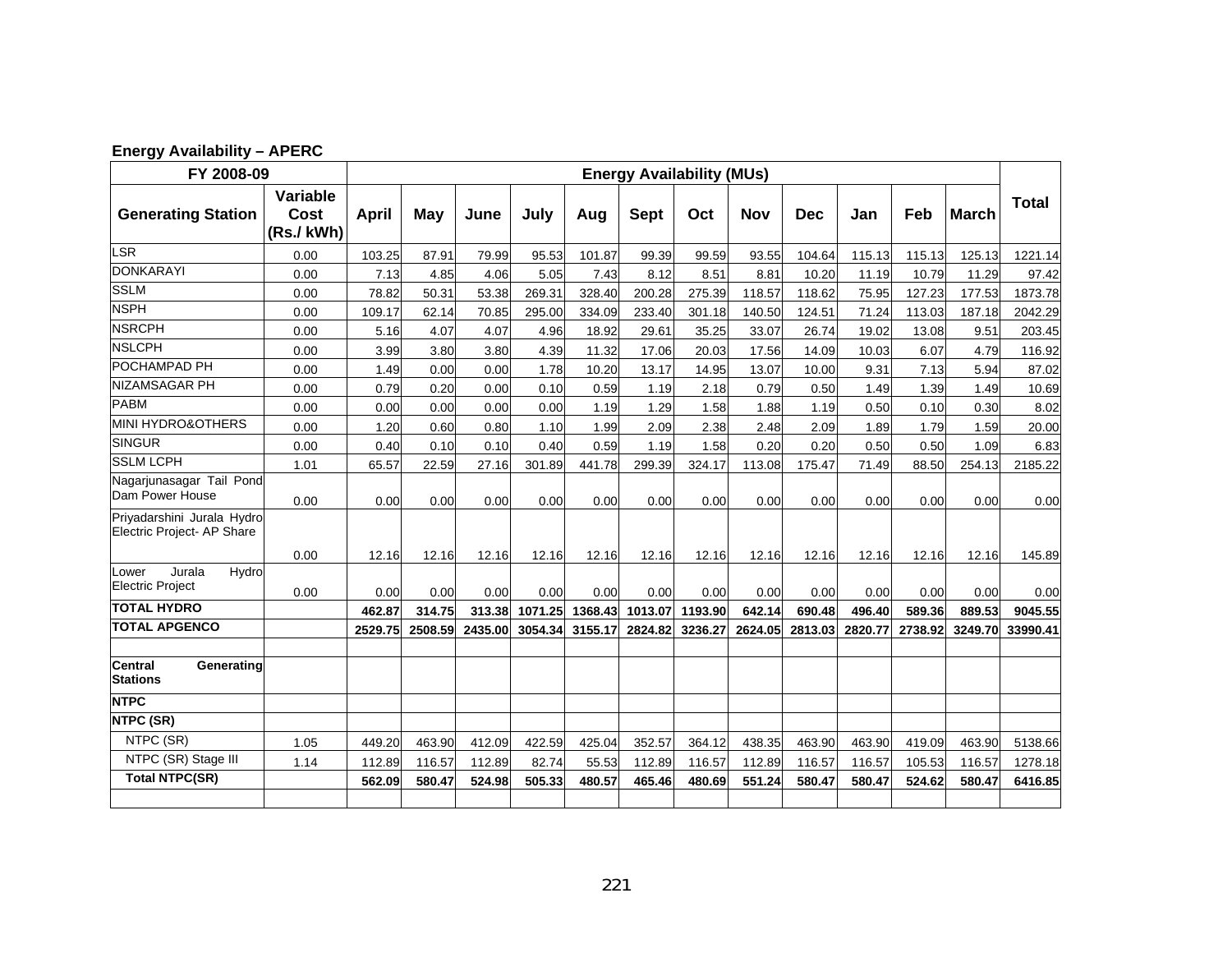**Energy Availability – APERC**

| FY 2008-09 | | Energy Availability (MUs) | | | | | | | | | | | | |
|---|---|---|---|---|---|---|---|---|---|---|---|---|---|---|
| **Generating Station** | **Variable Cost (Rs./ kWh)** | **April** | **May** | **June** | **July** | **Aug** | **Sept** | **Oct** | **Nov** | **Dec** | **Jan** | **Feb** | **March** | **Total** |
| LSR | 0.00 | 103.25 | 87.91 | 79.99 | 95.53 | 101.87 | 99.39 | 99.59 | 93.55 | 104.64 | 115.13 | 115.13 | 125.13 | 1221.14 |
| DONKARAYI | 0.00 | 7.13 | 4.85 | 4.06 | 5.05 | 7.43 | 8.12 | 8.51 | 8.81 | 10.20 | 11.19 | 10.79 | 11.29 | 97.42 |
| SSLM | 0.00 | 78.82 | 50.31 | 53.38 | 269.31 | 328.40 | 200.28 | 275.39 | 118.57 | 118.62 | 75.95 | 127.23 | 177.53 | 1873.78 |
| NSPH | 0.00 | 109.17 | 62.14 | 70.85 | 295.00 | 334.09 | 233.40 | 301.18 | 140.50 | 124.51 | 71.24 | 113.03 | 187.18 | 2042.29 |
| NSRCPH | 0.00 | 5.16 | 4.07 | 4.07 | 4.96 | 18.92 | 29.61 | 35.25 | 33.07 | 26.74 | 19.02 | 13.08 | 9.51 | 203.45 |
| NSLCPH | 0.00 | 3.99 | 3.80 | 3.80 | 4.39 | 11.32 | 17.06 | 20.03 | 17.56 | 14.09 | 10.03 | 6.07 | 4.79 | 116.92 |
| POCHAMPAD PH | 0.00 | 1.49 | 0.00 | 0.00 | 1.78 | 10.20 | 13.17 | 14.95 | 13.07 | 10.00 | 9.31 | 7.13 | 5.94 | 87.02 |
| NIZAMSAGAR PH | 0.00 | 0.79 | 0.20 | 0.00 | 0.10 | 0.59 | 1.19 | 2.18 | 0.79 | 0.50 | 1.49 | 1.39 | 1.49 | 10.69 |
| PABM | 0.00 | 0.00 | 0.00 | 0.00 | 0.00 | 1.19 | 1.29 | 1.58 | 1.88 | 1.19 | 0.50 | 0.10 | 0.30 | 8.02 |
| MINI HYDRO&OTHERS | 0.00 | 1.20 | 0.60 | 0.80 | 1.10 | 1.99 | 2.09 | 2.38 | 2.48 | 2.09 | 1.89 | 1.79 | 1.59 | 20.00 |
| SINGUR | 0.00 | 0.40 | 0.10 | 0.10 | 0.40 | 0.59 | 1.19 | 1.58 | 0.20 | 0.20 | 0.50 | 0.50 | 1.09 | 6.83 |
| SSLM LCPH | 1.01 | 65.57 | 22.59 | 27.16 | 301.89 | 441.78 | 299.39 | 324.17 | 113.08 | 175.47 | 71.49 | 88.50 | 254.13 | 2185.22 |
| Nagarjunasagar Tail Pond Dam Power House | 0.00 | 0.00 | 0.00 | 0.00 | 0.00 | 0.00 | 0.00 | 0.00 | 0.00 | 0.00 | 0.00 | 0.00 | 0.00 | 0.00 |
| Priyadarshini Jurala Hydro Electric Project- AP Share | 0.00 | 12.16 | 12.16 | 12.16 | 12.16 | 12.16 | 12.16 | 12.16 | 12.16 | 12.16 | 12.16 | 12.16 | 12.16 | 145.89 |
| Lower Jurala Hydro Electric Project | 0.00 | 0.00 | 0.00 | 0.00 | 0.00 | 0.00 | 0.00 | 0.00 | 0.00 | 0.00 | 0.00 | 0.00 | 0.00 | 0.00 |
| **TOTAL HYDRO** | | **462.87** | **314.75** | **313.38** | **1071.25** | **1368.43** | **1013.07** | **1193.90** | **642.14** | **690.48** | **496.40** | **589.36** | **889.53** | **9045.55** |
| **TOTAL APGENCO** | | **2529.75** | **2508.59** | **2435.00** | **3054.34** | **3155.17** | **2824.82** | **3236.27** | **2624.05** | **2813.03** | **2820.77** | **2738.92** | **3249.70** | **33990.41** |
| | | | | | | | | | | | | | | |
| **Central Generating Stations** | | | | | | | | | | | | | | |
| **NTPC** | | | | | | | | | | | | | | |
| **NTPC (SR)** | | | | | | | | | | | | | | |
| NTPC (SR) | 1.05 | 449.20 | 463.90 | 412.09 | 422.59 | 425.04 | 352.57 | 364.12 | 438.35 | 463.90 | 463.90 | 419.09 | 463.90 | 5138.66 |
| NTPC (SR) Stage III | 1.14 | 112.89 | 116.57 | 112.89 | 82.74 | 55.53 | 112.89 | 116.57 | 112.89 | 116.57 | 116.57 | 105.53 | 116.57 | 1278.18 |
| **Total NTPC(SR)** | | **562.09** | **580.47** | **524.98** | **505.33** | **480.57** | **465.46** | **480.69** | **551.24** | **580.47** | **580.47** | **524.62** | **580.47** | **6416.85** |
| | | | | | | | | | | | | | | |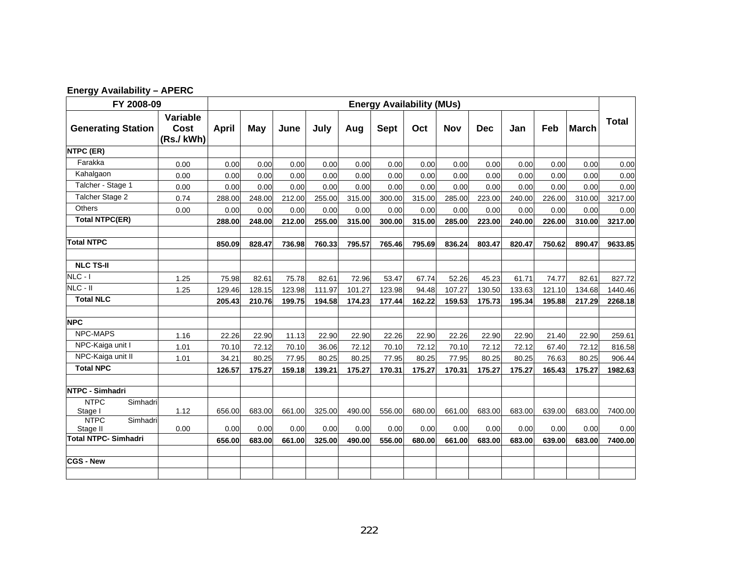**Energy Availability – APERC**

| FY 2008-09 | | Energy Availability (MUs) | | | | | | | | | | | | |
|---|---|---|---|---|---|---|---|---|---|---|---|---|---|---|
| **Generating Station** | **Variable Cost (Rs./ kWh)** | **April** | **May** | **June** | **July** | **Aug** | **Sept** | **Oct** | **Nov** | **Dec** | **Jan** | **Feb** | **March** | **Total** |
| **NTPC (ER)** | | | | | | | | | | | | | | |
| Farakka | 0.00 | 0.00 | 0.00 | 0.00 | 0.00 | 0.00 | 0.00 | 0.00 | 0.00 | 0.00 | 0.00 | 0.00 | 0.00 | 0.00 |
| Kahalgaon | 0.00 | 0.00 | 0.00 | 0.00 | 0.00 | 0.00 | 0.00 | 0.00 | 0.00 | 0.00 | 0.00 | 0.00 | 0.00 | 0.00 |
| Talcher - Stage 1 | 0.00 | 0.00 | 0.00 | 0.00 | 0.00 | 0.00 | 0.00 | 0.00 | 0.00 | 0.00 | 0.00 | 0.00 | 0.00 | 0.00 |
| Talcher Stage 2 | 0.74 | 288.00 | 248.00 | 212.00 | 255.00 | 315.00 | 300.00 | 315.00 | 285.00 | 223.00 | 240.00 | 226.00 | 310.00 | 3217.00 |
| Others | 0.00 | 0.00 | 0.00 | 0.00 | 0.00 | 0.00 | 0.00 | 0.00 | 0.00 | 0.00 | 0.00 | 0.00 | 0.00 | 0.00 |
| **Total NTPC(ER)** | | **288.00** | **248.00** | **212.00** | **255.00** | **315.00** | **300.00** | **315.00** | **285.00** | **223.00** | **240.00** | **226.00** | **310.00** | **3217.00** |
| | | | | | | | | | | | | | | |
| **Total NTPC** | | **850.09** | **828.47** | **736.98** | **760.33** | **795.57** | **765.46** | **795.69** | **836.24** | **803.47** | **820.47** | **750.62** | **890.47** | **9633.85** |
| | | | | | | | | | | | | | | |
| **NLC TS-II** | | | | | | | | | | | | | | |
| NLC - I | 1.25 | 75.98 | 82.61 | 75.78 | 82.61 | 72.96 | 53.47 | 67.74 | 52.26 | 45.23 | 61.71 | 74.77 | 82.61 | 827.72 |
| NLC - II | 1.25 | 129.46 | 128.15 | 123.98 | 111.97 | 101.27 | 123.98 | 94.48 | 107.27 | 130.50 | 133.63 | 121.10 | 134.68 | 1440.46 |
| **Total NLC** | | **205.43** | **210.76** | **199.75** | **194.58** | **174.23** | **177.44** | **162.22** | **159.53** | **175.73** | **195.34** | **195.88** | **217.29** | **2268.18** |
| | | | | | | | | | | | | | | |
| **NPC** | | | | | | | | | | | | | | |
| NPC-MAPS | 1.16 | 22.26 | 22.90 | 11.13 | 22.90 | 22.90 | 22.26 | 22.90 | 22.26 | 22.90 | 22.90 | 21.40 | 22.90 | 259.61 |
| NPC-Kaiga unit I | 1.01 | 70.10 | 72.12 | 70.10 | 36.06 | 72.12 | 70.10 | 72.12 | 70.10 | 72.12 | 72.12 | 67.40 | 72.12 | 816.58 |
| NPC-Kaiga unit II | 1.01 | 34.21 | 80.25 | 77.95 | 80.25 | 80.25 | 77.95 | 80.25 | 77.95 | 80.25 | 80.25 | 76.63 | 80.25 | 906.44 |
| **Total NPC** | | **126.57** | **175.27** | **159.18** | **139.21** | **175.27** | **170.31** | **175.27** | **170.31** | **175.27** | **175.27** | **165.43** | **175.27** | **1982.63** |
| | | | | | | | | | | | | | | |
| **NTPC - Simhadri** | | | | | | | | | | | | | | |
| NTPC Simhadri Stage I | 1.12 | 656.00 | 683.00 | 661.00 | 325.00 | 490.00 | 556.00 | 680.00 | 661.00 | 683.00 | 683.00 | 639.00 | 683.00 | 7400.00 |
| NTPC Simhadri Stage II | 0.00 | 0.00 | 0.00 | 0.00 | 0.00 | 0.00 | 0.00 | 0.00 | 0.00 | 0.00 | 0.00 | 0.00 | 0.00 | 0.00 |
| **Total NTPC- Simhadri** | | **656.00** | **683.00** | **661.00** | **325.00** | **490.00** | **556.00** | **680.00** | **661.00** | **683.00** | **683.00** | **639.00** | **683.00** | **7400.00** |
| | | | | | | | | | | | | | | |
| **CGS - New** | | | | | | | | | | | | | | |
| | | | | | | | | | | | | | | |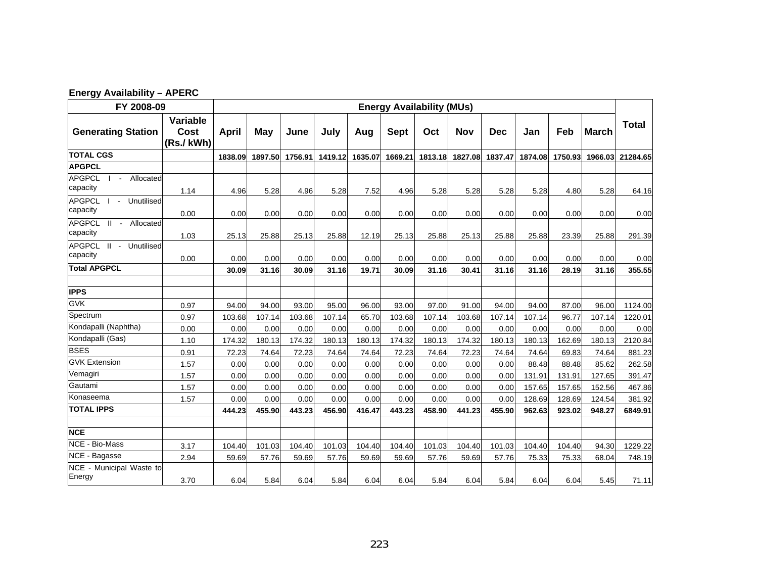**Energy Availability – APERC**

| FY 2008-09 | | Energy Availability (MUs) | | | | | | | | | | | | |
|---|---|---|---|---|---|---|---|---|---|---|---|---|---|---|
| Generating Station | Variable Cost (Rs./ kWh) | April | May | June | July | Aug | Sept | Oct | Nov | Dec | Jan | Feb | March | Total |
| **TOTAL CGS** | | **1838.09** | **1897.50** | **1756.91** | **1419.12** | **1635.07** | **1669.21** | **1813.18** | **1827.08** | **1837.47** | **1874.08** | **1750.93** | **1966.03** | **21284.65** |
| **APGPCL** | | | | | | | | | | | | | | |
| APGPCL I - Allocated capacity | 1.14 | 4.96 | 5.28 | 4.96 | 5.28 | 7.52 | 4.96 | 5.28 | 5.28 | 5.28 | 5.28 | 4.80 | 5.28 | 64.16 |
| APGPCL I - Unutilised capacity | 0.00 | 0.00 | 0.00 | 0.00 | 0.00 | 0.00 | 0.00 | 0.00 | 0.00 | 0.00 | 0.00 | 0.00 | 0.00 | 0.00 |
| APGPCL II - Allocated capacity | 1.03 | 25.13 | 25.88 | 25.13 | 25.88 | 12.19 | 25.13 | 25.88 | 25.13 | 25.88 | 25.88 | 23.39 | 25.88 | 291.39 |
| APGPCL II - Unutilised capacity | 0.00 | 0.00 | 0.00 | 0.00 | 0.00 | 0.00 | 0.00 | 0.00 | 0.00 | 0.00 | 0.00 | 0.00 | 0.00 | 0.00 |
| **Total APGPCL** | | **30.09** | **31.16** | **30.09** | **31.16** | **19.71** | **30.09** | **31.16** | **30.41** | **31.16** | **31.16** | **28.19** | **31.16** | **355.55** |
| | | | | | | | | | | | | | | |
| **IPPS** | | | | | | | | | | | | | | |
| GVK | 0.97 | 94.00 | 94.00 | 93.00 | 95.00 | 96.00 | 93.00 | 97.00 | 91.00 | 94.00 | 94.00 | 87.00 | 96.00 | 1124.00 |
| Spectrum | 0.97 | 103.68 | 107.14 | 103.68 | 107.14 | 65.70 | 103.68 | 107.14 | 103.68 | 107.14 | 107.14 | 96.77 | 107.14 | 1220.01 |
| Kondapalli (Naphtha) | 0.00 | 0.00 | 0.00 | 0.00 | 0.00 | 0.00 | 0.00 | 0.00 | 0.00 | 0.00 | 0.00 | 0.00 | 0.00 | 0.00 |
| Kondapalli (Gas) | 1.10 | 174.32 | 180.13 | 174.32 | 180.13 | 180.13 | 174.32 | 180.13 | 174.32 | 180.13 | 180.13 | 162.69 | 180.13 | 2120.84 |
| BSES | 0.91 | 72.23 | 74.64 | 72.23 | 74.64 | 74.64 | 72.23 | 74.64 | 72.23 | 74.64 | 74.64 | 69.83 | 74.64 | 881.23 |
| GVK Extension | 1.57 | 0.00 | 0.00 | 0.00 | 0.00 | 0.00 | 0.00 | 0.00 | 0.00 | 0.00 | 88.48 | 88.48 | 85.62 | 262.58 |
| Vemagiri | 1.57 | 0.00 | 0.00 | 0.00 | 0.00 | 0.00 | 0.00 | 0.00 | 0.00 | 0.00 | 131.91 | 131.91 | 127.65 | 391.47 |
| Gautami | 1.57 | 0.00 | 0.00 | 0.00 | 0.00 | 0.00 | 0.00 | 0.00 | 0.00 | 0.00 | 157.65 | 157.65 | 152.56 | 467.86 |
| Konaseema | 1.57 | 0.00 | 0.00 | 0.00 | 0.00 | 0.00 | 0.00 | 0.00 | 0.00 | 0.00 | 128.69 | 128.69 | 124.54 | 381.92 |
| **TOTAL IPPS** | | **444.23** | **455.90** | **443.23** | **456.90** | **416.47** | **443.23** | **458.90** | **441.23** | **455.90** | **962.63** | **923.02** | **948.27** | **6849.91** |
| | | | | | | | | | | | | | | |
| **NCE** | | | | | | | | | | | | | | |
| NCE - Bio-Mass | 3.17 | 104.40 | 101.03 | 104.40 | 101.03 | 104.40 | 104.40 | 101.03 | 104.40 | 101.03 | 104.40 | 104.40 | 94.30 | 1229.22 |
| NCE - Bagasse | 2.94 | 59.69 | 57.76 | 59.69 | 57.76 | 59.69 | 59.69 | 57.76 | 59.69 | 57.76 | 75.33 | 75.33 | 68.04 | 748.19 |
| NCE - Municipal Waste to Energy | 3.70 | 6.04 | 5.84 | 6.04 | 5.84 | 6.04 | 6.04 | 5.84 | 6.04 | 5.84 | 6.04 | 6.04 | 5.45 | 71.11 |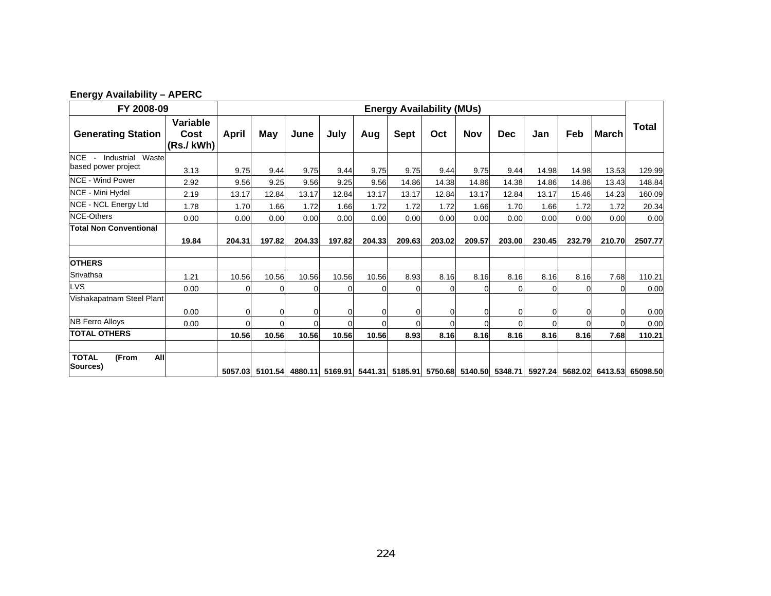**Energy Availability – APERC**

| FY 2008-09 | | Energy Availability (MUs) | | | | | | | | | | | | Total |
|---|---|---|---|---|---|---|---|---|---|---|---|---|---|---|
| **Generating Station** | **Variable Cost (Rs./ kWh)** | **April** | **May** | **June** | **July** | **Aug** | **Sept** | **Oct** | **Nov** | **Dec** | **Jan** | **Feb** | **March** | |
| NCE - Industrial Waste based power project | 3.13 | 9.75 | 9.44 | 9.75 | 9.44 | 9.75 | 9.75 | 9.44 | 9.75 | 9.44 | 14.98 | 14.98 | 13.53 | 129.99 |
| NCE - Wind Power | 2.92 | 9.56 | 9.25 | 9.56 | 9.25 | 9.56 | 14.86 | 14.38 | 14.86 | 14.38 | 14.86 | 14.86 | 13.43 | 148.84 |
| NCE - Mini Hydel | 2.19 | 13.17 | 12.84 | 13.17 | 12.84 | 13.17 | 13.17 | 12.84 | 13.17 | 12.84 | 13.17 | 15.46 | 14.23 | 160.09 |
| NCE - NCL Energy Ltd | 1.78 | 1.70 | 1.66 | 1.72 | 1.66 | 1.72 | 1.72 | 1.72 | 1.66 | 1.70 | 1.66 | 1.72 | 1.72 | 20.34 |
| NCE-Others | 0.00 | 0.00 | 0.00 | 0.00 | 0.00 | 0.00 | 0.00 | 0.00 | 0.00 | 0.00 | 0.00 | 0.00 | 0.00 | 0.00 |
| **Total Non Conventional** | **19.84** | **204.31** | **197.82** | **204.33** | **197.82** | **204.33** | **209.63** | **203.02** | **209.57** | **203.00** | **230.45** | **232.79** | **210.70** | **2507.77** |
| | | | | | | | | | | | | | | |
| **OTHERS** | | | | | | | | | | | | | | |
| Srivathsa | 1.21 | 10.56 | 10.56 | 10.56 | 10.56 | 10.56 | 8.93 | 8.16 | 8.16 | 8.16 | 8.16 | 8.16 | 7.68 | 110.21 |
| LVS | 0.00 | 0 | 0 | 0 | 0 | 0 | 0 | 0 | 0 | 0 | 0 | 0 | 0 | 0.00 |
| Vishakapatnam Steel Plant | 0.00 | 0 | 0 | 0 | 0 | 0 | 0 | 0 | 0 | 0 | 0 | 0 | 0 | 0.00 |
| NB Ferro Alloys | 0.00 | 0 | 0 | 0 | 0 | 0 | 0 | 0 | 0 | 0 | 0 | 0 | 0 | 0.00 |
| **TOTAL OTHERS** | | **10.56** | **10.56** | **10.56** | **10.56** | **10.56** | **8.93** | **8.16** | **8.16** | **8.16** | **8.16** | **8.16** | **7.68** | **110.21** |
| | | | | | | | | | | | | | | |
| **TOTAL (From All Sources)** | | **5057.03** | **5101.54** | **4880.11** | **5169.91** | **5441.31** | **5185.91** | **5750.68** | **5140.50** | **5348.71** | **5927.24** | **5682.02** | **6413.53** | **65098.50** |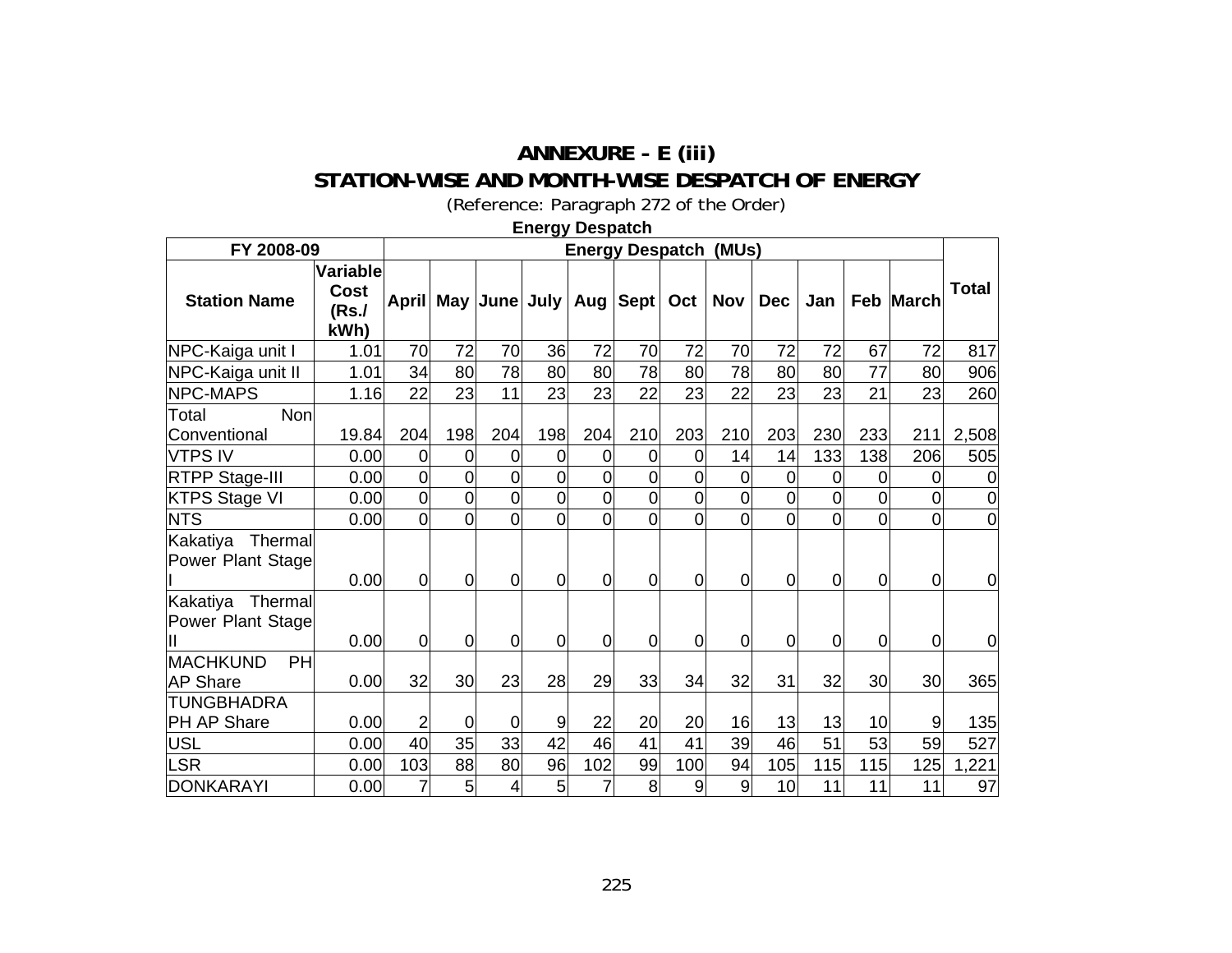# ANNEXURE - E (iii)

## STATION-WISE AND MONTH-WISE DESPATCH OF ENERGY

(Reference: Paragraph 272 of the Order)

**Energy Despatch**

| FY 2008-09 | | Energy Despatch (MUs) | | | | | | | | | | | | Total |
|---|---|---|---|---|---|---|---|---|---|---|---|---|---|---|
| **Station Name** | **Variable Cost (Rs./ kWh)** | **April** | **May** | **June** | **July** | **Aug** | **Sept** | **Oct** | **Nov** | **Dec** | **Jan** | **Feb** | **March** | |
| NPC-Kaiga unit I | 1.01 | 70 | 72 | 70 | 36 | 72 | 70 | 72 | 70 | 72 | 72 | 67 | 72 | 817 |
| NPC-Kaiga unit II | 1.01 | 34 | 80 | 78 | 80 | 80 | 78 | 80 | 78 | 80 | 80 | 77 | 80 | 906 |
| NPC-MAPS | 1.16 | 22 | 23 | 11 | 23 | 23 | 22 | 23 | 22 | 23 | 23 | 21 | 23 | 260 |
| Total Non Conventional | 19.84 | 204 | 198 | 204 | 198 | 204 | 210 | 203 | 210 | 203 | 230 | 233 | 211 | 2,508 |
| VTPS IV | 0.00 | 0 | 0 | 0 | 0 | 0 | 0 | 0 | 14 | 14 | 133 | 138 | 206 | 505 |
| RTPP Stage-III | 0.00 | 0 | 0 | 0 | 0 | 0 | 0 | 0 | 0 | 0 | 0 | 0 | 0 | 0 |
| KTPS Stage VI | 0.00 | 0 | 0 | 0 | 0 | 0 | 0 | 0 | 0 | 0 | 0 | 0 | 0 | 0 |
| NTS | 0.00 | 0 | 0 | 0 | 0 | 0 | 0 | 0 | 0 | 0 | 0 | 0 | 0 | 0 |
| Kakatiya Thermal Power Plant Stage I | 0.00 | 0 | 0 | 0 | 0 | 0 | 0 | 0 | 0 | 0 | 0 | 0 | 0 | 0 |
| Kakatiya Thermal Power Plant Stage II | 0.00 | 0 | 0 | 0 | 0 | 0 | 0 | 0 | 0 | 0 | 0 | 0 | 0 | 0 |
| MACHKUND PH AP Share | 0.00 | 32 | 30 | 23 | 28 | 29 | 33 | 34 | 32 | 31 | 32 | 30 | 30 | 365 |
| TUNGBHADRA PH AP Share | 0.00 | 2 | 0 | 0 | 9 | 22 | 20 | 20 | 16 | 13 | 13 | 10 | 9 | 135 |
| USL | 0.00 | 40 | 35 | 33 | 42 | 46 | 41 | 41 | 39 | 46 | 51 | 53 | 59 | 527 |
| LSR | 0.00 | 103 | 88 | 80 | 96 | 102 | 99 | 100 | 94 | 105 | 115 | 115 | 125 | 1,221 |
| DONKARAYI | 0.00 | 7 | 5 | 4 | 5 | 7 | 8 | 9 | 9 | 10 | 11 | 11 | 11 | 97 |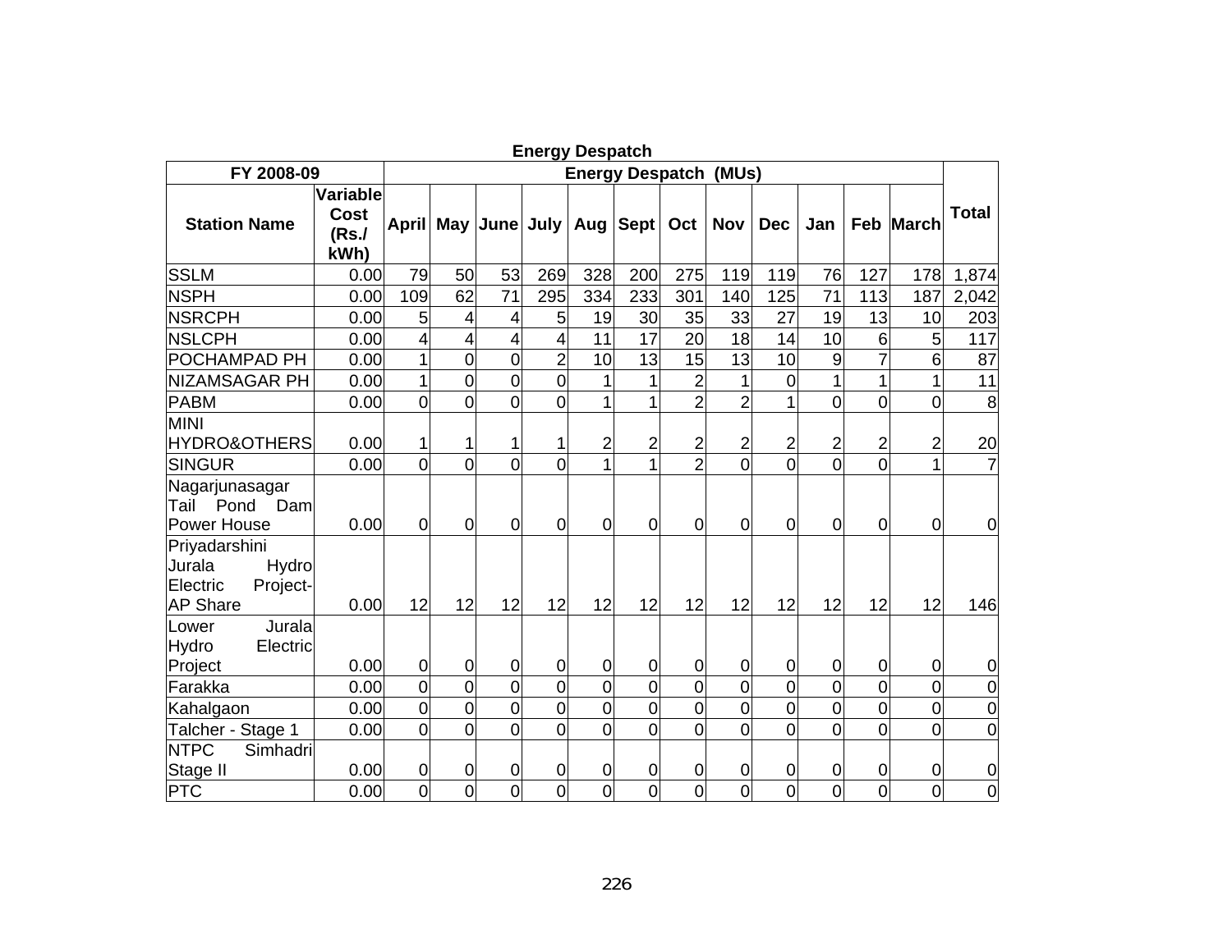**Energy Despatch**

| FY 2008-09 | | Energy Despatch (MUs) | | | | | | | | | | | | |
|---|---|---|---|---|---|---|---|---|---|---|---|---|---|---|
| Station Name | Variable Cost (Rs./ kWh) | April | May | June | July | Aug | Sept | Oct | Nov | Dec | Jan | Feb | March | Total |
| SSLM | 0.00 | 79 | 50 | 53 | 269 | 328 | 200 | 275 | 119 | 119 | 76 | 127 | 178 | 1,874 |
| NSPH | 0.00 | 109 | 62 | 71 | 295 | 334 | 233 | 301 | 140 | 125 | 71 | 113 | 187 | 2,042 |
| NSRCPH | 0.00 | 5 | 4 | 4 | 5 | 19 | 30 | 35 | 33 | 27 | 19 | 13 | 10 | 203 |
| NSLCPH | 0.00 | 4 | 4 | 4 | 4 | 11 | 17 | 20 | 18 | 14 | 10 | 6 | 5 | 117 |
| POCHAMPAD PH | 0.00 | 1 | 0 | 0 | 2 | 10 | 13 | 15 | 13 | 10 | 9 | 7 | 6 | 87 |
| NIZAMSAGAR PH | 0.00 | 1 | 0 | 0 | 0 | 1 | 1 | 2 | 1 | 0 | 1 | 1 | 1 | 11 |
| PABM | 0.00 | 0 | 0 | 0 | 0 | 1 | 1 | 2 | 2 | 1 | 0 | 0 | 0 | 8 |
| MINI HYDRO&OTHERS | 0.00 | 1 | 1 | 1 | 1 | 2 | 2 | 2 | 2 | 2 | 2 | 2 | 2 | 20 |
| SINGUR | 0.00 | 0 | 0 | 0 | 0 | 1 | 1 | 2 | 0 | 0 | 0 | 0 | 1 | 7 |
| Nagarjunasagar Tail Pond Dam Power House | 0.00 | 0 | 0 | 0 | 0 | 0 | 0 | 0 | 0 | 0 | 0 | 0 | 0 | 0 |
| Priyadarshini Jurala Hydro Electric Project-AP Share | 0.00 | 12 | 12 | 12 | 12 | 12 | 12 | 12 | 12 | 12 | 12 | 12 | 12 | 146 |
| Lower Jurala Hydro Electric Project | 0.00 | 0 | 0 | 0 | 0 | 0 | 0 | 0 | 0 | 0 | 0 | 0 | 0 | 0 |
| Farakka | 0.00 | 0 | 0 | 0 | 0 | 0 | 0 | 0 | 0 | 0 | 0 | 0 | 0 | 0 |
| Kahalgaon | 0.00 | 0 | 0 | 0 | 0 | 0 | 0 | 0 | 0 | 0 | 0 | 0 | 0 | 0 |
| Talcher - Stage 1 | 0.00 | 0 | 0 | 0 | 0 | 0 | 0 | 0 | 0 | 0 | 0 | 0 | 0 | 0 |
| NTPC Simhadri Stage II | 0.00 | 0 | 0 | 0 | 0 | 0 | 0 | 0 | 0 | 0 | 0 | 0 | 0 | 0 |
| PTC | 0.00 | 0 | 0 | 0 | 0 | 0 | 0 | 0 | 0 | 0 | 0 | 0 | 0 | 0 |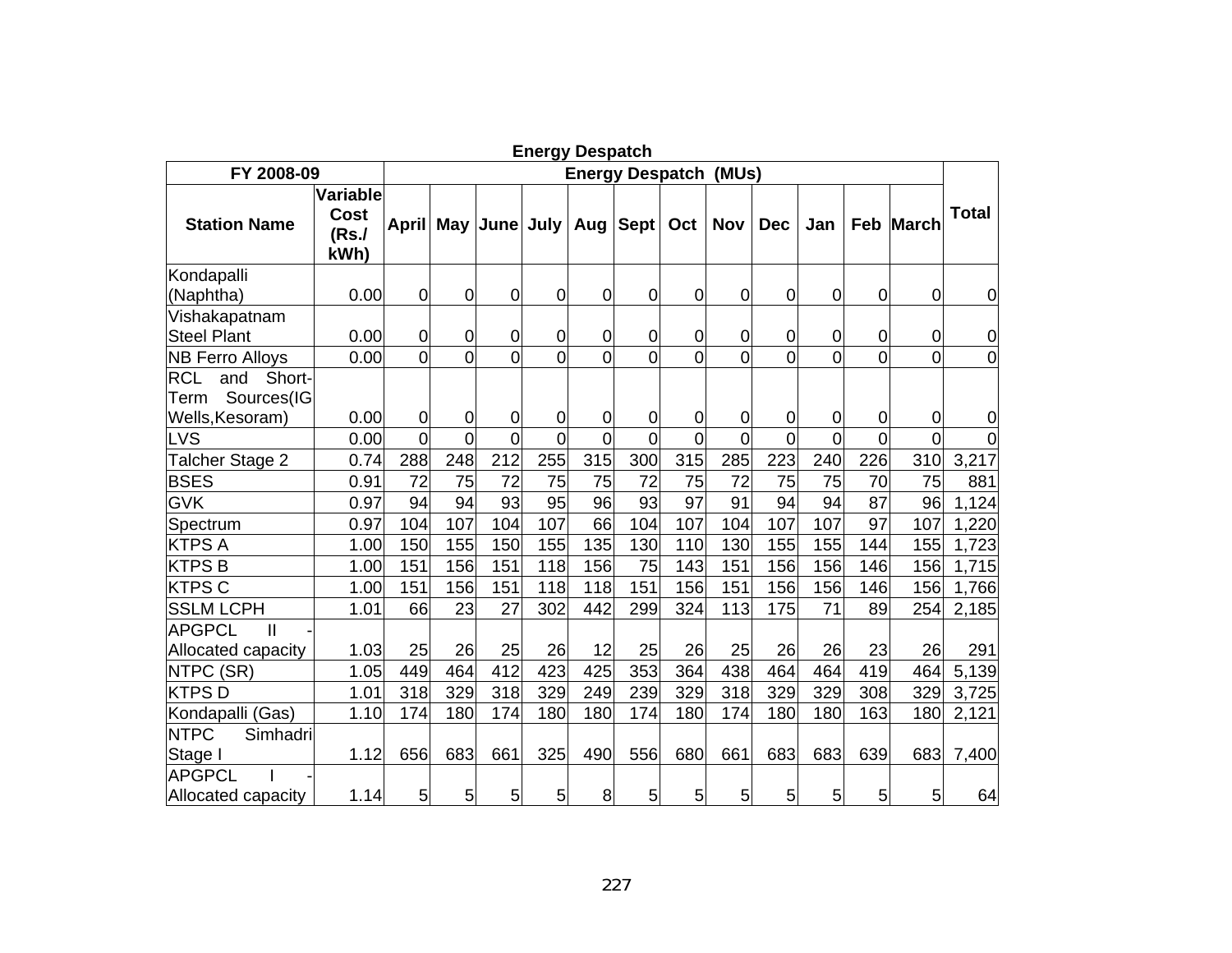**Energy Despatch**

| FY 2008-09 | | Energy Despatch (MUs) | | | | | | | | | | | | |
|---|---|---|---|---|---|---|---|---|---|---|---|---|---|---|
| **Station Name** | **Variable Cost (Rs./ kWh)** | **April** | **May** | **June** | **July** | **Aug** | **Sept** | **Oct** | **Nov** | **Dec** | **Jan** | **Feb** | **March** | **Total** |
| Kondapalli (Naphtha) | 0.00 | 0 | 0 | 0 | 0 | 0 | 0 | 0 | 0 | 0 | 0 | 0 | 0 | 0 |
| Vishakapatnam Steel Plant | 0.00 | 0 | 0 | 0 | 0 | 0 | 0 | 0 | 0 | 0 | 0 | 0 | 0 | 0 |
| NB Ferro Alloys | 0.00 | 0 | 0 | 0 | 0 | 0 | 0 | 0 | 0 | 0 | 0 | 0 | 0 | 0 |
| RCL and Short-Term Sources(IG Wells,Kesoram) | 0.00 | 0 | 0 | 0 | 0 | 0 | 0 | 0 | 0 | 0 | 0 | 0 | 0 | 0 |
| LVS | 0.00 | 0 | 0 | 0 | 0 | 0 | 0 | 0 | 0 | 0 | 0 | 0 | 0 | 0 |
| Talcher Stage 2 | 0.74 | 288 | 248 | 212 | 255 | 315 | 300 | 315 | 285 | 223 | 240 | 226 | 310 | 3,217 |
| BSES | 0.91 | 72 | 75 | 72 | 75 | 75 | 72 | 75 | 72 | 75 | 75 | 70 | 75 | 881 |
| GVK | 0.97 | 94 | 94 | 93 | 95 | 96 | 93 | 97 | 91 | 94 | 94 | 87 | 96 | 1,124 |
| Spectrum | 0.97 | 104 | 107 | 104 | 107 | 66 | 104 | 107 | 104 | 107 | 107 | 97 | 107 | 1,220 |
| KTPS A | 1.00 | 150 | 155 | 150 | 155 | 135 | 130 | 110 | 130 | 155 | 155 | 144 | 155 | 1,723 |
| KTPS B | 1.00 | 151 | 156 | 151 | 118 | 156 | 75 | 143 | 151 | 156 | 156 | 146 | 156 | 1,715 |
| KTPS C | 1.00 | 151 | 156 | 151 | 118 | 118 | 151 | 156 | 151 | 156 | 156 | 146 | 156 | 1,766 |
| SSLM LCPH | 1.01 | 66 | 23 | 27 | 302 | 442 | 299 | 324 | 113 | 175 | 71 | 89 | 254 | 2,185 |
| APGPCL II - Allocated capacity | 1.03 | 25 | 26 | 25 | 26 | 12 | 25 | 26 | 25 | 26 | 26 | 23 | 26 | 291 |
| NTPC (SR) | 1.05 | 449 | 464 | 412 | 423 | 425 | 353 | 364 | 438 | 464 | 464 | 419 | 464 | 5,139 |
| KTPS D | 1.01 | 318 | 329 | 318 | 329 | 249 | 239 | 329 | 318 | 329 | 329 | 308 | 329 | 3,725 |
| Kondapalli (Gas) | 1.10 | 174 | 180 | 174 | 180 | 180 | 174 | 180 | 174 | 180 | 180 | 163 | 180 | 2,121 |
| NTPC Simhadri Stage I | 1.12 | 656 | 683 | 661 | 325 | 490 | 556 | 680 | 661 | 683 | 683 | 639 | 683 | 7,400 |
| APGPCL I - Allocated capacity | 1.14 | 5 | 5 | 5 | 5 | 8 | 5 | 5 | 5 | 5 | 5 | 5 | 5 | 64 |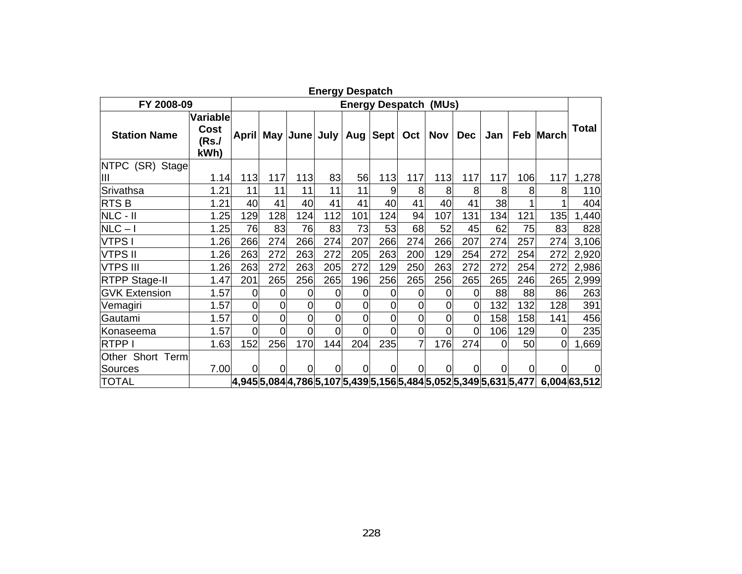**Energy Despatch**

| FY 2008-09 | | Energy Despatch (MUs) | | | | | | | | | | | | |
|---|---|---|---|---|---|---|---|---|---|---|---|---|---|---|
| **Station Name** | **Variable Cost (Rs./ kWh)** | **April** | **May** | **June** | **July** | **Aug** | **Sept** | **Oct** | **Nov** | **Dec** | **Jan** | **Feb** | **March** | **Total** |
| NTPC (SR) Stage III | 1.14 | 113 | 117 | 113 | 83 | 56 | 113 | 117 | 113 | 117 | 117 | 106 | 117 | 1,278 |
| Srivathsa | 1.21 | 11 | 11 | 11 | 11 | 11 | 9 | 8 | 8 | 8 | 8 | 8 | 8 | 110 |
| RTS B | 1.21 | 40 | 41 | 40 | 41 | 41 | 40 | 41 | 40 | 41 | 38 | 1 | 1 | 404 |
| NLC - II | 1.25 | 129 | 128 | 124 | 112 | 101 | 124 | 94 | 107 | 131 | 134 | 121 | 135 | 1,440 |
| NLC – I | 1.25 | 76 | 83 | 76 | 83 | 73 | 53 | 68 | 52 | 45 | 62 | 75 | 83 | 828 |
| VTPS I | 1.26 | 266 | 274 | 266 | 274 | 207 | 266 | 274 | 266 | 207 | 274 | 257 | 274 | 3,106 |
| VTPS II | 1.26 | 263 | 272 | 263 | 272 | 205 | 263 | 200 | 129 | 254 | 272 | 254 | 272 | 2,920 |
| VTPS III | 1.26 | 263 | 272 | 263 | 205 | 272 | 129 | 250 | 263 | 272 | 272 | 254 | 272 | 2,986 |
| RTPP Stage-II | 1.47 | 201 | 265 | 256 | 265 | 196 | 256 | 265 | 256 | 265 | 265 | 246 | 265 | 2,999 |
| GVK Extension | 1.57 | 0 | 0 | 0 | 0 | 0 | 0 | 0 | 0 | 0 | 88 | 88 | 86 | 263 |
| Vemagiri | 1.57 | 0 | 0 | 0 | 0 | 0 | 0 | 0 | 0 | 0 | 132 | 132 | 128 | 391 |
| Gautami | 1.57 | 0 | 0 | 0 | 0 | 0 | 0 | 0 | 0 | 0 | 158 | 158 | 141 | 456 |
| Konaseema | 1.57 | 0 | 0 | 0 | 0 | 0 | 0 | 0 | 0 | 0 | 106 | 129 | 0 | 235 |
| RTPP I | 1.63 | 152 | 256 | 170 | 144 | 204 | 235 | 7 | 176 | 274 | 0 | 50 | 0 | 1,669 |
| Other Short Term Sources | 7.00 | 0 | 0 | 0 | 0 | 0 | 0 | 0 | 0 | 0 | 0 | 0 | 0 | 0 |
| TOTAL | | **4,945** | **5,084** | **4,786** | **5,107** | **5,439** | **5,156** | **5,484** | **5,052** | **5,349** | **5,631** | **5,477** | **6,004** | **63,512** |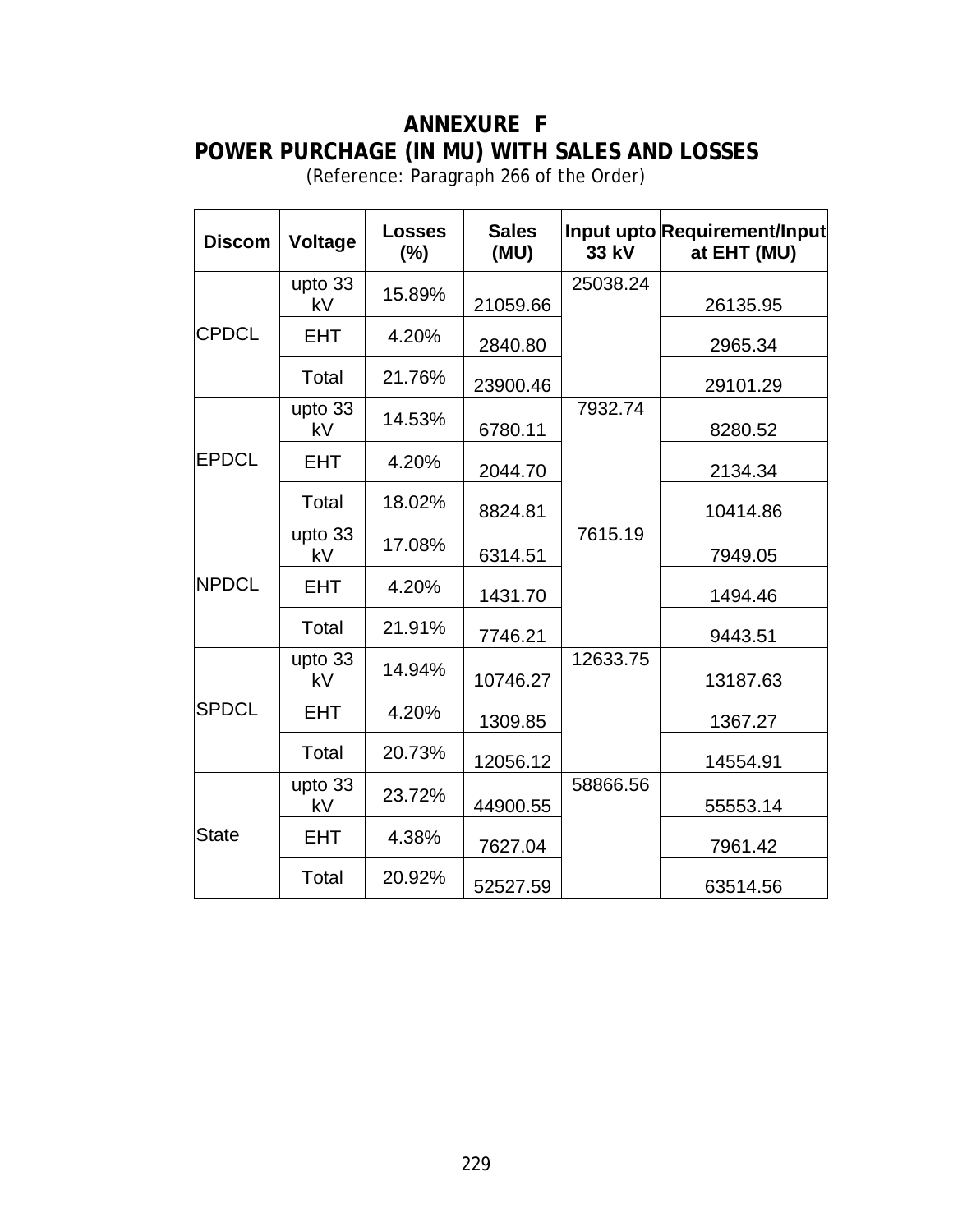# ANNEXURE F
## POWER PURCHAGE (IN MU) WITH SALES AND LOSSES

(Reference: Paragraph 266 of the Order)

| Discom | Voltage | Losses (%) | Sales (MU) | Input upto 33 kV | Requirement/Input at EHT (MU) |
|---|---|---|---|---|---|
| CPDCL | upto 33 kV | 15.89% | 21059.66 | 25038.24 | 26135.95 |
| | EHT | 4.20% | 2840.80 | | 2965.34 |
| | Total | 21.76% | 23900.46 | | 29101.29 |
| EPDCL | upto 33 kV | 14.53% | 6780.11 | 7932.74 | 8280.52 |
| | EHT | 4.20% | 2044.70 | | 2134.34 |
| | Total | 18.02% | 8824.81 | | 10414.86 |
| NPDCL | upto 33 kV | 17.08% | 6314.51 | 7615.19 | 7949.05 |
| | EHT | 4.20% | 1431.70 | | 1494.46 |
| | Total | 21.91% | 7746.21 | | 9443.51 |
| SPDCL | upto 33 kV | 14.94% | 10746.27 | 12633.75 | 13187.63 |
| | EHT | 4.20% | 1309.85 | | 1367.27 |
| | Total | 20.73% | 12056.12 | | 14554.91 |
| State | upto 33 kV | 23.72% | 44900.55 | 58866.56 | 55553.14 |
| | EHT | 4.38% | 7627.04 | | 7961.42 |
| | Total | 20.92% | 52527.59 | | 63514.56 |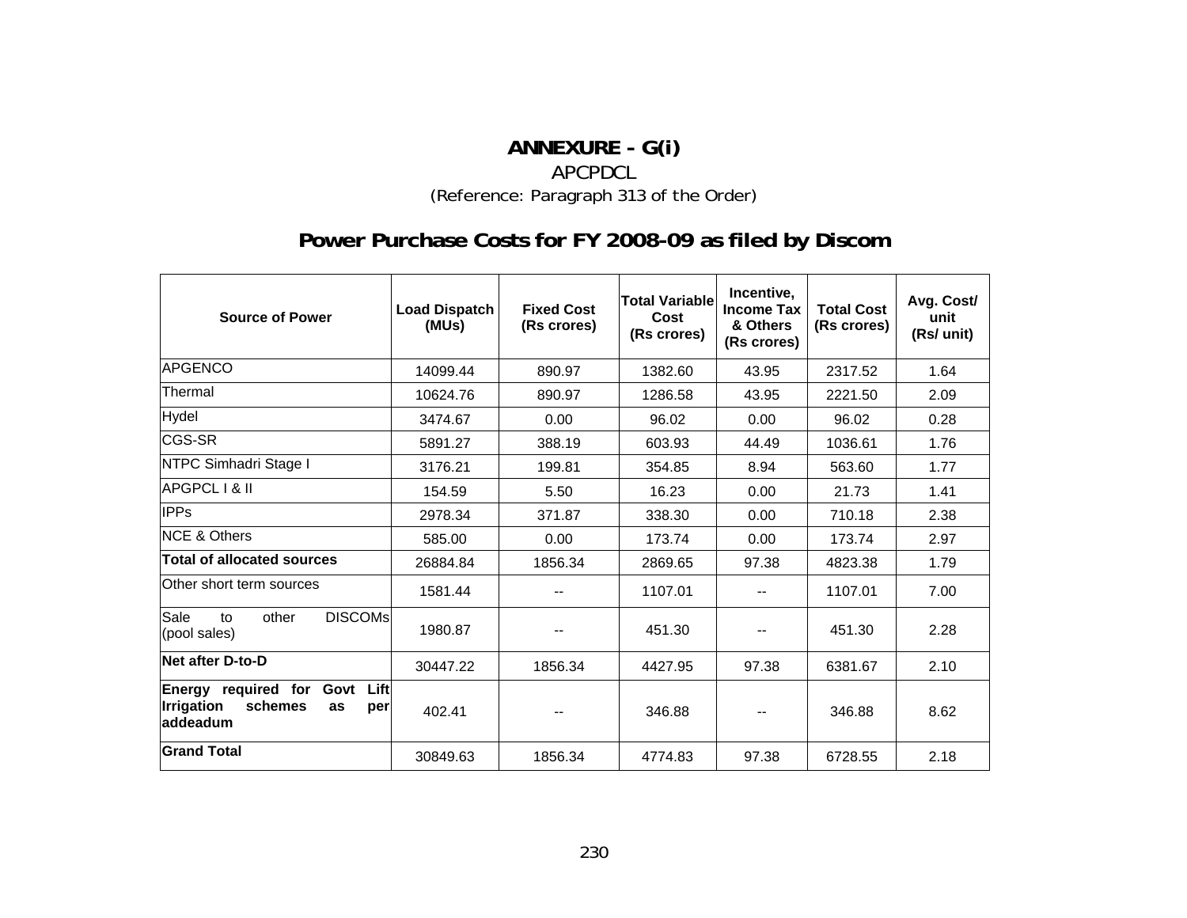# ANNEXURE - G(i)

APCPDCL

(Reference: Paragraph 313 of the Order)

## Power Purchase Costs for FY 2008-09 as filed by Discom

| Source of Power | Load Dispatch (MUs) | Fixed Cost (Rs crores) | Total Variable Cost (Rs crores) | Incentive, Income Tax & Others (Rs crores) | Total Cost (Rs crores) | Avg. Cost/ unit (Rs/ unit) |
|---|---|---|---|---|---|---|
| APGENCO | 14099.44 | 890.97 | 1382.60 | 43.95 | 2317.52 | 1.64 |
| Thermal | 10624.76 | 890.97 | 1286.58 | 43.95 | 2221.50 | 2.09 |
| Hydel | 3474.67 | 0.00 | 96.02 | 0.00 | 96.02 | 0.28 |
| CGS-SR | 5891.27 | 388.19 | 603.93 | 44.49 | 1036.61 | 1.76 |
| NTPC Simhadri Stage I | 3176.21 | 199.81 | 354.85 | 8.94 | 563.60 | 1.77 |
| APGPCL I & II | 154.59 | 5.50 | 16.23 | 0.00 | 21.73 | 1.41 |
| IPPs | 2978.34 | 371.87 | 338.30 | 0.00 | 710.18 | 2.38 |
| NCE & Others | 585.00 | 0.00 | 173.74 | 0.00 | 173.74 | 2.97 |
| **Total of allocated sources** | 26884.84 | 1856.34 | 2869.65 | 97.38 | 4823.38 | 1.79 |
| Other short term sources | 1581.44 | -- | 1107.01 | -- | 1107.01 | 7.00 |
| Sale to other DISCOMs (pool sales) | 1980.87 | -- | 451.30 | -- | 451.30 | 2.28 |
| **Net after D-to-D** | 30447.22 | 1856.34 | 4427.95 | 97.38 | 6381.67 | 2.10 |
| **Energy required for Govt Lift Irrigation schemes as per addeadum** | 402.41 | -- | 346.88 | -- | 346.88 | 8.62 |
| **Grand Total** | 30849.63 | 1856.34 | 4774.83 | 97.38 | 6728.55 | 2.18 |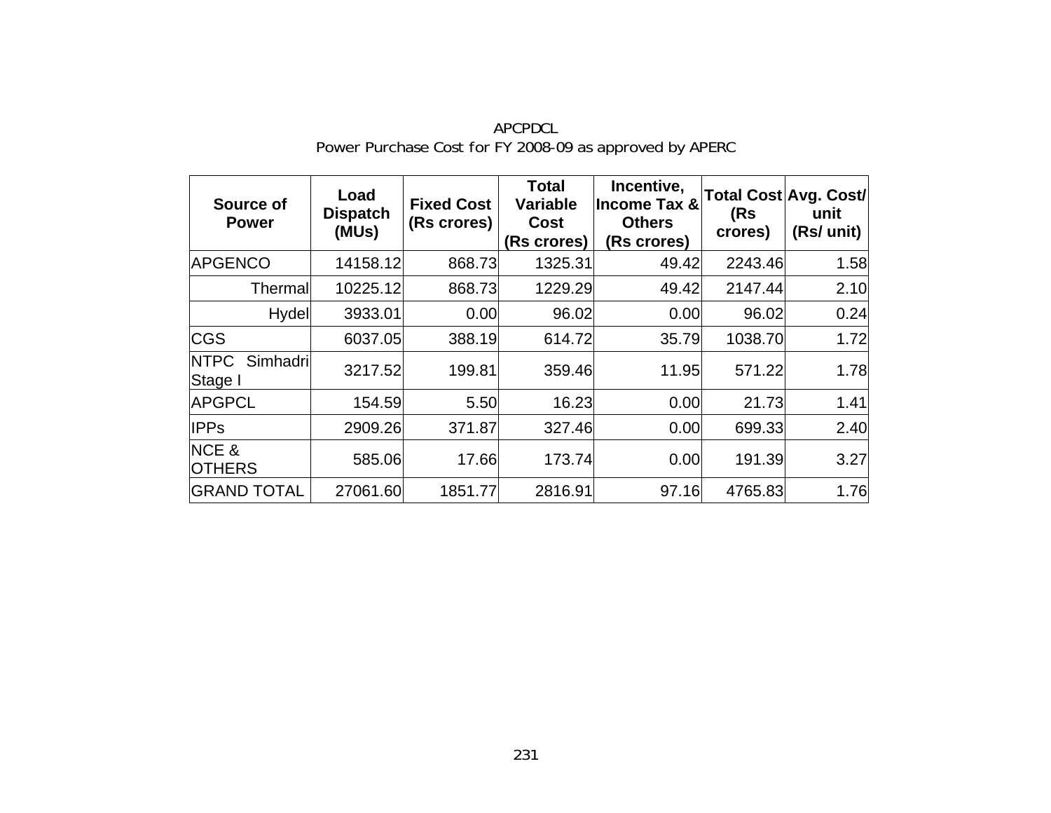APCPDCL

Power Purchase Cost for FY 2008-09 as approved by APERC

| Source of Power | Load Dispatch (MUs) | Fixed Cost (Rs crores) | Total Variable Cost (Rs crores) | Incentive, Income Tax & Others (Rs crores) | Total Cost (Rs crores) | Avg. Cost/ unit (Rs/ unit) |
|---|---|---|---|---|---|---|
| APGENCO | 14158.12 | 868.73 | 1325.31 | 49.42 | 2243.46 | 1.58 |
| Thermal | 10225.12 | 868.73 | 1229.29 | 49.42 | 2147.44 | 2.10 |
| Hydel | 3933.01 | 0.00 | 96.02 | 0.00 | 96.02 | 0.24 |
| CGS | 6037.05 | 388.19 | 614.72 | 35.79 | 1038.70 | 1.72 |
| NTPC Simhadri Stage I | 3217.52 | 199.81 | 359.46 | 11.95 | 571.22 | 1.78 |
| APGPCL | 154.59 | 5.50 | 16.23 | 0.00 | 21.73 | 1.41 |
| IPPs | 2909.26 | 371.87 | 327.46 | 0.00 | 699.33 | 2.40 |
| NCE & OTHERS | 585.06 | 17.66 | 173.74 | 0.00 | 191.39 | 3.27 |
| GRAND TOTAL | 27061.60 | 1851.77 | 2816.91 | 97.16 | 4765.83 | 1.76 |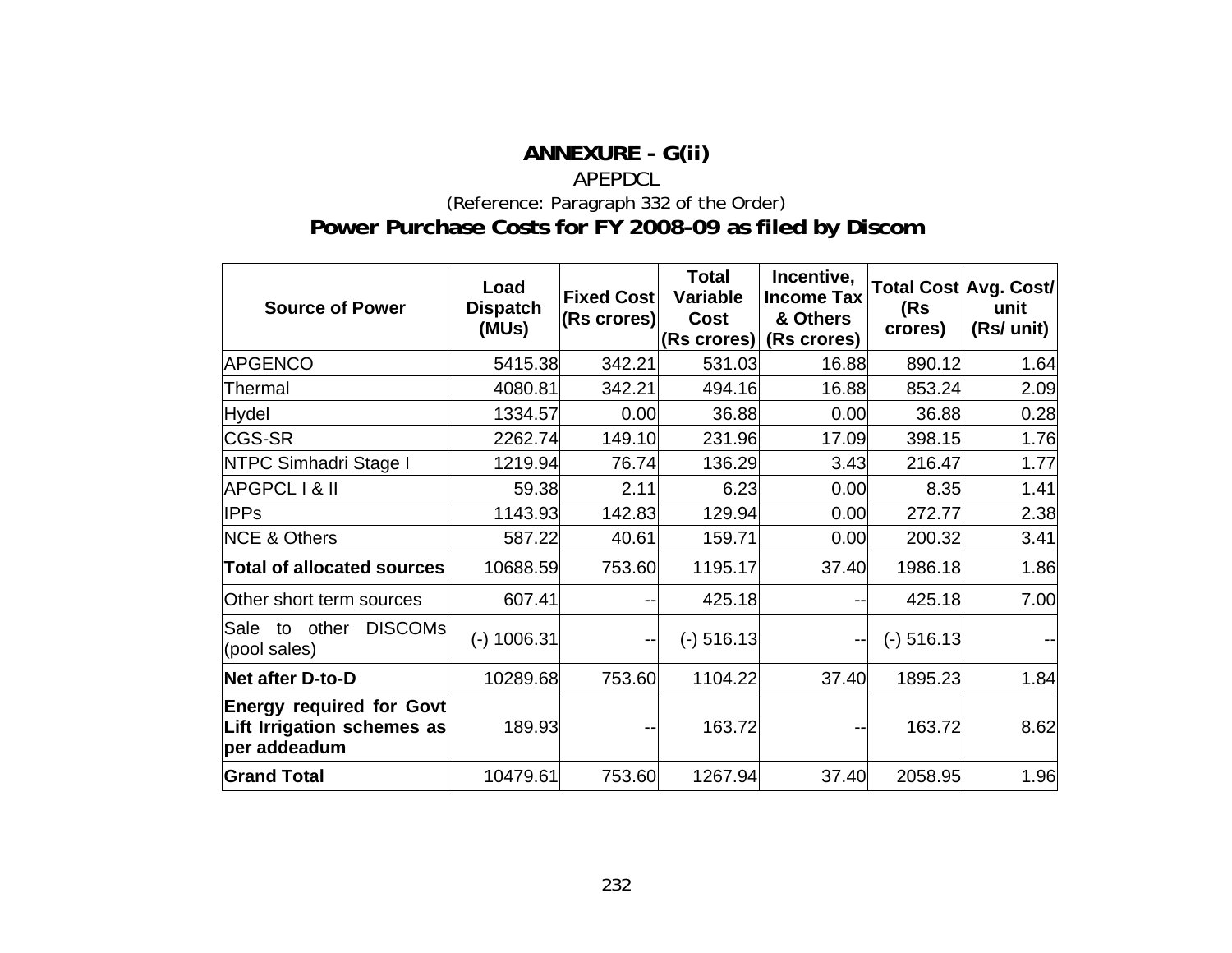# ANNEXURE - G(ii)

APEPDCL

(Reference: Paragraph 332 of the Order)

## Power Purchase Costs for FY 2008-09 as filed by Discom

| Source of Power | Load Dispatch (MUs) | Fixed Cost (Rs crores) | Total Variable Cost (Rs crores) | Incentive, Income Tax & Others (Rs crores) | Total Cost (Rs crores) | Avg. Cost/ unit (Rs/ unit) |
|---|---|---|---|---|---|---|
| APGENCO | 5415.38 | 342.21 | 531.03 | 16.88 | 890.12 | 1.64 |
| Thermal | 4080.81 | 342.21 | 494.16 | 16.88 | 853.24 | 2.09 |
| Hydel | 1334.57 | 0.00 | 36.88 | 0.00 | 36.88 | 0.28 |
| CGS-SR | 2262.74 | 149.10 | 231.96 | 17.09 | 398.15 | 1.76 |
| NTPC Simhadri Stage I | 1219.94 | 76.74 | 136.29 | 3.43 | 216.47 | 1.77 |
| APGPCL I & II | 59.38 | 2.11 | 6.23 | 0.00 | 8.35 | 1.41 |
| IPPs | 1143.93 | 142.83 | 129.94 | 0.00 | 272.77 | 2.38 |
| NCE & Others | 587.22 | 40.61 | 159.71 | 0.00 | 200.32 | 3.41 |
| **Total of allocated sources** | 10688.59 | 753.60 | 1195.17 | 37.40 | 1986.18 | 1.86 |
| Other short term sources | 607.41 | -- | 425.18 | -- | 425.18 | 7.00 |
| Sale to other DISCOMs (pool sales) | (-) 1006.31 | -- | (-) 516.13 | -- | (-) 516.13 | -- |
| **Net after D-to-D** | 10289.68 | 753.60 | 1104.22 | 37.40 | 1895.23 | 1.84 |
| **Energy required for Govt Lift Irrigation schemes as per addeadum** | 189.93 | -- | 163.72 | -- | 163.72 | 8.62 |
| **Grand Total** | 10479.61 | 753.60 | 1267.94 | 37.40 | 2058.95 | 1.96 |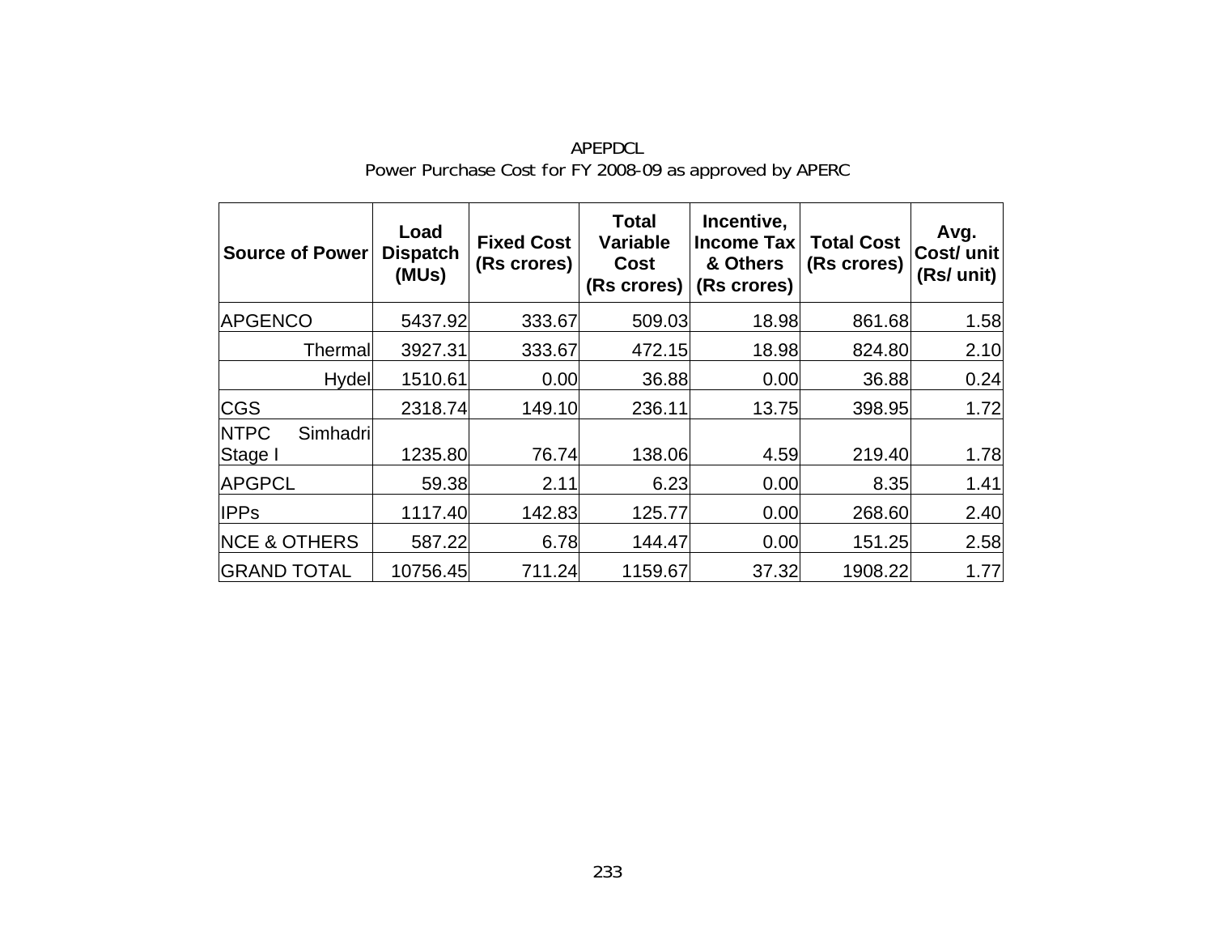APEPDCL

Power Purchase Cost for FY 2008-09 as approved by APERC

| Source of Power | Load Dispatch (MUs) | Fixed Cost (Rs crores) | Total Variable Cost (Rs crores) | Incentive, Income Tax & Others (Rs crores) | Total Cost (Rs crores) | Avg. Cost/ unit (Rs/ unit) |
|---|---|---|---|---|---|---|
| APGENCO | 5437.92 | 333.67 | 509.03 | 18.98 | 861.68 | 1.58 |
| Thermal | 3927.31 | 333.67 | 472.15 | 18.98 | 824.80 | 2.10 |
| Hydel | 1510.61 | 0.00 | 36.88 | 0.00 | 36.88 | 0.24 |
| CGS | 2318.74 | 149.10 | 236.11 | 13.75 | 398.95 | 1.72 |
| NTPC Simhadri Stage I | 1235.80 | 76.74 | 138.06 | 4.59 | 219.40 | 1.78 |
| APGPCL | 59.38 | 2.11 | 6.23 | 0.00 | 8.35 | 1.41 |
| IPPs | 1117.40 | 142.83 | 125.77 | 0.00 | 268.60 | 2.40 |
| NCE & OTHERS | 587.22 | 6.78 | 144.47 | 0.00 | 151.25 | 2.58 |
| GRAND TOTAL | 10756.45 | 711.24 | 1159.67 | 37.32 | 1908.22 | 1.77 |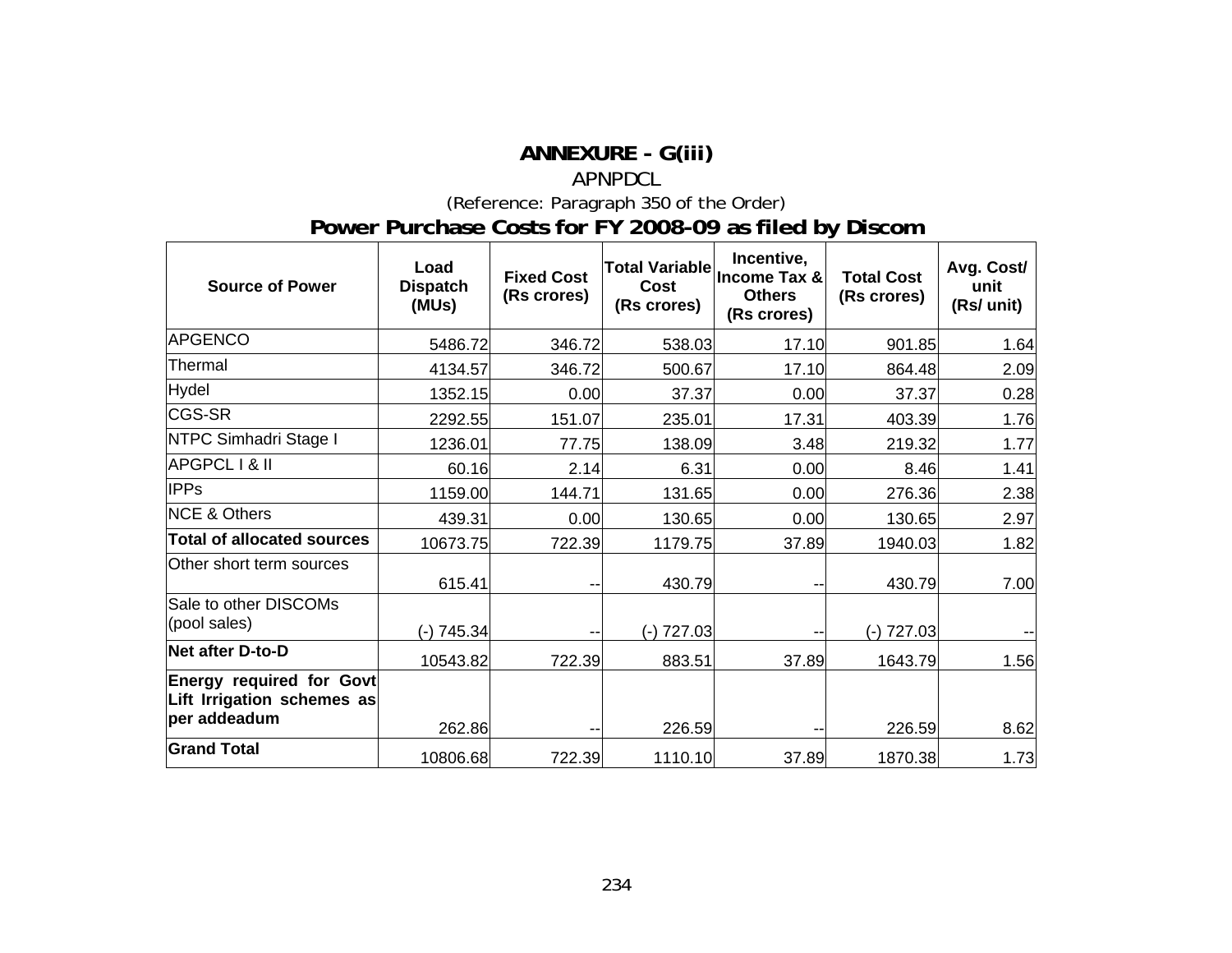# ANNEXURE - G(iii)

APNPDCL

(Reference: Paragraph 350 of the Order)

## Power Purchase Costs for FY 2008-09 as filed by Discom

| Source of Power | Load Dispatch (MUs) | Fixed Cost (Rs crores) | Total Variable Cost (Rs crores) | Incentive, Income Tax & Others (Rs crores) | Total Cost (Rs crores) | Avg. Cost/ unit (Rs/ unit) |
|---|---|---|---|---|---|---|
| APGENCO | 5486.72 | 346.72 | 538.03 | 17.10 | 901.85 | 1.64 |
| Thermal | 4134.57 | 346.72 | 500.67 | 17.10 | 864.48 | 2.09 |
| Hydel | 1352.15 | 0.00 | 37.37 | 0.00 | 37.37 | 0.28 |
| CGS-SR | 2292.55 | 151.07 | 235.01 | 17.31 | 403.39 | 1.76 |
| NTPC Simhadri Stage I | 1236.01 | 77.75 | 138.09 | 3.48 | 219.32 | 1.77 |
| APGPCL I & II | 60.16 | 2.14 | 6.31 | 0.00 | 8.46 | 1.41 |
| IPPs | 1159.00 | 144.71 | 131.65 | 0.00 | 276.36 | 2.38 |
| NCE & Others | 439.31 | 0.00 | 130.65 | 0.00 | 130.65 | 2.97 |
| **Total of allocated sources** | 10673.75 | 722.39 | 1179.75 | 37.89 | 1940.03 | 1.82 |
| Other short term sources | 615.41 | -- | 430.79 | -- | 430.79 | 7.00 |
| Sale to other DISCOMs (pool sales) | (-) 745.34 | -- | (-) 727.03 | -- | (-) 727.03 | -- |
| **Net after D-to-D** | 10543.82 | 722.39 | 883.51 | 37.89 | 1643.79 | 1.56 |
| **Energy required for Govt Lift Irrigation schemes as per addeadum** | 262.86 | -- | 226.59 | -- | 226.59 | 8.62 |
| **Grand Total** | 10806.68 | 722.39 | 1110.10 | 37.89 | 1870.38 | 1.73 |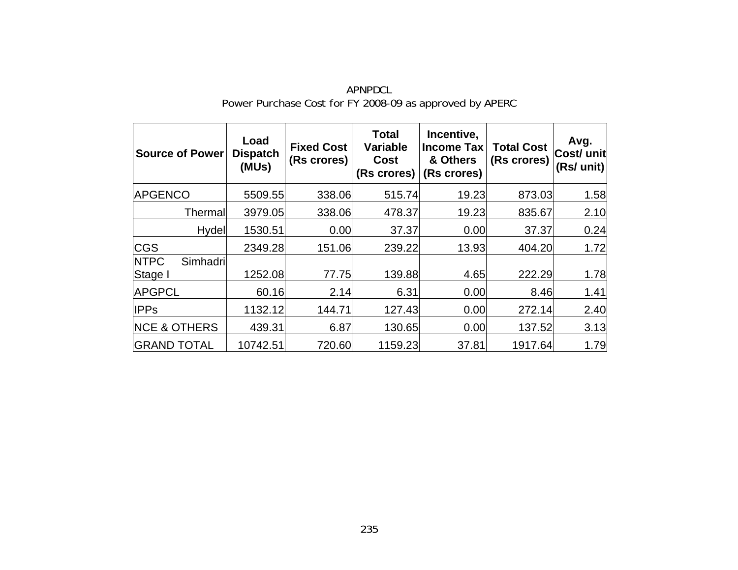APNPDCL

Power Purchase Cost for FY 2008-09 as approved by APERC

| Source of Power | Load Dispatch (MUs) | Fixed Cost (Rs crores) | Total Variable Cost (Rs crores) | Incentive, Income Tax & Others (Rs crores) | Total Cost (Rs crores) | Avg. Cost/ unit (Rs/ unit) |
|---|---|---|---|---|---|---|
| APGENCO | 5509.55 | 338.06 | 515.74 | 19.23 | 873.03 | 1.58 |
| Thermal | 3979.05 | 338.06 | 478.37 | 19.23 | 835.67 | 2.10 |
| Hydel | 1530.51 | 0.00 | 37.37 | 0.00 | 37.37 | 0.24 |
| CGS | 2349.28 | 151.06 | 239.22 | 13.93 | 404.20 | 1.72 |
| NTPC Simhadri Stage I | 1252.08 | 77.75 | 139.88 | 4.65 | 222.29 | 1.78 |
| APGPCL | 60.16 | 2.14 | 6.31 | 0.00 | 8.46 | 1.41 |
| IPPs | 1132.12 | 144.71 | 127.43 | 0.00 | 272.14 | 2.40 |
| NCE & OTHERS | 439.31 | 6.87 | 130.65 | 0.00 | 137.52 | 3.13 |
| GRAND TOTAL | 10742.51 | 720.60 | 1159.23 | 37.81 | 1917.64 | 1.79 |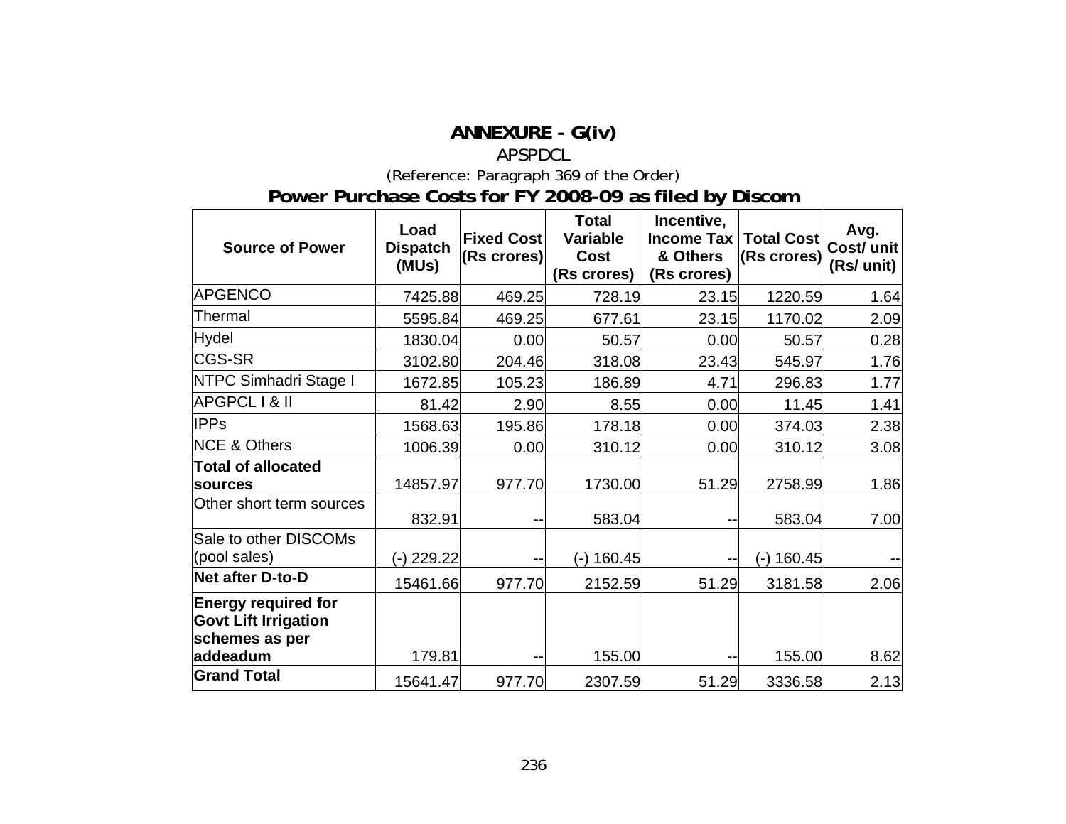# ANNEXURE - G(iv)

APSPDCL

(Reference: Paragraph 369 of the Order)

## Power Purchase Costs for FY 2008-09 as filed by Discom

| Source of Power | Load Dispatch (MUs) | Fixed Cost (Rs crores) | Total Variable Cost (Rs crores) | Incentive, Income Tax & Others (Rs crores) | Total Cost (Rs crores) | Avg. Cost/ unit (Rs/ unit) |
|---|---|---|---|---|---|---|
| APGENCO | 7425.88 | 469.25 | 728.19 | 23.15 | 1220.59 | 1.64 |
| Thermal | 5595.84 | 469.25 | 677.61 | 23.15 | 1170.02 | 2.09 |
| Hydel | 1830.04 | 0.00 | 50.57 | 0.00 | 50.57 | 0.28 |
| CGS-SR | 3102.80 | 204.46 | 318.08 | 23.43 | 545.97 | 1.76 |
| NTPC Simhadri Stage I | 1672.85 | 105.23 | 186.89 | 4.71 | 296.83 | 1.77 |
| APGPCL I & II | 81.42 | 2.90 | 8.55 | 0.00 | 11.45 | 1.41 |
| IPPs | 1568.63 | 195.86 | 178.18 | 0.00 | 374.03 | 2.38 |
| NCE & Others | 1006.39 | 0.00 | 310.12 | 0.00 | 310.12 | 3.08 |
| **Total of allocated sources** | 14857.97 | 977.70 | 1730.00 | 51.29 | 2758.99 | 1.86 |
| Other short term sources | 832.91 | -- | 583.04 | -- | 583.04 | 7.00 |
| Sale to other DISCOMs (pool sales) | (-) 229.22 | -- | (-) 160.45 | -- | (-) 160.45 | -- |
| **Net after D-to-D** | 15461.66 | 977.70 | 2152.59 | 51.29 | 3181.58 | 2.06 |
| **Energy required for Govt Lift Irrigation schemes as per addeadum** | 179.81 | -- | 155.00 | -- | 155.00 | 8.62 |
| **Grand Total** | 15641.47 | 977.70 | 2307.59 | 51.29 | 3336.58 | 2.13 |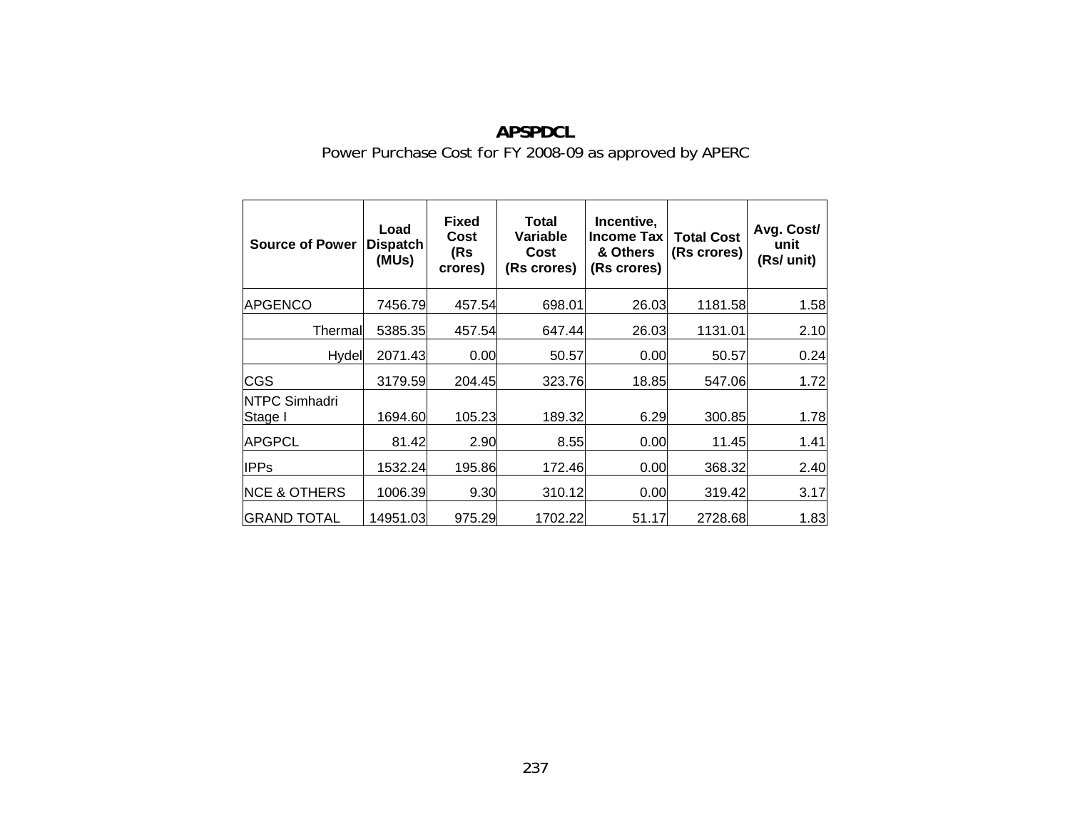# APSPDCL

Power Purchase Cost for FY 2008-09 as approved by APERC

| Source of Power | Load Dispatch (MUs) | Fixed Cost (Rs crores) | Total Variable Cost (Rs crores) | Incentive, Income Tax & Others (Rs crores) | Total Cost (Rs crores) | Avg. Cost/ unit (Rs/ unit) |
|---|---|---|---|---|---|---|
| APGENCO | 7456.79 | 457.54 | 698.01 | 26.03 | 1181.58 | 1.58 |
| Thermal | 5385.35 | 457.54 | 647.44 | 26.03 | 1131.01 | 2.10 |
| Hydel | 2071.43 | 0.00 | 50.57 | 0.00 | 50.57 | 0.24 |
| CGS | 3179.59 | 204.45 | 323.76 | 18.85 | 547.06 | 1.72 |
| NTPC Simhadri Stage I | 1694.60 | 105.23 | 189.32 | 6.29 | 300.85 | 1.78 |
| APGPCL | 81.42 | 2.90 | 8.55 | 0.00 | 11.45 | 1.41 |
| IPPs | 1532.24 | 195.86 | 172.46 | 0.00 | 368.32 | 2.40 |
| NCE & OTHERS | 1006.39 | 9.30 | 310.12 | 0.00 | 319.42 | 3.17 |
| GRAND TOTAL | 14951.03 | 975.29 | 1702.22 | 51.17 | 2728.68 | 1.83 |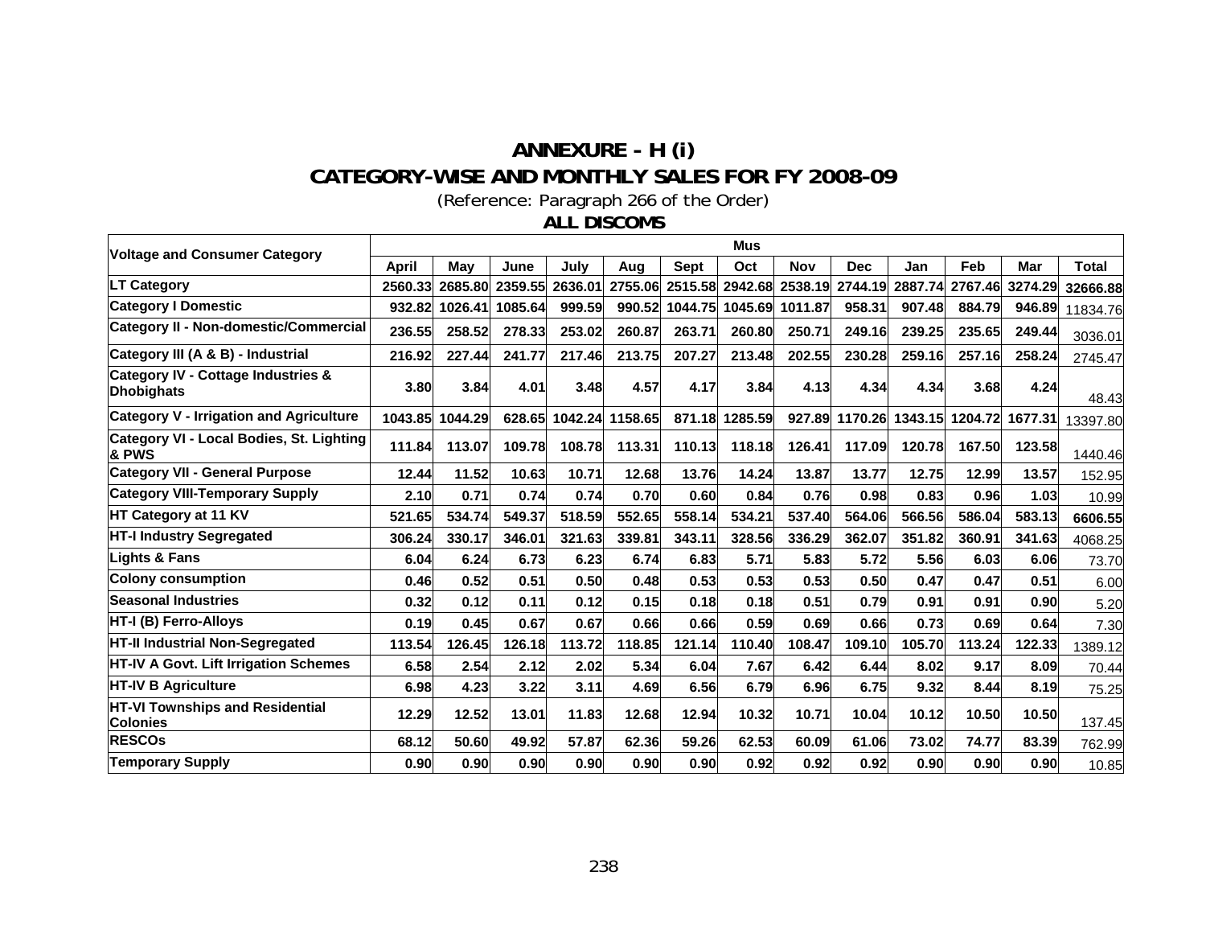# ANNEXURE - H (i)

## CATEGORY-WISE AND MONTHLY SALES FOR FY 2008-09

(Reference: Paragraph 266 of the Order)

### ALL DISCOMS

| Voltage and Consumer Category | Mus | | | | | | | | | | | | |
|---|---|---|---|---|---|---|---|---|---|---|---|---|---|
| | April | May | June | July | Aug | Sept | Oct | Nov | Dec | Jan | Feb | Mar | Total |
| **LT Category** | **2560.33** | **2685.80** | **2359.55** | **2636.01** | **2755.06** | **2515.58** | **2942.68** | **2538.19** | **2744.19** | **2887.74** | **2767.46** | **3274.29** | **32666.88** |
| **Category I Domestic** | 932.82 | 1026.41 | 1085.64 | 999.59 | 990.52 | 1044.75 | 1045.69 | 1011.87 | 958.31 | 907.48 | 884.79 | 946.89 | 11834.76 |
| **Category II - Non-domestic/Commercial** | 236.55 | 258.52 | 278.33 | 253.02 | 260.87 | 263.71 | 260.80 | 250.71 | 249.16 | 239.25 | 235.65 | 249.44 | 3036.01 |
| **Category III (A & B) - Industrial** | 216.92 | 227.44 | 241.77 | 217.46 | 213.75 | 207.27 | 213.48 | 202.55 | 230.28 | 259.16 | 257.16 | 258.24 | 2745.47 |
| **Category IV - Cottage Industries & Dhobighats** | 3.80 | 3.84 | 4.01 | 3.48 | 4.57 | 4.17 | 3.84 | 4.13 | 4.34 | 4.34 | 3.68 | 4.24 | 48.43 |
| **Category V - Irrigation and Agriculture** | 1043.85 | 1044.29 | 628.65 | 1042.24 | 1158.65 | 871.18 | 1285.59 | 927.89 | 1170.26 | 1343.15 | 1204.72 | 1677.31 | 13397.80 |
| **Category VI - Local Bodies, St. Lighting & PWS** | 111.84 | 113.07 | 109.78 | 108.78 | 113.31 | 110.13 | 118.18 | 126.41 | 117.09 | 120.78 | 167.50 | 123.58 | 1440.46 |
| **Category VII - General Purpose** | 12.44 | 11.52 | 10.63 | 10.71 | 12.68 | 13.76 | 14.24 | 13.87 | 13.77 | 12.75 | 12.99 | 13.57 | 152.95 |
| **Category VIII-Temporary Supply** | 2.10 | 0.71 | 0.74 | 0.74 | 0.70 | 0.60 | 0.84 | 0.76 | 0.98 | 0.83 | 0.96 | 1.03 | 10.99 |
| **HT Category at 11 KV** | **521.65** | **534.74** | **549.37** | **518.59** | **552.65** | **558.14** | **534.21** | **537.40** | **564.06** | **566.56** | **586.04** | **583.13** | **6606.55** |
| **HT-I Industry Segregated** | 306.24 | 330.17 | 346.01 | 321.63 | 339.81 | 343.11 | 328.56 | 336.29 | 362.07 | 351.82 | 360.91 | 341.63 | 4068.25 |
| **Lights & Fans** | 6.04 | 6.24 | 6.73 | 6.23 | 6.74 | 6.83 | 5.71 | 5.83 | 5.72 | 5.56 | 6.03 | 6.06 | 73.70 |
| **Colony consumption** | 0.46 | 0.52 | 0.51 | 0.50 | 0.48 | 0.53 | 0.53 | 0.53 | 0.50 | 0.47 | 0.47 | 0.51 | 6.00 |
| **Seasonal Industries** | 0.32 | 0.12 | 0.11 | 0.12 | 0.15 | 0.18 | 0.18 | 0.51 | 0.79 | 0.91 | 0.91 | 0.90 | 5.20 |
| **HT-I (B) Ferro-Alloys** | 0.19 | 0.45 | 0.67 | 0.67 | 0.66 | 0.66 | 0.59 | 0.69 | 0.66 | 0.73 | 0.69 | 0.64 | 7.30 |
| **HT-II Industrial Non-Segregated** | 113.54 | 126.45 | 126.18 | 113.72 | 118.85 | 121.14 | 110.40 | 108.47 | 109.10 | 105.70 | 113.24 | 122.33 | 1389.12 |
| **HT-IV A Govt. Lift Irrigation Schemes** | 6.58 | 2.54 | 2.12 | 2.02 | 5.34 | 6.04 | 7.67 | 6.42 | 6.44 | 8.02 | 9.17 | 8.09 | 70.44 |
| **HT-IV B Agriculture** | 6.98 | 4.23 | 3.22 | 3.11 | 4.69 | 6.56 | 6.79 | 6.96 | 6.75 | 9.32 | 8.44 | 8.19 | 75.25 |
| **HT-VI Townships and Residential Colonies** | 12.29 | 12.52 | 13.01 | 11.83 | 12.68 | 12.94 | 10.32 | 10.71 | 10.04 | 10.12 | 10.50 | 10.50 | 137.45 |
| **RESCOs** | 68.12 | 50.60 | 49.92 | 57.87 | 62.36 | 59.26 | 62.53 | 60.09 | 61.06 | 73.02 | 74.77 | 83.39 | 762.99 |
| **Temporary Supply** | 0.90 | 0.90 | 0.90 | 0.90 | 0.90 | 0.90 | 0.92 | 0.92 | 0.92 | 0.90 | 0.90 | 0.90 | 10.85 |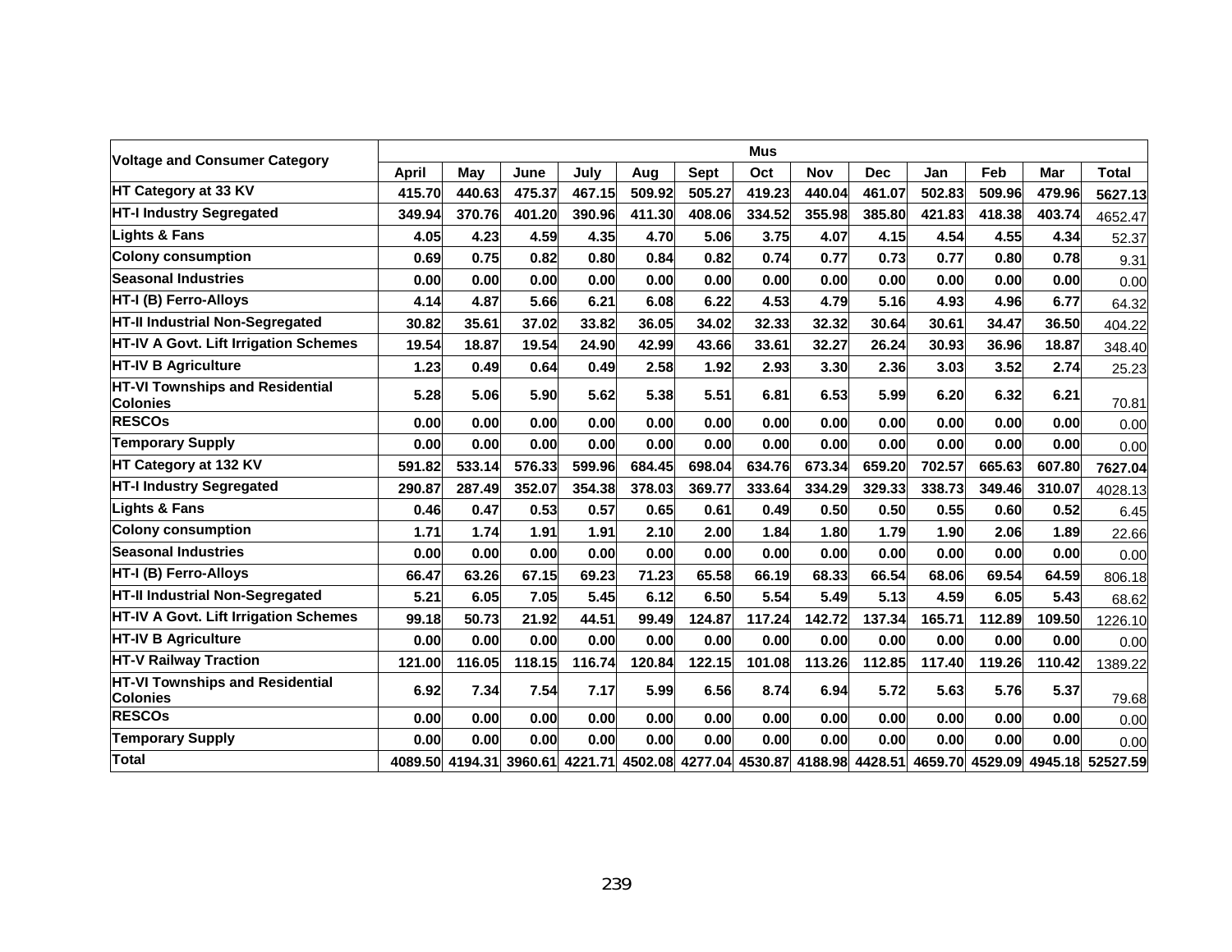| Voltage and Consumer Category | Mus | | | | | | | | | | | | |
|---|---|---|---|---|---|---|---|---|---|---|---|---|---|
| | April | May | June | July | Aug | Sept | Oct | Nov | Dec | Jan | Feb | Mar | Total |
| HT Category at 33 KV | 415.70 | 440.63 | 475.37 | 467.15 | 509.92 | 505.27 | 419.23 | 440.04 | 461.07 | 502.83 | 509.96 | 479.96 | 5627.13 |
| HT-I Industry Segregated | 349.94 | 370.76 | 401.20 | 390.96 | 411.30 | 408.06 | 334.52 | 355.98 | 385.80 | 421.83 | 418.38 | 403.74 | 4652.47 |
| Lights & Fans | 4.05 | 4.23 | 4.59 | 4.35 | 4.70 | 5.06 | 3.75 | 4.07 | 4.15 | 4.54 | 4.55 | 4.34 | 52.37 |
| Colony consumption | 0.69 | 0.75 | 0.82 | 0.80 | 0.84 | 0.82 | 0.74 | 0.77 | 0.73 | 0.77 | 0.80 | 0.78 | 9.31 |
| Seasonal Industries | 0.00 | 0.00 | 0.00 | 0.00 | 0.00 | 0.00 | 0.00 | 0.00 | 0.00 | 0.00 | 0.00 | 0.00 | 0.00 |
| HT-I (B) Ferro-Alloys | 4.14 | 4.87 | 5.66 | 6.21 | 6.08 | 6.22 | 4.53 | 4.79 | 5.16 | 4.93 | 4.96 | 6.77 | 64.32 |
| HT-II Industrial Non-Segregated | 30.82 | 35.61 | 37.02 | 33.82 | 36.05 | 34.02 | 32.33 | 32.32 | 30.64 | 30.61 | 34.47 | 36.50 | 404.22 |
| HT-IV A Govt. Lift Irrigation Schemes | 19.54 | 18.87 | 19.54 | 24.90 | 42.99 | 43.66 | 33.61 | 32.27 | 26.24 | 30.93 | 36.96 | 18.87 | 348.40 |
| HT-IV B Agriculture | 1.23 | 0.49 | 0.64 | 0.49 | 2.58 | 1.92 | 2.93 | 3.30 | 2.36 | 3.03 | 3.52 | 2.74 | 25.23 |
| HT-VI Townships and Residential Colonies | 5.28 | 5.06 | 5.90 | 5.62 | 5.38 | 5.51 | 6.81 | 6.53 | 5.99 | 6.20 | 6.32 | 6.21 | 70.81 |
| RESCOs | 0.00 | 0.00 | 0.00 | 0.00 | 0.00 | 0.00 | 0.00 | 0.00 | 0.00 | 0.00 | 0.00 | 0.00 | 0.00 |
| Temporary Supply | 0.00 | 0.00 | 0.00 | 0.00 | 0.00 | 0.00 | 0.00 | 0.00 | 0.00 | 0.00 | 0.00 | 0.00 | 0.00 |
| HT Category at 132 KV | 591.82 | 533.14 | 576.33 | 599.96 | 684.45 | 698.04 | 634.76 | 673.34 | 659.20 | 702.57 | 665.63 | 607.80 | 7627.04 |
| HT-I Industry Segregated | 290.87 | 287.49 | 352.07 | 354.38 | 378.03 | 369.77 | 333.64 | 334.29 | 329.33 | 338.73 | 349.46 | 310.07 | 4028.13 |
| Lights & Fans | 0.46 | 0.47 | 0.53 | 0.57 | 0.65 | 0.61 | 0.49 | 0.50 | 0.50 | 0.55 | 0.60 | 0.52 | 6.45 |
| Colony consumption | 1.71 | 1.74 | 1.91 | 1.91 | 2.10 | 2.00 | 1.84 | 1.80 | 1.79 | 1.90 | 2.06 | 1.89 | 22.66 |
| Seasonal Industries | 0.00 | 0.00 | 0.00 | 0.00 | 0.00 | 0.00 | 0.00 | 0.00 | 0.00 | 0.00 | 0.00 | 0.00 | 0.00 |
| HT-I (B) Ferro-Alloys | 66.47 | 63.26 | 67.15 | 69.23 | 71.23 | 65.58 | 66.19 | 68.33 | 66.54 | 68.06 | 69.54 | 64.59 | 806.18 |
| HT-II Industrial Non-Segregated | 5.21 | 6.05 | 7.05 | 5.45 | 6.12 | 6.50 | 5.54 | 5.49 | 5.13 | 4.59 | 6.05 | 5.43 | 68.62 |
| HT-IV A Govt. Lift Irrigation Schemes | 99.18 | 50.73 | 21.92 | 44.51 | 99.49 | 124.87 | 117.24 | 142.72 | 137.34 | 165.71 | 112.89 | 109.50 | 1226.10 |
| HT-IV B Agriculture | 0.00 | 0.00 | 0.00 | 0.00 | 0.00 | 0.00 | 0.00 | 0.00 | 0.00 | 0.00 | 0.00 | 0.00 | 0.00 |
| HT-V Railway Traction | 121.00 | 116.05 | 118.15 | 116.74 | 120.84 | 122.15 | 101.08 | 113.26 | 112.85 | 117.40 | 119.26 | 110.42 | 1389.22 |
| HT-VI Townships and Residential Colonies | 6.92 | 7.34 | 7.54 | 7.17 | 5.99 | 6.56 | 8.74 | 6.94 | 5.72 | 5.63 | 5.76 | 5.37 | 79.68 |
| RESCOs | 0.00 | 0.00 | 0.00 | 0.00 | 0.00 | 0.00 | 0.00 | 0.00 | 0.00 | 0.00 | 0.00 | 0.00 | 0.00 |
| Temporary Supply | 0.00 | 0.00 | 0.00 | 0.00 | 0.00 | 0.00 | 0.00 | 0.00 | 0.00 | 0.00 | 0.00 | 0.00 | 0.00 |
| Total | 4089.50 | 4194.31 | 3960.61 | 4221.71 | 4502.08 | 4277.04 | 4530.87 | 4188.98 | 4428.51 | 4659.70 | 4529.09 | 4945.18 | 52527.59 |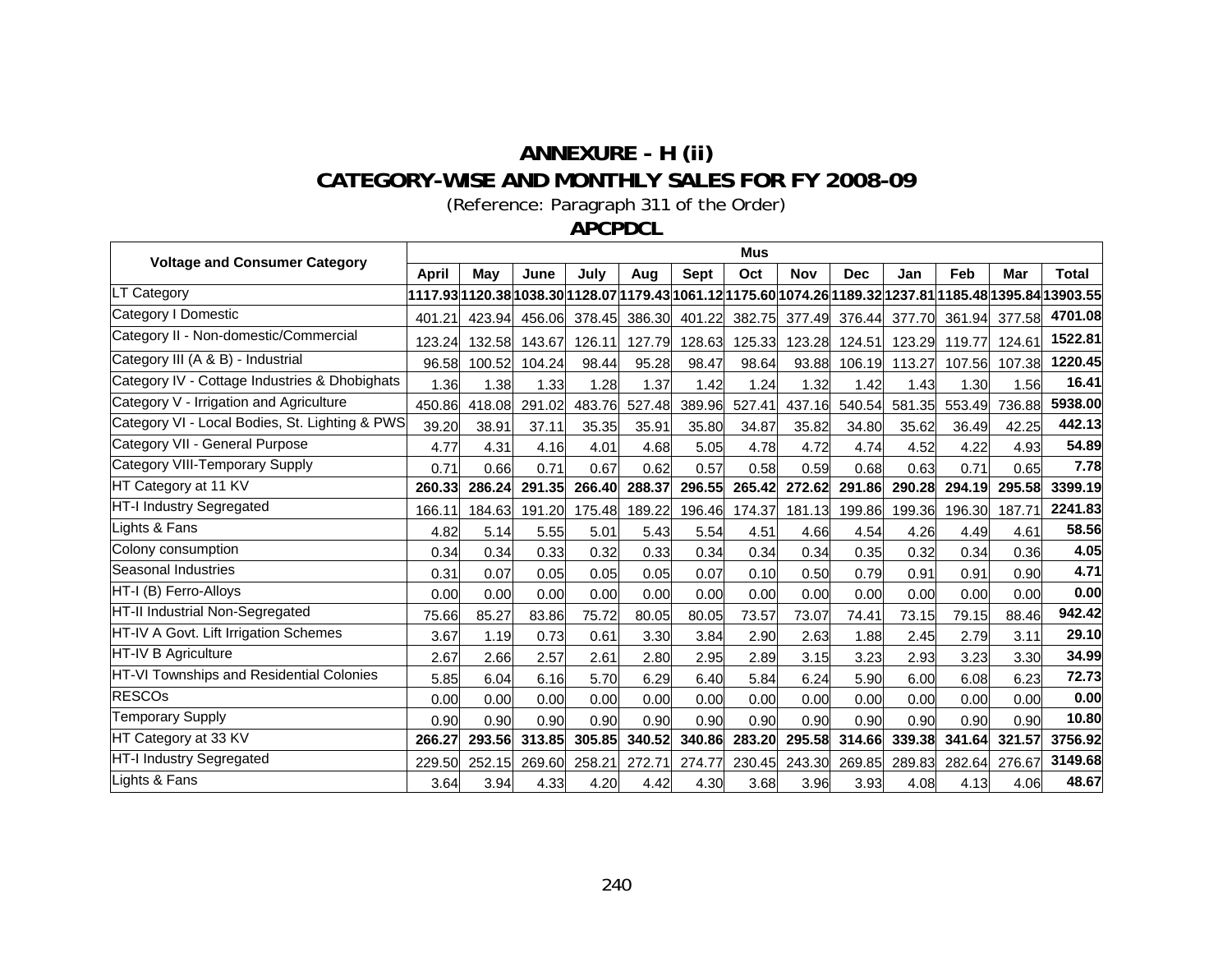# ANNEXURE - H (ii)

## CATEGORY-WISE AND MONTHLY SALES FOR FY 2008-09

(Reference: Paragraph 311 of the Order)

### APCPDCL

| Voltage and Consumer Category | Mus | | | | | | | | | | | | |
|---|---|---|---|---|---|---|---|---|---|---|---|---|---|
| | April | May | June | July | Aug | Sept | Oct | Nov | Dec | Jan | Feb | Mar | Total |
| LT Category | **1117.93** | **1120.38** | **1038.30** | **1128.07** | **1179.43** | **1061.12** | **1175.60** | **1074.26** | **1189.32** | **1237.81** | **1185.48** | **1395.84** | **13903.55** |
| Category I Domestic | 401.21 | 423.94 | 456.06 | 378.45 | 386.30 | 401.22 | 382.75 | 377.49 | 376.44 | 377.70 | 361.94 | 377.58 | **4701.08** |
| Category II - Non-domestic/Commercial | 123.24 | 132.58 | 143.67 | 126.11 | 127.79 | 128.63 | 125.33 | 123.28 | 124.51 | 123.29 | 119.77 | 124.61 | **1522.81** |
| Category III (A & B) - Industrial | 96.58 | 100.52 | 104.24 | 98.44 | 95.28 | 98.47 | 98.64 | 93.88 | 106.19 | 113.27 | 107.56 | 107.38 | **1220.45** |
| Category IV - Cottage Industries & Dhobighats | 1.36 | 1.38 | 1.33 | 1.28 | 1.37 | 1.42 | 1.24 | 1.32 | 1.42 | 1.43 | 1.30 | 1.56 | **16.41** |
| Category V - Irrigation and Agriculture | 450.86 | 418.08 | 291.02 | 483.76 | 527.48 | 389.96 | 527.41 | 437.16 | 540.54 | 581.35 | 553.49 | 736.88 | **5938.00** |
| Category VI - Local Bodies, St. Lighting & PWS | 39.20 | 38.91 | 37.11 | 35.35 | 35.91 | 35.80 | 34.87 | 35.82 | 34.80 | 35.62 | 36.49 | 42.25 | **442.13** |
| Category VII - General Purpose | 4.77 | 4.31 | 4.16 | 4.01 | 4.68 | 5.05 | 4.78 | 4.72 | 4.74 | 4.52 | 4.22 | 4.93 | **54.89** |
| Category VIII-Temporary Supply | 0.71 | 0.66 | 0.71 | 0.67 | 0.62 | 0.57 | 0.58 | 0.59 | 0.68 | 0.63 | 0.71 | 0.65 | **7.78** |
| HT Category at 11 KV | **260.33** | **286.24** | **291.35** | **266.40** | **288.37** | **296.55** | **265.42** | **272.62** | **291.86** | **290.28** | **294.19** | **295.58** | **3399.19** |
| HT-I Industry Segregated | 166.11 | 184.63 | 191.20 | 175.48 | 189.22 | 196.46 | 174.37 | 181.13 | 199.86 | 199.36 | 196.30 | 187.71 | **2241.83** |
| Lights & Fans | 4.82 | 5.14 | 5.55 | 5.01 | 5.43 | 5.54 | 4.51 | 4.66 | 4.54 | 4.26 | 4.49 | 4.61 | **58.56** |
| Colony consumption | 0.34 | 0.34 | 0.33 | 0.32 | 0.33 | 0.34 | 0.34 | 0.34 | 0.35 | 0.32 | 0.34 | 0.36 | **4.05** |
| Seasonal Industries | 0.31 | 0.07 | 0.05 | 0.05 | 0.05 | 0.07 | 0.10 | 0.50 | 0.79 | 0.91 | 0.91 | 0.90 | **4.71** |
| HT-I (B) Ferro-Alloys | 0.00 | 0.00 | 0.00 | 0.00 | 0.00 | 0.00 | 0.00 | 0.00 | 0.00 | 0.00 | 0.00 | 0.00 | **0.00** |
| HT-II Industrial Non-Segregated | 75.66 | 85.27 | 83.86 | 75.72 | 80.05 | 80.05 | 73.57 | 73.07 | 74.41 | 73.15 | 79.15 | 88.46 | **942.42** |
| HT-IV A Govt. Lift Irrigation Schemes | 3.67 | 1.19 | 0.73 | 0.61 | 3.30 | 3.84 | 2.90 | 2.63 | 1.88 | 2.45 | 2.79 | 3.11 | **29.10** |
| HT-IV B Agriculture | 2.67 | 2.66 | 2.57 | 2.61 | 2.80 | 2.95 | 2.89 | 3.15 | 3.23 | 2.93 | 3.23 | 3.30 | **34.99** |
| HT-VI Townships and Residential Colonies | 5.85 | 6.04 | 6.16 | 5.70 | 6.29 | 6.40 | 5.84 | 6.24 | 5.90 | 6.00 | 6.08 | 6.23 | **72.73** |
| RESCOs | 0.00 | 0.00 | 0.00 | 0.00 | 0.00 | 0.00 | 0.00 | 0.00 | 0.00 | 0.00 | 0.00 | 0.00 | **0.00** |
| Temporary Supply | 0.90 | 0.90 | 0.90 | 0.90 | 0.90 | 0.90 | 0.90 | 0.90 | 0.90 | 0.90 | 0.90 | 0.90 | **10.80** |
| HT Category at 33 KV | **266.27** | **293.56** | **313.85** | **305.85** | **340.52** | **340.86** | **283.20** | **295.58** | **314.66** | **339.38** | **341.64** | **321.57** | **3756.92** |
| HT-I Industry Segregated | 229.50 | 252.15 | 269.60 | 258.21 | 272.71 | 274.77 | 230.45 | 243.30 | 269.85 | 289.83 | 282.64 | 276.67 | **3149.68** |
| Lights & Fans | 3.64 | 3.94 | 4.33 | 4.20 | 4.42 | 4.30 | 3.68 | 3.96 | 3.93 | 4.08 | 4.13 | 4.06 | **48.67** |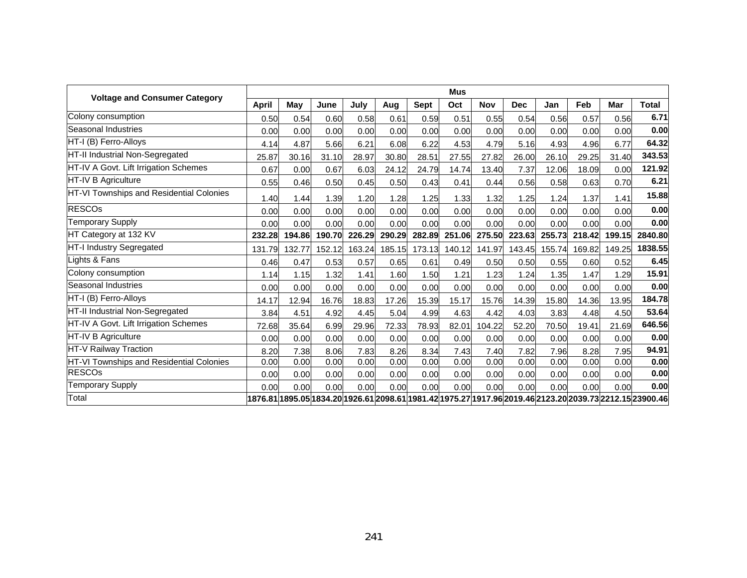| Voltage and Consumer Category | Mus | | | | | | | | | | | | |
|---|---|---|---|---|---|---|---|---|---|---|---|---|---|
| | April | May | June | July | Aug | Sept | Oct | Nov | Dec | Jan | Feb | Mar | Total |
| Colony consumption | 0.50 | 0.54 | 0.60 | 0.58 | 0.61 | 0.59 | 0.51 | 0.55 | 0.54 | 0.56 | 0.57 | 0.56 | **6.71** |
| Seasonal Industries | 0.00 | 0.00 | 0.00 | 0.00 | 0.00 | 0.00 | 0.00 | 0.00 | 0.00 | 0.00 | 0.00 | 0.00 | **0.00** |
| HT-I (B) Ferro-Alloys | 4.14 | 4.87 | 5.66 | 6.21 | 6.08 | 6.22 | 4.53 | 4.79 | 5.16 | 4.93 | 4.96 | 6.77 | **64.32** |
| HT-II Industrial Non-Segregated | 25.87 | 30.16 | 31.10 | 28.97 | 30.80 | 28.51 | 27.55 | 27.82 | 26.00 | 26.10 | 29.25 | 31.40 | **343.53** |
| HT-IV A Govt. Lift Irrigation Schemes | 0.67 | 0.00 | 0.67 | 6.03 | 24.12 | 24.79 | 14.74 | 13.40 | 7.37 | 12.06 | 18.09 | 0.00 | **121.92** |
| HT-IV B Agriculture | 0.55 | 0.46 | 0.50 | 0.45 | 0.50 | 0.43 | 0.41 | 0.44 | 0.56 | 0.58 | 0.63 | 0.70 | **6.21** |
| HT-VI Townships and Residential Colonies | 1.40 | 1.44 | 1.39 | 1.20 | 1.28 | 1.25 | 1.33 | 1.32 | 1.25 | 1.24 | 1.37 | 1.41 | **15.88** |
| RESCOs | 0.00 | 0.00 | 0.00 | 0.00 | 0.00 | 0.00 | 0.00 | 0.00 | 0.00 | 0.00 | 0.00 | 0.00 | **0.00** |
| Temporary Supply | 0.00 | 0.00 | 0.00 | 0.00 | 0.00 | 0.00 | 0.00 | 0.00 | 0.00 | 0.00 | 0.00 | 0.00 | **0.00** |
| HT Category at 132 KV | **232.28** | **194.86** | **190.70** | **226.29** | **290.29** | **282.89** | **251.06** | **275.50** | **223.63** | **255.73** | **218.42** | **199.15** | **2840.80** |
| HT-I Industry Segregated | 131.79 | 132.77 | 152.12 | 163.24 | 185.15 | 173.13 | 140.12 | 141.97 | 143.45 | 155.74 | 169.82 | 149.25 | **1838.55** |
| Lights & Fans | 0.46 | 0.47 | 0.53 | 0.57 | 0.65 | 0.61 | 0.49 | 0.50 | 0.50 | 0.55 | 0.60 | 0.52 | **6.45** |
| Colony consumption | 1.14 | 1.15 | 1.32 | 1.41 | 1.60 | 1.50 | 1.21 | 1.23 | 1.24 | 1.35 | 1.47 | 1.29 | **15.91** |
| Seasonal Industries | 0.00 | 0.00 | 0.00 | 0.00 | 0.00 | 0.00 | 0.00 | 0.00 | 0.00 | 0.00 | 0.00 | 0.00 | **0.00** |
| HT-I (B) Ferro-Alloys | 14.17 | 12.94 | 16.76 | 18.83 | 17.26 | 15.39 | 15.17 | 15.76 | 14.39 | 15.80 | 14.36 | 13.95 | **184.78** |
| HT-II Industrial Non-Segregated | 3.84 | 4.51 | 4.92 | 4.45 | 5.04 | 4.99 | 4.63 | 4.42 | 4.03 | 3.83 | 4.48 | 4.50 | **53.64** |
| HT-IV A Govt. Lift Irrigation Schemes | 72.68 | 35.64 | 6.99 | 29.96 | 72.33 | 78.93 | 82.01 | 104.22 | 52.20 | 70.50 | 19.41 | 21.69 | **646.56** |
| HT-IV B Agriculture | 0.00 | 0.00 | 0.00 | 0.00 | 0.00 | 0.00 | 0.00 | 0.00 | 0.00 | 0.00 | 0.00 | 0.00 | **0.00** |
| HT-V Railway Traction | 8.20 | 7.38 | 8.06 | 7.83 | 8.26 | 8.34 | 7.43 | 7.40 | 7.82 | 7.96 | 8.28 | 7.95 | **94.91** |
| HT-VI Townships and Residential Colonies | 0.00 | 0.00 | 0.00 | 0.00 | 0.00 | 0.00 | 0.00 | 0.00 | 0.00 | 0.00 | 0.00 | 0.00 | **0.00** |
| RESCOs | 0.00 | 0.00 | 0.00 | 0.00 | 0.00 | 0.00 | 0.00 | 0.00 | 0.00 | 0.00 | 0.00 | 0.00 | **0.00** |
| Temporary Supply | 0.00 | 0.00 | 0.00 | 0.00 | 0.00 | 0.00 | 0.00 | 0.00 | 0.00 | 0.00 | 0.00 | 0.00 | **0.00** |
| Total | **1876.81** | **1895.05** | **1834.20** | **1926.61** | **2098.61** | **1981.42** | **1975.27** | **1917.96** | **2019.46** | **2123.20** | **2039.73** | **2212.15** | **23900.46** |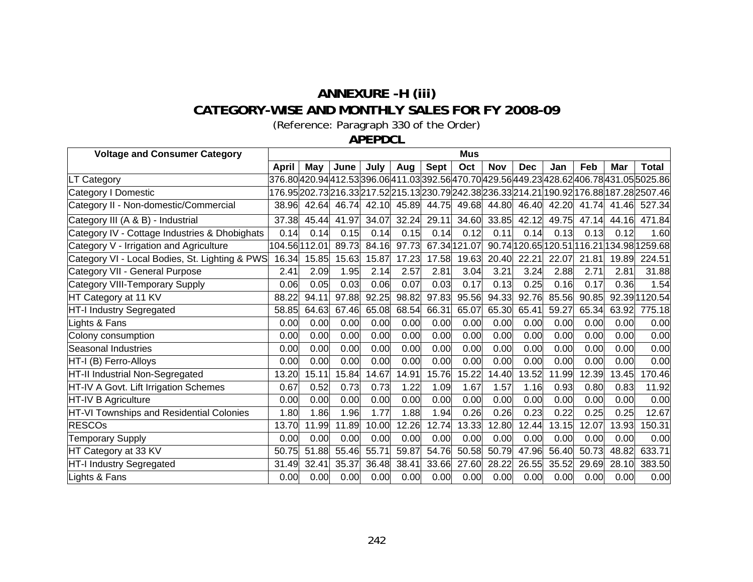# ANNEXURE -H (iii)

## CATEGORY-WISE AND MONTHLY SALES FOR FY 2008-09

(Reference: Paragraph 330 of the Order)

### APEPDCL

| Voltage and Consumer Category | Mus | | | | | | | | | | | | |
|---|---|---|---|---|---|---|---|---|---|---|---|---|---|
| | April | May | June | July | Aug | Sept | Oct | Nov | Dec | Jan | Feb | Mar | Total |
| LT Category | 376.80 | 420.94 | 412.53 | 396.06 | 411.03 | 392.56 | 470.70 | 429.56 | 449.23 | 428.62 | 406.78 | 431.05 | 5025.86 |
| Category I Domestic | 176.95 | 202.73 | 216.33 | 217.52 | 215.13 | 230.79 | 242.38 | 236.33 | 214.21 | 190.92 | 176.88 | 187.28 | 2507.46 |
| Category II - Non-domestic/Commercial | 38.96 | 42.64 | 46.74 | 42.10 | 45.89 | 44.75 | 49.68 | 44.80 | 46.40 | 42.20 | 41.74 | 41.46 | 527.34 |
| Category III (A & B) - Industrial | 37.38 | 45.44 | 41.97 | 34.07 | 32.24 | 29.11 | 34.60 | 33.85 | 42.12 | 49.75 | 47.14 | 44.16 | 471.84 |
| Category IV - Cottage Industries & Dhobighats | 0.14 | 0.14 | 0.15 | 0.14 | 0.15 | 0.14 | 0.12 | 0.11 | 0.14 | 0.13 | 0.13 | 0.12 | 1.60 |
| Category V - Irrigation and Agriculture | 104.56 | 112.01 | 89.73 | 84.16 | 97.73 | 67.34 | 121.07 | 90.74 | 120.65 | 120.51 | 116.21 | 134.98 | 1259.68 |
| Category VI - Local Bodies, St. Lighting & PWS | 16.34 | 15.85 | 15.63 | 15.87 | 17.23 | 17.58 | 19.63 | 20.40 | 22.21 | 22.07 | 21.81 | 19.89 | 224.51 |
| Category VII - General Purpose | 2.41 | 2.09 | 1.95 | 2.14 | 2.57 | 2.81 | 3.04 | 3.21 | 3.24 | 2.88 | 2.71 | 2.81 | 31.88 |
| Category VIII-Temporary Supply | 0.06 | 0.05 | 0.03 | 0.06 | 0.07 | 0.03 | 0.17 | 0.13 | 0.25 | 0.16 | 0.17 | 0.36 | 1.54 |
| HT Category at 11 KV | 88.22 | 94.11 | 97.88 | 92.25 | 98.82 | 97.83 | 95.56 | 94.33 | 92.76 | 85.56 | 90.85 | 92.39 | 1120.54 |
| HT-I Industry Segregated | 58.85 | 64.63 | 67.46 | 65.08 | 68.54 | 66.31 | 65.07 | 65.30 | 65.41 | 59.27 | 65.34 | 63.92 | 775.18 |
| Lights & Fans | 0.00 | 0.00 | 0.00 | 0.00 | 0.00 | 0.00 | 0.00 | 0.00 | 0.00 | 0.00 | 0.00 | 0.00 | 0.00 |
| Colony consumption | 0.00 | 0.00 | 0.00 | 0.00 | 0.00 | 0.00 | 0.00 | 0.00 | 0.00 | 0.00 | 0.00 | 0.00 | 0.00 |
| Seasonal Industries | 0.00 | 0.00 | 0.00 | 0.00 | 0.00 | 0.00 | 0.00 | 0.00 | 0.00 | 0.00 | 0.00 | 0.00 | 0.00 |
| HT-I (B) Ferro-Alloys | 0.00 | 0.00 | 0.00 | 0.00 | 0.00 | 0.00 | 0.00 | 0.00 | 0.00 | 0.00 | 0.00 | 0.00 | 0.00 |
| HT-II Industrial Non-Segregated | 13.20 | 15.11 | 15.84 | 14.67 | 14.91 | 15.76 | 15.22 | 14.40 | 13.52 | 11.99 | 12.39 | 13.45 | 170.46 |
| HT-IV A Govt. Lift Irrigation Schemes | 0.67 | 0.52 | 0.73 | 0.73 | 1.22 | 1.09 | 1.67 | 1.57 | 1.16 | 0.93 | 0.80 | 0.83 | 11.92 |
| HT-IV B Agriculture | 0.00 | 0.00 | 0.00 | 0.00 | 0.00 | 0.00 | 0.00 | 0.00 | 0.00 | 0.00 | 0.00 | 0.00 | 0.00 |
| HT-VI Townships and Residential Colonies | 1.80 | 1.86 | 1.96 | 1.77 | 1.88 | 1.94 | 0.26 | 0.26 | 0.23 | 0.22 | 0.25 | 0.25 | 12.67 |
| RESCOs | 13.70 | 11.99 | 11.89 | 10.00 | 12.26 | 12.74 | 13.33 | 12.80 | 12.44 | 13.15 | 12.07 | 13.93 | 150.31 |
| Temporary Supply | 0.00 | 0.00 | 0.00 | 0.00 | 0.00 | 0.00 | 0.00 | 0.00 | 0.00 | 0.00 | 0.00 | 0.00 | 0.00 |
| HT Category at 33 KV | 50.75 | 51.88 | 55.46 | 55.71 | 59.87 | 54.76 | 50.58 | 50.79 | 47.96 | 56.40 | 50.73 | 48.82 | 633.71 |
| HT-I Industry Segregated | 31.49 | 32.41 | 35.37 | 36.48 | 38.41 | 33.66 | 27.60 | 28.22 | 26.55 | 35.52 | 29.69 | 28.10 | 383.50 |
| Lights & Fans | 0.00 | 0.00 | 0.00 | 0.00 | 0.00 | 0.00 | 0.00 | 0.00 | 0.00 | 0.00 | 0.00 | 0.00 | 0.00 |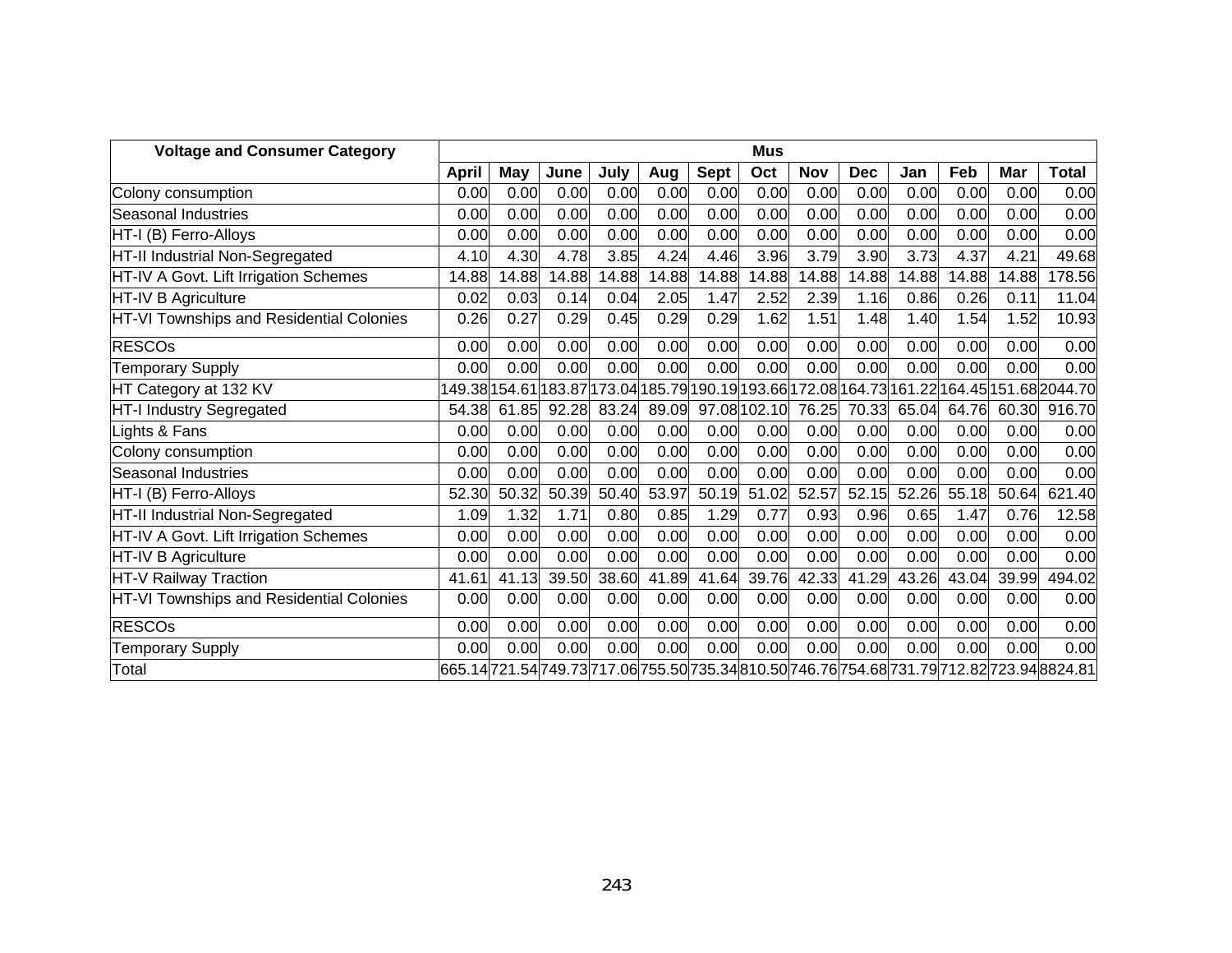| Voltage and Consumer Category | Mus | | | | | | | | | | | | |
|---|---|---|---|---|---|---|---|---|---|---|---|---|---|
| | April | May | June | July | Aug | Sept | Oct | Nov | Dec | Jan | Feb | Mar | Total |
| Colony consumption | 0.00 | 0.00 | 0.00 | 0.00 | 0.00 | 0.00 | 0.00 | 0.00 | 0.00 | 0.00 | 0.00 | 0.00 | 0.00 |
| Seasonal Industries | 0.00 | 0.00 | 0.00 | 0.00 | 0.00 | 0.00 | 0.00 | 0.00 | 0.00 | 0.00 | 0.00 | 0.00 | 0.00 |
| HT-I (B) Ferro-Alloys | 0.00 | 0.00 | 0.00 | 0.00 | 0.00 | 0.00 | 0.00 | 0.00 | 0.00 | 0.00 | 0.00 | 0.00 | 0.00 |
| HT-II Industrial Non-Segregated | 4.10 | 4.30 | 4.78 | 3.85 | 4.24 | 4.46 | 3.96 | 3.79 | 3.90 | 3.73 | 4.37 | 4.21 | 49.68 |
| HT-IV A Govt. Lift Irrigation Schemes | 14.88 | 14.88 | 14.88 | 14.88 | 14.88 | 14.88 | 14.88 | 14.88 | 14.88 | 14.88 | 14.88 | 14.88 | 178.56 |
| HT-IV B Agriculture | 0.02 | 0.03 | 0.14 | 0.04 | 2.05 | 1.47 | 2.52 | 2.39 | 1.16 | 0.86 | 0.26 | 0.11 | 11.04 |
| HT-VI Townships and Residential Colonies | 0.26 | 0.27 | 0.29 | 0.45 | 0.29 | 0.29 | 1.62 | 1.51 | 1.48 | 1.40 | 1.54 | 1.52 | 10.93 |
| RESCOs | 0.00 | 0.00 | 0.00 | 0.00 | 0.00 | 0.00 | 0.00 | 0.00 | 0.00 | 0.00 | 0.00 | 0.00 | 0.00 |
| Temporary Supply | 0.00 | 0.00 | 0.00 | 0.00 | 0.00 | 0.00 | 0.00 | 0.00 | 0.00 | 0.00 | 0.00 | 0.00 | 0.00 |
| HT Category at 132 KV | 149.38 | 154.61 | 183.87 | 173.04 | 185.79 | 190.19 | 193.66 | 172.08 | 164.73 | 161.22 | 164.45 | 151.68 | 2044.70 |
| HT-I Industry Segregated | 54.38 | 61.85 | 92.28 | 83.24 | 89.09 | 97.08 | 102.10 | 76.25 | 70.33 | 65.04 | 64.76 | 60.30 | 916.70 |
| Lights & Fans | 0.00 | 0.00 | 0.00 | 0.00 | 0.00 | 0.00 | 0.00 | 0.00 | 0.00 | 0.00 | 0.00 | 0.00 | 0.00 |
| Colony consumption | 0.00 | 0.00 | 0.00 | 0.00 | 0.00 | 0.00 | 0.00 | 0.00 | 0.00 | 0.00 | 0.00 | 0.00 | 0.00 |
| Seasonal Industries | 0.00 | 0.00 | 0.00 | 0.00 | 0.00 | 0.00 | 0.00 | 0.00 | 0.00 | 0.00 | 0.00 | 0.00 | 0.00 |
| HT-I (B) Ferro-Alloys | 52.30 | 50.32 | 50.39 | 50.40 | 53.97 | 50.19 | 51.02 | 52.57 | 52.15 | 52.26 | 55.18 | 50.64 | 621.40 |
| HT-II Industrial Non-Segregated | 1.09 | 1.32 | 1.71 | 0.80 | 0.85 | 1.29 | 0.77 | 0.93 | 0.96 | 0.65 | 1.47 | 0.76 | 12.58 |
| HT-IV A Govt. Lift Irrigation Schemes | 0.00 | 0.00 | 0.00 | 0.00 | 0.00 | 0.00 | 0.00 | 0.00 | 0.00 | 0.00 | 0.00 | 0.00 | 0.00 |
| HT-IV B Agriculture | 0.00 | 0.00 | 0.00 | 0.00 | 0.00 | 0.00 | 0.00 | 0.00 | 0.00 | 0.00 | 0.00 | 0.00 | 0.00 |
| HT-V Railway Traction | 41.61 | 41.13 | 39.50 | 38.60 | 41.89 | 41.64 | 39.76 | 42.33 | 41.29 | 43.26 | 43.04 | 39.99 | 494.02 |
| HT-VI Townships and Residential Colonies | 0.00 | 0.00 | 0.00 | 0.00 | 0.00 | 0.00 | 0.00 | 0.00 | 0.00 | 0.00 | 0.00 | 0.00 | 0.00 |
| RESCOs | 0.00 | 0.00 | 0.00 | 0.00 | 0.00 | 0.00 | 0.00 | 0.00 | 0.00 | 0.00 | 0.00 | 0.00 | 0.00 |
| Temporary Supply | 0.00 | 0.00 | 0.00 | 0.00 | 0.00 | 0.00 | 0.00 | 0.00 | 0.00 | 0.00 | 0.00 | 0.00 | 0.00 |
| Total | 665.14 | 721.54 | 749.73 | 717.06 | 755.50 | 735.34 | 810.50 | 746.76 | 754.68 | 731.79 | 712.82 | 723.94 | 8824.81 |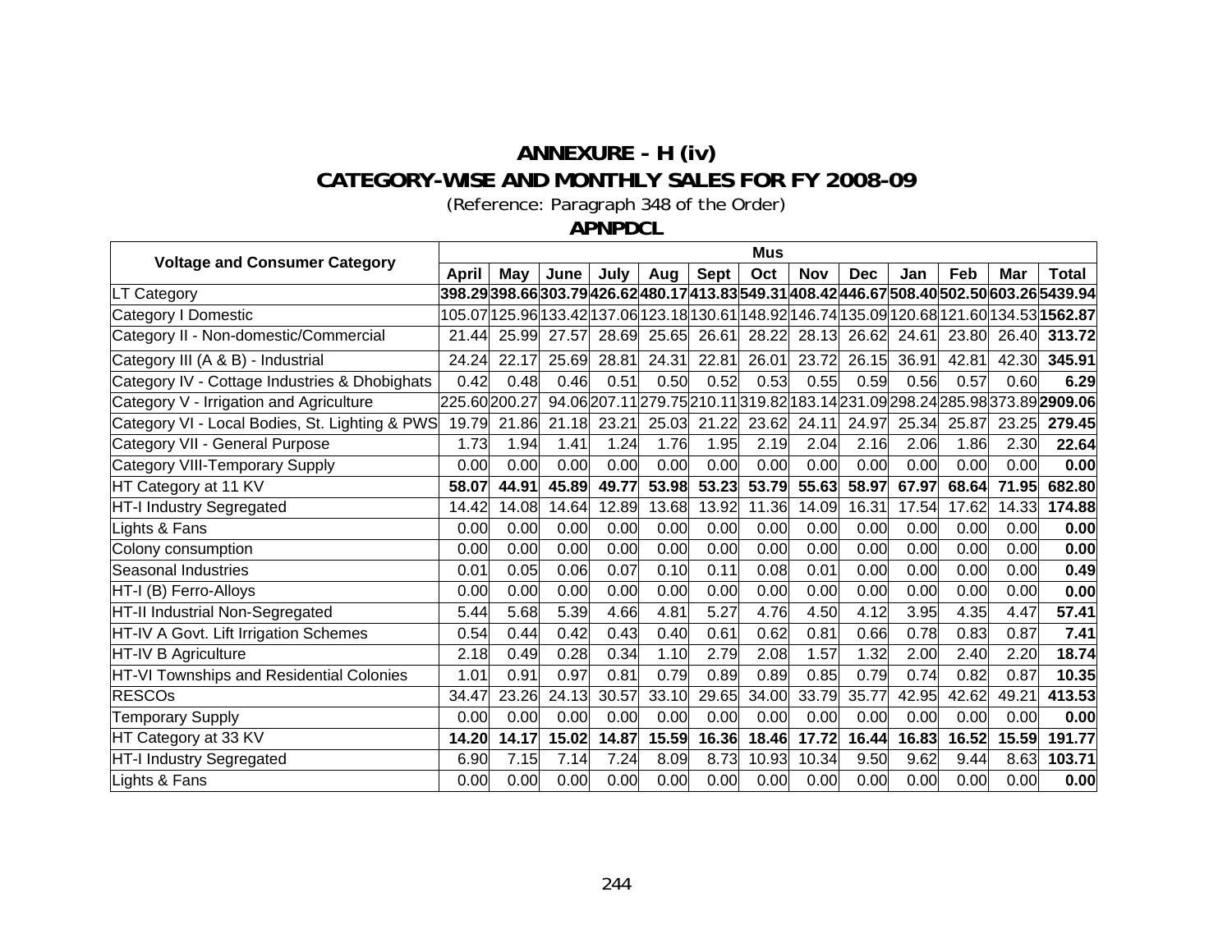# ANNEXURE - H (iv)

## CATEGORY-WISE AND MONTHLY SALES FOR FY 2008-09

(Reference: Paragraph 348 of the Order)

### APNPDCL

| Voltage and Consumer Category | Mus | | | | | | | | | | | | |
|---|---|---|---|---|---|---|---|---|---|---|---|---|---|
| | April | May | June | July | Aug | Sept | Oct | Nov | Dec | Jan | Feb | Mar | Total |
| LT Category | **398.29** | **398.66** | **303.79** | **426.62** | **480.17** | **413.83** | **549.31** | **408.42** | **446.67** | **508.40** | **502.50** | **603.26** | **5439.94** |
| Category I Domestic | 105.07 | 125.96 | 133.42 | 137.06 | 123.18 | 130.61 | 148.92 | 146.74 | 135.09 | 120.68 | 121.60 | 134.53 | **1562.87** |
| Category II - Non-domestic/Commercial | 21.44 | 25.99 | 27.57 | 28.69 | 25.65 | 26.61 | 28.22 | 28.13 | 26.62 | 24.61 | 23.80 | 26.40 | **313.72** |
| Category III (A & B) - Industrial | 24.24 | 22.17 | 25.69 | 28.81 | 24.31 | 22.81 | 26.01 | 23.72 | 26.15 | 36.91 | 42.81 | 42.30 | **345.91** |
| Category IV - Cottage Industries & Dhobighats | 0.42 | 0.48 | 0.46 | 0.51 | 0.50 | 0.52 | 0.53 | 0.55 | 0.59 | 0.56 | 0.57 | 0.60 | **6.29** |
| Category V - Irrigation and Agriculture | 225.60 | 200.27 | 94.06 | 207.11 | 279.75 | 210.11 | 319.82 | 183.14 | 231.09 | 298.24 | 285.98 | 373.89 | **2909.06** |
| Category VI - Local Bodies, St. Lighting & PWS | 19.79 | 21.86 | 21.18 | 23.21 | 25.03 | 21.22 | 23.62 | 24.11 | 24.97 | 25.34 | 25.87 | 23.25 | **279.45** |
| Category VII - General Purpose | 1.73 | 1.94 | 1.41 | 1.24 | 1.76 | 1.95 | 2.19 | 2.04 | 2.16 | 2.06 | 1.86 | 2.30 | **22.64** |
| Category VIII-Temporary Supply | 0.00 | 0.00 | 0.00 | 0.00 | 0.00 | 0.00 | 0.00 | 0.00 | 0.00 | 0.00 | 0.00 | 0.00 | **0.00** |
| HT Category at 11 KV | **58.07** | **44.91** | **45.89** | **49.77** | **53.98** | **53.23** | **53.79** | **55.63** | **58.97** | **67.97** | **68.64** | **71.95** | **682.80** |
| HT-I Industry Segregated | 14.42 | 14.08 | 14.64 | 12.89 | 13.68 | 13.92 | 11.36 | 14.09 | 16.31 | 17.54 | 17.62 | 14.33 | **174.88** |
| Lights & Fans | 0.00 | 0.00 | 0.00 | 0.00 | 0.00 | 0.00 | 0.00 | 0.00 | 0.00 | 0.00 | 0.00 | 0.00 | **0.00** |
| Colony consumption | 0.00 | 0.00 | 0.00 | 0.00 | 0.00 | 0.00 | 0.00 | 0.00 | 0.00 | 0.00 | 0.00 | 0.00 | **0.00** |
| Seasonal Industries | 0.01 | 0.05 | 0.06 | 0.07 | 0.10 | 0.11 | 0.08 | 0.01 | 0.00 | 0.00 | 0.00 | 0.00 | **0.49** |
| HT-I (B) Ferro-Alloys | 0.00 | 0.00 | 0.00 | 0.00 | 0.00 | 0.00 | 0.00 | 0.00 | 0.00 | 0.00 | 0.00 | 0.00 | **0.00** |
| HT-II Industrial Non-Segregated | 5.44 | 5.68 | 5.39 | 4.66 | 4.81 | 5.27 | 4.76 | 4.50 | 4.12 | 3.95 | 4.35 | 4.47 | **57.41** |
| HT-IV A Govt. Lift Irrigation Schemes | 0.54 | 0.44 | 0.42 | 0.43 | 0.40 | 0.61 | 0.62 | 0.81 | 0.66 | 0.78 | 0.83 | 0.87 | **7.41** |
| HT-IV B Agriculture | 2.18 | 0.49 | 0.28 | 0.34 | 1.10 | 2.79 | 2.08 | 1.57 | 1.32 | 2.00 | 2.40 | 2.20 | **18.74** |
| HT-VI Townships and Residential Colonies | 1.01 | 0.91 | 0.97 | 0.81 | 0.79 | 0.89 | 0.89 | 0.85 | 0.79 | 0.74 | 0.82 | 0.87 | **10.35** |
| RESCOs | 34.47 | 23.26 | 24.13 | 30.57 | 33.10 | 29.65 | 34.00 | 33.79 | 35.77 | 42.95 | 42.62 | 49.21 | **413.53** |
| Temporary Supply | 0.00 | 0.00 | 0.00 | 0.00 | 0.00 | 0.00 | 0.00 | 0.00 | 0.00 | 0.00 | 0.00 | 0.00 | **0.00** |
| HT Category at 33 KV | **14.20** | **14.17** | **15.02** | **14.87** | **15.59** | **16.36** | **18.46** | **17.72** | **16.44** | **16.83** | **16.52** | **15.59** | **191.77** |
| HT-I Industry Segregated | 6.90 | 7.15 | 7.14 | 7.24 | 8.09 | 8.73 | 10.93 | 10.34 | 9.50 | 9.62 | 9.44 | 8.63 | **103.71** |
| Lights & Fans | 0.00 | 0.00 | 0.00 | 0.00 | 0.00 | 0.00 | 0.00 | 0.00 | 0.00 | 0.00 | 0.00 | 0.00 | **0.00** |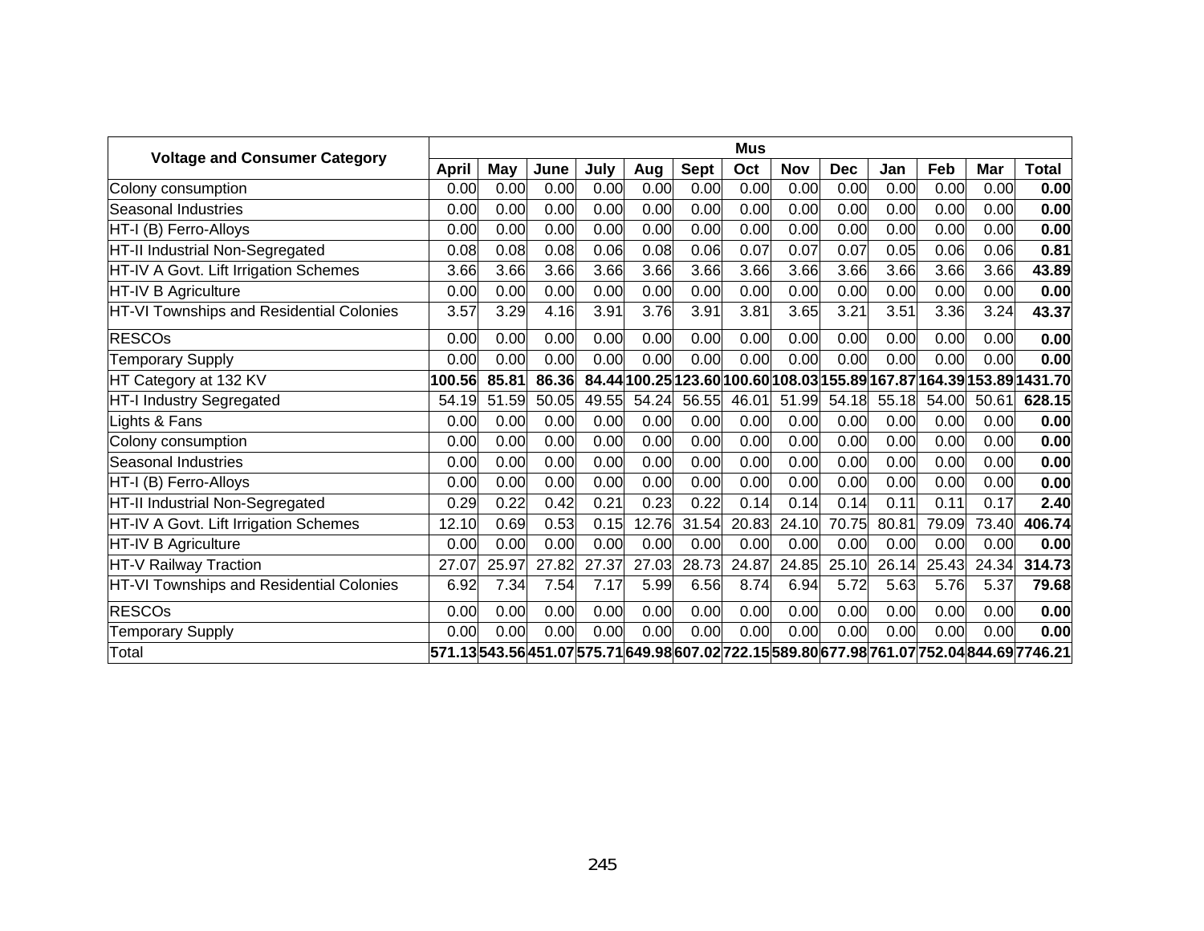| Voltage and Consumer Category | Mus | | | | | | | | | | | | |
|---|---|---|---|---|---|---|---|---|---|---|---|---|---|
| | **April** | **May** | **June** | **July** | **Aug** | **Sept** | **Oct** | **Nov** | **Dec** | **Jan** | **Feb** | **Mar** | **Total** |
| Colony consumption | 0.00 | 0.00 | 0.00 | 0.00 | 0.00 | 0.00 | 0.00 | 0.00 | 0.00 | 0.00 | 0.00 | 0.00 | **0.00** |
| Seasonal Industries | 0.00 | 0.00 | 0.00 | 0.00 | 0.00 | 0.00 | 0.00 | 0.00 | 0.00 | 0.00 | 0.00 | 0.00 | **0.00** |
| HT-I (B) Ferro-Alloys | 0.00 | 0.00 | 0.00 | 0.00 | 0.00 | 0.00 | 0.00 | 0.00 | 0.00 | 0.00 | 0.00 | 0.00 | **0.00** |
| HT-II Industrial Non-Segregated | 0.08 | 0.08 | 0.08 | 0.06 | 0.08 | 0.06 | 0.07 | 0.07 | 0.07 | 0.05 | 0.06 | 0.06 | **0.81** |
| HT-IV A Govt. Lift Irrigation Schemes | 3.66 | 3.66 | 3.66 | 3.66 | 3.66 | 3.66 | 3.66 | 3.66 | 3.66 | 3.66 | 3.66 | 3.66 | **43.89** |
| HT-IV B Agriculture | 0.00 | 0.00 | 0.00 | 0.00 | 0.00 | 0.00 | 0.00 | 0.00 | 0.00 | 0.00 | 0.00 | 0.00 | **0.00** |
| HT-VI Townships and Residential Colonies | 3.57 | 3.29 | 4.16 | 3.91 | 3.76 | 3.91 | 3.81 | 3.65 | 3.21 | 3.51 | 3.36 | 3.24 | **43.37** |
| RESCOs | 0.00 | 0.00 | 0.00 | 0.00 | 0.00 | 0.00 | 0.00 | 0.00 | 0.00 | 0.00 | 0.00 | 0.00 | **0.00** |
| Temporary Supply | 0.00 | 0.00 | 0.00 | 0.00 | 0.00 | 0.00 | 0.00 | 0.00 | 0.00 | 0.00 | 0.00 | 0.00 | **0.00** |
| HT Category at 132 KV | **100.56** | **85.81** | **86.36** | **84.44** | **100.25** | **123.60** | **100.60** | **108.03** | **155.89** | **167.87** | **164.39** | **153.89** | **1431.70** |
| HT-I Industry Segregated | 54.19 | 51.59 | 50.05 | 49.55 | 54.24 | 56.55 | 46.01 | 51.99 | 54.18 | 55.18 | 54.00 | 50.61 | **628.15** |
| Lights & Fans | 0.00 | 0.00 | 0.00 | 0.00 | 0.00 | 0.00 | 0.00 | 0.00 | 0.00 | 0.00 | 0.00 | 0.00 | **0.00** |
| Colony consumption | 0.00 | 0.00 | 0.00 | 0.00 | 0.00 | 0.00 | 0.00 | 0.00 | 0.00 | 0.00 | 0.00 | 0.00 | **0.00** |
| Seasonal Industries | 0.00 | 0.00 | 0.00 | 0.00 | 0.00 | 0.00 | 0.00 | 0.00 | 0.00 | 0.00 | 0.00 | 0.00 | **0.00** |
| HT-I (B) Ferro-Alloys | 0.00 | 0.00 | 0.00 | 0.00 | 0.00 | 0.00 | 0.00 | 0.00 | 0.00 | 0.00 | 0.00 | 0.00 | **0.00** |
| HT-II Industrial Non-Segregated | 0.29 | 0.22 | 0.42 | 0.21 | 0.23 | 0.22 | 0.14 | 0.14 | 0.14 | 0.11 | 0.11 | 0.17 | **2.40** |
| HT-IV A Govt. Lift Irrigation Schemes | 12.10 | 0.69 | 0.53 | 0.15 | 12.76 | 31.54 | 20.83 | 24.10 | 70.75 | 80.81 | 79.09 | 73.40 | **406.74** |
| HT-IV B Agriculture | 0.00 | 0.00 | 0.00 | 0.00 | 0.00 | 0.00 | 0.00 | 0.00 | 0.00 | 0.00 | 0.00 | 0.00 | **0.00** |
| HT-V Railway Traction | 27.07 | 25.97 | 27.82 | 27.37 | 27.03 | 28.73 | 24.87 | 24.85 | 25.10 | 26.14 | 25.43 | 24.34 | **314.73** |
| HT-VI Townships and Residential Colonies | 6.92 | 7.34 | 7.54 | 7.17 | 5.99 | 6.56 | 8.74 | 6.94 | 5.72 | 5.63 | 5.76 | 5.37 | **79.68** |
| RESCOs | 0.00 | 0.00 | 0.00 | 0.00 | 0.00 | 0.00 | 0.00 | 0.00 | 0.00 | 0.00 | 0.00 | 0.00 | **0.00** |
| Temporary Supply | 0.00 | 0.00 | 0.00 | 0.00 | 0.00 | 0.00 | 0.00 | 0.00 | 0.00 | 0.00 | 0.00 | 0.00 | **0.00** |
| Total | **571.13** | **543.56** | **451.07** | **575.71** | **649.98** | **607.02** | **722.15** | **589.80** | **677.98** | **761.07** | **752.04** | **844.69** | **7746.21** |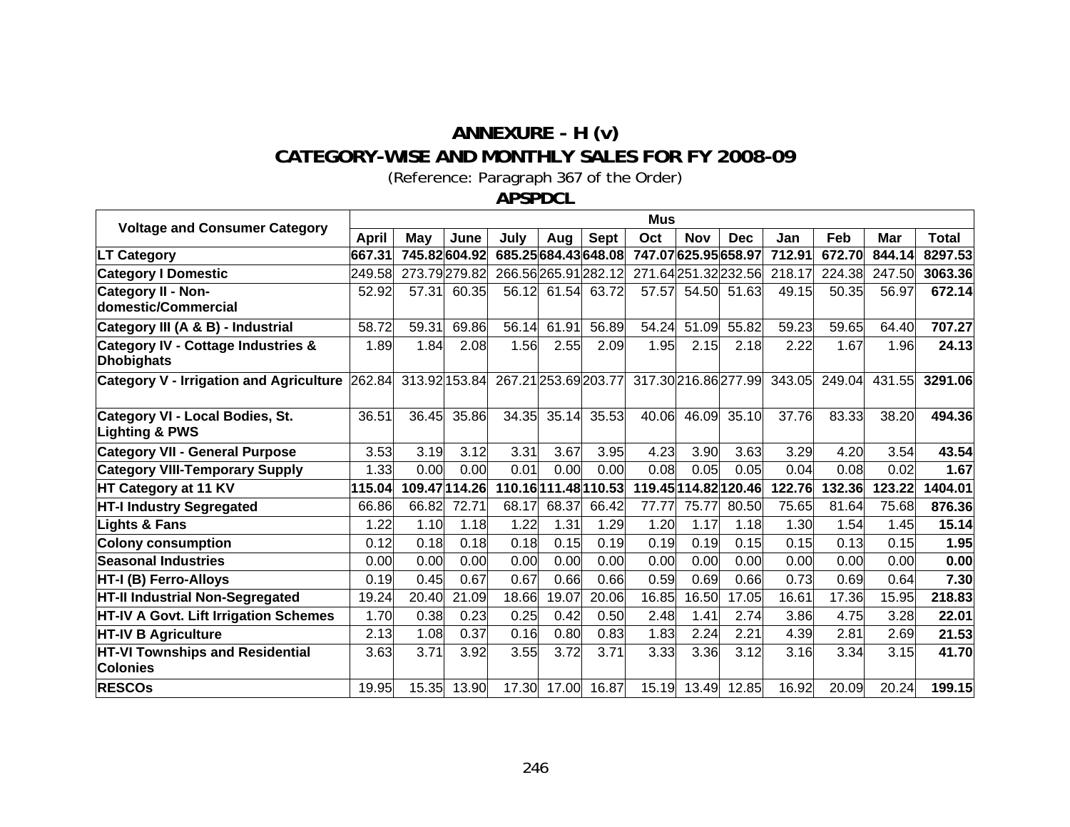# ANNEXURE - H (v)

## CATEGORY-WISE AND MONTHLY SALES FOR FY 2008-09

(Reference: Paragraph 367 of the Order)

### APSPDCL

| Voltage and Consumer Category | Mus | | | | | | | | | | | | |
|---|---|---|---|---|---|---|---|---|---|---|---|---|---|
| | April | May | June | July | Aug | Sept | Oct | Nov | Dec | Jan | Feb | Mar | Total |
| **LT Category** | **667.31** | **745.82** | **604.92** | **685.25** | **684.43** | **648.08** | **747.07** | **625.95** | **658.97** | **712.91** | **672.70** | **844.14** | **8297.53** |
| **Category I Domestic** | 249.58 | 273.79 | 279.82 | 266.56 | 265.91 | 282.12 | 271.64 | 251.32 | 232.56 | 218.17 | 224.38 | 247.50 | **3063.36** |
| **Category II - Non-domestic/Commercial** | 52.92 | 57.31 | 60.35 | 56.12 | 61.54 | 63.72 | 57.57 | 54.50 | 51.63 | 49.15 | 50.35 | 56.97 | **672.14** |
| **Category III (A & B) - Industrial** | 58.72 | 59.31 | 69.86 | 56.14 | 61.91 | 56.89 | 54.24 | 51.09 | 55.82 | 59.23 | 59.65 | 64.40 | **707.27** |
| **Category IV - Cottage Industries & Dhobighats** | 1.89 | 1.84 | 2.08 | 1.56 | 2.55 | 2.09 | 1.95 | 2.15 | 2.18 | 2.22 | 1.67 | 1.96 | **24.13** |
| **Category V - Irrigation and Agriculture** | 262.84 | 313.92 | 153.84 | 267.21 | 253.69 | 203.77 | 317.30 | 216.86 | 277.99 | 343.05 | 249.04 | 431.55 | **3291.06** |
| **Category VI - Local Bodies, St. Lighting & PWS** | 36.51 | 36.45 | 35.86 | 34.35 | 35.14 | 35.53 | 40.06 | 46.09 | 35.10 | 37.76 | 83.33 | 38.20 | **494.36** |
| **Category VII - General Purpose** | 3.53 | 3.19 | 3.12 | 3.31 | 3.67 | 3.95 | 4.23 | 3.90 | 3.63 | 3.29 | 4.20 | 3.54 | **43.54** |
| **Category VIII-Temporary Supply** | 1.33 | 0.00 | 0.00 | 0.01 | 0.00 | 0.00 | 0.08 | 0.05 | 0.05 | 0.04 | 0.08 | 0.02 | **1.67** |
| **HT Category at 11 KV** | **115.04** | **109.47** | **114.26** | **110.16** | **111.48** | **110.53** | **119.45** | **114.82** | **120.46** | **122.76** | **132.36** | **123.22** | **1404.01** |
| **HT-I Industry Segregated** | 66.86 | 66.82 | 72.71 | 68.17 | 68.37 | 66.42 | 77.77 | 75.77 | 80.50 | 75.65 | 81.64 | 75.68 | **876.36** |
| **Lights & Fans** | 1.22 | 1.10 | 1.18 | 1.22 | 1.31 | 1.29 | 1.20 | 1.17 | 1.18 | 1.30 | 1.54 | 1.45 | **15.14** |
| **Colony consumption** | 0.12 | 0.18 | 0.18 | 0.18 | 0.15 | 0.19 | 0.19 | 0.19 | 0.15 | 0.15 | 0.13 | 0.15 | **1.95** |
| **Seasonal Industries** | 0.00 | 0.00 | 0.00 | 0.00 | 0.00 | 0.00 | 0.00 | 0.00 | 0.00 | 0.00 | 0.00 | 0.00 | **0.00** |
| **HT-I (B) Ferro-Alloys** | 0.19 | 0.45 | 0.67 | 0.67 | 0.66 | 0.66 | 0.59 | 0.69 | 0.66 | 0.73 | 0.69 | 0.64 | **7.30** |
| **HT-II Industrial Non-Segregated** | 19.24 | 20.40 | 21.09 | 18.66 | 19.07 | 20.06 | 16.85 | 16.50 | 17.05 | 16.61 | 17.36 | 15.95 | **218.83** |
| **HT-IV A Govt. Lift Irrigation Schemes** | 1.70 | 0.38 | 0.23 | 0.25 | 0.42 | 0.50 | 2.48 | 1.41 | 2.74 | 3.86 | 4.75 | 3.28 | **22.01** |
| **HT-IV B Agriculture** | 2.13 | 1.08 | 0.37 | 0.16 | 0.80 | 0.83 | 1.83 | 2.24 | 2.21 | 4.39 | 2.81 | 2.69 | **21.53** |
| **HT-VI Townships and Residential Colonies** | 3.63 | 3.71 | 3.92 | 3.55 | 3.72 | 3.71 | 3.33 | 3.36 | 3.12 | 3.16 | 3.34 | 3.15 | **41.70** |
| **RESCOs** | 19.95 | 15.35 | 13.90 | 17.30 | 17.00 | 16.87 | 15.19 | 13.49 | 12.85 | 16.92 | 20.09 | 20.24 | **199.15** |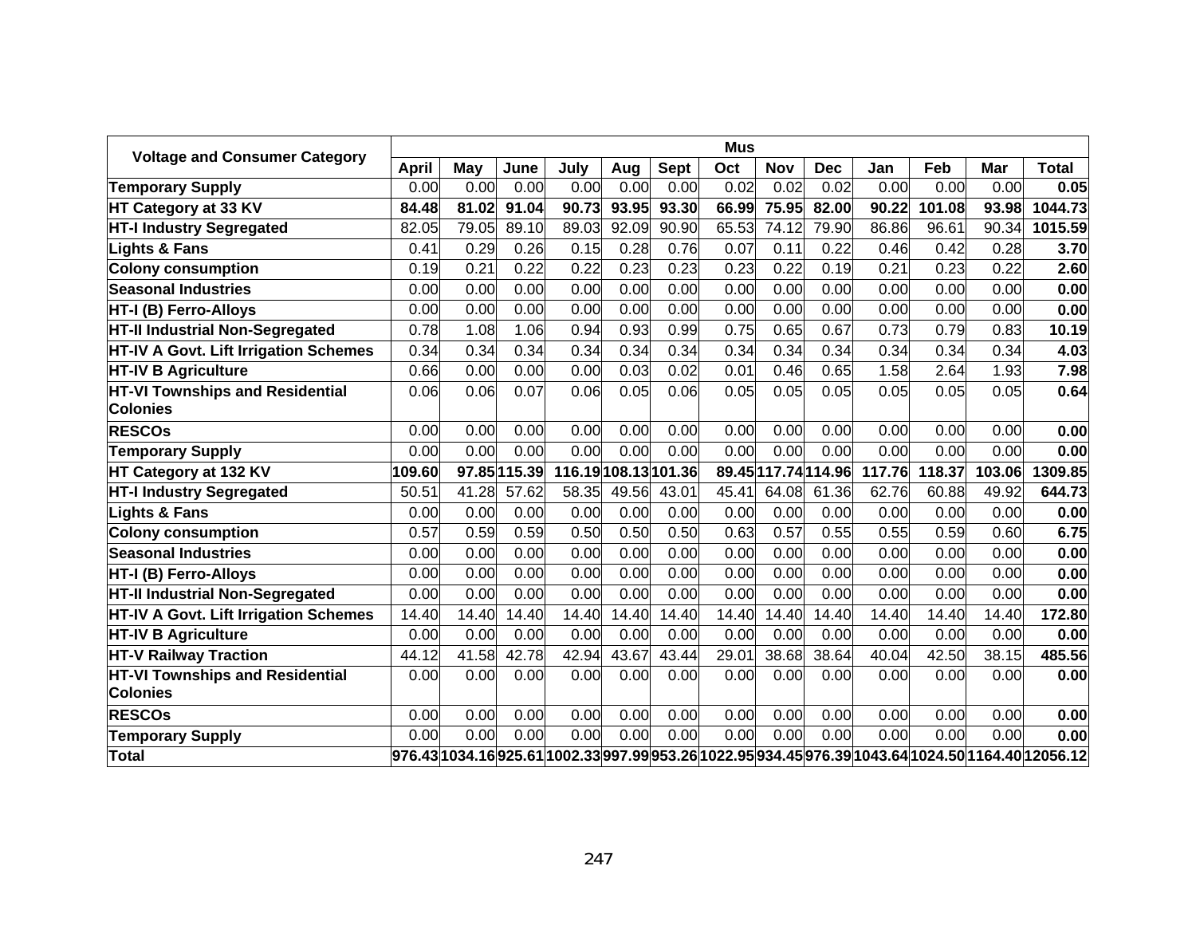| Voltage and Consumer Category | Mus | | | | | | | | | | | | |
|---|---|---|---|---|---|---|---|---|---|---|---|---|---|
| | **April** | **May** | **June** | **July** | **Aug** | **Sept** | **Oct** | **Nov** | **Dec** | **Jan** | **Feb** | **Mar** | **Total** |
| **Temporary Supply** | 0.00 | 0.00 | 0.00 | 0.00 | 0.00 | 0.00 | 0.02 | 0.02 | 0.02 | 0.00 | 0.00 | 0.00 | **0.05** |
| **HT Category at 33 KV** | **84.48** | **81.02** | **91.04** | **90.73** | **93.95** | **93.30** | **66.99** | **75.95** | **82.00** | **90.22** | **101.08** | **93.98** | **1044.73** |
| **HT-I Industry Segregated** | 82.05 | 79.05 | 89.10 | 89.03 | 92.09 | 90.90 | 65.53 | 74.12 | 79.90 | 86.86 | 96.61 | 90.34 | **1015.59** |
| **Lights & Fans** | 0.41 | 0.29 | 0.26 | 0.15 | 0.28 | 0.76 | 0.07 | 0.11 | 0.22 | 0.46 | 0.42 | 0.28 | **3.70** |
| **Colony consumption** | 0.19 | 0.21 | 0.22 | 0.22 | 0.23 | 0.23 | 0.23 | 0.22 | 0.19 | 0.21 | 0.23 | 0.22 | **2.60** |
| **Seasonal Industries** | 0.00 | 0.00 | 0.00 | 0.00 | 0.00 | 0.00 | 0.00 | 0.00 | 0.00 | 0.00 | 0.00 | 0.00 | **0.00** |
| **HT-I (B) Ferro-Alloys** | 0.00 | 0.00 | 0.00 | 0.00 | 0.00 | 0.00 | 0.00 | 0.00 | 0.00 | 0.00 | 0.00 | 0.00 | **0.00** |
| **HT-II Industrial Non-Segregated** | 0.78 | 1.08 | 1.06 | 0.94 | 0.93 | 0.99 | 0.75 | 0.65 | 0.67 | 0.73 | 0.79 | 0.83 | **10.19** |
| **HT-IV A Govt. Lift Irrigation Schemes** | 0.34 | 0.34 | 0.34 | 0.34 | 0.34 | 0.34 | 0.34 | 0.34 | 0.34 | 0.34 | 0.34 | 0.34 | **4.03** |
| **HT-IV B Agriculture** | 0.66 | 0.00 | 0.00 | 0.00 | 0.03 | 0.02 | 0.01 | 0.46 | 0.65 | 1.58 | 2.64 | 1.93 | **7.98** |
| **HT-VI Townships and Residential Colonies** | 0.06 | 0.06 | 0.07 | 0.06 | 0.05 | 0.06 | 0.05 | 0.05 | 0.05 | 0.05 | 0.05 | 0.05 | **0.64** |
| **RESCOs** | 0.00 | 0.00 | 0.00 | 0.00 | 0.00 | 0.00 | 0.00 | 0.00 | 0.00 | 0.00 | 0.00 | 0.00 | **0.00** |
| **Temporary Supply** | 0.00 | 0.00 | 0.00 | 0.00 | 0.00 | 0.00 | 0.00 | 0.00 | 0.00 | 0.00 | 0.00 | 0.00 | **0.00** |
| **HT Category at 132 KV** | **109.60** | **97.85** | **115.39** | **116.19** | **108.13** | **101.36** | **89.45** | **117.74** | **114.96** | **117.76** | **118.37** | **103.06** | **1309.85** |
| **HT-I Industry Segregated** | 50.51 | 41.28 | 57.62 | 58.35 | 49.56 | 43.01 | 45.41 | 64.08 | 61.36 | 62.76 | 60.88 | 49.92 | **644.73** |
| **Lights & Fans** | 0.00 | 0.00 | 0.00 | 0.00 | 0.00 | 0.00 | 0.00 | 0.00 | 0.00 | 0.00 | 0.00 | 0.00 | **0.00** |
| **Colony consumption** | 0.57 | 0.59 | 0.59 | 0.50 | 0.50 | 0.50 | 0.63 | 0.57 | 0.55 | 0.55 | 0.59 | 0.60 | **6.75** |
| **Seasonal Industries** | 0.00 | 0.00 | 0.00 | 0.00 | 0.00 | 0.00 | 0.00 | 0.00 | 0.00 | 0.00 | 0.00 | 0.00 | **0.00** |
| **HT-I (B) Ferro-Alloys** | 0.00 | 0.00 | 0.00 | 0.00 | 0.00 | 0.00 | 0.00 | 0.00 | 0.00 | 0.00 | 0.00 | 0.00 | **0.00** |
| **HT-II Industrial Non-Segregated** | 0.00 | 0.00 | 0.00 | 0.00 | 0.00 | 0.00 | 0.00 | 0.00 | 0.00 | 0.00 | 0.00 | 0.00 | **0.00** |
| **HT-IV A Govt. Lift Irrigation Schemes** | 14.40 | 14.40 | 14.40 | 14.40 | 14.40 | 14.40 | 14.40 | 14.40 | 14.40 | 14.40 | 14.40 | 14.40 | **172.80** |
| **HT-IV B Agriculture** | 0.00 | 0.00 | 0.00 | 0.00 | 0.00 | 0.00 | 0.00 | 0.00 | 0.00 | 0.00 | 0.00 | 0.00 | **0.00** |
| **HT-V Railway Traction** | 44.12 | 41.58 | 42.78 | 42.94 | 43.67 | 43.44 | 29.01 | 38.68 | 38.64 | 40.04 | 42.50 | 38.15 | **485.56** |
| **HT-VI Townships and Residential Colonies** | 0.00 | 0.00 | 0.00 | 0.00 | 0.00 | 0.00 | 0.00 | 0.00 | 0.00 | 0.00 | 0.00 | 0.00 | **0.00** |
| **RESCOs** | 0.00 | 0.00 | 0.00 | 0.00 | 0.00 | 0.00 | 0.00 | 0.00 | 0.00 | 0.00 | 0.00 | 0.00 | **0.00** |
| **Temporary Supply** | 0.00 | 0.00 | 0.00 | 0.00 | 0.00 | 0.00 | 0.00 | 0.00 | 0.00 | 0.00 | 0.00 | 0.00 | **0.00** |
| **Total** | **976.43** | **1034.16** | **925.61** | **1002.33** | **997.99** | **953.26** | **1022.95** | **934.45** | **976.39** | **1043.64** | **1024.50** | **1164.40** | **12056.12** |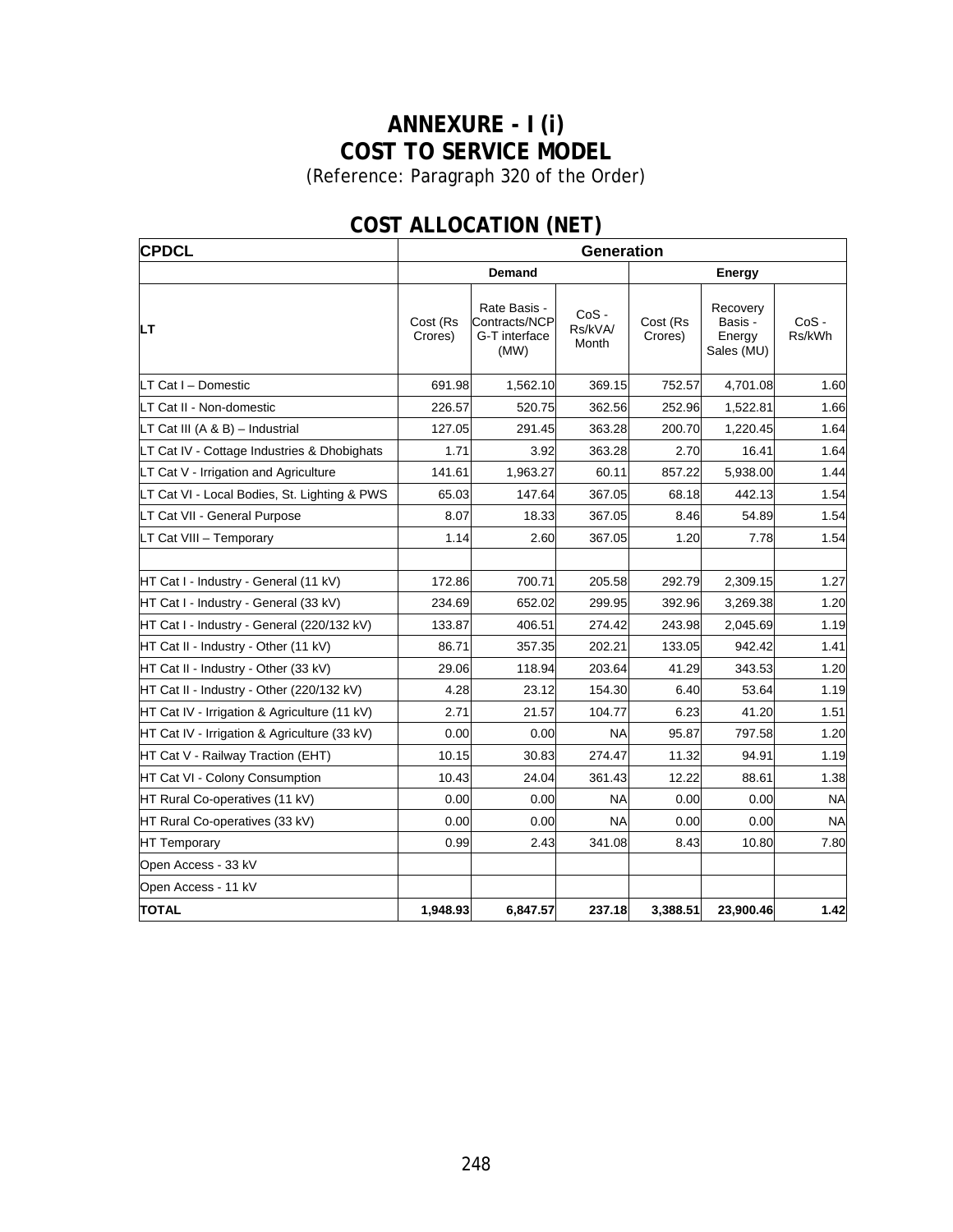# ANNEXURE - I (i)
# COST TO SERVICE MODEL

(Reference: Paragraph 320 of the Order)

## COST ALLOCATION (NET)

| CPDCL | Generation | | | | | |
|---|---|---|---|---|---|---|
| | Demand | | | Energy | | |
| LT | Cost (Rs Crores) | Rate Basis - Contracts/NCP G-T interface (MW) | CoS - Rs/kVA/ Month | Cost (Rs Crores) | Recovery Basis - Energy Sales (MU) | CoS - Rs/kWh |
| LT Cat I – Domestic | 691.98 | 1,562.10 | 369.15 | 752.57 | 4,701.08 | 1.60 |
| LT Cat II - Non-domestic | 226.57 | 520.75 | 362.56 | 252.96 | 1,522.81 | 1.66 |
| LT Cat III (A & B) – Industrial | 127.05 | 291.45 | 363.28 | 200.70 | 1,220.45 | 1.64 |
| LT Cat IV - Cottage Industries & Dhobighats | 1.71 | 3.92 | 363.28 | 2.70 | 16.41 | 1.64 |
| LT Cat V - Irrigation and Agriculture | 141.61 | 1,963.27 | 60.11 | 857.22 | 5,938.00 | 1.44 |
| LT Cat VI - Local Bodies, St. Lighting & PWS | 65.03 | 147.64 | 367.05 | 68.18 | 442.13 | 1.54 |
| LT Cat VII - General Purpose | 8.07 | 18.33 | 367.05 | 8.46 | 54.89 | 1.54 |
| LT Cat VIII – Temporary | 1.14 | 2.60 | 367.05 | 1.20 | 7.78 | 1.54 |
| | | | | | | |
| HT Cat I - Industry - General (11 kV) | 172.86 | 700.71 | 205.58 | 292.79 | 2,309.15 | 1.27 |
| HT Cat I - Industry - General (33 kV) | 234.69 | 652.02 | 299.95 | 392.96 | 3,269.38 | 1.20 |
| HT Cat I - Industry - General (220/132 kV) | 133.87 | 406.51 | 274.42 | 243.98 | 2,045.69 | 1.19 |
| HT Cat II - Industry - Other (11 kV) | 86.71 | 357.35 | 202.21 | 133.05 | 942.42 | 1.41 |
| HT Cat II - Industry - Other (33 kV) | 29.06 | 118.94 | 203.64 | 41.29 | 343.53 | 1.20 |
| HT Cat II - Industry - Other (220/132 kV) | 4.28 | 23.12 | 154.30 | 6.40 | 53.64 | 1.19 |
| HT Cat IV - Irrigation & Agriculture (11 kV) | 2.71 | 21.57 | 104.77 | 6.23 | 41.20 | 1.51 |
| HT Cat IV - Irrigation & Agriculture (33 kV) | 0.00 | 0.00 | NA | 95.87 | 797.58 | 1.20 |
| HT Cat V - Railway Traction (EHT) | 10.15 | 30.83 | 274.47 | 11.32 | 94.91 | 1.19 |
| HT Cat VI - Colony Consumption | 10.43 | 24.04 | 361.43 | 12.22 | 88.61 | 1.38 |
| HT Rural Co-operatives (11 kV) | 0.00 | 0.00 | NA | 0.00 | 0.00 | NA |
| HT Rural Co-operatives (33 kV) | 0.00 | 0.00 | NA | 0.00 | 0.00 | NA |
| HT Temporary | 0.99 | 2.43 | 341.08 | 8.43 | 10.80 | 7.80 |
| Open Access - 33 kV | | | | | | |
| Open Access - 11 kV | | | | | | |
| **TOTAL** | **1,948.93** | **6,847.57** | **237.18** | **3,388.51** | **23,900.46** | **1.42** |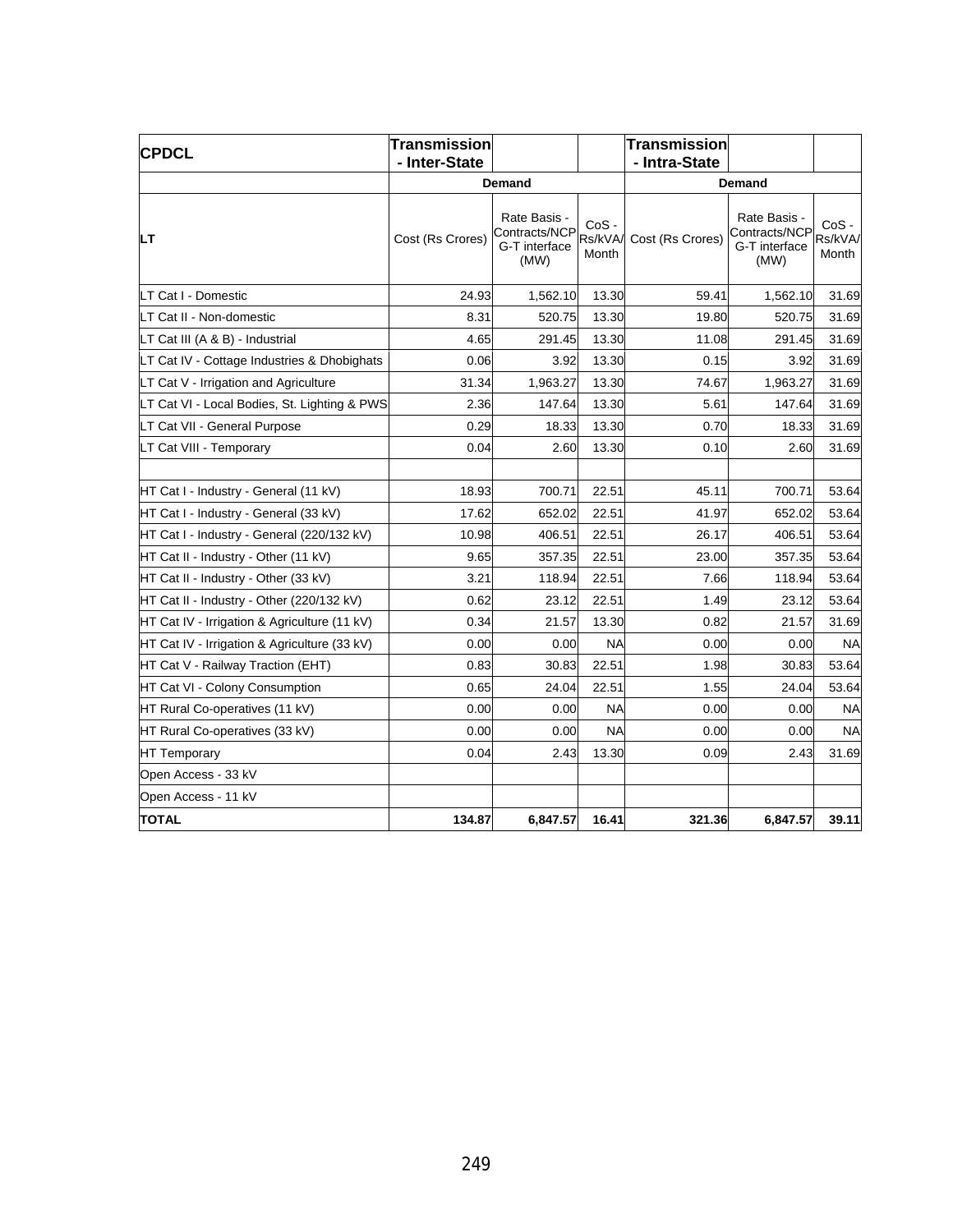| CPDCL | Transmission - Inter-State | | | Transmission - Intra-State | | |
|---|---|---|---|---|---|---|
| | Demand | | | Demand | | |
| LT | Cost (Rs Crores) | Rate Basis - Contracts/NCP G-T interface (MW) | CoS - Rs/kVA/ Month | Cost (Rs Crores) | Rate Basis - Contracts/NCP G-T interface (MW) | CoS - Rs/kVA/ Month |
| LT Cat I - Domestic | 24.93 | 1,562.10 | 13.30 | 59.41 | 1,562.10 | 31.69 |
| LT Cat II - Non-domestic | 8.31 | 520.75 | 13.30 | 19.80 | 520.75 | 31.69 |
| LT Cat III (A & B) - Industrial | 4.65 | 291.45 | 13.30 | 11.08 | 291.45 | 31.69 |
| LT Cat IV - Cottage Industries & Dhobighats | 0.06 | 3.92 | 13.30 | 0.15 | 3.92 | 31.69 |
| LT Cat V - Irrigation and Agriculture | 31.34 | 1,963.27 | 13.30 | 74.67 | 1,963.27 | 31.69 |
| LT Cat VI - Local Bodies, St. Lighting & PWS | 2.36 | 147.64 | 13.30 | 5.61 | 147.64 | 31.69 |
| LT Cat VII - General Purpose | 0.29 | 18.33 | 13.30 | 0.70 | 18.33 | 31.69 |
| LT Cat VIII - Temporary | 0.04 | 2.60 | 13.30 | 0.10 | 2.60 | 31.69 |
| | | | | | | |
| HT Cat I - Industry - General (11 kV) | 18.93 | 700.71 | 22.51 | 45.11 | 700.71 | 53.64 |
| HT Cat I - Industry - General (33 kV) | 17.62 | 652.02 | 22.51 | 41.97 | 652.02 | 53.64 |
| HT Cat I - Industry - General (220/132 kV) | 10.98 | 406.51 | 22.51 | 26.17 | 406.51 | 53.64 |
| HT Cat II - Industry - Other (11 kV) | 9.65 | 357.35 | 22.51 | 23.00 | 357.35 | 53.64 |
| HT Cat II - Industry - Other (33 kV) | 3.21 | 118.94 | 22.51 | 7.66 | 118.94 | 53.64 |
| HT Cat II - Industry - Other (220/132 kV) | 0.62 | 23.12 | 22.51 | 1.49 | 23.12 | 53.64 |
| HT Cat IV - Irrigation & Agriculture (11 kV) | 0.34 | 21.57 | 13.30 | 0.82 | 21.57 | 31.69 |
| HT Cat IV - Irrigation & Agriculture (33 kV) | 0.00 | 0.00 | NA | 0.00 | 0.00 | NA |
| HT Cat V - Railway Traction (EHT) | 0.83 | 30.83 | 22.51 | 1.98 | 30.83 | 53.64 |
| HT Cat VI - Colony Consumption | 0.65 | 24.04 | 22.51 | 1.55 | 24.04 | 53.64 |
| HT Rural Co-operatives (11 kV) | 0.00 | 0.00 | NA | 0.00 | 0.00 | NA |
| HT Rural Co-operatives (33 kV) | 0.00 | 0.00 | NA | 0.00 | 0.00 | NA |
| HT Temporary | 0.04 | 2.43 | 13.30 | 0.09 | 2.43 | 31.69 |
| Open Access - 33 kV | | | | | | |
| Open Access - 11 kV | | | | | | |
| **TOTAL** | **134.87** | **6,847.57** | **16.41** | **321.36** | **6,847.57** | **39.11** |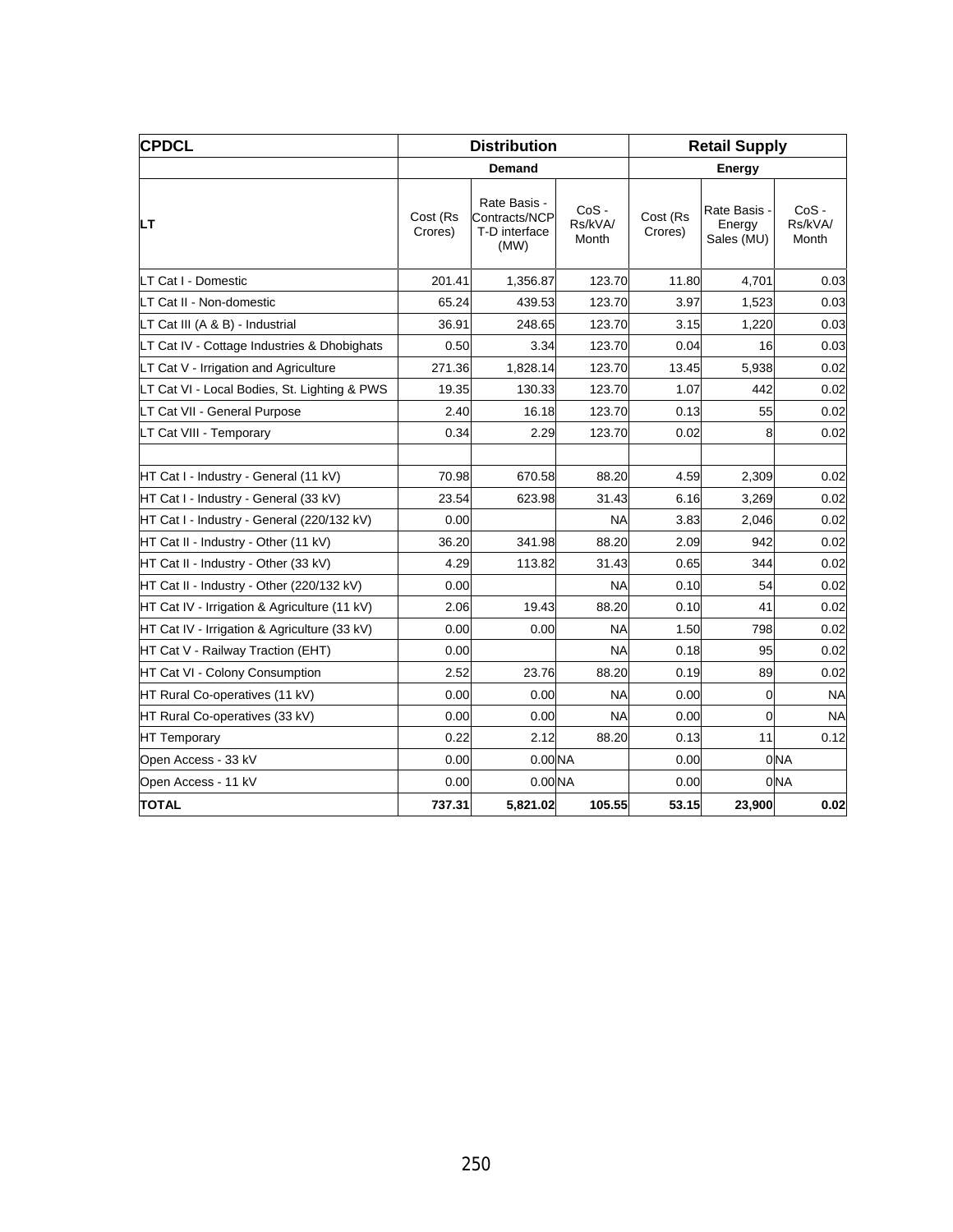| CPDCL | Distribution | | | Retail Supply | | |
|---|---|---|---|---|---|---|
| | Demand | | | Energy | | |
| LT | Cost (Rs Crores) | Rate Basis - Contracts/NCP T-D interface (MW) | CoS - Rs/kVA/ Month | Cost (Rs Crores) | Rate Basis - Energy Sales (MU) | CoS - Rs/kVA/ Month |
| LT Cat I - Domestic | 201.41 | 1,356.87 | 123.70 | 11.80 | 4,701 | 0.03 |
| LT Cat II - Non-domestic | 65.24 | 439.53 | 123.70 | 3.97 | 1,523 | 0.03 |
| LT Cat III (A & B) - Industrial | 36.91 | 248.65 | 123.70 | 3.15 | 1,220 | 0.03 |
| LT Cat IV - Cottage Industries & Dhobighats | 0.50 | 3.34 | 123.70 | 0.04 | 16 | 0.03 |
| LT Cat V - Irrigation and Agriculture | 271.36 | 1,828.14 | 123.70 | 13.45 | 5,938 | 0.02 |
| LT Cat VI - Local Bodies, St. Lighting & PWS | 19.35 | 130.33 | 123.70 | 1.07 | 442 | 0.02 |
| LT Cat VII - General Purpose | 2.40 | 16.18 | 123.70 | 0.13 | 55 | 0.02 |
| LT Cat VIII - Temporary | 0.34 | 2.29 | 123.70 | 0.02 | 8 | 0.02 |
| | | | | | | |
| HT Cat I - Industry - General (11 kV) | 70.98 | 670.58 | 88.20 | 4.59 | 2,309 | 0.02 |
| HT Cat I - Industry - General (33 kV) | 23.54 | 623.98 | 31.43 | 6.16 | 3,269 | 0.02 |
| HT Cat I - Industry - General (220/132 kV) | 0.00 | | NA | 3.83 | 2,046 | 0.02 |
| HT Cat II - Industry - Other (11 kV) | 36.20 | 341.98 | 88.20 | 2.09 | 942 | 0.02 |
| HT Cat II - Industry - Other (33 kV) | 4.29 | 113.82 | 31.43 | 0.65 | 344 | 0.02 |
| HT Cat II - Industry - Other (220/132 kV) | 0.00 | | NA | 0.10 | 54 | 0.02 |
| HT Cat IV - Irrigation & Agriculture (11 kV) | 2.06 | 19.43 | 88.20 | 0.10 | 41 | 0.02 |
| HT Cat IV - Irrigation & Agriculture (33 kV) | 0.00 | 0.00 | NA | 1.50 | 798 | 0.02 |
| HT Cat V - Railway Traction (EHT) | 0.00 | | NA | 0.18 | 95 | 0.02 |
| HT Cat VI - Colony Consumption | 2.52 | 23.76 | 88.20 | 0.19 | 89 | 0.02 |
| HT Rural Co-operatives (11 kV) | 0.00 | 0.00 | NA | 0.00 | 0 | NA |
| HT Rural Co-operatives (33 kV) | 0.00 | 0.00 | NA | 0.00 | 0 | NA |
| HT Temporary | 0.22 | 2.12 | 88.20 | 0.13 | 11 | 0.12 |
| Open Access - 33 kV | 0.00 | 0.00 | NA | 0.00 | 0 | NA |
| Open Access - 11 kV | 0.00 | 0.00 | NA | 0.00 | 0 | NA |
| **TOTAL** | **737.31** | **5,821.02** | **105.55** | **53.15** | **23,900** | **0.02** |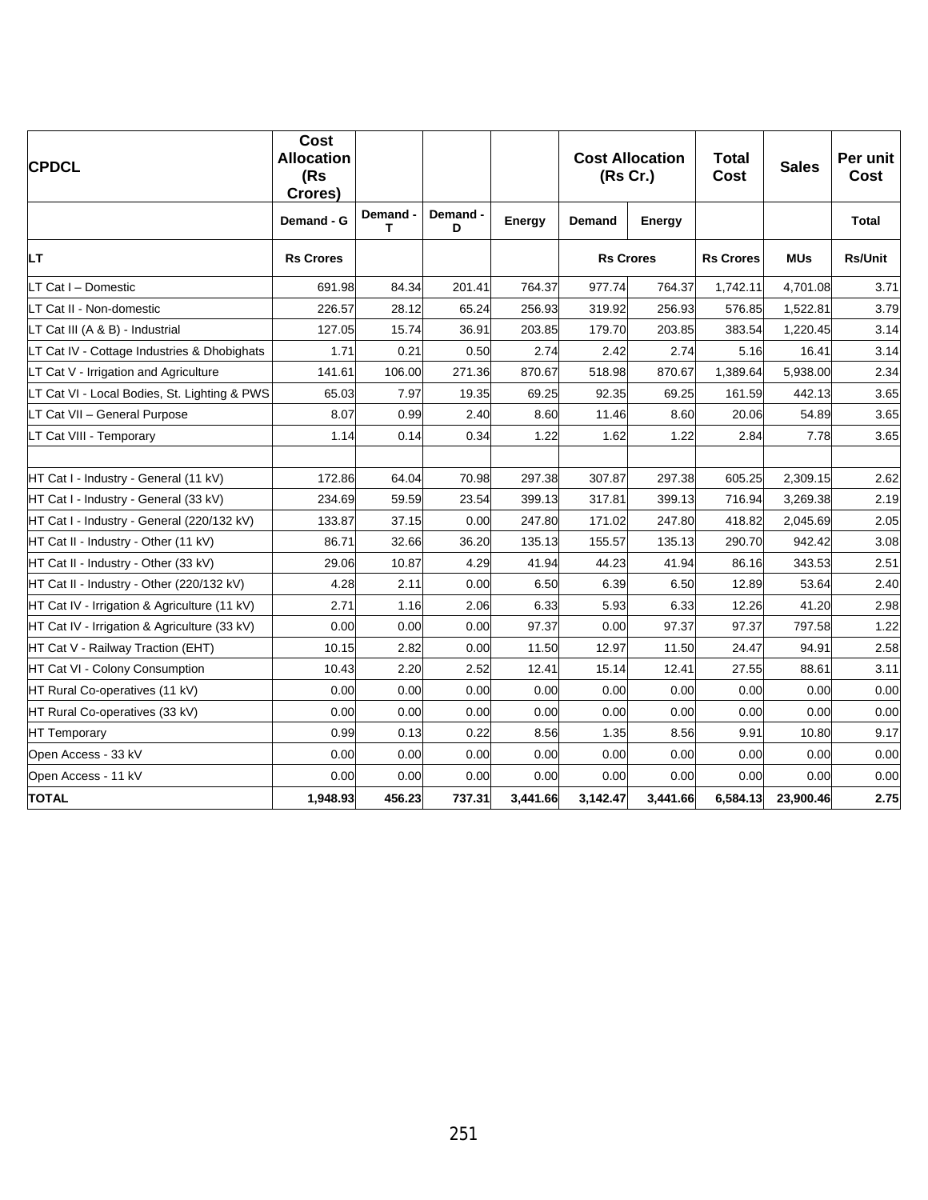| CPDCL | Cost Allocation (Rs Crores) | | | | Cost Allocation (Rs Cr.) | | Total Cost | Sales | Per unit Cost |
|---|---|---|---|---|---|---|---|---|---|
| | Demand - G | Demand - T | Demand - D | Energy | Demand | Energy | | | Total |
| LT | Rs Crores | | | | Rs Crores | | Rs Crores | MUs | Rs/Unit |
| LT Cat I – Domestic | 691.98 | 84.34 | 201.41 | 764.37 | 977.74 | 764.37 | 1,742.11 | 4,701.08 | 3.71 |
| LT Cat II - Non-domestic | 226.57 | 28.12 | 65.24 | 256.93 | 319.92 | 256.93 | 576.85 | 1,522.81 | 3.79 |
| LT Cat III (A & B) - Industrial | 127.05 | 15.74 | 36.91 | 203.85 | 179.70 | 203.85 | 383.54 | 1,220.45 | 3.14 |
| LT Cat IV - Cottage Industries & Dhobighats | 1.71 | 0.21 | 0.50 | 2.74 | 2.42 | 2.74 | 5.16 | 16.41 | 3.14 |
| LT Cat V - Irrigation and Agriculture | 141.61 | 106.00 | 271.36 | 870.67 | 518.98 | 870.67 | 1,389.64 | 5,938.00 | 2.34 |
| LT Cat VI - Local Bodies, St. Lighting & PWS | 65.03 | 7.97 | 19.35 | 69.25 | 92.35 | 69.25 | 161.59 | 442.13 | 3.65 |
| LT Cat VII – General Purpose | 8.07 | 0.99 | 2.40 | 8.60 | 11.46 | 8.60 | 20.06 | 54.89 | 3.65 |
| LT Cat VIII - Temporary | 1.14 | 0.14 | 0.34 | 1.22 | 1.62 | 1.22 | 2.84 | 7.78 | 3.65 |
| | | | | | | | | | |
| HT Cat I - Industry - General (11 kV) | 172.86 | 64.04 | 70.98 | 297.38 | 307.87 | 297.38 | 605.25 | 2,309.15 | 2.62 |
| HT Cat I - Industry - General (33 kV) | 234.69 | 59.59 | 23.54 | 399.13 | 317.81 | 399.13 | 716.94 | 3,269.38 | 2.19 |
| HT Cat I - Industry - General (220/132 kV) | 133.87 | 37.15 | 0.00 | 247.80 | 171.02 | 247.80 | 418.82 | 2,045.69 | 2.05 |
| HT Cat II - Industry - Other (11 kV) | 86.71 | 32.66 | 36.20 | 135.13 | 155.57 | 135.13 | 290.70 | 942.42 | 3.08 |
| HT Cat II - Industry - Other (33 kV) | 29.06 | 10.87 | 4.29 | 41.94 | 44.23 | 41.94 | 86.16 | 343.53 | 2.51 |
| HT Cat II - Industry - Other (220/132 kV) | 4.28 | 2.11 | 0.00 | 6.50 | 6.39 | 6.50 | 12.89 | 53.64 | 2.40 |
| HT Cat IV - Irrigation & Agriculture (11 kV) | 2.71 | 1.16 | 2.06 | 6.33 | 5.93 | 6.33 | 12.26 | 41.20 | 2.98 |
| HT Cat IV - Irrigation & Agriculture (33 kV) | 0.00 | 0.00 | 0.00 | 97.37 | 0.00 | 97.37 | 97.37 | 797.58 | 1.22 |
| HT Cat V - Railway Traction (EHT) | 10.15 | 2.82 | 0.00 | 11.50 | 12.97 | 11.50 | 24.47 | 94.91 | 2.58 |
| HT Cat VI - Colony Consumption | 10.43 | 2.20 | 2.52 | 12.41 | 15.14 | 12.41 | 27.55 | 88.61 | 3.11 |
| HT Rural Co-operatives (11 kV) | 0.00 | 0.00 | 0.00 | 0.00 | 0.00 | 0.00 | 0.00 | 0.00 | 0.00 |
| HT Rural Co-operatives (33 kV) | 0.00 | 0.00 | 0.00 | 0.00 | 0.00 | 0.00 | 0.00 | 0.00 | 0.00 |
| HT Temporary | 0.99 | 0.13 | 0.22 | 8.56 | 1.35 | 8.56 | 9.91 | 10.80 | 9.17 |
| Open Access - 33 kV | 0.00 | 0.00 | 0.00 | 0.00 | 0.00 | 0.00 | 0.00 | 0.00 | 0.00 |
| Open Access - 11 kV | 0.00 | 0.00 | 0.00 | 0.00 | 0.00 | 0.00 | 0.00 | 0.00 | 0.00 |
| **TOTAL** | **1,948.93** | **456.23** | **737.31** | **3,441.66** | **3,142.47** | **3,441.66** | **6,584.13** | **23,900.46** | **2.75** |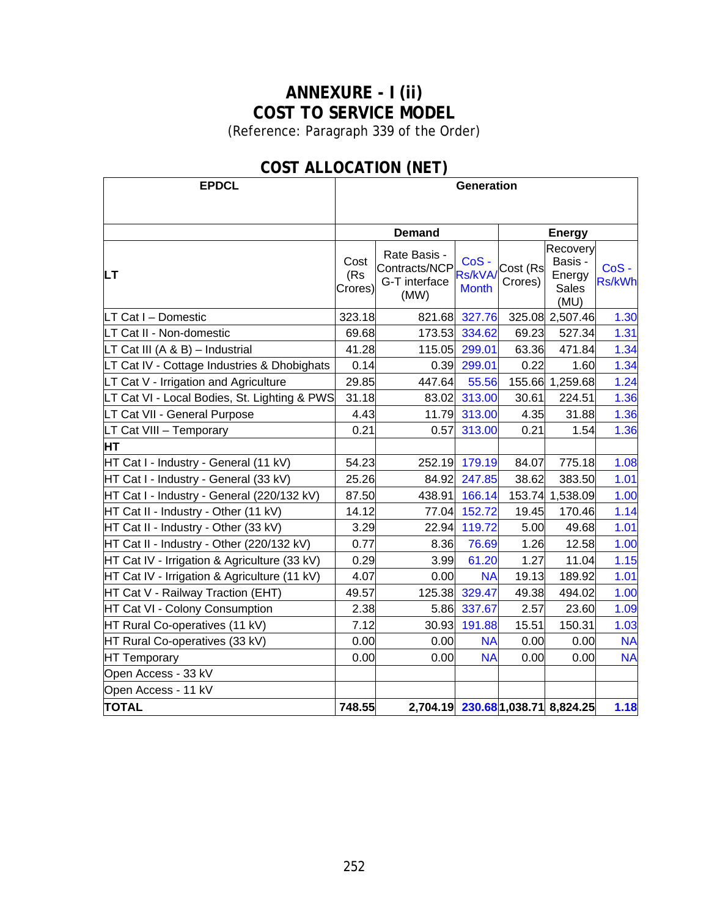# ANNEXURE - I (ii)
# COST TO SERVICE MODEL

(Reference: Paragraph 339 of the Order)

## COST ALLOCATION (NET)

| EPDCL | Generation | | | | | |
|---|---|---|---|---|---|---|
| | Demand | | | Energy | | |
| LT | Cost (Rs Crores) | Rate Basis - Contracts/NCP G-T interface (MW) | CoS - Rs/kVA/ Month | Cost (Rs Crores) | Recovery Basis - Energy Sales (MU) | CoS - Rs/kWh |
| LT Cat I – Domestic | 323.18 | 821.68 | 327.76 | 325.08 | 2,507.46 | 1.30 |
| LT Cat II - Non-domestic | 69.68 | 173.53 | 334.62 | 69.23 | 527.34 | 1.31 |
| LT Cat III (A & B) – Industrial | 41.28 | 115.05 | 299.01 | 63.36 | 471.84 | 1.34 |
| LT Cat IV - Cottage Industries & Dhobighats | 0.14 | 0.39 | 299.01 | 0.22 | 1.60 | 1.34 |
| LT Cat V - Irrigation and Agriculture | 29.85 | 447.64 | 55.56 | 155.66 | 1,259.68 | 1.24 |
| LT Cat VI - Local Bodies, St. Lighting & PWS | 31.18 | 83.02 | 313.00 | 30.61 | 224.51 | 1.36 |
| LT Cat VII - General Purpose | 4.43 | 11.79 | 313.00 | 4.35 | 31.88 | 1.36 |
| LT Cat VIII – Temporary | 0.21 | 0.57 | 313.00 | 0.21 | 1.54 | 1.36 |
| **HT** | | | | | | |
| HT Cat I - Industry - General (11 kV) | 54.23 | 252.19 | 179.19 | 84.07 | 775.18 | 1.08 |
| HT Cat I - Industry - General (33 kV) | 25.26 | 84.92 | 247.85 | 38.62 | 383.50 | 1.01 |
| HT Cat I - Industry - General (220/132 kV) | 87.50 | 438.91 | 166.14 | 153.74 | 1,538.09 | 1.00 |
| HT Cat II - Industry - Other (11 kV) | 14.12 | 77.04 | 152.72 | 19.45 | 170.46 | 1.14 |
| HT Cat II - Industry - Other (33 kV) | 3.29 | 22.94 | 119.72 | 5.00 | 49.68 | 1.01 |
| HT Cat II - Industry - Other (220/132 kV) | 0.77 | 8.36 | 76.69 | 1.26 | 12.58 | 1.00 |
| HT Cat IV - Irrigation & Agriculture (33 kV) | 0.29 | 3.99 | 61.20 | 1.27 | 11.04 | 1.15 |
| HT Cat IV - Irrigation & Agriculture (11 kV) | 4.07 | 0.00 | NA | 19.13 | 189.92 | 1.01 |
| HT Cat V - Railway Traction (EHT) | 49.57 | 125.38 | 329.47 | 49.38 | 494.02 | 1.00 |
| HT Cat VI - Colony Consumption | 2.38 | 5.86 | 337.67 | 2.57 | 23.60 | 1.09 |
| HT Rural Co-operatives (11 kV) | 7.12 | 30.93 | 191.88 | 15.51 | 150.31 | 1.03 |
| HT Rural Co-operatives (33 kV) | 0.00 | 0.00 | NA | 0.00 | 0.00 | NA |
| HT Temporary | 0.00 | 0.00 | NA | 0.00 | 0.00 | NA |
| Open Access - 33 kV | | | | | | |
| Open Access - 11 kV | | | | | | |
| **TOTAL** | **748.55** | **2,704.19** | **230.68** | **1,038.71** | **8,824.25** | **1.18** |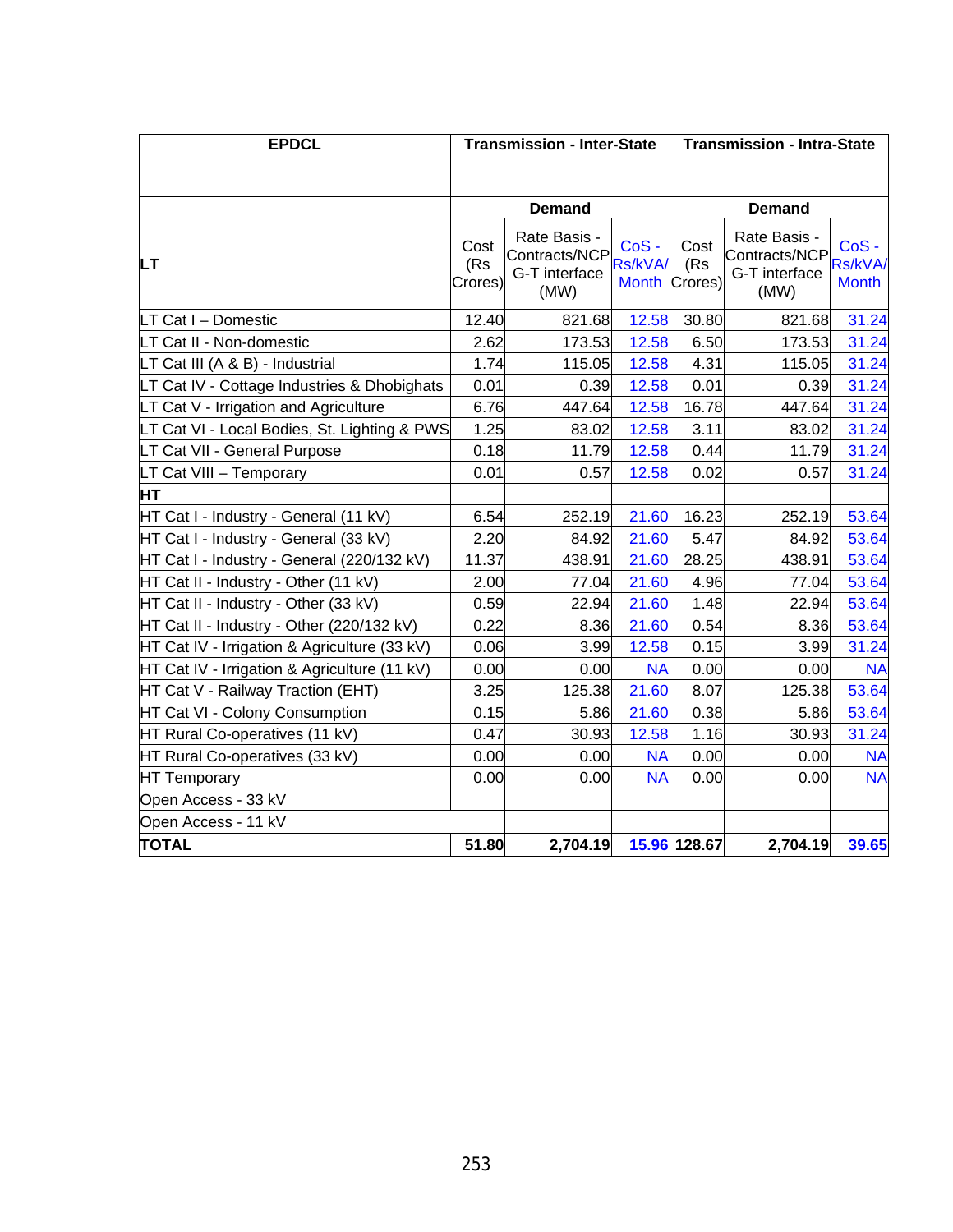| EPDCL | Transmission - Inter-State | | | Transmission - Intra-State | | |
|---|---|---|---|---|---|---|
| | Demand | | | Demand | | |
| LT | Cost (Rs Crores) | Rate Basis - Contracts/NCP G-T interface (MW) | CoS - Rs/kVA/ Month | Cost (Rs Crores) | Rate Basis - Contracts/NCP G-T interface (MW) | CoS - Rs/kVA/ Month |
| LT Cat I – Domestic | 12.40 | 821.68 | 12.58 | 30.80 | 821.68 | 31.24 |
| LT Cat II - Non-domestic | 2.62 | 173.53 | 12.58 | 6.50 | 173.53 | 31.24 |
| LT Cat III (A & B) - Industrial | 1.74 | 115.05 | 12.58 | 4.31 | 115.05 | 31.24 |
| LT Cat IV - Cottage Industries & Dhobighats | 0.01 | 0.39 | 12.58 | 0.01 | 0.39 | 31.24 |
| LT Cat V - Irrigation and Agriculture | 6.76 | 447.64 | 12.58 | 16.78 | 447.64 | 31.24 |
| LT Cat VI - Local Bodies, St. Lighting & PWS | 1.25 | 83.02 | 12.58 | 3.11 | 83.02 | 31.24 |
| LT Cat VII - General Purpose | 0.18 | 11.79 | 12.58 | 0.44 | 11.79 | 31.24 |
| LT Cat VIII – Temporary | 0.01 | 0.57 | 12.58 | 0.02 | 0.57 | 31.24 |
| **HT** | | | | | | |
| HT Cat I - Industry - General (11 kV) | 6.54 | 252.19 | 21.60 | 16.23 | 252.19 | 53.64 |
| HT Cat I - Industry - General (33 kV) | 2.20 | 84.92 | 21.60 | 5.47 | 84.92 | 53.64 |
| HT Cat I - Industry - General (220/132 kV) | 11.37 | 438.91 | 21.60 | 28.25 | 438.91 | 53.64 |
| HT Cat II - Industry - Other (11 kV) | 2.00 | 77.04 | 21.60 | 4.96 | 77.04 | 53.64 |
| HT Cat II - Industry - Other (33 kV) | 0.59 | 22.94 | 21.60 | 1.48 | 22.94 | 53.64 |
| HT Cat II - Industry - Other (220/132 kV) | 0.22 | 8.36 | 21.60 | 0.54 | 8.36 | 53.64 |
| HT Cat IV - Irrigation & Agriculture (33 kV) | 0.06 | 3.99 | 12.58 | 0.15 | 3.99 | 31.24 |
| HT Cat IV - Irrigation & Agriculture (11 kV) | 0.00 | 0.00 | NA | 0.00 | 0.00 | NA |
| HT Cat V - Railway Traction (EHT) | 3.25 | 125.38 | 21.60 | 8.07 | 125.38 | 53.64 |
| HT Cat VI - Colony Consumption | 0.15 | 5.86 | 21.60 | 0.38 | 5.86 | 53.64 |
| HT Rural Co-operatives (11 kV) | 0.47 | 30.93 | 12.58 | 1.16 | 30.93 | 31.24 |
| HT Rural Co-operatives (33 kV) | 0.00 | 0.00 | NA | 0.00 | 0.00 | NA |
| HT Temporary | 0.00 | 0.00 | NA | 0.00 | 0.00 | NA |
| Open Access - 33 kV | | | | | | |
| Open Access - 11 kV | | | | | | |
| **TOTAL** | **51.80** | **2,704.19** | **15.96** | **128.67** | **2,704.19** | **39.65** |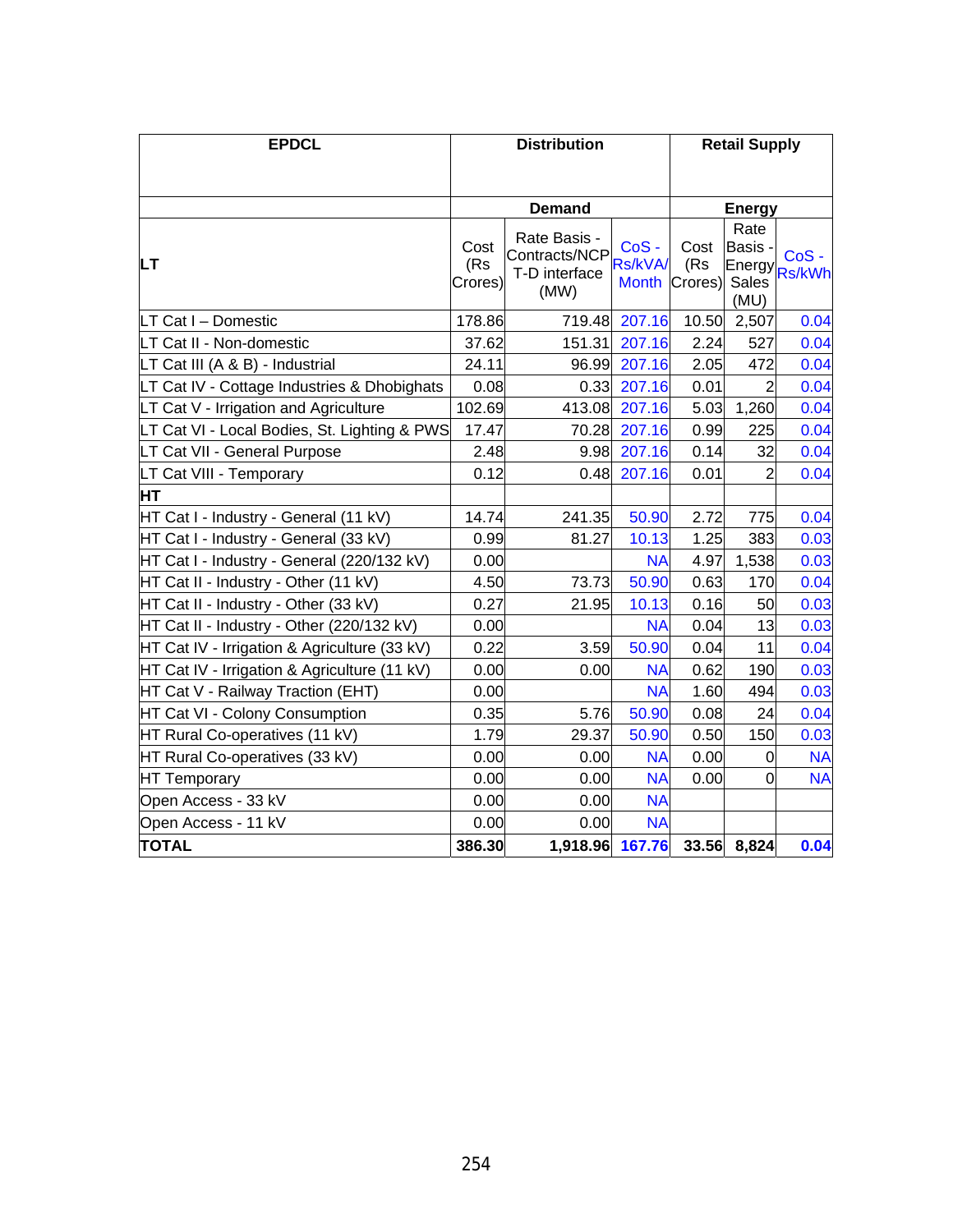| EPDCL | Distribution | | | Retail Supply | | |
|---|---|---|---|---|---|---|
| | Demand | | | Energy | | |
| **LT** | Cost (Rs Crores) | Rate Basis - Contracts/NCP T-D interface (MW) | CoS - Rs/kVA/ Month | Cost (Rs Crores) | Rate Basis - Energy Sales (MU) | CoS - Rs/kWh |
| LT Cat I – Domestic | 178.86 | 719.48 | 207.16 | 10.50 | 2,507 | 0.04 |
| LT Cat II - Non-domestic | 37.62 | 151.31 | 207.16 | 2.24 | 527 | 0.04 |
| LT Cat III (A & B) - Industrial | 24.11 | 96.99 | 207.16 | 2.05 | 472 | 0.04 |
| LT Cat IV - Cottage Industries & Dhobighats | 0.08 | 0.33 | 207.16 | 0.01 | 2 | 0.04 |
| LT Cat V - Irrigation and Agriculture | 102.69 | 413.08 | 207.16 | 5.03 | 1,260 | 0.04 |
| LT Cat VI - Local Bodies, St. Lighting & PWS | 17.47 | 70.28 | 207.16 | 0.99 | 225 | 0.04 |
| LT Cat VII - General Purpose | 2.48 | 9.98 | 207.16 | 0.14 | 32 | 0.04 |
| LT Cat VIII - Temporary | 0.12 | 0.48 | 207.16 | 0.01 | 2 | 0.04 |
| **HT** | | | | | | |
| HT Cat I - Industry - General (11 kV) | 14.74 | 241.35 | 50.90 | 2.72 | 775 | 0.04 |
| HT Cat I - Industry - General (33 kV) | 0.99 | 81.27 | 10.13 | 1.25 | 383 | 0.03 |
| HT Cat I - Industry - General (220/132 kV) | 0.00 | | NA | 4.97 | 1,538 | 0.03 |
| HT Cat II - Industry - Other (11 kV) | 4.50 | 73.73 | 50.90 | 0.63 | 170 | 0.04 |
| HT Cat II - Industry - Other (33 kV) | 0.27 | 21.95 | 10.13 | 0.16 | 50 | 0.03 |
| HT Cat II - Industry - Other (220/132 kV) | 0.00 | | NA | 0.04 | 13 | 0.03 |
| HT Cat IV - Irrigation & Agriculture (33 kV) | 0.22 | 3.59 | 50.90 | 0.04 | 11 | 0.04 |
| HT Cat IV - Irrigation & Agriculture (11 kV) | 0.00 | 0.00 | NA | 0.62 | 190 | 0.03 |
| HT Cat V - Railway Traction (EHT) | 0.00 | | NA | 1.60 | 494 | 0.03 |
| HT Cat VI - Colony Consumption | 0.35 | 5.76 | 50.90 | 0.08 | 24 | 0.04 |
| HT Rural Co-operatives (11 kV) | 1.79 | 29.37 | 50.90 | 0.50 | 150 | 0.03 |
| HT Rural Co-operatives (33 kV) | 0.00 | 0.00 | NA | 0.00 | 0 | NA |
| HT Temporary | 0.00 | 0.00 | NA | 0.00 | 0 | NA |
| Open Access - 33 kV | 0.00 | 0.00 | NA | | | |
| Open Access - 11 kV | 0.00 | 0.00 | NA | | | |
| **TOTAL** | **386.30** | **1,918.96** | **167.76** | **33.56** | **8,824** | **0.04** |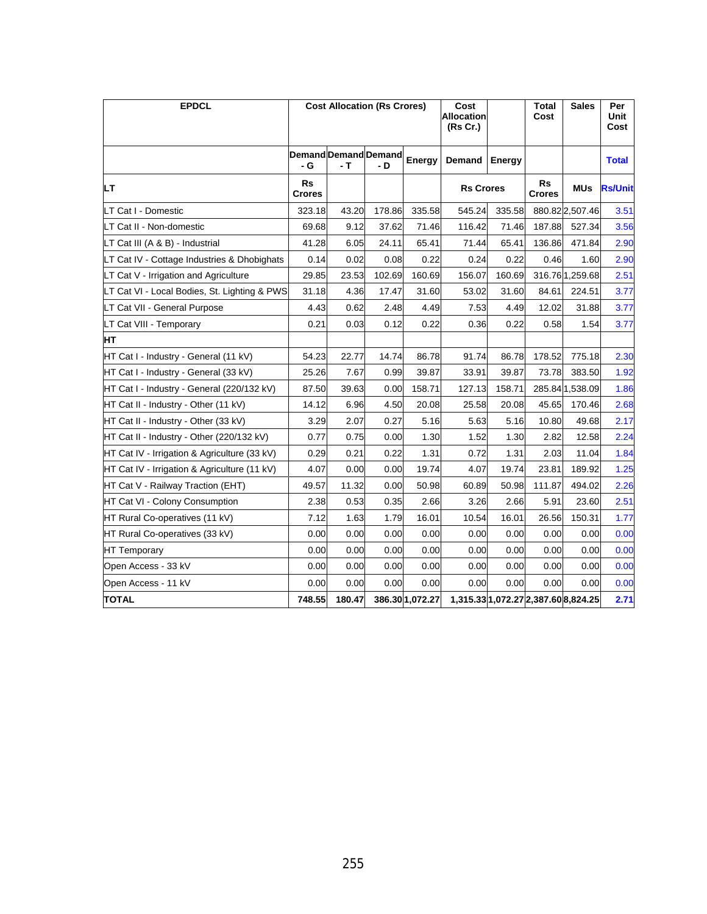| EPDCL | Cost Allocation (Rs Crores) | | | | Cost Allocation (Rs Cr.) | | Total Cost | Sales | Per Unit Cost |
|---|---|---|---|---|---|---|---|---|---|
| | Demand - G | Demand - T | Demand - D | Energy | Demand | Energy | | | Total |
| **LT** | Rs Crores | | | | Rs Crores | | Rs Crores | MUs | Rs/Unit |
| LT Cat I - Domestic | 323.18 | 43.20 | 178.86 | 335.58 | 545.24 | 335.58 | 880.82 | 2,507.46 | 3.51 |
| LT Cat II - Non-domestic | 69.68 | 9.12 | 37.62 | 71.46 | 116.42 | 71.46 | 187.88 | 527.34 | 3.56 |
| LT Cat III (A & B) - Industrial | 41.28 | 6.05 | 24.11 | 65.41 | 71.44 | 65.41 | 136.86 | 471.84 | 2.90 |
| LT Cat IV - Cottage Industries & Dhobighats | 0.14 | 0.02 | 0.08 | 0.22 | 0.24 | 0.22 | 0.46 | 1.60 | 2.90 |
| LT Cat V - Irrigation and Agriculture | 29.85 | 23.53 | 102.69 | 160.69 | 156.07 | 160.69 | 316.76 | 1,259.68 | 2.51 |
| LT Cat VI - Local Bodies, St. Lighting & PWS | 31.18 | 4.36 | 17.47 | 31.60 | 53.02 | 31.60 | 84.61 | 224.51 | 3.77 |
| LT Cat VII - General Purpose | 4.43 | 0.62 | 2.48 | 4.49 | 7.53 | 4.49 | 12.02 | 31.88 | 3.77 |
| LT Cat VIII - Temporary | 0.21 | 0.03 | 0.12 | 0.22 | 0.36 | 0.22 | 0.58 | 1.54 | 3.77 |
| **HT** | | | | | | | | | |
| HT Cat I - Industry - General (11 kV) | 54.23 | 22.77 | 14.74 | 86.78 | 91.74 | 86.78 | 178.52 | 775.18 | 2.30 |
| HT Cat I - Industry - General (33 kV) | 25.26 | 7.67 | 0.99 | 39.87 | 33.91 | 39.87 | 73.78 | 383.50 | 1.92 |
| HT Cat I - Industry - General (220/132 kV) | 87.50 | 39.63 | 0.00 | 158.71 | 127.13 | 158.71 | 285.84 | 1,538.09 | 1.86 |
| HT Cat II - Industry - Other (11 kV) | 14.12 | 6.96 | 4.50 | 20.08 | 25.58 | 20.08 | 45.65 | 170.46 | 2.68 |
| HT Cat II - Industry - Other (33 kV) | 3.29 | 2.07 | 0.27 | 5.16 | 5.63 | 5.16 | 10.80 | 49.68 | 2.17 |
| HT Cat II - Industry - Other (220/132 kV) | 0.77 | 0.75 | 0.00 | 1.30 | 1.52 | 1.30 | 2.82 | 12.58 | 2.24 |
| HT Cat IV - Irrigation & Agriculture (33 kV) | 0.29 | 0.21 | 0.22 | 1.31 | 0.72 | 1.31 | 2.03 | 11.04 | 1.84 |
| HT Cat IV - Irrigation & Agriculture (11 kV) | 4.07 | 0.00 | 0.00 | 19.74 | 4.07 | 19.74 | 23.81 | 189.92 | 1.25 |
| HT Cat V - Railway Traction (EHT) | 49.57 | 11.32 | 0.00 | 50.98 | 60.89 | 50.98 | 111.87 | 494.02 | 2.26 |
| HT Cat VI - Colony Consumption | 2.38 | 0.53 | 0.35 | 2.66 | 3.26 | 2.66 | 5.91 | 23.60 | 2.51 |
| HT Rural Co-operatives (11 kV) | 7.12 | 1.63 | 1.79 | 16.01 | 10.54 | 16.01 | 26.56 | 150.31 | 1.77 |
| HT Rural Co-operatives (33 kV) | 0.00 | 0.00 | 0.00 | 0.00 | 0.00 | 0.00 | 0.00 | 0.00 | 0.00 |
| HT Temporary | 0.00 | 0.00 | 0.00 | 0.00 | 0.00 | 0.00 | 0.00 | 0.00 | 0.00 |
| Open Access - 33 kV | 0.00 | 0.00 | 0.00 | 0.00 | 0.00 | 0.00 | 0.00 | 0.00 | 0.00 |
| Open Access - 11 kV | 0.00 | 0.00 | 0.00 | 0.00 | 0.00 | 0.00 | 0.00 | 0.00 | 0.00 |
| **TOTAL** | **748.55** | **180.47** | **386.30** | **1,072.27** | **1,315.33** | **1,072.27** | **2,387.60** | **8,824.25** | **2.71** |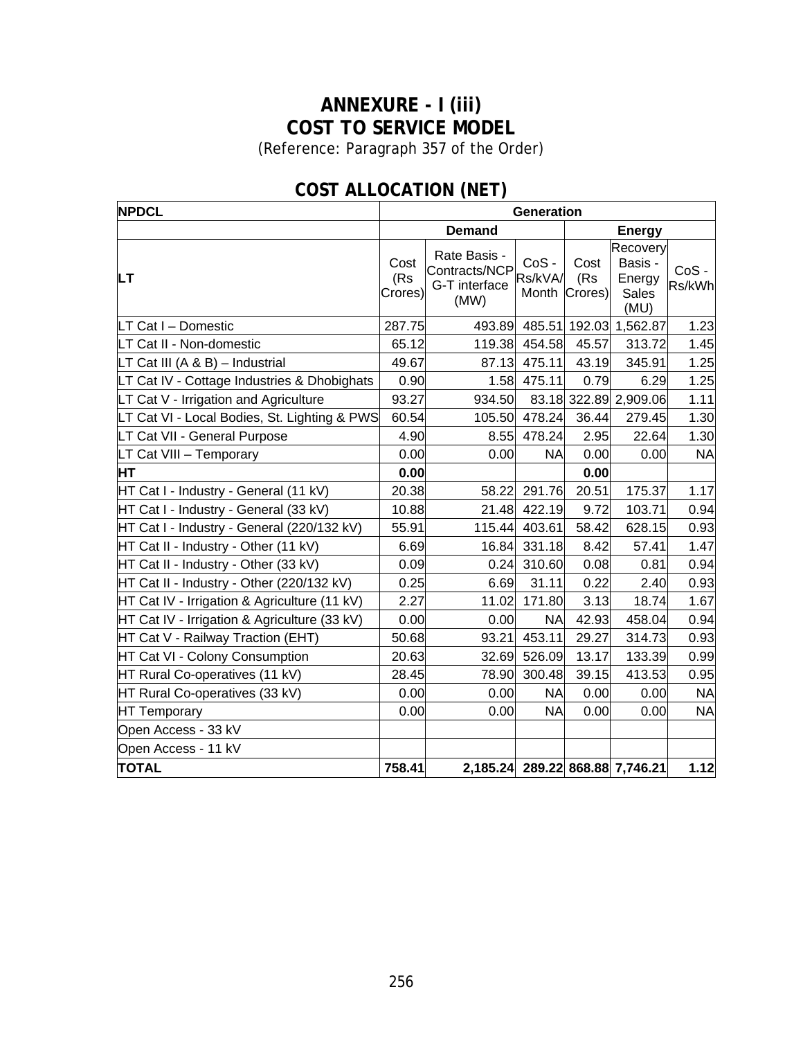# ANNEXURE - I (iii)
# COST TO SERVICE MODEL

(Reference: Paragraph 357 of the Order)

## COST ALLOCATION (NET)

| NPDCL | Generation | | | | | |
|---|---|---|---|---|---|---|
| | Demand | | | Energy | | |
| LT | Cost (Rs Crores) | Rate Basis - Contracts/NCP G-T interface (MW) | CoS - Rs/kVA/ Month | Cost (Rs Crores) | Recovery Basis - Energy Sales (MU) | CoS - Rs/kWh |
| LT Cat I – Domestic | 287.75 | 493.89 | 485.51 | 192.03 | 1,562.87 | 1.23 |
| LT Cat II - Non-domestic | 65.12 | 119.38 | 454.58 | 45.57 | 313.72 | 1.45 |
| LT Cat III (A & B) – Industrial | 49.67 | 87.13 | 475.11 | 43.19 | 345.91 | 1.25 |
| LT Cat IV - Cottage Industries & Dhobighats | 0.90 | 1.58 | 475.11 | 0.79 | 6.29 | 1.25 |
| LT Cat V - Irrigation and Agriculture | 93.27 | 934.50 | 83.18 | 322.89 | 2,909.06 | 1.11 |
| LT Cat VI - Local Bodies, St. Lighting & PWS | 60.54 | 105.50 | 478.24 | 36.44 | 279.45 | 1.30 |
| LT Cat VII - General Purpose | 4.90 | 8.55 | 478.24 | 2.95 | 22.64 | 1.30 |
| LT Cat VIII – Temporary | 0.00 | 0.00 | NA | 0.00 | 0.00 | NA |
| **HT** | **0.00** | | | **0.00** | | |
| HT Cat I - Industry - General (11 kV) | 20.38 | 58.22 | 291.76 | 20.51 | 175.37 | 1.17 |
| HT Cat I - Industry - General (33 kV) | 10.88 | 21.48 | 422.19 | 9.72 | 103.71 | 0.94 |
| HT Cat I - Industry - General (220/132 kV) | 55.91 | 115.44 | 403.61 | 58.42 | 628.15 | 0.93 |
| HT Cat II - Industry - Other (11 kV) | 6.69 | 16.84 | 331.18 | 8.42 | 57.41 | 1.47 |
| HT Cat II - Industry - Other (33 kV) | 0.09 | 0.24 | 310.60 | 0.08 | 0.81 | 0.94 |
| HT Cat II - Industry - Other (220/132 kV) | 0.25 | 6.69 | 31.11 | 0.22 | 2.40 | 0.93 |
| HT Cat IV - Irrigation & Agriculture (11 kV) | 2.27 | 11.02 | 171.80 | 3.13 | 18.74 | 1.67 |
| HT Cat IV - Irrigation & Agriculture (33 kV) | 0.00 | 0.00 | NA | 42.93 | 458.04 | 0.94 |
| HT Cat V - Railway Traction (EHT) | 50.68 | 93.21 | 453.11 | 29.27 | 314.73 | 0.93 |
| HT Cat VI - Colony Consumption | 20.63 | 32.69 | 526.09 | 13.17 | 133.39 | 0.99 |
| HT Rural Co-operatives (11 kV) | 28.45 | 78.90 | 300.48 | 39.15 | 413.53 | 0.95 |
| HT Rural Co-operatives (33 kV) | 0.00 | 0.00 | NA | 0.00 | 0.00 | NA |
| HT Temporary | 0.00 | 0.00 | NA | 0.00 | 0.00 | NA |
| Open Access - 33 kV | | | | | | |
| Open Access - 11 kV | | | | | | |
| **TOTAL** | **758.41** | **2,185.24** | **289.22** | **868.88** | **7,746.21** | **1.12** |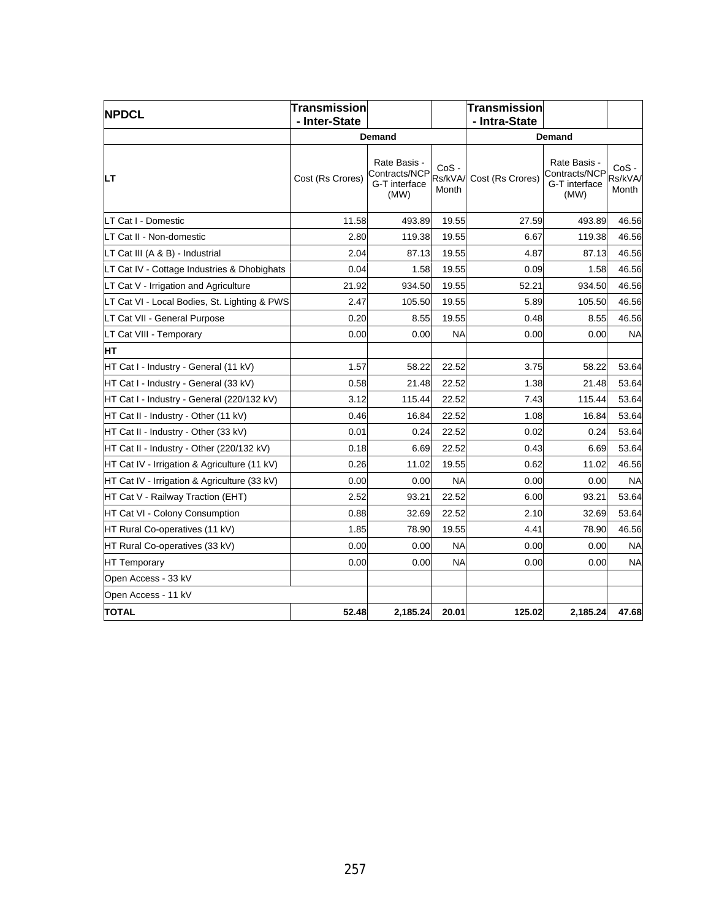| NPDCL | Transmission - Inter-State | | | Transmission - Intra-State | | |
|---|---|---|---|---|---|---|
| | | Demand | | | Demand | |
| LT | Cost (Rs Crores) | Rate Basis - Contracts/NCP G-T interface (MW) | CoS - Rs/kVA/ Month | Cost (Rs Crores) | Rate Basis - Contracts/NCP G-T interface (MW) | CoS - Rs/kVA/ Month |
| LT Cat I - Domestic | 11.58 | 493.89 | 19.55 | 27.59 | 493.89 | 46.56 |
| LT Cat II - Non-domestic | 2.80 | 119.38 | 19.55 | 6.67 | 119.38 | 46.56 |
| LT Cat III (A & B) - Industrial | 2.04 | 87.13 | 19.55 | 4.87 | 87.13 | 46.56 |
| LT Cat IV - Cottage Industries & Dhobighats | 0.04 | 1.58 | 19.55 | 0.09 | 1.58 | 46.56 |
| LT Cat V - Irrigation and Agriculture | 21.92 | 934.50 | 19.55 | 52.21 | 934.50 | 46.56 |
| LT Cat VI - Local Bodies, St. Lighting & PWS | 2.47 | 105.50 | 19.55 | 5.89 | 105.50 | 46.56 |
| LT Cat VII - General Purpose | 0.20 | 8.55 | 19.55 | 0.48 | 8.55 | 46.56 |
| LT Cat VIII - Temporary | 0.00 | 0.00 | NA | 0.00 | 0.00 | NA |
| **HT** | | | | | | |
| HT Cat I - Industry - General (11 kV) | 1.57 | 58.22 | 22.52 | 3.75 | 58.22 | 53.64 |
| HT Cat I - Industry - General (33 kV) | 0.58 | 21.48 | 22.52 | 1.38 | 21.48 | 53.64 |
| HT Cat I - Industry - General (220/132 kV) | 3.12 | 115.44 | 22.52 | 7.43 | 115.44 | 53.64 |
| HT Cat II - Industry - Other (11 kV) | 0.46 | 16.84 | 22.52 | 1.08 | 16.84 | 53.64 |
| HT Cat II - Industry - Other (33 kV) | 0.01 | 0.24 | 22.52 | 0.02 | 0.24 | 53.64 |
| HT Cat II - Industry - Other (220/132 kV) | 0.18 | 6.69 | 22.52 | 0.43 | 6.69 | 53.64 |
| HT Cat IV - Irrigation & Agriculture (11 kV) | 0.26 | 11.02 | 19.55 | 0.62 | 11.02 | 46.56 |
| HT Cat IV - Irrigation & Agriculture (33 kV) | 0.00 | 0.00 | NA | 0.00 | 0.00 | NA |
| HT Cat V - Railway Traction (EHT) | 2.52 | 93.21 | 22.52 | 6.00 | 93.21 | 53.64 |
| HT Cat VI - Colony Consumption | 0.88 | 32.69 | 22.52 | 2.10 | 32.69 | 53.64 |
| HT Rural Co-operatives (11 kV) | 1.85 | 78.90 | 19.55 | 4.41 | 78.90 | 46.56 |
| HT Rural Co-operatives (33 kV) | 0.00 | 0.00 | NA | 0.00 | 0.00 | NA |
| HT Temporary | 0.00 | 0.00 | NA | 0.00 | 0.00 | NA |
| Open Access - 33 kV | | | | | | |
| Open Access - 11 kV | | | | | | |
| **TOTAL** | **52.48** | **2,185.24** | **20.01** | **125.02** | **2,185.24** | **47.68** |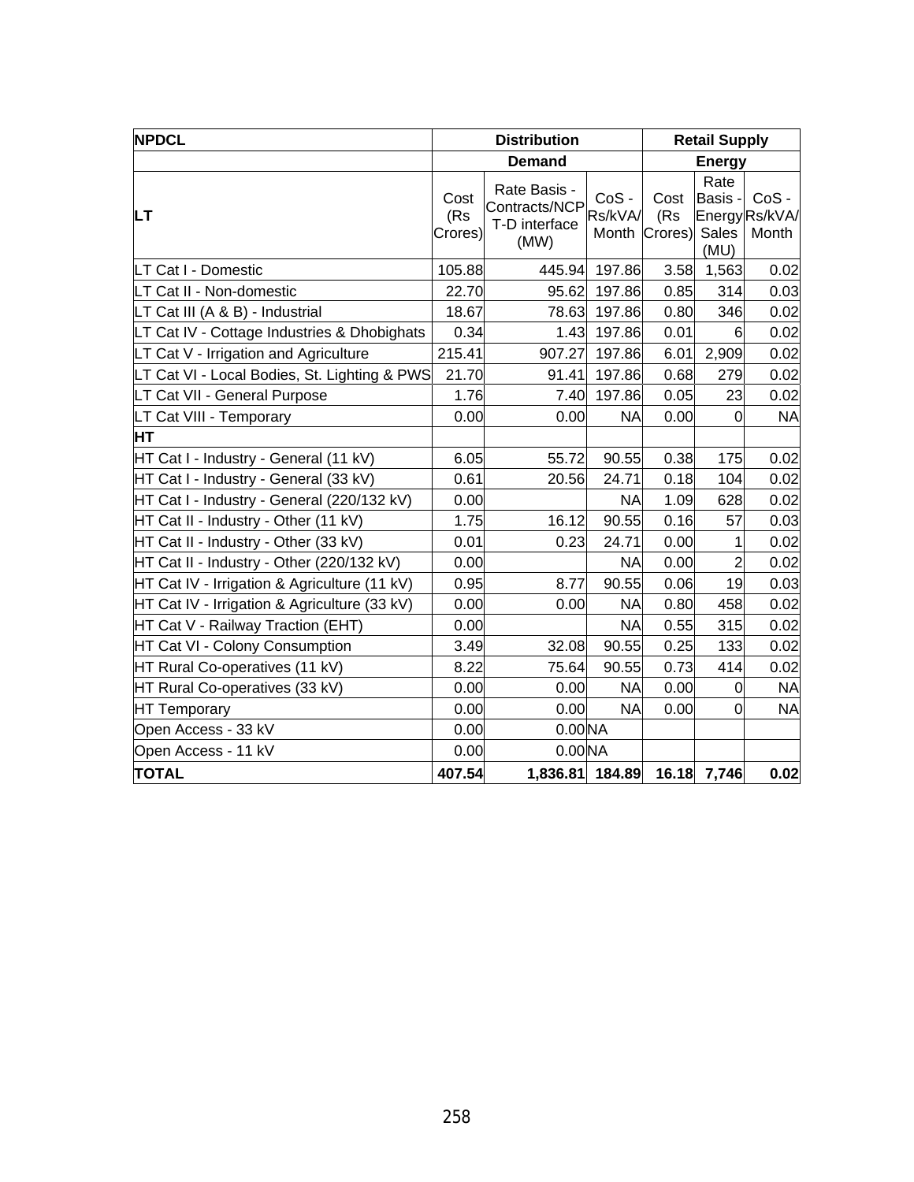| NPDCL | Distribution | | | Retail Supply | | |
|---|---|---|---|---|---|---|
| | Demand | | | Energy | | |
| LT | Cost (Rs Crores) | Rate Basis - Contracts/NCP T-D interface (MW) | CoS - Rs/kVA/ Month | Cost (Rs Crores) | Rate Basis - Energy Sales (MU) | CoS - Rs/kVA/ Month |
| LT Cat I - Domestic | 105.88 | 445.94 | 197.86 | 3.58 | 1,563 | 0.02 |
| LT Cat II - Non-domestic | 22.70 | 95.62 | 197.86 | 0.85 | 314 | 0.03 |
| LT Cat III (A & B) - Industrial | 18.67 | 78.63 | 197.86 | 0.80 | 346 | 0.02 |
| LT Cat IV - Cottage Industries & Dhobighats | 0.34 | 1.43 | 197.86 | 0.01 | 6 | 0.02 |
| LT Cat V - Irrigation and Agriculture | 215.41 | 907.27 | 197.86 | 6.01 | 2,909 | 0.02 |
| LT Cat VI - Local Bodies, St. Lighting & PWS | 21.70 | 91.41 | 197.86 | 0.68 | 279 | 0.02 |
| LT Cat VII - General Purpose | 1.76 | 7.40 | 197.86 | 0.05 | 23 | 0.02 |
| LT Cat VIII - Temporary | 0.00 | 0.00 | NA | 0.00 | 0 | NA |
| **HT** | | | | | | |
| HT Cat I - Industry - General (11 kV) | 6.05 | 55.72 | 90.55 | 0.38 | 175 | 0.02 |
| HT Cat I - Industry - General (33 kV) | 0.61 | 20.56 | 24.71 | 0.18 | 104 | 0.02 |
| HT Cat I - Industry - General (220/132 kV) | 0.00 | | NA | 1.09 | 628 | 0.02 |
| HT Cat II - Industry - Other (11 kV) | 1.75 | 16.12 | 90.55 | 0.16 | 57 | 0.03 |
| HT Cat II - Industry - Other (33 kV) | 0.01 | 0.23 | 24.71 | 0.00 | 1 | 0.02 |
| HT Cat II - Industry - Other (220/132 kV) | 0.00 | | NA | 0.00 | 2 | 0.02 |
| HT Cat IV - Irrigation & Agriculture (11 kV) | 0.95 | 8.77 | 90.55 | 0.06 | 19 | 0.03 |
| HT Cat IV - Irrigation & Agriculture (33 kV) | 0.00 | 0.00 | NA | 0.80 | 458 | 0.02 |
| HT Cat V - Railway Traction (EHT) | 0.00 | | NA | 0.55 | 315 | 0.02 |
| HT Cat VI - Colony Consumption | 3.49 | 32.08 | 90.55 | 0.25 | 133 | 0.02 |
| HT Rural Co-operatives (11 kV) | 8.22 | 75.64 | 90.55 | 0.73 | 414 | 0.02 |
| HT Rural Co-operatives (33 kV) | 0.00 | 0.00 | NA | 0.00 | 0 | NA |
| HT Temporary | 0.00 | 0.00 | NA | 0.00 | 0 | NA |
| Open Access - 33 kV | 0.00 | 0.00 | NA | | | |
| Open Access - 11 kV | 0.00 | 0.00 | NA | | | |
| **TOTAL** | **407.54** | **1,836.81** | **184.89** | **16.18** | **7,746** | **0.02** |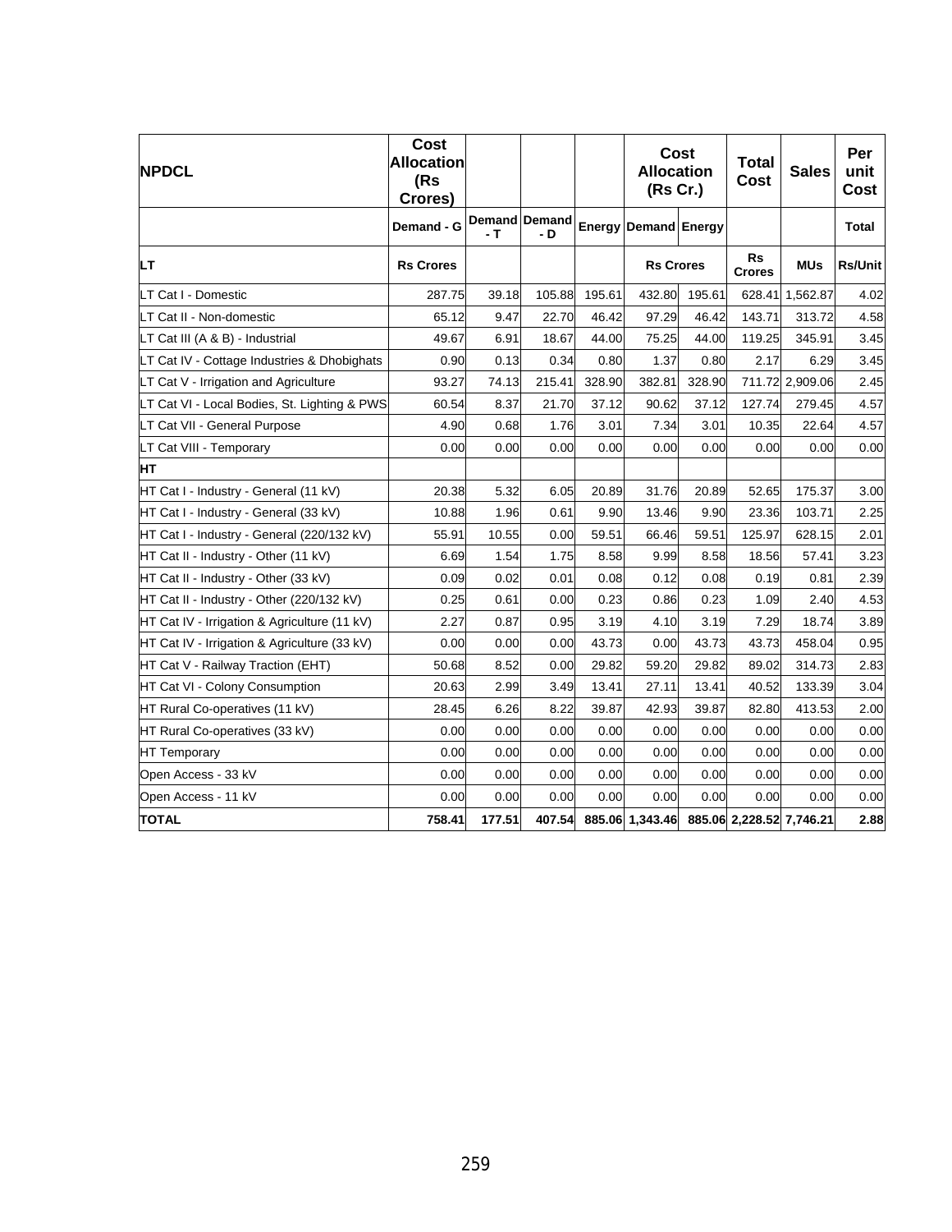| NPDCL | Cost Allocation (Rs Crores) | | | | Cost Allocation (Rs Cr.) | | Total Cost | Sales | Per unit Cost |
|---|---|---|---|---|---|---|---|---|---|
| | Demand - G | Demand - T | Demand - D | Energy | Demand | Energy | | | Total |
| LT | Rs Crores | | | | Rs Crores | | Rs Crores | MUs | Rs/Unit |
| LT Cat I - Domestic | 287.75 | 39.18 | 105.88 | 195.61 | 432.80 | 195.61 | 628.41 | 1,562.87 | 4.02 |
| LT Cat II - Non-domestic | 65.12 | 9.47 | 22.70 | 46.42 | 97.29 | 46.42 | 143.71 | 313.72 | 4.58 |
| LT Cat III (A & B) - Industrial | 49.67 | 6.91 | 18.67 | 44.00 | 75.25 | 44.00 | 119.25 | 345.91 | 3.45 |
| LT Cat IV - Cottage Industries & Dhobighats | 0.90 | 0.13 | 0.34 | 0.80 | 1.37 | 0.80 | 2.17 | 6.29 | 3.45 |
| LT Cat V - Irrigation and Agriculture | 93.27 | 74.13 | 215.41 | 328.90 | 382.81 | 328.90 | 711.72 | 2,909.06 | 2.45 |
| LT Cat VI - Local Bodies, St. Lighting & PWS | 60.54 | 8.37 | 21.70 | 37.12 | 90.62 | 37.12 | 127.74 | 279.45 | 4.57 |
| LT Cat VII - General Purpose | 4.90 | 0.68 | 1.76 | 3.01 | 7.34 | 3.01 | 10.35 | 22.64 | 4.57 |
| LT Cat VIII - Temporary | 0.00 | 0.00 | 0.00 | 0.00 | 0.00 | 0.00 | 0.00 | 0.00 | 0.00 |
| HT | | | | | | | | | |
| HT Cat I - Industry - General (11 kV) | 20.38 | 5.32 | 6.05 | 20.89 | 31.76 | 20.89 | 52.65 | 175.37 | 3.00 |
| HT Cat I - Industry - General (33 kV) | 10.88 | 1.96 | 0.61 | 9.90 | 13.46 | 9.90 | 23.36 | 103.71 | 2.25 |
| HT Cat I - Industry - General (220/132 kV) | 55.91 | 10.55 | 0.00 | 59.51 | 66.46 | 59.51 | 125.97 | 628.15 | 2.01 |
| HT Cat II - Industry - Other (11 kV) | 6.69 | 1.54 | 1.75 | 8.58 | 9.99 | 8.58 | 18.56 | 57.41 | 3.23 |
| HT Cat II - Industry - Other (33 kV) | 0.09 | 0.02 | 0.01 | 0.08 | 0.12 | 0.08 | 0.19 | 0.81 | 2.39 |
| HT Cat II - Industry - Other (220/132 kV) | 0.25 | 0.61 | 0.00 | 0.23 | 0.86 | 0.23 | 1.09 | 2.40 | 4.53 |
| HT Cat IV - Irrigation & Agriculture (11 kV) | 2.27 | 0.87 | 0.95 | 3.19 | 4.10 | 3.19 | 7.29 | 18.74 | 3.89 |
| HT Cat IV - Irrigation & Agriculture (33 kV) | 0.00 | 0.00 | 0.00 | 43.73 | 0.00 | 43.73 | 43.73 | 458.04 | 0.95 |
| HT Cat V - Railway Traction (EHT) | 50.68 | 8.52 | 0.00 | 29.82 | 59.20 | 29.82 | 89.02 | 314.73 | 2.83 |
| HT Cat VI - Colony Consumption | 20.63 | 2.99 | 3.49 | 13.41 | 27.11 | 13.41 | 40.52 | 133.39 | 3.04 |
| HT Rural Co-operatives (11 kV) | 28.45 | 6.26 | 8.22 | 39.87 | 42.93 | 39.87 | 82.80 | 413.53 | 2.00 |
| HT Rural Co-operatives (33 kV) | 0.00 | 0.00 | 0.00 | 0.00 | 0.00 | 0.00 | 0.00 | 0.00 | 0.00 |
| HT Temporary | 0.00 | 0.00 | 0.00 | 0.00 | 0.00 | 0.00 | 0.00 | 0.00 | 0.00 |
| Open Access - 33 kV | 0.00 | 0.00 | 0.00 | 0.00 | 0.00 | 0.00 | 0.00 | 0.00 | 0.00 |
| Open Access - 11 kV | 0.00 | 0.00 | 0.00 | 0.00 | 0.00 | 0.00 | 0.00 | 0.00 | 0.00 |
| **TOTAL** | **758.41** | **177.51** | **407.54** | **885.06** | **1,343.46** | **885.06** | **2,228.52** | **7,746.21** | **2.88** |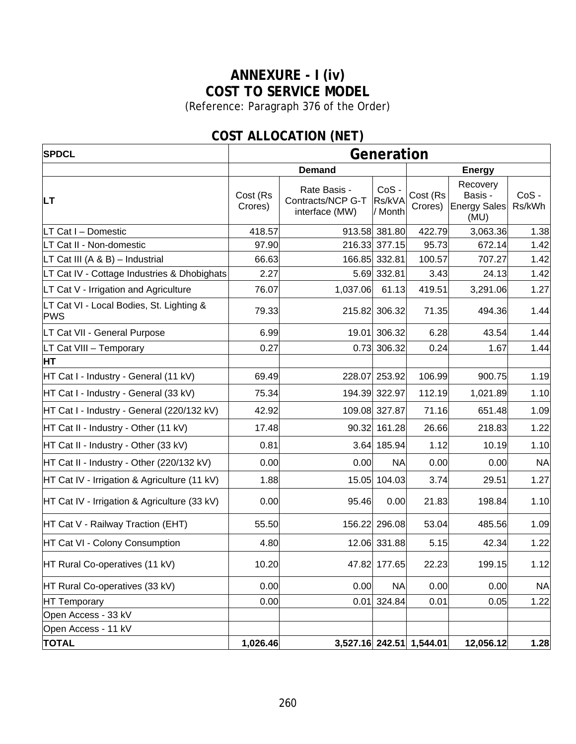# ANNEXURE - I (iv)
## COST TO SERVICE MODEL

(Reference: Paragraph 376 of the Order)

### COST ALLOCATION (NET)

| SPDCL | Generation | | | | | |
|---|---|---|---|---|---|---|
| | Demand | | | Energy | | |
| **LT** | Cost (Rs Crores) | Rate Basis - Contracts/NCP G-T interface (MW) | CoS - Rs/kVA / Month | Cost (Rs Crores) | Recovery Basis - Energy Sales (MU) | CoS - Rs/kWh |
| LT Cat I – Domestic | 418.57 | 913.58 | 381.80 | 422.79 | 3,063.36 | 1.38 |
| LT Cat II - Non-domestic | 97.90 | 216.33 | 377.15 | 95.73 | 672.14 | 1.42 |
| LT Cat III (A & B) – Industrial | 66.63 | 166.85 | 332.81 | 100.57 | 707.27 | 1.42 |
| LT Cat IV - Cottage Industries & Dhobighats | 2.27 | 5.69 | 332.81 | 3.43 | 24.13 | 1.42 |
| LT Cat V - Irrigation and Agriculture | 76.07 | 1,037.06 | 61.13 | 419.51 | 3,291.06 | 1.27 |
| LT Cat VI - Local Bodies, St. Lighting & PWS | 79.33 | 215.82 | 306.32 | 71.35 | 494.36 | 1.44 |
| LT Cat VII - General Purpose | 6.99 | 19.01 | 306.32 | 6.28 | 43.54 | 1.44 |
| LT Cat VIII – Temporary | 0.27 | 0.73 | 306.32 | 0.24 | 1.67 | 1.44 |
| **HT** | | | | | | |
| HT Cat I - Industry - General (11 kV) | 69.49 | 228.07 | 253.92 | 106.99 | 900.75 | 1.19 |
| HT Cat I - Industry - General (33 kV) | 75.34 | 194.39 | 322.97 | 112.19 | 1,021.89 | 1.10 |
| HT Cat I - Industry - General (220/132 kV) | 42.92 | 109.08 | 327.87 | 71.16 | 651.48 | 1.09 |
| HT Cat II - Industry - Other (11 kV) | 17.48 | 90.32 | 161.28 | 26.66 | 218.83 | 1.22 |
| HT Cat II - Industry - Other (33 kV) | 0.81 | 3.64 | 185.94 | 1.12 | 10.19 | 1.10 |
| HT Cat II - Industry - Other (220/132 kV) | 0.00 | 0.00 | NA | 0.00 | 0.00 | NA |
| HT Cat IV - Irrigation & Agriculture (11 kV) | 1.88 | 15.05 | 104.03 | 3.74 | 29.51 | 1.27 |
| HT Cat IV - Irrigation & Agriculture (33 kV) | 0.00 | 95.46 | 0.00 | 21.83 | 198.84 | 1.10 |
| HT Cat V - Railway Traction (EHT) | 55.50 | 156.22 | 296.08 | 53.04 | 485.56 | 1.09 |
| HT Cat VI - Colony Consumption | 4.80 | 12.06 | 331.88 | 5.15 | 42.34 | 1.22 |
| HT Rural Co-operatives (11 kV) | 10.20 | 47.82 | 177.65 | 22.23 | 199.15 | 1.12 |
| HT Rural Co-operatives (33 kV) | 0.00 | 0.00 | NA | 0.00 | 0.00 | NA |
| HT Temporary | 0.00 | 0.01 | 324.84 | 0.01 | 0.05 | 1.22 |
| Open Access - 33 kV | | | | | | |
| Open Access - 11 kV | | | | | | |
| **TOTAL** | **1,026.46** | **3,527.16** | **242.51** | **1,544.01** | **12,056.12** | **1.28** |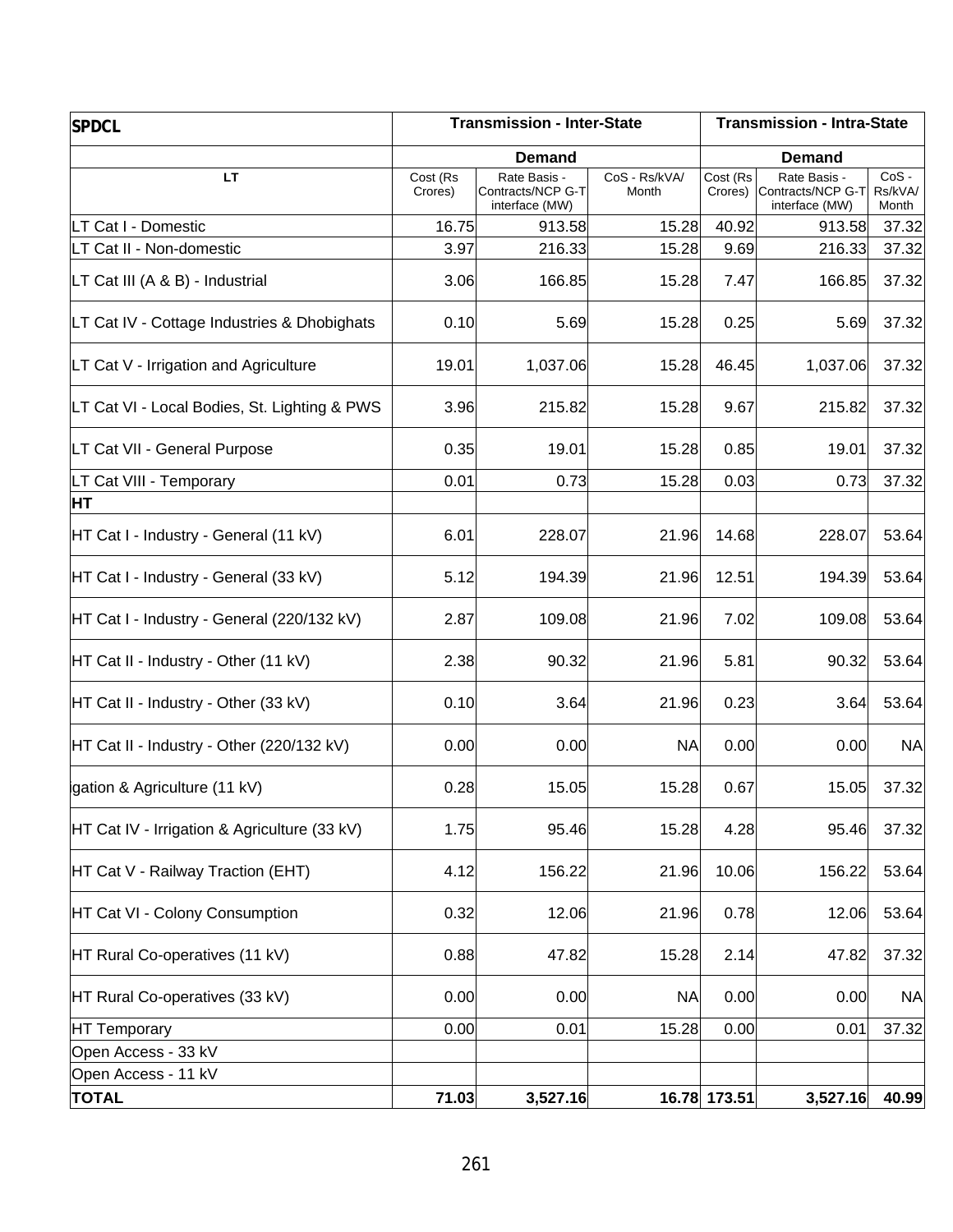| SPDCL | Transmission - Inter-State | | | Transmission - Intra-State | | |
|---|---|---|---|---|---|---|
| | Demand | | | Demand | | |
| LT | Cost (Rs Crores) | Rate Basis - Contracts/NCP G-T interface (MW) | CoS - Rs/kVA/ Month | Cost (Rs Crores) | Rate Basis - Contracts/NCP G-T interface (MW) | CoS - Rs/kVA/ Month |
| LT Cat I - Domestic | 16.75 | 913.58 | 15.28 | 40.92 | 913.58 | 37.32 |
| LT Cat II - Non-domestic | 3.97 | 216.33 | 15.28 | 9.69 | 216.33 | 37.32 |
| LT Cat III (A & B) - Industrial | 3.06 | 166.85 | 15.28 | 7.47 | 166.85 | 37.32 |
| LT Cat IV - Cottage Industries & Dhobighats | 0.10 | 5.69 | 15.28 | 0.25 | 5.69 | 37.32 |
| LT Cat V - Irrigation and Agriculture | 19.01 | 1,037.06 | 15.28 | 46.45 | 1,037.06 | 37.32 |
| LT Cat VI - Local Bodies, St. Lighting & PWS | 3.96 | 215.82 | 15.28 | 9.67 | 215.82 | 37.32 |
| LT Cat VII - General Purpose | 0.35 | 19.01 | 15.28 | 0.85 | 19.01 | 37.32 |
| LT Cat VIII - Temporary | 0.01 | 0.73 | 15.28 | 0.03 | 0.73 | 37.32 |
| **HT** | | | | | | |
| HT Cat I - Industry - General (11 kV) | 6.01 | 228.07 | 21.96 | 14.68 | 228.07 | 53.64 |
| HT Cat I - Industry - General (33 kV) | 5.12 | 194.39 | 21.96 | 12.51 | 194.39 | 53.64 |
| HT Cat I - Industry - General (220/132 kV) | 2.87 | 109.08 | 21.96 | 7.02 | 109.08 | 53.64 |
| HT Cat II - Industry - Other (11 kV) | 2.38 | 90.32 | 21.96 | 5.81 | 90.32 | 53.64 |
| HT Cat II - Industry - Other (33 kV) | 0.10 | 3.64 | 21.96 | 0.23 | 3.64 | 53.64 |
| HT Cat II - Industry - Other (220/132 kV) | 0.00 | 0.00 | NA | 0.00 | 0.00 | NA |
| gation & Agriculture (11 kV) | 0.28 | 15.05 | 15.28 | 0.67 | 15.05 | 37.32 |
| HT Cat IV - Irrigation & Agriculture (33 kV) | 1.75 | 95.46 | 15.28 | 4.28 | 95.46 | 37.32 |
| HT Cat V - Railway Traction (EHT) | 4.12 | 156.22 | 21.96 | 10.06 | 156.22 | 53.64 |
| HT Cat VI - Colony Consumption | 0.32 | 12.06 | 21.96 | 0.78 | 12.06 | 53.64 |
| HT Rural Co-operatives (11 kV) | 0.88 | 47.82 | 15.28 | 2.14 | 47.82 | 37.32 |
| HT Rural Co-operatives (33 kV) | 0.00 | 0.00 | NA | 0.00 | 0.00 | NA |
| HT Temporary | 0.00 | 0.01 | 15.28 | 0.00 | 0.01 | 37.32 |
| Open Access - 33 kV | | | | | | |
| Open Access - 11 kV | | | | | | |
| **TOTAL** | **71.03** | **3,527.16** | **16.78** | **173.51** | **3,527.16** | **40.99** |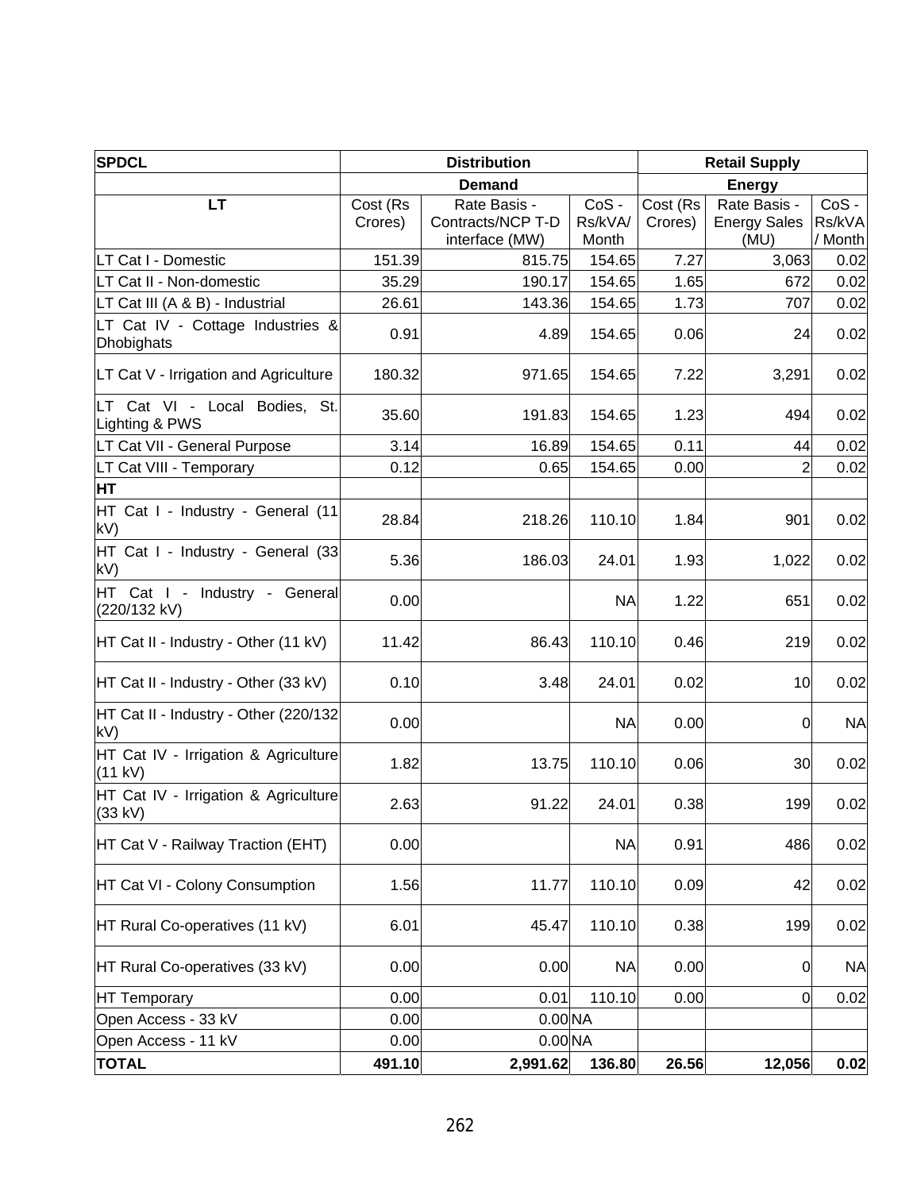| SPDCL | Distribution | | | Retail Supply | | |
|---|---|---|---|---|---|---|
| | Demand | | | Energy | | |
| LT | Cost (Rs Crores) | Rate Basis - Contracts/NCP T-D interface (MW) | CoS - Rs/kVA/ Month | Cost (Rs Crores) | Rate Basis - Energy Sales (MU) | CoS - Rs/kVA / Month |
| LT Cat I - Domestic | 151.39 | 815.75 | 154.65 | 7.27 | 3,063 | 0.02 |
| LT Cat II - Non-domestic | 35.29 | 190.17 | 154.65 | 1.65 | 672 | 0.02 |
| LT Cat III (A & B) - Industrial | 26.61 | 143.36 | 154.65 | 1.73 | 707 | 0.02 |
| LT Cat IV - Cottage Industries & Dhobighats | 0.91 | 4.89 | 154.65 | 0.06 | 24 | 0.02 |
| LT Cat V - Irrigation and Agriculture | 180.32 | 971.65 | 154.65 | 7.22 | 3,291 | 0.02 |
| LT Cat VI - Local Bodies, St. Lighting & PWS | 35.60 | 191.83 | 154.65 | 1.23 | 494 | 0.02 |
| LT Cat VII - General Purpose | 3.14 | 16.89 | 154.65 | 0.11 | 44 | 0.02 |
| LT Cat VIII - Temporary | 0.12 | 0.65 | 154.65 | 0.00 | 2 | 0.02 |
| **HT** | | | | | | |
| HT Cat I - Industry - General (11 kV) | 28.84 | 218.26 | 110.10 | 1.84 | 901 | 0.02 |
| HT Cat I - Industry - General (33 kV) | 5.36 | 186.03 | 24.01 | 1.93 | 1,022 | 0.02 |
| HT Cat I - Industry - General (220/132 kV) | 0.00 | | NA | 1.22 | 651 | 0.02 |
| HT Cat II - Industry - Other (11 kV) | 11.42 | 86.43 | 110.10 | 0.46 | 219 | 0.02 |
| HT Cat II - Industry - Other (33 kV) | 0.10 | 3.48 | 24.01 | 0.02 | 10 | 0.02 |
| HT Cat II - Industry - Other (220/132 kV) | 0.00 | | NA | 0.00 | 0 | NA |
| HT Cat IV - Irrigation & Agriculture (11 kV) | 1.82 | 13.75 | 110.10 | 0.06 | 30 | 0.02 |
| HT Cat IV - Irrigation & Agriculture (33 kV) | 2.63 | 91.22 | 24.01 | 0.38 | 199 | 0.02 |
| HT Cat V - Railway Traction (EHT) | 0.00 | | NA | 0.91 | 486 | 0.02 |
| HT Cat VI - Colony Consumption | 1.56 | 11.77 | 110.10 | 0.09 | 42 | 0.02 |
| HT Rural Co-operatives (11 kV) | 6.01 | 45.47 | 110.10 | 0.38 | 199 | 0.02 |
| HT Rural Co-operatives (33 kV) | 0.00 | 0.00 | NA | 0.00 | 0 | NA |
| HT Temporary | 0.00 | 0.01 | 110.10 | 0.00 | 0 | 0.02 |
| Open Access - 33 kV | 0.00 | 0.00 | NA | | | |
| Open Access - 11 kV | 0.00 | 0.00 | NA | | | |
| **TOTAL** | **491.10** | **2,991.62** | **136.80** | **26.56** | **12,056** | **0.02** |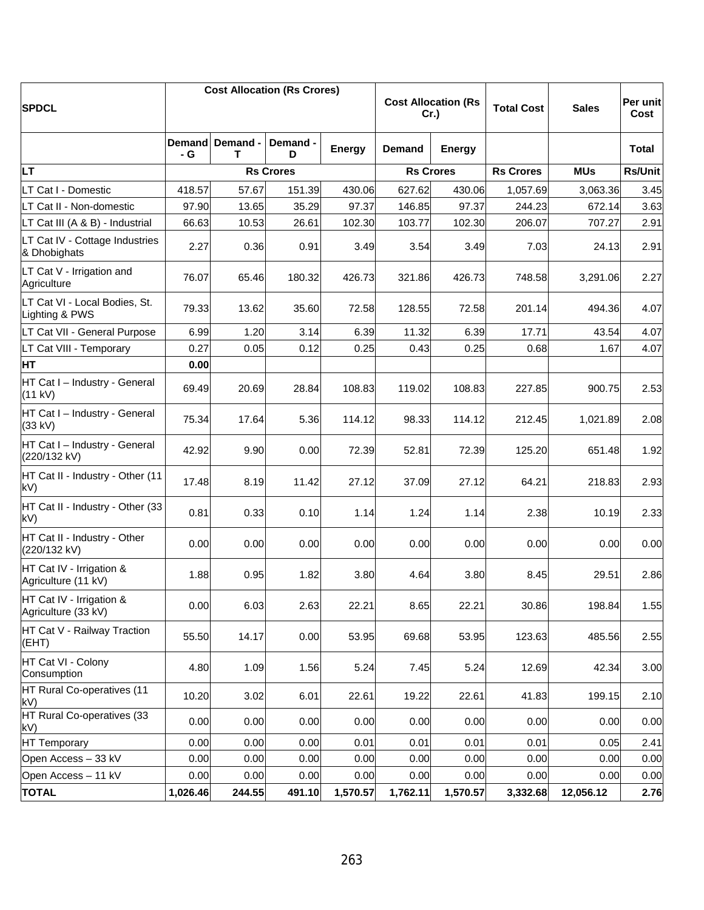| SPDCL | Cost Allocation (Rs Crores) | | | | Cost Allocation (Rs Cr.) | | Total Cost | Sales | Per unit Cost |
|---|---|---|---|---|---|---|---|---|---|
| | Demand - G | Demand - T | Demand - D | Energy | Demand | Energy | | | Total |
| **LT** | Rs Crores | | | | Rs Crores | | Rs Crores | MUs | Rs/Unit |
| LT Cat I - Domestic | 418.57 | 57.67 | 151.39 | 430.06 | 627.62 | 430.06 | 1,057.69 | 3,063.36 | 3.45 |
| LT Cat II - Non-domestic | 97.90 | 13.65 | 35.29 | 97.37 | 146.85 | 97.37 | 244.23 | 672.14 | 3.63 |
| LT Cat III (A & B) - Industrial | 66.63 | 10.53 | 26.61 | 102.30 | 103.77 | 102.30 | 206.07 | 707.27 | 2.91 |
| LT Cat IV - Cottage Industries & Dhobighats | 2.27 | 0.36 | 0.91 | 3.49 | 3.54 | 3.49 | 7.03 | 24.13 | 2.91 |
| LT Cat V - Irrigation and Agriculture | 76.07 | 65.46 | 180.32 | 426.73 | 321.86 | 426.73 | 748.58 | 3,291.06 | 2.27 |
| LT Cat VI - Local Bodies, St. Lighting & PWS | 79.33 | 13.62 | 35.60 | 72.58 | 128.55 | 72.58 | 201.14 | 494.36 | 4.07 |
| LT Cat VII - General Purpose | 6.99 | 1.20 | 3.14 | 6.39 | 11.32 | 6.39 | 17.71 | 43.54 | 4.07 |
| LT Cat VIII - Temporary | 0.27 | 0.05 | 0.12 | 0.25 | 0.43 | 0.25 | 0.68 | 1.67 | 4.07 |
| **HT** | **0.00** | | | | | | | | |
| HT Cat I – Industry - General (11 kV) | 69.49 | 20.69 | 28.84 | 108.83 | 119.02 | 108.83 | 227.85 | 900.75 | 2.53 |
| HT Cat I – Industry - General (33 kV) | 75.34 | 17.64 | 5.36 | 114.12 | 98.33 | 114.12 | 212.45 | 1,021.89 | 2.08 |
| HT Cat I – Industry - General (220/132 kV) | 42.92 | 9.90 | 0.00 | 72.39 | 52.81 | 72.39 | 125.20 | 651.48 | 1.92 |
| HT Cat II - Industry - Other (11 kV) | 17.48 | 8.19 | 11.42 | 27.12 | 37.09 | 27.12 | 64.21 | 218.83 | 2.93 |
| HT Cat II - Industry - Other (33 kV) | 0.81 | 0.33 | 0.10 | 1.14 | 1.24 | 1.14 | 2.38 | 10.19 | 2.33 |
| HT Cat II - Industry - Other (220/132 kV) | 0.00 | 0.00 | 0.00 | 0.00 | 0.00 | 0.00 | 0.00 | 0.00 | 0.00 |
| HT Cat IV - Irrigation & Agriculture (11 kV) | 1.88 | 0.95 | 1.82 | 3.80 | 4.64 | 3.80 | 8.45 | 29.51 | 2.86 |
| HT Cat IV - Irrigation & Agriculture (33 kV) | 0.00 | 6.03 | 2.63 | 22.21 | 8.65 | 22.21 | 30.86 | 198.84 | 1.55 |
| HT Cat V - Railway Traction (EHT) | 55.50 | 14.17 | 0.00 | 53.95 | 69.68 | 53.95 | 123.63 | 485.56 | 2.55 |
| HT Cat VI - Colony Consumption | 4.80 | 1.09 | 1.56 | 5.24 | 7.45 | 5.24 | 12.69 | 42.34 | 3.00 |
| HT Rural Co-operatives (11 kV) | 10.20 | 3.02 | 6.01 | 22.61 | 19.22 | 22.61 | 41.83 | 199.15 | 2.10 |
| HT Rural Co-operatives (33 kV) | 0.00 | 0.00 | 0.00 | 0.00 | 0.00 | 0.00 | 0.00 | 0.00 | 0.00 |
| HT Temporary | 0.00 | 0.00 | 0.00 | 0.01 | 0.01 | 0.01 | 0.01 | 0.05 | 2.41 |
| Open Access – 33 kV | 0.00 | 0.00 | 0.00 | 0.00 | 0.00 | 0.00 | 0.00 | 0.00 | 0.00 |
| Open Access – 11 kV | 0.00 | 0.00 | 0.00 | 0.00 | 0.00 | 0.00 | 0.00 | 0.00 | 0.00 |
| **TOTAL** | **1,026.46** | **244.55** | **491.10** | **1,570.57** | **1,762.11** | **1,570.57** | **3,332.68** | **12,056.12** | **2.76** |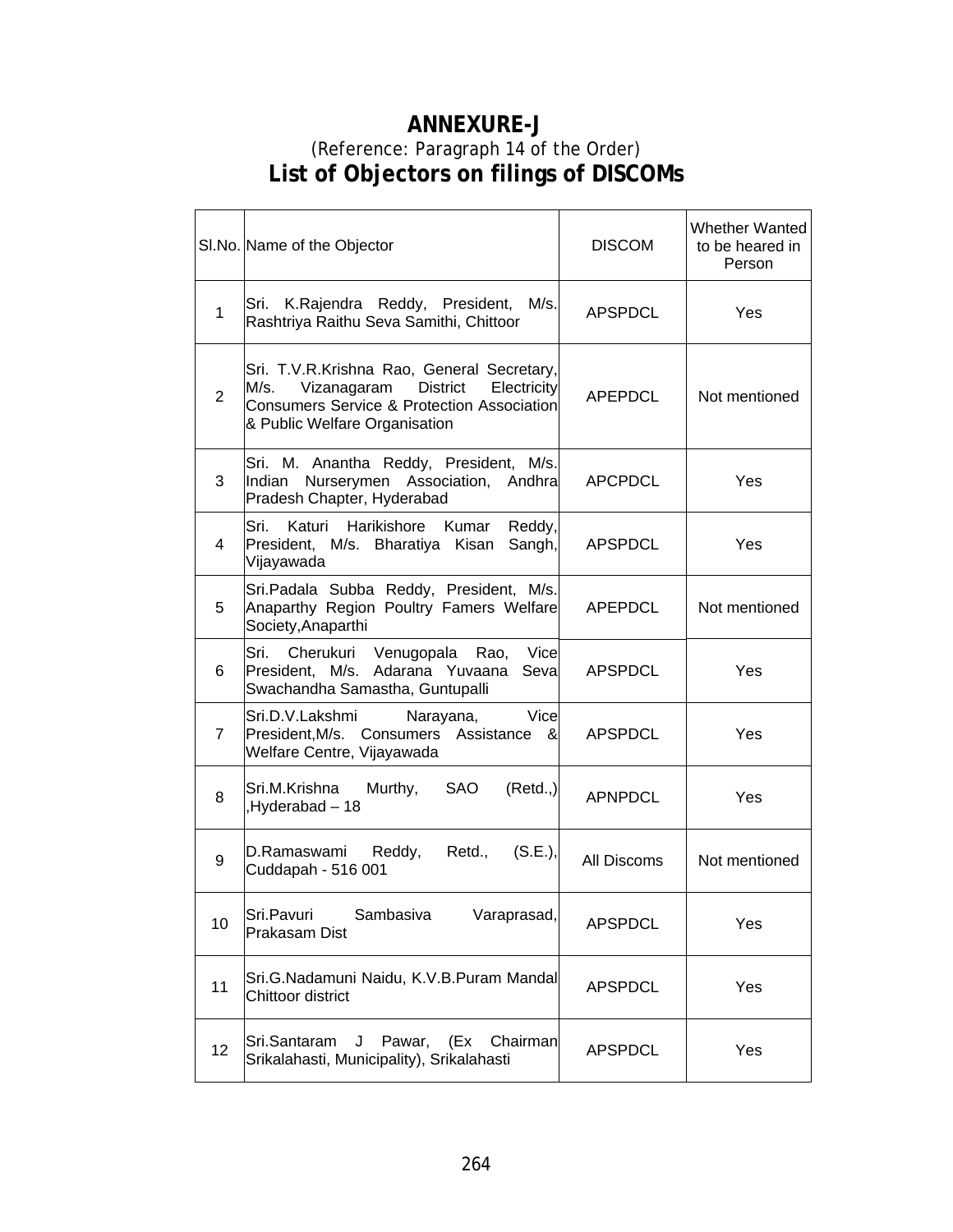# ANNEXURE-J

(Reference: Paragraph 14 of the Order)

## List of Objectors on filings of DISCOMs

| Sl.No. | Name of the Objector | DISCOM | Whether Wanted to be heared in Person |
|---|---|---|---|
| 1 | Sri. K.Rajendra Reddy, President, M/s. Rashtriya Raithu Seva Samithi, Chittoor | APSPDCL | Yes |
| 2 | Sri. T.V.R.Krishna Rao, General Secretary, M/s. Vizanagaram District Electricity Consumers Service & Protection Association & Public Welfare Organisation | APEPDCL | Not mentioned |
| 3 | Sri. M. Anantha Reddy, President, M/s. Indian Nurserymen Association, Andhra Pradesh Chapter, Hyderabad | APCPDCL | Yes |
| 4 | Sri. Katuri Harikishore Kumar Reddy, President, M/s. Bharatiya Kisan Sangh, Vijayawada | APSPDCL | Yes |
| 5 | Sri.Padala Subba Reddy, President, M/s. Anaparthy Region Poultry Famers Welfare Society,Anaparthi | APEPDCL | Not mentioned |
| 6 | Sri. Cherukuri Venugopala Rao, Vice President, M/s. Adarana Yuvaana Seva Swachandha Samastha, Guntupalli | APSPDCL | Yes |
| 7 | Sri.D.V.Lakshmi Narayana, Vice President,M/s. Consumers Assistance & Welfare Centre, Vijayawada | APSPDCL | Yes |
| 8 | Sri.M.Krishna Murthy, SAO (Retd.,) ,Hyderabad – 18 | APNPDCL | Yes |
| 9 | D.Ramaswami Reddy, Retd., (S.E.), Cuddapah - 516 001 | All Discoms | Not mentioned |
| 10 | Sri.Pavuri Sambasiva Varaprasad, Prakasam Dist | APSPDCL | Yes |
| 11 | Sri.G.Nadamuni Naidu, K.V.B.Puram Mandal Chittoor district | APSPDCL | Yes |
| 12 | Sri.Santaram J Pawar, (Ex Chairman Srikalahasti, Municipality), Srikalahasti | APSPDCL | Yes |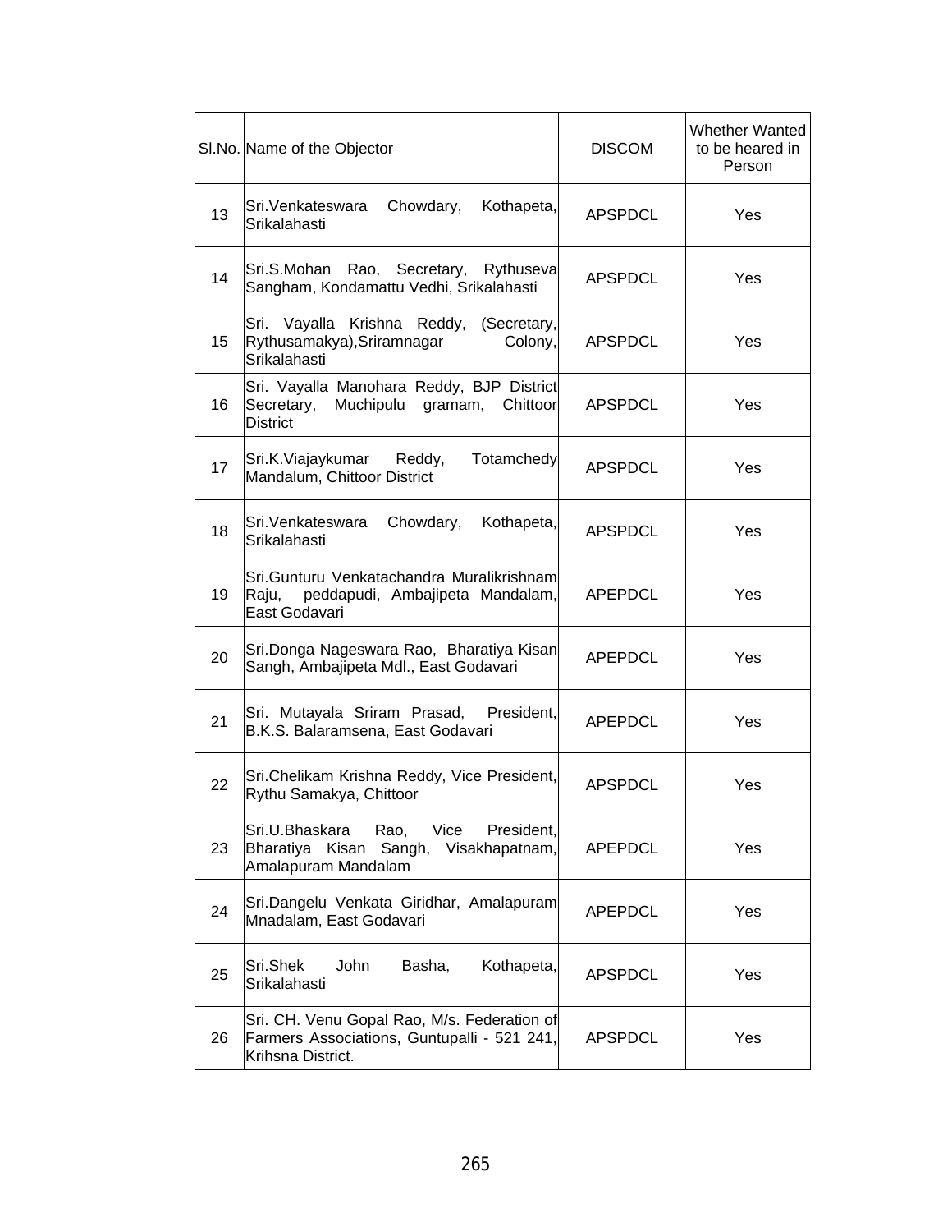| Sl.No. | Name of the Objector | DISCOM | Whether Wanted to be heared in Person |
|---|---|---|---|
| 13 | Sri.Venkateswara Chowdary, Kothapeta, Srikalahasti | APSPDCL | Yes |
| 14 | Sri.S.Mohan Rao, Secretary, Rythuseva Sangham, Kondamattu Vedhi, Srikalahasti | APSPDCL | Yes |
| 15 | Sri. Vayalla Krishna Reddy, (Secretary, Rythusamakya),Sriramnagar Colony, Srikalahasti | APSPDCL | Yes |
| 16 | Sri. Vayalla Manohara Reddy, BJP District Secretary, Muchipulu gramam, Chittoor District | APSPDCL | Yes |
| 17 | Sri.K.Viajaykumar Reddy, Totamchedy Mandalum, Chittoor District | APSPDCL | Yes |
| 18 | Sri.Venkateswara Chowdary, Kothapeta, Srikalahasti | APSPDCL | Yes |
| 19 | Sri.Gunturu Venkatachandra Muralikrishnam Raju, peddapudi, Ambajipeta Mandalam, East Godavari | APEPDCL | Yes |
| 20 | Sri.Donga Nageswara Rao, Bharatiya Kisan Sangh, Ambajipeta Mdl., East Godavari | APEPDCL | Yes |
| 21 | Sri. Mutayala Sriram Prasad, President, B.K.S. Balaramsena, East Godavari | APEPDCL | Yes |
| 22 | Sri.Chelikam Krishna Reddy, Vice President, Rythu Samakya, Chittoor | APSPDCL | Yes |
| 23 | Sri.U.Bhaskara Rao, Vice President, Bharatiya Kisan Sangh, Visakhapatnam, Amalapuram Mandalam | APEPDCL | Yes |
| 24 | Sri.Dangelu Venkata Giridhar, Amalapuram Mnadalam, East Godavari | APEPDCL | Yes |
| 25 | Sri.Shek John Basha, Kothapeta, Srikalahasti | APSPDCL | Yes |
| 26 | Sri. CH. Venu Gopal Rao, M/s. Federation of Farmers Associations, Guntupalli - 521 241, Krihsna District. | APSPDCL | Yes |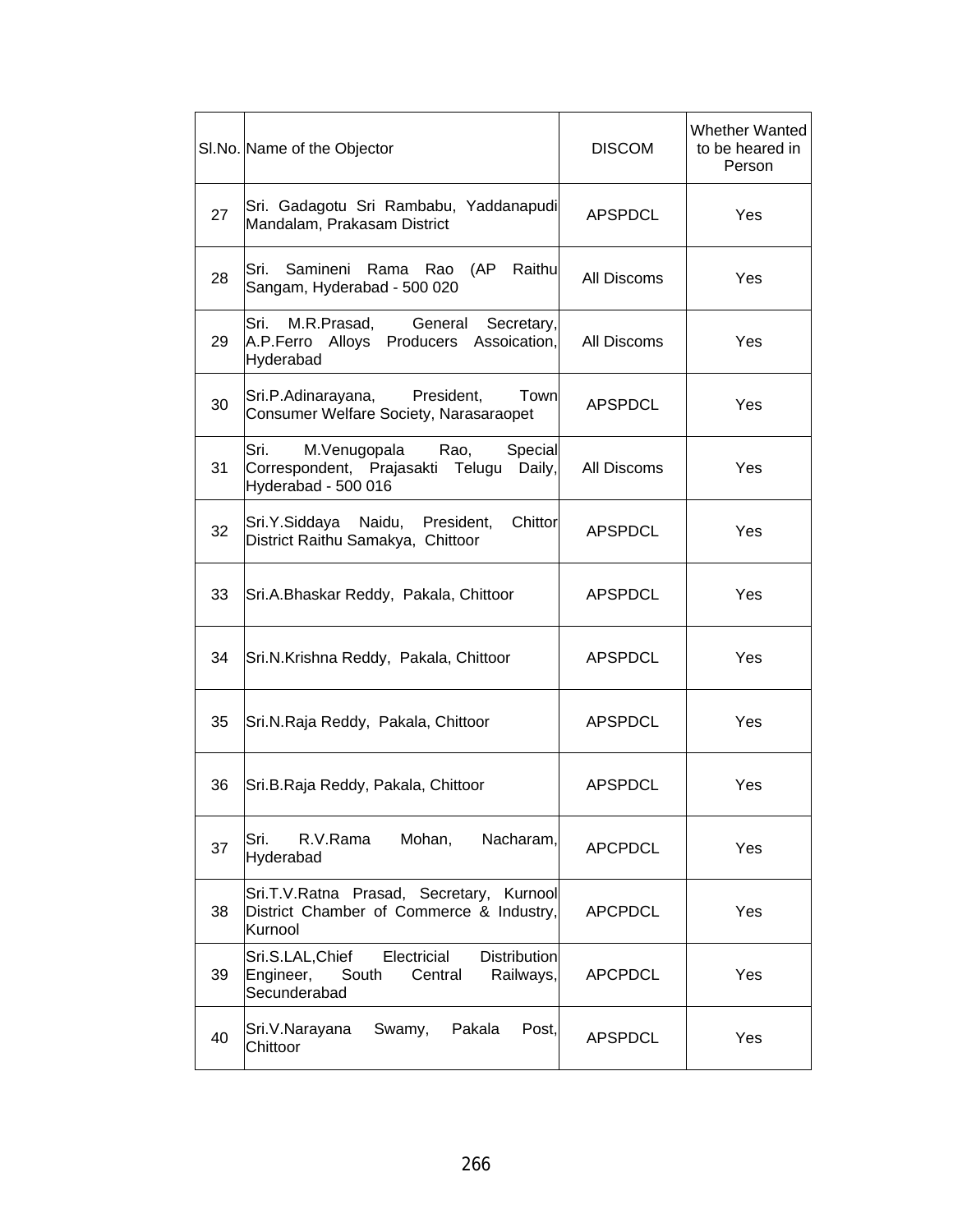| Sl.No. | Name of the Objector | DISCOM | Whether Wanted to be heared in Person |
|---|---|---|---|
| 27 | Sri. Gadagotu Sri Rambabu, Yaddanapudi Mandalam, Prakasam District | APSPDCL | Yes |
| 28 | Sri. Samineni Rama Rao (AP Raithu Sangam, Hyderabad - 500 020 | All Discoms | Yes |
| 29 | Sri. M.R.Prasad, General Secretary, A.P.Ferro Alloys Producers Assoication, Hyderabad | All Discoms | Yes |
| 30 | Sri.P.Adinarayana, President, Town Consumer Welfare Society, Narasaraopet | APSPDCL | Yes |
| 31 | Sri. M.Venugopala Rao, Special Correspondent, Prajasakti Telugu Daily, Hyderabad - 500 016 | All Discoms | Yes |
| 32 | Sri.Y.Siddaya Naidu, President, Chittor District Raithu Samakya, Chittoor | APSPDCL | Yes |
| 33 | Sri.A.Bhaskar Reddy, Pakala, Chittoor | APSPDCL | Yes |
| 34 | Sri.N.Krishna Reddy, Pakala, Chittoor | APSPDCL | Yes |
| 35 | Sri.N.Raja Reddy, Pakala, Chittoor | APSPDCL | Yes |
| 36 | Sri.B.Raja Reddy, Pakala, Chittoor | APSPDCL | Yes |
| 37 | Sri. R.V.Rama Mohan, Nacharam, Hyderabad | APCPDCL | Yes |
| 38 | Sri.T.V.Ratna Prasad, Secretary, Kurnool District Chamber of Commerce & Industry, Kurnool | APCPDCL | Yes |
| 39 | Sri.S.LAL,Chief Electricial Distribution Engineer, South Central Railways, Secunderabad | APCPDCL | Yes |
| 40 | Sri.V.Narayana Swamy, Pakala Post, Chittoor | APSPDCL | Yes |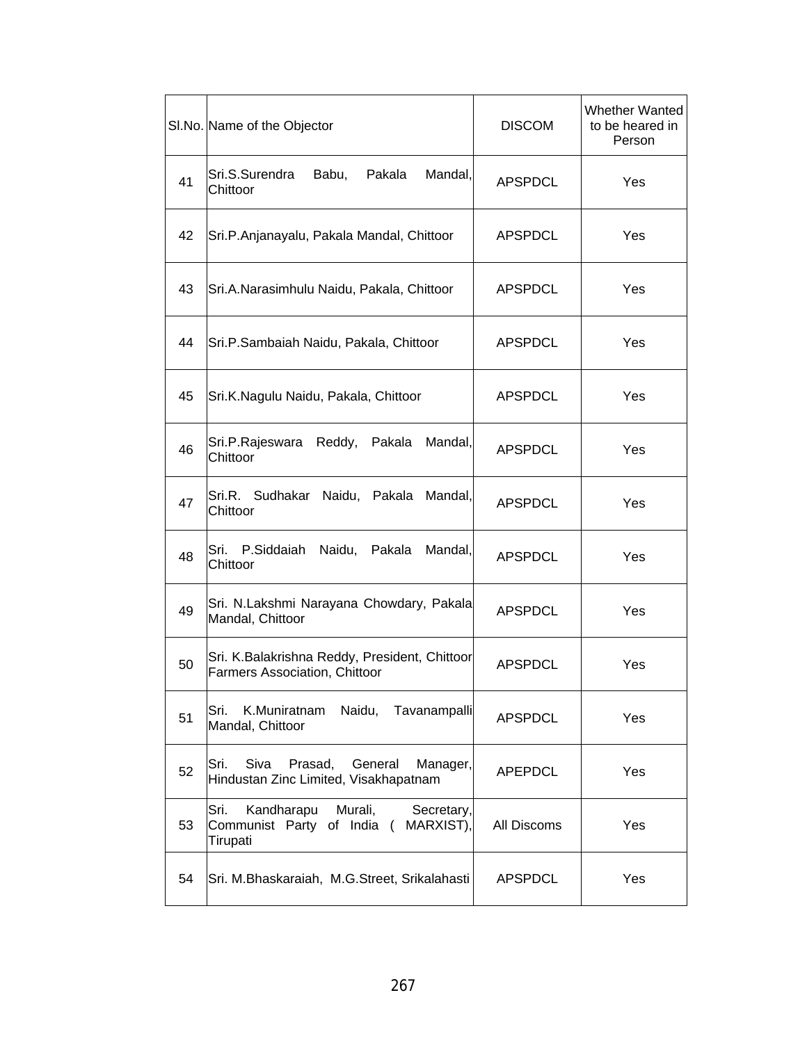| Sl.No. | Name of the Objector | DISCOM | Whether Wanted to be heared in Person |
|---|---|---|---|
| 41 | Sri.S.Surendra Babu, Pakala Mandal, Chittoor | APSPDCL | Yes |
| 42 | Sri.P.Anjanayalu, Pakala Mandal, Chittoor | APSPDCL | Yes |
| 43 | Sri.A.Narasimhulu Naidu, Pakala, Chittoor | APSPDCL | Yes |
| 44 | Sri.P.Sambaiah Naidu, Pakala, Chittoor | APSPDCL | Yes |
| 45 | Sri.K.Nagulu Naidu, Pakala, Chittoor | APSPDCL | Yes |
| 46 | Sri.P.Rajeswara Reddy, Pakala Mandal, Chittoor | APSPDCL | Yes |
| 47 | Sri.R. Sudhakar Naidu, Pakala Mandal, Chittoor | APSPDCL | Yes |
| 48 | Sri. P.Siddaiah Naidu, Pakala Mandal, Chittoor | APSPDCL | Yes |
| 49 | Sri. N.Lakshmi Narayana Chowdary, Pakala Mandal, Chittoor | APSPDCL | Yes |
| 50 | Sri. K.Balakrishna Reddy, President, Chittoor Farmers Association, Chittoor | APSPDCL | Yes |
| 51 | Sri. K.Muniratnam Naidu, Tavanampalli Mandal, Chittoor | APSPDCL | Yes |
| 52 | Sri. Siva Prasad, General Manager, Hindustan Zinc Limited, Visakhapatnam | APEPDCL | Yes |
| 53 | Sri. Kandharapu Murali, Secretary, Communist Party of India ( MARXIST), Tirupati | All Discoms | Yes |
| 54 | Sri. M.Bhaskaraiah, M.G.Street, Srikalahasti | APSPDCL | Yes |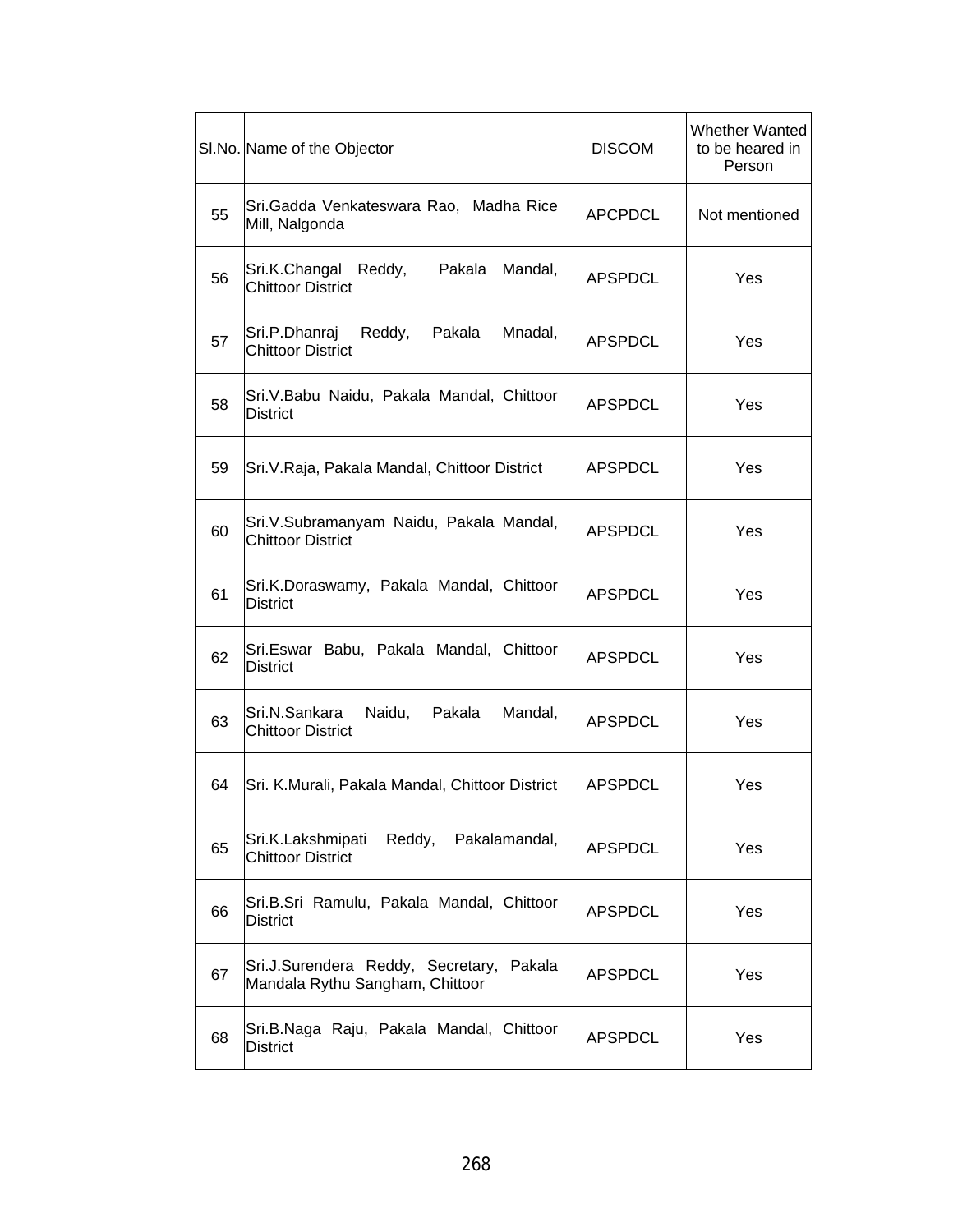| Sl.No. | Name of the Objector | DISCOM | Whether Wanted to be heared in Person |
|---|---|---|---|
| 55 | Sri.Gadda Venkateswara Rao, Madha Rice Mill, Nalgonda | APCPDCL | Not mentioned |
| 56 | Sri.K.Changal Reddy, Pakala Mandal, Chittoor District | APSPDCL | Yes |
| 57 | Sri.P.Dhanraj Reddy, Pakala Mnadal, Chittoor District | APSPDCL | Yes |
| 58 | Sri.V.Babu Naidu, Pakala Mandal, Chittoor District | APSPDCL | Yes |
| 59 | Sri.V.Raja, Pakala Mandal, Chittoor District | APSPDCL | Yes |
| 60 | Sri.V.Subramanyam Naidu, Pakala Mandal, Chittoor District | APSPDCL | Yes |
| 61 | Sri.K.Doraswamy, Pakala Mandal, Chittoor District | APSPDCL | Yes |
| 62 | Sri.Eswar Babu, Pakala Mandal, Chittoor District | APSPDCL | Yes |
| 63 | Sri.N.Sankara Naidu, Pakala Mandal, Chittoor District | APSPDCL | Yes |
| 64 | Sri. K.Murali, Pakala Mandal, Chittoor District | APSPDCL | Yes |
| 65 | Sri.K.Lakshmipati Reddy, Pakalamandal, Chittoor District | APSPDCL | Yes |
| 66 | Sri.B.Sri Ramulu, Pakala Mandal, Chittoor District | APSPDCL | Yes |
| 67 | Sri.J.Surendera Reddy, Secretary, Pakala Mandala Rythu Sangham, Chittoor | APSPDCL | Yes |
| 68 | Sri.B.Naga Raju, Pakala Mandal, Chittoor District | APSPDCL | Yes |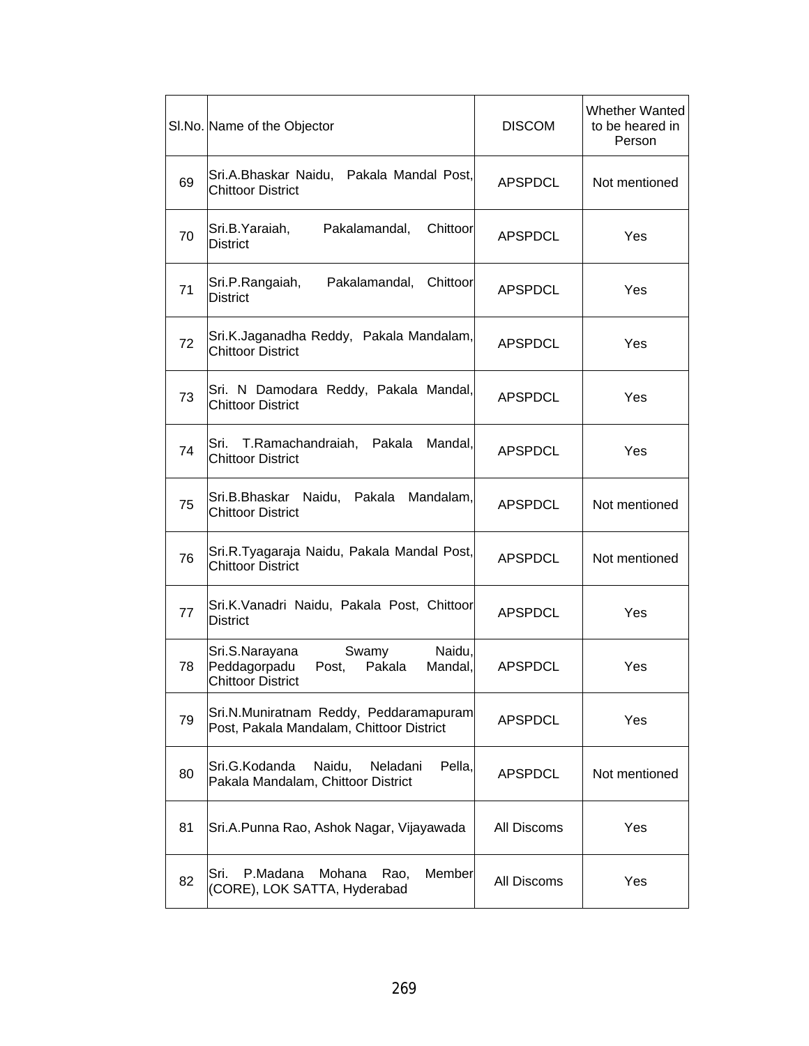| Sl.No. | Name of the Objector | DISCOM | Whether Wanted to be heared in Person |
|---|---|---|---|
| 69 | Sri.A.Bhaskar Naidu, Pakala Mandal Post, Chittoor District | APSPDCL | Not mentioned |
| 70 | Sri.B.Yaraiah, Pakalamandal, Chittoor District | APSPDCL | Yes |
| 71 | Sri.P.Rangaiah, Pakalamandal, Chittoor District | APSPDCL | Yes |
| 72 | Sri.K.Jaganadha Reddy, Pakala Mandalam, Chittoor District | APSPDCL | Yes |
| 73 | Sri. N Damodara Reddy, Pakala Mandal, Chittoor District | APSPDCL | Yes |
| 74 | Sri. T.Ramachandraiah, Pakala Mandal, Chittoor District | APSPDCL | Yes |
| 75 | Sri.B.Bhaskar Naidu, Pakala Mandalam, Chittoor District | APSPDCL | Not mentioned |
| 76 | Sri.R.Tyagaraja Naidu, Pakala Mandal Post, Chittoor District | APSPDCL | Not mentioned |
| 77 | Sri.K.Vanadri Naidu, Pakala Post, Chittoor District | APSPDCL | Yes |
| 78 | Sri.S.Narayana Swamy Naidu, Peddagorpadu Post, Pakala Mandal, Chittoor District | APSPDCL | Yes |
| 79 | Sri.N.Muniratnam Reddy, Peddaramapuram Post, Pakala Mandalam, Chittoor District | APSPDCL | Yes |
| 80 | Sri.G.Kodanda Naidu, Neladani Pella, Pakala Mandalam, Chittoor District | APSPDCL | Not mentioned |
| 81 | Sri.A.Punna Rao, Ashok Nagar, Vijayawada | All Discoms | Yes |
| 82 | Sri. P.Madana Mohana Rao, Member (CORE), LOK SATTA, Hyderabad | All Discoms | Yes |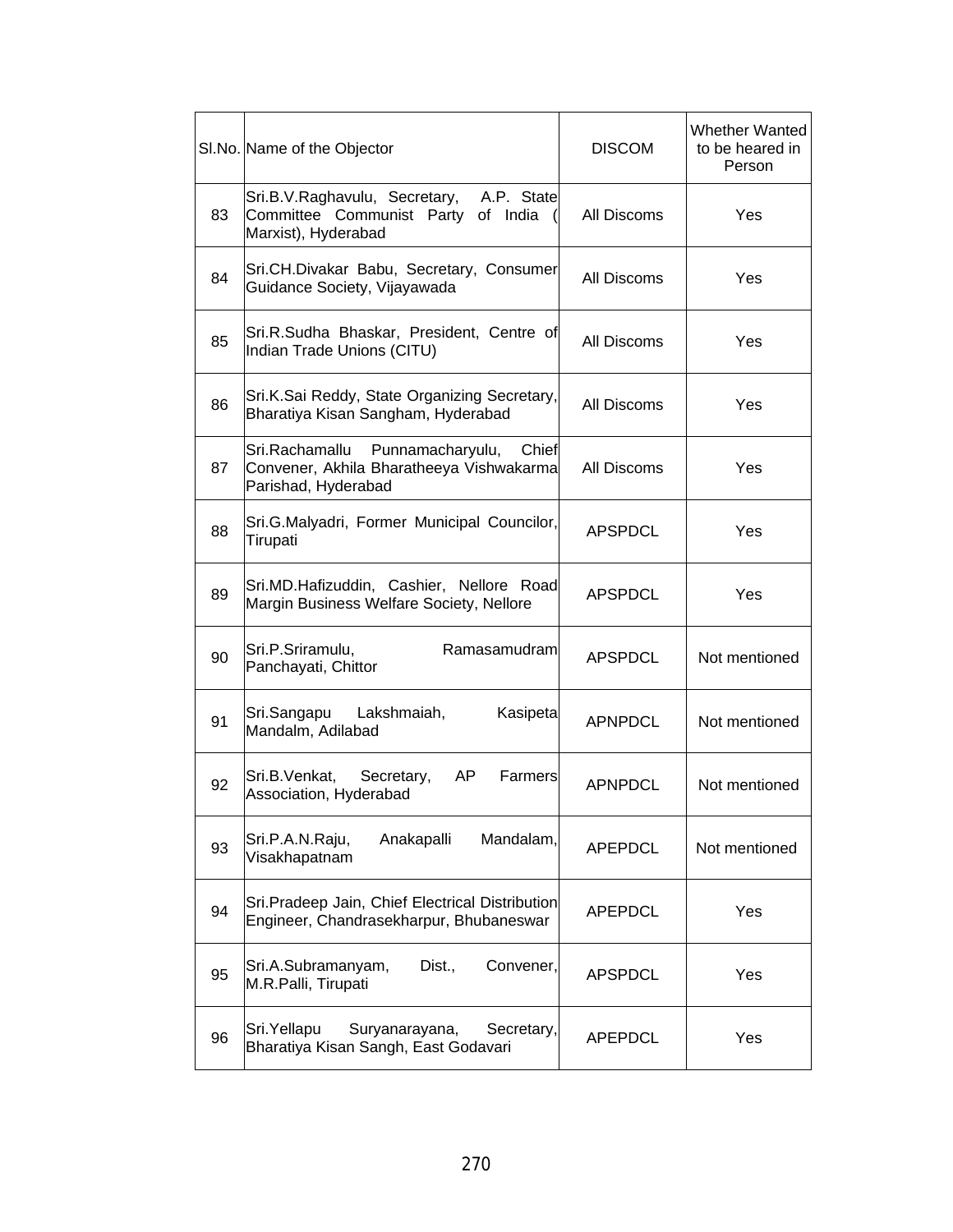| Sl.No. | Name of the Objector | DISCOM | Whether Wanted to be heared in Person |
|---|---|---|---|
| 83 | Sri.B.V.Raghavulu, Secretary, A.P. State Committee Communist Party of India ( Marxist), Hyderabad | All Discoms | Yes |
| 84 | Sri.CH.Divakar Babu, Secretary, Consumer Guidance Society, Vijayawada | All Discoms | Yes |
| 85 | Sri.R.Sudha Bhaskar, President, Centre of Indian Trade Unions (CITU) | All Discoms | Yes |
| 86 | Sri.K.Sai Reddy, State Organizing Secretary, Bharatiya Kisan Sangham, Hyderabad | All Discoms | Yes |
| 87 | Sri.Rachamallu Punnamacharyulu, Chief Convener, Akhila Bharatheeya Vishwakarma Parishad, Hyderabad | All Discoms | Yes |
| 88 | Sri.G.Malyadri, Former Municipal Councilor, Tirupati | APSPDCL | Yes |
| 89 | Sri.MD.Hafizuddin, Cashier, Nellore Road Margin Business Welfare Society, Nellore | APSPDCL | Yes |
| 90 | Sri.P.Sriramulu, Ramasamudram Panchayati, Chittor | APSPDCL | Not mentioned |
| 91 | Sri.Sangapu Lakshmaiah, Kasipeta Mandalm, Adilabad | APNPDCL | Not mentioned |
| 92 | Sri.B.Venkat, Secretary, AP Farmers Association, Hyderabad | APNPDCL | Not mentioned |
| 93 | Sri.P.A.N.Raju, Anakapalli Mandalam, Visakhapatnam | APEPDCL | Not mentioned |
| 94 | Sri.Pradeep Jain, Chief Electrical Distribution Engineer, Chandrasekharpur, Bhubaneswar | APEPDCL | Yes |
| 95 | Sri.A.Subramanyam, Dist., Convener, M.R.Palli, Tirupati | APSPDCL | Yes |
| 96 | Sri.Yellapu Suryanarayana, Secretary, Bharatiya Kisan Sangh, East Godavari | APEPDCL | Yes |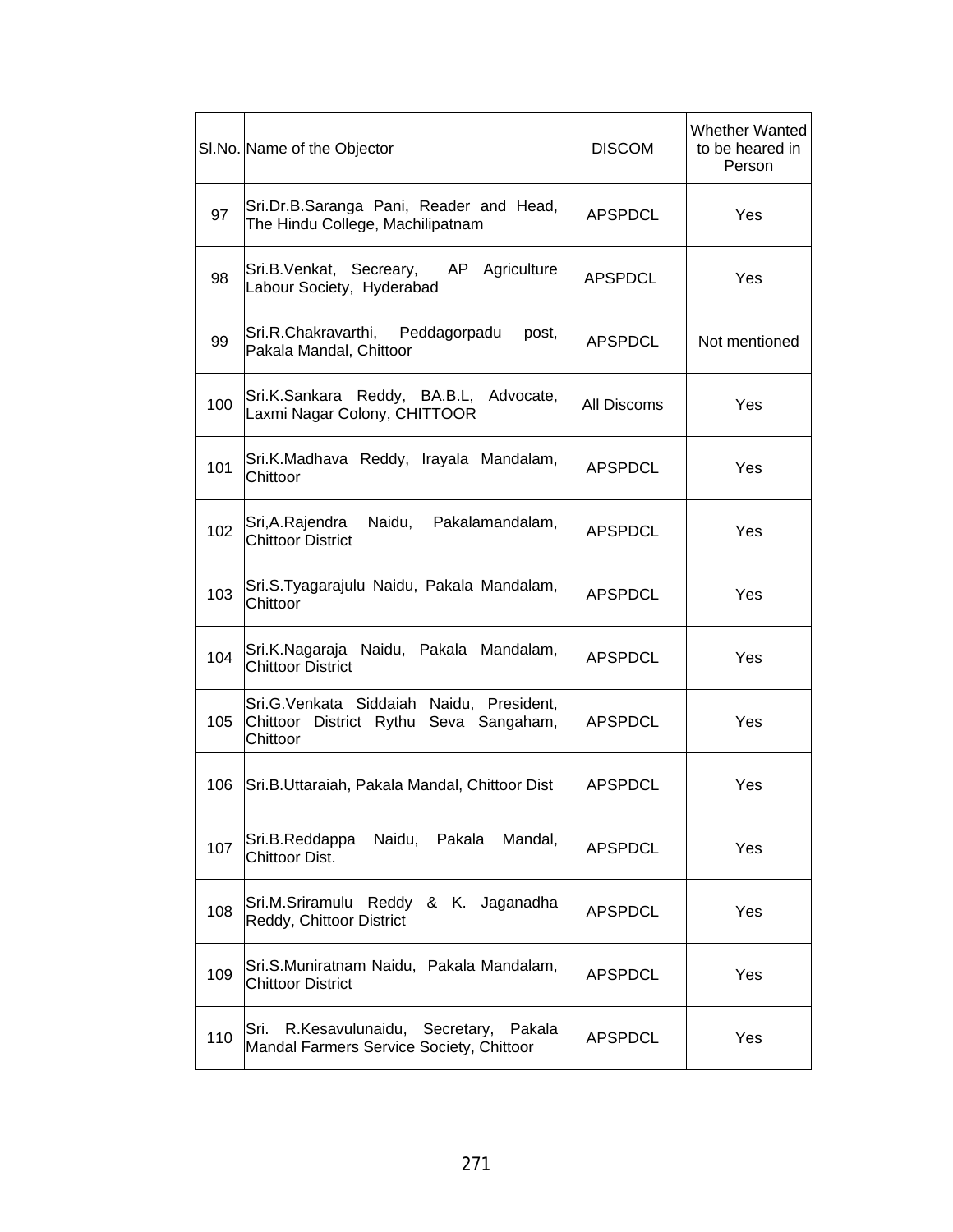| Sl.No. | Name of the Objector | DISCOM | Whether Wanted to be heared in Person |
|---|---|---|---|
| 97 | Sri.Dr.B.Saranga Pani, Reader and Head, The Hindu College, Machilipatnam | APSPDCL | Yes |
| 98 | Sri.B.Venkat, Secreary, AP Agriculture Labour Society, Hyderabad | APSPDCL | Yes |
| 99 | Sri.R.Chakravarthi, Peddagorpadu post, Pakala Mandal, Chittoor | APSPDCL | Not mentioned |
| 100 | Sri.K.Sankara Reddy, BA.B.L, Advocate, Laxmi Nagar Colony, CHITTOOR | All Discoms | Yes |
| 101 | Sri.K.Madhava Reddy, Irayala Mandalam, Chittoor | APSPDCL | Yes |
| 102 | Sri,A.Rajendra Naidu, Pakalamandalam, Chittoor District | APSPDCL | Yes |
| 103 | Sri.S.Tyagarajulu Naidu, Pakala Mandalam, Chittoor | APSPDCL | Yes |
| 104 | Sri.K.Nagaraja Naidu, Pakala Mandalam, Chittoor District | APSPDCL | Yes |
| 105 | Sri.G.Venkata Siddaiah Naidu, President, Chittoor District Rythu Seva Sangaham, Chittoor | APSPDCL | Yes |
| 106 | Sri.B.Uttaraiah, Pakala Mandal, Chittoor Dist | APSPDCL | Yes |
| 107 | Sri.B.Reddappa Naidu, Pakala Mandal, Chittoor Dist. | APSPDCL | Yes |
| 108 | Sri.M.Sriramulu Reddy & K. Jaganadha Reddy, Chittoor District | APSPDCL | Yes |
| 109 | Sri.S.Muniratnam Naidu, Pakala Mandalam, Chittoor District | APSPDCL | Yes |
| 110 | Sri. R.Kesavulunaidu, Secretary, Pakala Mandal Farmers Service Society, Chittoor | APSPDCL | Yes |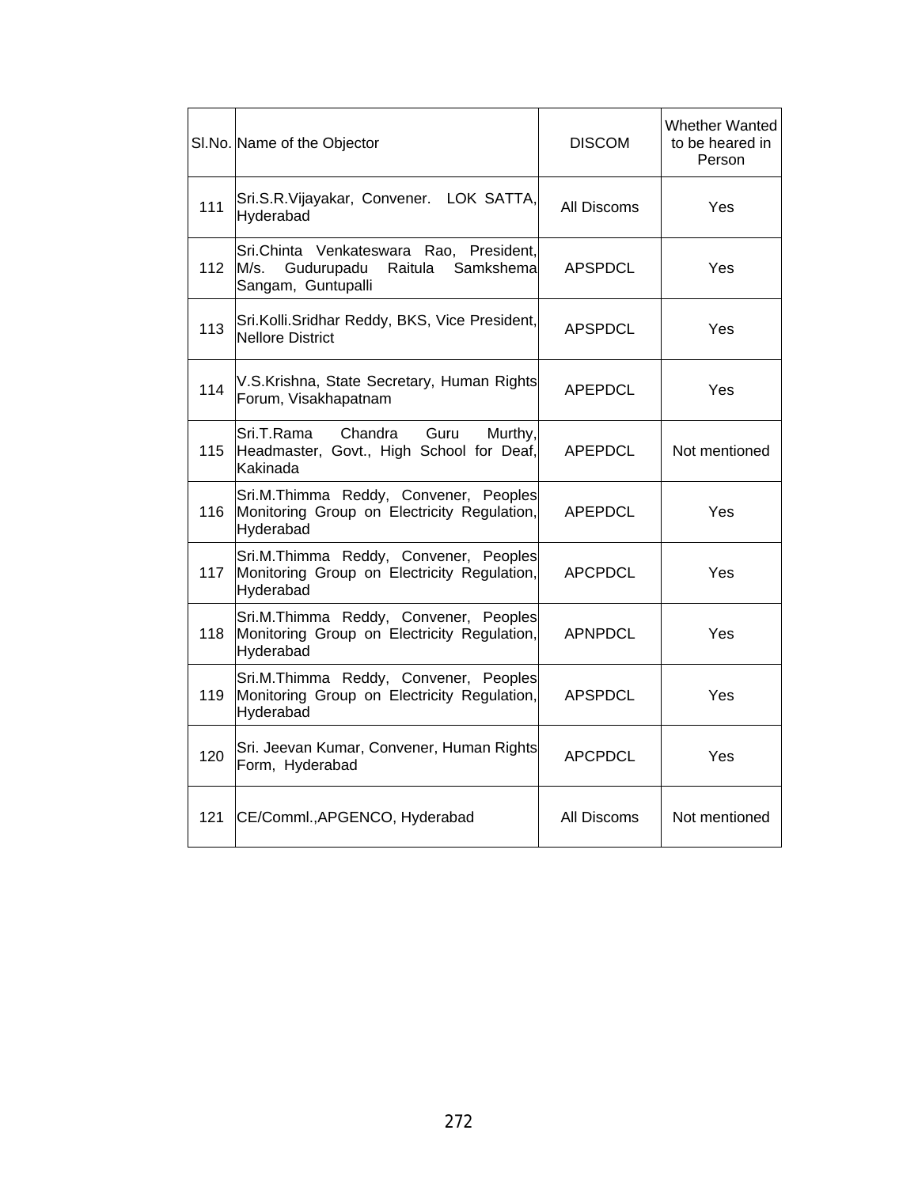| Sl.No. | Name of the Objector | DISCOM | Whether Wanted to be heared in Person |
|---|---|---|---|
| 111 | Sri.S.R.Vijayakar, Convener. LOK SATTA, Hyderabad | All Discoms | Yes |
| 112 | Sri.Chinta Venkateswara Rao, President, M/s. Gudurupadu Raitula Samkshema Sangam, Guntupalli | APSPDCL | Yes |
| 113 | Sri.Kolli.Sridhar Reddy, BKS, Vice President, Nellore District | APSPDCL | Yes |
| 114 | V.S.Krishna, State Secretary, Human Rights Forum, Visakhapatnam | APEPDCL | Yes |
| 115 | Sri.T.Rama Chandra Guru Murthy, Headmaster, Govt., High School for Deaf, Kakinada | APEPDCL | Not mentioned |
| 116 | Sri.M.Thimma Reddy, Convener, Peoples Monitoring Group on Electricity Regulation, Hyderabad | APEPDCL | Yes |
| 117 | Sri.M.Thimma Reddy, Convener, Peoples Monitoring Group on Electricity Regulation, Hyderabad | APCPDCL | Yes |
| 118 | Sri.M.Thimma Reddy, Convener, Peoples Monitoring Group on Electricity Regulation, Hyderabad | APNPDCL | Yes |
| 119 | Sri.M.Thimma Reddy, Convener, Peoples Monitoring Group on Electricity Regulation, Hyderabad | APSPDCL | Yes |
| 120 | Sri. Jeevan Kumar, Convener, Human Rights Form, Hyderabad | APCPDCL | Yes |
| 121 | CE/Comml.,APGENCO, Hyderabad | All Discoms | Not mentioned |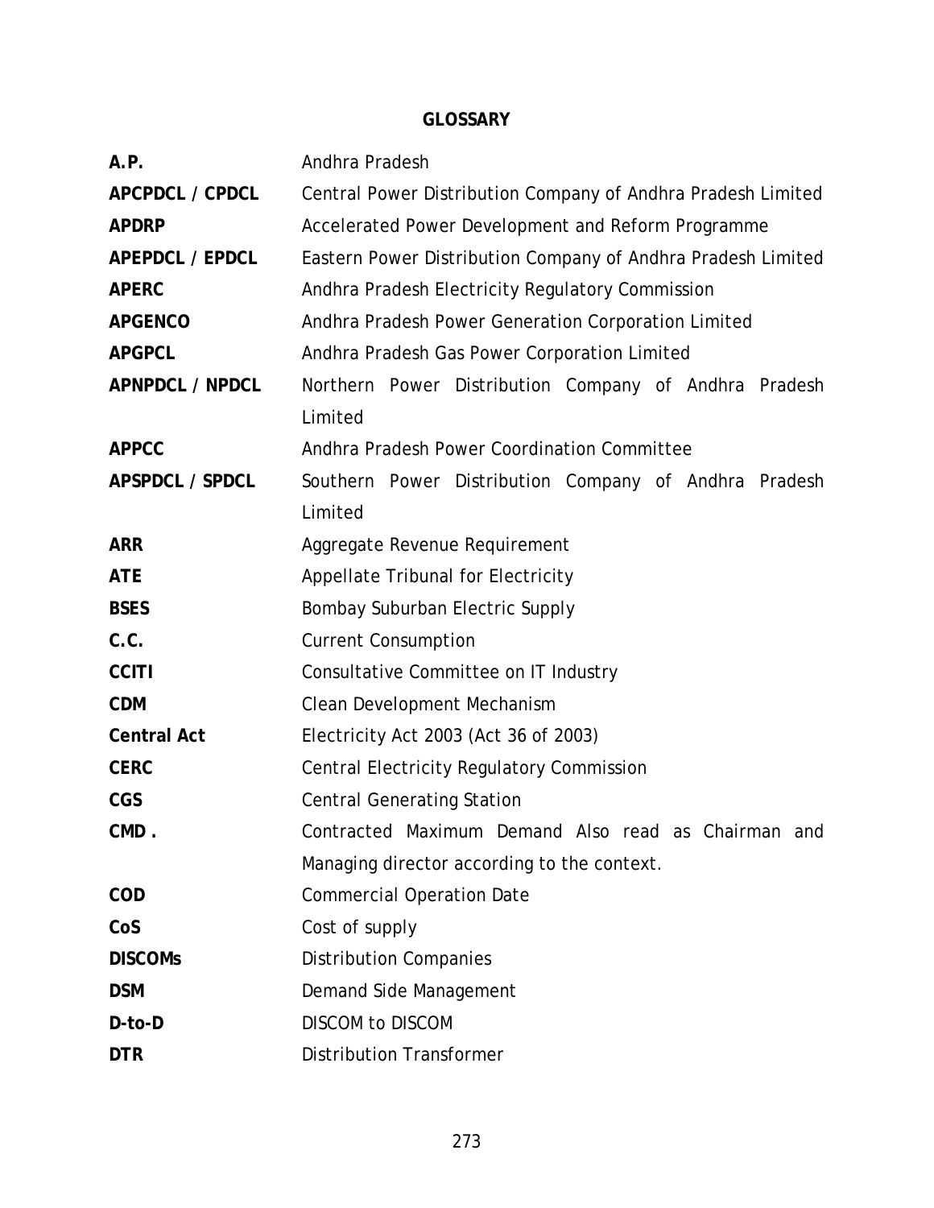# GLOSSARY

| | |
|---|---|
| **A.P.** | Andhra Pradesh |
| **APCPDCL / CPDCL** | Central Power Distribution Company of Andhra Pradesh Limited |
| **APDRP** | Accelerated Power Development and Reform Programme |
| **APEPDCL / EPDCL** | Eastern Power Distribution Company of Andhra Pradesh Limited |
| **APERC** | Andhra Pradesh Electricity Regulatory Commission |
| **APGENCO** | Andhra Pradesh Power Generation Corporation Limited |
| **APGPCL** | Andhra Pradesh Gas Power Corporation Limited |
| **APNPDCL / NPDCL** | Northern Power Distribution Company of Andhra Pradesh Limited |
| **APPCC** | Andhra Pradesh Power Coordination Committee |
| **APSPDCL / SPDCL** | Southern Power Distribution Company of Andhra Pradesh Limited |
| **ARR** | Aggregate Revenue Requirement |
| **ATE** | Appellate Tribunal for Electricity |
| **BSES** | Bombay Suburban Electric Supply |
| **C.C.** | Current Consumption |
| **CCITI** | Consultative Committee on IT Industry |
| **CDM** | Clean Development Mechanism |
| **Central Act** | Electricity Act 2003 (Act 36 of 2003) |
| **CERC** | Central Electricity Regulatory Commission |
| **CGS** | Central Generating Station |
| **CMD .** | Contracted Maximum Demand Also read as Chairman and Managing director according to the context. |
| **COD** | Commercial Operation Date |
| **CoS** | Cost of supply |
| **DISCOMs** | Distribution Companies |
| **DSM** | Demand Side Management |
| **D-to-D** | DISCOM to DISCOM |
| **DTR** | Distribution Transformer |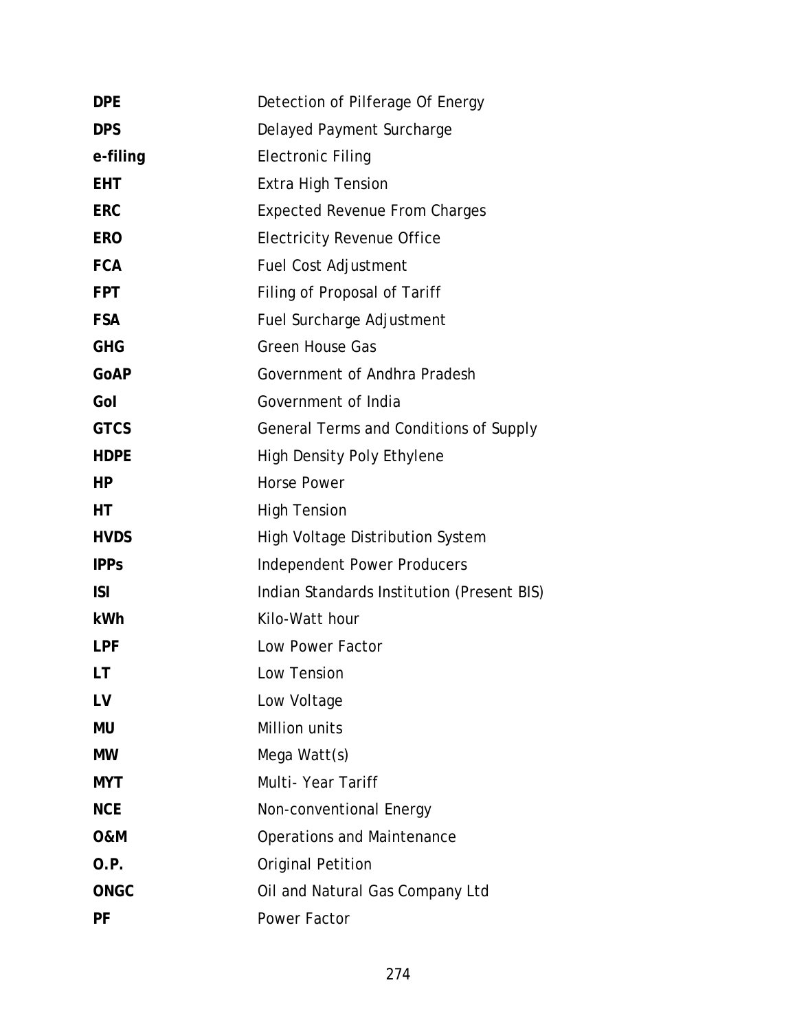| | |
|---|---|
| **DPE** | Detection of Pilferage Of Energy |
| **DPS** | Delayed Payment Surcharge |
| **e-filing** | Electronic Filing |
| **EHT** | Extra High Tension |
| **ERC** | Expected Revenue From Charges |
| **ERO** | Electricity Revenue Office |
| **FCA** | Fuel Cost Adjustment |
| **FPT** | Filing of Proposal of Tariff |
| **FSA** | Fuel Surcharge Adjustment |
| **GHG** | Green House Gas |
| **GoAP** | Government of Andhra Pradesh |
| **GoI** | Government of India |
| **GTCS** | General Terms and Conditions of Supply |
| **HDPE** | High Density Poly Ethylene |
| **HP** | Horse Power |
| **HT** | High Tension |
| **HVDS** | High Voltage Distribution System |
| **IPPs** | Independent Power Producers |
| **ISI** | Indian Standards Institution (Present BIS) |
| **kWh** | Kilo-Watt hour |
| **LPF** | Low Power Factor |
| **LT** | Low Tension |
| **LV** | Low Voltage |
| **MU** | Million units |
| **MW** | Mega Watt(s) |
| **MYT** | Multi- Year Tariff |
| **NCE** | Non-conventional Energy |
| **O&M** | Operations and Maintenance |
| **O.P.** | Original Petition |
| **ONGC** | Oil and Natural Gas Company Ltd |
| **PF** | Power Factor |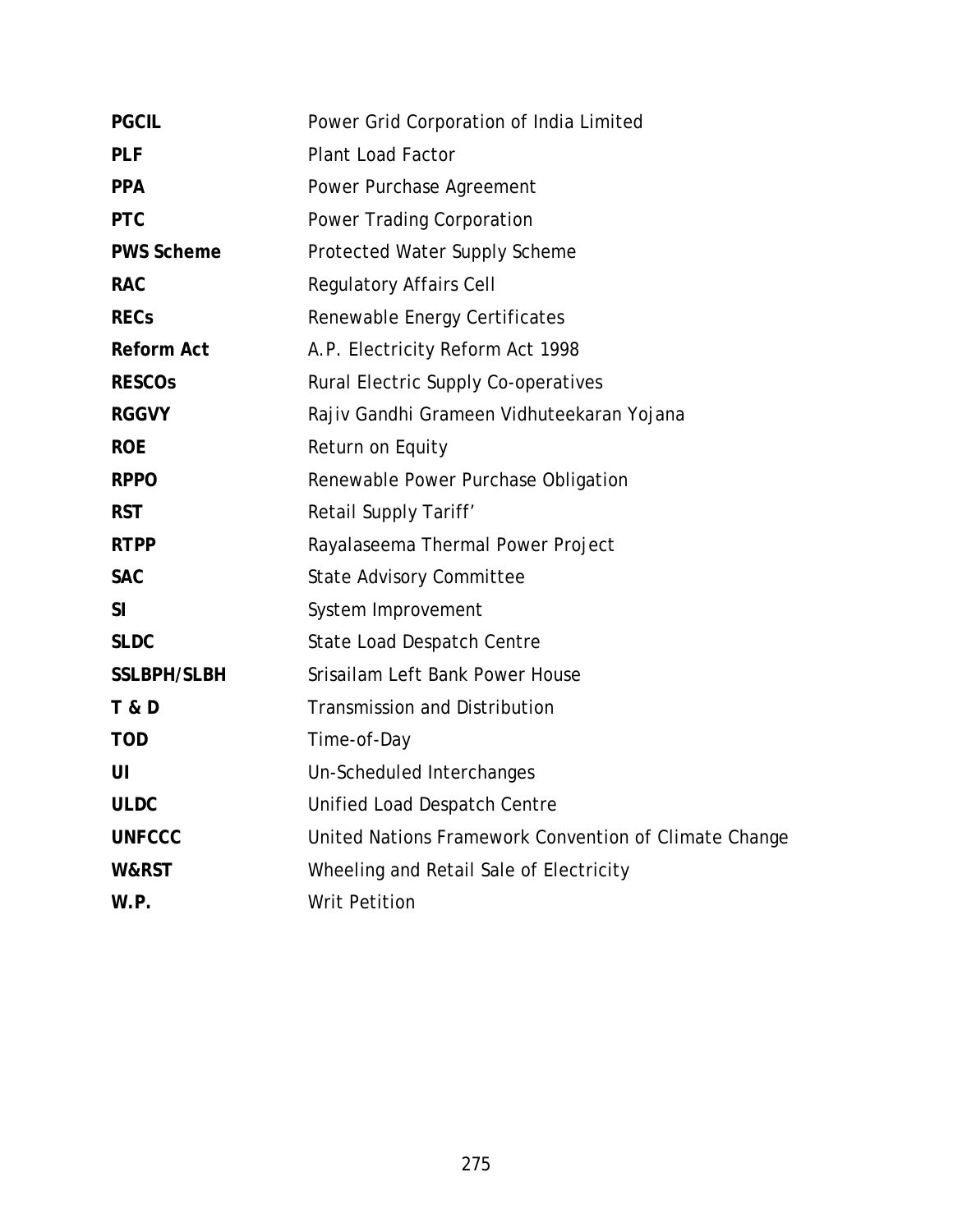| | |
|---|---|
| **PGCIL** | Power Grid Corporation of India Limited |
| **PLF** | Plant Load Factor |
| **PPA** | Power Purchase Agreement |
| **PTC** | Power Trading Corporation |
| **PWS Scheme** | Protected Water Supply Scheme |
| **RAC** | Regulatory Affairs Cell |
| **RECs** | Renewable Energy Certificates |
| **Reform Act** | A.P. Electricity Reform Act 1998 |
| **RESCOs** | Rural Electric Supply Co-operatives |
| **RGGVY** | Rajiv Gandhi Grameen Vidhuteekaran Yojana |
| **ROE** | Return on Equity |
| **RPPO** | Renewable Power Purchase Obligation |
| **RST** | Retail Supply Tariff' |
| **RTPP** | Rayalaseema Thermal Power Project |
| **SAC** | State Advisory Committee |
| **SI** | System Improvement |
| **SLDC** | State Load Despatch Centre |
| **SSLBPH/SLBH** | Srisailam Left Bank Power House |
| **T & D** | Transmission and Distribution |
| **TOD** | Time-of-Day |
| **UI** | Un-Scheduled Interchanges |
| **ULDC** | Unified Load Despatch Centre |
| **UNFCCC** | United Nations Framework Convention of Climate Change |
| **W&RST** | Wheeling and Retail Sale of Electricity |
| **W.P.** | Writ Petition |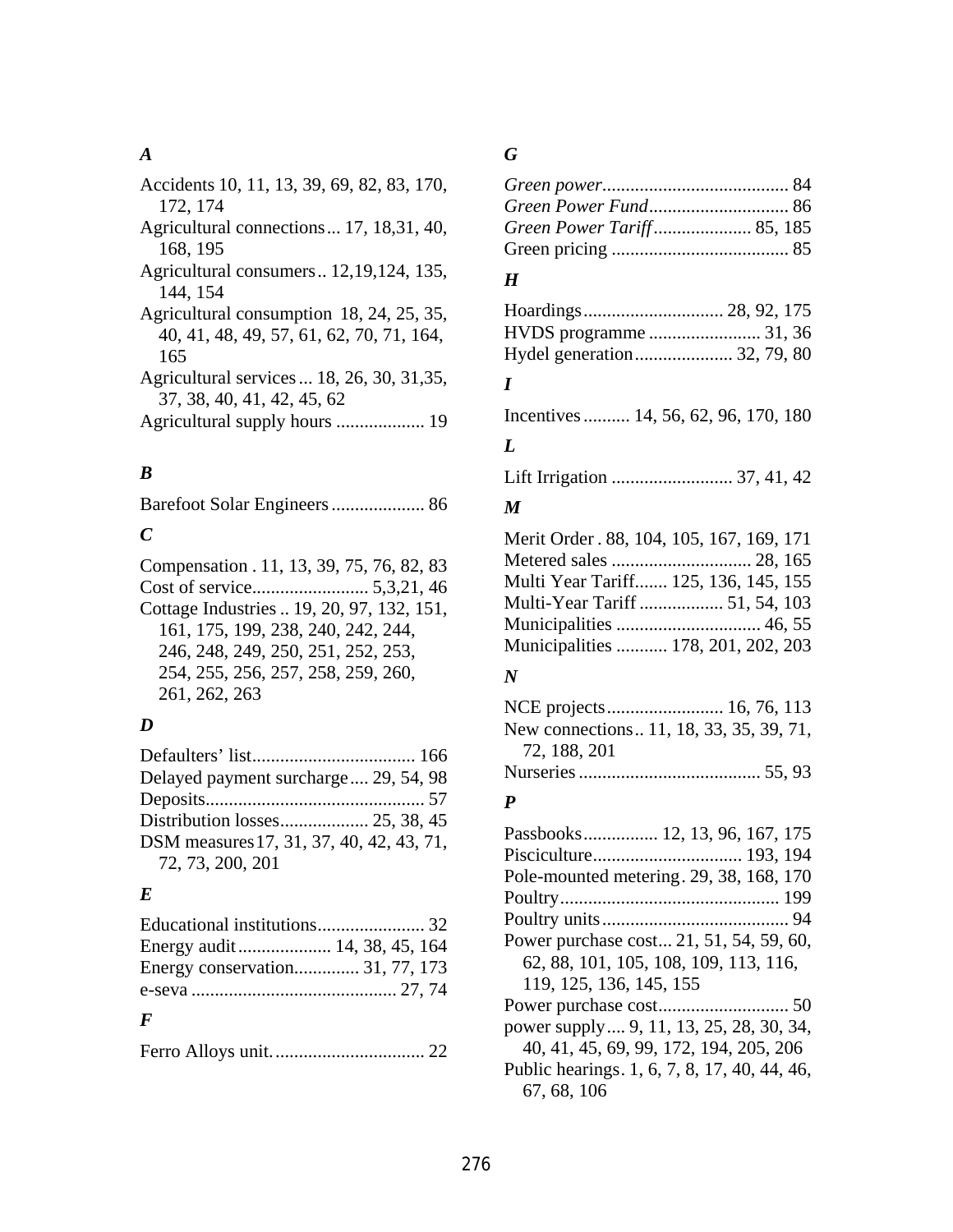### *A*

Accidents 10, 11, 13, 39, 69, 82, 83, 170, 172, 174
Agricultural connections... 17, 18,31, 40, 168, 195
Agricultural consumers.. 12,19,124, 135, 144, 154
Agricultural consumption 18, 24, 25, 35, 40, 41, 48, 49, 57, 61, 62, 70, 71, 164, 165
Agricultural services... 18, 26, 30, 31,35, 37, 38, 40, 41, 42, 45, 62
Agricultural supply hours .................. 19

### *B*

Barefoot Solar Engineers.................... 86

### *C*

Compensation . 11, 13, 39, 75, 76, 82, 83
Cost of service......................... 5,3,21, 46
Cottage Industries .. 19, 20, 97, 132, 151, 161, 175, 199, 238, 240, 242, 244, 246, 248, 249, 250, 251, 252, 253, 254, 255, 256, 257, 258, 259, 260, 261, 262, 263

### *D*

Defaulters' list................................... 166
Delayed payment surcharge.... 29, 54, 98
Deposits.............................................. 57
Distribution losses.................. 25, 38, 45
DSM measures17, 31, 37, 40, 42, 43, 71, 72, 73, 200, 201

### *E*

Educational institutions....................... 32
Energy audit.................... 14, 38, 45, 164
Energy conservation.............. 31, 77, 173
e-seva ............................................ 27, 74

### *F*

Ferro Alloys unit................................ 22

### *G*

*Green power*........................................ 84
*Green Power Fund*.............................. 86
*Green Power Tariff*..................... 85, 185
Green pricing ...................................... 85

### *H*

Hoardings.............................. 28, 92, 175
HVDS programme ........................ 31, 36
Hydel generation..................... 32, 79, 80

### *I*

Incentives.......... 14, 56, 62, 96, 170, 180

### *L*

Lift Irrigation .......................... 37, 41, 42

### *M*

Merit Order . 88, 104, 105, 167, 169, 171
Metered sales .............................. 28, 165
Multi Year Tariff....... 125, 136, 145, 155
Multi-Year Tariff .................. 51, 54, 103
Municipalities ............................... 46, 55
Municipalities ........... 178, 201, 202, 203

### *N*

NCE projects......................... 16, 76, 113
New connections.. 11, 18, 33, 35, 39, 71, 72, 188, 201
Nurseries....................................... 55, 93

### *P*

Passbooks................ 12, 13, 96, 167, 175
Pisciculture................................ 193, 194
Pole-mounted metering. 29, 38, 168, 170
Poultry............................................... 199
Poultry units........................................ 94
Power purchase cost... 21, 51, 54, 59, 60, 62, 88, 101, 105, 108, 109, 113, 116, 119, 125, 136, 145, 155
Power purchase cost............................ 50
power supply.... 9, 11, 13, 25, 28, 30, 34, 40, 41, 45, 69, 99, 172, 194, 205, 206
Public hearings. 1, 6, 7, 8, 17, 40, 44, 46, 67, 68, 106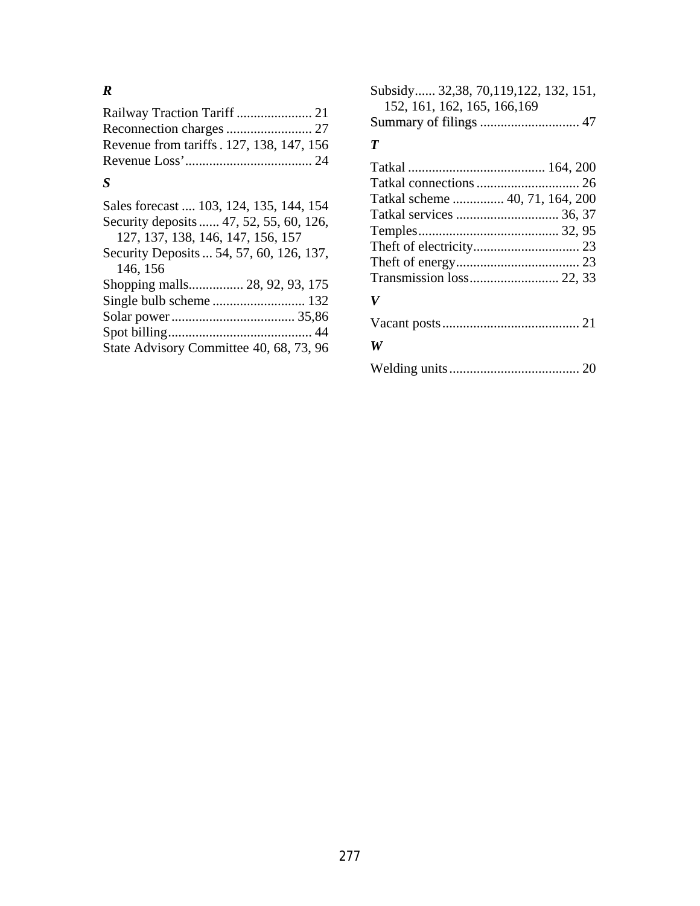### *R*

Railway Traction Tariff ...................... 21
Reconnection charges ......................... 27
Revenue from tariffs . 127, 138, 147, 156
Revenue Loss'..................................... 24

### *S*

Sales forecast .... 103, 124, 135, 144, 154
Security deposits...... 47, 52, 55, 60, 126, 127, 137, 138, 146, 147, 156, 157
Security Deposits ... 54, 57, 60, 126, 137, 146, 156
Shopping malls................ 28, 92, 93, 175
Single bulb scheme ........................... 132
Solar power.................................... 35,86
Spot billing.......................................... 44
State Advisory Committee 40, 68, 73, 96
Subsidy...... 32,38, 70,119,122, 132, 151, 152, 161, 162, 165, 166,169
Summary of filings ............................. 47

### *T*

Tatkal ........................................ 164, 200
Tatkal connections .............................. 26
Tatkal scheme ............... 40, 71, 164, 200
Tatkal services .............................. 36, 37
Temples......................................... 32, 95
Theft of electricity............................... 23
Theft of energy.................................... 23
Transmission loss.......................... 22, 33

### *V*

Vacant posts........................................ 21

### *W*

Welding units...................................... 20